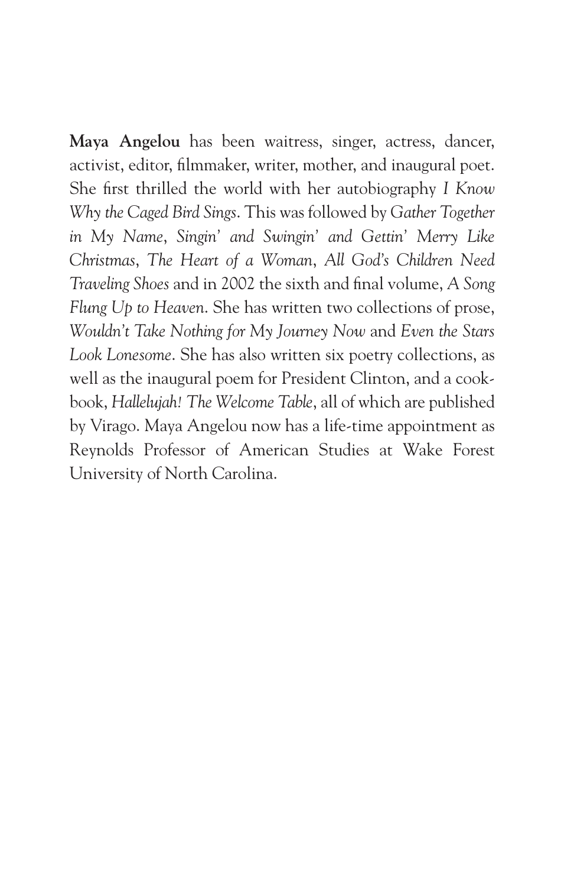**Maya Angelou** has been waitress, singer, actress, dancer, activist, editor, filmmaker, writer, mother, and inaugural poet. She first thrilled the world with her autobiography *I Know Why the Caged Bird Sings*. This was followed by *Gather Together in My Name*, *Singin' and Swingin' and Gettin' Merry Like Christmas*, *The Heart of a Woman*, *All God's Children Need Traveling Shoes* and in 2002 the sixth and final volume, *A Song Flung Up to Heaven*. She has written two collections of prose, *Wouldn't Take Nothing for My Journey Now* and *Even the Stars Look Lonesome*. She has also written six poetry collections, as well as the inaugural poem for President Clinton, and a cookbook, *Hallelujah! The Welcome Table*, all of which are published by Virago. Maya Angelou now has a life-time appointment as Reynolds Professor of American Studies at Wake Forest University of North Carolina.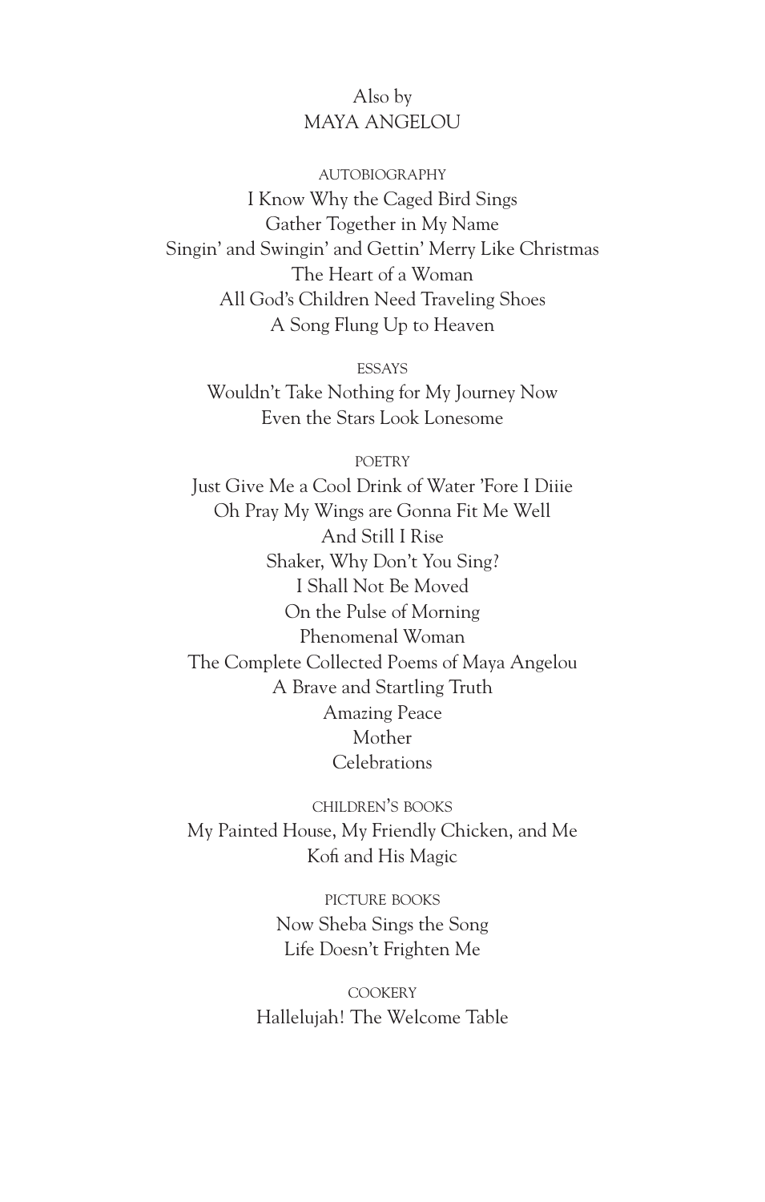Also by
MAYA ANGELOU

AUTOBIOGRAPHY

I Know Why the Caged Bird Sings
Gather Together in My Name
Singin' and Swingin' and Gettin' Merry Like Christmas
The Heart of a Woman
All God's Children Need Traveling Shoes
A Song Flung Up to Heaven

ESSAYS

Wouldn't Take Nothing for My Journey Now
Even the Stars Look Lonesome

POETRY

Just Give Me a Cool Drink of Water 'Fore I Diiie
Oh Pray My Wings are Gonna Fit Me Well
And Still I Rise
Shaker, Why Don't You Sing?
I Shall Not Be Moved
On the Pulse of Morning
Phenomenal Woman
The Complete Collected Poems of Maya Angelou
A Brave and Startling Truth
Amazing Peace
Mother
Celebrations

CHILDREN'S BOOKS

My Painted House, My Friendly Chicken, and Me
Kofi and His Magic

PICTURE BOOKS

Now Sheba Sings the Song
Life Doesn't Frighten Me

COOKERY

Hallelujah! The Welcome Table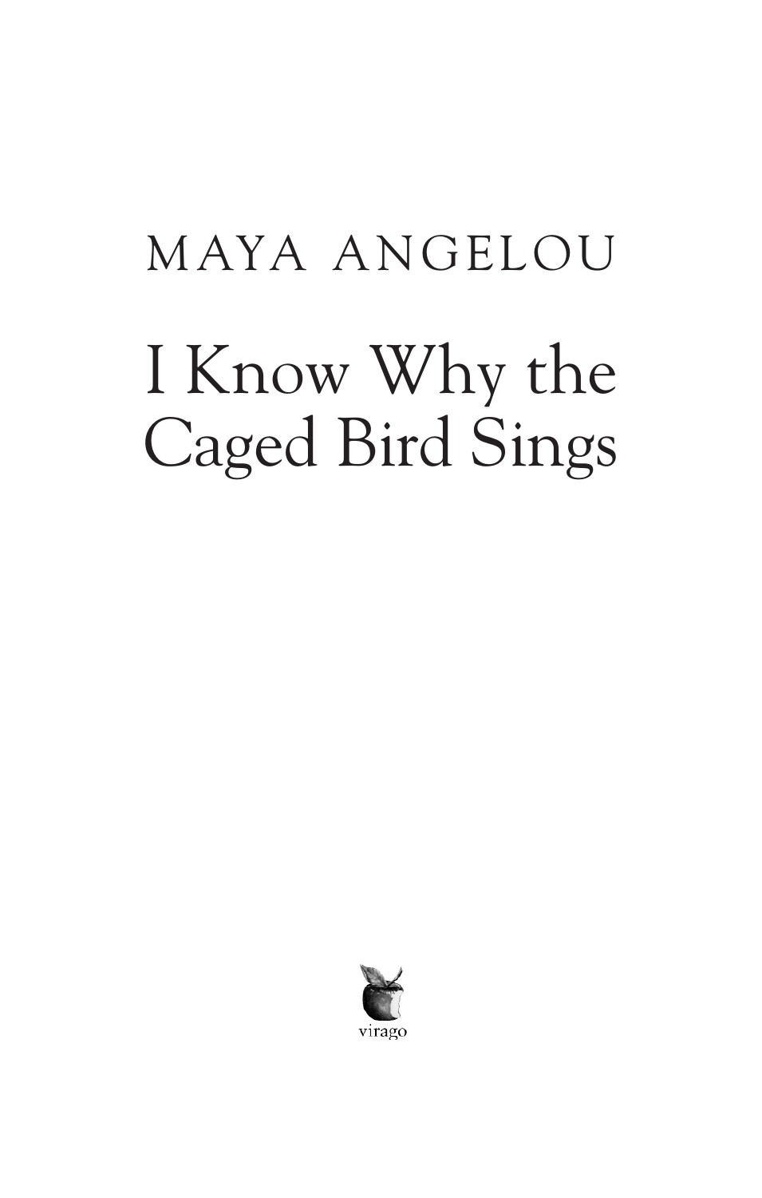MAYA ANGELOU

# I Know Why the Caged Bird Sings

virago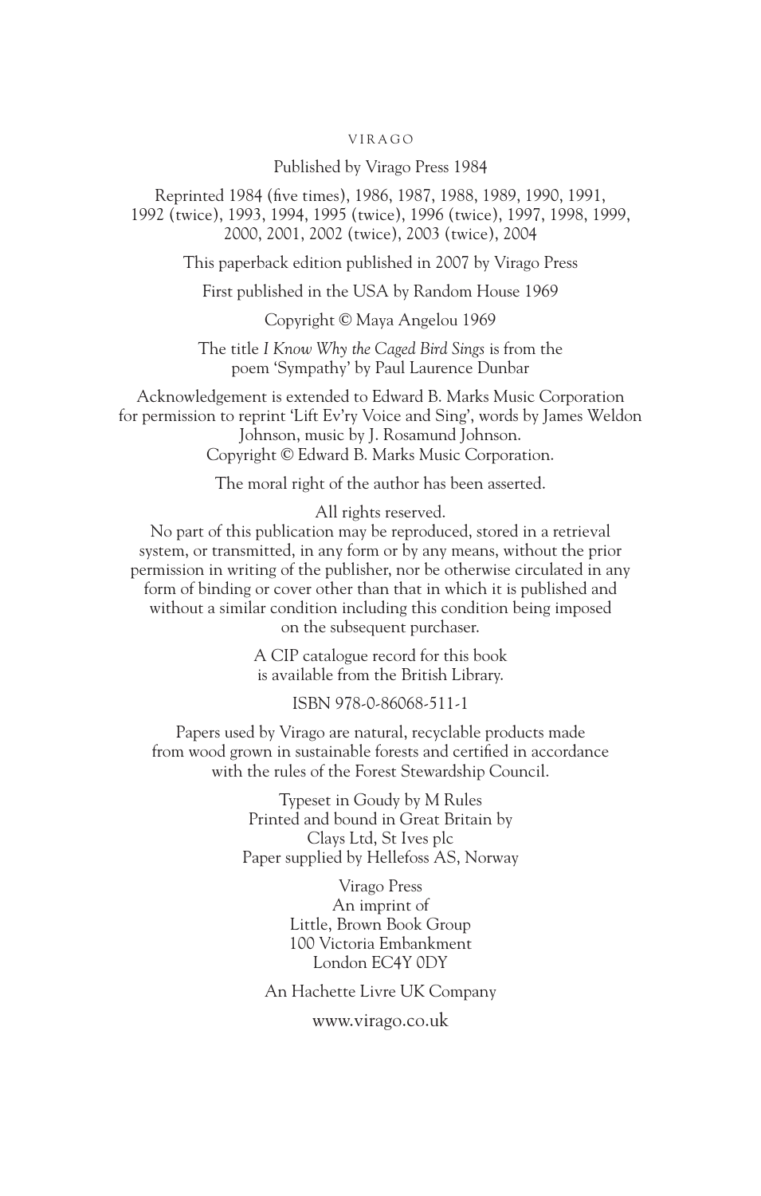VIRAGO

Published by Virago Press 1984

Reprinted 1984 (five times), 1986, 1987, 1988, 1989, 1990, 1991, 1992 (twice), 1993, 1994, 1995 (twice), 1996 (twice), 1997, 1998, 1999, 2000, 2001, 2002 (twice), 2003 (twice), 2004

This paperback edition published in 2007 by Virago Press

First published in the USA by Random House 1969

Copyright © Maya Angelou 1969

The title *I Know Why the Caged Bird Sings* is from the poem 'Sympathy' by Paul Laurence Dunbar

Acknowledgement is extended to Edward B. Marks Music Corporation for permission to reprint 'Lift Ev'ry Voice and Sing', words by James Weldon Johnson, music by J. Rosamund Johnson.
Copyright © Edward B. Marks Music Corporation.

The moral right of the author has been asserted.

All rights reserved.
No part of this publication may be reproduced, stored in a retrieval system, or transmitted, in any form or by any means, without the prior permission in writing of the publisher, nor be otherwise circulated in any form of binding or cover other than that in which it is published and without a similar condition including this condition being imposed on the subsequent purchaser.

A CIP catalogue record for this book is available from the British Library.

ISBN 978-0-86068-511-1

Papers used by Virago are natural, recyclable products made from wood grown in sustainable forests and certified in accordance with the rules of the Forest Stewardship Council.

Typeset in Goudy by M Rules
Printed and bound in Great Britain by
Clays Ltd, St Ives plc
Paper supplied by Hellefoss AS, Norway

Virago Press
An imprint of
Little, Brown Book Group
100 Victoria Embankment
London EC4Y 0DY

An Hachette Livre UK Company

www.virago.co.uk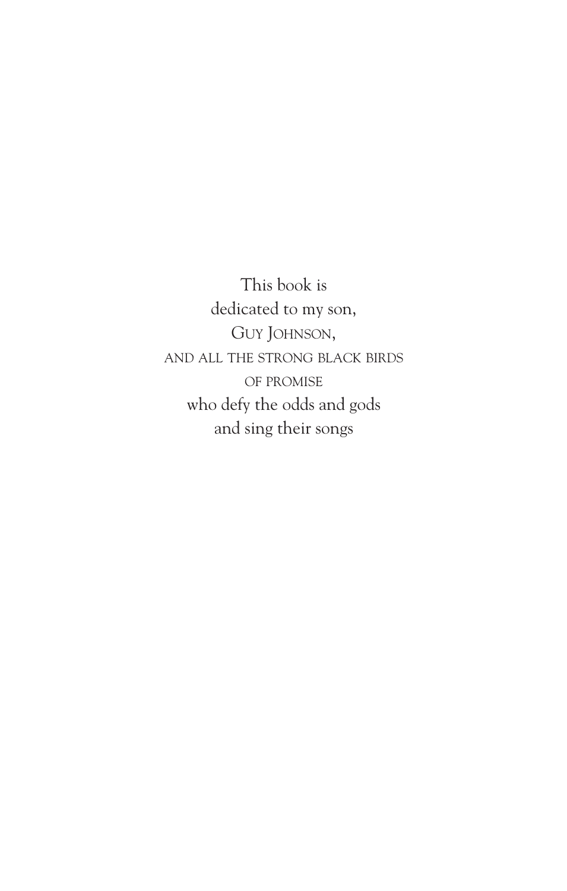This book is
dedicated to my son,
GUY JOHNSON,
AND ALL THE STRONG BLACK BIRDS
OF PROMISE
who defy the odds and gods
and sing their songs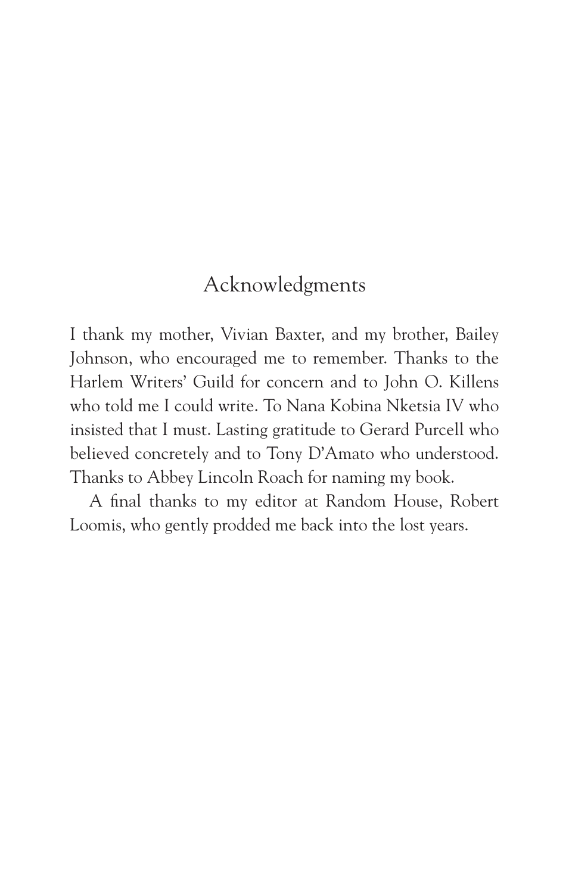# Acknowledgments

I thank my mother, Vivian Baxter, and my brother, Bailey Johnson, who encouraged me to remember. Thanks to the Harlem Writers' Guild for concern and to John O. Killens who told me I could write. To Nana Kobina Nketsia IV who insisted that I must. Lasting gratitude to Gerard Purcell who believed concretely and to Tony D'Amato who understood. Thanks to Abbey Lincoln Roach for naming my book.

A final thanks to my editor at Random House, Robert Loomis, who gently prodded me back into the lost years.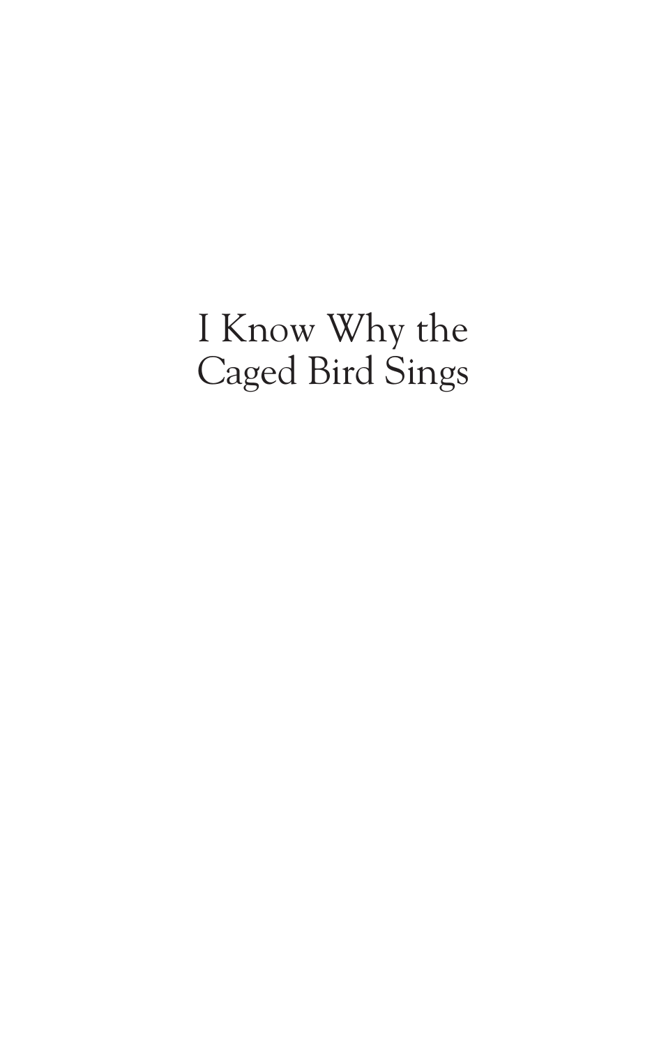# I Know Why the Caged Bird Sings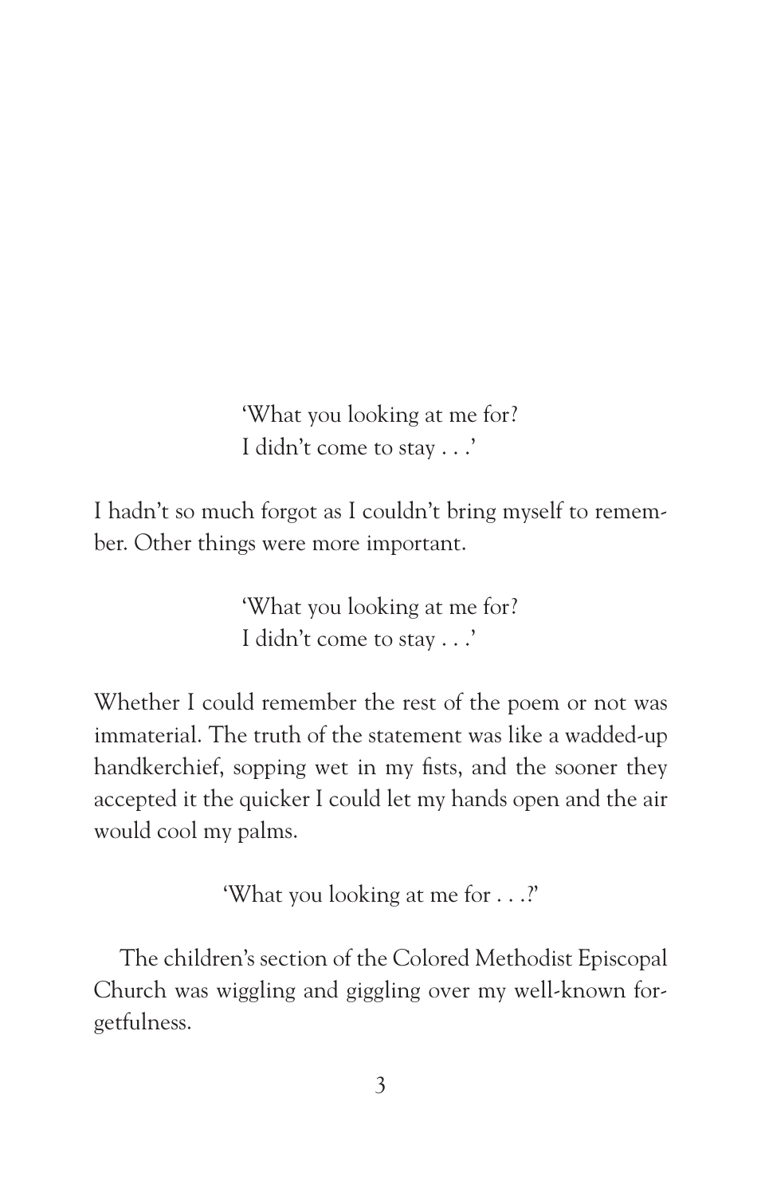> 'What you looking at me for?
> I didn't come to stay . . .'

I hadn't so much forgot as I couldn't bring myself to remember. Other things were more important.

> 'What you looking at me for?
> I didn't come to stay . . .'

Whether I could remember the rest of the poem or not was immaterial. The truth of the statement was like a wadded-up handkerchief, sopping wet in my fists, and the sooner they accepted it the quicker I could let my hands open and the air would cool my palms.

> 'What you looking at me for . . .?'

The children's section of the Colored Methodist Episcopal Church was wiggling and giggling over my well-known forgetfulness.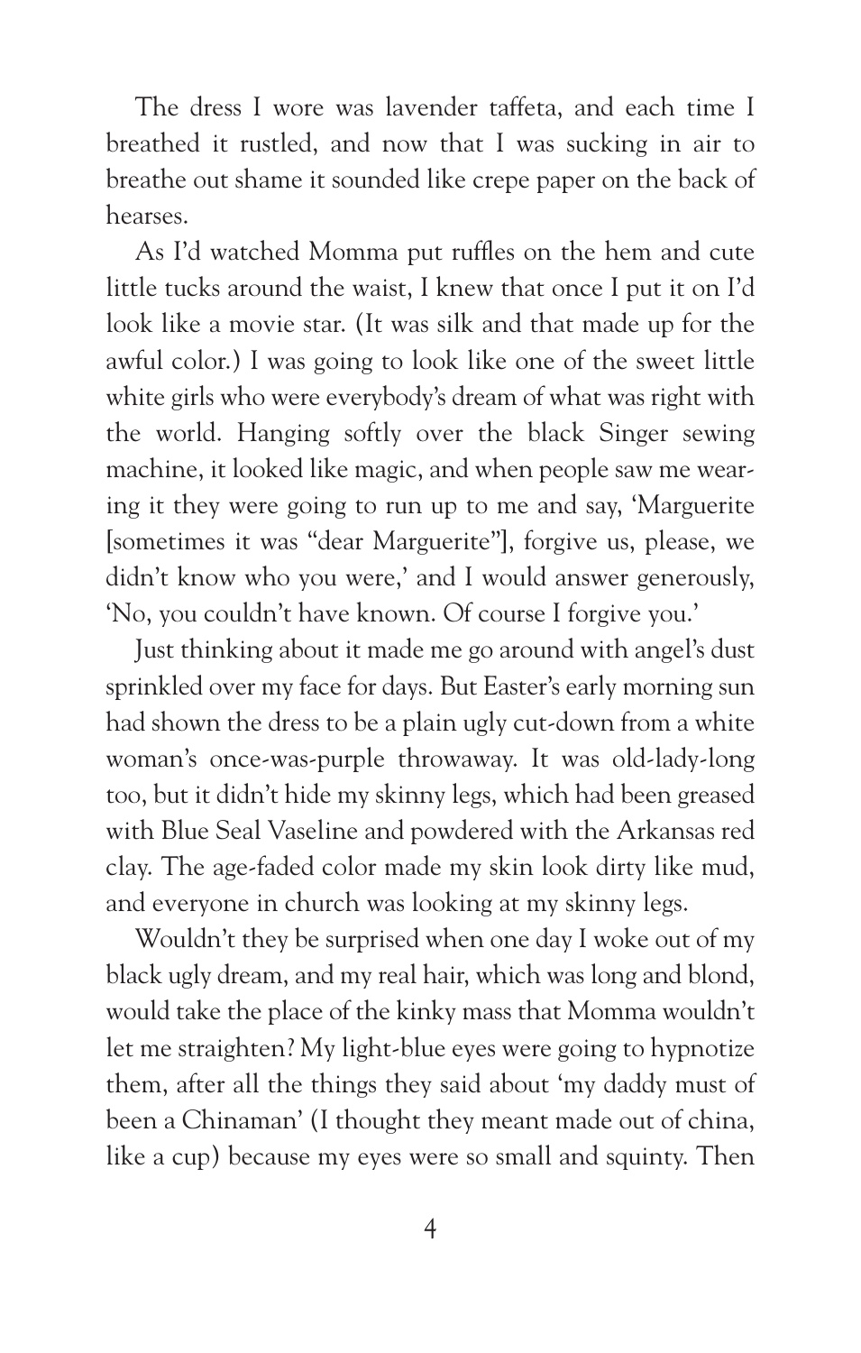The dress I wore was lavender taffeta, and each time I breathed it rustled, and now that I was sucking in air to breathe out shame it sounded like crepe paper on the back of hearses.

As I'd watched Momma put ruffles on the hem and cute little tucks around the waist, I knew that once I put it on I'd look like a movie star. (It was silk and that made up for the awful color.) I was going to look like one of the sweet little white girls who were everybody's dream of what was right with the world. Hanging softly over the black Singer sewing machine, it looked like magic, and when people saw me wearing it they were going to run up to me and say, 'Marguerite [sometimes it was "dear Marguerite"], forgive us, please, we didn't know who you were,' and I would answer generously, 'No, you couldn't have known. Of course I forgive you.'

Just thinking about it made me go around with angel's dust sprinkled over my face for days. But Easter's early morning sun had shown the dress to be a plain ugly cut-down from a white woman's once-was-purple throwaway. It was old-lady-long too, but it didn't hide my skinny legs, which had been greased with Blue Seal Vaseline and powdered with the Arkansas red clay. The age-faded color made my skin look dirty like mud, and everyone in church was looking at my skinny legs.

Wouldn't they be surprised when one day I woke out of my black ugly dream, and my real hair, which was long and blond, would take the place of the kinky mass that Momma wouldn't let me straighten? My light-blue eyes were going to hypnotize them, after all the things they said about 'my daddy must of been a Chinaman' (I thought they meant made out of china, like a cup) because my eyes were so small and squinty. Then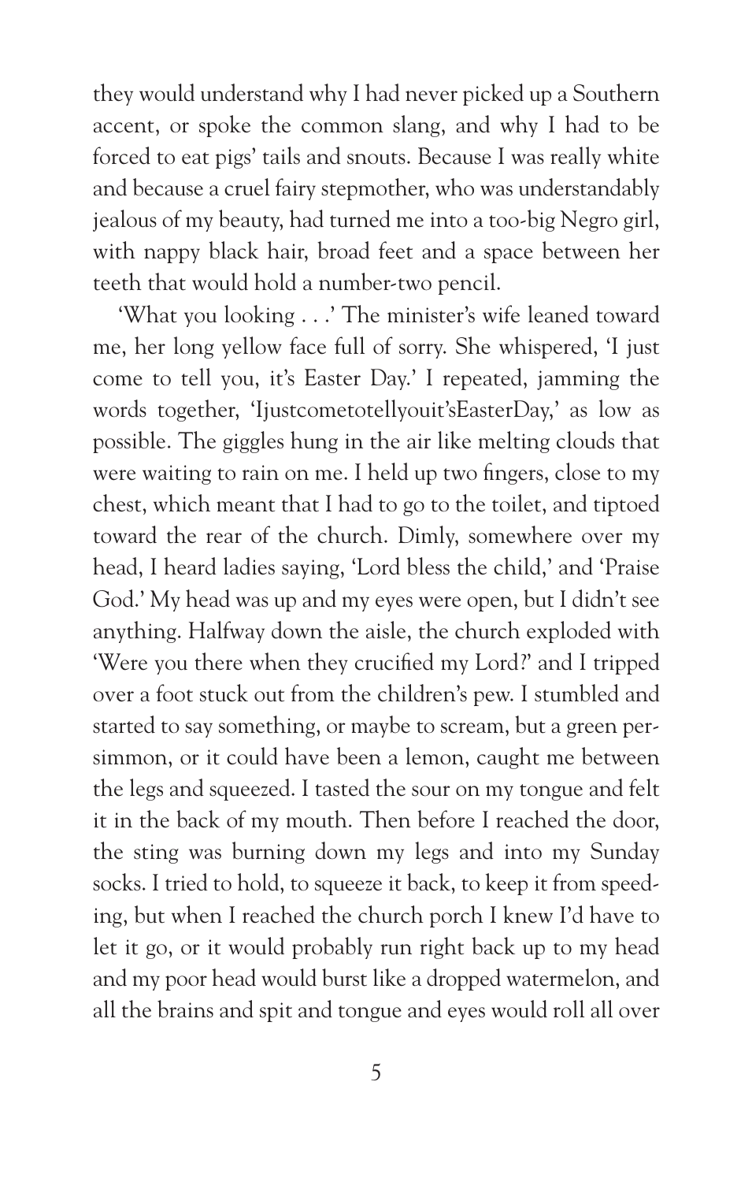they would understand why I had never picked up a Southern accent, or spoke the common slang, and why I had to be forced to eat pigs' tails and snouts. Because I was really white and because a cruel fairy stepmother, who was understandably jealous of my beauty, had turned me into a too-big Negro girl, with nappy black hair, broad feet and a space between her teeth that would hold a number-two pencil.

'What you looking . . .' The minister's wife leaned toward me, her long yellow face full of sorry. She whispered, 'I just come to tell you, it's Easter Day.' I repeated, jamming the words together, 'IjustcometotellyouitʼsEasterDay,' as low as possible. The giggles hung in the air like melting clouds that were waiting to rain on me. I held up two fingers, close to my chest, which meant that I had to go to the toilet, and tiptoed toward the rear of the church. Dimly, somewhere over my head, I heard ladies saying, 'Lord bless the child,' and 'Praise God.' My head was up and my eyes were open, but I didn't see anything. Halfway down the aisle, the church exploded with 'Were you there when they crucified my Lord?' and I tripped over a foot stuck out from the children's pew. I stumbled and started to say something, or maybe to scream, but a green persimmon, or it could have been a lemon, caught me between the legs and squeezed. I tasted the sour on my tongue and felt it in the back of my mouth. Then before I reached the door, the sting was burning down my legs and into my Sunday socks. I tried to hold, to squeeze it back, to keep it from speeding, but when I reached the church porch I knew I'd have to let it go, or it would probably run right back up to my head and my poor head would burst like a dropped watermelon, and all the brains and spit and tongue and eyes would roll all over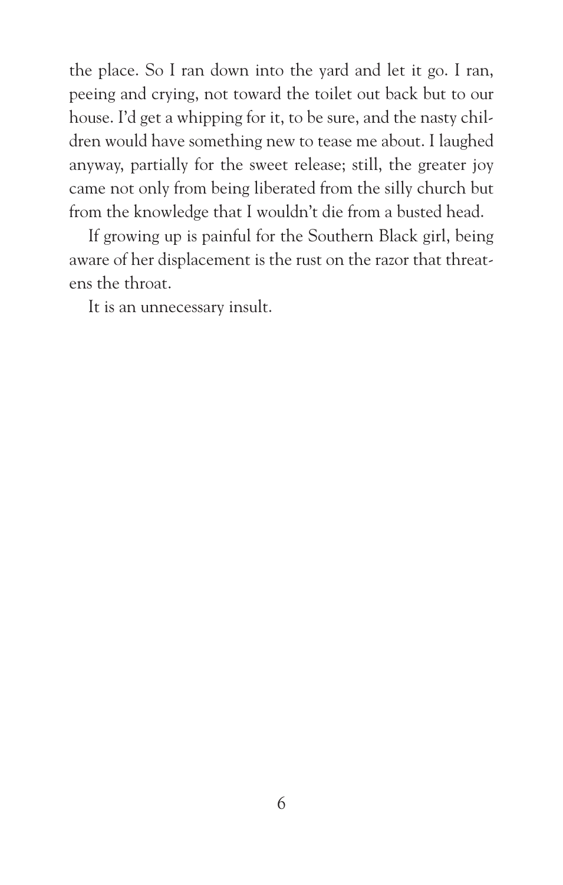the place. So I ran down into the yard and let it go. I ran, peeing and crying, not toward the toilet out back but to our house. I'd get a whipping for it, to be sure, and the nasty children would have something new to tease me about. I laughed anyway, partially for the sweet release; still, the greater joy came not only from being liberated from the silly church but from the knowledge that I wouldn't die from a busted head.

If growing up is painful for the Southern Black girl, being aware of her displacement is the rust on the razor that threatens the throat.

It is an unnecessary insult.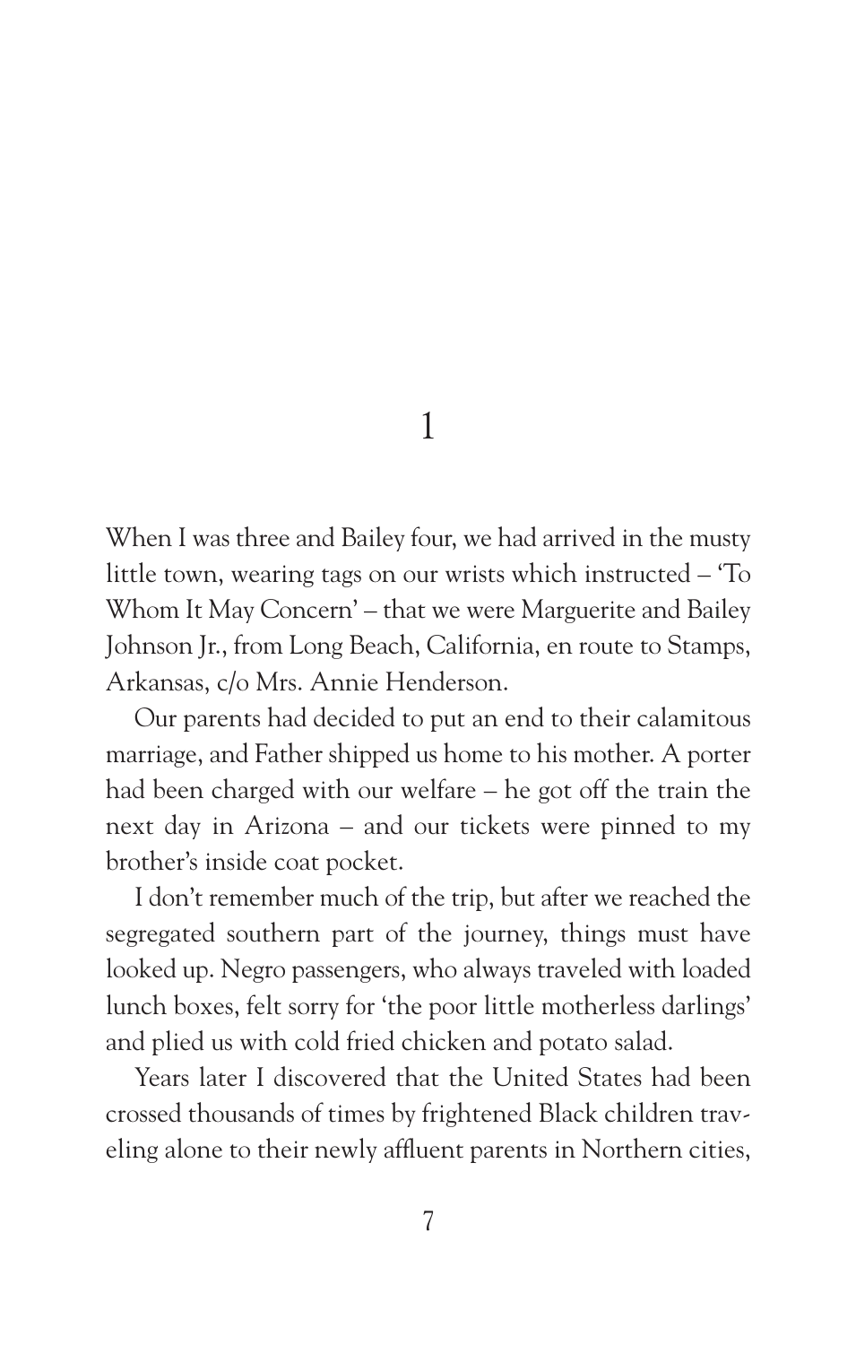# 1

When I was three and Bailey four, we had arrived in the musty little town, wearing tags on our wrists which instructed – 'To Whom It May Concern' – that we were Marguerite and Bailey Johnson Jr., from Long Beach, California, en route to Stamps, Arkansas, c/o Mrs. Annie Henderson.

Our parents had decided to put an end to their calamitous marriage, and Father shipped us home to his mother. A porter had been charged with our welfare – he got off the train the next day in Arizona – and our tickets were pinned to my brother's inside coat pocket.

I don't remember much of the trip, but after we reached the segregated southern part of the journey, things must have looked up. Negro passengers, who always traveled with loaded lunch boxes, felt sorry for 'the poor little motherless darlings' and plied us with cold fried chicken and potato salad.

Years later I discovered that the United States had been crossed thousands of times by frightened Black children traveling alone to their newly affluent parents in Northern cities,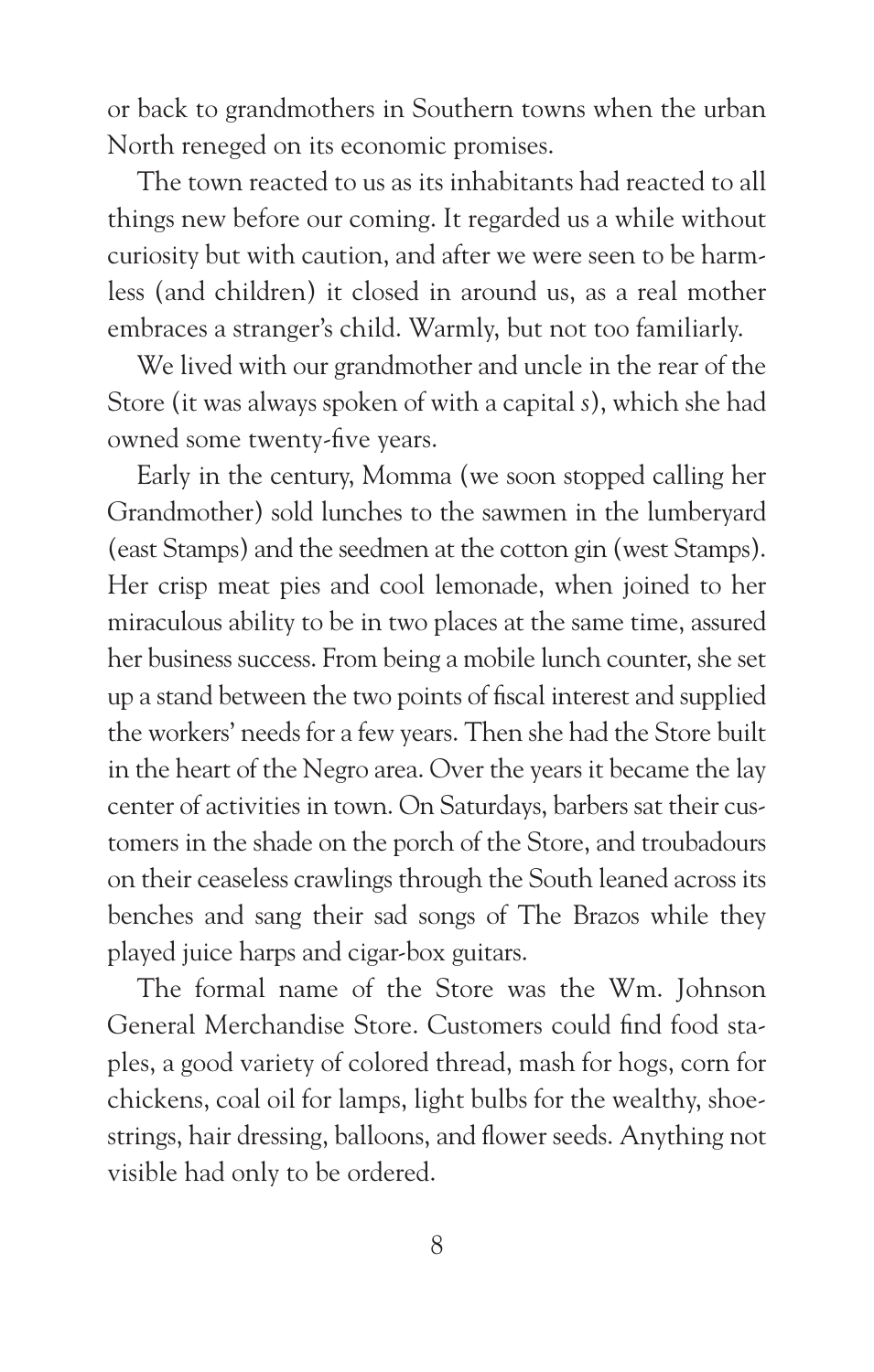or back to grandmothers in Southern towns when the urban North reneged on its economic promises.

The town reacted to us as its inhabitants had reacted to all things new before our coming. It regarded us a while without curiosity but with caution, and after we were seen to be harmless (and children) it closed in around us, as a real mother embraces a stranger's child. Warmly, but not too familiarly.

We lived with our grandmother and uncle in the rear of the Store (it was always spoken of with a capital *s*), which she had owned some twenty-five years.

Early in the century, Momma (we soon stopped calling her Grandmother) sold lunches to the sawmen in the lumberyard (east Stamps) and the seedmen at the cotton gin (west Stamps). Her crisp meat pies and cool lemonade, when joined to her miraculous ability to be in two places at the same time, assured her business success. From being a mobile lunch counter, she set up a stand between the two points of fiscal interest and supplied the workers' needs for a few years. Then she had the Store built in the heart of the Negro area. Over the years it became the lay center of activities in town. On Saturdays, barbers sat their customers in the shade on the porch of the Store, and troubadours on their ceaseless crawlings through the South leaned across its benches and sang their sad songs of The Brazos while they played juice harps and cigar-box guitars.

The formal name of the Store was the Wm. Johnson General Merchandise Store. Customers could find food staples, a good variety of colored thread, mash for hogs, corn for chickens, coal oil for lamps, light bulbs for the wealthy, shoestrings, hair dressing, balloons, and flower seeds. Anything not visible had only to be ordered.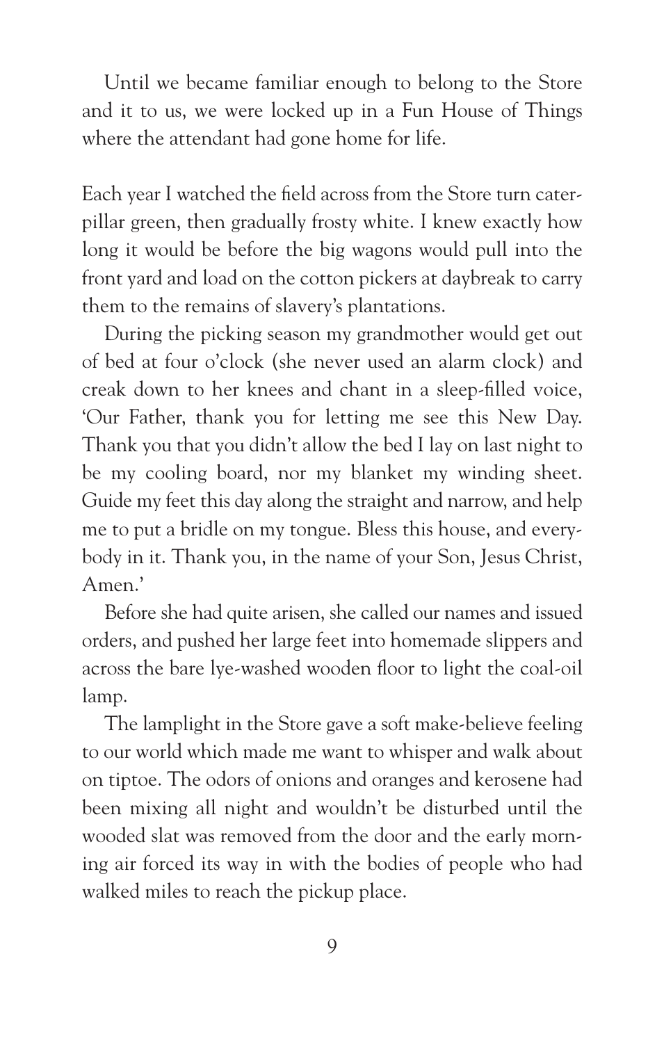Until we became familiar enough to belong to the Store and it to us, we were locked up in a Fun House of Things where the attendant had gone home for life.

Each year I watched the field across from the Store turn caterpillar green, then gradually frosty white. I knew exactly how long it would be before the big wagons would pull into the front yard and load on the cotton pickers at daybreak to carry them to the remains of slavery's plantations.

During the picking season my grandmother would get out of bed at four o'clock (she never used an alarm clock) and creak down to her knees and chant in a sleep-filled voice, 'Our Father, thank you for letting me see this New Day. Thank you that you didn't allow the bed I lay on last night to be my cooling board, nor my blanket my winding sheet. Guide my feet this day along the straight and narrow, and help me to put a bridle on my tongue. Bless this house, and everybody in it. Thank you, in the name of your Son, Jesus Christ, Amen.'

Before she had quite arisen, she called our names and issued orders, and pushed her large feet into homemade slippers and across the bare lye-washed wooden floor to light the coal-oil lamp.

The lamplight in the Store gave a soft make-believe feeling to our world which made me want to whisper and walk about on tiptoe. The odors of onions and oranges and kerosene had been mixing all night and wouldn't be disturbed until the wooded slat was removed from the door and the early morning air forced its way in with the bodies of people who had walked miles to reach the pickup place.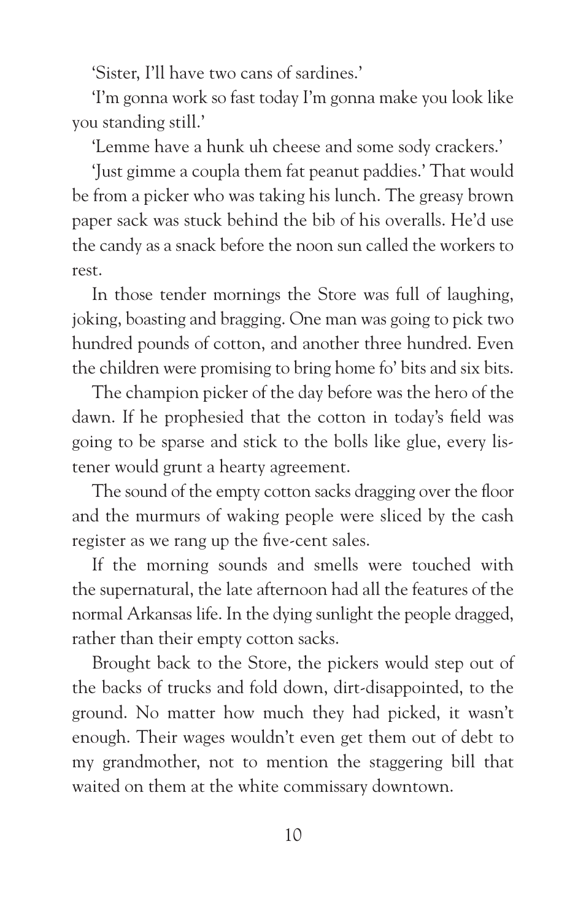'Sister, I'll have two cans of sardines.'

'I'm gonna work so fast today I'm gonna make you look like you standing still.'

'Lemme have a hunk uh cheese and some sody crackers.'

'Just gimme a coupla them fat peanut paddies.' That would be from a picker who was taking his lunch. The greasy brown paper sack was stuck behind the bib of his overalls. He'd use the candy as a snack before the noon sun called the workers to rest.

In those tender mornings the Store was full of laughing, joking, boasting and bragging. One man was going to pick two hundred pounds of cotton, and another three hundred. Even the children were promising to bring home fo' bits and six bits.

The champion picker of the day before was the hero of the dawn. If he prophesied that the cotton in today's field was going to be sparse and stick to the bolls like glue, every listener would grunt a hearty agreement.

The sound of the empty cotton sacks dragging over the floor and the murmurs of waking people were sliced by the cash register as we rang up the five-cent sales.

If the morning sounds and smells were touched with the supernatural, the late afternoon had all the features of the normal Arkansas life. In the dying sunlight the people dragged, rather than their empty cotton sacks.

Brought back to the Store, the pickers would step out of the backs of trucks and fold down, dirt-disappointed, to the ground. No matter how much they had picked, it wasn't enough. Their wages wouldn't even get them out of debt to my grandmother, not to mention the staggering bill that waited on them at the white commissary downtown.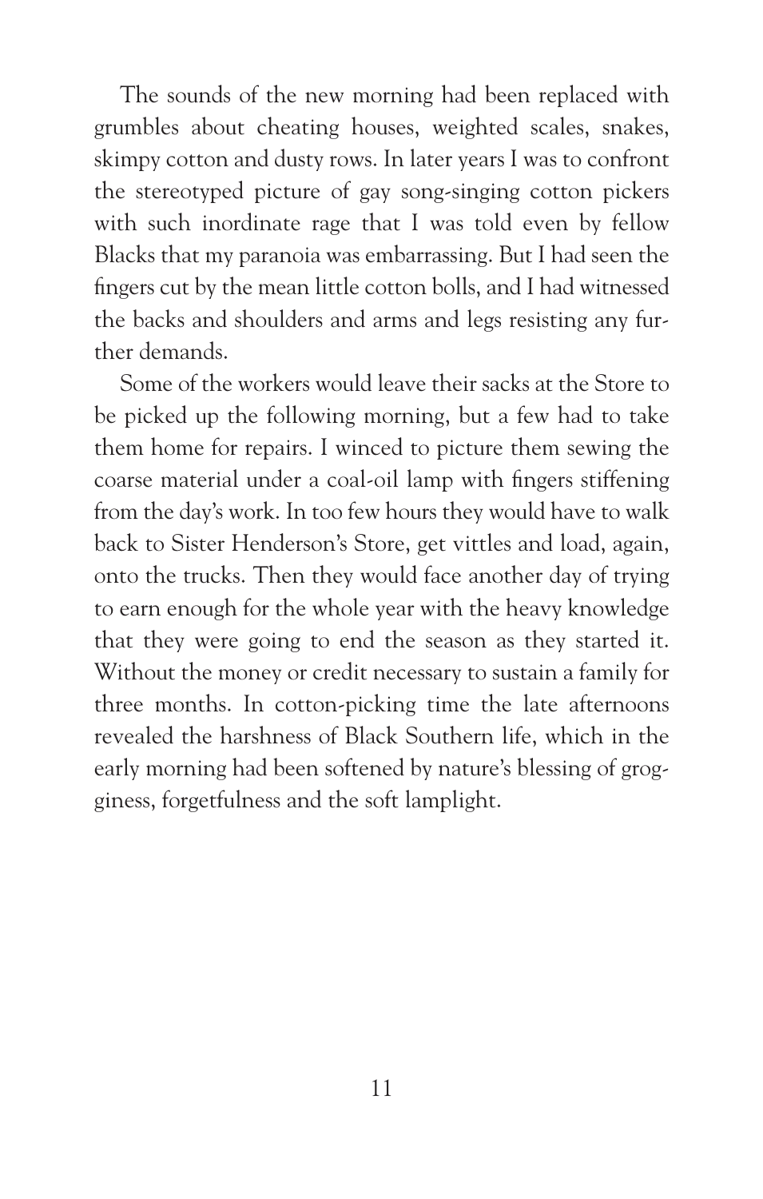The sounds of the new morning had been replaced with grumbles about cheating houses, weighted scales, snakes, skimpy cotton and dusty rows. In later years I was to confront the stereotyped picture of gay song-singing cotton pickers with such inordinate rage that I was told even by fellow Blacks that my paranoia was embarrassing. But I had seen the fingers cut by the mean little cotton bolls, and I had witnessed the backs and shoulders and arms and legs resisting any further demands.

Some of the workers would leave their sacks at the Store to be picked up the following morning, but a few had to take them home for repairs. I winced to picture them sewing the coarse material under a coal-oil lamp with fingers stiffening from the day's work. In too few hours they would have to walk back to Sister Henderson's Store, get vittles and load, again, onto the trucks. Then they would face another day of trying to earn enough for the whole year with the heavy knowledge that they were going to end the season as they started it. Without the money or credit necessary to sustain a family for three months. In cotton-picking time the late afternoons revealed the harshness of Black Southern life, which in the early morning had been softened by nature's blessing of grogginess, forgetfulness and the soft lamplight.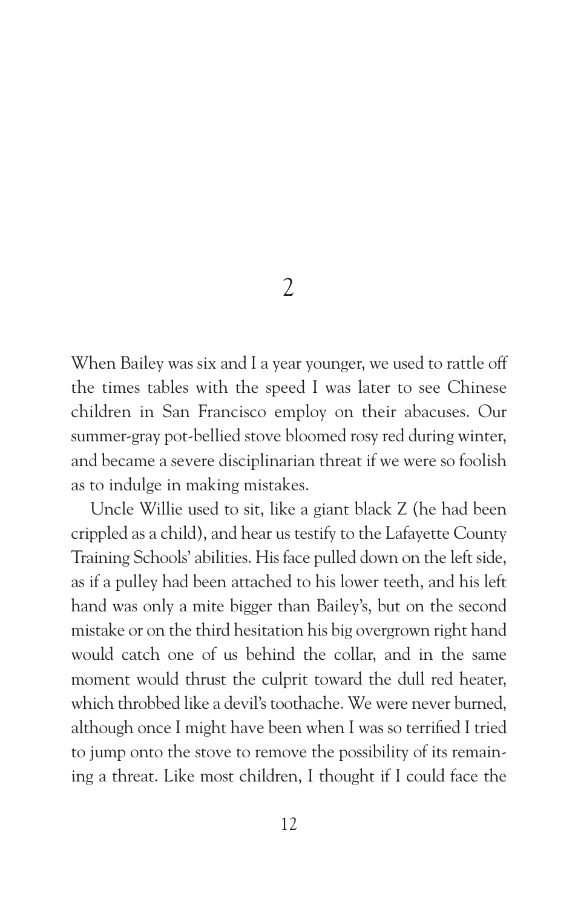## 2

When Bailey was six and I a year younger, we used to rattle off the times tables with the speed I was later to see Chinese children in San Francisco employ on their abacuses. Our summer-gray pot-bellied stove bloomed rosy red during winter, and became a severe disciplinarian threat if we were so foolish as to indulge in making mistakes.

Uncle Willie used to sit, like a giant black Z (he had been crippled as a child), and hear us testify to the Lafayette County Training Schools' abilities. His face pulled down on the left side, as if a pulley had been attached to his lower teeth, and his left hand was only a mite bigger than Bailey's, but on the second mistake or on the third hesitation his big overgrown right hand would catch one of us behind the collar, and in the same moment would thrust the culprit toward the dull red heater, which throbbed like a devil's toothache. We were never burned, although once I might have been when I was so terrified I tried to jump onto the stove to remove the possibility of its remaining a threat. Like most children, I thought if I could face the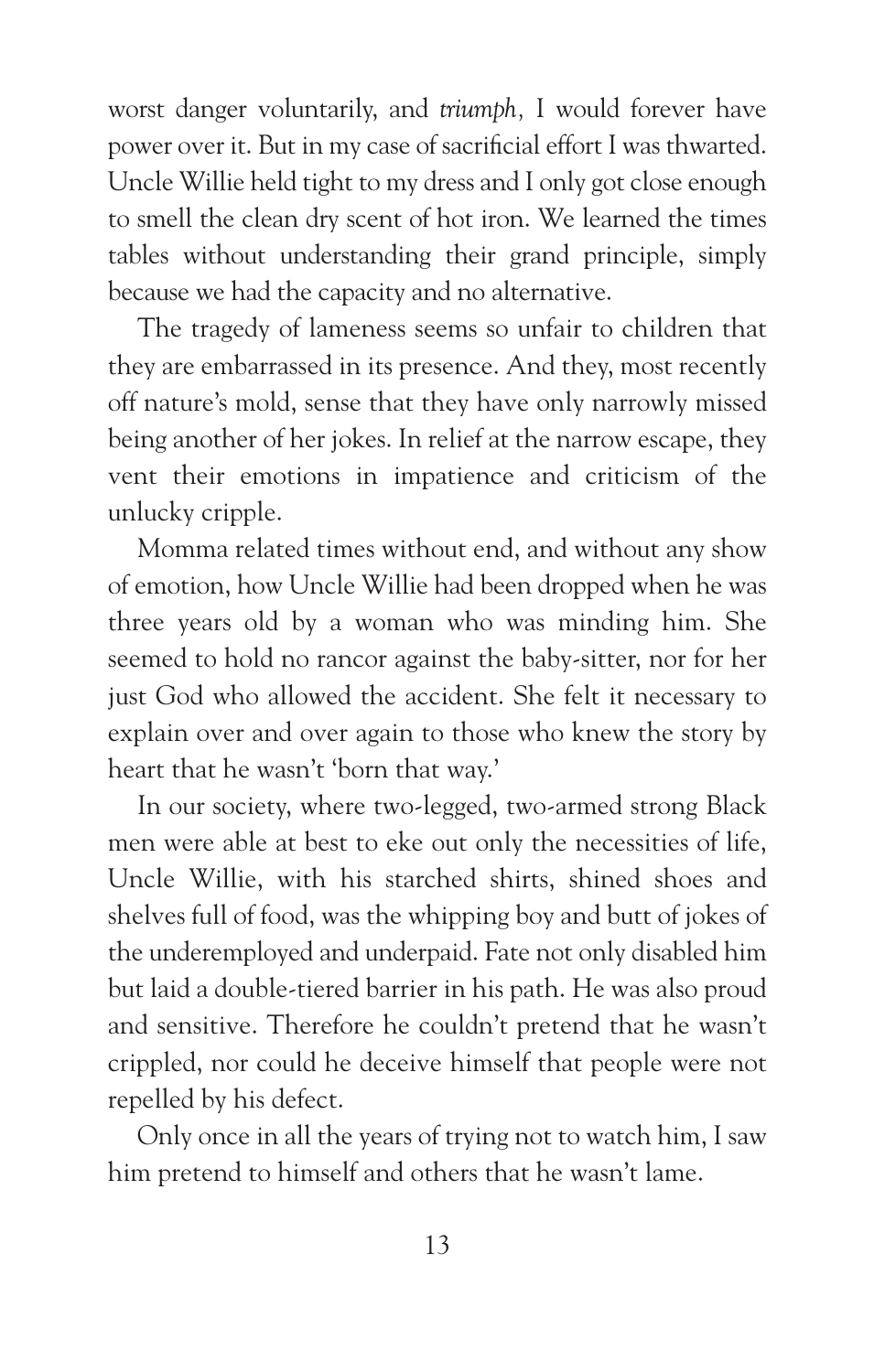worst danger voluntarily, and *triumph*, I would forever have power over it. But in my case of sacrificial effort I was thwarted. Uncle Willie held tight to my dress and I only got close enough to smell the clean dry scent of hot iron. We learned the times tables without understanding their grand principle, simply because we had the capacity and no alternative.

The tragedy of lameness seems so unfair to children that they are embarrassed in its presence. And they, most recently off nature's mold, sense that they have only narrowly missed being another of her jokes. In relief at the narrow escape, they vent their emotions in impatience and criticism of the unlucky cripple.

Momma related times without end, and without any show of emotion, how Uncle Willie had been dropped when he was three years old by a woman who was minding him. She seemed to hold no rancor against the baby-sitter, nor for her just God who allowed the accident. She felt it necessary to explain over and over again to those who knew the story by heart that he wasn't 'born that way.'

In our society, where two-legged, two-armed strong Black men were able at best to eke out only the necessities of life, Uncle Willie, with his starched shirts, shined shoes and shelves full of food, was the whipping boy and butt of jokes of the underemployed and underpaid. Fate not only disabled him but laid a double-tiered barrier in his path. He was also proud and sensitive. Therefore he couldn't pretend that he wasn't crippled, nor could he deceive himself that people were not repelled by his defect.

Only once in all the years of trying not to watch him, I saw him pretend to himself and others that he wasn't lame.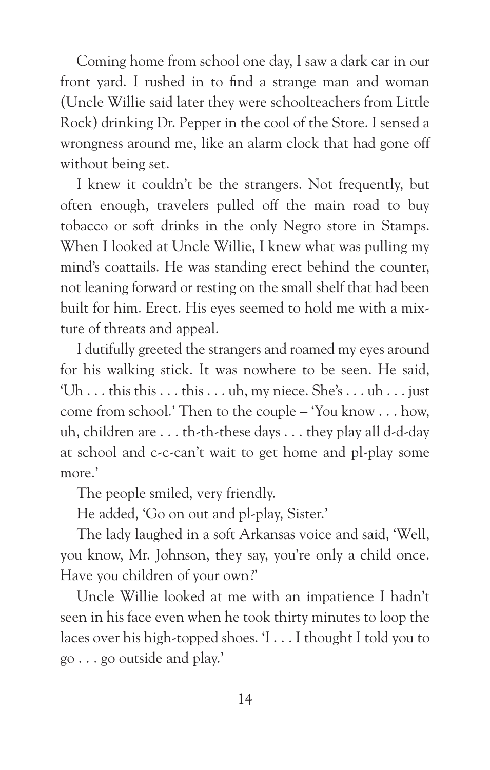Coming home from school one day, I saw a dark car in our front yard. I rushed in to find a strange man and woman (Uncle Willie said later they were schoolteachers from Little Rock) drinking Dr. Pepper in the cool of the Store. I sensed a wrongness around me, like an alarm clock that had gone off without being set.

I knew it couldn't be the strangers. Not frequently, but often enough, travelers pulled off the main road to buy tobacco or soft drinks in the only Negro store in Stamps. When I looked at Uncle Willie, I knew what was pulling my mind's coattails. He was standing erect behind the counter, not leaning forward or resting on the small shelf that had been built for him. Erect. His eyes seemed to hold me with a mixture of threats and appeal.

I dutifully greeted the strangers and roamed my eyes around for his walking stick. It was nowhere to be seen. He said, 'Uh . . . this this . . . this . . . uh, my niece. She's . . . uh . . . just come from school.' Then to the couple – 'You know . . . how, uh, children are . . . th-th-these days . . . they play all d-d-day at school and c-c-can't wait to get home and pl-play some more.'

The people smiled, very friendly.

He added, 'Go on out and pl-play, Sister.'

The lady laughed in a soft Arkansas voice and said, 'Well, you know, Mr. Johnson, they say, you're only a child once. Have you children of your own?'

Uncle Willie looked at me with an impatience I hadn't seen in his face even when he took thirty minutes to loop the laces over his high-topped shoes. 'I . . . I thought I told you to go . . . go outside and play.'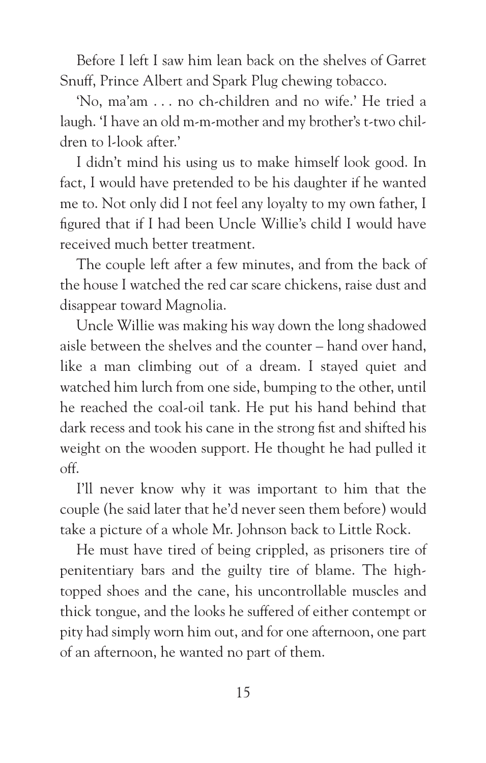Before I left I saw him lean back on the shelves of Garret Snuff, Prince Albert and Spark Plug chewing tobacco.

'No, ma'am . . . no ch-children and no wife.' He tried a laugh. 'I have an old m-m-mother and my brother's t-two children to l-look after.'

I didn't mind his using us to make himself look good. In fact, I would have pretended to be his daughter if he wanted me to. Not only did I not feel any loyalty to my own father, I figured that if I had been Uncle Willie's child I would have received much better treatment.

The couple left after a few minutes, and from the back of the house I watched the red car scare chickens, raise dust and disappear toward Magnolia.

Uncle Willie was making his way down the long shadowed aisle between the shelves and the counter – hand over hand, like a man climbing out of a dream. I stayed quiet and watched him lurch from one side, bumping to the other, until he reached the coal-oil tank. He put his hand behind that dark recess and took his cane in the strong fist and shifted his weight on the wooden support. He thought he had pulled it off.

I'll never know why it was important to him that the couple (he said later that he'd never seen them before) would take a picture of a whole Mr. Johnson back to Little Rock.

He must have tired of being crippled, as prisoners tire of penitentiary bars and the guilty tire of blame. The high-topped shoes and the cane, his uncontrollable muscles and thick tongue, and the looks he suffered of either contempt or pity had simply worn him out, and for one afternoon, one part of an afternoon, he wanted no part of them.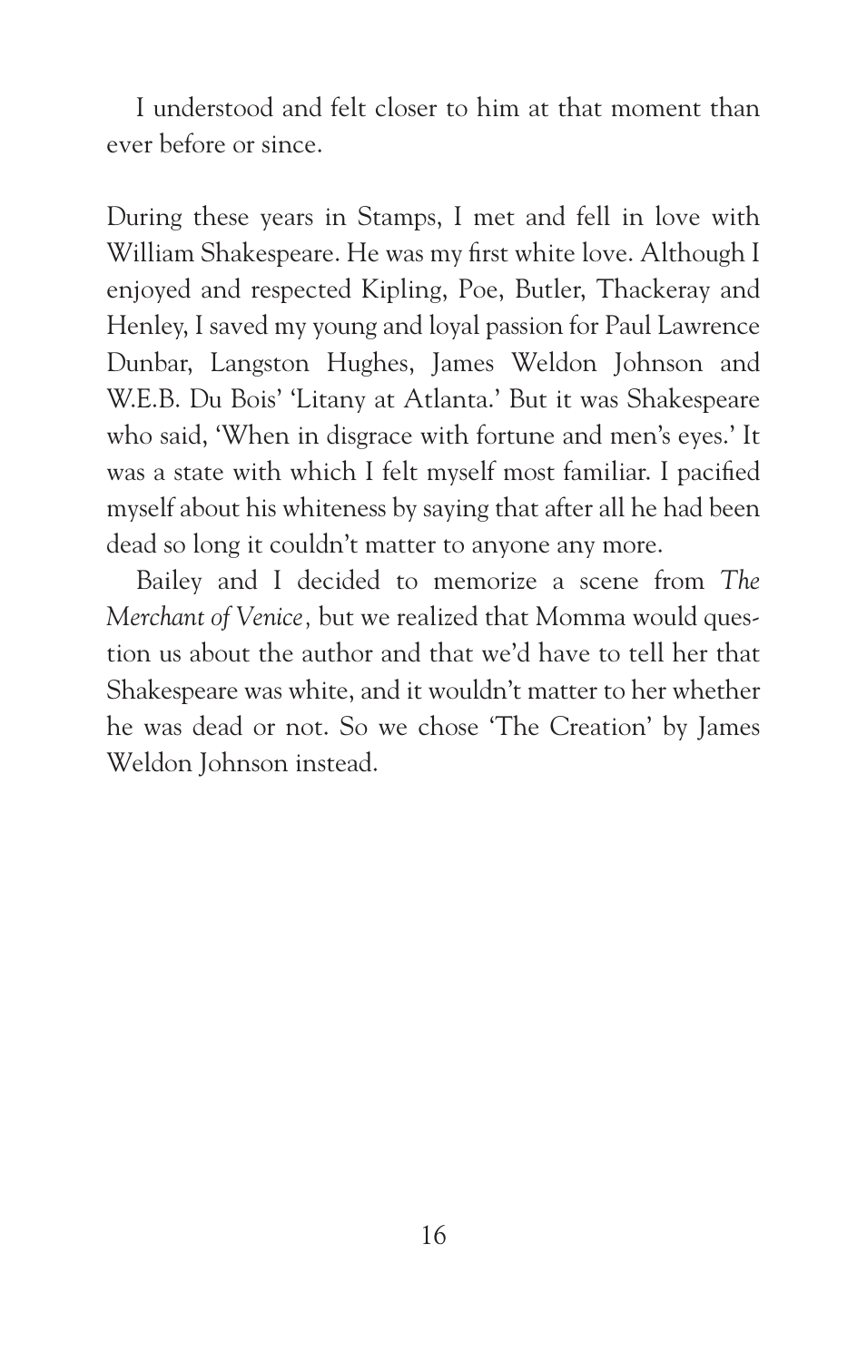I understood and felt closer to him at that moment than ever before or since.

During these years in Stamps, I met and fell in love with William Shakespeare. He was my first white love. Although I enjoyed and respected Kipling, Poe, Butler, Thackeray and Henley, I saved my young and loyal passion for Paul Lawrence Dunbar, Langston Hughes, James Weldon Johnson and W.E.B. Du Bois' 'Litany at Atlanta.' But it was Shakespeare who said, 'When in disgrace with fortune and men's eyes.' It was a state with which I felt myself most familiar. I pacified myself about his whiteness by saying that after all he had been dead so long it couldn't matter to anyone any more.

Bailey and I decided to memorize a scene from *The Merchant of Venice*, but we realized that Momma would question us about the author and that we'd have to tell her that Shakespeare was white, and it wouldn't matter to her whether he was dead or not. So we chose 'The Creation' by James Weldon Johnson instead.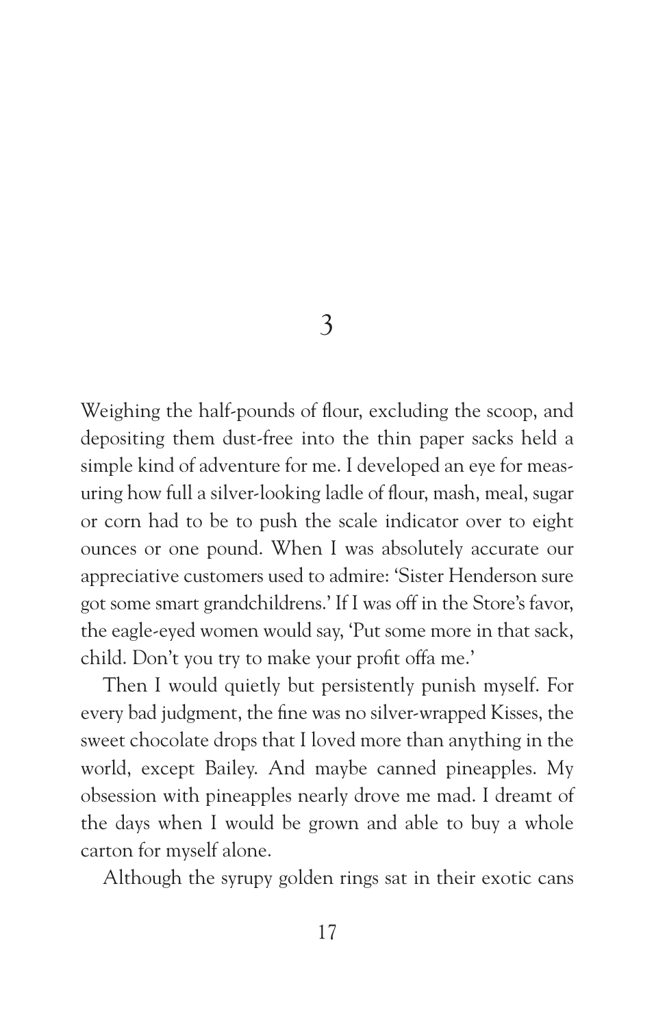# 3

Weighing the half-pounds of flour, excluding the scoop, and depositing them dust-free into the thin paper sacks held a simple kind of adventure for me. I developed an eye for measuring how full a silver-looking ladle of flour, mash, meal, sugar or corn had to be to push the scale indicator over to eight ounces or one pound. When I was absolutely accurate our appreciative customers used to admire: 'Sister Henderson sure got some smart grandchildrens.' If I was off in the Store's favor, the eagle-eyed women would say, 'Put some more in that sack, child. Don't you try to make your profit offa me.'

Then I would quietly but persistently punish myself. For every bad judgment, the fine was no silver-wrapped Kisses, the sweet chocolate drops that I loved more than anything in the world, except Bailey. And maybe canned pineapples. My obsession with pineapples nearly drove me mad. I dreamt of the days when I would be grown and able to buy a whole carton for myself alone.

Although the syrupy golden rings sat in their exotic cans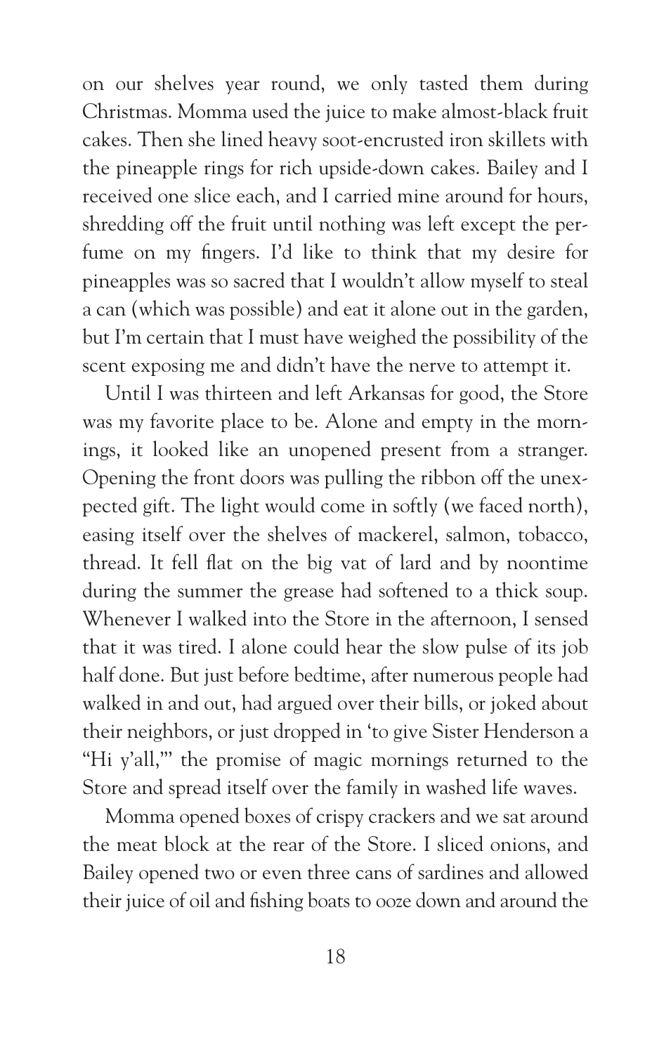on our shelves year round, we only tasted them during Christmas. Momma used the juice to make almost-black fruit cakes. Then she lined heavy soot-encrusted iron skillets with the pineapple rings for rich upside-down cakes. Bailey and I received one slice each, and I carried mine around for hours, shredding off the fruit until nothing was left except the perfume on my fingers. I'd like to think that my desire for pineapples was so sacred that I wouldn't allow myself to steal a can (which was possible) and eat it alone out in the garden, but I'm certain that I must have weighed the possibility of the scent exposing me and didn't have the nerve to attempt it.

Until I was thirteen and left Arkansas for good, the Store was my favorite place to be. Alone and empty in the mornings, it looked like an unopened present from a stranger. Opening the front doors was pulling the ribbon off the unexpected gift. The light would come in softly (we faced north), easing itself over the shelves of mackerel, salmon, tobacco, thread. It fell flat on the big vat of lard and by noontime during the summer the grease had softened to a thick soup. Whenever I walked into the Store in the afternoon, I sensed that it was tired. I alone could hear the slow pulse of its job half done. But just before bedtime, after numerous people had walked in and out, had argued over their bills, or joked about their neighbors, or just dropped in 'to give Sister Henderson a "Hi y'all,"' the promise of magic mornings returned to the Store and spread itself over the family in washed life waves.

Momma opened boxes of crispy crackers and we sat around the meat block at the rear of the Store. I sliced onions, and Bailey opened two or even three cans of sardines and allowed their juice of oil and fishing boats to ooze down and around the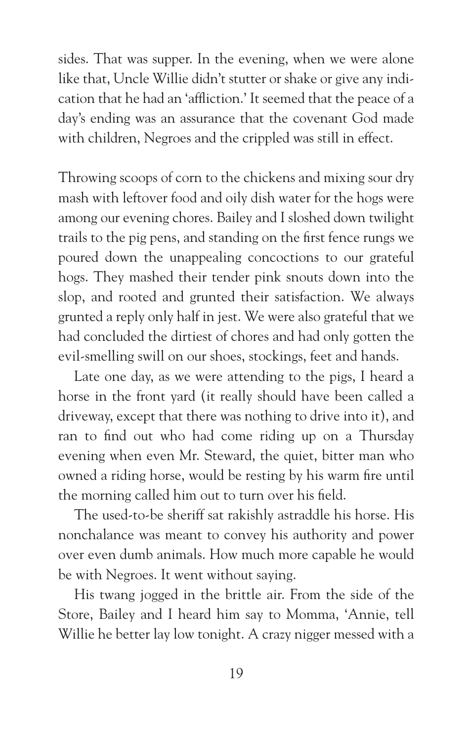sides. That was supper. In the evening, when we were alone like that, Uncle Willie didn't stutter or shake or give any indication that he had an 'affliction.' It seemed that the peace of a day's ending was an assurance that the covenant God made with children, Negroes and the crippled was still in effect.

Throwing scoops of corn to the chickens and mixing sour dry mash with leftover food and oily dish water for the hogs were among our evening chores. Bailey and I sloshed down twilight trails to the pig pens, and standing on the first fence rungs we poured down the unappealing concoctions to our grateful hogs. They mashed their tender pink snouts down into the slop, and rooted and grunted their satisfaction. We always grunted a reply only half in jest. We were also grateful that we had concluded the dirtiest of chores and had only gotten the evil-smelling swill on our shoes, stockings, feet and hands.

Late one day, as we were attending to the pigs, I heard a horse in the front yard (it really should have been called a driveway, except that there was nothing to drive into it), and ran to find out who had come riding up on a Thursday evening when even Mr. Steward, the quiet, bitter man who owned a riding horse, would be resting by his warm fire until the morning called him out to turn over his field.

The used-to-be sheriff sat rakishly astraddle his horse. His nonchalance was meant to convey his authority and power over even dumb animals. How much more capable he would be with Negroes. It went without saying.

His twang jogged in the brittle air. From the side of the Store, Bailey and I heard him say to Momma, 'Annie, tell Willie he better lay low tonight. A crazy nigger messed with a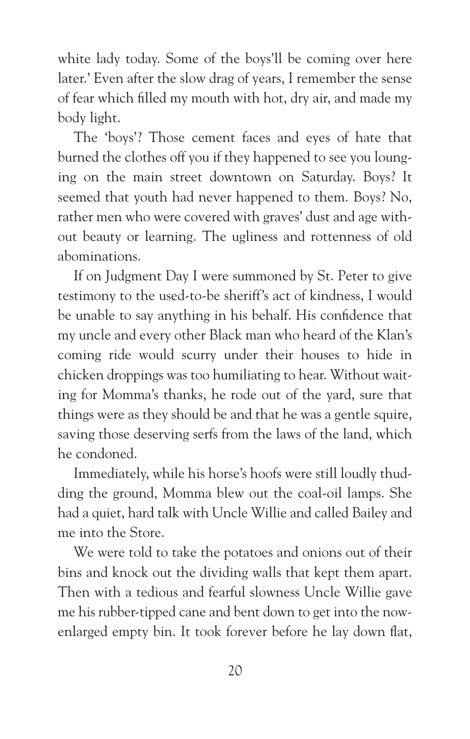white lady today. Some of the boys'll be coming over here later.' Even after the slow drag of years, I remember the sense of fear which filled my mouth with hot, dry air, and made my body light.

The 'boys'? Those cement faces and eyes of hate that burned the clothes off you if they happened to see you lounging on the main street downtown on Saturday. Boys? It seemed that youth had never happened to them. Boys? No, rather men who were covered with graves' dust and age without beauty or learning. The ugliness and rottenness of old abominations.

If on Judgment Day I were summoned by St. Peter to give testimony to the used-to-be sheriff's act of kindness, I would be unable to say anything in his behalf. His confidence that my uncle and every other Black man who heard of the Klan's coming ride would scurry under their houses to hide in chicken droppings was too humiliating to hear. Without waiting for Momma's thanks, he rode out of the yard, sure that things were as they should be and that he was a gentle squire, saving those deserving serfs from the laws of the land, which he condoned.

Immediately, while his horse's hoofs were still loudly thudding the ground, Momma blew out the coal-oil lamps. She had a quiet, hard talk with Uncle Willie and called Bailey and me into the Store.

We were told to take the potatoes and onions out of their bins and knock out the dividing walls that kept them apart. Then with a tedious and fearful slowness Uncle Willie gave me his rubber-tipped cane and bent down to get into the now-enlarged empty bin. It took forever before he lay down flat,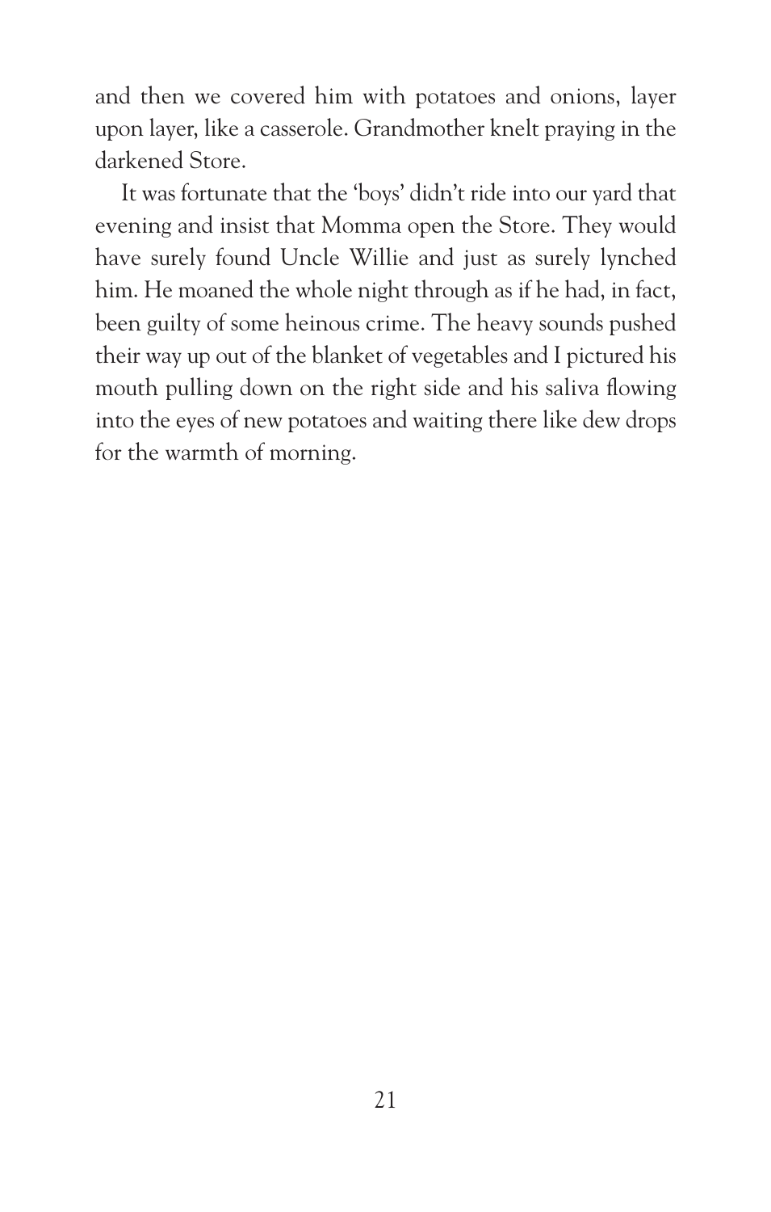and then we covered him with potatoes and onions, layer upon layer, like a casserole. Grandmother knelt praying in the darkened Store.

It was fortunate that the 'boys' didn't ride into our yard that evening and insist that Momma open the Store. They would have surely found Uncle Willie and just as surely lynched him. He moaned the whole night through as if he had, in fact, been guilty of some heinous crime. The heavy sounds pushed their way up out of the blanket of vegetables and I pictured his mouth pulling down on the right side and his saliva flowing into the eyes of new potatoes and waiting there like dew drops for the warmth of morning.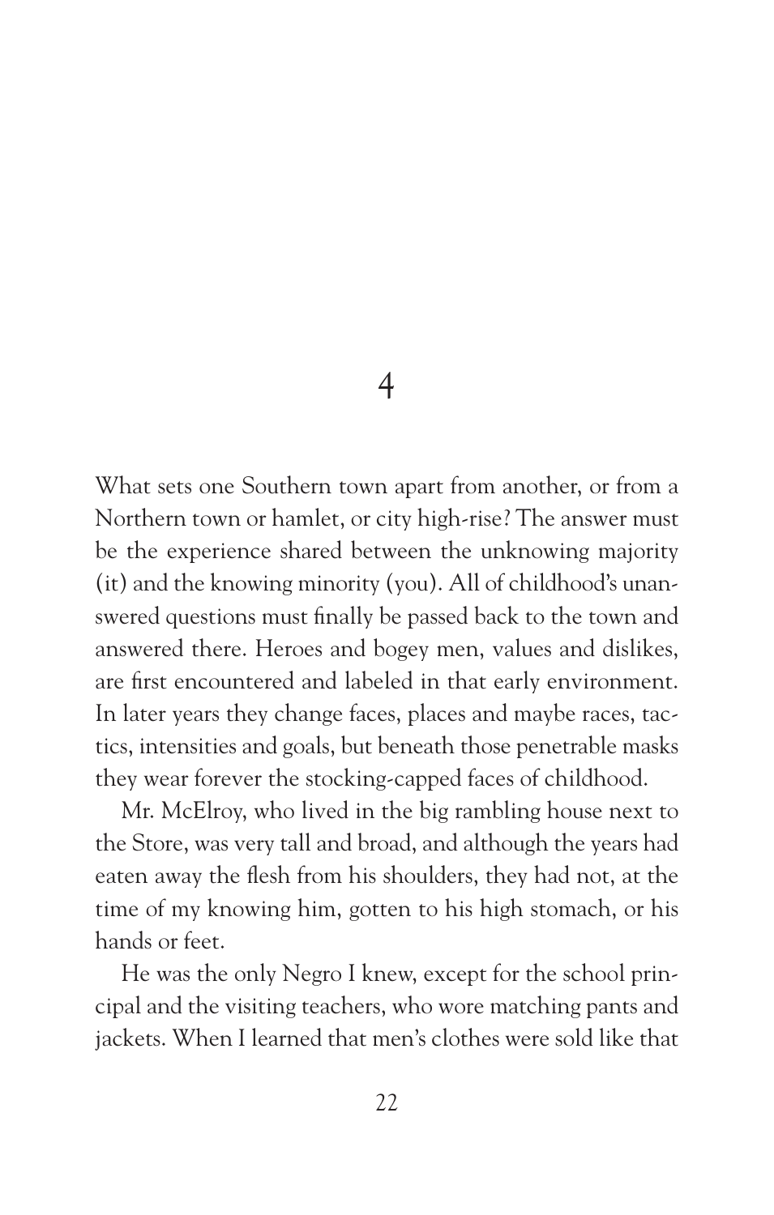# 4

What sets one Southern town apart from another, or from a Northern town or hamlet, or city high-rise? The answer must be the experience shared between the unknowing majority (it) and the knowing minority (you). All of childhood's unanswered questions must finally be passed back to the town and answered there. Heroes and bogey men, values and dislikes, are first encountered and labeled in that early environment. In later years they change faces, places and maybe races, tactics, intensities and goals, but beneath those penetrable masks they wear forever the stocking-capped faces of childhood.

Mr. McElroy, who lived in the big rambling house next to the Store, was very tall and broad, and although the years had eaten away the flesh from his shoulders, they had not, at the time of my knowing him, gotten to his high stomach, or his hands or feet.

He was the only Negro I knew, except for the school principal and the visiting teachers, who wore matching pants and jackets. When I learned that men's clothes were sold like that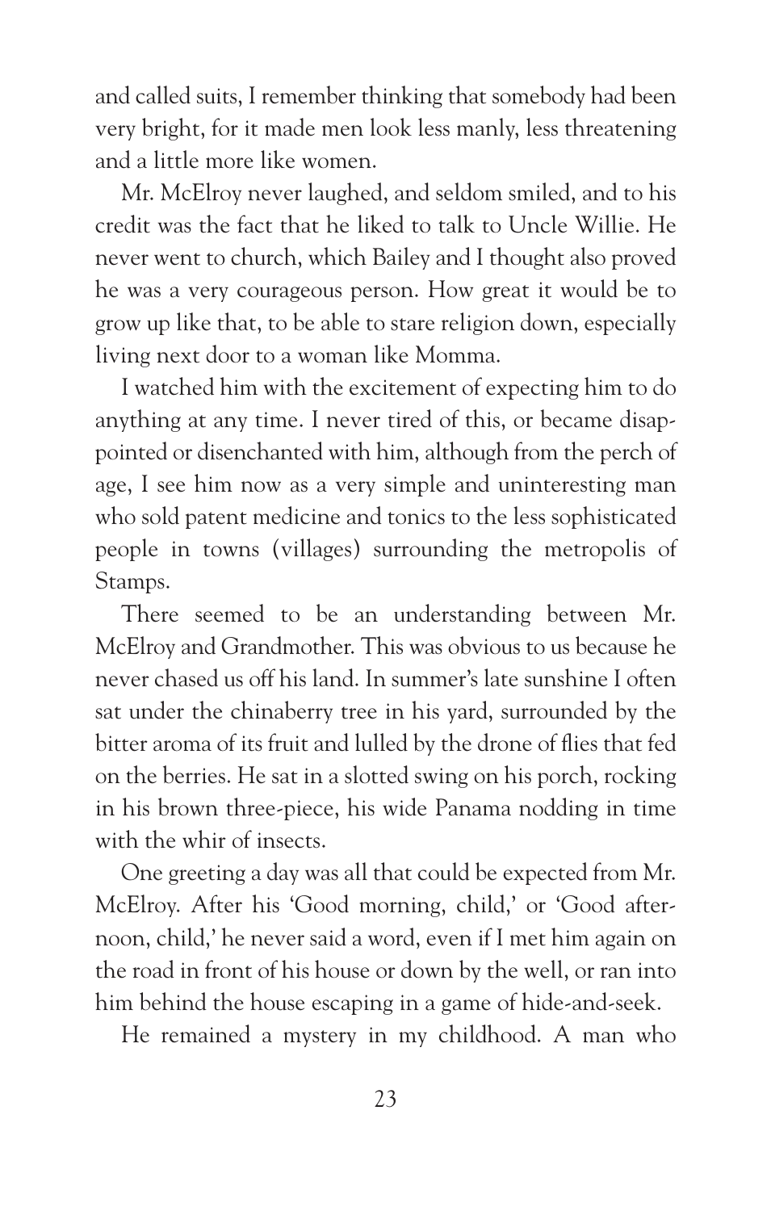and called suits, I remember thinking that somebody had been very bright, for it made men look less manly, less threatening and a little more like women.

Mr. McElroy never laughed, and seldom smiled, and to his credit was the fact that he liked to talk to Uncle Willie. He never went to church, which Bailey and I thought also proved he was a very courageous person. How great it would be to grow up like that, to be able to stare religion down, especially living next door to a woman like Momma.

I watched him with the excitement of expecting him to do anything at any time. I never tired of this, or became disappointed or disenchanted with him, although from the perch of age, I see him now as a very simple and uninteresting man who sold patent medicine and tonics to the less sophisticated people in towns (villages) surrounding the metropolis of Stamps.

There seemed to be an understanding between Mr. McElroy and Grandmother. This was obvious to us because he never chased us off his land. In summer's late sunshine I often sat under the chinaberry tree in his yard, surrounded by the bitter aroma of its fruit and lulled by the drone of flies that fed on the berries. He sat in a slotted swing on his porch, rocking in his brown three-piece, his wide Panama nodding in time with the whir of insects.

One greeting a day was all that could be expected from Mr. McElroy. After his 'Good morning, child,' or 'Good afternoon, child,' he never said a word, even if I met him again on the road in front of his house or down by the well, or ran into him behind the house escaping in a game of hide-and-seek.

He remained a mystery in my childhood. A man who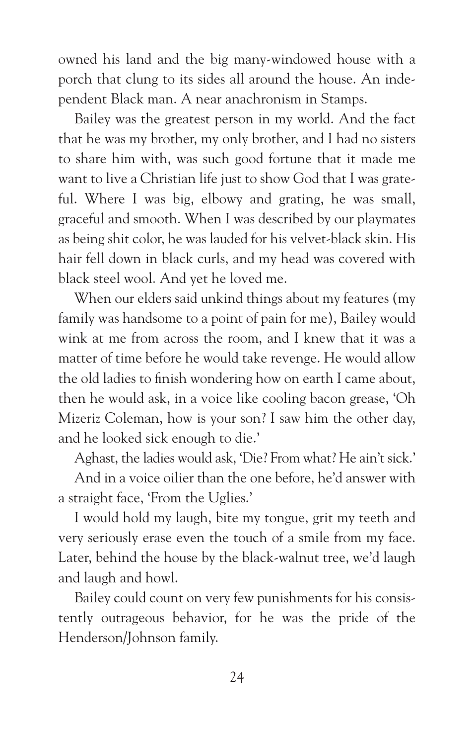owned his land and the big many-windowed house with a porch that clung to its sides all around the house. An independent Black man. A near anachronism in Stamps.

Bailey was the greatest person in my world. And the fact that he was my brother, my only brother, and I had no sisters to share him with, was such good fortune that it made me want to live a Christian life just to show God that I was grateful. Where I was big, elbowy and grating, he was small, graceful and smooth. When I was described by our playmates as being shit color, he was lauded for his velvet-black skin. His hair fell down in black curls, and my head was covered with black steel wool. And yet he loved me.

When our elders said unkind things about my features (my family was handsome to a point of pain for me), Bailey would wink at me from across the room, and I knew that it was a matter of time before he would take revenge. He would allow the old ladies to finish wondering how on earth I came about, then he would ask, in a voice like cooling bacon grease, 'Oh Mizeriz Coleman, how is your son? I saw him the other day, and he looked sick enough to die.'

Aghast, the ladies would ask, 'Die? From what? He ain't sick.'

And in a voice oilier than the one before, he'd answer with a straight face, 'From the Uglies.'

I would hold my laugh, bite my tongue, grit my teeth and very seriously erase even the touch of a smile from my face. Later, behind the house by the black-walnut tree, we'd laugh and laugh and howl.

Bailey could count on very few punishments for his consistently outrageous behavior, for he was the pride of the Henderson/Johnson family.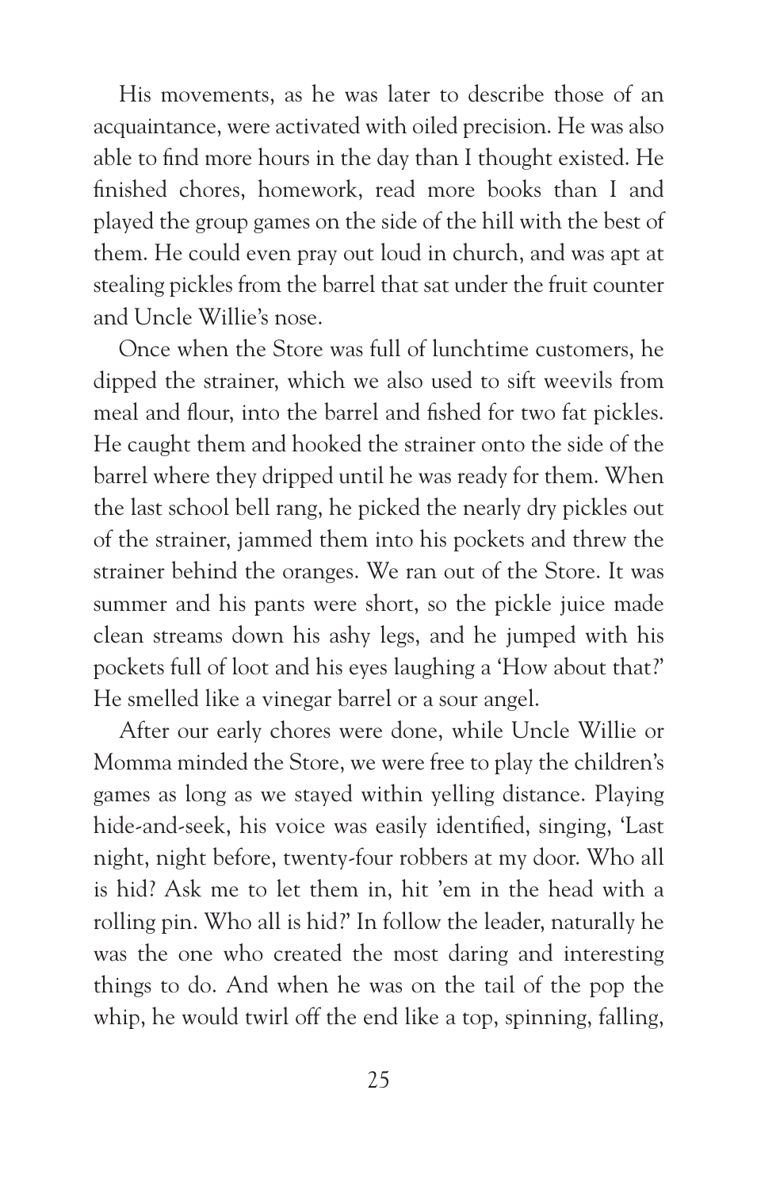His movements, as he was later to describe those of an acquaintance, were activated with oiled precision. He was also able to find more hours in the day than I thought existed. He finished chores, homework, read more books than I and played the group games on the side of the hill with the best of them. He could even pray out loud in church, and was apt at stealing pickles from the barrel that sat under the fruit counter and Uncle Willie's nose.

Once when the Store was full of lunchtime customers, he dipped the strainer, which we also used to sift weevils from meal and flour, into the barrel and fished for two fat pickles. He caught them and hooked the strainer onto the side of the barrel where they dripped until he was ready for them. When the last school bell rang, he picked the nearly dry pickles out of the strainer, jammed them into his pockets and threw the strainer behind the oranges. We ran out of the Store. It was summer and his pants were short, so the pickle juice made clean streams down his ashy legs, and he jumped with his pockets full of loot and his eyes laughing a 'How about that?' He smelled like a vinegar barrel or a sour angel.

After our early chores were done, while Uncle Willie or Momma minded the Store, we were free to play the children's games as long as we stayed within yelling distance. Playing hide-and-seek, his voice was easily identified, singing, 'Last night, night before, twenty-four robbers at my door. Who all is hid? Ask me to let them in, hit 'em in the head with a rolling pin. Who all is hid?' In follow the leader, naturally he was the one who created the most daring and interesting things to do. And when he was on the tail of the pop the whip, he would twirl off the end like a top, spinning, falling,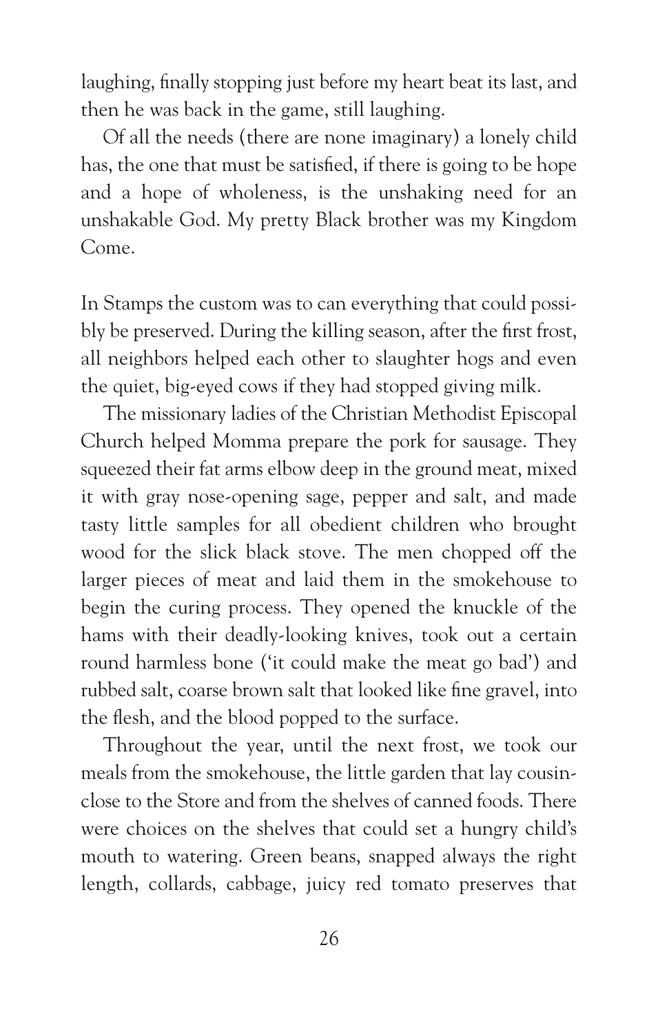laughing, finally stopping just before my heart beat its last, and then he was back in the game, still laughing.

Of all the needs (there are none imaginary) a lonely child has, the one that must be satisfied, if there is going to be hope and a hope of wholeness, is the unshaking need for an unshakable God. My pretty Black brother was my Kingdom Come.

In Stamps the custom was to can everything that could possibly be preserved. During the killing season, after the first frost, all neighbors helped each other to slaughter hogs and even the quiet, big-eyed cows if they had stopped giving milk.

The missionary ladies of the Christian Methodist Episcopal Church helped Momma prepare the pork for sausage. They squeezed their fat arms elbow deep in the ground meat, mixed it with gray nose-opening sage, pepper and salt, and made tasty little samples for all obedient children who brought wood for the slick black stove. The men chopped off the larger pieces of meat and laid them in the smokehouse to begin the curing process. They opened the knuckle of the hams with their deadly-looking knives, took out a certain round harmless bone ('it could make the meat go bad') and rubbed salt, coarse brown salt that looked like fine gravel, into the flesh, and the blood popped to the surface.

Throughout the year, until the next frost, we took our meals from the smokehouse, the little garden that lay cousin-close to the Store and from the shelves of canned foods. There were choices on the shelves that could set a hungry child's mouth to watering. Green beans, snapped always the right length, collards, cabbage, juicy red tomato preserves that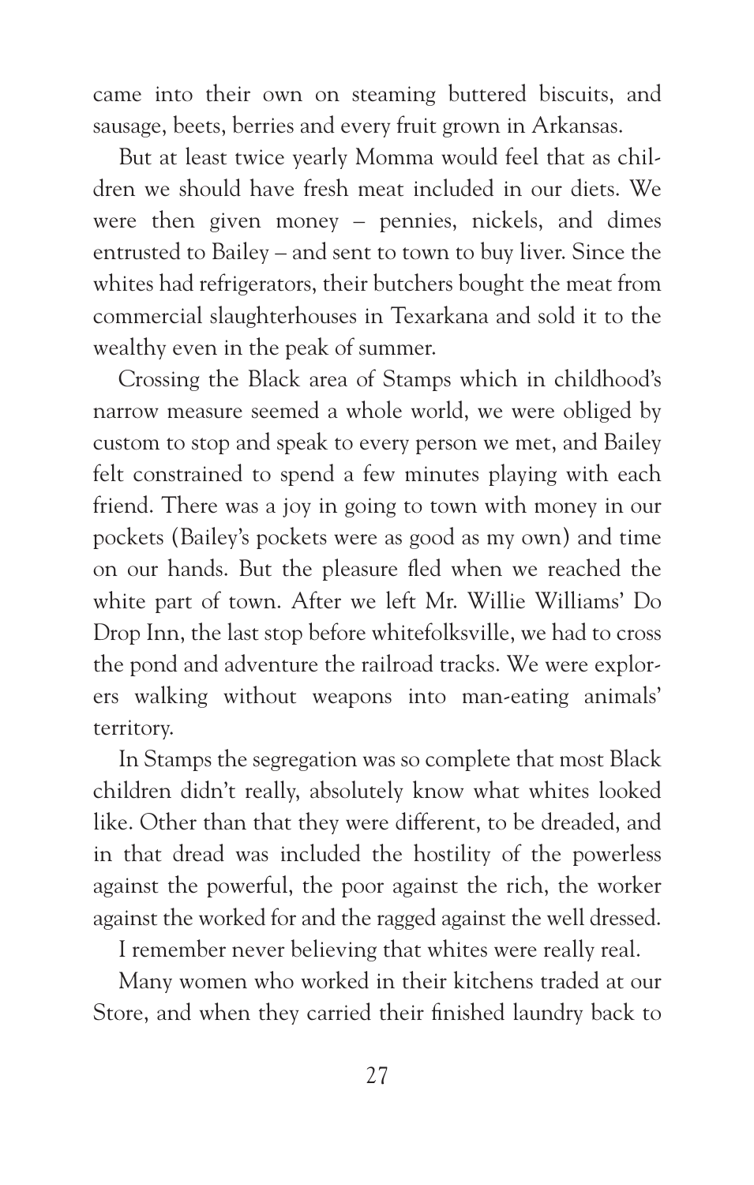came into their own on steaming buttered biscuits, and sausage, beets, berries and every fruit grown in Arkansas.

But at least twice yearly Momma would feel that as children we should have fresh meat included in our diets. We were then given money – pennies, nickels, and dimes entrusted to Bailey – and sent to town to buy liver. Since the whites had refrigerators, their butchers bought the meat from commercial slaughterhouses in Texarkana and sold it to the wealthy even in the peak of summer.

Crossing the Black area of Stamps which in childhood's narrow measure seemed a whole world, we were obliged by custom to stop and speak to every person we met, and Bailey felt constrained to spend a few minutes playing with each friend. There was a joy in going to town with money in our pockets (Bailey's pockets were as good as my own) and time on our hands. But the pleasure fled when we reached the white part of town. After we left Mr. Willie Williams' Do Drop Inn, the last stop before whitefolksville, we had to cross the pond and adventure the railroad tracks. We were explorers walking without weapons into man-eating animals' territory.

In Stamps the segregation was so complete that most Black children didn't really, absolutely know what whites looked like. Other than that they were different, to be dreaded, and in that dread was included the hostility of the powerless against the powerful, the poor against the rich, the worker against the worked for and the ragged against the well dressed.

I remember never believing that whites were really real.

Many women who worked in their kitchens traded at our Store, and when they carried their finished laundry back to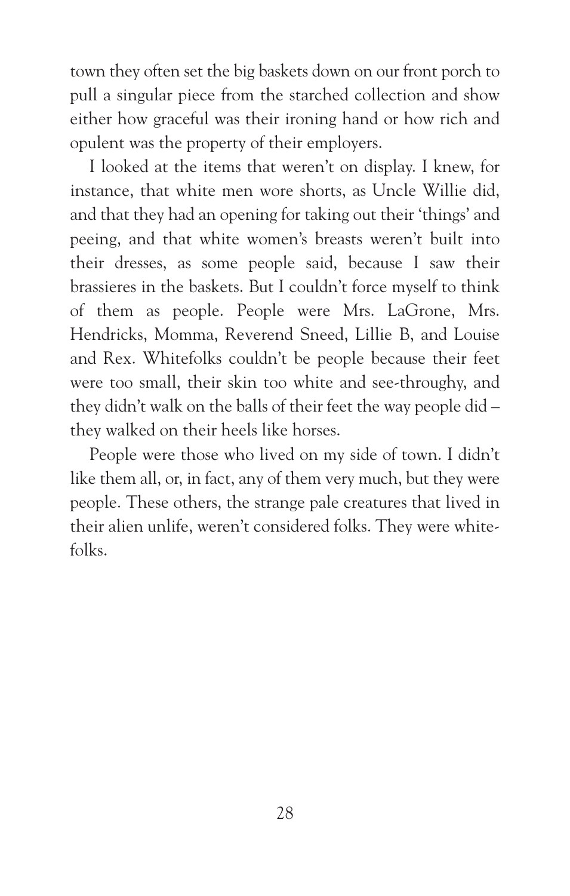town they often set the big baskets down on our front porch to pull a singular piece from the starched collection and show either how graceful was their ironing hand or how rich and opulent was the property of their employers.

I looked at the items that weren't on display. I knew, for instance, that white men wore shorts, as Uncle Willie did, and that they had an opening for taking out their 'things' and peeing, and that white women's breasts weren't built into their dresses, as some people said, because I saw their brassieres in the baskets. But I couldn't force myself to think of them as people. People were Mrs. LaGrone, Mrs. Hendricks, Momma, Reverend Sneed, Lillie B, and Louise and Rex. Whitefolks couldn't be people because their feet were too small, their skin too white and see-throughy, and they didn't walk on the balls of their feet the way people did – they walked on their heels like horses.

People were those who lived on my side of town. I didn't like them all, or, in fact, any of them very much, but they were people. These others, the strange pale creatures that lived in their alien unlife, weren't considered folks. They were whitefolks.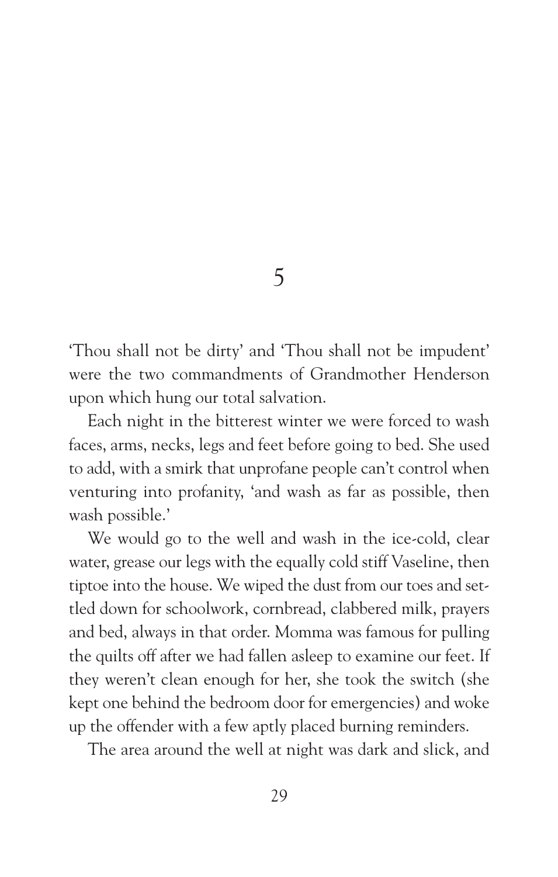# 5

'Thou shall not be dirty' and 'Thou shall not be impudent' were the two commandments of Grandmother Henderson upon which hung our total salvation.

Each night in the bitterest winter we were forced to wash faces, arms, necks, legs and feet before going to bed. She used to add, with a smirk that unprofane people can't control when venturing into profanity, 'and wash as far as possible, then wash possible.'

We would go to the well and wash in the ice-cold, clear water, grease our legs with the equally cold stiff Vaseline, then tiptoe into the house. We wiped the dust from our toes and settled down for schoolwork, cornbread, clabbered milk, prayers and bed, always in that order. Momma was famous for pulling the quilts off after we had fallen asleep to examine our feet. If they weren't clean enough for her, she took the switch (she kept one behind the bedroom door for emergencies) and woke up the offender with a few aptly placed burning reminders.

The area around the well at night was dark and slick, and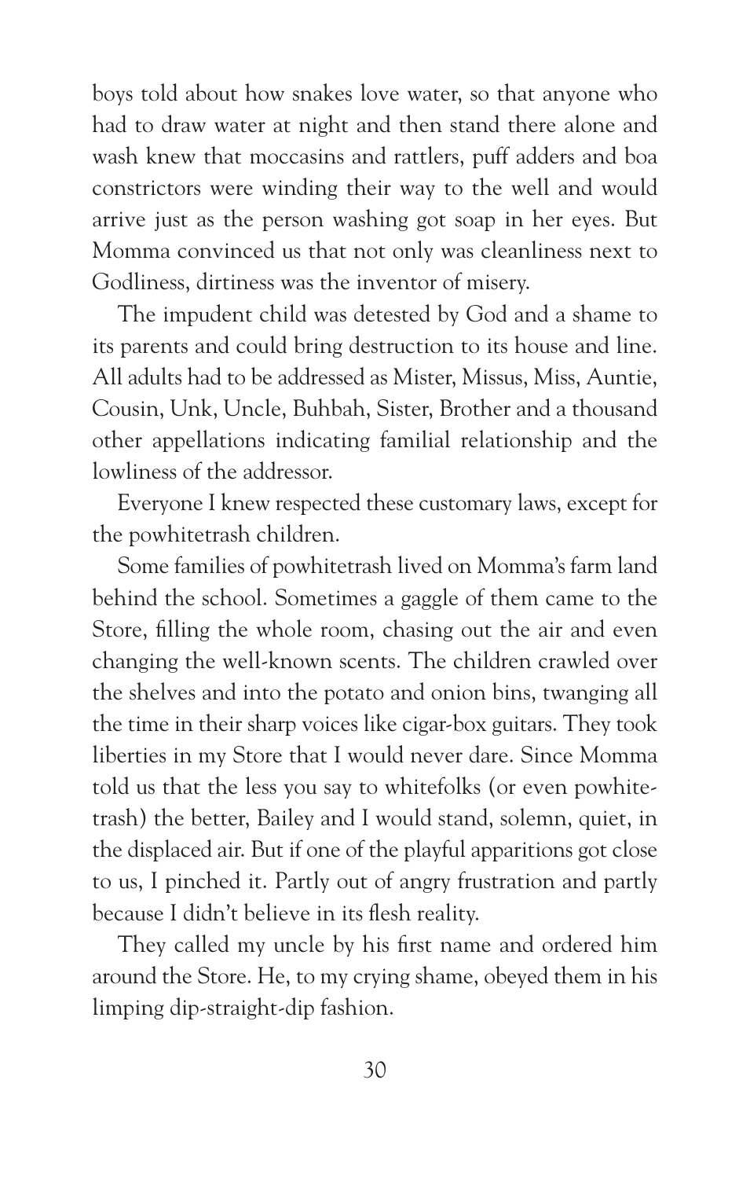boys told about how snakes love water, so that anyone who had to draw water at night and then stand there alone and wash knew that moccasins and rattlers, puff adders and boa constrictors were winding their way to the well and would arrive just as the person washing got soap in her eyes. But Momma convinced us that not only was cleanliness next to Godliness, dirtiness was the inventor of misery.

The impudent child was detested by God and a shame to its parents and could bring destruction to its house and line. All adults had to be addressed as Mister, Missus, Miss, Auntie, Cousin, Unk, Uncle, Buhbah, Sister, Brother and a thousand other appellations indicating familial relationship and the lowliness of the addressor.

Everyone I knew respected these customary laws, except for the powhitetrash children.

Some families of powhitetrash lived on Momma's farm land behind the school. Sometimes a gaggle of them came to the Store, filling the whole room, chasing out the air and even changing the well-known scents. The children crawled over the shelves and into the potato and onion bins, twanging all the time in their sharp voices like cigar-box guitars. They took liberties in my Store that I would never dare. Since Momma told us that the less you say to whitefolks (or even powhitetrash) the better, Bailey and I would stand, solemn, quiet, in the displaced air. But if one of the playful apparitions got close to us, I pinched it. Partly out of angry frustration and partly because I didn't believe in its flesh reality.

They called my uncle by his first name and ordered him around the Store. He, to my crying shame, obeyed them in his limping dip-straight-dip fashion.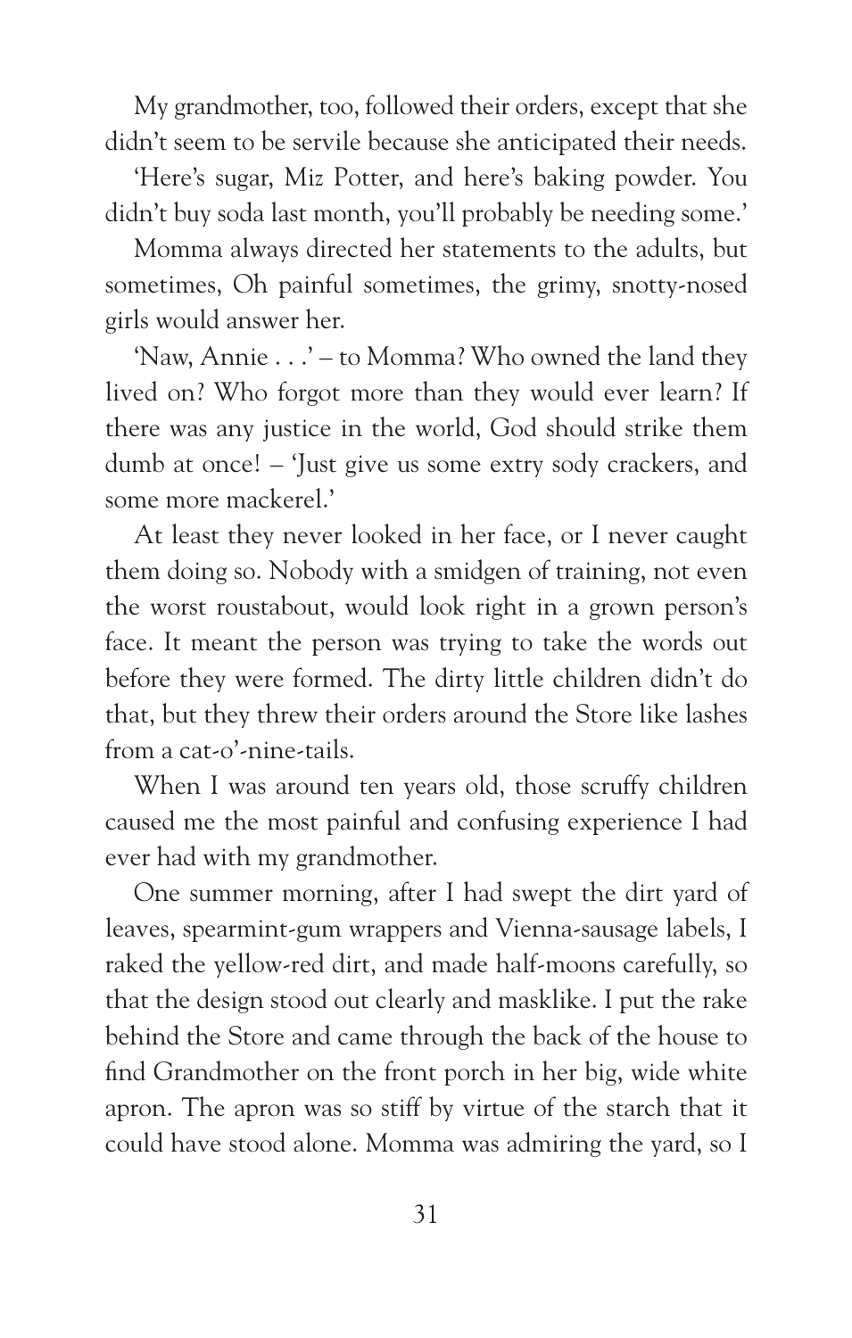My grandmother, too, followed their orders, except that she didn't seem to be servile because she anticipated their needs.

'Here's sugar, Miz Potter, and here's baking powder. You didn't buy soda last month, you'll probably be needing some.'

Momma always directed her statements to the adults, but sometimes, Oh painful sometimes, the grimy, snotty-nosed girls would answer her.

'Naw, Annie . . .' – to Momma? Who owned the land they lived on? Who forgot more than they would ever learn? If there was any justice in the world, God should strike them dumb at once! – 'Just give us some extry sody crackers, and some more mackerel.'

At least they never looked in her face, or I never caught them doing so. Nobody with a smidgen of training, not even the worst roustabout, would look right in a grown person's face. It meant the person was trying to take the words out before they were formed. The dirty little children didn't do that, but they threw their orders around the Store like lashes from a cat-o'-nine-tails.

When I was around ten years old, those scruffy children caused me the most painful and confusing experience I had ever had with my grandmother.

One summer morning, after I had swept the dirt yard of leaves, spearmint-gum wrappers and Vienna-sausage labels, I raked the yellow-red dirt, and made half-moons carefully, so that the design stood out clearly and masklike. I put the rake behind the Store and came through the back of the house to find Grandmother on the front porch in her big, wide white apron. The apron was so stiff by virtue of the starch that it could have stood alone. Momma was admiring the yard, so I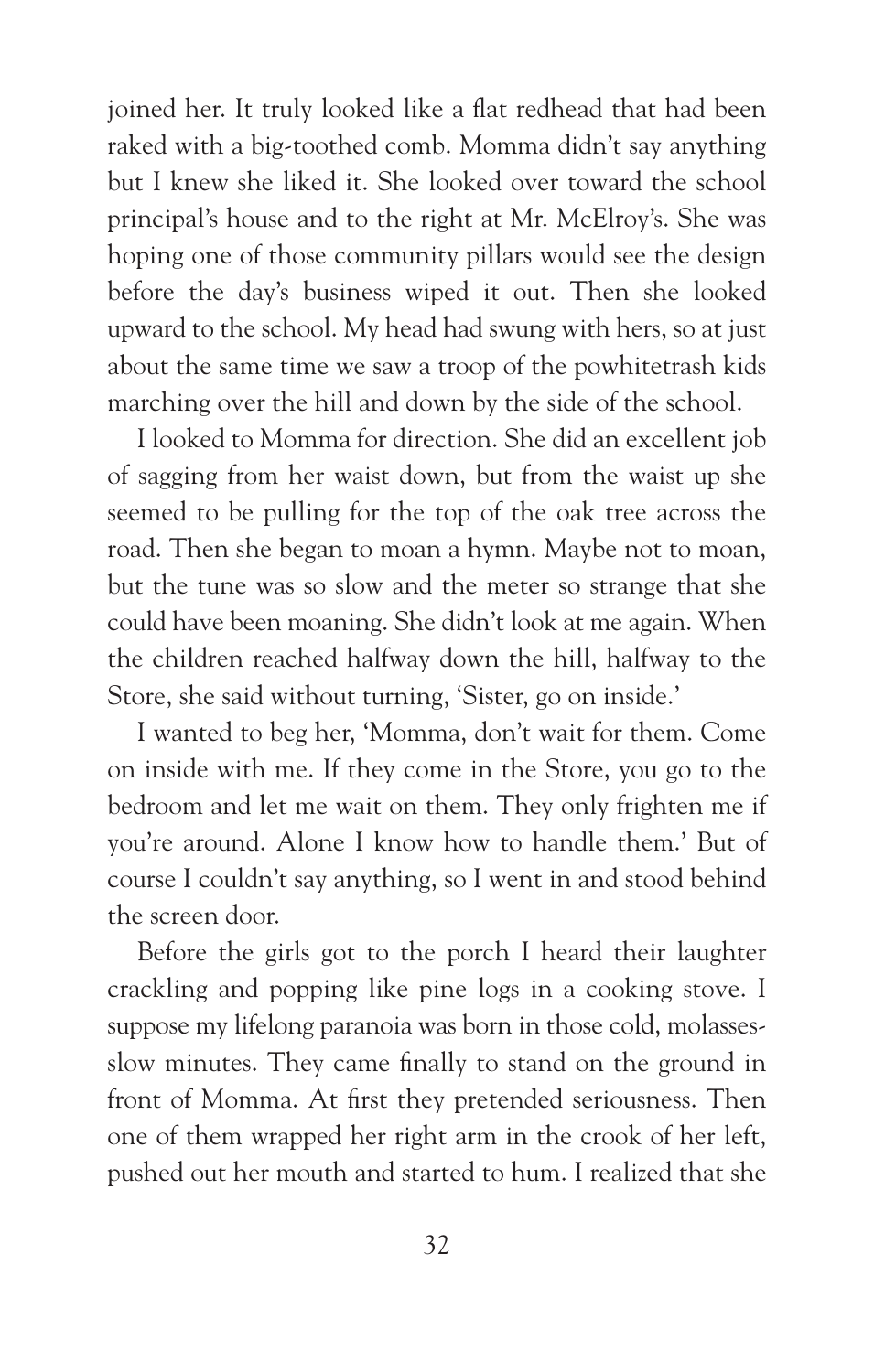joined her. It truly looked like a flat redhead that had been raked with a big-toothed comb. Momma didn't say anything but I knew she liked it. She looked over toward the school principal's house and to the right at Mr. McElroy's. She was hoping one of those community pillars would see the design before the day's business wiped it out. Then she looked upward to the school. My head had swung with hers, so at just about the same time we saw a troop of the powhitetrash kids marching over the hill and down by the side of the school.

I looked to Momma for direction. She did an excellent job of sagging from her waist down, but from the waist up she seemed to be pulling for the top of the oak tree across the road. Then she began to moan a hymn. Maybe not to moan, but the tune was so slow and the meter so strange that she could have been moaning. She didn't look at me again. When the children reached halfway down the hill, halfway to the Store, she said without turning, 'Sister, go on inside.'

I wanted to beg her, 'Momma, don't wait for them. Come on inside with me. If they come in the Store, you go to the bedroom and let me wait on them. They only frighten me if you're around. Alone I know how to handle them.' But of course I couldn't say anything, so I went in and stood behind the screen door.

Before the girls got to the porch I heard their laughter crackling and popping like pine logs in a cooking stove. I suppose my lifelong paranoia was born in those cold, molasses-slow minutes. They came finally to stand on the ground in front of Momma. At first they pretended seriousness. Then one of them wrapped her right arm in the crook of her left, pushed out her mouth and started to hum. I realized that she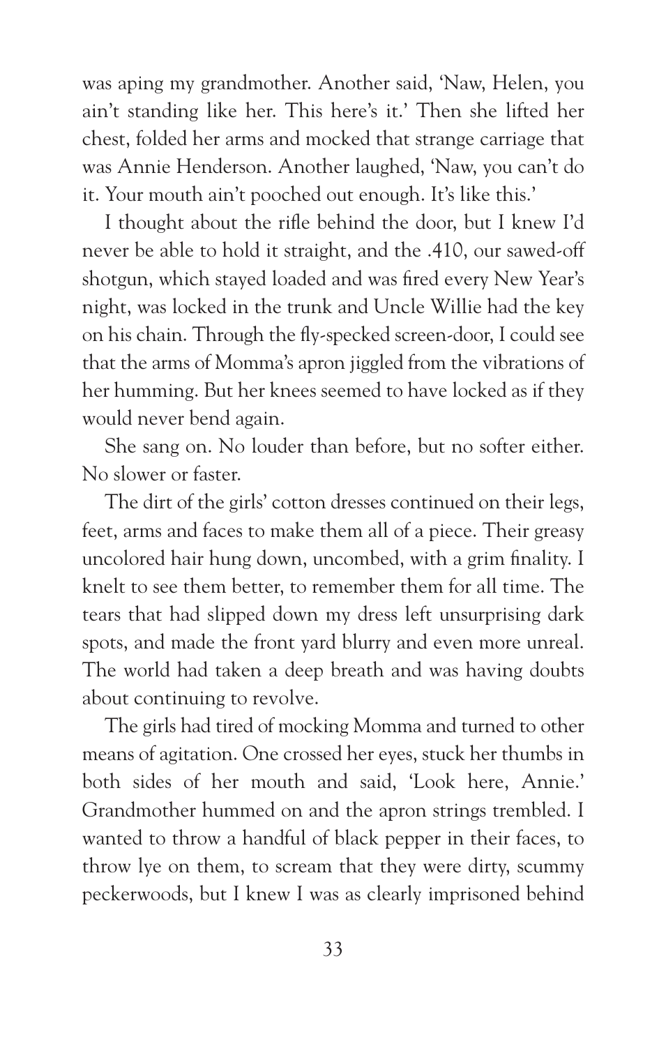was aping my grandmother. Another said, 'Naw, Helen, you ain't standing like her. This here's it.' Then she lifted her chest, folded her arms and mocked that strange carriage that was Annie Henderson. Another laughed, 'Naw, you can't do it. Your mouth ain't pooched out enough. It's like this.'

I thought about the rifle behind the door, but I knew I'd never be able to hold it straight, and the .410, our sawed-off shotgun, which stayed loaded and was fired every New Year's night, was locked in the trunk and Uncle Willie had the key on his chain. Through the fly-specked screen-door, I could see that the arms of Momma's apron jiggled from the vibrations of her humming. But her knees seemed to have locked as if they would never bend again.

She sang on. No louder than before, but no softer either. No slower or faster.

The dirt of the girls' cotton dresses continued on their legs, feet, arms and faces to make them all of a piece. Their greasy uncolored hair hung down, uncombed, with a grim finality. I knelt to see them better, to remember them for all time. The tears that had slipped down my dress left unsurprising dark spots, and made the front yard blurry and even more unreal. The world had taken a deep breath and was having doubts about continuing to revolve.

The girls had tired of mocking Momma and turned to other means of agitation. One crossed her eyes, stuck her thumbs in both sides of her mouth and said, 'Look here, Annie.' Grandmother hummed on and the apron strings trembled. I wanted to throw a handful of black pepper in their faces, to throw lye on them, to scream that they were dirty, scummy peckerwoods, but I knew I was as clearly imprisoned behind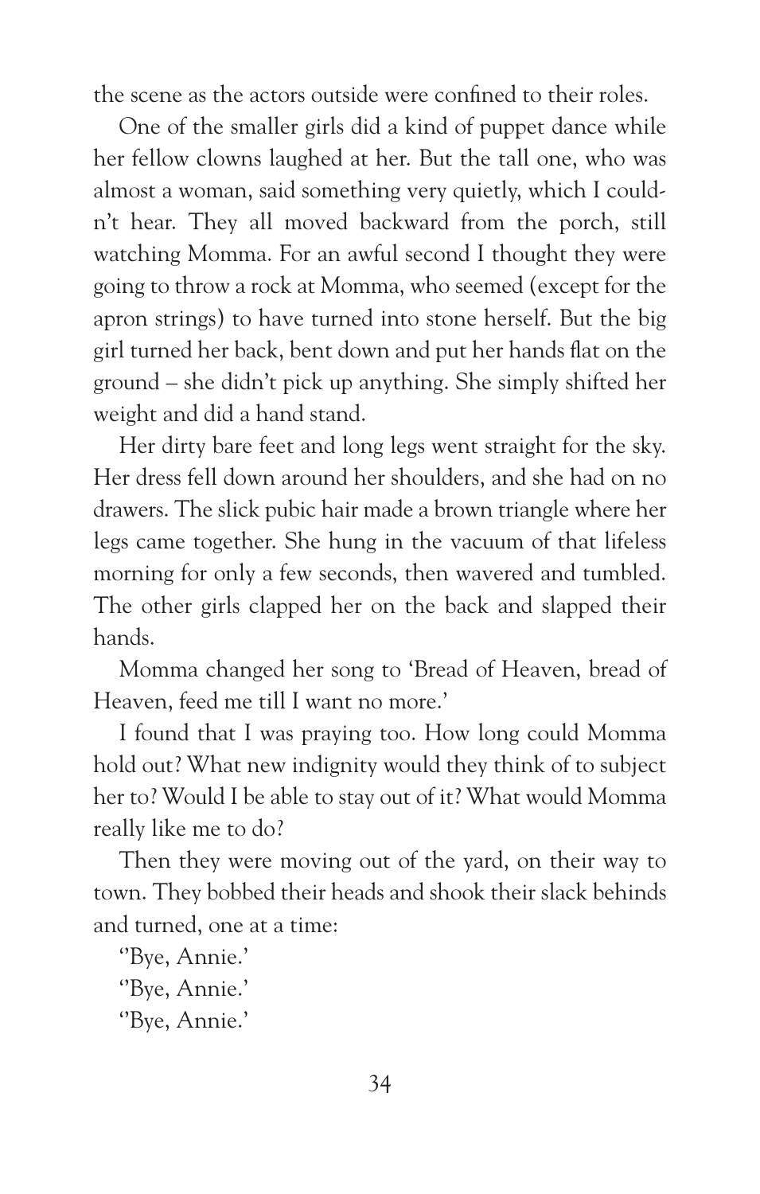the scene as the actors outside were confined to their roles.

One of the smaller girls did a kind of puppet dance while her fellow clowns laughed at her. But the tall one, who was almost a woman, said something very quietly, which I couldn't hear. They all moved backward from the porch, still watching Momma. For an awful second I thought they were going to throw a rock at Momma, who seemed (except for the apron strings) to have turned into stone herself. But the big girl turned her back, bent down and put her hands flat on the ground – she didn't pick up anything. She simply shifted her weight and did a hand stand.

Her dirty bare feet and long legs went straight for the sky. Her dress fell down around her shoulders, and she had on no drawers. The slick pubic hair made a brown triangle where her legs came together. She hung in the vacuum of that lifeless morning for only a few seconds, then wavered and tumbled. The other girls clapped her on the back and slapped their hands.

Momma changed her song to 'Bread of Heaven, bread of Heaven, feed me till I want no more.'

I found that I was praying too. How long could Momma hold out? What new indignity would they think of to subject her to? Would I be able to stay out of it? What would Momma really like me to do?

Then they were moving out of the yard, on their way to town. They bobbed their heads and shook their slack behinds and turned, one at a time:

''Bye, Annie.'

''Bye, Annie.'

''Bye, Annie.'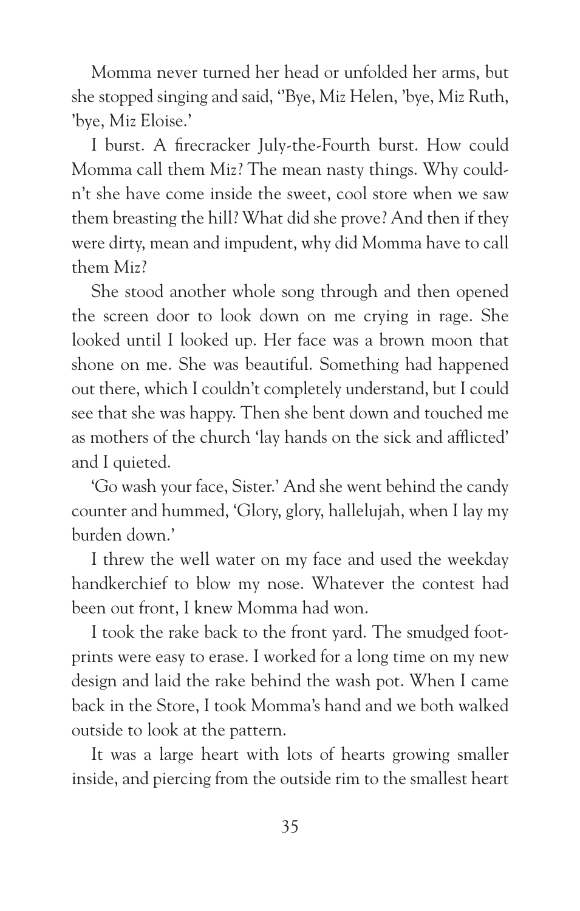Momma never turned her head or unfolded her arms, but she stopped singing and said, ''Bye, Miz Helen, 'bye, Miz Ruth, 'bye, Miz Eloise.'

I burst. A firecracker July-the-Fourth burst. How could Momma call them Miz? The mean nasty things. Why couldn't she have come inside the sweet, cool store when we saw them breasting the hill? What did she prove? And then if they were dirty, mean and impudent, why did Momma have to call them Miz?

She stood another whole song through and then opened the screen door to look down on me crying in rage. She looked until I looked up. Her face was a brown moon that shone on me. She was beautiful. Something had happened out there, which I couldn't completely understand, but I could see that she was happy. Then she bent down and touched me as mothers of the church 'lay hands on the sick and afflicted' and I quieted.

'Go wash your face, Sister.' And she went behind the candy counter and hummed, 'Glory, glory, hallelujah, when I lay my burden down.'

I threw the well water on my face and used the weekday handkerchief to blow my nose. Whatever the contest had been out front, I knew Momma had won.

I took the rake back to the front yard. The smudged footprints were easy to erase. I worked for a long time on my new design and laid the rake behind the wash pot. When I came back in the Store, I took Momma's hand and we both walked outside to look at the pattern.

It was a large heart with lots of hearts growing smaller inside, and piercing from the outside rim to the smallest heart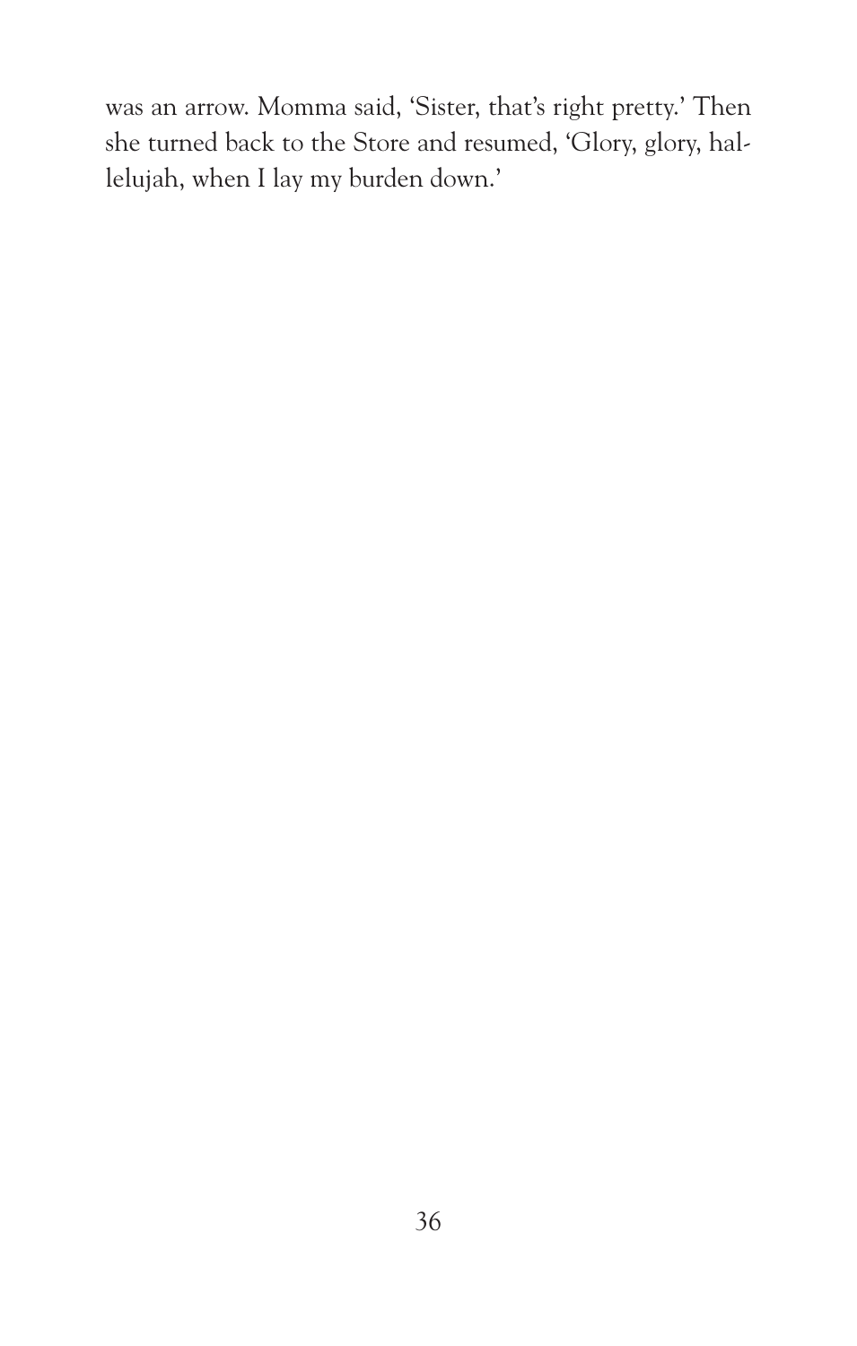was an arrow. Momma said, 'Sister, that's right pretty.' Then she turned back to the Store and resumed, 'Glory, glory, hallelujah, when I lay my burden down.'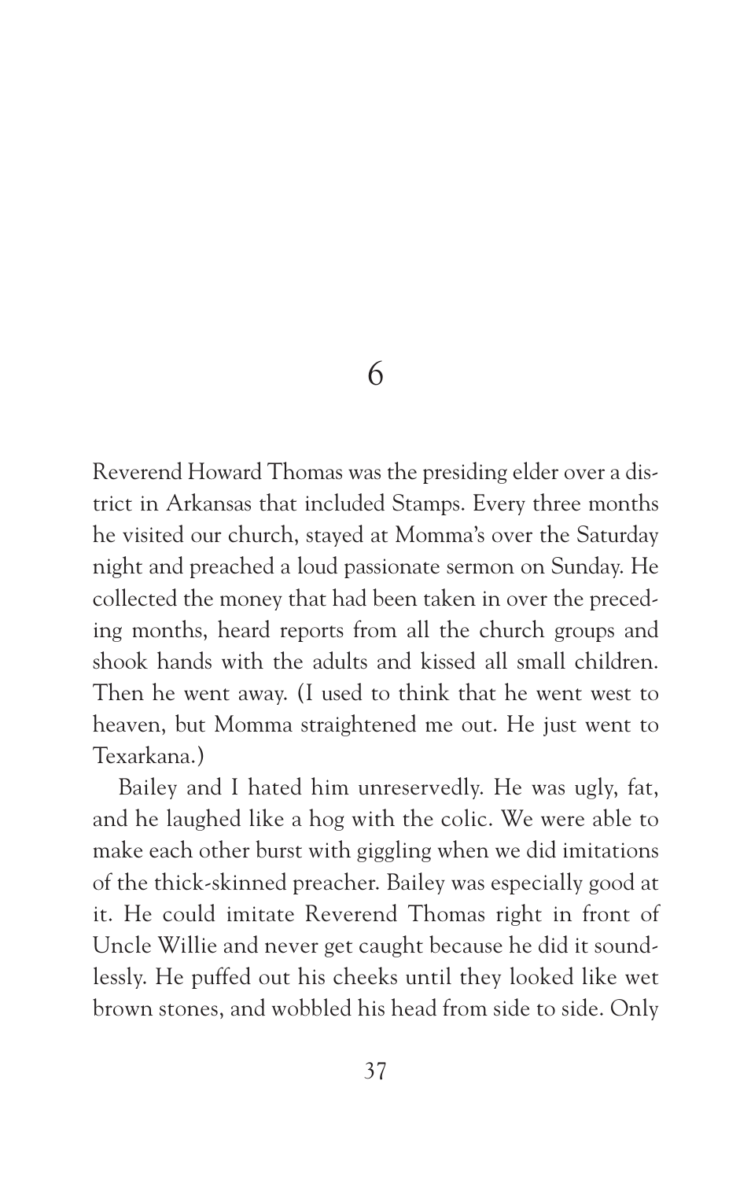# 6

Reverend Howard Thomas was the presiding elder over a district in Arkansas that included Stamps. Every three months he visited our church, stayed at Momma's over the Saturday night and preached a loud passionate sermon on Sunday. He collected the money that had been taken in over the preceding months, heard reports from all the church groups and shook hands with the adults and kissed all small children. Then he went away. (I used to think that he went west to heaven, but Momma straightened me out. He just went to Texarkana.)

Bailey and I hated him unreservedly. He was ugly, fat, and he laughed like a hog with the colic. We were able to make each other burst with giggling when we did imitations of the thick-skinned preacher. Bailey was especially good at it. He could imitate Reverend Thomas right in front of Uncle Willie and never get caught because he did it soundlessly. He puffed out his cheeks until they looked like wet brown stones, and wobbled his head from side to side. Only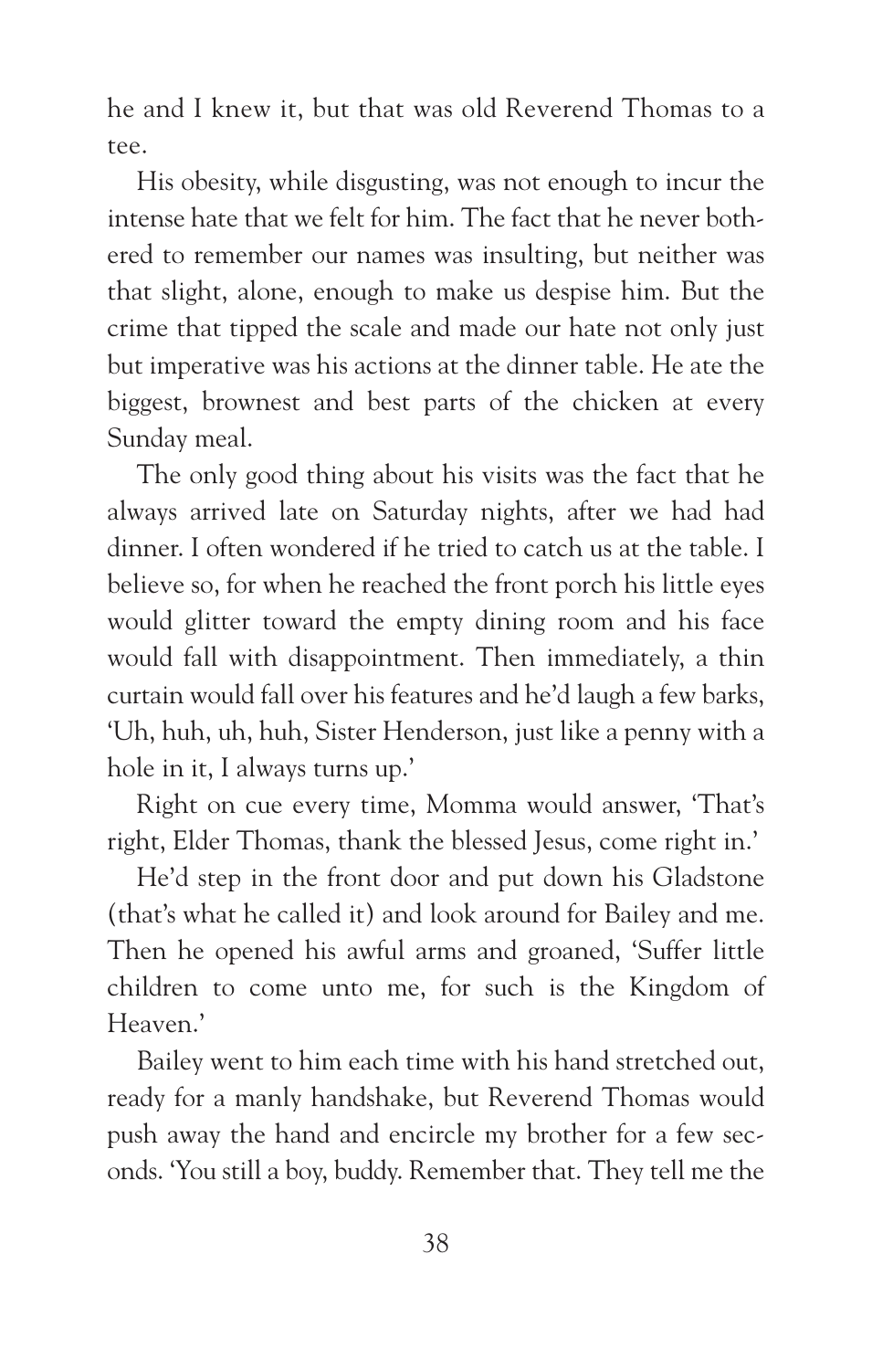he and I knew it, but that was old Reverend Thomas to a tee.

His obesity, while disgusting, was not enough to incur the intense hate that we felt for him. The fact that he never bothered to remember our names was insulting, but neither was that slight, alone, enough to make us despise him. But the crime that tipped the scale and made our hate not only just but imperative was his actions at the dinner table. He ate the biggest, brownest and best parts of the chicken at every Sunday meal.

The only good thing about his visits was the fact that he always arrived late on Saturday nights, after we had had dinner. I often wondered if he tried to catch us at the table. I believe so, for when he reached the front porch his little eyes would glitter toward the empty dining room and his face would fall with disappointment. Then immediately, a thin curtain would fall over his features and he'd laugh a few barks, 'Uh, huh, uh, huh, Sister Henderson, just like a penny with a hole in it, I always turns up.'

Right on cue every time, Momma would answer, 'That's right, Elder Thomas, thank the blessed Jesus, come right in.'

He'd step in the front door and put down his Gladstone (that's what he called it) and look around for Bailey and me. Then he opened his awful arms and groaned, 'Suffer little children to come unto me, for such is the Kingdom of Heaven.'

Bailey went to him each time with his hand stretched out, ready for a manly handshake, but Reverend Thomas would push away the hand and encircle my brother for a few seconds. 'You still a boy, buddy. Remember that. They tell me the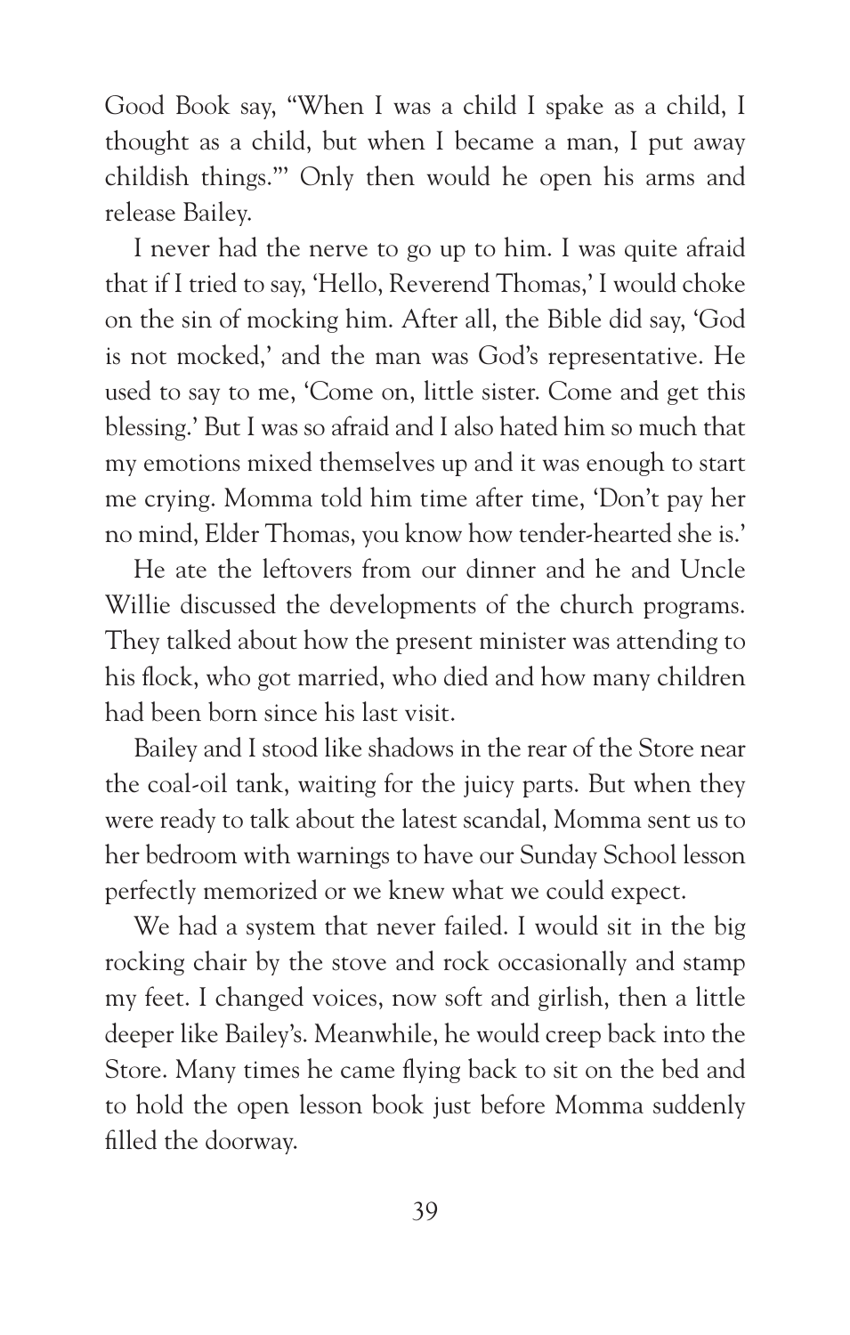Good Book say, "When I was a child I spake as a child, I thought as a child, but when I became a man, I put away childish things.'" Only then would he open his arms and release Bailey.

I never had the nerve to go up to him. I was quite afraid that if I tried to say, 'Hello, Reverend Thomas,' I would choke on the sin of mocking him. After all, the Bible did say, 'God is not mocked,' and the man was God's representative. He used to say to me, 'Come on, little sister. Come and get this blessing.' But I was so afraid and I also hated him so much that my emotions mixed themselves up and it was enough to start me crying. Momma told him time after time, 'Don't pay her no mind, Elder Thomas, you know how tender-hearted she is.'

He ate the leftovers from our dinner and he and Uncle Willie discussed the developments of the church programs. They talked about how the present minister was attending to his flock, who got married, who died and how many children had been born since his last visit.

Bailey and I stood like shadows in the rear of the Store near the coal-oil tank, waiting for the juicy parts. But when they were ready to talk about the latest scandal, Momma sent us to her bedroom with warnings to have our Sunday School lesson perfectly memorized or we knew what we could expect.

We had a system that never failed. I would sit in the big rocking chair by the stove and rock occasionally and stamp my feet. I changed voices, now soft and girlish, then a little deeper like Bailey's. Meanwhile, he would creep back into the Store. Many times he came flying back to sit on the bed and to hold the open lesson book just before Momma suddenly filled the doorway.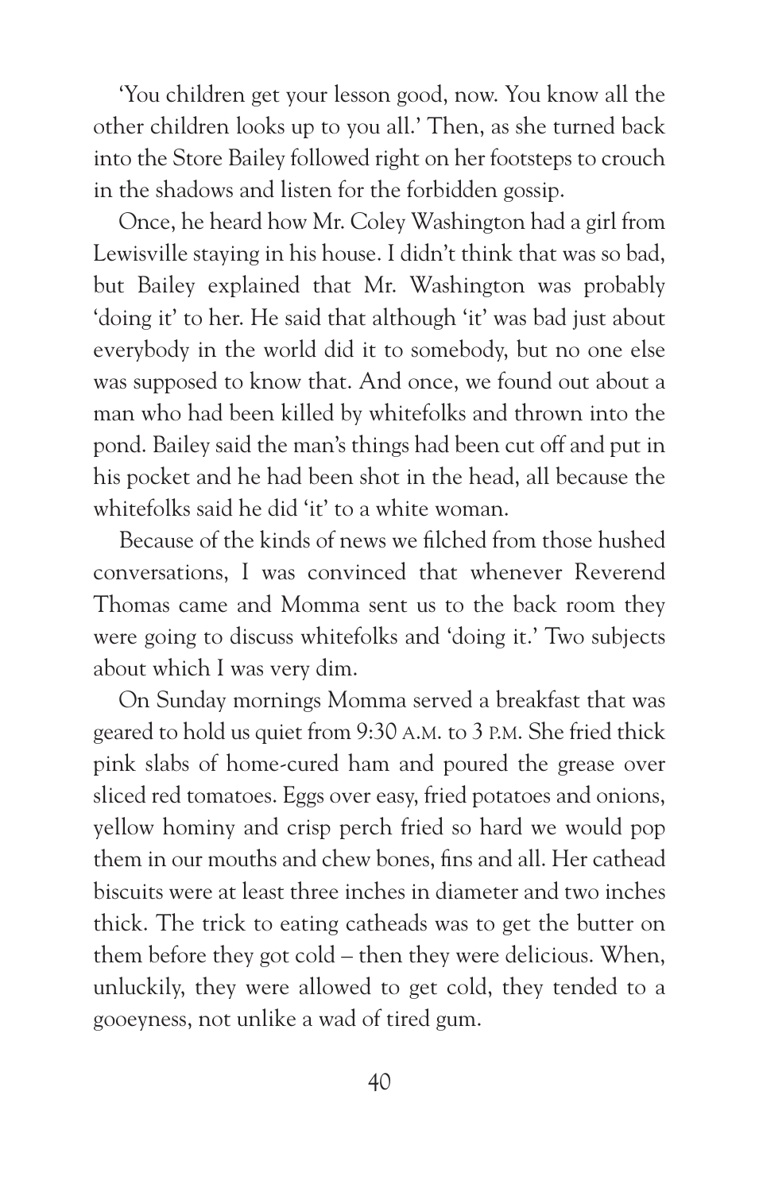'You children get your lesson good, now. You know all the other children looks up to you all.' Then, as she turned back into the Store Bailey followed right on her footsteps to crouch in the shadows and listen for the forbidden gossip.

Once, he heard how Mr. Coley Washington had a girl from Lewisville staying in his house. I didn't think that was so bad, but Bailey explained that Mr. Washington was probably 'doing it' to her. He said that although 'it' was bad just about everybody in the world did it to somebody, but no one else was supposed to know that. And once, we found out about a man who had been killed by whitefolks and thrown into the pond. Bailey said the man's things had been cut off and put in his pocket and he had been shot in the head, all because the whitefolks said he did 'it' to a white woman.

Because of the kinds of news we filched from those hushed conversations, I was convinced that whenever Reverend Thomas came and Momma sent us to the back room they were going to discuss whitefolks and 'doing it.' Two subjects about which I was very dim.

On Sunday mornings Momma served a breakfast that was geared to hold us quiet from 9:30 A.M. to 3 P.M. She fried thick pink slabs of home-cured ham and poured the grease over sliced red tomatoes. Eggs over easy, fried potatoes and onions, yellow hominy and crisp perch fried so hard we would pop them in our mouths and chew bones, fins and all. Her cathead biscuits were at least three inches in diameter and two inches thick. The trick to eating catheads was to get the butter on them before they got cold – then they were delicious. When, unluckily, they were allowed to get cold, they tended to a gooeyness, not unlike a wad of tired gum.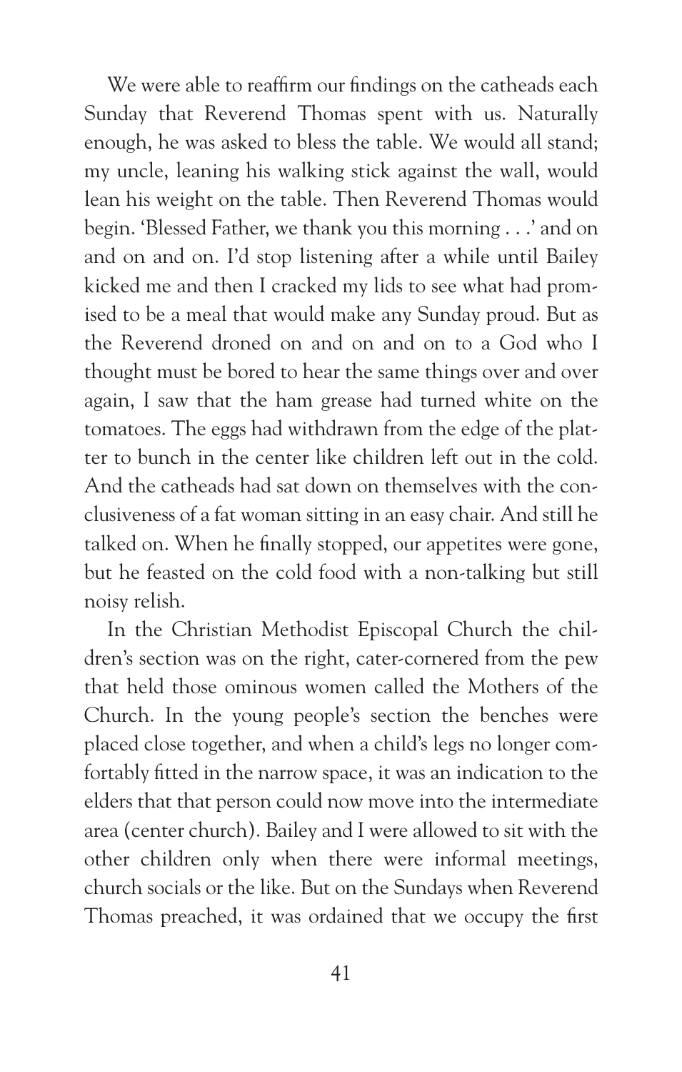We were able to reaffirm our findings on the catheads each Sunday that Reverend Thomas spent with us. Naturally enough, he was asked to bless the table. We would all stand; my uncle, leaning his walking stick against the wall, would lean his weight on the table. Then Reverend Thomas would begin. 'Blessed Father, we thank you this morning . . .' and on and on and on. I'd stop listening after a while until Bailey kicked me and then I cracked my lids to see what had promised to be a meal that would make any Sunday proud. But as the Reverend droned on and on and on to a God who I thought must be bored to hear the same things over and over again, I saw that the ham grease had turned white on the tomatoes. The eggs had withdrawn from the edge of the platter to bunch in the center like children left out in the cold. And the catheads had sat down on themselves with the conclusiveness of a fat woman sitting in an easy chair. And still he talked on. When he finally stopped, our appetites were gone, but he feasted on the cold food with a non-talking but still noisy relish.

In the Christian Methodist Episcopal Church the children's section was on the right, cater-cornered from the pew that held those ominous women called the Mothers of the Church. In the young people's section the benches were placed close together, and when a child's legs no longer comfortably fitted in the narrow space, it was an indication to the elders that that person could now move into the intermediate area (center church). Bailey and I were allowed to sit with the other children only when there were informal meetings, church socials or the like. But on the Sundays when Reverend Thomas preached, it was ordained that we occupy the first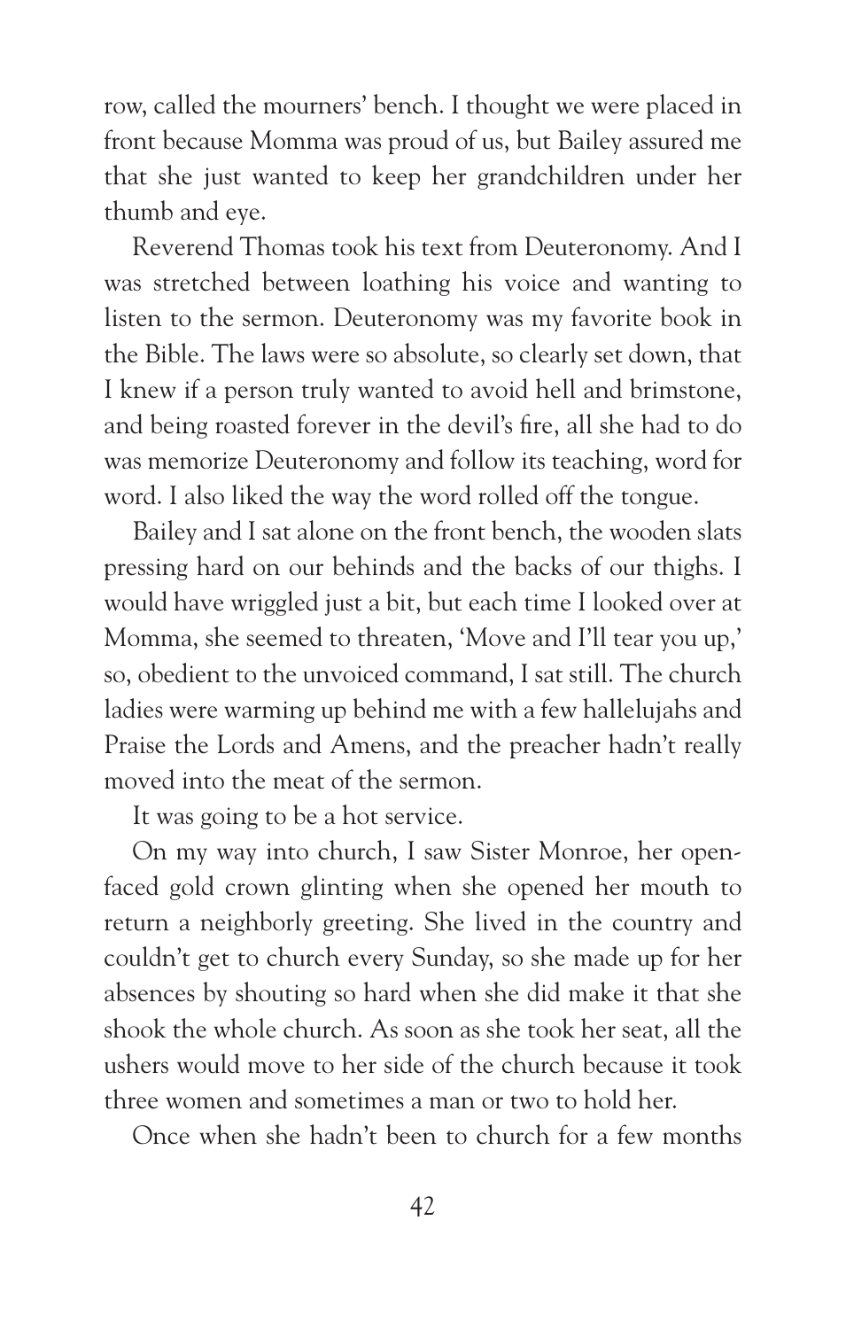row, called the mourners' bench. I thought we were placed in front because Momma was proud of us, but Bailey assured me that she just wanted to keep her grandchildren under her thumb and eye.

Reverend Thomas took his text from Deuteronomy. And I was stretched between loathing his voice and wanting to listen to the sermon. Deuteronomy was my favorite book in the Bible. The laws were so absolute, so clearly set down, that I knew if a person truly wanted to avoid hell and brimstone, and being roasted forever in the devil's fire, all she had to do was memorize Deuteronomy and follow its teaching, word for word. I also liked the way the word rolled off the tongue.

Bailey and I sat alone on the front bench, the wooden slats pressing hard on our behinds and the backs of our thighs. I would have wriggled just a bit, but each time I looked over at Momma, she seemed to threaten, 'Move and I'll tear you up,' so, obedient to the unvoiced command, I sat still. The church ladies were warming up behind me with a few hallelujahs and Praise the Lords and Amens, and the preacher hadn't really moved into the meat of the sermon.

It was going to be a hot service.

On my way into church, I saw Sister Monroe, her open-faced gold crown glinting when she opened her mouth to return a neighborly greeting. She lived in the country and couldn't get to church every Sunday, so she made up for her absences by shouting so hard when she did make it that she shook the whole church. As soon as she took her seat, all the ushers would move to her side of the church because it took three women and sometimes a man or two to hold her.

Once when she hadn't been to church for a few months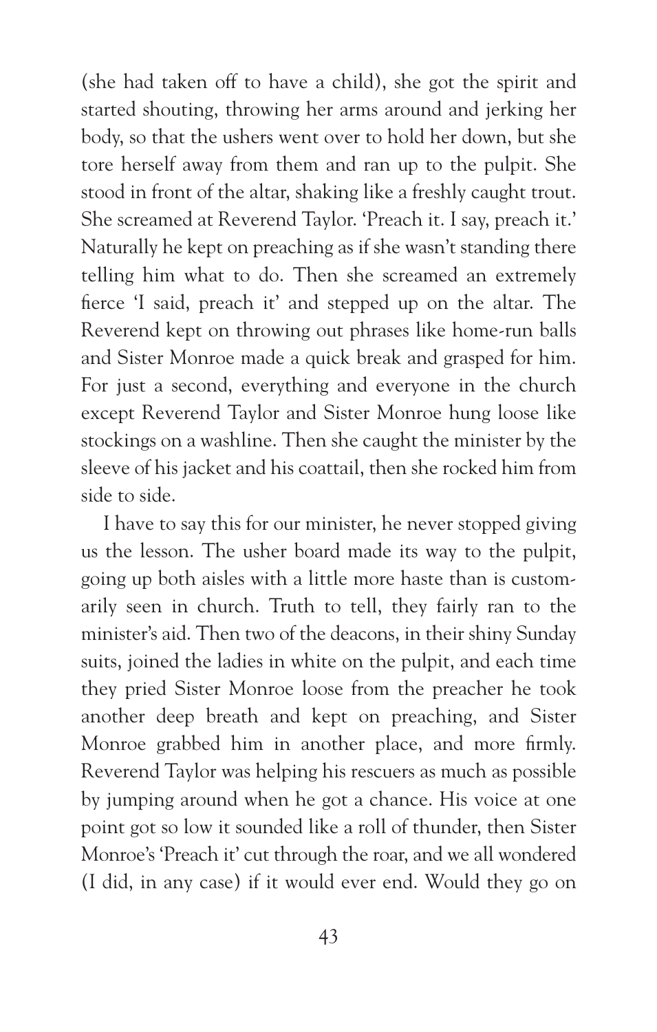(she had taken off to have a child), she got the spirit and started shouting, throwing her arms around and jerking her body, so that the ushers went over to hold her down, but she tore herself away from them and ran up to the pulpit. She stood in front of the altar, shaking like a freshly caught trout. She screamed at Reverend Taylor. 'Preach it. I say, preach it.' Naturally he kept on preaching as if she wasn't standing there telling him what to do. Then she screamed an extremely fierce 'I said, preach it' and stepped up on the altar. The Reverend kept on throwing out phrases like home-run balls and Sister Monroe made a quick break and grasped for him. For just a second, everything and everyone in the church except Reverend Taylor and Sister Monroe hung loose like stockings on a washline. Then she caught the minister by the sleeve of his jacket and his coattail, then she rocked him from side to side.

I have to say this for our minister, he never stopped giving us the lesson. The usher board made its way to the pulpit, going up both aisles with a little more haste than is customarily seen in church. Truth to tell, they fairly ran to the minister's aid. Then two of the deacons, in their shiny Sunday suits, joined the ladies in white on the pulpit, and each time they pried Sister Monroe loose from the preacher he took another deep breath and kept on preaching, and Sister Monroe grabbed him in another place, and more firmly. Reverend Taylor was helping his rescuers as much as possible by jumping around when he got a chance. His voice at one point got so low it sounded like a roll of thunder, then Sister Monroe's 'Preach it' cut through the roar, and we all wondered (I did, in any case) if it would ever end. Would they go on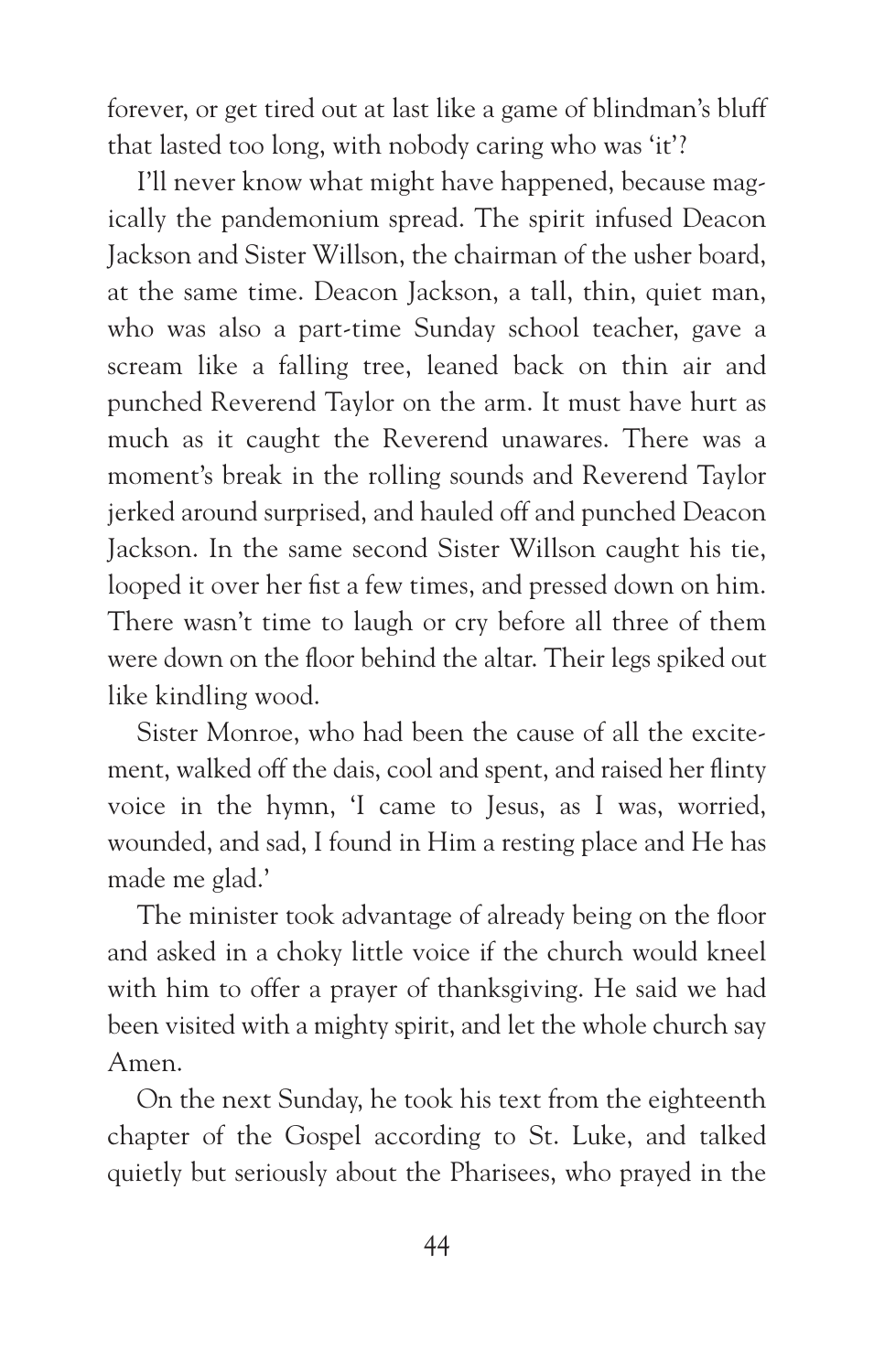forever, or get tired out at last like a game of blindman's bluff that lasted too long, with nobody caring who was 'it'?

I'll never know what might have happened, because magically the pandemonium spread. The spirit infused Deacon Jackson and Sister Willson, the chairman of the usher board, at the same time. Deacon Jackson, a tall, thin, quiet man, who was also a part-time Sunday school teacher, gave a scream like a falling tree, leaned back on thin air and punched Reverend Taylor on the arm. It must have hurt as much as it caught the Reverend unawares. There was a moment's break in the rolling sounds and Reverend Taylor jerked around surprised, and hauled off and punched Deacon Jackson. In the same second Sister Willson caught his tie, looped it over her fist a few times, and pressed down on him. There wasn't time to laugh or cry before all three of them were down on the floor behind the altar. Their legs spiked out like kindling wood.

Sister Monroe, who had been the cause of all the excitement, walked off the dais, cool and spent, and raised her flinty voice in the hymn, 'I came to Jesus, as I was, worried, wounded, and sad, I found in Him a resting place and He has made me glad.'

The minister took advantage of already being on the floor and asked in a choky little voice if the church would kneel with him to offer a prayer of thanksgiving. He said we had been visited with a mighty spirit, and let the whole church say Amen.

On the next Sunday, he took his text from the eighteenth chapter of the Gospel according to St. Luke, and talked quietly but seriously about the Pharisees, who prayed in the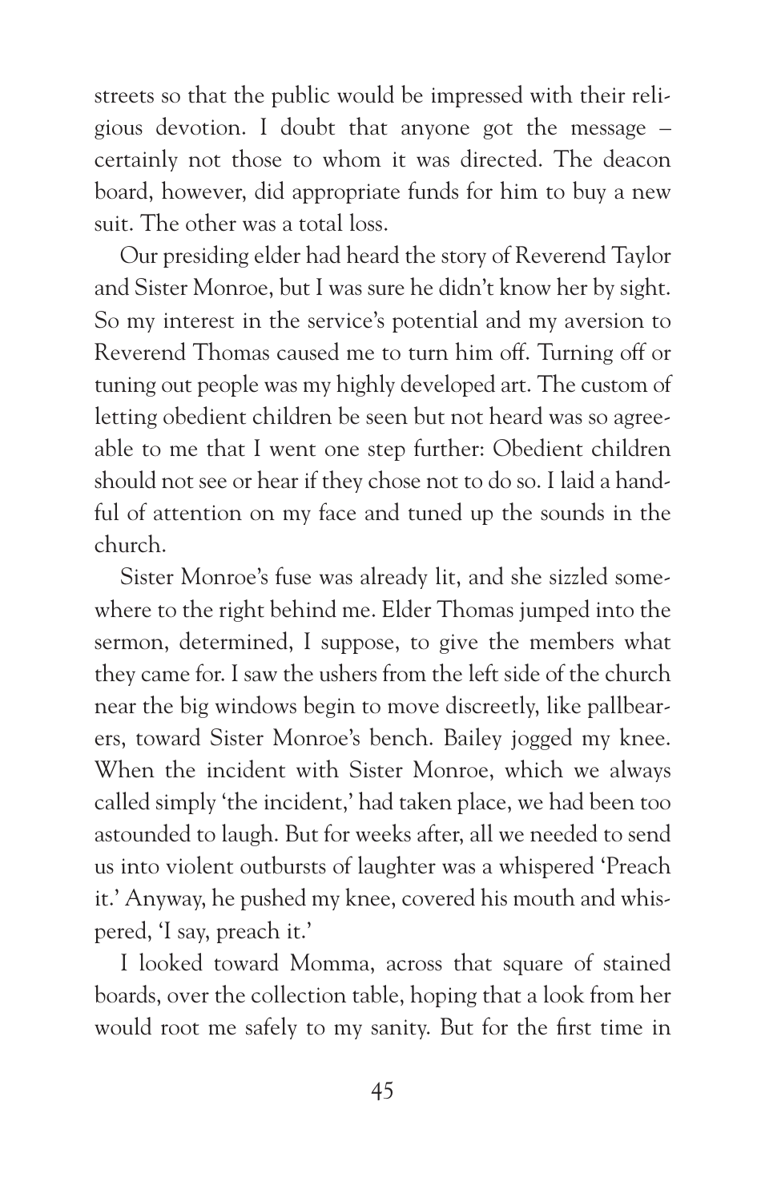streets so that the public would be impressed with their religious devotion. I doubt that anyone got the message – certainly not those to whom it was directed. The deacon board, however, did appropriate funds for him to buy a new suit. The other was a total loss.

Our presiding elder had heard the story of Reverend Taylor and Sister Monroe, but I was sure he didn't know her by sight. So my interest in the service's potential and my aversion to Reverend Thomas caused me to turn him off. Turning off or tuning out people was my highly developed art. The custom of letting obedient children be seen but not heard was so agreeable to me that I went one step further: Obedient children should not see or hear if they chose not to do so. I laid a handful of attention on my face and tuned up the sounds in the church.

Sister Monroe's fuse was already lit, and she sizzled somewhere to the right behind me. Elder Thomas jumped into the sermon, determined, I suppose, to give the members what they came for. I saw the ushers from the left side of the church near the big windows begin to move discreetly, like pallbearers, toward Sister Monroe's bench. Bailey jogged my knee. When the incident with Sister Monroe, which we always called simply 'the incident,' had taken place, we had been too astounded to laugh. But for weeks after, all we needed to send us into violent outbursts of laughter was a whispered 'Preach it.' Anyway, he pushed my knee, covered his mouth and whispered, 'I say, preach it.'

I looked toward Momma, across that square of stained boards, over the collection table, hoping that a look from her would root me safely to my sanity. But for the first time in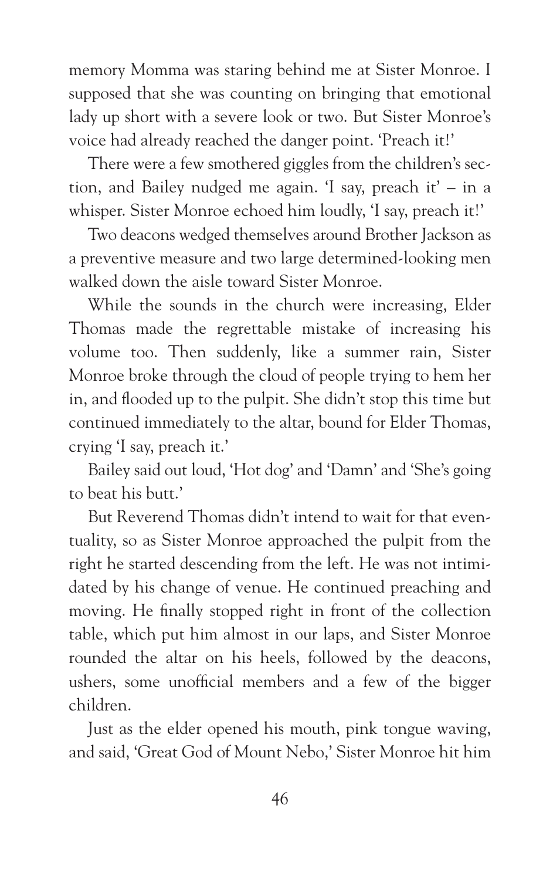memory Momma was staring behind me at Sister Monroe. I supposed that she was counting on bringing that emotional lady up short with a severe look or two. But Sister Monroe's voice had already reached the danger point. 'Preach it!'

There were a few smothered giggles from the children's section, and Bailey nudged me again. 'I say, preach it' – in a whisper. Sister Monroe echoed him loudly, 'I say, preach it!'

Two deacons wedged themselves around Brother Jackson as a preventive measure and two large determined-looking men walked down the aisle toward Sister Monroe.

While the sounds in the church were increasing, Elder Thomas made the regrettable mistake of increasing his volume too. Then suddenly, like a summer rain, Sister Monroe broke through the cloud of people trying to hem her in, and flooded up to the pulpit. She didn't stop this time but continued immediately to the altar, bound for Elder Thomas, crying 'I say, preach it.'

Bailey said out loud, 'Hot dog' and 'Damn' and 'She's going to beat his butt.'

But Reverend Thomas didn't intend to wait for that eventuality, so as Sister Monroe approached the pulpit from the right he started descending from the left. He was not intimidated by his change of venue. He continued preaching and moving. He finally stopped right in front of the collection table, which put him almost in our laps, and Sister Monroe rounded the altar on his heels, followed by the deacons, ushers, some unofficial members and a few of the bigger children.

Just as the elder opened his mouth, pink tongue waving, and said, 'Great God of Mount Nebo,' Sister Monroe hit him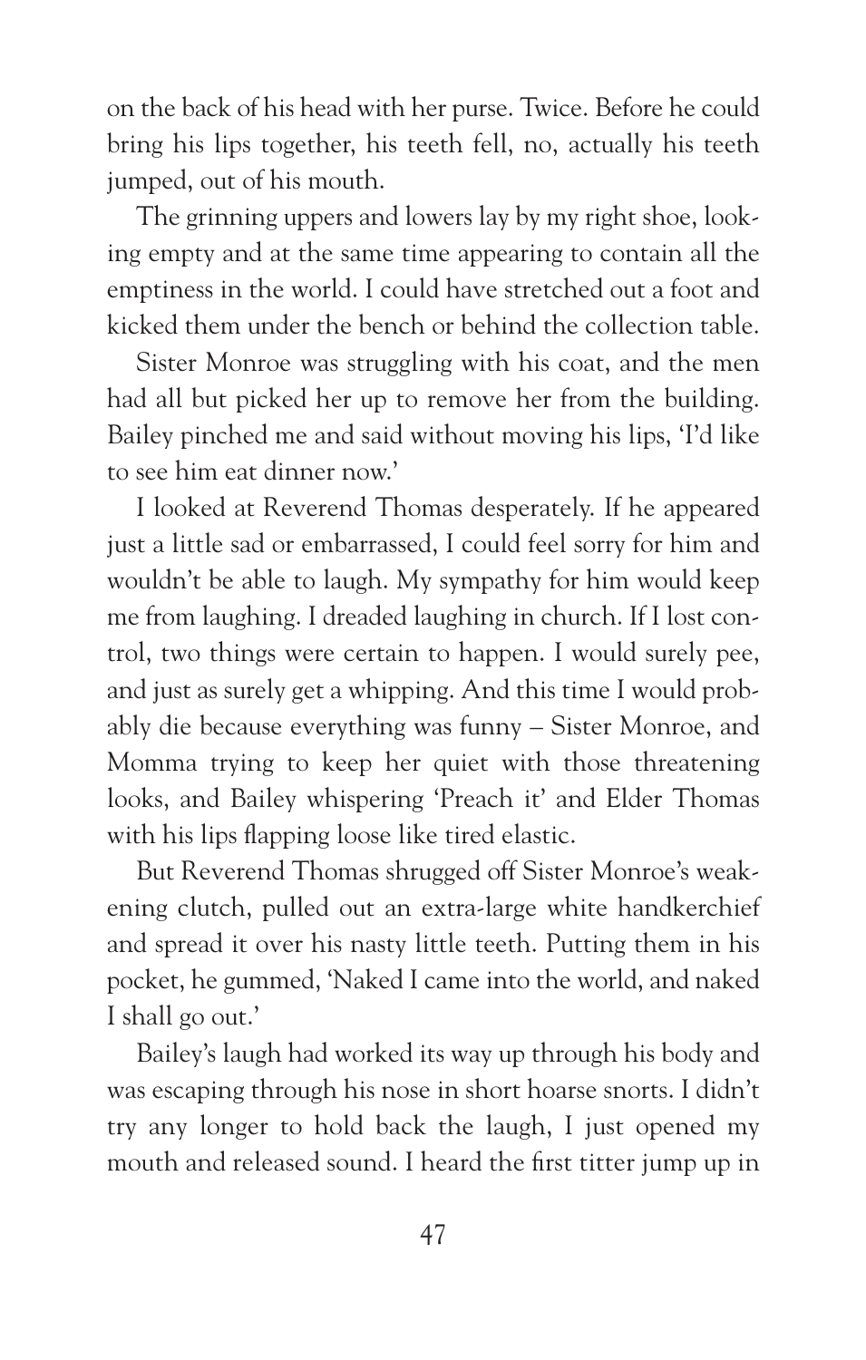on the back of his head with her purse. Twice. Before he could bring his lips together, his teeth fell, no, actually his teeth jumped, out of his mouth.

The grinning uppers and lowers lay by my right shoe, looking empty and at the same time appearing to contain all the emptiness in the world. I could have stretched out a foot and kicked them under the bench or behind the collection table.

Sister Monroe was struggling with his coat, and the men had all but picked her up to remove her from the building. Bailey pinched me and said without moving his lips, 'I'd like to see him eat dinner now.'

I looked at Reverend Thomas desperately. If he appeared just a little sad or embarrassed, I could feel sorry for him and wouldn't be able to laugh. My sympathy for him would keep me from laughing. I dreaded laughing in church. If I lost control, two things were certain to happen. I would surely pee, and just as surely get a whipping. And this time I would probably die because everything was funny – Sister Monroe, and Momma trying to keep her quiet with those threatening looks, and Bailey whispering 'Preach it' and Elder Thomas with his lips flapping loose like tired elastic.

But Reverend Thomas shrugged off Sister Monroe's weakening clutch, pulled out an extra-large white handkerchief and spread it over his nasty little teeth. Putting them in his pocket, he gummed, 'Naked I came into the world, and naked I shall go out.'

Bailey's laugh had worked its way up through his body and was escaping through his nose in short hoarse snorts. I didn't try any longer to hold back the laugh, I just opened my mouth and released sound. I heard the first titter jump up in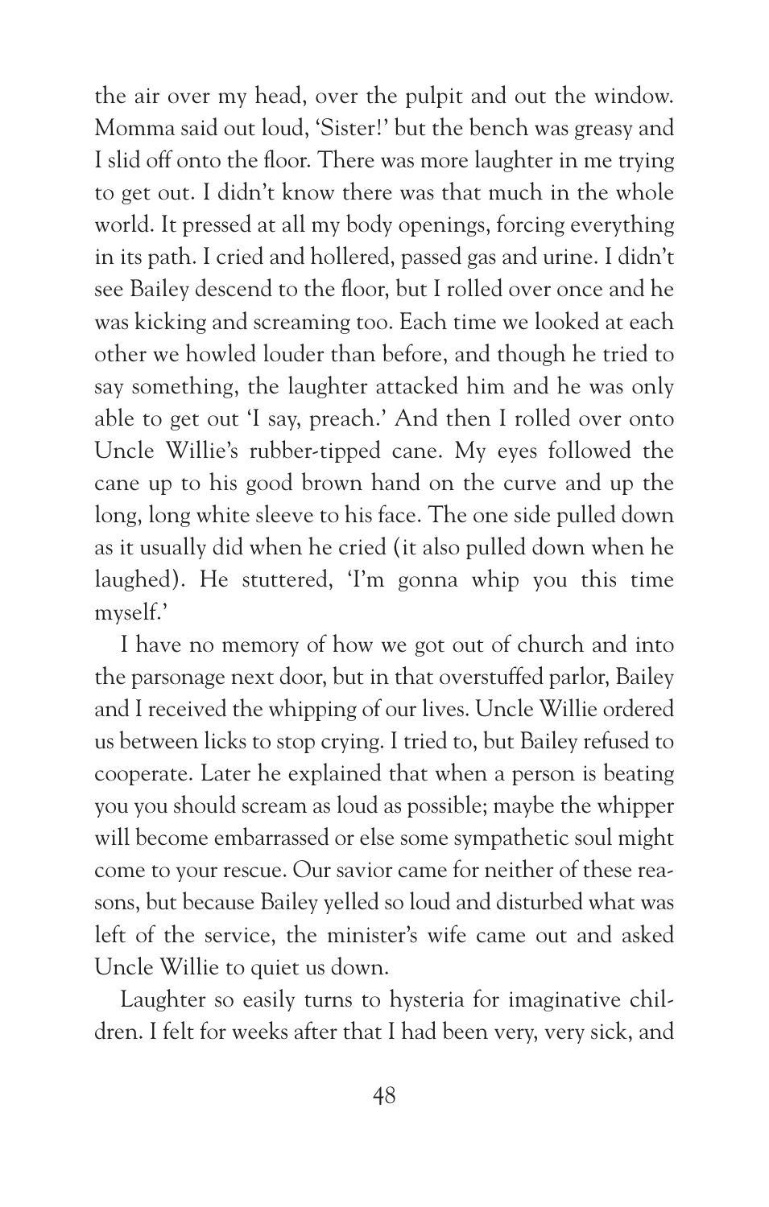the air over my head, over the pulpit and out the window. Momma said out loud, 'Sister!' but the bench was greasy and I slid off onto the floor. There was more laughter in me trying to get out. I didn't know there was that much in the whole world. It pressed at all my body openings, forcing everything in its path. I cried and hollered, passed gas and urine. I didn't see Bailey descend to the floor, but I rolled over once and he was kicking and screaming too. Each time we looked at each other we howled louder than before, and though he tried to say something, the laughter attacked him and he was only able to get out 'I say, preach.' And then I rolled over onto Uncle Willie's rubber-tipped cane. My eyes followed the cane up to his good brown hand on the curve and up the long, long white sleeve to his face. The one side pulled down as it usually did when he cried (it also pulled down when he laughed). He stuttered, 'I'm gonna whip you this time myself.'

I have no memory of how we got out of church and into the parsonage next door, but in that overstuffed parlor, Bailey and I received the whipping of our lives. Uncle Willie ordered us between licks to stop crying. I tried to, but Bailey refused to cooperate. Later he explained that when a person is beating you you should scream as loud as possible; maybe the whipper will become embarrassed or else some sympathetic soul might come to your rescue. Our savior came for neither of these reasons, but because Bailey yelled so loud and disturbed what was left of the service, the minister's wife came out and asked Uncle Willie to quiet us down.

Laughter so easily turns to hysteria for imaginative children. I felt for weeks after that I had been very, very sick, and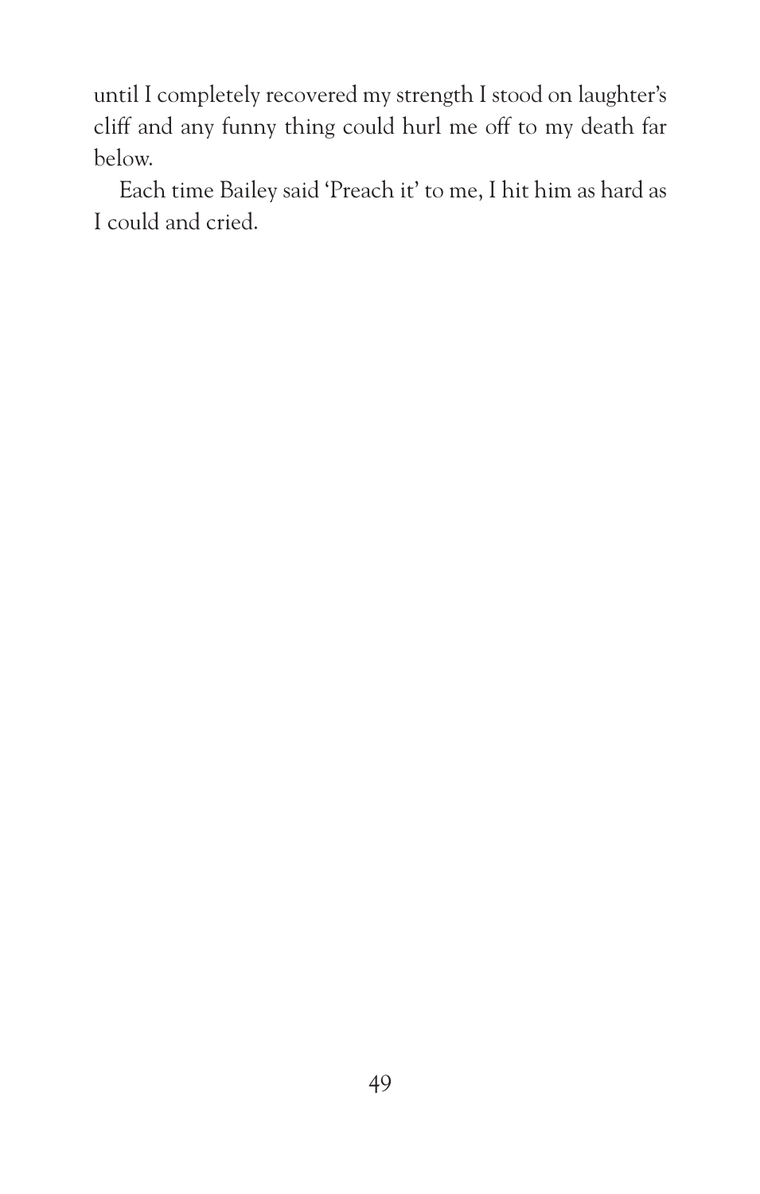until I completely recovered my strength I stood on laughter's cliff and any funny thing could hurl me off to my death far below.

Each time Bailey said 'Preach it' to me, I hit him as hard as I could and cried.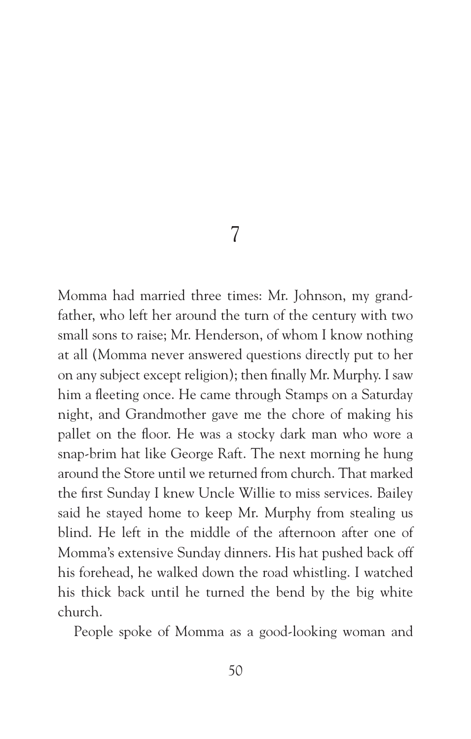# 7

Momma had married three times: Mr. Johnson, my grandfather, who left her around the turn of the century with two small sons to raise; Mr. Henderson, of whom I know nothing at all (Momma never answered questions directly put to her on any subject except religion); then finally Mr. Murphy. I saw him a fleeting once. He came through Stamps on a Saturday night, and Grandmother gave me the chore of making his pallet on the floor. He was a stocky dark man who wore a snap-brim hat like George Raft. The next morning he hung around the Store until we returned from church. That marked the first Sunday I knew Uncle Willie to miss services. Bailey said he stayed home to keep Mr. Murphy from stealing us blind. He left in the middle of the afternoon after one of Momma's extensive Sunday dinners. His hat pushed back off his forehead, he walked down the road whistling. I watched his thick back until he turned the bend by the big white church.

People spoke of Momma as a good-looking woman and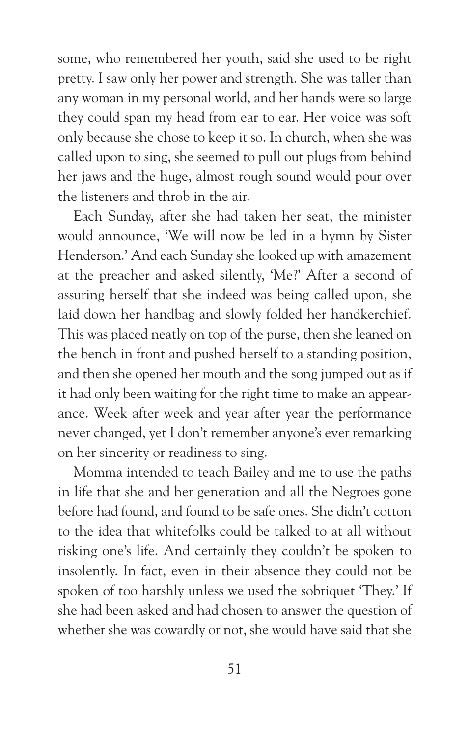some, who remembered her youth, said she used to be right pretty. I saw only her power and strength. She was taller than any woman in my personal world, and her hands were so large they could span my head from ear to ear. Her voice was soft only because she chose to keep it so. In church, when she was called upon to sing, she seemed to pull out plugs from behind her jaws and the huge, almost rough sound would pour over the listeners and throb in the air.

Each Sunday, after she had taken her seat, the minister would announce, 'We will now be led in a hymn by Sister Henderson.' And each Sunday she looked up with amazement at the preacher and asked silently, 'Me?' After a second of assuring herself that she indeed was being called upon, she laid down her handbag and slowly folded her handkerchief. This was placed neatly on top of the purse, then she leaned on the bench in front and pushed herself to a standing position, and then she opened her mouth and the song jumped out as if it had only been waiting for the right time to make an appearance. Week after week and year after year the performance never changed, yet I don't remember anyone's ever remarking on her sincerity or readiness to sing.

Momma intended to teach Bailey and me to use the paths in life that she and her generation and all the Negroes gone before had found, and found to be safe ones. She didn't cotton to the idea that whitefolks could be talked to at all without risking one's life. And certainly they couldn't be spoken to insolently. In fact, even in their absence they could not be spoken of too harshly unless we used the sobriquet 'They.' If she had been asked and had chosen to answer the question of whether she was cowardly or not, she would have said that she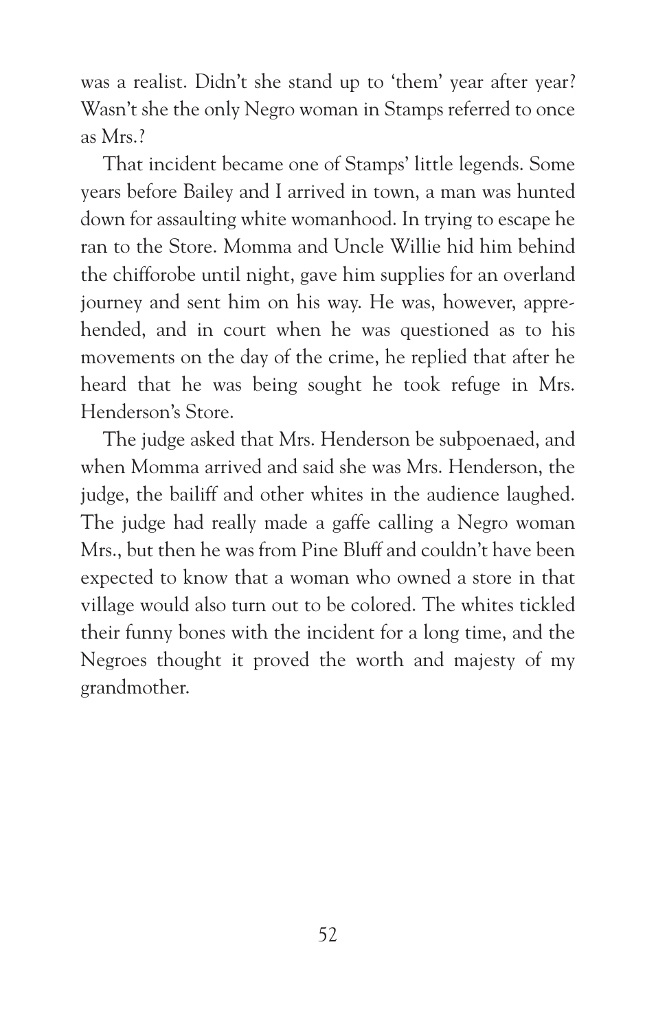was a realist. Didn't she stand up to 'them' year after year? Wasn't she the only Negro woman in Stamps referred to once as Mrs.?

That incident became one of Stamps' little legends. Some years before Bailey and I arrived in town, a man was hunted down for assaulting white womanhood. In trying to escape he ran to the Store. Momma and Uncle Willie hid him behind the chifforobe until night, gave him supplies for an overland journey and sent him on his way. He was, however, apprehended, and in court when he was questioned as to his movements on the day of the crime, he replied that after he heard that he was being sought he took refuge in Mrs. Henderson's Store.

The judge asked that Mrs. Henderson be subpoenaed, and when Momma arrived and said she was Mrs. Henderson, the judge, the bailiff and other whites in the audience laughed. The judge had really made a gaffe calling a Negro woman Mrs., but then he was from Pine Bluff and couldn't have been expected to know that a woman who owned a store in that village would also turn out to be colored. The whites tickled their funny bones with the incident for a long time, and the Negroes thought it proved the worth and majesty of my grandmother.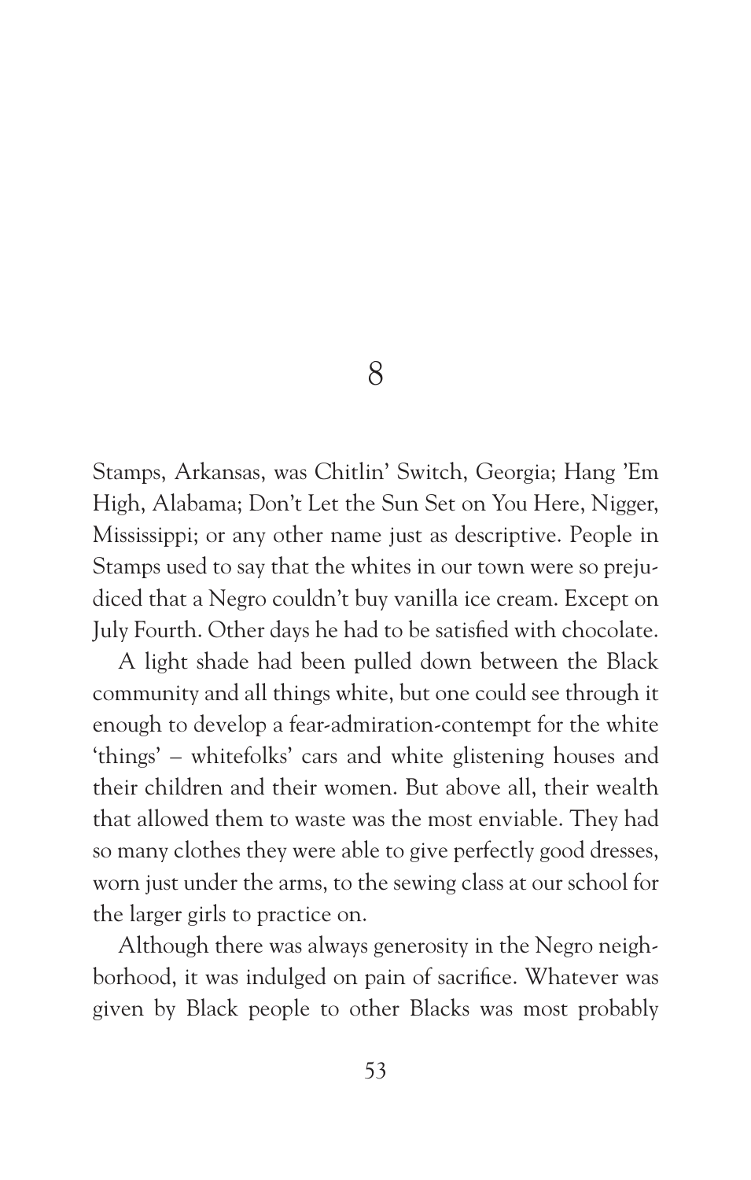# 8

Stamps, Arkansas, was Chitlin' Switch, Georgia; Hang 'Em High, Alabama; Don't Let the Sun Set on You Here, Nigger, Mississippi; or any other name just as descriptive. People in Stamps used to say that the whites in our town were so prejudiced that a Negro couldn't buy vanilla ice cream. Except on July Fourth. Other days he had to be satisfied with chocolate.

A light shade had been pulled down between the Black community and all things white, but one could see through it enough to develop a fear-admiration-contempt for the white 'things' – whitefolks' cars and white glistening houses and their children and their women. But above all, their wealth that allowed them to waste was the most enviable. They had so many clothes they were able to give perfectly good dresses, worn just under the arms, to the sewing class at our school for the larger girls to practice on.

Although there was always generosity in the Negro neighborhood, it was indulged on pain of sacrifice. Whatever was given by Black people to other Blacks was most probably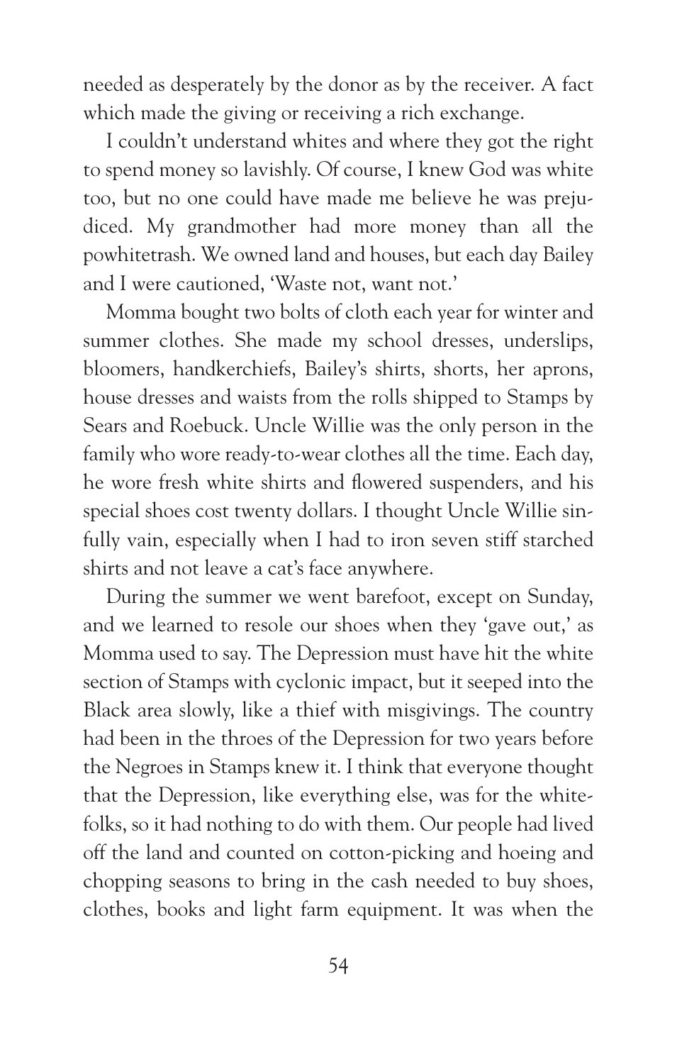needed as desperately by the donor as by the receiver. A fact which made the giving or receiving a rich exchange.

I couldn't understand whites and where they got the right to spend money so lavishly. Of course, I knew God was white too, but no one could have made me believe he was prejudiced. My grandmother had more money than all the powhitetrash. We owned land and houses, but each day Bailey and I were cautioned, 'Waste not, want not.'

Momma bought two bolts of cloth each year for winter and summer clothes. She made my school dresses, underslips, bloomers, handkerchiefs, Bailey's shirts, shorts, her aprons, house dresses and waists from the rolls shipped to Stamps by Sears and Roebuck. Uncle Willie was the only person in the family who wore ready-to-wear clothes all the time. Each day, he wore fresh white shirts and flowered suspenders, and his special shoes cost twenty dollars. I thought Uncle Willie sinfully vain, especially when I had to iron seven stiff starched shirts and not leave a cat's face anywhere.

During the summer we went barefoot, except on Sunday, and we learned to resole our shoes when they 'gave out,' as Momma used to say. The Depression must have hit the white section of Stamps with cyclonic impact, but it seeped into the Black area slowly, like a thief with misgivings. The country had been in the throes of the Depression for two years before the Negroes in Stamps knew it. I think that everyone thought that the Depression, like everything else, was for the whitefolks, so it had nothing to do with them. Our people had lived off the land and counted on cotton-picking and hoeing and chopping seasons to bring in the cash needed to buy shoes, clothes, books and light farm equipment. It was when the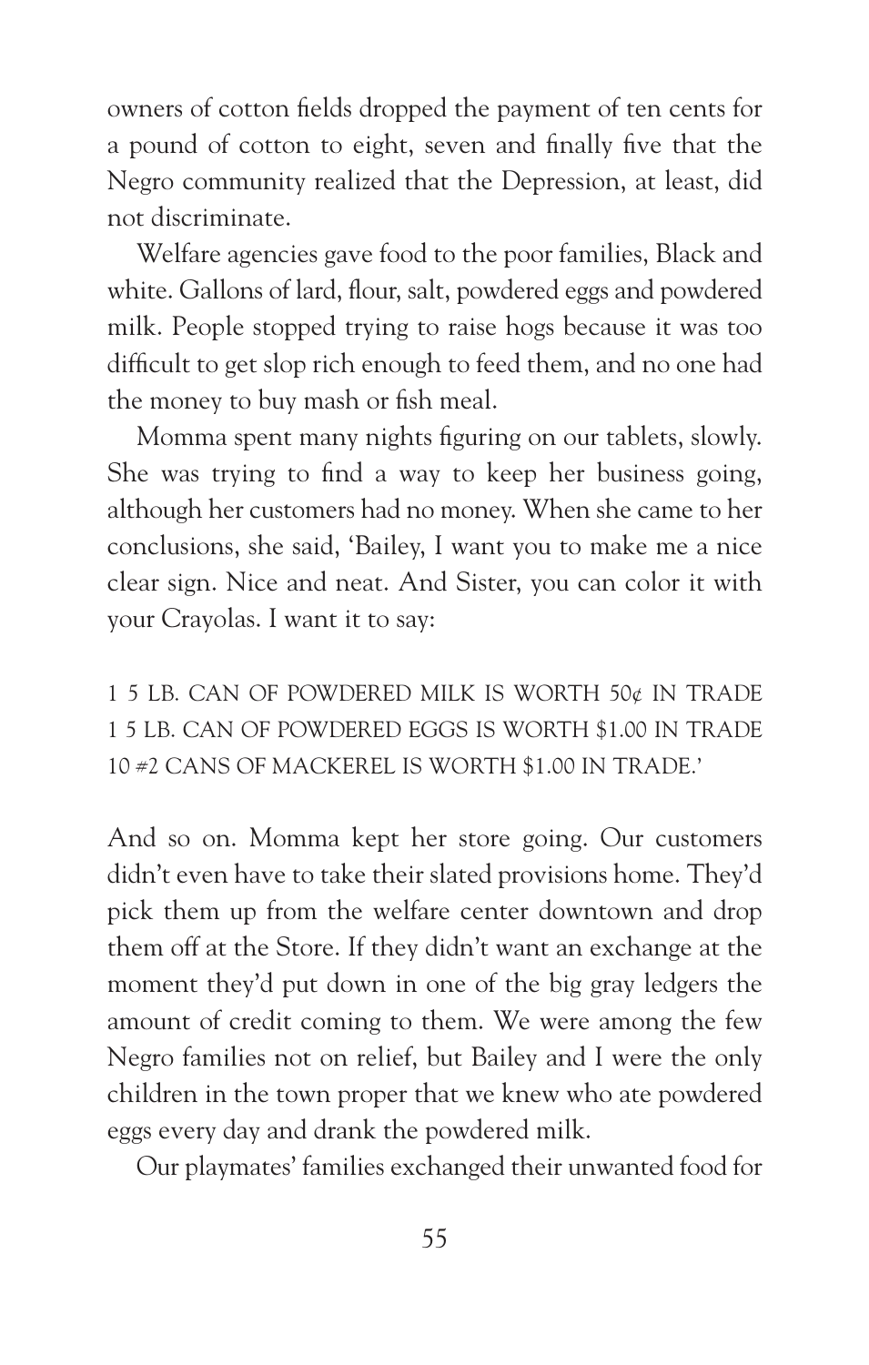owners of cotton fields dropped the payment of ten cents for a pound of cotton to eight, seven and finally five that the Negro community realized that the Depression, at least, did not discriminate.

Welfare agencies gave food to the poor families, Black and white. Gallons of lard, flour, salt, powdered eggs and powdered milk. People stopped trying to raise hogs because it was too difficult to get slop rich enough to feed them, and no one had the money to buy mash or fish meal.

Momma spent many nights figuring on our tablets, slowly. She was trying to find a way to keep her business going, although her customers had no money. When she came to her conclusions, she said, 'Bailey, I want you to make me a nice clear sign. Nice and neat. And Sister, you can color it with your Crayolas. I want it to say:

1 5 LB. CAN OF POWDERED MILK IS WORTH 50¢ IN TRADE
1 5 LB. CAN OF POWDERED EGGS IS WORTH $1.00 IN TRADE
10 #2 CANS OF MACKEREL IS WORTH $1.00 IN TRADE.'

And so on. Momma kept her store going. Our customers didn't even have to take their slated provisions home. They'd pick them up from the welfare center downtown and drop them off at the Store. If they didn't want an exchange at the moment they'd put down in one of the big gray ledgers the amount of credit coming to them. We were among the few Negro families not on relief, but Bailey and I were the only children in the town proper that we knew who ate powdered eggs every day and drank the powdered milk.

Our playmates' families exchanged their unwanted food for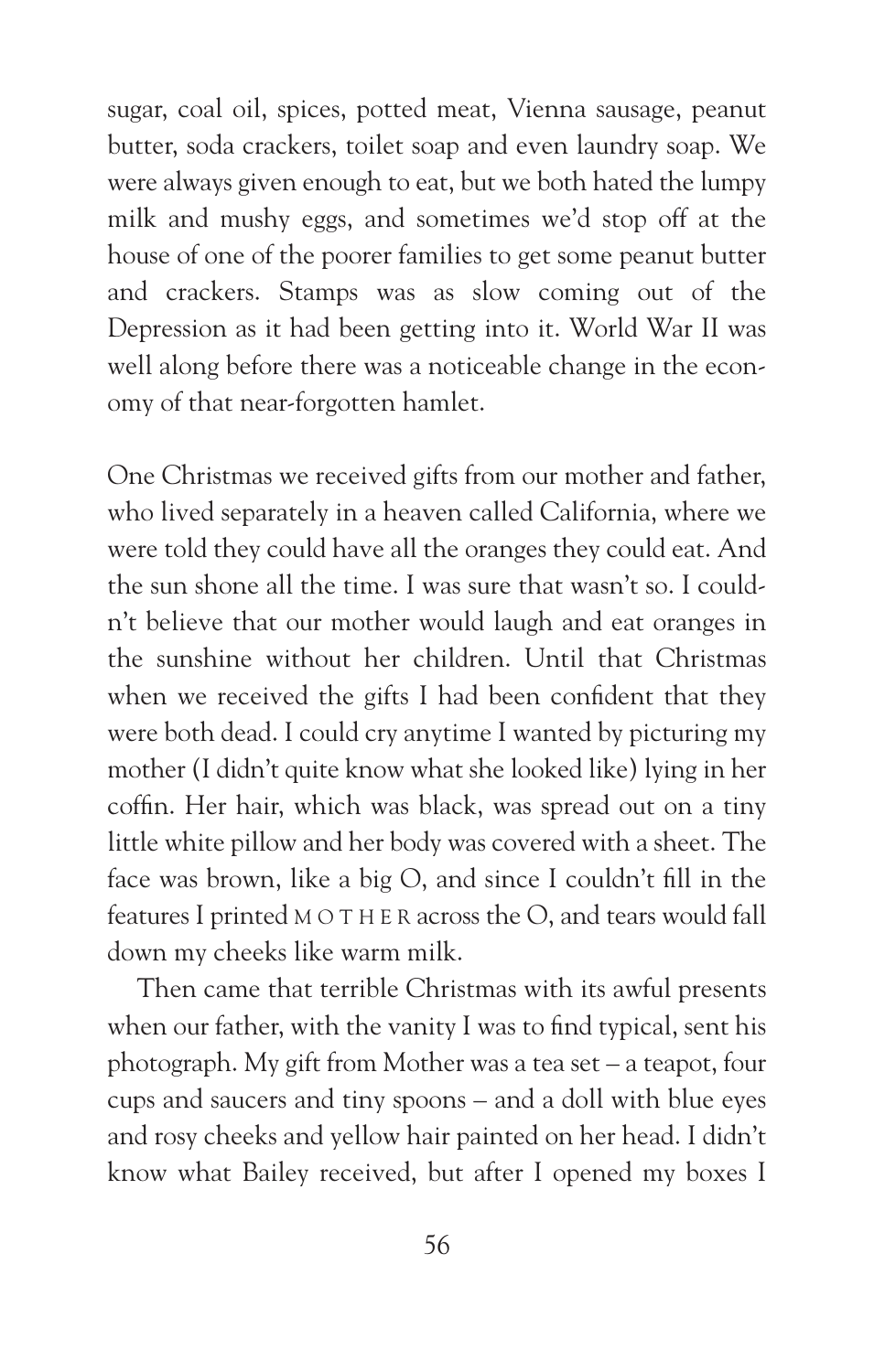sugar, coal oil, spices, potted meat, Vienna sausage, peanut butter, soda crackers, toilet soap and even laundry soap. We were always given enough to eat, but we both hated the lumpy milk and mushy eggs, and sometimes we'd stop off at the house of one of the poorer families to get some peanut butter and crackers. Stamps was as slow coming out of the Depression as it had been getting into it. World War II was well along before there was a noticeable change in the economy of that near-forgotten hamlet.

One Christmas we received gifts from our mother and father, who lived separately in a heaven called California, where we were told they could have all the oranges they could eat. And the sun shone all the time. I was sure that wasn't so. I couldn't believe that our mother would laugh and eat oranges in the sunshine without her children. Until that Christmas when we received the gifts I had been confident that they were both dead. I could cry anytime I wanted by picturing my mother (I didn't quite know what she looked like) lying in her coffin. Her hair, which was black, was spread out on a tiny little white pillow and her body was covered with a sheet. The face was brown, like a big O, and since I couldn't fill in the features I printed M O T H E R across the O, and tears would fall down my cheeks like warm milk.

Then came that terrible Christmas with its awful presents when our father, with the vanity I was to find typical, sent his photograph. My gift from Mother was a tea set – a teapot, four cups and saucers and tiny spoons – and a doll with blue eyes and rosy cheeks and yellow hair painted on her head. I didn't know what Bailey received, but after I opened my boxes I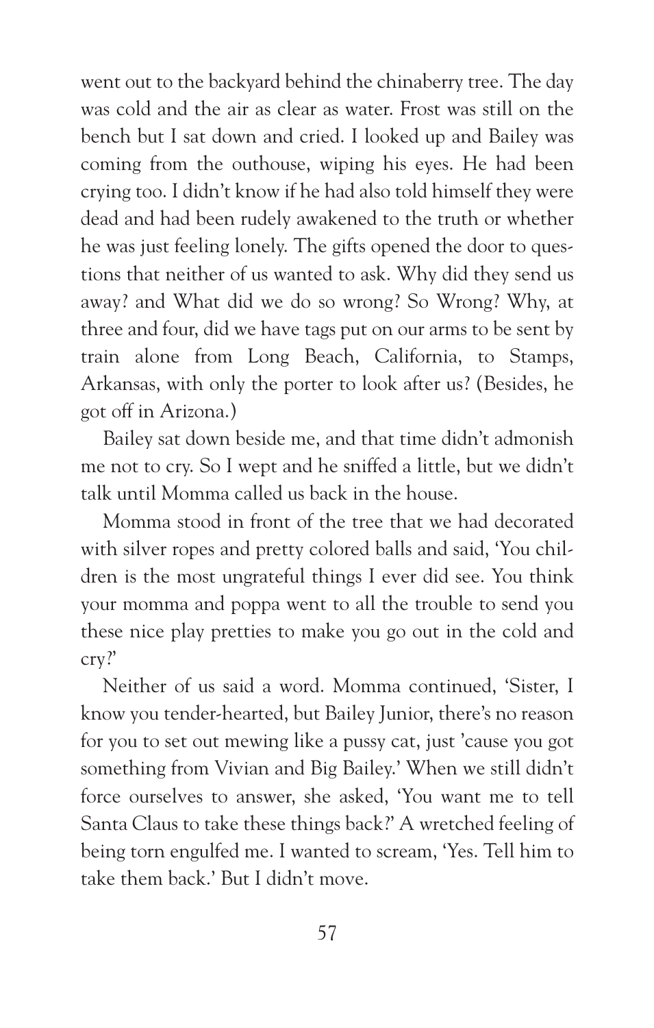went out to the backyard behind the chinaberry tree. The day was cold and the air as clear as water. Frost was still on the bench but I sat down and cried. I looked up and Bailey was coming from the outhouse, wiping his eyes. He had been crying too. I didn't know if he had also told himself they were dead and had been rudely awakened to the truth or whether he was just feeling lonely. The gifts opened the door to questions that neither of us wanted to ask. Why did they send us away? and What did we do so wrong? So Wrong? Why, at three and four, did we have tags put on our arms to be sent by train alone from Long Beach, California, to Stamps, Arkansas, with only the porter to look after us? (Besides, he got off in Arizona.)

Bailey sat down beside me, and that time didn't admonish me not to cry. So I wept and he sniffed a little, but we didn't talk until Momma called us back in the house.

Momma stood in front of the tree that we had decorated with silver ropes and pretty colored balls and said, 'You children is the most ungrateful things I ever did see. You think your momma and poppa went to all the trouble to send you these nice play pretties to make you go out in the cold and cry?'

Neither of us said a word. Momma continued, 'Sister, I know you tender-hearted, but Bailey Junior, there's no reason for you to set out mewing like a pussy cat, just 'cause you got something from Vivian and Big Bailey.' When we still didn't force ourselves to answer, she asked, 'You want me to tell Santa Claus to take these things back?' A wretched feeling of being torn engulfed me. I wanted to scream, 'Yes. Tell him to take them back.' But I didn't move.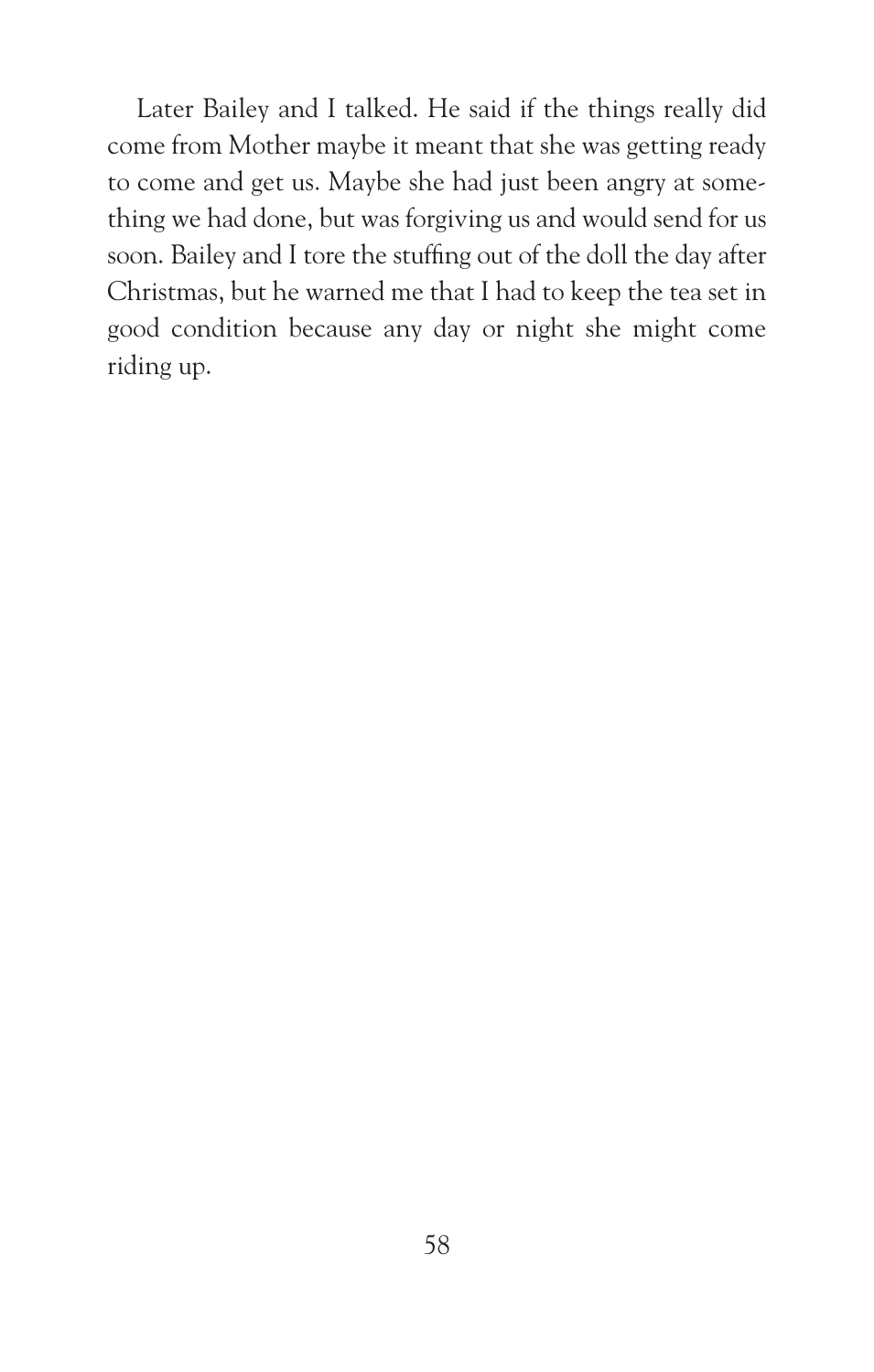Later Bailey and I talked. He said if the things really did come from Mother maybe it meant that she was getting ready to come and get us. Maybe she had just been angry at something we had done, but was forgiving us and would send for us soon. Bailey and I tore the stuffing out of the doll the day after Christmas, but he warned me that I had to keep the tea set in good condition because any day or night she might come riding up.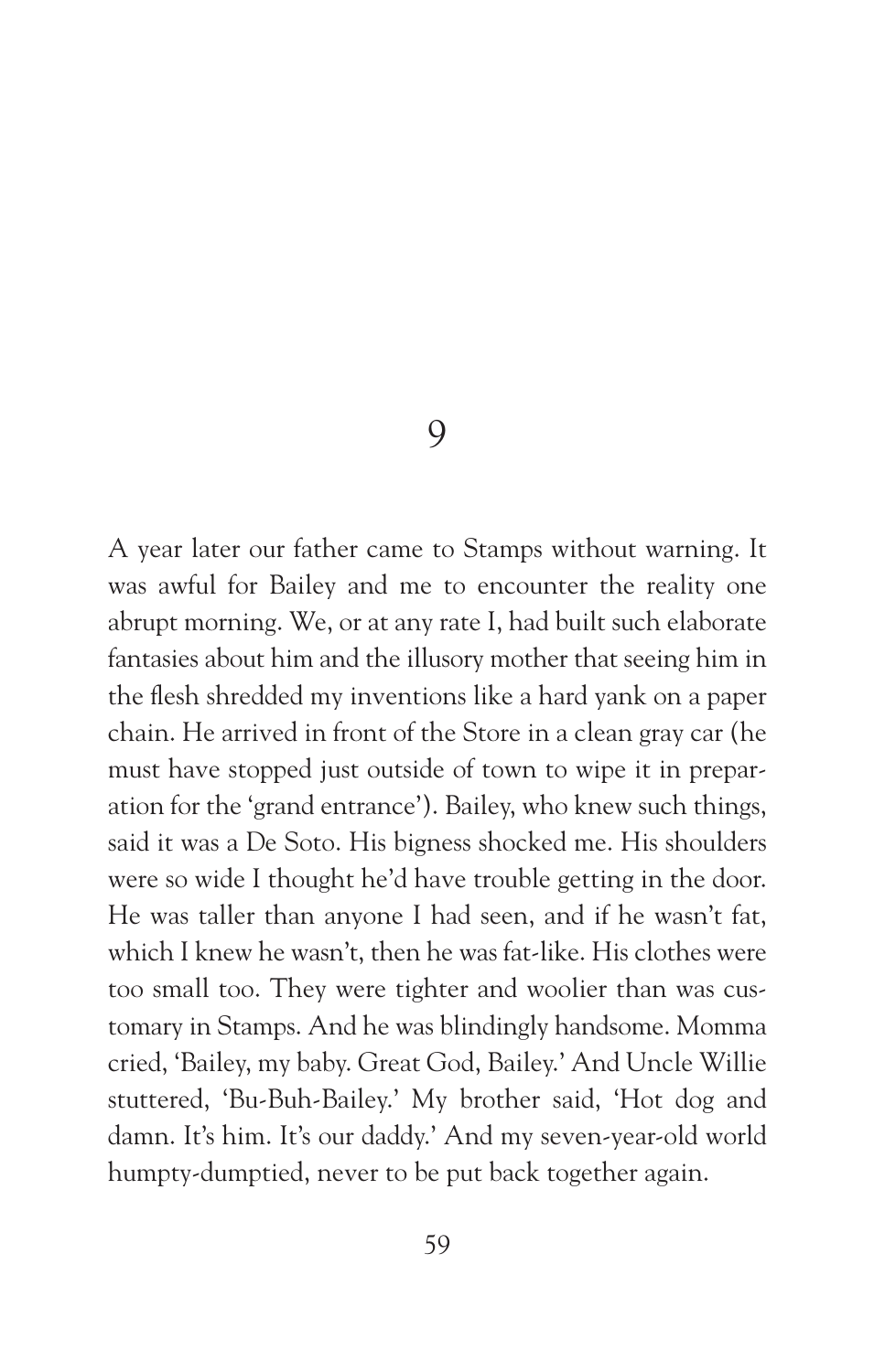# 9

A year later our father came to Stamps without warning. It was awful for Bailey and me to encounter the reality one abrupt morning. We, or at any rate I, had built such elaborate fantasies about him and the illusory mother that seeing him in the flesh shredded my inventions like a hard yank on a paper chain. He arrived in front of the Store in a clean gray car (he must have stopped just outside of town to wipe it in preparation for the 'grand entrance'). Bailey, who knew such things, said it was a De Soto. His bigness shocked me. His shoulders were so wide I thought he'd have trouble getting in the door. He was taller than anyone I had seen, and if he wasn't fat, which I knew he wasn't, then he was fat-like. His clothes were too small too. They were tighter and woolier than was customary in Stamps. And he was blindingly handsome. Momma cried, 'Bailey, my baby. Great God, Bailey.' And Uncle Willie stuttered, 'Bu-Buh-Bailey.' My brother said, 'Hot dog and damn. It's him. It's our daddy.' And my seven-year-old world humpty-dumptied, never to be put back together again.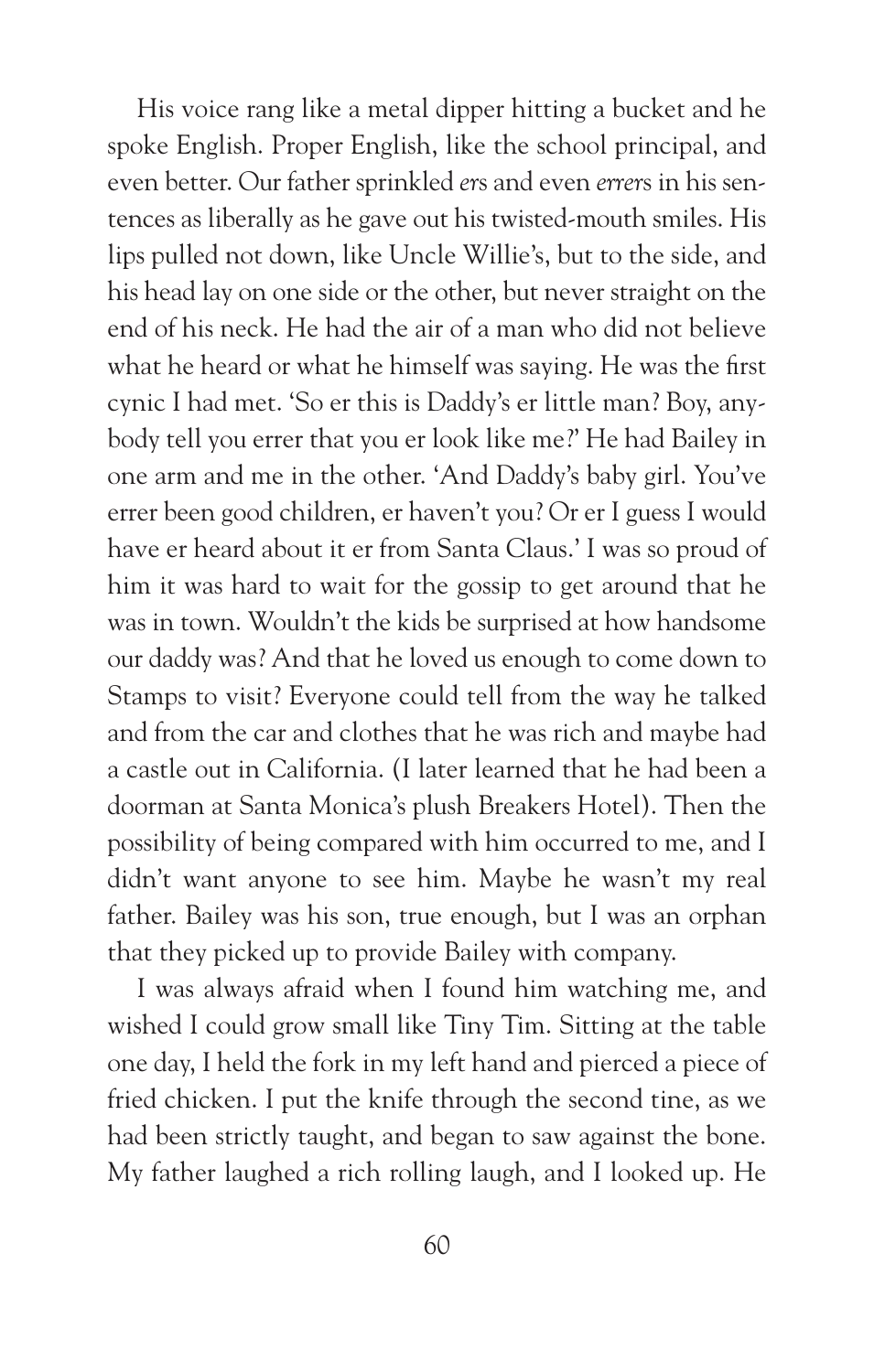His voice rang like a metal dipper hitting a bucket and he spoke English. Proper English, like the school principal, and even better. Our father sprinkled *er*s and even *errer*s in his sentences as liberally as he gave out his twisted-mouth smiles. His lips pulled not down, like Uncle Willie's, but to the side, and his head lay on one side or the other, but never straight on the end of his neck. He had the air of a man who did not believe what he heard or what he himself was saying. He was the first cynic I had met. 'So er this is Daddy's er little man? Boy, anybody tell you errer that you er look like me?' He had Bailey in one arm and me in the other. 'And Daddy's baby girl. You've errer been good children, er haven't you? Or er I guess I would have er heard about it er from Santa Claus.' I was so proud of him it was hard to wait for the gossip to get around that he was in town. Wouldn't the kids be surprised at how handsome our daddy was? And that he loved us enough to come down to Stamps to visit? Everyone could tell from the way he talked and from the car and clothes that he was rich and maybe had a castle out in California. (I later learned that he had been a doorman at Santa Monica's plush Breakers Hotel). Then the possibility of being compared with him occurred to me, and I didn't want anyone to see him. Maybe he wasn't my real father. Bailey was his son, true enough, but I was an orphan that they picked up to provide Bailey with company.

I was always afraid when I found him watching me, and wished I could grow small like Tiny Tim. Sitting at the table one day, I held the fork in my left hand and pierced a piece of fried chicken. I put the knife through the second tine, as we had been strictly taught, and began to saw against the bone. My father laughed a rich rolling laugh, and I looked up. He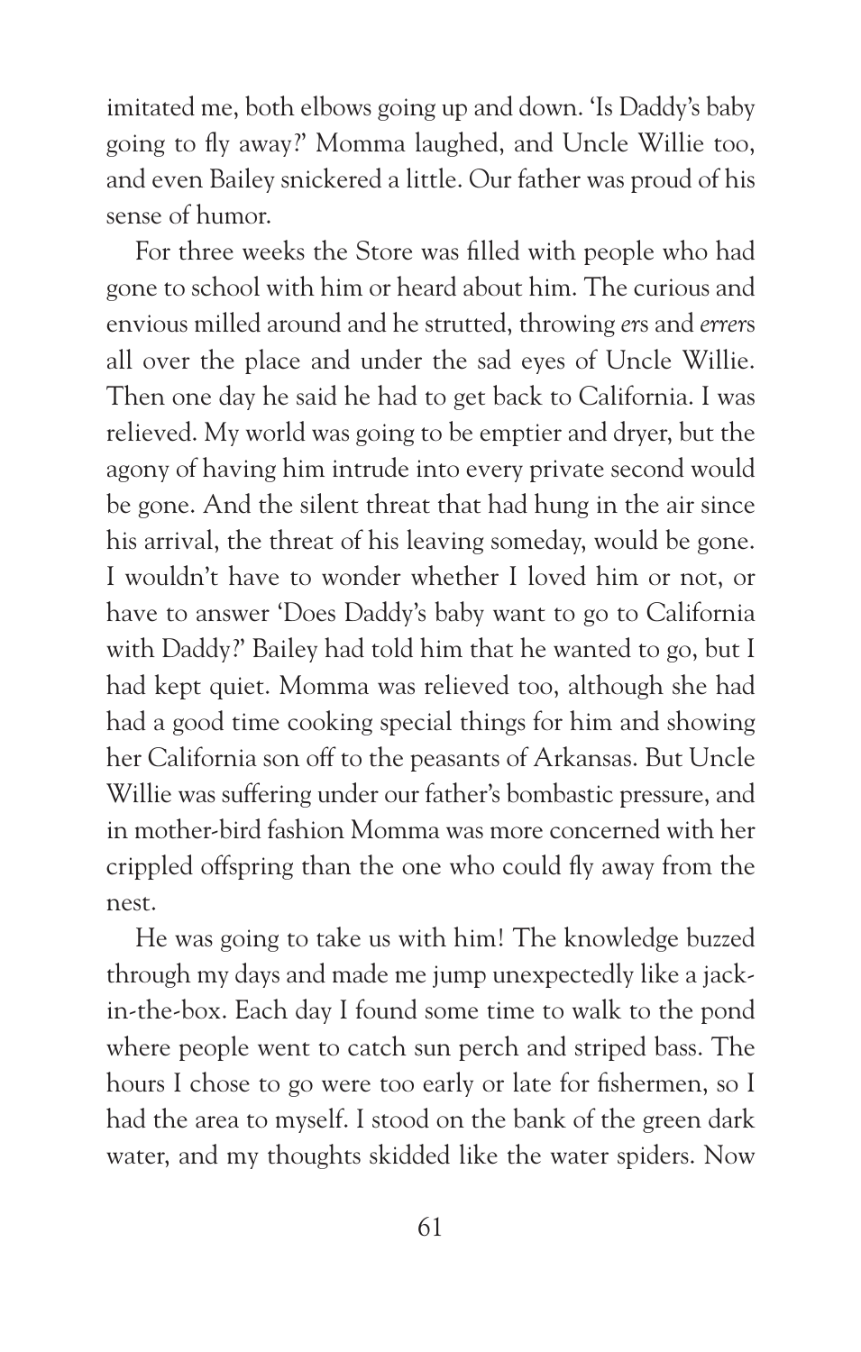imitated me, both elbows going up and down. 'Is Daddy's baby going to fly away?' Momma laughed, and Uncle Willie too, and even Bailey snickered a little. Our father was proud of his sense of humor.

For three weeks the Store was filled with people who had gone to school with him or heard about him. The curious and envious milled around and he strutted, throwing *er*s and *errer*s all over the place and under the sad eyes of Uncle Willie. Then one day he said he had to get back to California. I was relieved. My world was going to be emptier and dryer, but the agony of having him intrude into every private second would be gone. And the silent threat that had hung in the air since his arrival, the threat of his leaving someday, would be gone. I wouldn't have to wonder whether I loved him or not, or have to answer 'Does Daddy's baby want to go to California with Daddy?' Bailey had told him that he wanted to go, but I had kept quiet. Momma was relieved too, although she had had a good time cooking special things for him and showing her California son off to the peasants of Arkansas. But Uncle Willie was suffering under our father's bombastic pressure, and in mother-bird fashion Momma was more concerned with her crippled offspring than the one who could fly away from the nest.

He was going to take us with him! The knowledge buzzed through my days and made me jump unexpectedly like a jack-in-the-box. Each day I found some time to walk to the pond where people went to catch sun perch and striped bass. The hours I chose to go were too early or late for fishermen, so I had the area to myself. I stood on the bank of the green dark water, and my thoughts skidded like the water spiders. Now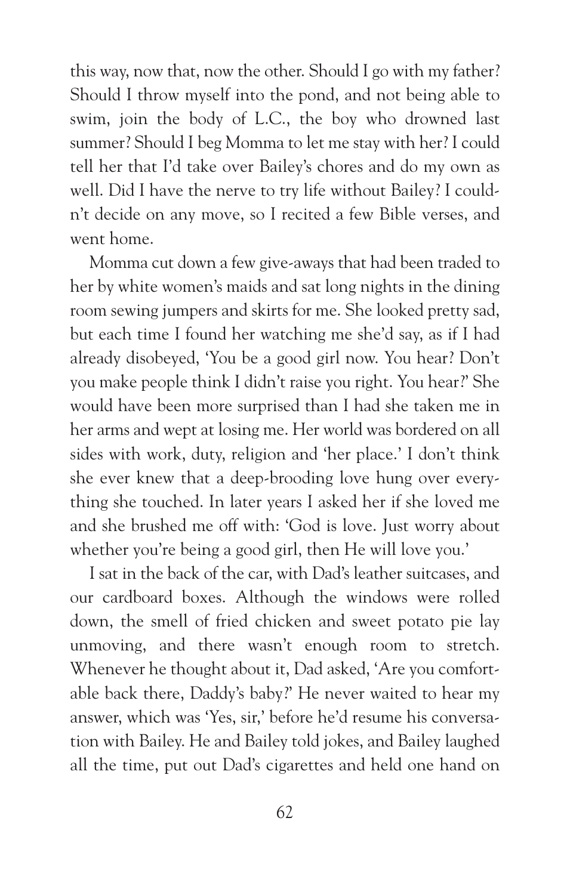this way, now that, now the other. Should I go with my father? Should I throw myself into the pond, and not being able to swim, join the body of L.C., the boy who drowned last summer? Should I beg Momma to let me stay with her? I could tell her that I'd take over Bailey's chores and do my own as well. Did I have the nerve to try life without Bailey? I couldn't decide on any move, so I recited a few Bible verses, and went home.

Momma cut down a few give-aways that had been traded to her by white women's maids and sat long nights in the dining room sewing jumpers and skirts for me. She looked pretty sad, but each time I found her watching me she'd say, as if I had already disobeyed, 'You be a good girl now. You hear? Don't you make people think I didn't raise you right. You hear?' She would have been more surprised than I had she taken me in her arms and wept at losing me. Her world was bordered on all sides with work, duty, religion and 'her place.' I don't think she ever knew that a deep-brooding love hung over everything she touched. In later years I asked her if she loved me and she brushed me off with: 'God is love. Just worry about whether you're being a good girl, then He will love you.'

I sat in the back of the car, with Dad's leather suitcases, and our cardboard boxes. Although the windows were rolled down, the smell of fried chicken and sweet potato pie lay unmoving, and there wasn't enough room to stretch. Whenever he thought about it, Dad asked, 'Are you comfortable back there, Daddy's baby?' He never waited to hear my answer, which was 'Yes, sir,' before he'd resume his conversation with Bailey. He and Bailey told jokes, and Bailey laughed all the time, put out Dad's cigarettes and held one hand on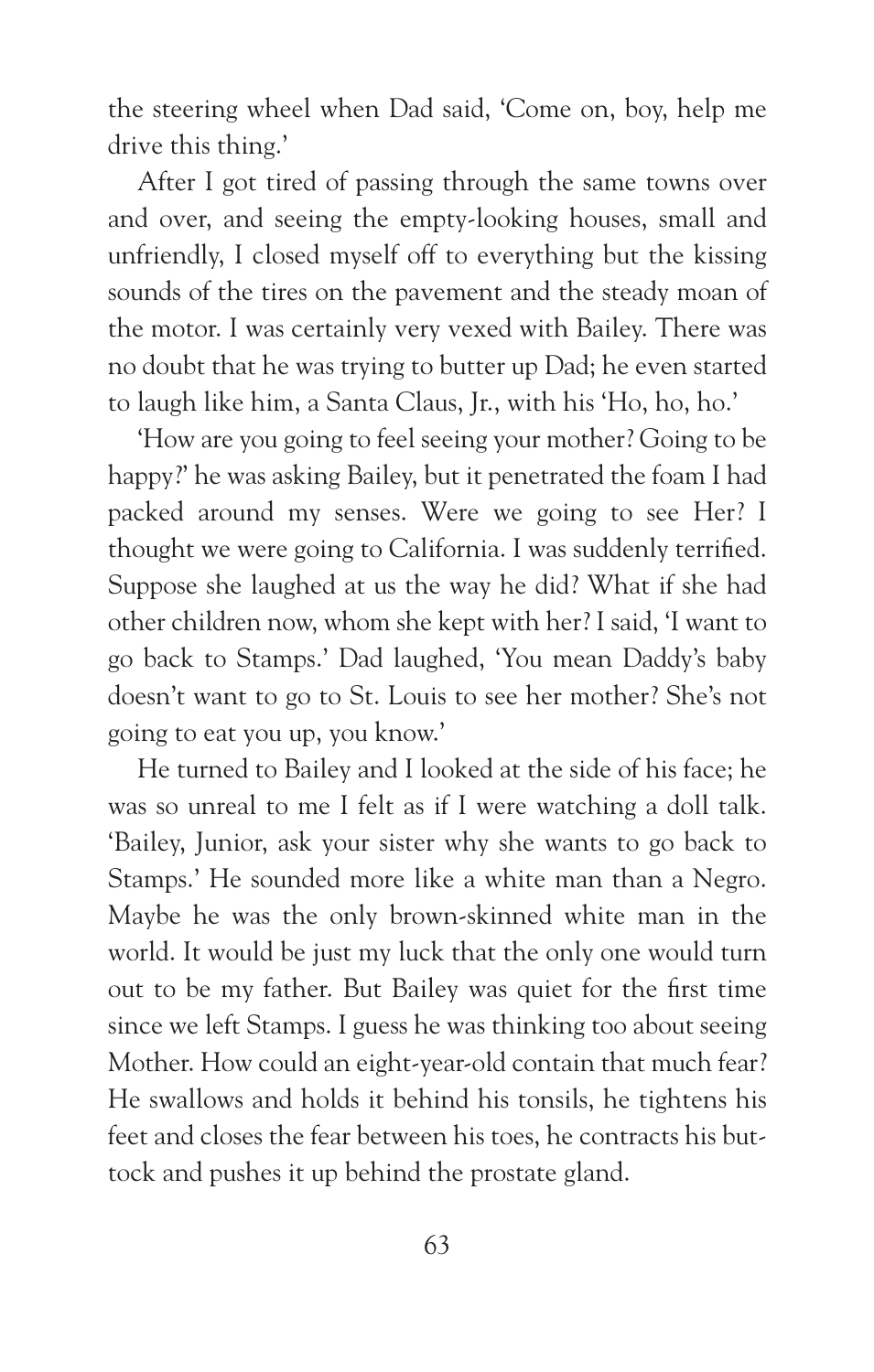the steering wheel when Dad said, 'Come on, boy, help me drive this thing.'

After I got tired of passing through the same towns over and over, and seeing the empty-looking houses, small and unfriendly, I closed myself off to everything but the kissing sounds of the tires on the pavement and the steady moan of the motor. I was certainly very vexed with Bailey. There was no doubt that he was trying to butter up Dad; he even started to laugh like him, a Santa Claus, Jr., with his 'Ho, ho, ho.'

'How are you going to feel seeing your mother? Going to be happy?' he was asking Bailey, but it penetrated the foam I had packed around my senses. Were we going to see Her? I thought we were going to California. I was suddenly terrified. Suppose she laughed at us the way he did? What if she had other children now, whom she kept with her? I said, 'I want to go back to Stamps.' Dad laughed, 'You mean Daddy's baby doesn't want to go to St. Louis to see her mother? She's not going to eat you up, you know.'

He turned to Bailey and I looked at the side of his face; he was so unreal to me I felt as if I were watching a doll talk. 'Bailey, Junior, ask your sister why she wants to go back to Stamps.' He sounded more like a white man than a Negro. Maybe he was the only brown-skinned white man in the world. It would be just my luck that the only one would turn out to be my father. But Bailey was quiet for the first time since we left Stamps. I guess he was thinking too about seeing Mother. How could an eight-year-old contain that much fear? He swallows and holds it behind his tonsils, he tightens his feet and closes the fear between his toes, he contracts his buttock and pushes it up behind the prostate gland.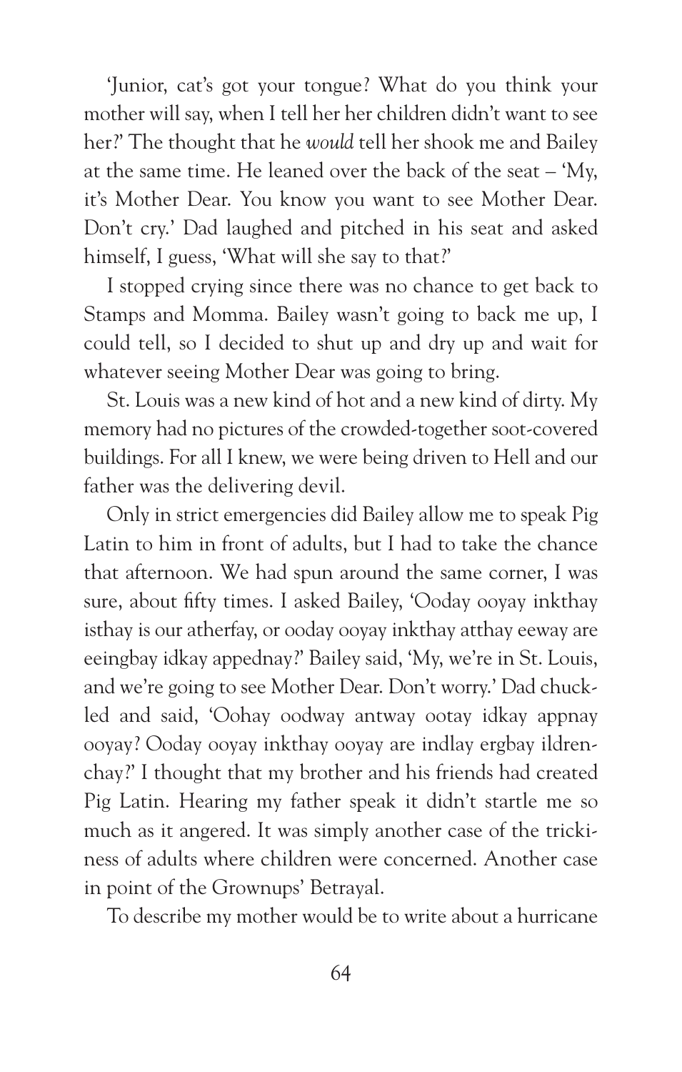'Junior, cat's got your tongue? What do you think your mother will say, when I tell her her children didn't want to see her?' The thought that he *would* tell her shook me and Bailey at the same time. He leaned over the back of the seat – 'My, it's Mother Dear. You know you want to see Mother Dear. Don't cry.' Dad laughed and pitched in his seat and asked himself, I guess, 'What will she say to that?'

I stopped crying since there was no chance to get back to Stamps and Momma. Bailey wasn't going to back me up, I could tell, so I decided to shut up and dry up and wait for whatever seeing Mother Dear was going to bring.

St. Louis was a new kind of hot and a new kind of dirty. My memory had no pictures of the crowded-together soot-covered buildings. For all I knew, we were being driven to Hell and our father was the delivering devil.

Only in strict emergencies did Bailey allow me to speak Pig Latin to him in front of adults, but I had to take the chance that afternoon. We had spun around the same corner, I was sure, about fifty times. I asked Bailey, 'Ooday ooyay inkthay isthay is our atherfay, or ooday ooyay inkthay atthay eeway are eeingbay idkay appednay?' Bailey said, 'My, we're in St. Louis, and we're going to see Mother Dear. Don't worry.' Dad chuckled and said, 'Oohay oodway antway ootay idkay appnay ooyay? Ooday ooyay inkthay ooyay are indlay ergbay ildrenchay?' I thought that my brother and his friends had created Pig Latin. Hearing my father speak it didn't startle me so much as it angered. It was simply another case of the trickiness of adults where children were concerned. Another case in point of the Grownups' Betrayal.

To describe my mother would be to write about a hurricane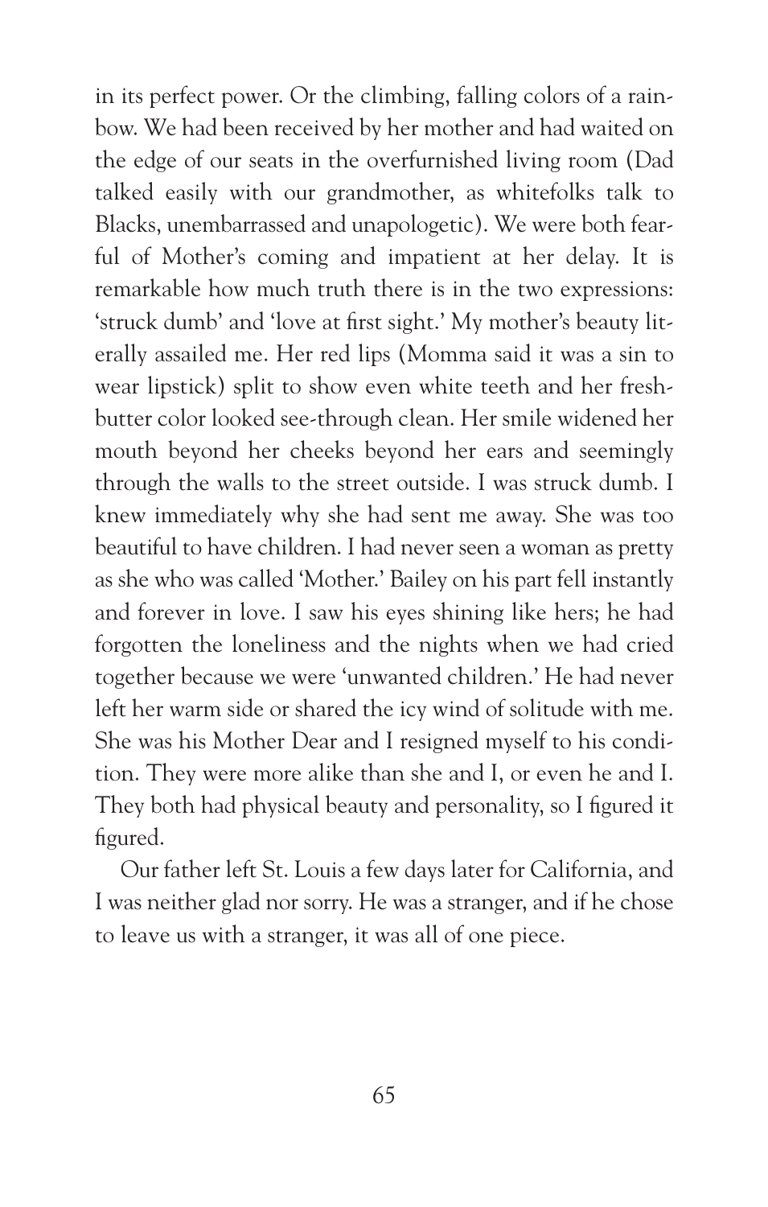in its perfect power. Or the climbing, falling colors of a rainbow. We had been received by her mother and had waited on the edge of our seats in the overfurnished living room (Dad talked easily with our grandmother, as whitefolks talk to Blacks, unembarrassed and unapologetic). We were both fearful of Mother's coming and impatient at her delay. It is remarkable how much truth there is in the two expressions: 'struck dumb' and 'love at first sight.' My mother's beauty literally assailed me. Her red lips (Momma said it was a sin to wear lipstick) split to show even white teeth and her fresh-butter color looked see-through clean. Her smile widened her mouth beyond her cheeks beyond her ears and seemingly through the walls to the street outside. I was struck dumb. I knew immediately why she had sent me away. She was too beautiful to have children. I had never seen a woman as pretty as she who was called 'Mother.' Bailey on his part fell instantly and forever in love. I saw his eyes shining like hers; he had forgotten the loneliness and the nights when we had cried together because we were 'unwanted children.' He had never left her warm side or shared the icy wind of solitude with me. She was his Mother Dear and I resigned myself to his condition. They were more alike than she and I, or even he and I. They both had physical beauty and personality, so I figured it figured.

Our father left St. Louis a few days later for California, and I was neither glad nor sorry. He was a stranger, and if he chose to leave us with a stranger, it was all of one piece.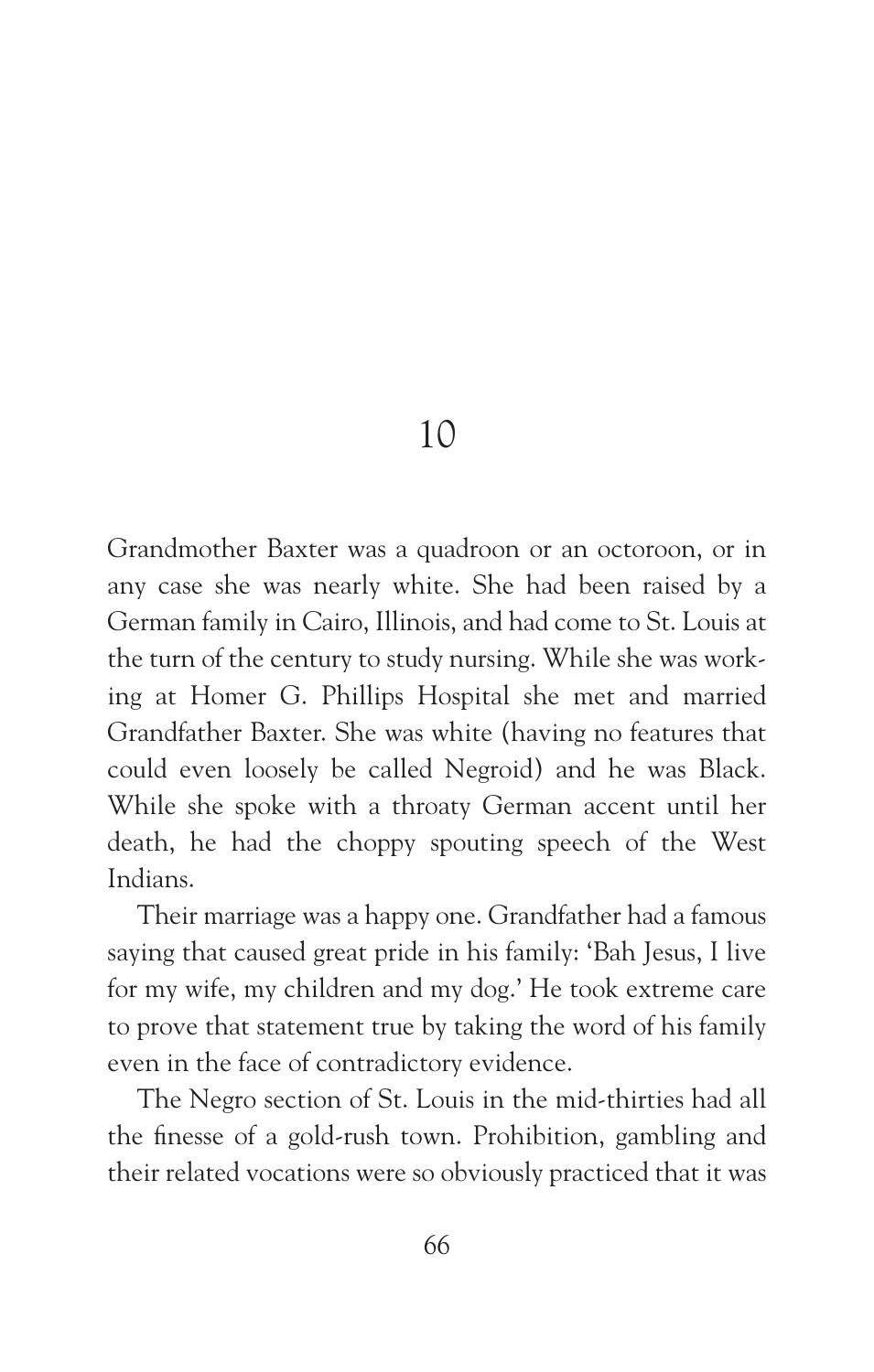# 10

Grandmother Baxter was a quadroon or an octoroon, or in any case she was nearly white. She had been raised by a German family in Cairo, Illinois, and had come to St. Louis at the turn of the century to study nursing. While she was working at Homer G. Phillips Hospital she met and married Grandfather Baxter. She was white (having no features that could even loosely be called Negroid) and he was Black. While she spoke with a throaty German accent until her death, he had the choppy spouting speech of the West Indians.

Their marriage was a happy one. Grandfather had a famous saying that caused great pride in his family: 'Bah Jesus, I live for my wife, my children and my dog.' He took extreme care to prove that statement true by taking the word of his family even in the face of contradictory evidence.

The Negro section of St. Louis in the mid-thirties had all the finesse of a gold-rush town. Prohibition, gambling and their related vocations were so obviously practiced that it was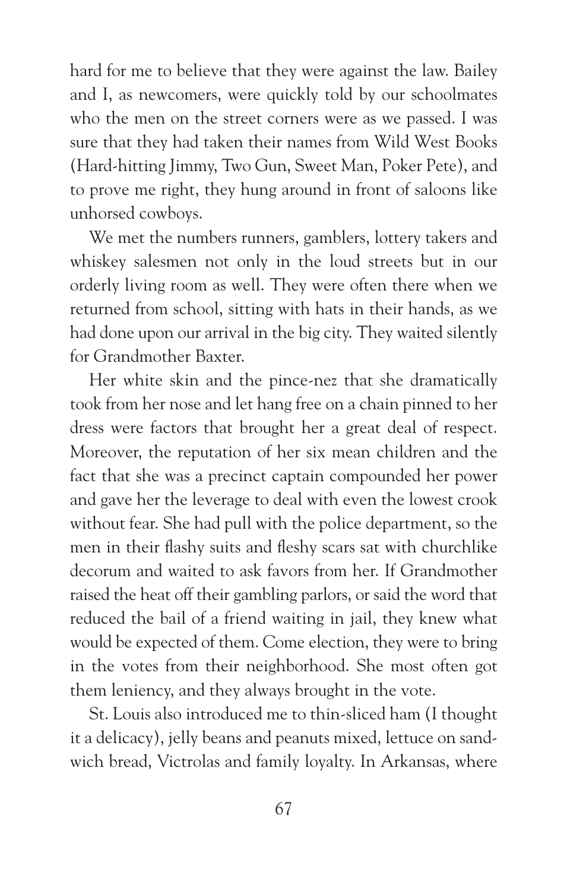hard for me to believe that they were against the law. Bailey and I, as newcomers, were quickly told by our schoolmates who the men on the street corners were as we passed. I was sure that they had taken their names from Wild West Books (Hard-hitting Jimmy, Two Gun, Sweet Man, Poker Pete), and to prove me right, they hung around in front of saloons like unhorsed cowboys.

We met the numbers runners, gamblers, lottery takers and whiskey salesmen not only in the loud streets but in our orderly living room as well. They were often there when we returned from school, sitting with hats in their hands, as we had done upon our arrival in the big city. They waited silently for Grandmother Baxter.

Her white skin and the pince-nez that she dramatically took from her nose and let hang free on a chain pinned to her dress were factors that brought her a great deal of respect. Moreover, the reputation of her six mean children and the fact that she was a precinct captain compounded her power and gave her the leverage to deal with even the lowest crook without fear. She had pull with the police department, so the men in their flashy suits and fleshy scars sat with churchlike decorum and waited to ask favors from her. If Grandmother raised the heat off their gambling parlors, or said the word that reduced the bail of a friend waiting in jail, they knew what would be expected of them. Come election, they were to bring in the votes from their neighborhood. She most often got them leniency, and they always brought in the vote.

St. Louis also introduced me to thin-sliced ham (I thought it a delicacy), jelly beans and peanuts mixed, lettuce on sandwich bread, Victrolas and family loyalty. In Arkansas, where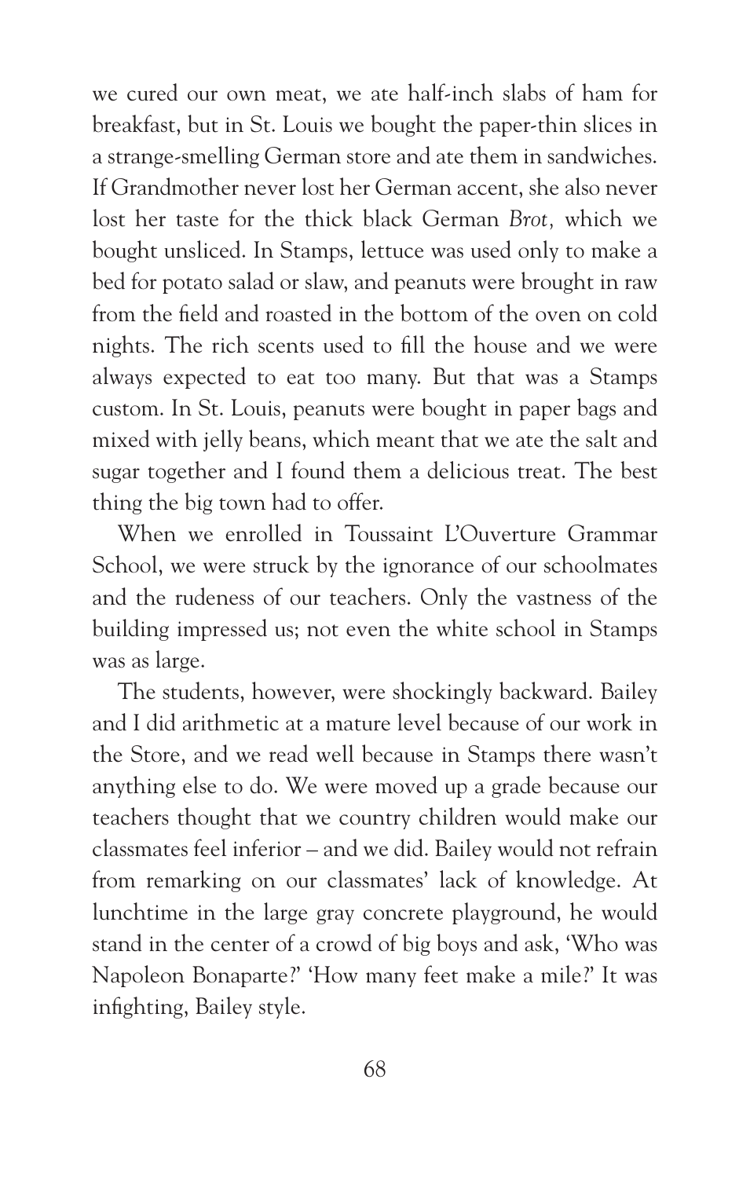we cured our own meat, we ate half-inch slabs of ham for breakfast, but in St. Louis we bought the paper-thin slices in a strange-smelling German store and ate them in sandwiches. If Grandmother never lost her German accent, she also never lost her taste for the thick black German *Brot,* which we bought unsliced. In Stamps, lettuce was used only to make a bed for potato salad or slaw, and peanuts were brought in raw from the field and roasted in the bottom of the oven on cold nights. The rich scents used to fill the house and we were always expected to eat too many. But that was a Stamps custom. In St. Louis, peanuts were bought in paper bags and mixed with jelly beans, which meant that we ate the salt and sugar together and I found them a delicious treat. The best thing the big town had to offer.

When we enrolled in Toussaint L'Ouverture Grammar School, we were struck by the ignorance of our schoolmates and the rudeness of our teachers. Only the vastness of the building impressed us; not even the white school in Stamps was as large.

The students, however, were shockingly backward. Bailey and I did arithmetic at a mature level because of our work in the Store, and we read well because in Stamps there wasn't anything else to do. We were moved up a grade because our teachers thought that we country children would make our classmates feel inferior – and we did. Bailey would not refrain from remarking on our classmates' lack of knowledge. At lunchtime in the large gray concrete playground, he would stand in the center of a crowd of big boys and ask, 'Who was Napoleon Bonaparte?' 'How many feet make a mile?' It was infighting, Bailey style.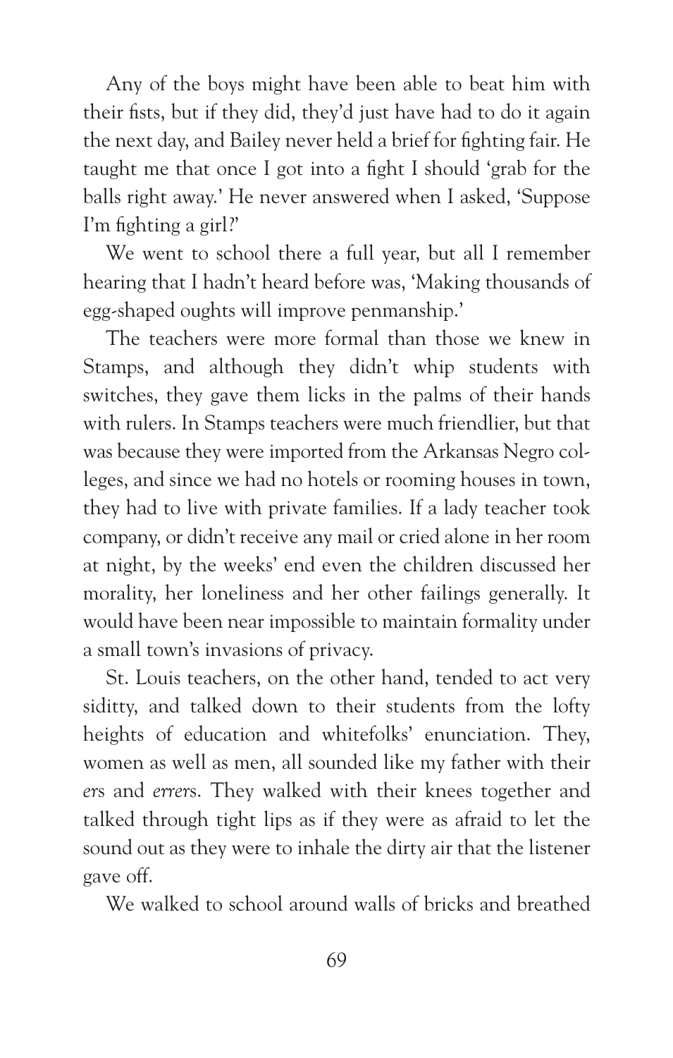Any of the boys might have been able to beat him with their fists, but if they did, they'd just have had to do it again the next day, and Bailey never held a brief for fighting fair. He taught me that once I got into a fight I should 'grab for the balls right away.' He never answered when I asked, 'Suppose I'm fighting a girl?'

We went to school there a full year, but all I remember hearing that I hadn't heard before was, 'Making thousands of egg-shaped oughts will improve penmanship.'

The teachers were more formal than those we knew in Stamps, and although they didn't whip students with switches, they gave them licks in the palms of their hands with rulers. In Stamps teachers were much friendlier, but that was because they were imported from the Arkansas Negro colleges, and since we had no hotels or rooming houses in town, they had to live with private families. If a lady teacher took company, or didn't receive any mail or cried alone in her room at night, by the weeks' end even the children discussed her morality, her loneliness and her other failings generally. It would have been near impossible to maintain formality under a small town's invasions of privacy.

St. Louis teachers, on the other hand, tended to act very siditty, and talked down to their students from the lofty heights of education and whitefolks' enunciation. They, women as well as men, all sounded like my father with their *er*s and *errer*s. They walked with their knees together and talked through tight lips as if they were as afraid to let the sound out as they were to inhale the dirty air that the listener gave off.

We walked to school around walls of bricks and breathed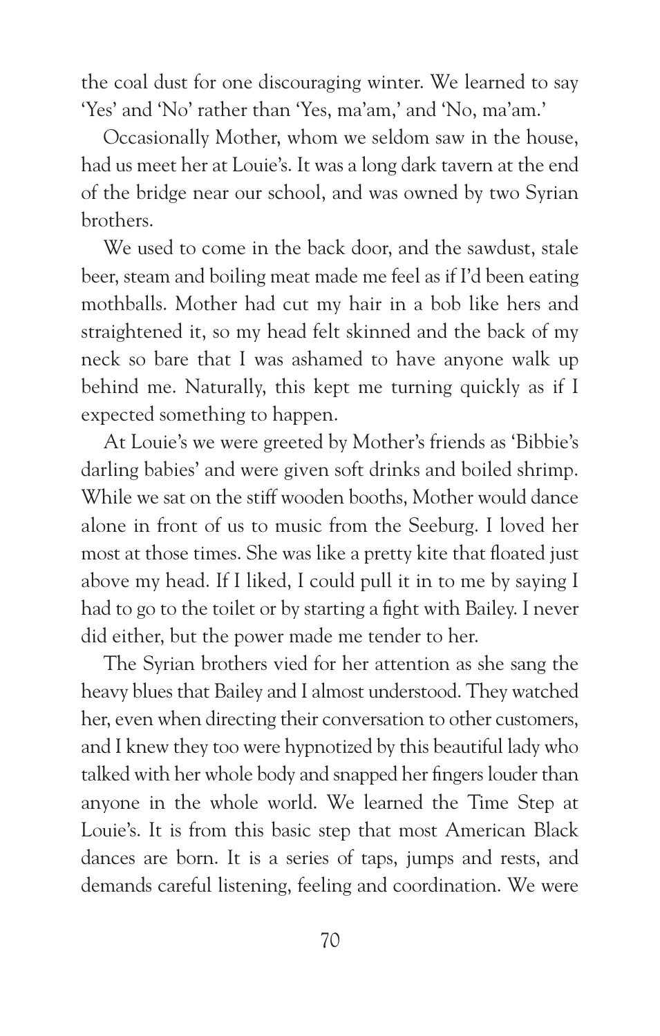the coal dust for one discouraging winter. We learned to say 'Yes' and 'No' rather than 'Yes, ma'am,' and 'No, ma'am.'

Occasionally Mother, whom we seldom saw in the house, had us meet her at Louie's. It was a long dark tavern at the end of the bridge near our school, and was owned by two Syrian brothers.

We used to come in the back door, and the sawdust, stale beer, steam and boiling meat made me feel as if I'd been eating mothballs. Mother had cut my hair in a bob like hers and straightened it, so my head felt skinned and the back of my neck so bare that I was ashamed to have anyone walk up behind me. Naturally, this kept me turning quickly as if I expected something to happen.

At Louie's we were greeted by Mother's friends as 'Bibbie's darling babies' and were given soft drinks and boiled shrimp. While we sat on the stiff wooden booths, Mother would dance alone in front of us to music from the Seeburg. I loved her most at those times. She was like a pretty kite that floated just above my head. If I liked, I could pull it in to me by saying I had to go to the toilet or by starting a fight with Bailey. I never did either, but the power made me tender to her.

The Syrian brothers vied for her attention as she sang the heavy blues that Bailey and I almost understood. They watched her, even when directing their conversation to other customers, and I knew they too were hypnotized by this beautiful lady who talked with her whole body and snapped her fingers louder than anyone in the whole world. We learned the Time Step at Louie's. It is from this basic step that most American Black dances are born. It is a series of taps, jumps and rests, and demands careful listening, feeling and coordination. We were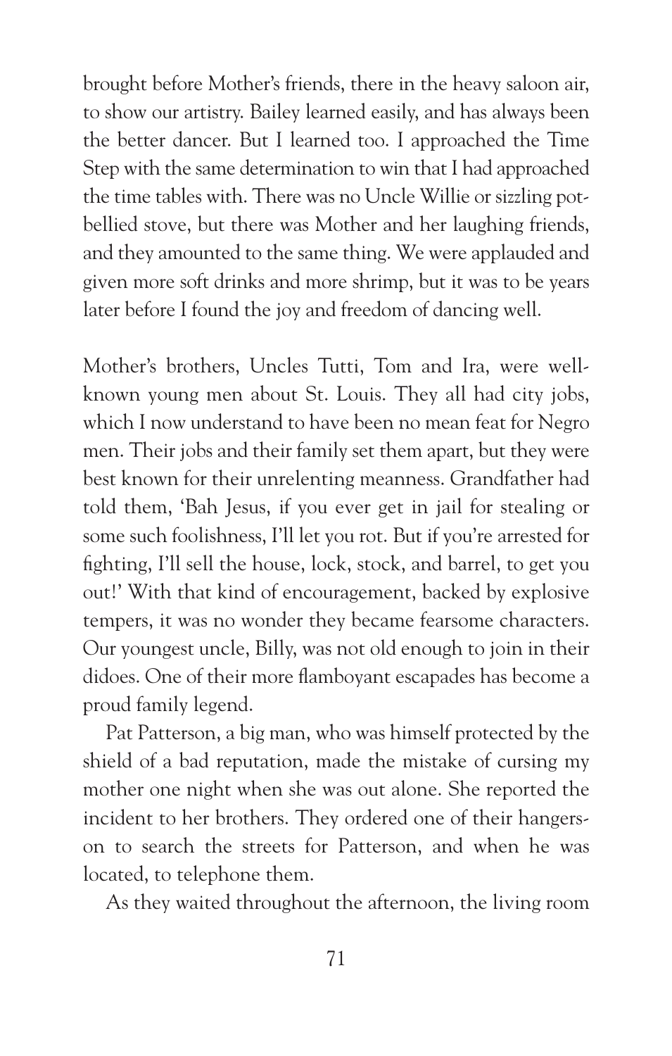brought before Mother's friends, there in the heavy saloon air, to show our artistry. Bailey learned easily, and has always been the better dancer. But I learned too. I approached the Time Step with the same determination to win that I had approached the time tables with. There was no Uncle Willie or sizzling pot-bellied stove, but there was Mother and her laughing friends, and they amounted to the same thing. We were applauded and given more soft drinks and more shrimp, but it was to be years later before I found the joy and freedom of dancing well.

Mother's brothers, Uncles Tutti, Tom and Ira, were well-known young men about St. Louis. They all had city jobs, which I now understand to have been no mean feat for Negro men. Their jobs and their family set them apart, but they were best known for their unrelenting meanness. Grandfather had told them, 'Bah Jesus, if you ever get in jail for stealing or some such foolishness, I'll let you rot. But if you're arrested for fighting, I'll sell the house, lock, stock, and barrel, to get you out!' With that kind of encouragement, backed by explosive tempers, it was no wonder they became fearsome characters. Our youngest uncle, Billy, was not old enough to join in their didoes. One of their more flamboyant escapades has become a proud family legend.

Pat Patterson, a big man, who was himself protected by the shield of a bad reputation, made the mistake of cursing my mother one night when she was out alone. She reported the incident to her brothers. They ordered one of their hangers-on to search the streets for Patterson, and when he was located, to telephone them.

As they waited throughout the afternoon, the living room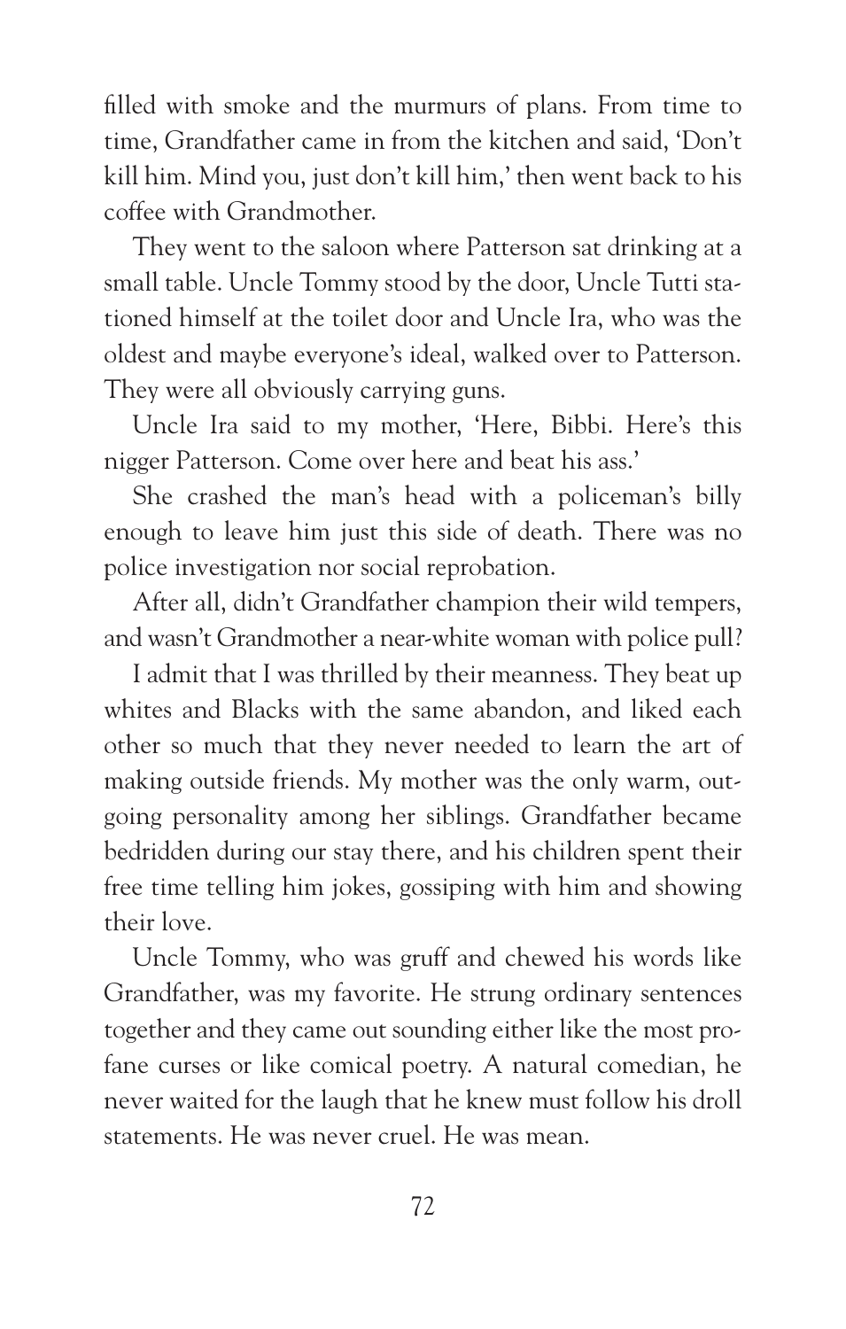filled with smoke and the murmurs of plans. From time to time, Grandfather came in from the kitchen and said, 'Don't kill him. Mind you, just don't kill him,' then went back to his coffee with Grandmother.

They went to the saloon where Patterson sat drinking at a small table. Uncle Tommy stood by the door, Uncle Tutti stationed himself at the toilet door and Uncle Ira, who was the oldest and maybe everyone's ideal, walked over to Patterson. They were all obviously carrying guns.

Uncle Ira said to my mother, 'Here, Bibbi. Here's this nigger Patterson. Come over here and beat his ass.'

She crashed the man's head with a policeman's billy enough to leave him just this side of death. There was no police investigation nor social reprobation.

After all, didn't Grandfather champion their wild tempers, and wasn't Grandmother a near-white woman with police pull?

I admit that I was thrilled by their meanness. They beat up whites and Blacks with the same abandon, and liked each other so much that they never needed to learn the art of making outside friends. My mother was the only warm, outgoing personality among her siblings. Grandfather became bedridden during our stay there, and his children spent their free time telling him jokes, gossiping with him and showing their love.

Uncle Tommy, who was gruff and chewed his words like Grandfather, was my favorite. He strung ordinary sentences together and they came out sounding either like the most profane curses or like comical poetry. A natural comedian, he never waited for the laugh that he knew must follow his droll statements. He was never cruel. He was mean.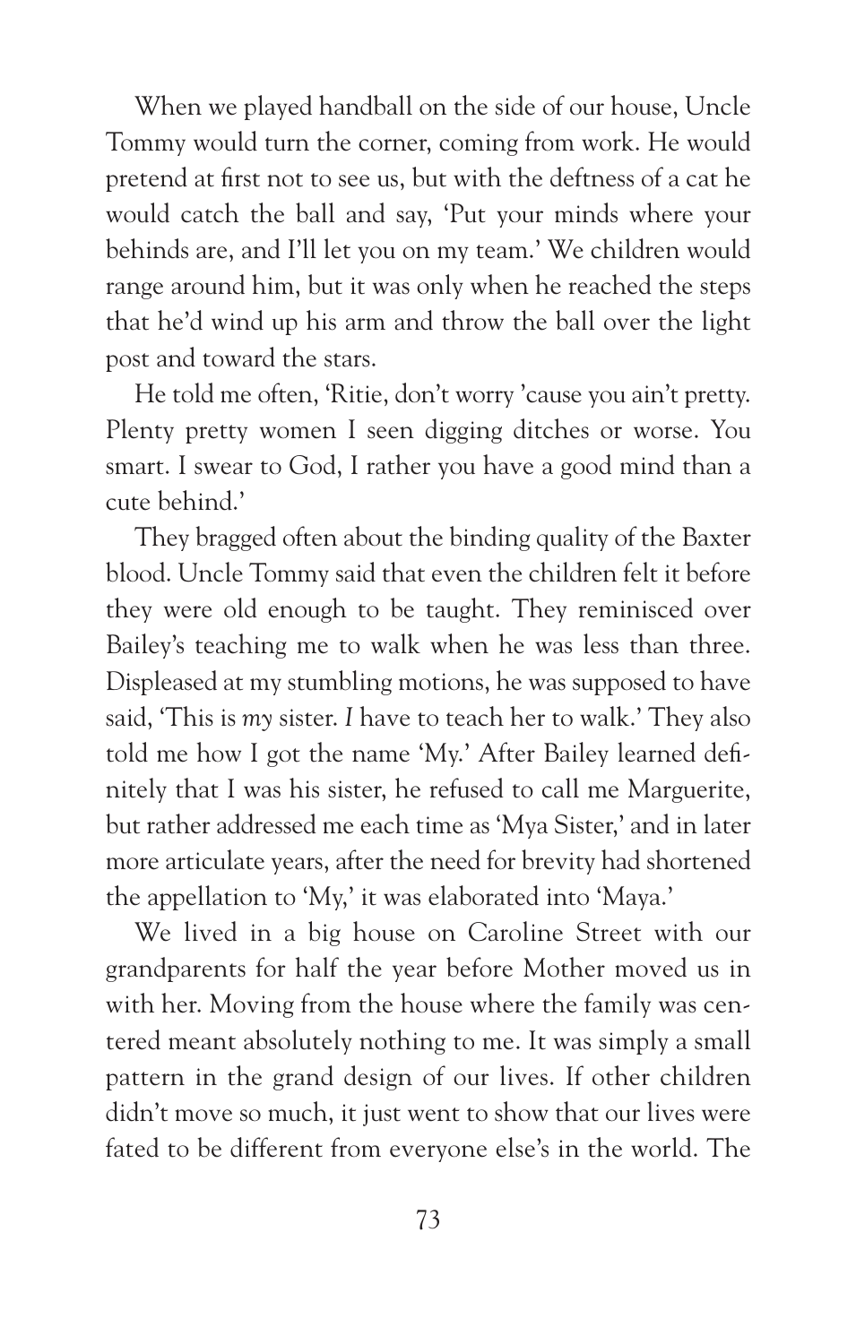When we played handball on the side of our house, Uncle Tommy would turn the corner, coming from work. He would pretend at first not to see us, but with the deftness of a cat he would catch the ball and say, 'Put your minds where your behinds are, and I'll let you on my team.' We children would range around him, but it was only when he reached the steps that he'd wind up his arm and throw the ball over the light post and toward the stars.

He told me often, 'Ritie, don't worry 'cause you ain't pretty. Plenty pretty women I seen digging ditches or worse. You smart. I swear to God, I rather you have a good mind than a cute behind.'

They bragged often about the binding quality of the Baxter blood. Uncle Tommy said that even the children felt it before they were old enough to be taught. They reminisced over Bailey's teaching me to walk when he was less than three. Displeased at my stumbling motions, he was supposed to have said, 'This is *my* sister. *I* have to teach her to walk.' They also told me how I got the name 'My.' After Bailey learned definitely that I was his sister, he refused to call me Marguerite, but rather addressed me each time as 'Mya Sister,' and in later more articulate years, after the need for brevity had shortened the appellation to 'My,' it was elaborated into 'Maya.'

We lived in a big house on Caroline Street with our grandparents for half the year before Mother moved us in with her. Moving from the house where the family was centered meant absolutely nothing to me. It was simply a small pattern in the grand design of our lives. If other children didn't move so much, it just went to show that our lives were fated to be different from everyone else's in the world. The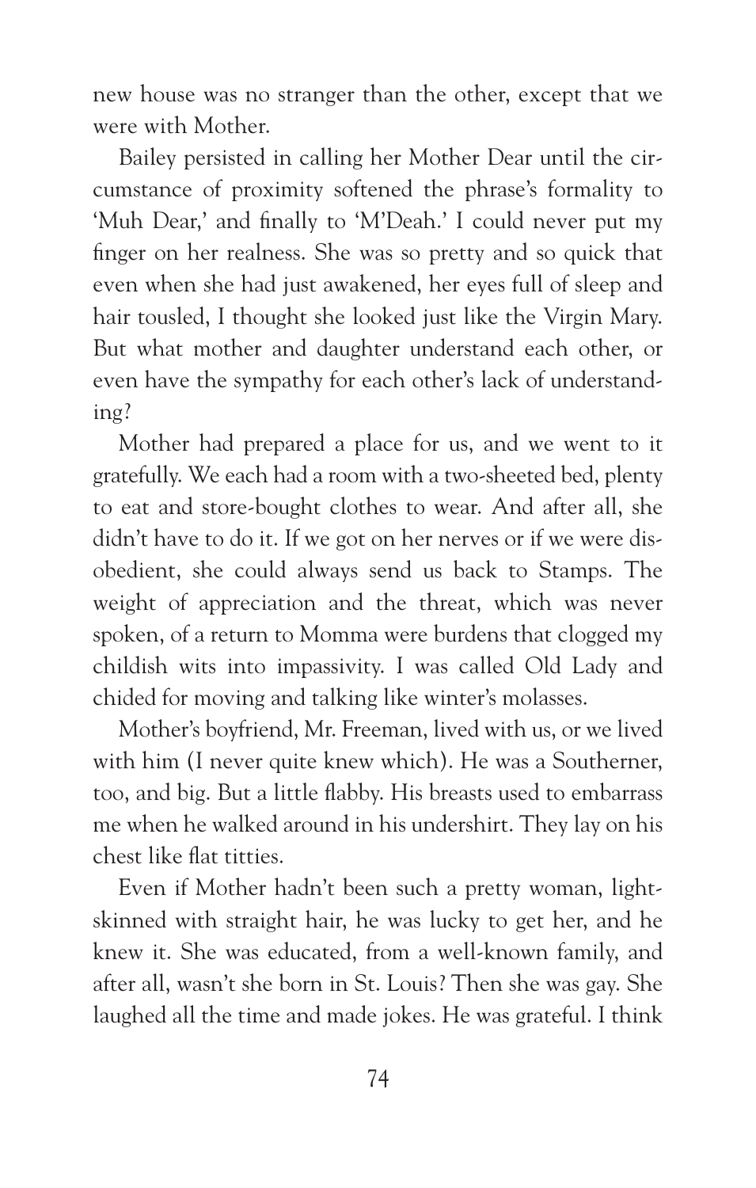new house was no stranger than the other, except that we were with Mother.

Bailey persisted in calling her Mother Dear until the circumstance of proximity softened the phrase's formality to 'Muh Dear,' and finally to 'M'Deah.' I could never put my finger on her realness. She was so pretty and so quick that even when she had just awakened, her eyes full of sleep and hair tousled, I thought she looked just like the Virgin Mary. But what mother and daughter understand each other, or even have the sympathy for each other's lack of understanding?

Mother had prepared a place for us, and we went to it gratefully. We each had a room with a two-sheeted bed, plenty to eat and store-bought clothes to wear. And after all, she didn't have to do it. If we got on her nerves or if we were disobedient, she could always send us back to Stamps. The weight of appreciation and the threat, which was never spoken, of a return to Momma were burdens that clogged my childish wits into impassivity. I was called Old Lady and chided for moving and talking like winter's molasses.

Mother's boyfriend, Mr. Freeman, lived with us, or we lived with him (I never quite knew which). He was a Southerner, too, and big. But a little flabby. His breasts used to embarrass me when he walked around in his undershirt. They lay on his chest like flat titties.

Even if Mother hadn't been such a pretty woman, light-skinned with straight hair, he was lucky to get her, and he knew it. She was educated, from a well-known family, and after all, wasn't she born in St. Louis? Then she was gay. She laughed all the time and made jokes. He was grateful. I think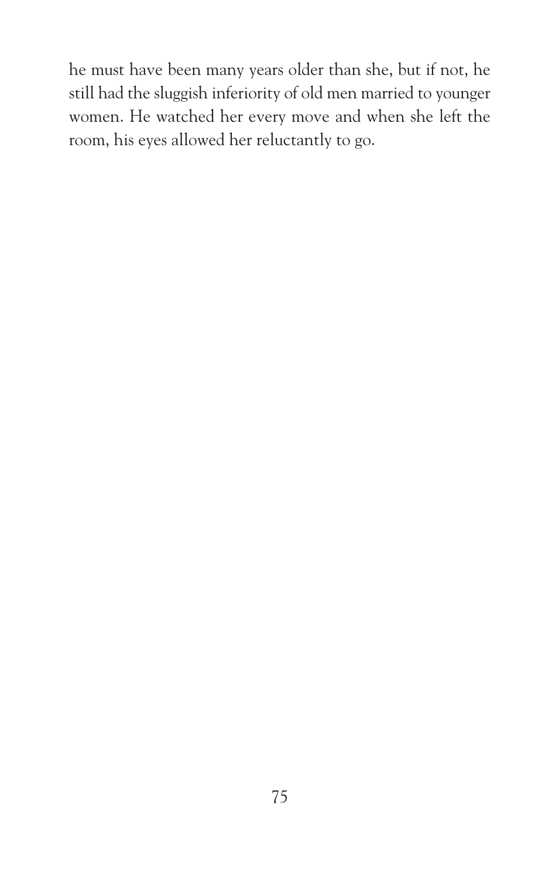he must have been many years older than she, but if not, he still had the sluggish inferiority of old men married to younger women. He watched her every move and when she left the room, his eyes allowed her reluctantly to go.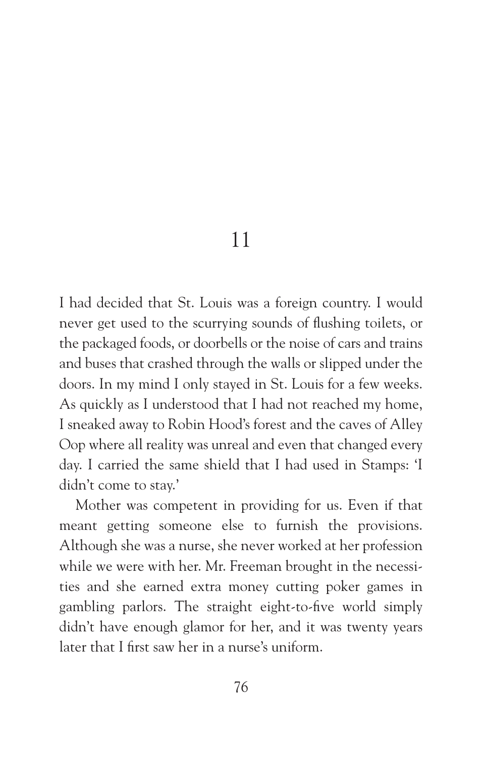# 11

I had decided that St. Louis was a foreign country. I would never get used to the scurrying sounds of flushing toilets, or the packaged foods, or doorbells or the noise of cars and trains and buses that crashed through the walls or slipped under the doors. In my mind I only stayed in St. Louis for a few weeks. As quickly as I understood that I had not reached my home, I sneaked away to Robin Hood's forest and the caves of Alley Oop where all reality was unreal and even that changed every day. I carried the same shield that I had used in Stamps: 'I didn't come to stay.'

Mother was competent in providing for us. Even if that meant getting someone else to furnish the provisions. Although she was a nurse, she never worked at her profession while we were with her. Mr. Freeman brought in the necessities and she earned extra money cutting poker games in gambling parlors. The straight eight-to-five world simply didn't have enough glamor for her, and it was twenty years later that I first saw her in a nurse's uniform.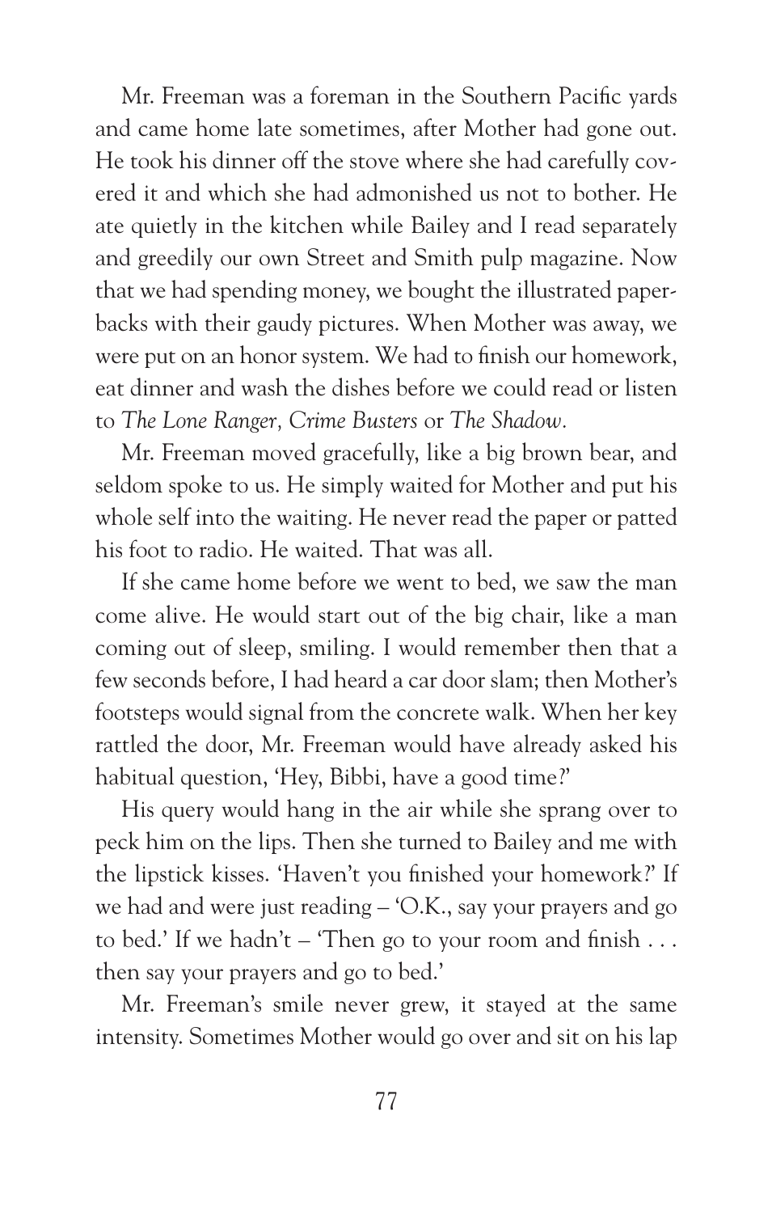Mr. Freeman was a foreman in the Southern Pacific yards and came home late sometimes, after Mother had gone out. He took his dinner off the stove where she had carefully covered it and which she had admonished us not to bother. He ate quietly in the kitchen while Bailey and I read separately and greedily our own Street and Smith pulp magazine. Now that we had spending money, we bought the illustrated paperbacks with their gaudy pictures. When Mother was away, we were put on an honor system. We had to finish our homework, eat dinner and wash the dishes before we could read or listen to *The Lone Ranger, Crime Busters* or *The Shadow*.

Mr. Freeman moved gracefully, like a big brown bear, and seldom spoke to us. He simply waited for Mother and put his whole self into the waiting. He never read the paper or patted his foot to radio. He waited. That was all.

If she came home before we went to bed, we saw the man come alive. He would start out of the big chair, like a man coming out of sleep, smiling. I would remember then that a few seconds before, I had heard a car door slam; then Mother's footsteps would signal from the concrete walk. When her key rattled the door, Mr. Freeman would have already asked his habitual question, 'Hey, Bibbi, have a good time?'

His query would hang in the air while she sprang over to peck him on the lips. Then she turned to Bailey and me with the lipstick kisses. 'Haven't you finished your homework?' If we had and were just reading – 'O.K., say your prayers and go to bed.' If we hadn't – 'Then go to your room and finish . . . then say your prayers and go to bed.'

Mr. Freeman's smile never grew, it stayed at the same intensity. Sometimes Mother would go over and sit on his lap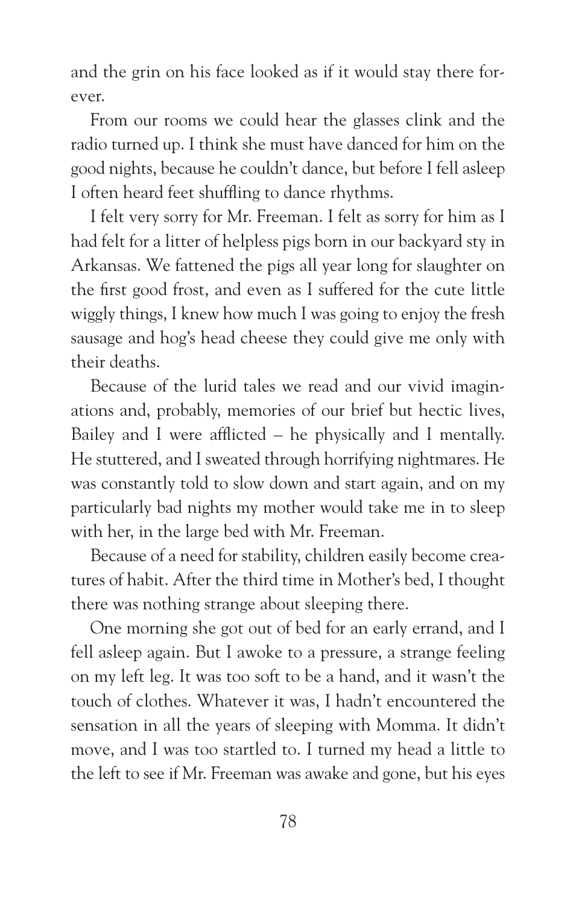and the grin on his face looked as if it would stay there forever.

From our rooms we could hear the glasses clink and the radio turned up. I think she must have danced for him on the good nights, because he couldn't dance, but before I fell asleep I often heard feet shuffling to dance rhythms.

I felt very sorry for Mr. Freeman. I felt as sorry for him as I had felt for a litter of helpless pigs born in our backyard sty in Arkansas. We fattened the pigs all year long for slaughter on the first good frost, and even as I suffered for the cute little wiggly things, I knew how much I was going to enjoy the fresh sausage and hog's head cheese they could give me only with their deaths.

Because of the lurid tales we read and our vivid imaginations and, probably, memories of our brief but hectic lives, Bailey and I were afflicted – he physically and I mentally. He stuttered, and I sweated through horrifying nightmares. He was constantly told to slow down and start again, and on my particularly bad nights my mother would take me in to sleep with her, in the large bed with Mr. Freeman.

Because of a need for stability, children easily become creatures of habit. After the third time in Mother's bed, I thought there was nothing strange about sleeping there.

One morning she got out of bed for an early errand, and I fell asleep again. But I awoke to a pressure, a strange feeling on my left leg. It was too soft to be a hand, and it wasn't the touch of clothes. Whatever it was, I hadn't encountered the sensation in all the years of sleeping with Momma. It didn't move, and I was too startled to. I turned my head a little to the left to see if Mr. Freeman was awake and gone, but his eyes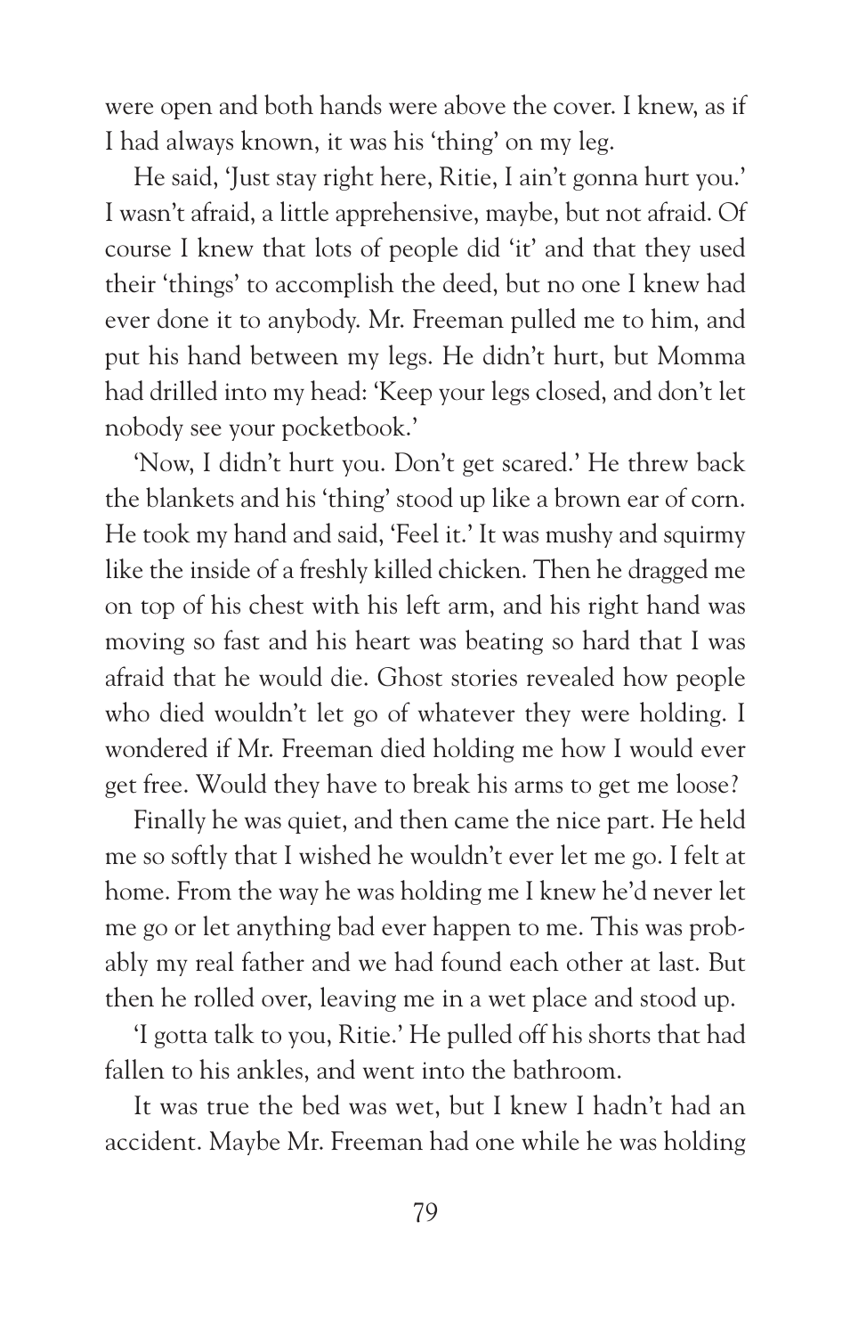were open and both hands were above the cover. I knew, as if I had always known, it was his 'thing' on my leg.

He said, 'Just stay right here, Ritie, I ain't gonna hurt you.' I wasn't afraid, a little apprehensive, maybe, but not afraid. Of course I knew that lots of people did 'it' and that they used their 'things' to accomplish the deed, but no one I knew had ever done it to anybody. Mr. Freeman pulled me to him, and put his hand between my legs. He didn't hurt, but Momma had drilled into my head: 'Keep your legs closed, and don't let nobody see your pocketbook.'

'Now, I didn't hurt you. Don't get scared.' He threw back the blankets and his 'thing' stood up like a brown ear of corn. He took my hand and said, 'Feel it.' It was mushy and squirmy like the inside of a freshly killed chicken. Then he dragged me on top of his chest with his left arm, and his right hand was moving so fast and his heart was beating so hard that I was afraid that he would die. Ghost stories revealed how people who died wouldn't let go of whatever they were holding. I wondered if Mr. Freeman died holding me how I would ever get free. Would they have to break his arms to get me loose?

Finally he was quiet, and then came the nice part. He held me so softly that I wished he wouldn't ever let me go. I felt at home. From the way he was holding me I knew he'd never let me go or let anything bad ever happen to me. This was probably my real father and we had found each other at last. But then he rolled over, leaving me in a wet place and stood up.

'I gotta talk to you, Ritie.' He pulled off his shorts that had fallen to his ankles, and went into the bathroom.

It was true the bed was wet, but I knew I hadn't had an accident. Maybe Mr. Freeman had one while he was holding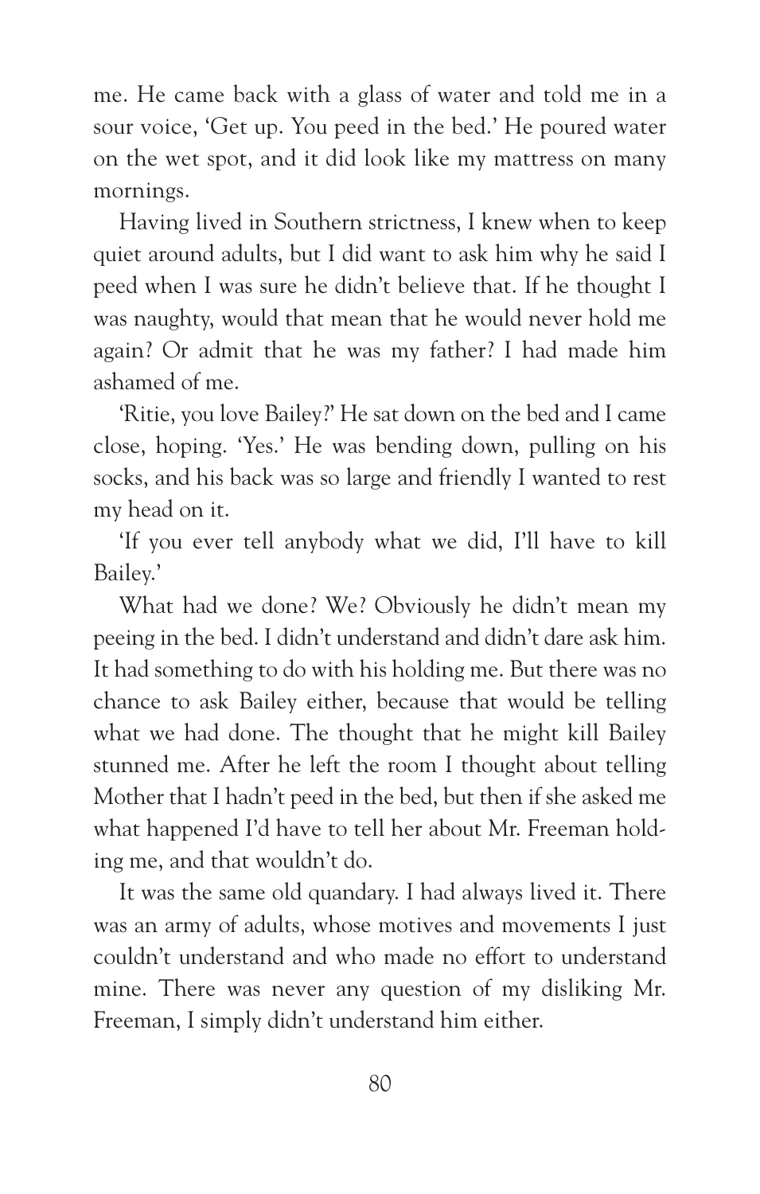me. He came back with a glass of water and told me in a sour voice, 'Get up. You peed in the bed.' He poured water on the wet spot, and it did look like my mattress on many mornings.

Having lived in Southern strictness, I knew when to keep quiet around adults, but I did want to ask him why he said I peed when I was sure he didn't believe that. If he thought I was naughty, would that mean that he would never hold me again? Or admit that he was my father? I had made him ashamed of me.

'Ritie, you love Bailey?' He sat down on the bed and I came close, hoping. 'Yes.' He was bending down, pulling on his socks, and his back was so large and friendly I wanted to rest my head on it.

'If you ever tell anybody what we did, I'll have to kill Bailey.'

What had we done? We? Obviously he didn't mean my peeing in the bed. I didn't understand and didn't dare ask him. It had something to do with his holding me. But there was no chance to ask Bailey either, because that would be telling what we had done. The thought that he might kill Bailey stunned me. After he left the room I thought about telling Mother that I hadn't peed in the bed, but then if she asked me what happened I'd have to tell her about Mr. Freeman holding me, and that wouldn't do.

It was the same old quandary. I had always lived it. There was an army of adults, whose motives and movements I just couldn't understand and who made no effort to understand mine. There was never any question of my disliking Mr. Freeman, I simply didn't understand him either.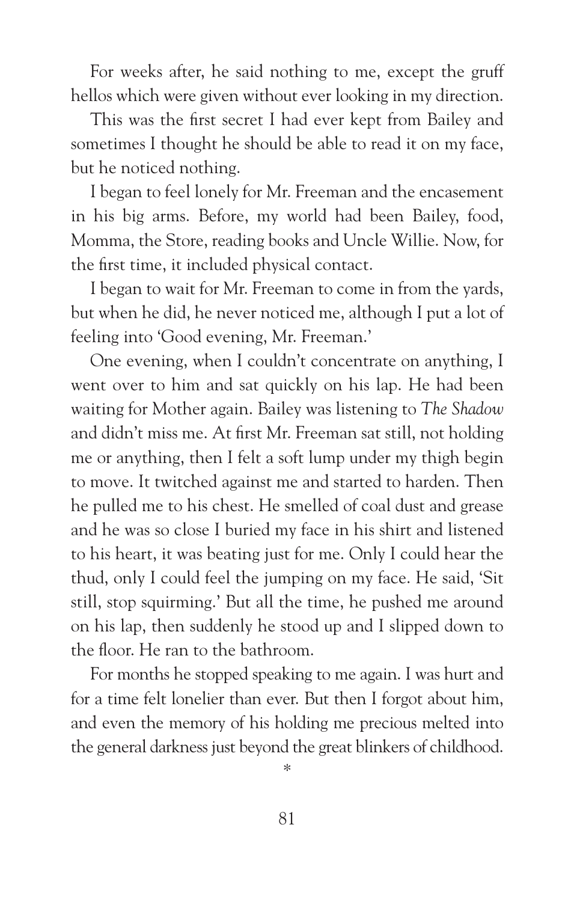For weeks after, he said nothing to me, except the gruff hellos which were given without ever looking in my direction.

This was the first secret I had ever kept from Bailey and sometimes I thought he should be able to read it on my face, but he noticed nothing.

I began to feel lonely for Mr. Freeman and the encasement in his big arms. Before, my world had been Bailey, food, Momma, the Store, reading books and Uncle Willie. Now, for the first time, it included physical contact.

I began to wait for Mr. Freeman to come in from the yards, but when he did, he never noticed me, although I put a lot of feeling into 'Good evening, Mr. Freeman.'

One evening, when I couldn't concentrate on anything, I went over to him and sat quickly on his lap. He had been waiting for Mother again. Bailey was listening to *The Shadow* and didn't miss me. At first Mr. Freeman sat still, not holding me or anything, then I felt a soft lump under my thigh begin to move. It twitched against me and started to harden. Then he pulled me to his chest. He smelled of coal dust and grease and he was so close I buried my face in his shirt and listened to his heart, it was beating just for me. Only I could hear the thud, only I could feel the jumping on my face. He said, 'Sit still, stop squirming.' But all the time, he pushed me around on his lap, then suddenly he stood up and I slipped down to the floor. He ran to the bathroom.

For months he stopped speaking to me again. I was hurt and for a time felt lonelier than ever. But then I forgot about him, and even the memory of his holding me precious melted into the general darkness just beyond the great blinkers of childhood.

*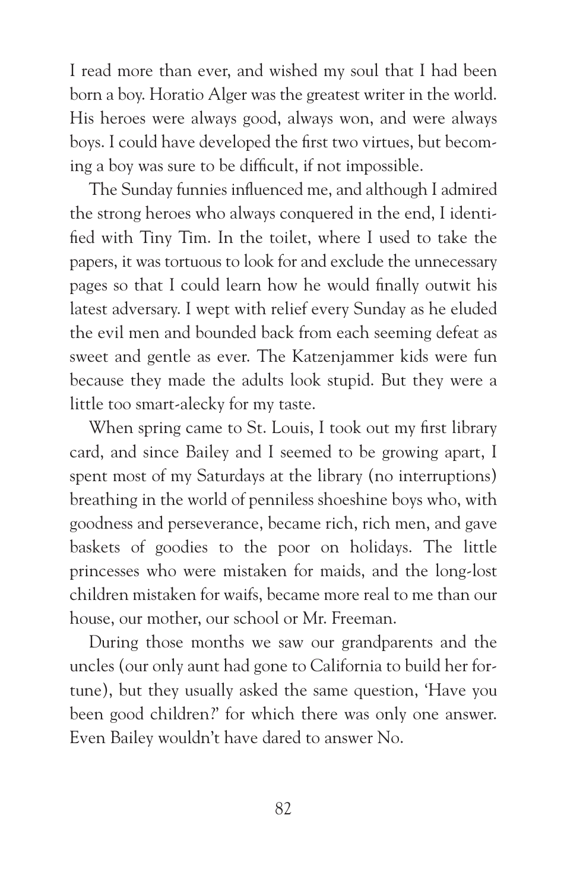I read more than ever, and wished my soul that I had been born a boy. Horatio Alger was the greatest writer in the world. His heroes were always good, always won, and were always boys. I could have developed the first two virtues, but becoming a boy was sure to be difficult, if not impossible.

The Sunday funnies influenced me, and although I admired the strong heroes who always conquered in the end, I identified with Tiny Tim. In the toilet, where I used to take the papers, it was tortuous to look for and exclude the unnecessary pages so that I could learn how he would finally outwit his latest adversary. I wept with relief every Sunday as he eluded the evil men and bounded back from each seeming defeat as sweet and gentle as ever. The Katzenjammer kids were fun because they made the adults look stupid. But they were a little too smart-alecky for my taste.

When spring came to St. Louis, I took out my first library card, and since Bailey and I seemed to be growing apart, I spent most of my Saturdays at the library (no interruptions) breathing in the world of penniless shoeshine boys who, with goodness and perseverance, became rich, rich men, and gave baskets of goodies to the poor on holidays. The little princesses who were mistaken for maids, and the long-lost children mistaken for waifs, became more real to me than our house, our mother, our school or Mr. Freeman.

During those months we saw our grandparents and the uncles (our only aunt had gone to California to build her fortune), but they usually asked the same question, 'Have you been good children?' for which there was only one answer. Even Bailey wouldn't have dared to answer No.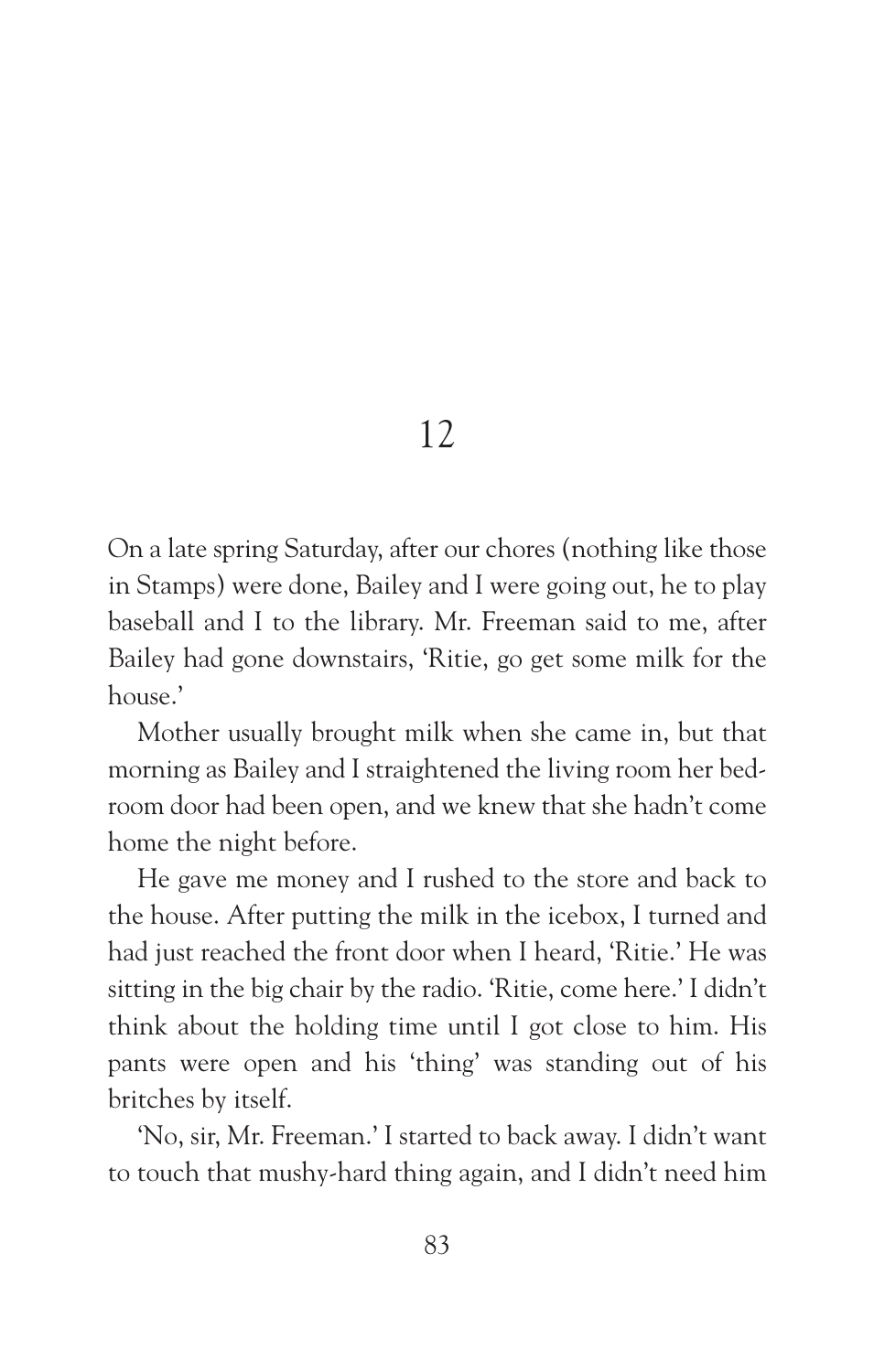# 12

On a late spring Saturday, after our chores (nothing like those in Stamps) were done, Bailey and I were going out, he to play baseball and I to the library. Mr. Freeman said to me, after Bailey had gone downstairs, 'Ritie, go get some milk for the house.'

Mother usually brought milk when she came in, but that morning as Bailey and I straightened the living room her bedroom door had been open, and we knew that she hadn't come home the night before.

He gave me money and I rushed to the store and back to the house. After putting the milk in the icebox, I turned and had just reached the front door when I heard, 'Ritie.' He was sitting in the big chair by the radio. 'Ritie, come here.' I didn't think about the holding time until I got close to him. His pants were open and his 'thing' was standing out of his britches by itself.

'No, sir, Mr. Freeman.' I started to back away. I didn't want to touch that mushy-hard thing again, and I didn't need him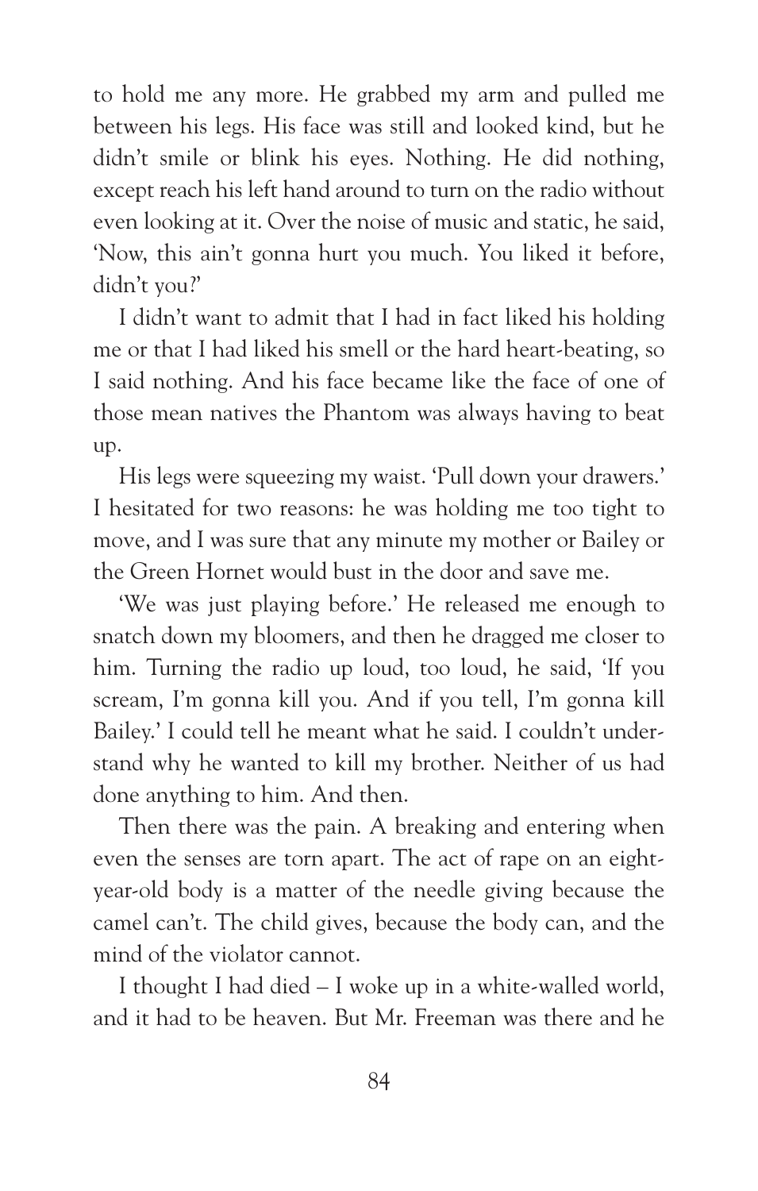to hold me any more. He grabbed my arm and pulled me between his legs. His face was still and looked kind, but he didn't smile or blink his eyes. Nothing. He did nothing, except reach his left hand around to turn on the radio without even looking at it. Over the noise of music and static, he said, 'Now, this ain't gonna hurt you much. You liked it before, didn't you?'

I didn't want to admit that I had in fact liked his holding me or that I had liked his smell or the hard heart-beating, so I said nothing. And his face became like the face of one of those mean natives the Phantom was always having to beat up.

His legs were squeezing my waist. 'Pull down your drawers.' I hesitated for two reasons: he was holding me too tight to move, and I was sure that any minute my mother or Bailey or the Green Hornet would bust in the door and save me.

'We was just playing before.' He released me enough to snatch down my bloomers, and then he dragged me closer to him. Turning the radio up loud, too loud, he said, 'If you scream, I'm gonna kill you. And if you tell, I'm gonna kill Bailey.' I could tell he meant what he said. I couldn't understand why he wanted to kill my brother. Neither of us had done anything to him. And then.

Then there was the pain. A breaking and entering when even the senses are torn apart. The act of rape on an eight-year-old body is a matter of the needle giving because the camel can't. The child gives, because the body can, and the mind of the violator cannot.

I thought I had died – I woke up in a white-walled world, and it had to be heaven. But Mr. Freeman was there and he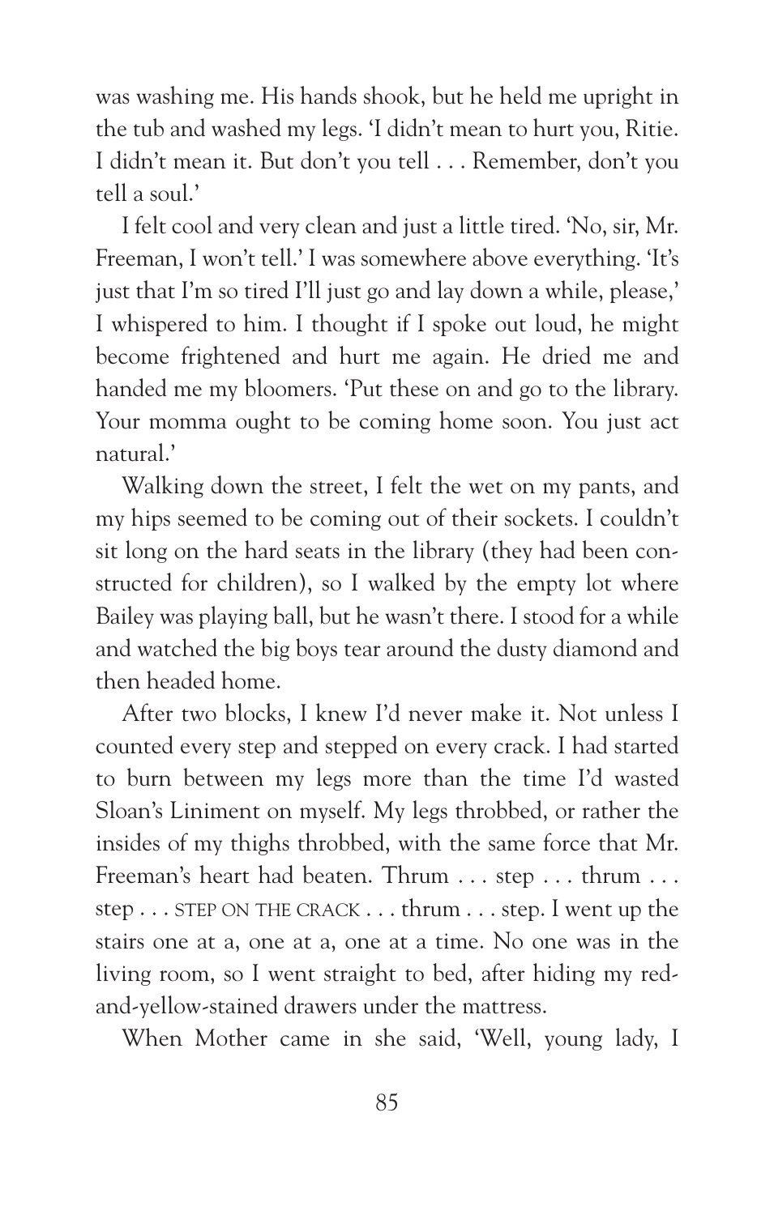was washing me. His hands shook, but he held me upright in the tub and washed my legs. 'I didn't mean to hurt you, Ritie. I didn't mean it. But don't you tell . . . Remember, don't you tell a soul.'

I felt cool and very clean and just a little tired. 'No, sir, Mr. Freeman, I won't tell.' I was somewhere above everything. 'It's just that I'm so tired I'll just go and lay down a while, please,' I whispered to him. I thought if I spoke out loud, he might become frightened and hurt me again. He dried me and handed me my bloomers. 'Put these on and go to the library. Your momma ought to be coming home soon. You just act natural.'

Walking down the street, I felt the wet on my pants, and my hips seemed to be coming out of their sockets. I couldn't sit long on the hard seats in the library (they had been constructed for children), so I walked by the empty lot where Bailey was playing ball, but he wasn't there. I stood for a while and watched the big boys tear around the dusty diamond and then headed home.

After two blocks, I knew I'd never make it. Not unless I counted every step and stepped on every crack. I had started to burn between my legs more than the time I'd wasted Sloan's Liniment on myself. My legs throbbed, or rather the insides of my thighs throbbed, with the same force that Mr. Freeman's heart had beaten. Thrum . . . step . . . thrum . . . step . . . STEP ON THE CRACK . . . thrum . . . step. I went up the stairs one at a, one at a, one at a time. No one was in the living room, so I went straight to bed, after hiding my red-and-yellow-stained drawers under the mattress.

When Mother came in she said, 'Well, young lady, I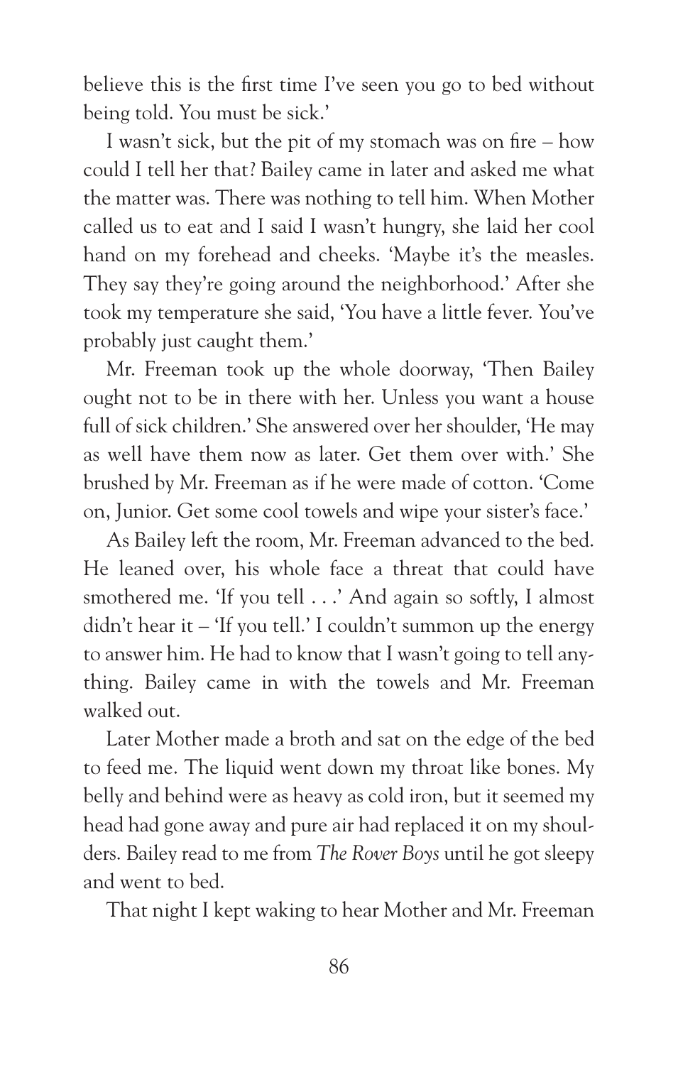believe this is the first time I've seen you go to bed without being told. You must be sick.'

I wasn't sick, but the pit of my stomach was on fire – how could I tell her that? Bailey came in later and asked me what the matter was. There was nothing to tell him. When Mother called us to eat and I said I wasn't hungry, she laid her cool hand on my forehead and cheeks. 'Maybe it's the measles. They say they're going around the neighborhood.' After she took my temperature she said, 'You have a little fever. You've probably just caught them.'

Mr. Freeman took up the whole doorway, 'Then Bailey ought not to be in there with her. Unless you want a house full of sick children.' She answered over her shoulder, 'He may as well have them now as later. Get them over with.' She brushed by Mr. Freeman as if he were made of cotton. 'Come on, Junior. Get some cool towels and wipe your sister's face.'

As Bailey left the room, Mr. Freeman advanced to the bed. He leaned over, his whole face a threat that could have smothered me. 'If you tell . . .' And again so softly, I almost didn't hear it – 'If you tell.' I couldn't summon up the energy to answer him. He had to know that I wasn't going to tell anything. Bailey came in with the towels and Mr. Freeman walked out.

Later Mother made a broth and sat on the edge of the bed to feed me. The liquid went down my throat like bones. My belly and behind were as heavy as cold iron, but it seemed my head had gone away and pure air had replaced it on my shoulders. Bailey read to me from *The Rover Boys* until he got sleepy and went to bed.

That night I kept waking to hear Mother and Mr. Freeman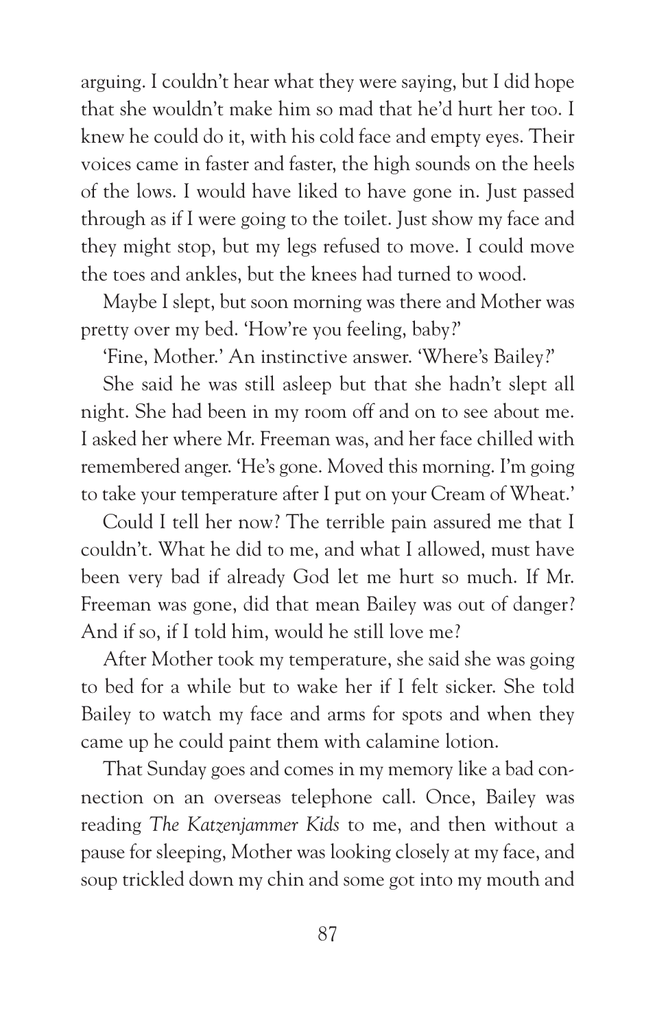arguing. I couldn't hear what they were saying, but I did hope that she wouldn't make him so mad that he'd hurt her too. I knew he could do it, with his cold face and empty eyes. Their voices came in faster and faster, the high sounds on the heels of the lows. I would have liked to have gone in. Just passed through as if I were going to the toilet. Just show my face and they might stop, but my legs refused to move. I could move the toes and ankles, but the knees had turned to wood.

Maybe I slept, but soon morning was there and Mother was pretty over my bed. 'How're you feeling, baby?'

'Fine, Mother.' An instinctive answer. 'Where's Bailey?'

She said he was still asleep but that she hadn't slept all night. She had been in my room off and on to see about me. I asked her where Mr. Freeman was, and her face chilled with remembered anger. 'He's gone. Moved this morning. I'm going to take your temperature after I put on your Cream of Wheat.'

Could I tell her now? The terrible pain assured me that I couldn't. What he did to me, and what I allowed, must have been very bad if already God let me hurt so much. If Mr. Freeman was gone, did that mean Bailey was out of danger? And if so, if I told him, would he still love me?

After Mother took my temperature, she said she was going to bed for a while but to wake her if I felt sicker. She told Bailey to watch my face and arms for spots and when they came up he could paint them with calamine lotion.

That Sunday goes and comes in my memory like a bad connection on an overseas telephone call. Once, Bailey was reading *The Katzenjammer Kids* to me, and then without a pause for sleeping, Mother was looking closely at my face, and soup trickled down my chin and some got into my mouth and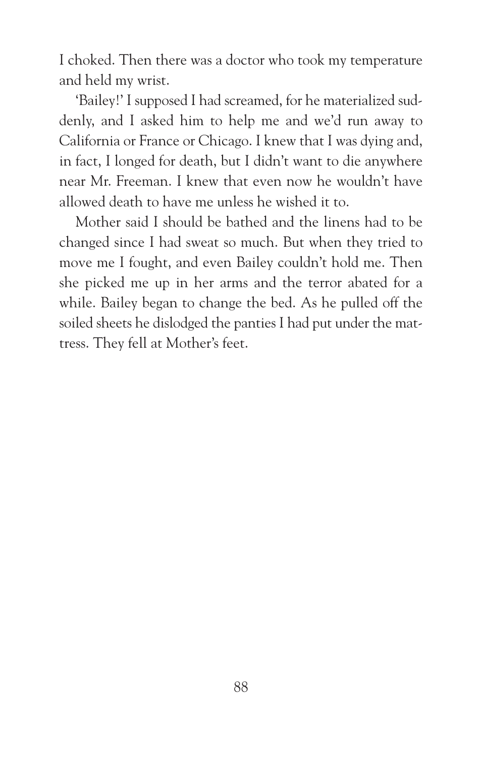I choked. Then there was a doctor who took my temperature and held my wrist.

'Bailey!' I supposed I had screamed, for he materialized suddenly, and I asked him to help me and we'd run away to California or France or Chicago. I knew that I was dying and, in fact, I longed for death, but I didn't want to die anywhere near Mr. Freeman. I knew that even now he wouldn't have allowed death to have me unless he wished it to.

Mother said I should be bathed and the linens had to be changed since I had sweat so much. But when they tried to move me I fought, and even Bailey couldn't hold me. Then she picked me up in her arms and the terror abated for a while. Bailey began to change the bed. As he pulled off the soiled sheets he dislodged the panties I had put under the mattress. They fell at Mother's feet.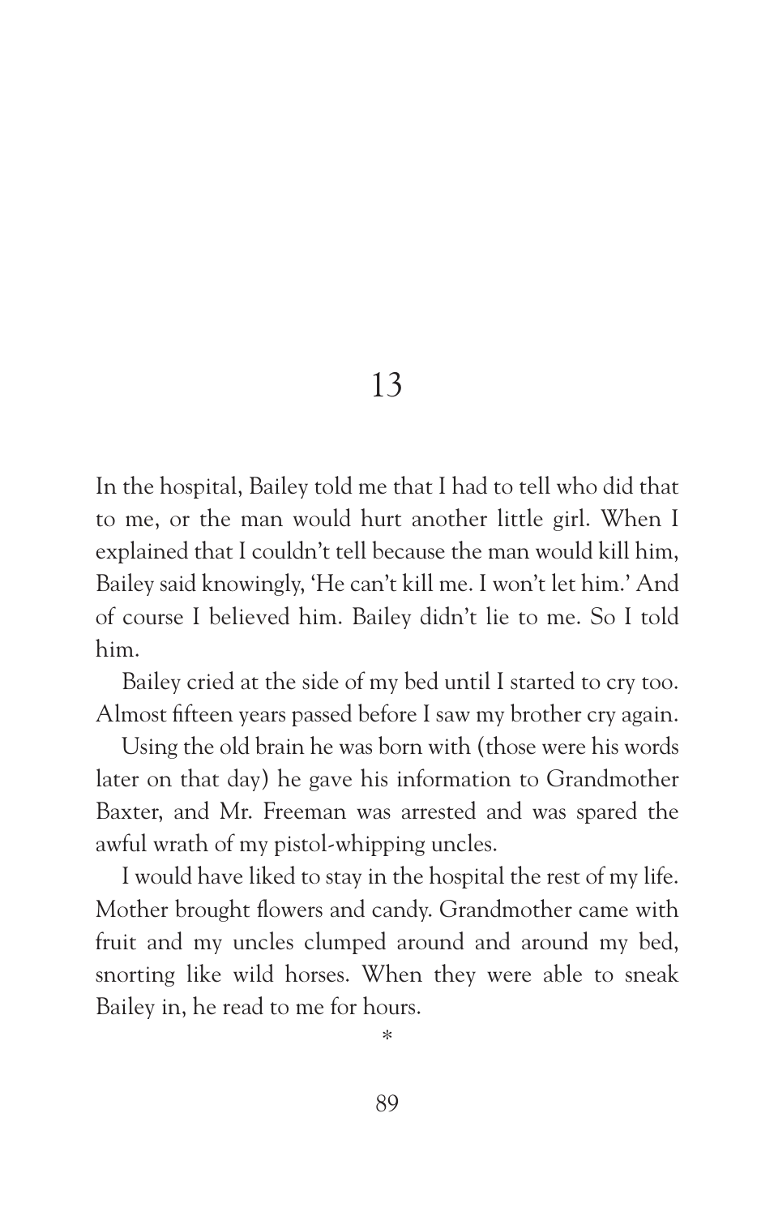# 13

In the hospital, Bailey told me that I had to tell who did that to me, or the man would hurt another little girl. When I explained that I couldn't tell because the man would kill him, Bailey said knowingly, 'He can't kill me. I won't let him.' And of course I believed him. Bailey didn't lie to me. So I told him.

Bailey cried at the side of my bed until I started to cry too. Almost fifteen years passed before I saw my brother cry again.

Using the old brain he was born with (those were his words later on that day) he gave his information to Grandmother Baxter, and Mr. Freeman was arrested and was spared the awful wrath of my pistol-whipping uncles.

I would have liked to stay in the hospital the rest of my life. Mother brought flowers and candy. Grandmother came with fruit and my uncles clumped around and around my bed, snorting like wild horses. When they were able to sneak Bailey in, he read to me for hours.

*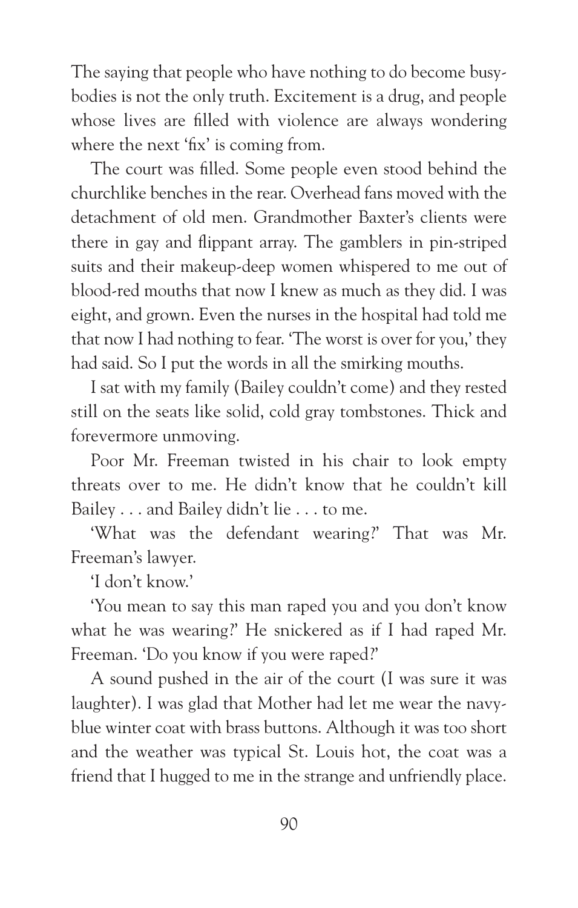The saying that people who have nothing to do become busybodies is not the only truth. Excitement is a drug, and people whose lives are filled with violence are always wondering where the next 'fix' is coming from.

The court was filled. Some people even stood behind the churchlike benches in the rear. Overhead fans moved with the detachment of old men. Grandmother Baxter's clients were there in gay and flippant array. The gamblers in pin-striped suits and their makeup-deep women whispered to me out of blood-red mouths that now I knew as much as they did. I was eight, and grown. Even the nurses in the hospital had told me that now I had nothing to fear. 'The worst is over for you,' they had said. So I put the words in all the smirking mouths.

I sat with my family (Bailey couldn't come) and they rested still on the seats like solid, cold gray tombstones. Thick and forevermore unmoving.

Poor Mr. Freeman twisted in his chair to look empty threats over to me. He didn't know that he couldn't kill Bailey . . . and Bailey didn't lie . . . to me.

'What was the defendant wearing?' That was Mr. Freeman's lawyer.

'I don't know.'

'You mean to say this man raped you and you don't know what he was wearing?' He snickered as if I had raped Mr. Freeman. 'Do you know if you were raped?'

A sound pushed in the air of the court (I was sure it was laughter). I was glad that Mother had let me wear the navy-blue winter coat with brass buttons. Although it was too short and the weather was typical St. Louis hot, the coat was a friend that I hugged to me in the strange and unfriendly place.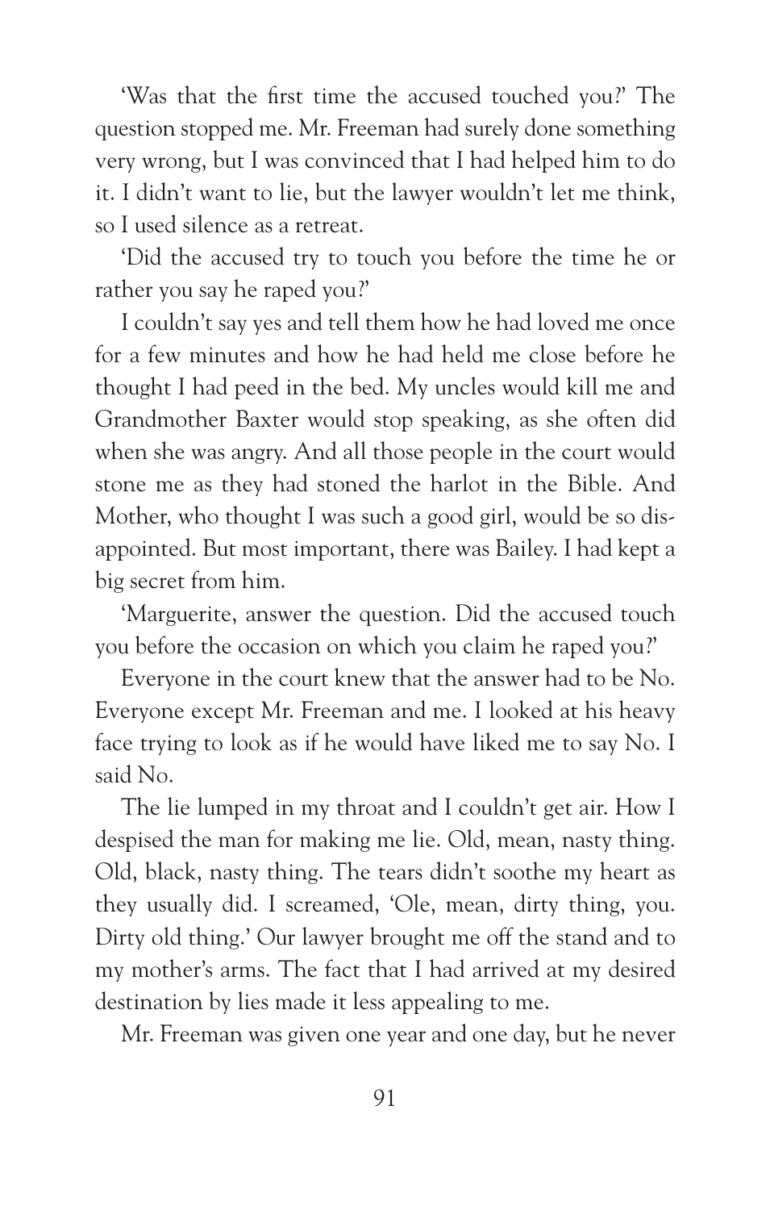'Was that the first time the accused touched you?' The question stopped me. Mr. Freeman had surely done something very wrong, but I was convinced that I had helped him to do it. I didn't want to lie, but the lawyer wouldn't let me think, so I used silence as a retreat.

'Did the accused try to touch you before the time he or rather you say he raped you?'

I couldn't say yes and tell them how he had loved me once for a few minutes and how he had held me close before he thought I had peed in the bed. My uncles would kill me and Grandmother Baxter would stop speaking, as she often did when she was angry. And all those people in the court would stone me as they had stoned the harlot in the Bible. And Mother, who thought I was such a good girl, would be so disappointed. But most important, there was Bailey. I had kept a big secret from him.

'Marguerite, answer the question. Did the accused touch you before the occasion on which you claim he raped you?'

Everyone in the court knew that the answer had to be No. Everyone except Mr. Freeman and me. I looked at his heavy face trying to look as if he would have liked me to say No. I said No.

The lie lumped in my throat and I couldn't get air. How I despised the man for making me lie. Old, mean, nasty thing. Old, black, nasty thing. The tears didn't soothe my heart as they usually did. I screamed, 'Ole, mean, dirty thing, you. Dirty old thing.' Our lawyer brought me off the stand and to my mother's arms. The fact that I had arrived at my desired destination by lies made it less appealing to me.

Mr. Freeman was given one year and one day, but he never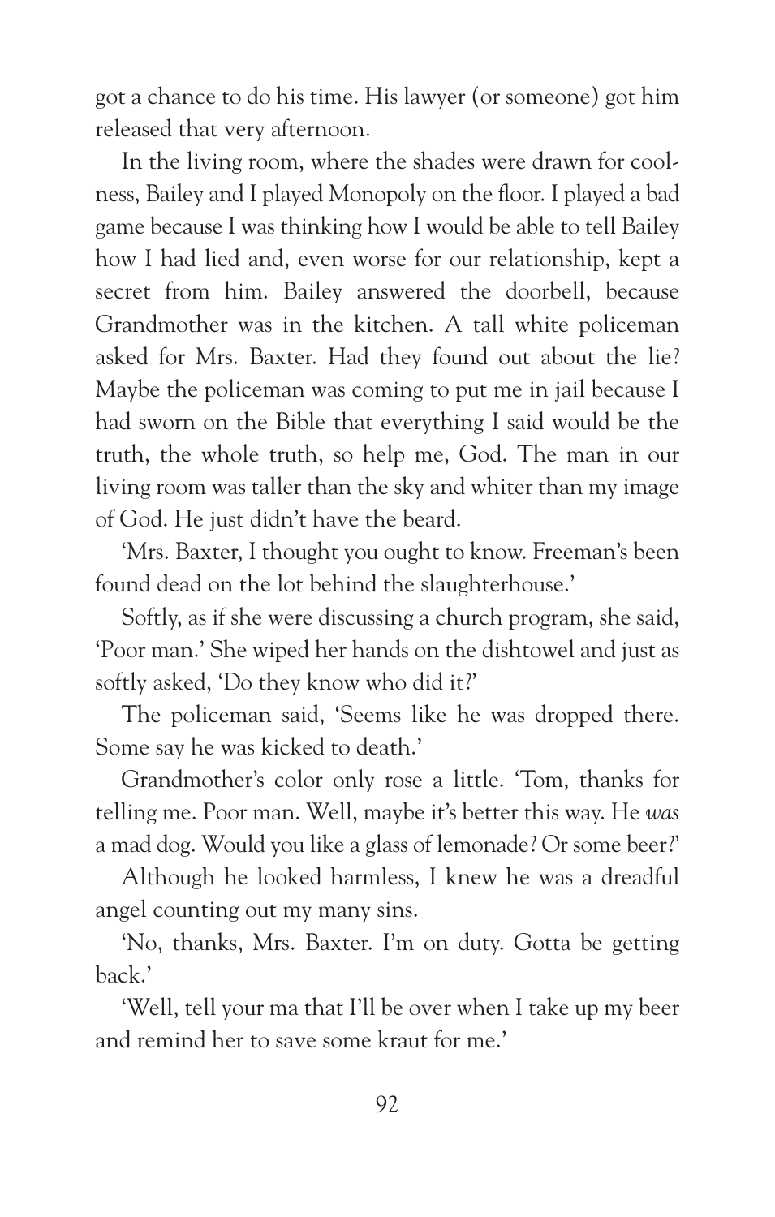got a chance to do his time. His lawyer (or someone) got him released that very afternoon.

In the living room, where the shades were drawn for coolness, Bailey and I played Monopoly on the floor. I played a bad game because I was thinking how I would be able to tell Bailey how I had lied and, even worse for our relationship, kept a secret from him. Bailey answered the doorbell, because Grandmother was in the kitchen. A tall white policeman asked for Mrs. Baxter. Had they found out about the lie? Maybe the policeman was coming to put me in jail because I had sworn on the Bible that everything I said would be the truth, the whole truth, so help me, God. The man in our living room was taller than the sky and whiter than my image of God. He just didn't have the beard.

'Mrs. Baxter, I thought you ought to know. Freeman's been found dead on the lot behind the slaughterhouse.'

Softly, as if she were discussing a church program, she said, 'Poor man.' She wiped her hands on the dishtowel and just as softly asked, 'Do they know who did it?'

The policeman said, 'Seems like he was dropped there. Some say he was kicked to death.'

Grandmother's color only rose a little. 'Tom, thanks for telling me. Poor man. Well, maybe it's better this way. He *was* a mad dog. Would you like a glass of lemonade? Or some beer?'

Although he looked harmless, I knew he was a dreadful angel counting out my many sins.

'No, thanks, Mrs. Baxter. I'm on duty. Gotta be getting back.'

'Well, tell your ma that I'll be over when I take up my beer and remind her to save some kraut for me.'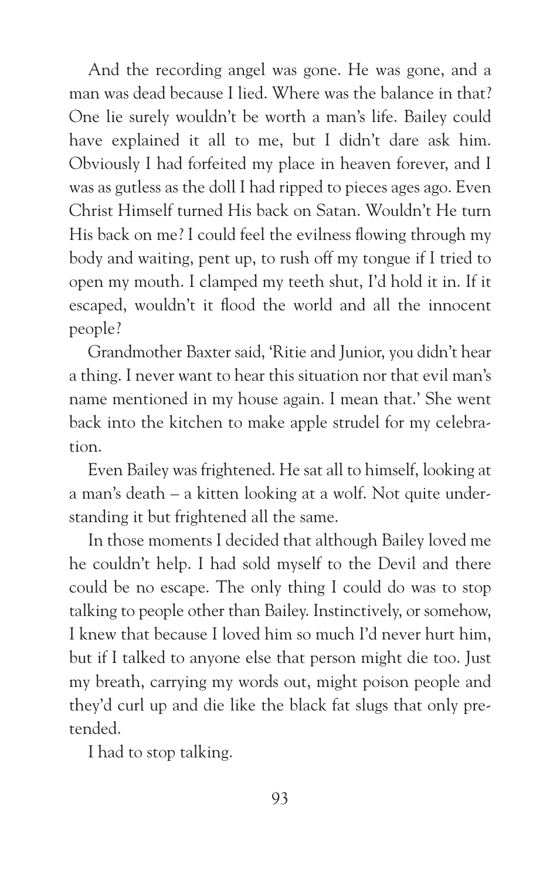And the recording angel was gone. He was gone, and a man was dead because I lied. Where was the balance in that? One lie surely wouldn't be worth a man's life. Bailey could have explained it all to me, but I didn't dare ask him. Obviously I had forfeited my place in heaven forever, and I was as gutless as the doll I had ripped to pieces ages ago. Even Christ Himself turned His back on Satan. Wouldn't He turn His back on me? I could feel the evilness flowing through my body and waiting, pent up, to rush off my tongue if I tried to open my mouth. I clamped my teeth shut, I'd hold it in. If it escaped, wouldn't it flood the world and all the innocent people?

Grandmother Baxter said, 'Ritie and Junior, you didn't hear a thing. I never want to hear this situation nor that evil man's name mentioned in my house again. I mean that.' She went back into the kitchen to make apple strudel for my celebration.

Even Bailey was frightened. He sat all to himself, looking at a man's death – a kitten looking at a wolf. Not quite understanding it but frightened all the same.

In those moments I decided that although Bailey loved me he couldn't help. I had sold myself to the Devil and there could be no escape. The only thing I could do was to stop talking to people other than Bailey. Instinctively, or somehow, I knew that because I loved him so much I'd never hurt him, but if I talked to anyone else that person might die too. Just my breath, carrying my words out, might poison people and they'd curl up and die like the black fat slugs that only pretended.

I had to stop talking.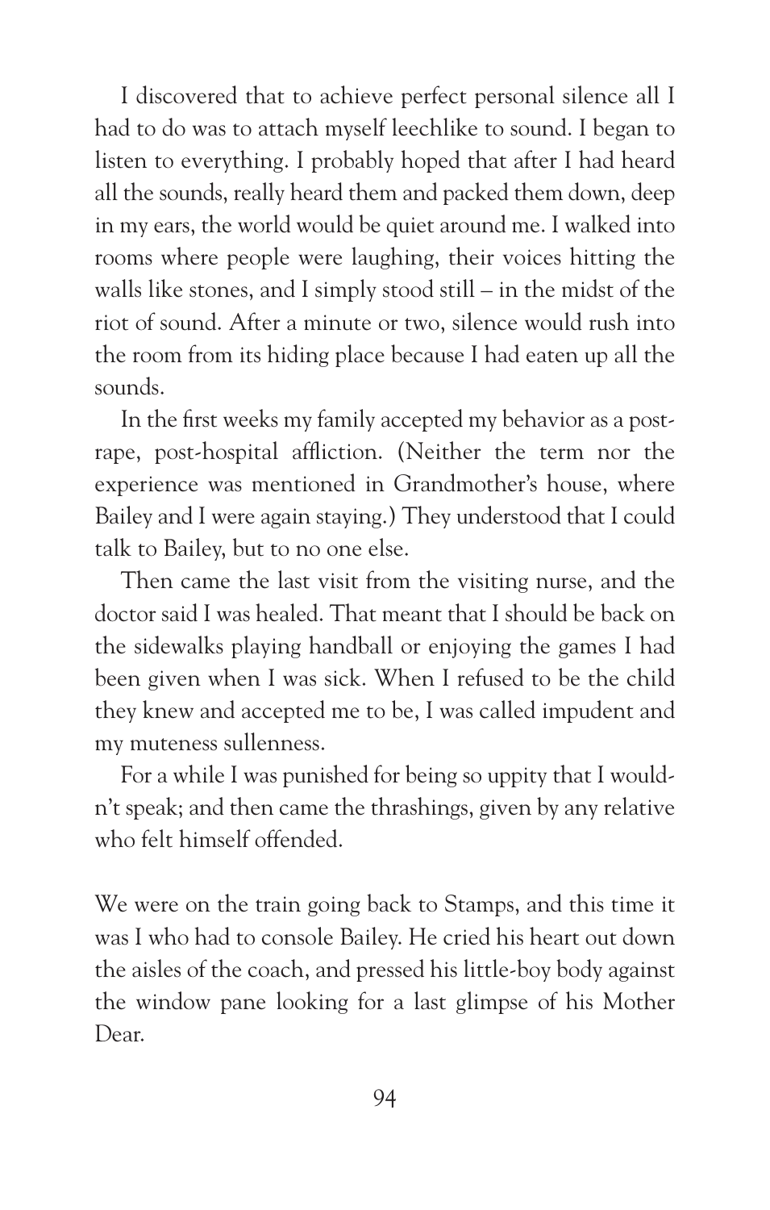I discovered that to achieve perfect personal silence all I had to do was to attach myself leechlike to sound. I began to listen to everything. I probably hoped that after I had heard all the sounds, really heard them and packed them down, deep in my ears, the world would be quiet around me. I walked into rooms where people were laughing, their voices hitting the walls like stones, and I simply stood still – in the midst of the riot of sound. After a minute or two, silence would rush into the room from its hiding place because I had eaten up all the sounds.

In the first weeks my family accepted my behavior as a post-rape, post-hospital affliction. (Neither the term nor the experience was mentioned in Grandmother's house, where Bailey and I were again staying.) They understood that I could talk to Bailey, but to no one else.

Then came the last visit from the visiting nurse, and the doctor said I was healed. That meant that I should be back on the sidewalks playing handball or enjoying the games I had been given when I was sick. When I refused to be the child they knew and accepted me to be, I was called impudent and my muteness sullenness.

For a while I was punished for being so uppity that I wouldn't speak; and then came the thrashings, given by any relative who felt himself offended.

We were on the train going back to Stamps, and this time it was I who had to console Bailey. He cried his heart out down the aisles of the coach, and pressed his little-boy body against the window pane looking for a last glimpse of his Mother Dear.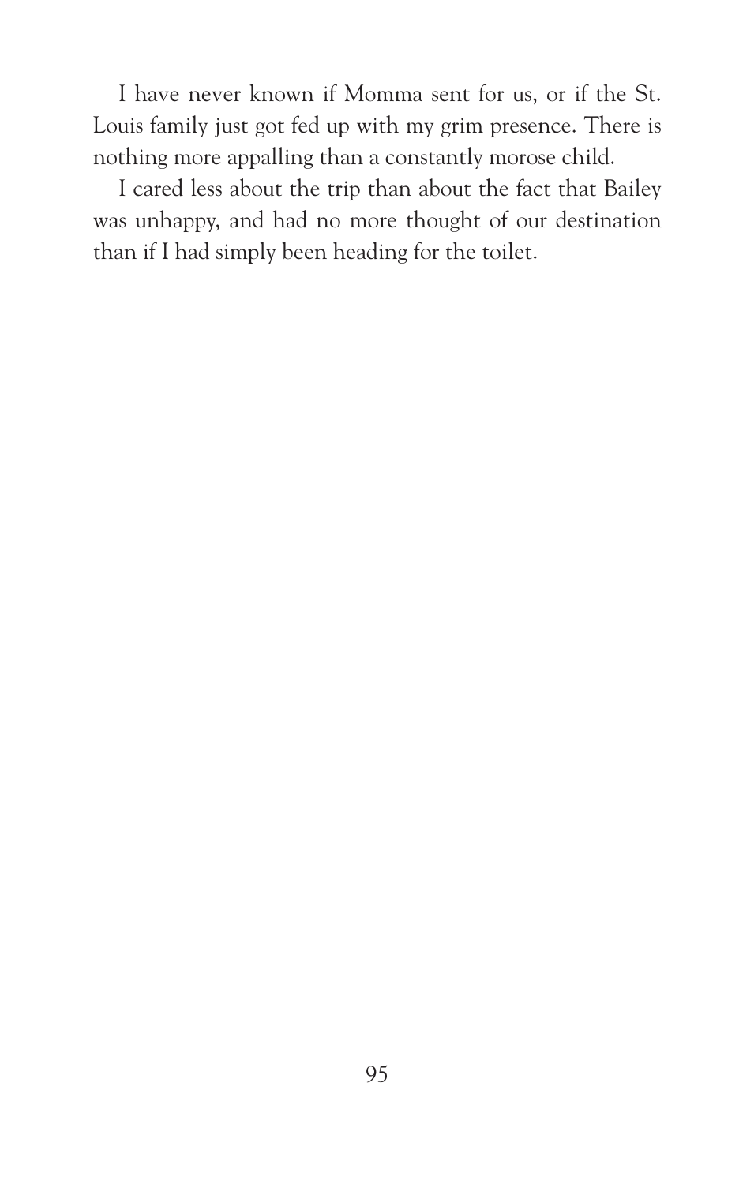I have never known if Momma sent for us, or if the St. Louis family just got fed up with my grim presence. There is nothing more appalling than a constantly morose child.

I cared less about the trip than about the fact that Bailey was unhappy, and had no more thought of our destination than if I had simply been heading for the toilet.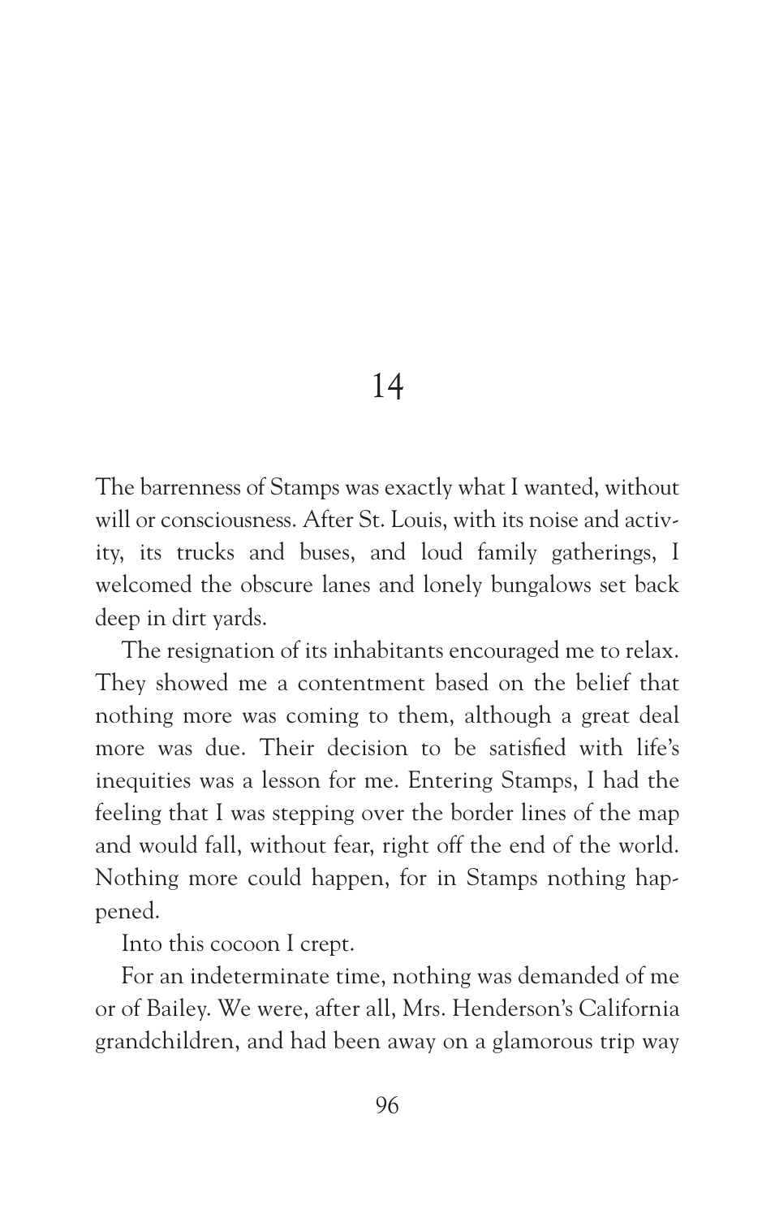# 14

The barrenness of Stamps was exactly what I wanted, without will or consciousness. After St. Louis, with its noise and activity, its trucks and buses, and loud family gatherings, I welcomed the obscure lanes and lonely bungalows set back deep in dirt yards.

The resignation of its inhabitants encouraged me to relax. They showed me a contentment based on the belief that nothing more was coming to them, although a great deal more was due. Their decision to be satisfied with life's inequities was a lesson for me. Entering Stamps, I had the feeling that I was stepping over the border lines of the map and would fall, without fear, right off the end of the world. Nothing more could happen, for in Stamps nothing happened.

Into this cocoon I crept.

For an indeterminate time, nothing was demanded of me or of Bailey. We were, after all, Mrs. Henderson's California grandchildren, and had been away on a glamorous trip way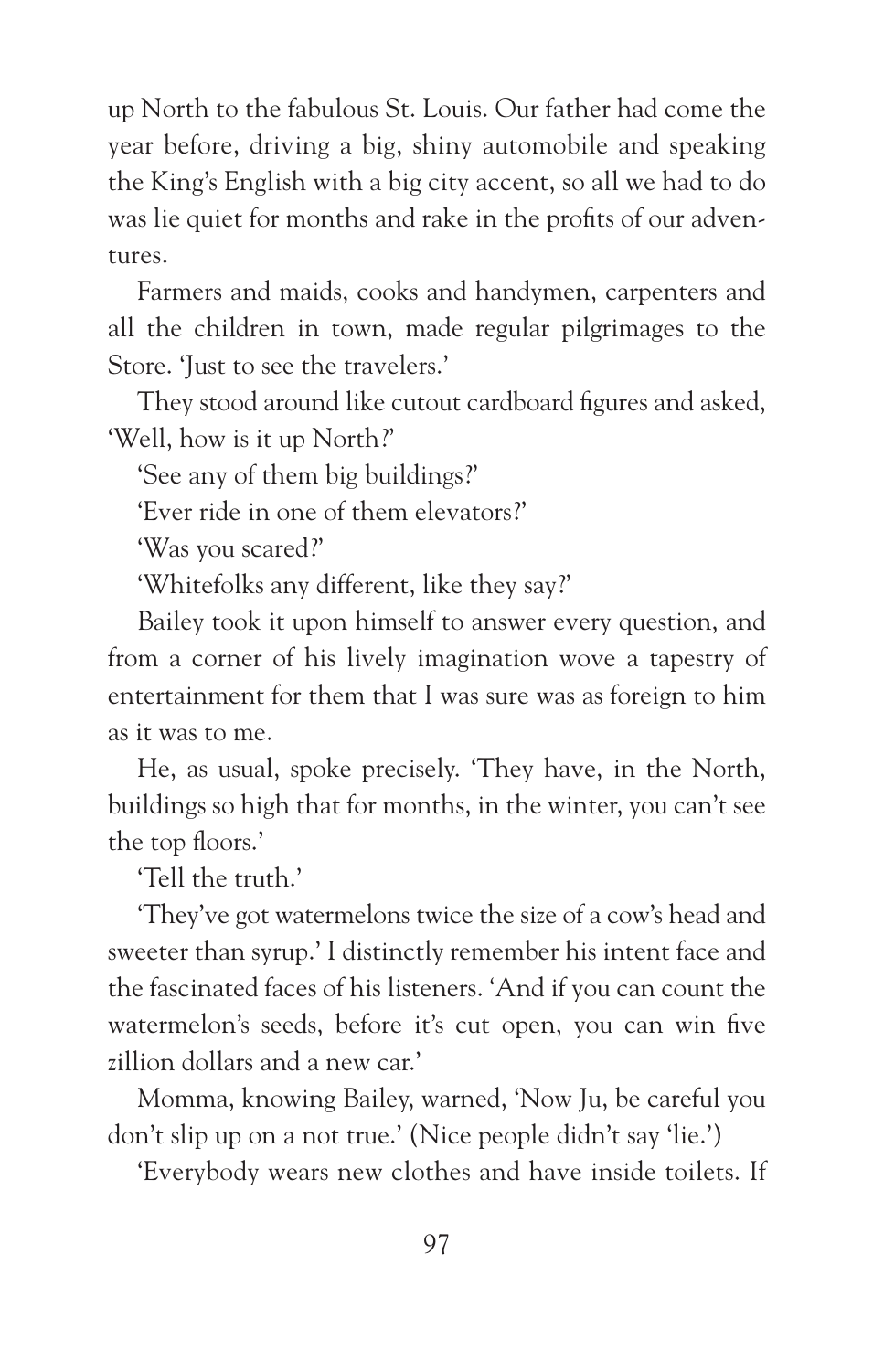up North to the fabulous St. Louis. Our father had come the year before, driving a big, shiny automobile and speaking the King's English with a big city accent, so all we had to do was lie quiet for months and rake in the profits of our adventures.

Farmers and maids, cooks and handymen, carpenters and all the children in town, made regular pilgrimages to the Store. 'Just to see the travelers.'

They stood around like cutout cardboard figures and asked, 'Well, how is it up North?'

'See any of them big buildings?'

'Ever ride in one of them elevators?'

'Was you scared?'

'Whitefolks any different, like they say?'

Bailey took it upon himself to answer every question, and from a corner of his lively imagination wove a tapestry of entertainment for them that I was sure was as foreign to him as it was to me.

He, as usual, spoke precisely. 'They have, in the North, buildings so high that for months, in the winter, you can't see the top floors.'

'Tell the truth.'

'They've got watermelons twice the size of a cow's head and sweeter than syrup.' I distinctly remember his intent face and the fascinated faces of his listeners. 'And if you can count the watermelon's seeds, before it's cut open, you can win five zillion dollars and a new car.'

Momma, knowing Bailey, warned, 'Now Ju, be careful you don't slip up on a not true.' (Nice people didn't say 'lie.')

'Everybody wears new clothes and have inside toilets. If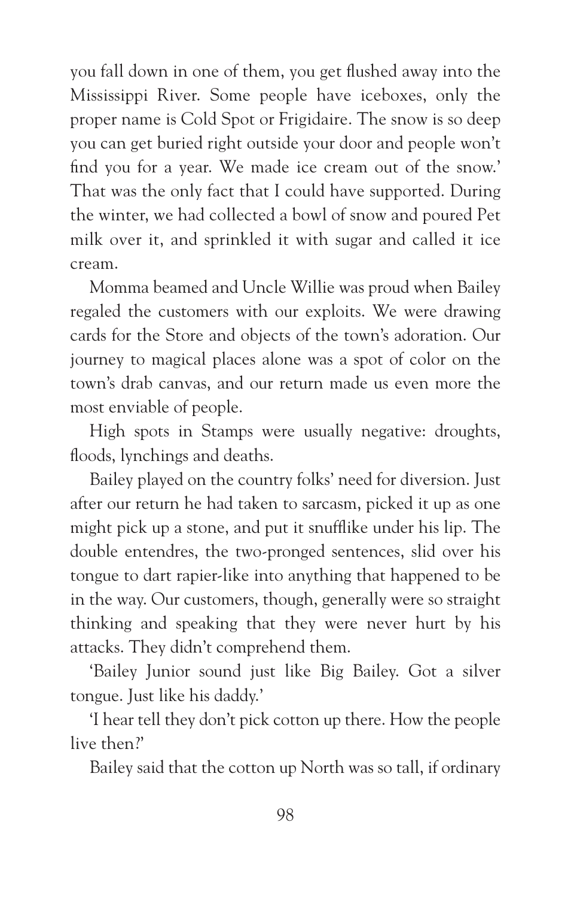you fall down in one of them, you get flushed away into the Mississippi River. Some people have iceboxes, only the proper name is Cold Spot or Frigidaire. The snow is so deep you can get buried right outside your door and people won't find you for a year. We made ice cream out of the snow.' That was the only fact that I could have supported. During the winter, we had collected a bowl of snow and poured Pet milk over it, and sprinkled it with sugar and called it ice cream.

Momma beamed and Uncle Willie was proud when Bailey regaled the customers with our exploits. We were drawing cards for the Store and objects of the town's adoration. Our journey to magical places alone was a spot of color on the town's drab canvas, and our return made us even more the most enviable of people.

High spots in Stamps were usually negative: droughts, floods, lynchings and deaths.

Bailey played on the country folks' need for diversion. Just after our return he had taken to sarcasm, picked it up as one might pick up a stone, and put it snufflike under his lip. The double entendres, the two-pronged sentences, slid over his tongue to dart rapier-like into anything that happened to be in the way. Our customers, though, generally were so straight thinking and speaking that they were never hurt by his attacks. They didn't comprehend them.

'Bailey Junior sound just like Big Bailey. Got a silver tongue. Just like his daddy.'

'I hear tell they don't pick cotton up there. How the people live then?'

Bailey said that the cotton up North was so tall, if ordinary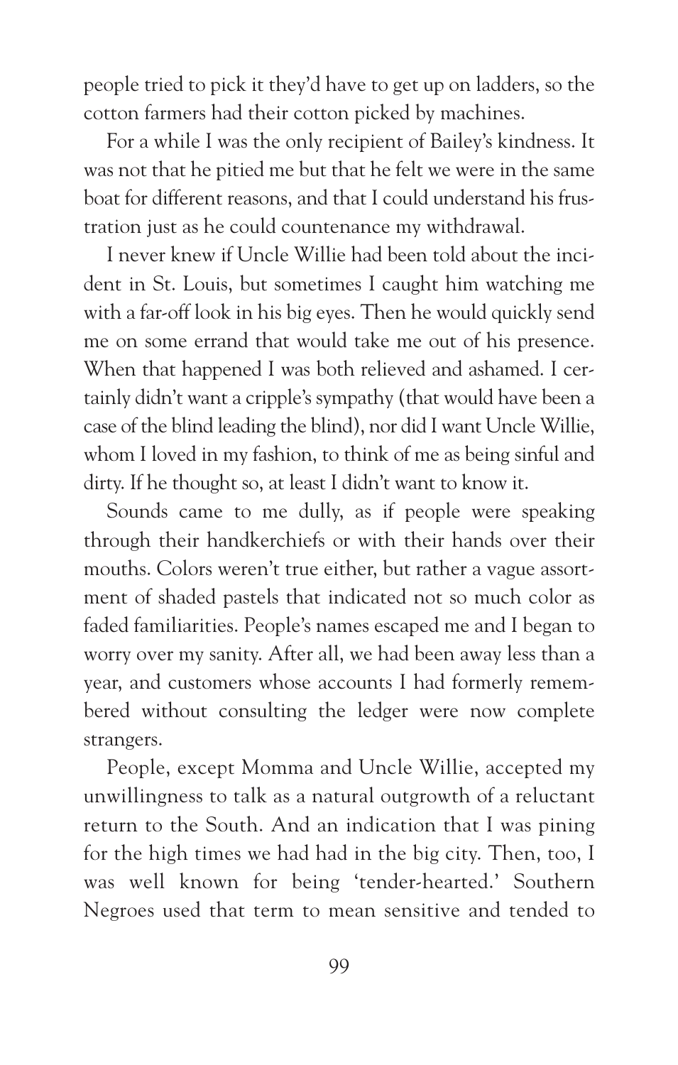people tried to pick it they'd have to get up on ladders, so the cotton farmers had their cotton picked by machines.

For a while I was the only recipient of Bailey's kindness. It was not that he pitied me but that he felt we were in the same boat for different reasons, and that I could understand his frustration just as he could countenance my withdrawal.

I never knew if Uncle Willie had been told about the incident in St. Louis, but sometimes I caught him watching me with a far-off look in his big eyes. Then he would quickly send me on some errand that would take me out of his presence. When that happened I was both relieved and ashamed. I certainly didn't want a cripple's sympathy (that would have been a case of the blind leading the blind), nor did I want Uncle Willie, whom I loved in my fashion, to think of me as being sinful and dirty. If he thought so, at least I didn't want to know it.

Sounds came to me dully, as if people were speaking through their handkerchiefs or with their hands over their mouths. Colors weren't true either, but rather a vague assortment of shaded pastels that indicated not so much color as faded familiarities. People's names escaped me and I began to worry over my sanity. After all, we had been away less than a year, and customers whose accounts I had formerly remembered without consulting the ledger were now complete strangers.

People, except Momma and Uncle Willie, accepted my unwillingness to talk as a natural outgrowth of a reluctant return to the South. And an indication that I was pining for the high times we had had in the big city. Then, too, I was well known for being 'tender-hearted.' Southern Negroes used that term to mean sensitive and tended to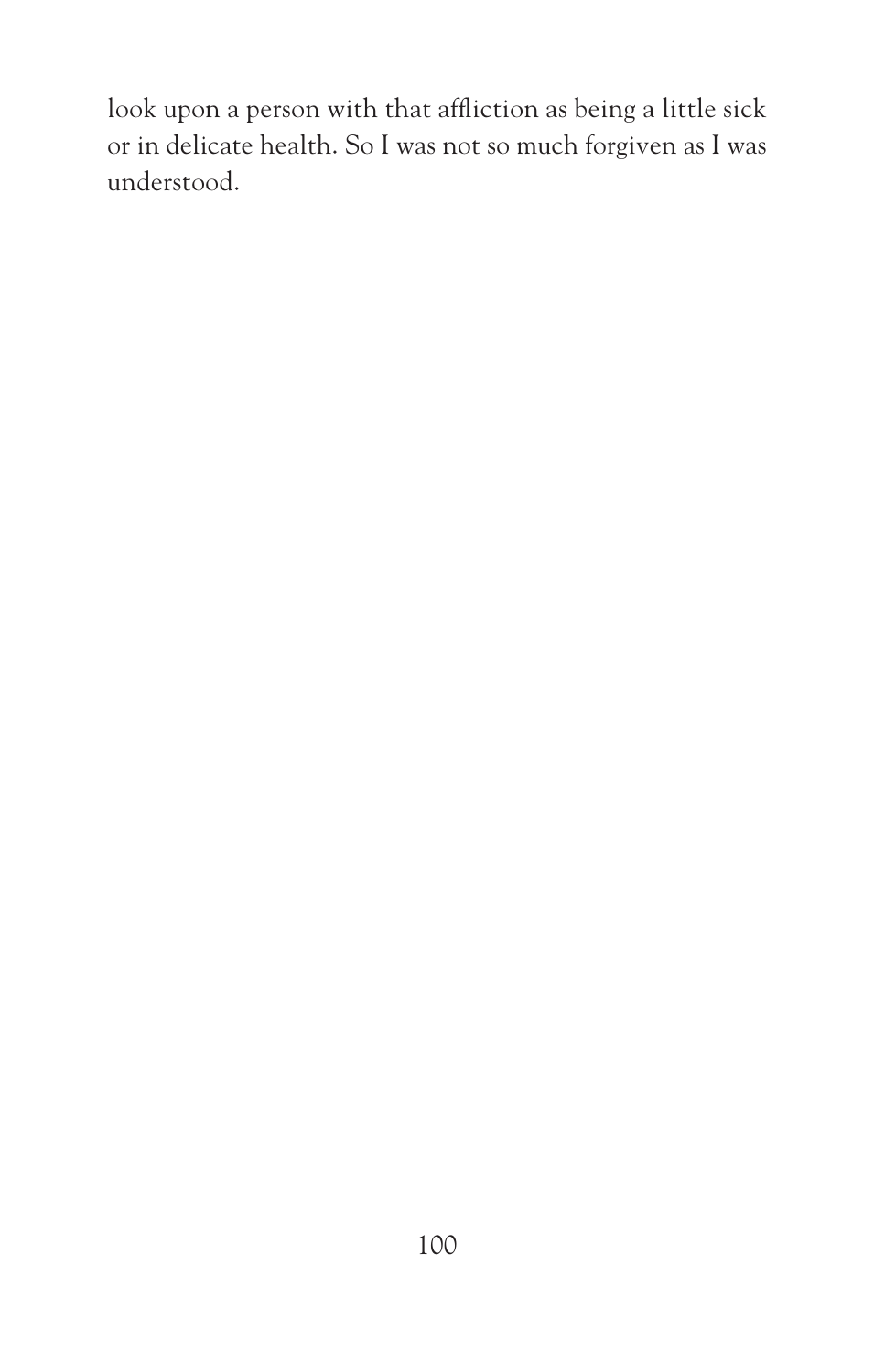look upon a person with that affliction as being a little sick or in delicate health. So I was not so much forgiven as I was understood.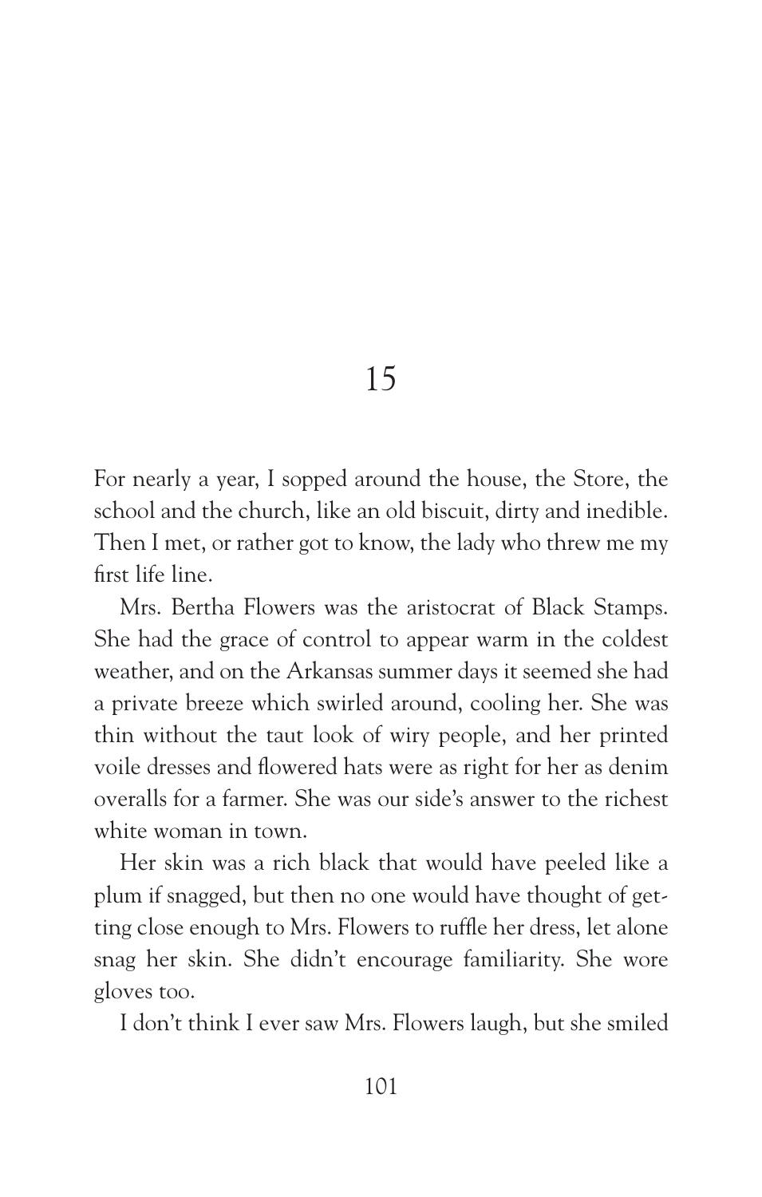# 15

For nearly a year, I sopped around the house, the Store, the school and the church, like an old biscuit, dirty and inedible. Then I met, or rather got to know, the lady who threw me my first life line.

Mrs. Bertha Flowers was the aristocrat of Black Stamps. She had the grace of control to appear warm in the coldest weather, and on the Arkansas summer days it seemed she had a private breeze which swirled around, cooling her. She was thin without the taut look of wiry people, and her printed voile dresses and flowered hats were as right for her as denim overalls for a farmer. She was our side's answer to the richest white woman in town.

Her skin was a rich black that would have peeled like a plum if snagged, but then no one would have thought of getting close enough to Mrs. Flowers to ruffle her dress, let alone snag her skin. She didn't encourage familiarity. She wore gloves too.

I don't think I ever saw Mrs. Flowers laugh, but she smiled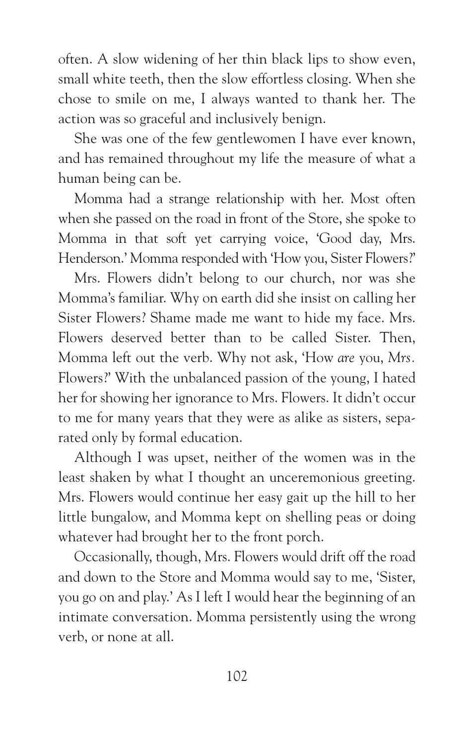often. A slow widening of her thin black lips to show even, small white teeth, then the slow effortless closing. When she chose to smile on me, I always wanted to thank her. The action was so graceful and inclusively benign.

She was one of the few gentlewomen I have ever known, and has remained throughout my life the measure of what a human being can be.

Momma had a strange relationship with her. Most often when she passed on the road in front of the Store, she spoke to Momma in that soft yet carrying voice, 'Good day, Mrs. Henderson.' Momma responded with 'How you, Sister Flowers?'

Mrs. Flowers didn't belong to our church, nor was she Momma's familiar. Why on earth did she insist on calling her Sister Flowers? Shame made me want to hide my face. Mrs. Flowers deserved better than to be called Sister. Then, Momma left out the verb. Why not ask, 'How *are* you, *Mrs.* Flowers?' With the unbalanced passion of the young, I hated her for showing her ignorance to Mrs. Flowers. It didn't occur to me for many years that they were as alike as sisters, separated only by formal education.

Although I was upset, neither of the women was in the least shaken by what I thought an unceremonious greeting. Mrs. Flowers would continue her easy gait up the hill to her little bungalow, and Momma kept on shelling peas or doing whatever had brought her to the front porch.

Occasionally, though, Mrs. Flowers would drift off the road and down to the Store and Momma would say to me, 'Sister, you go on and play.' As I left I would hear the beginning of an intimate conversation. Momma persistently using the wrong verb, or none at all.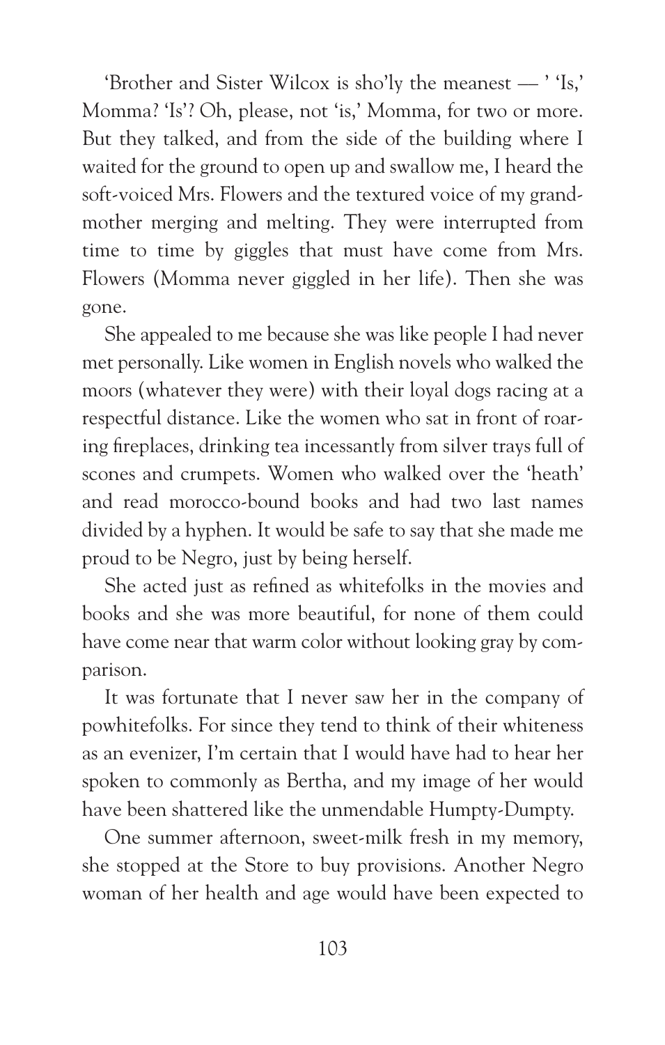'Brother and Sister Wilcox is sho'ly the meanest — ' 'Is,' Momma? 'Is'? Oh, please, not 'is,' Momma, for two or more. But they talked, and from the side of the building where I waited for the ground to open up and swallow me, I heard the soft-voiced Mrs. Flowers and the textured voice of my grandmother merging and melting. They were interrupted from time to time by giggles that must have come from Mrs. Flowers (Momma never giggled in her life). Then she was gone.

She appealed to me because she was like people I had never met personally. Like women in English novels who walked the moors (whatever they were) with their loyal dogs racing at a respectful distance. Like the women who sat in front of roaring fireplaces, drinking tea incessantly from silver trays full of scones and crumpets. Women who walked over the 'heath' and read morocco-bound books and had two last names divided by a hyphen. It would be safe to say that she made me proud to be Negro, just by being herself.

She acted just as refined as whitefolks in the movies and books and she was more beautiful, for none of them could have come near that warm color without looking gray by comparison.

It was fortunate that I never saw her in the company of powhitefolks. For since they tend to think of their whiteness as an evenizer, I'm certain that I would have had to hear her spoken to commonly as Bertha, and my image of her would have been shattered like the unmendable Humpty-Dumpty.

One summer afternoon, sweet-milk fresh in my memory, she stopped at the Store to buy provisions. Another Negro woman of her health and age would have been expected to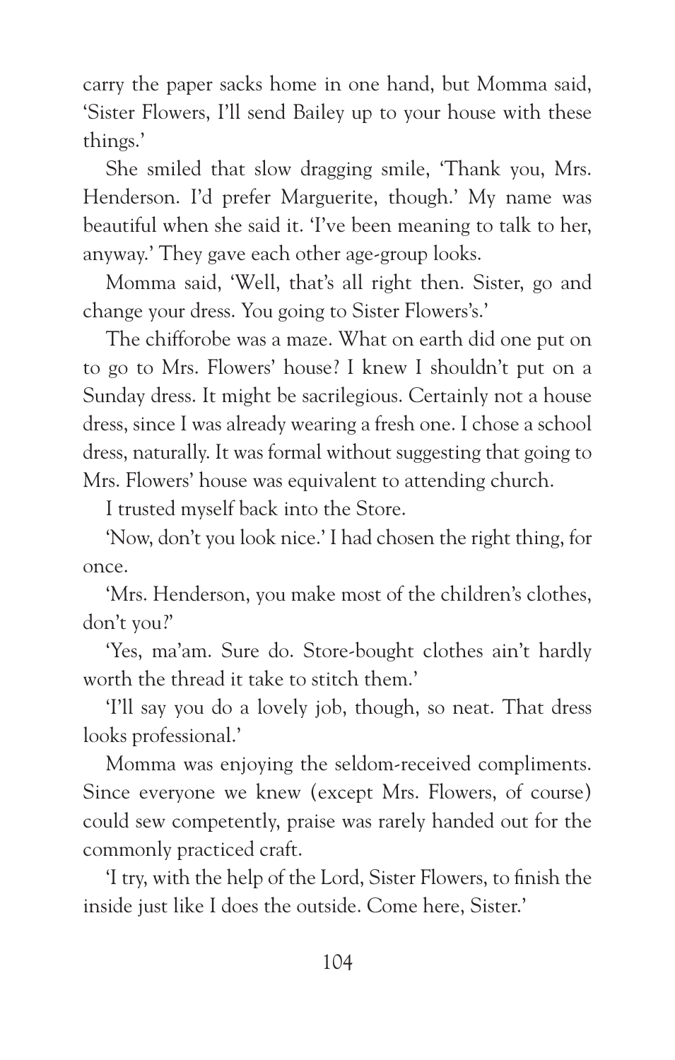carry the paper sacks home in one hand, but Momma said, 'Sister Flowers, I'll send Bailey up to your house with these things.'

She smiled that slow dragging smile, 'Thank you, Mrs. Henderson. I'd prefer Marguerite, though.' My name was beautiful when she said it. 'I've been meaning to talk to her, anyway.' They gave each other age-group looks.

Momma said, 'Well, that's all right then. Sister, go and change your dress. You going to Sister Flowers's.'

The chifforobe was a maze. What on earth did one put on to go to Mrs. Flowers' house? I knew I shouldn't put on a Sunday dress. It might be sacrilegious. Certainly not a house dress, since I was already wearing a fresh one. I chose a school dress, naturally. It was formal without suggesting that going to Mrs. Flowers' house was equivalent to attending church.

I trusted myself back into the Store.

'Now, don't you look nice.' I had chosen the right thing, for once.

'Mrs. Henderson, you make most of the children's clothes, don't you?'

'Yes, ma'am. Sure do. Store-bought clothes ain't hardly worth the thread it take to stitch them.'

'I'll say you do a lovely job, though, so neat. That dress looks professional.'

Momma was enjoying the seldom-received compliments. Since everyone we knew (except Mrs. Flowers, of course) could sew competently, praise was rarely handed out for the commonly practiced craft.

'I try, with the help of the Lord, Sister Flowers, to finish the inside just like I does the outside. Come here, Sister.'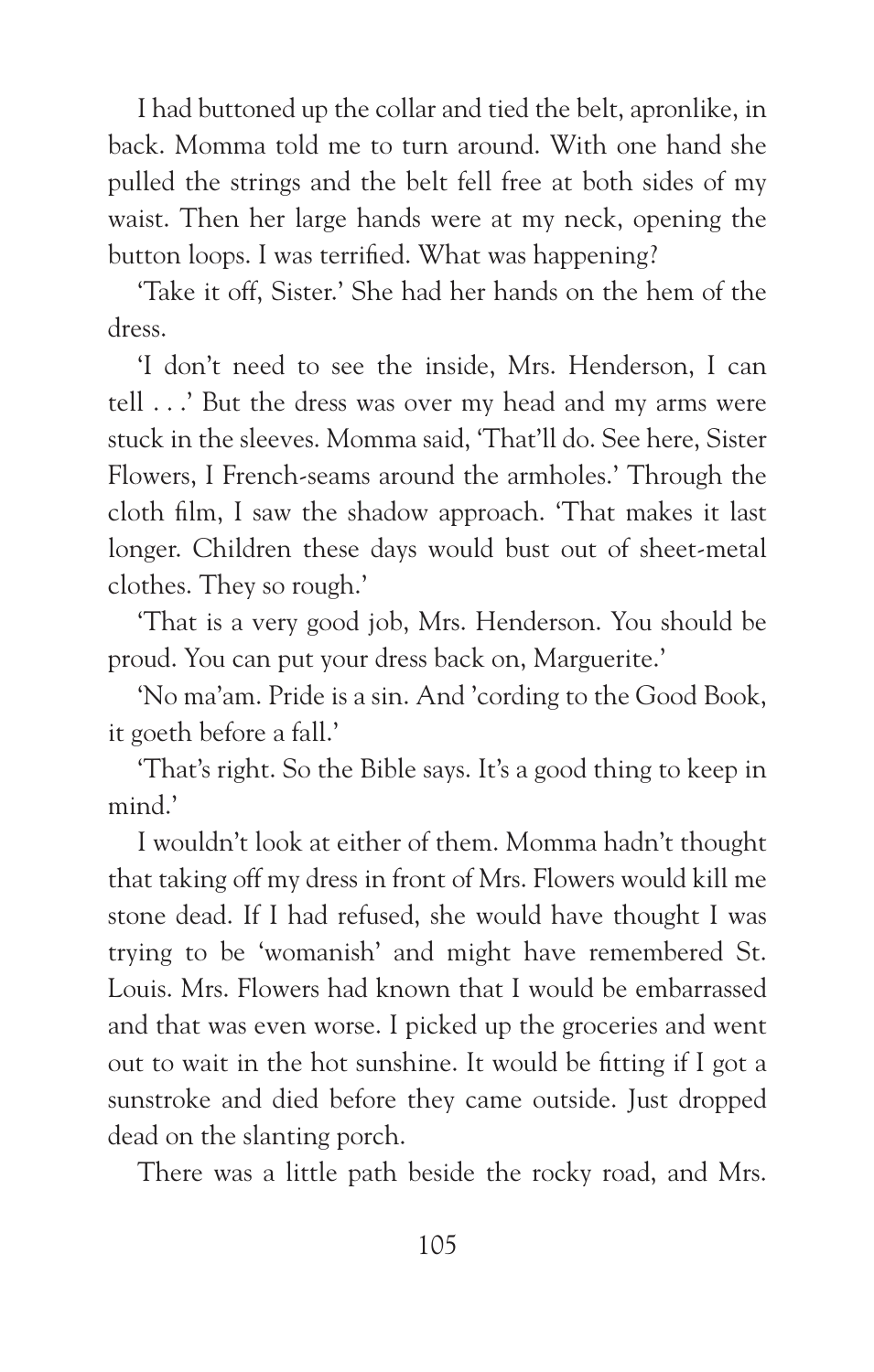I had buttoned up the collar and tied the belt, apronlike, in back. Momma told me to turn around. With one hand she pulled the strings and the belt fell free at both sides of my waist. Then her large hands were at my neck, opening the button loops. I was terrified. What was happening?

'Take it off, Sister.' She had her hands on the hem of the dress.

'I don't need to see the inside, Mrs. Henderson, I can tell . . .' But the dress was over my head and my arms were stuck in the sleeves. Momma said, 'That'll do. See here, Sister Flowers, I French-seams around the armholes.' Through the cloth film, I saw the shadow approach. 'That makes it last longer. Children these days would bust out of sheet-metal clothes. They so rough.'

'That is a very good job, Mrs. Henderson. You should be proud. You can put your dress back on, Marguerite.'

'No ma'am. Pride is a sin. And 'cording to the Good Book, it goeth before a fall.'

'That's right. So the Bible says. It's a good thing to keep in mind.'

I wouldn't look at either of them. Momma hadn't thought that taking off my dress in front of Mrs. Flowers would kill me stone dead. If I had refused, she would have thought I was trying to be 'womanish' and might have remembered St. Louis. Mrs. Flowers had known that I would be embarrassed and that was even worse. I picked up the groceries and went out to wait in the hot sunshine. It would be fitting if I got a sunstroke and died before they came outside. Just dropped dead on the slanting porch.

There was a little path beside the rocky road, and Mrs.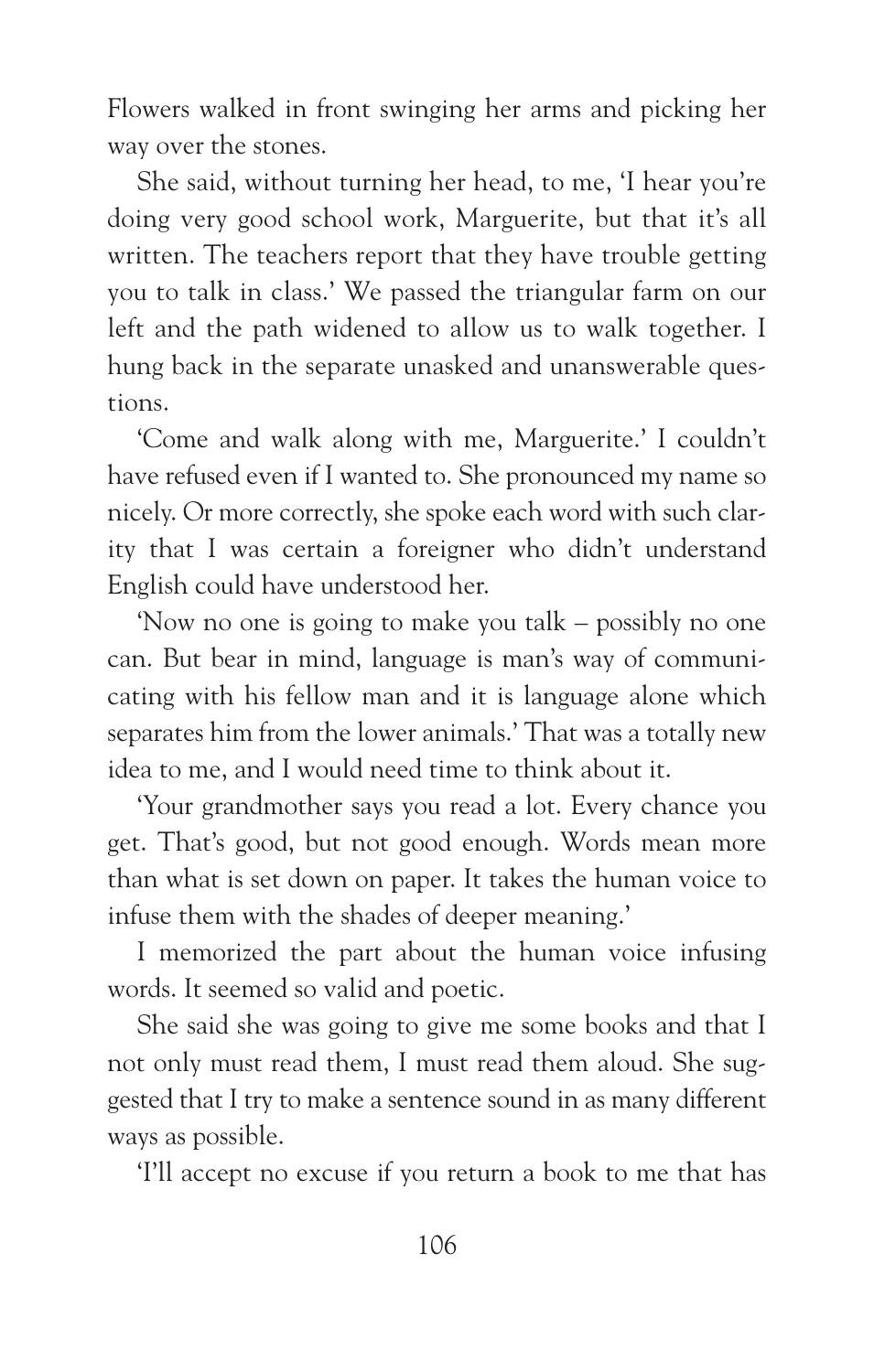Flowers walked in front swinging her arms and picking her way over the stones.

She said, without turning her head, to me, 'I hear you're doing very good school work, Marguerite, but that it's all written. The teachers report that they have trouble getting you to talk in class.' We passed the triangular farm on our left and the path widened to allow us to walk together. I hung back in the separate unasked and unanswerable questions.

'Come and walk along with me, Marguerite.' I couldn't have refused even if I wanted to. She pronounced my name so nicely. Or more correctly, she spoke each word with such clarity that I was certain a foreigner who didn't understand English could have understood her.

'Now no one is going to make you talk – possibly no one can. But bear in mind, language is man's way of communicating with his fellow man and it is language alone which separates him from the lower animals.' That was a totally new idea to me, and I would need time to think about it.

'Your grandmother says you read a lot. Every chance you get. That's good, but not good enough. Words mean more than what is set down on paper. It takes the human voice to infuse them with the shades of deeper meaning.'

I memorized the part about the human voice infusing words. It seemed so valid and poetic.

She said she was going to give me some books and that I not only must read them, I must read them aloud. She suggested that I try to make a sentence sound in as many different ways as possible.

'I'll accept no excuse if you return a book to me that has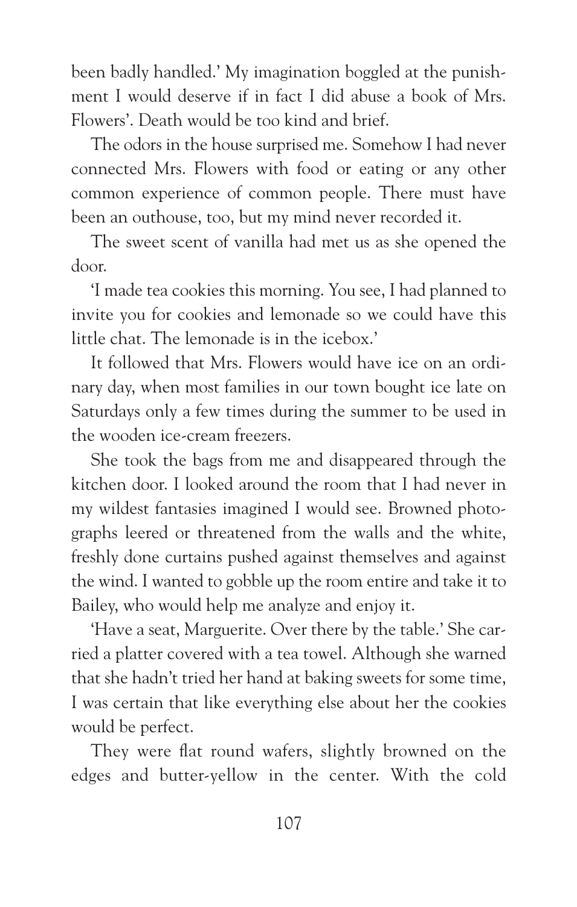been badly handled.' My imagination boggled at the punishment I would deserve if in fact I did abuse a book of Mrs. Flowers'. Death would be too kind and brief.

The odors in the house surprised me. Somehow I had never connected Mrs. Flowers with food or eating or any other common experience of common people. There must have been an outhouse, too, but my mind never recorded it.

The sweet scent of vanilla had met us as she opened the door.

'I made tea cookies this morning. You see, I had planned to invite you for cookies and lemonade so we could have this little chat. The lemonade is in the icebox.'

It followed that Mrs. Flowers would have ice on an ordinary day, when most families in our town bought ice late on Saturdays only a few times during the summer to be used in the wooden ice-cream freezers.

She took the bags from me and disappeared through the kitchen door. I looked around the room that I had never in my wildest fantasies imagined I would see. Browned photographs leered or threatened from the walls and the white, freshly done curtains pushed against themselves and against the wind. I wanted to gobble up the room entire and take it to Bailey, who would help me analyze and enjoy it.

'Have a seat, Marguerite. Over there by the table.' She carried a platter covered with a tea towel. Although she warned that she hadn't tried her hand at baking sweets for some time, I was certain that like everything else about her the cookies would be perfect.

They were flat round wafers, slightly browned on the edges and butter-yellow in the center. With the cold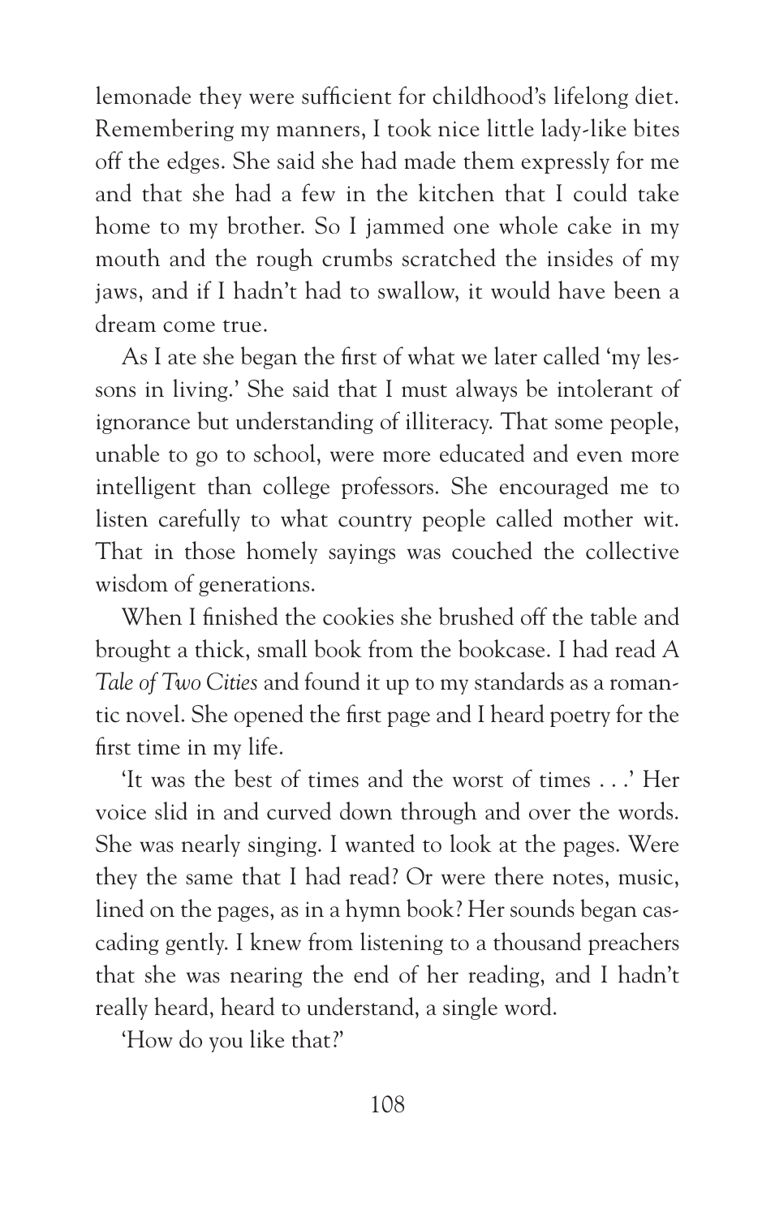lemonade they were sufficient for childhood's lifelong diet. Remembering my manners, I took nice little lady-like bites off the edges. She said she had made them expressly for me and that she had a few in the kitchen that I could take home to my brother. So I jammed one whole cake in my mouth and the rough crumbs scratched the insides of my jaws, and if I hadn't had to swallow, it would have been a dream come true.

As I ate she began the first of what we later called 'my lessons in living.' She said that I must always be intolerant of ignorance but understanding of illiteracy. That some people, unable to go to school, were more educated and even more intelligent than college professors. She encouraged me to listen carefully to what country people called mother wit. That in those homely sayings was couched the collective wisdom of generations.

When I finished the cookies she brushed off the table and brought a thick, small book from the bookcase. I had read *A Tale of Two Cities* and found it up to my standards as a romantic novel. She opened the first page and I heard poetry for the first time in my life.

'It was the best of times and the worst of times . . .' Her voice slid in and curved down through and over the words. She was nearly singing. I wanted to look at the pages. Were they the same that I had read? Or were there notes, music, lined on the pages, as in a hymn book? Her sounds began cascading gently. I knew from listening to a thousand preachers that she was nearing the end of her reading, and I hadn't really heard, heard to understand, a single word.

'How do you like that?'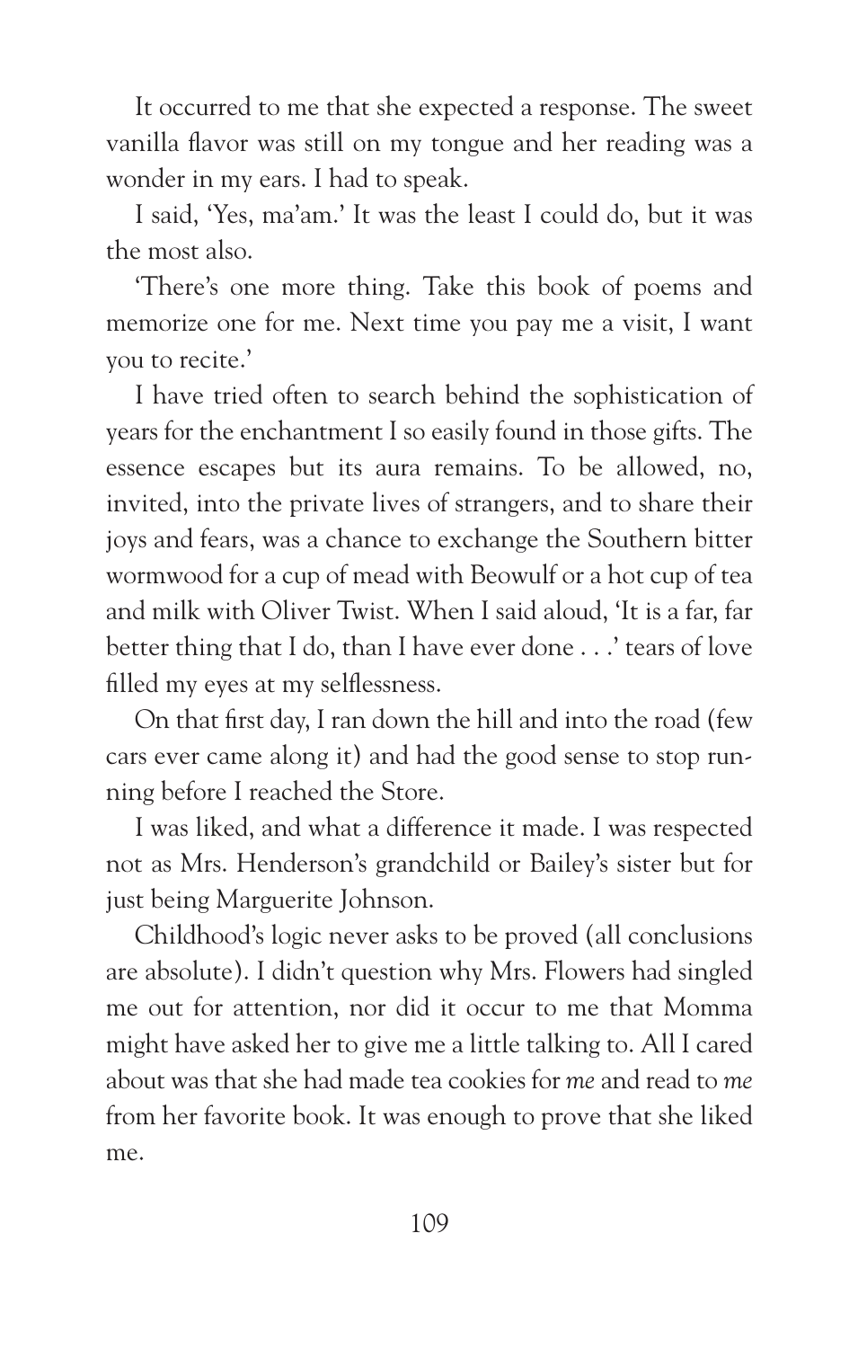It occurred to me that she expected a response. The sweet vanilla flavor was still on my tongue and her reading was a wonder in my ears. I had to speak.

I said, 'Yes, ma'am.' It was the least I could do, but it was the most also.

'There's one more thing. Take this book of poems and memorize one for me. Next time you pay me a visit, I want you to recite.'

I have tried often to search behind the sophistication of years for the enchantment I so easily found in those gifts. The essence escapes but its aura remains. To be allowed, no, invited, into the private lives of strangers, and to share their joys and fears, was a chance to exchange the Southern bitter wormwood for a cup of mead with Beowulf or a hot cup of tea and milk with Oliver Twist. When I said aloud, 'It is a far, far better thing that I do, than I have ever done . . .' tears of love filled my eyes at my selflessness.

On that first day, I ran down the hill and into the road (few cars ever came along it) and had the good sense to stop running before I reached the Store.

I was liked, and what a difference it made. I was respected not as Mrs. Henderson's grandchild or Bailey's sister but for just being Marguerite Johnson.

Childhood's logic never asks to be proved (all conclusions are absolute). I didn't question why Mrs. Flowers had singled me out for attention, nor did it occur to me that Momma might have asked her to give me a little talking to. All I cared about was that she had made tea cookies for *me* and read to *me* from her favorite book. It was enough to prove that she liked me.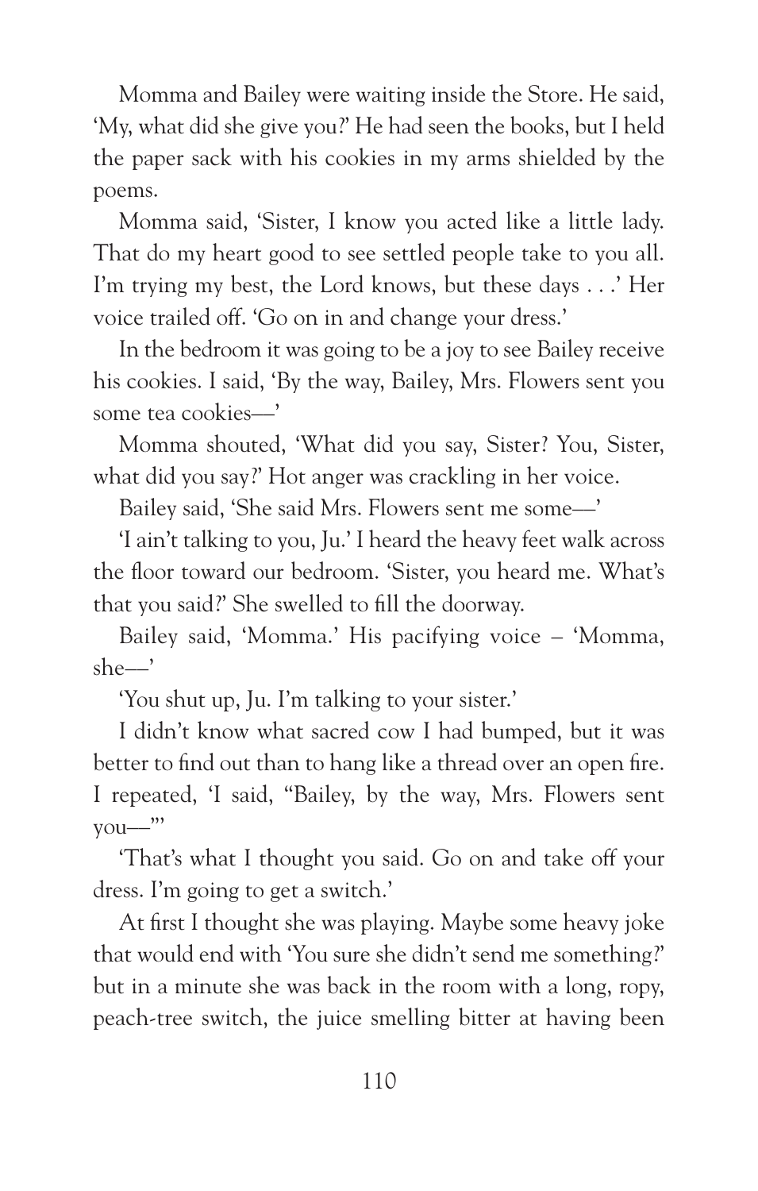Momma and Bailey were waiting inside the Store. He said, 'My, what did she give you?' He had seen the books, but I held the paper sack with his cookies in my arms shielded by the poems.

Momma said, 'Sister, I know you acted like a little lady. That do my heart good to see settled people take to you all. I'm trying my best, the Lord knows, but these days . . .' Her voice trailed off. 'Go on in and change your dress.'

In the bedroom it was going to be a joy to see Bailey receive his cookies. I said, 'By the way, Bailey, Mrs. Flowers sent you some tea cookies—'

Momma shouted, 'What did you say, Sister? You, Sister, what did you say?' Hot anger was crackling in her voice.

Bailey said, 'She said Mrs. Flowers sent me some—'

'I ain't talking to you, Ju.' I heard the heavy feet walk across the floor toward our bedroom. 'Sister, you heard me. What's that you said?' She swelled to fill the doorway.

Bailey said, 'Momma.' His pacifying voice – 'Momma, she—'

'You shut up, Ju. I'm talking to your sister.'

I didn't know what sacred cow I had bumped, but it was better to find out than to hang like a thread over an open fire. I repeated, 'I said, "Bailey, by the way, Mrs. Flowers sent you—"'

'That's what I thought you said. Go on and take off your dress. I'm going to get a switch.'

At first I thought she was playing. Maybe some heavy joke that would end with 'You sure she didn't send me something?' but in a minute she was back in the room with a long, ropy, peach-tree switch, the juice smelling bitter at having been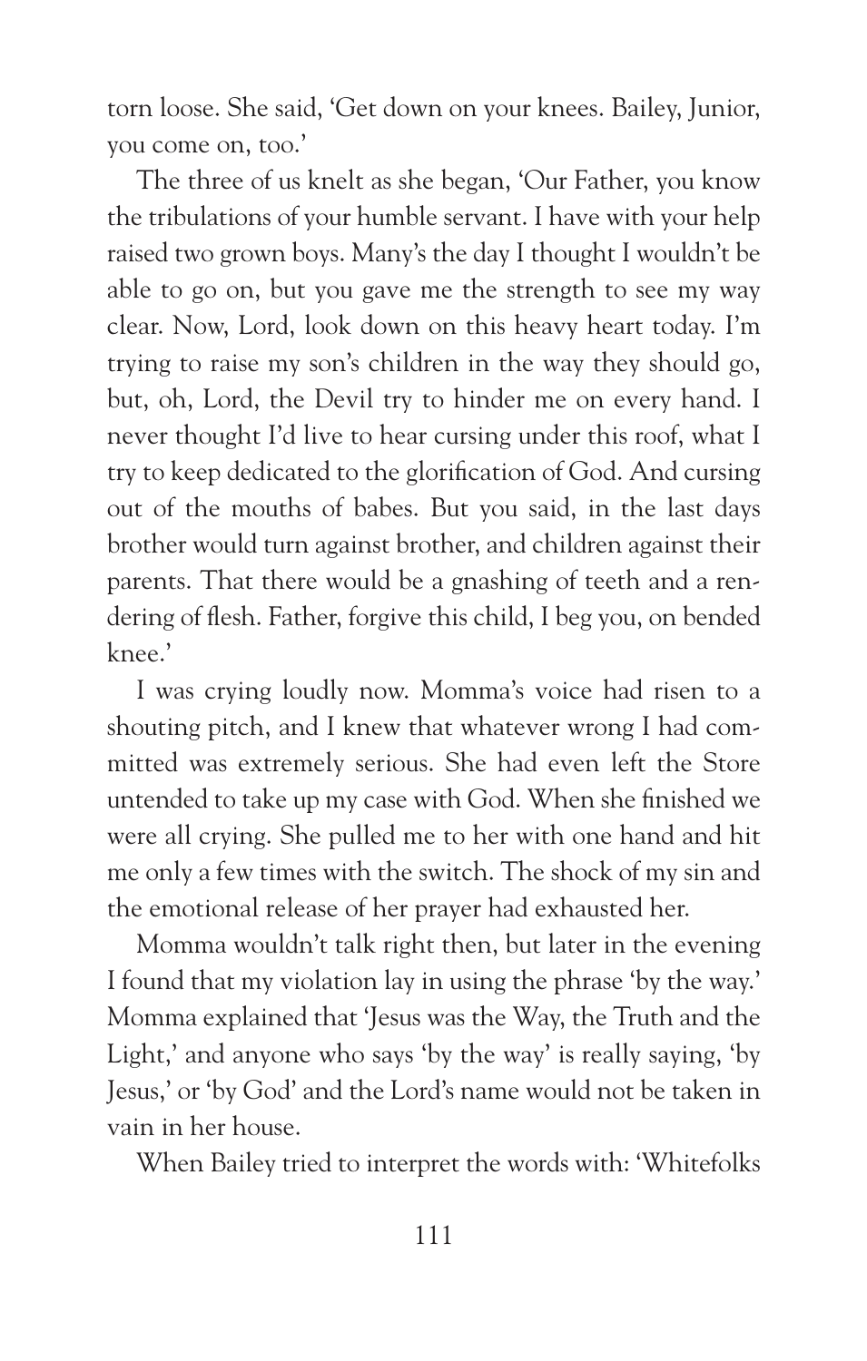torn loose. She said, 'Get down on your knees. Bailey, Junior, you come on, too.'

The three of us knelt as she began, 'Our Father, you know the tribulations of your humble servant. I have with your help raised two grown boys. Many's the day I thought I wouldn't be able to go on, but you gave me the strength to see my way clear. Now, Lord, look down on this heavy heart today. I'm trying to raise my son's children in the way they should go, but, oh, Lord, the Devil try to hinder me on every hand. I never thought I'd live to hear cursing under this roof, what I try to keep dedicated to the glorification of God. And cursing out of the mouths of babes. But you said, in the last days brother would turn against brother, and children against their parents. That there would be a gnashing of teeth and a rendering of flesh. Father, forgive this child, I beg you, on bended knee.'

I was crying loudly now. Momma's voice had risen to a shouting pitch, and I knew that whatever wrong I had committed was extremely serious. She had even left the Store untended to take up my case with God. When she finished we were all crying. She pulled me to her with one hand and hit me only a few times with the switch. The shock of my sin and the emotional release of her prayer had exhausted her.

Momma wouldn't talk right then, but later in the evening I found that my violation lay in using the phrase 'by the way.' Momma explained that 'Jesus was the Way, the Truth and the Light,' and anyone who says 'by the way' is really saying, 'by Jesus,' or 'by God' and the Lord's name would not be taken in vain in her house.

When Bailey tried to interpret the words with: 'Whitefolks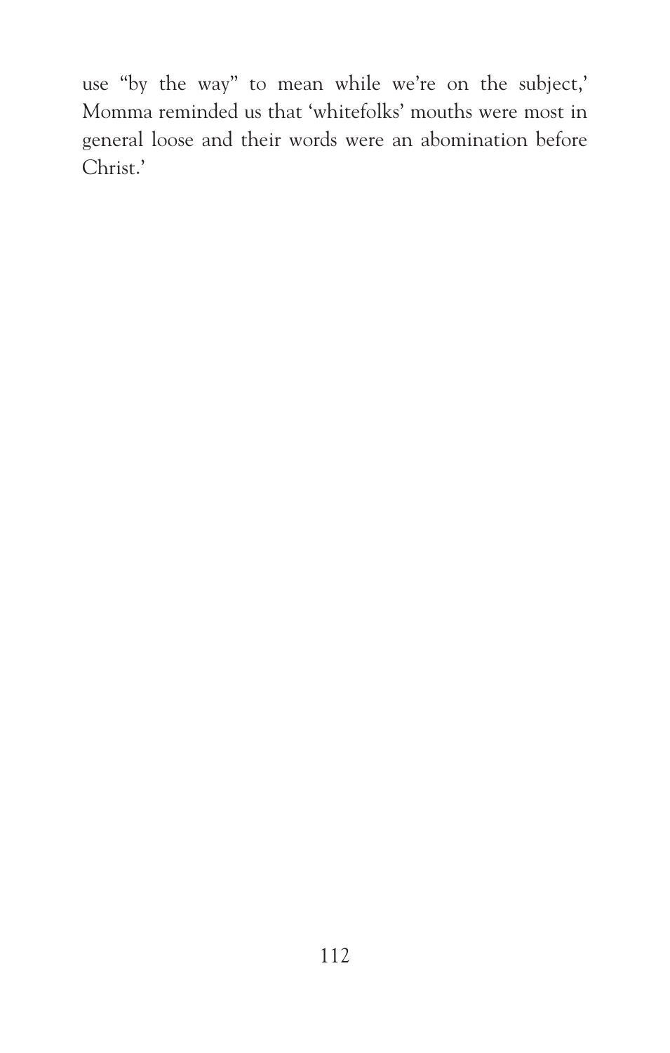use "by the way" to mean while we're on the subject,' Momma reminded us that 'whitefolks' mouths were most in general loose and their words were an abomination before Christ.'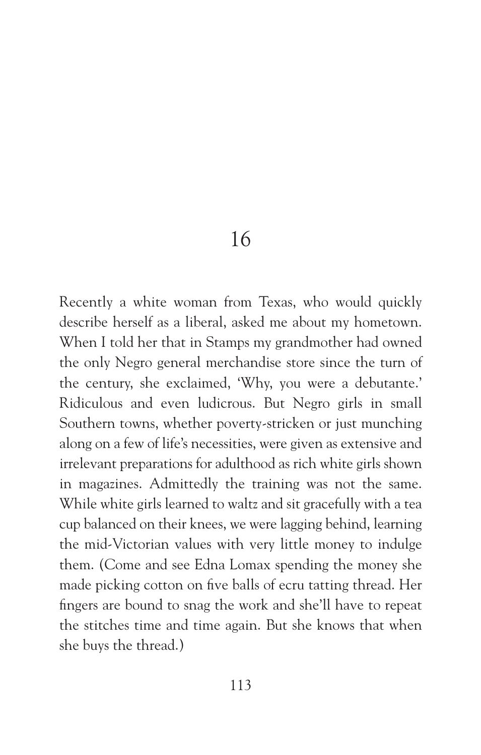# 16

Recently a white woman from Texas, who would quickly describe herself as a liberal, asked me about my hometown. When I told her that in Stamps my grandmother had owned the only Negro general merchandise store since the turn of the century, she exclaimed, 'Why, you were a debutante.' Ridiculous and even ludicrous. But Negro girls in small Southern towns, whether poverty-stricken or just munching along on a few of life's necessities, were given as extensive and irrelevant preparations for adulthood as rich white girls shown in magazines. Admittedly the training was not the same. While white girls learned to waltz and sit gracefully with a tea cup balanced on their knees, we were lagging behind, learning the mid-Victorian values with very little money to indulge them. (Come and see Edna Lomax spending the money she made picking cotton on five balls of ecru tatting thread. Her fingers are bound to snag the work and she'll have to repeat the stitches time and time again. But she knows that when she buys the thread.)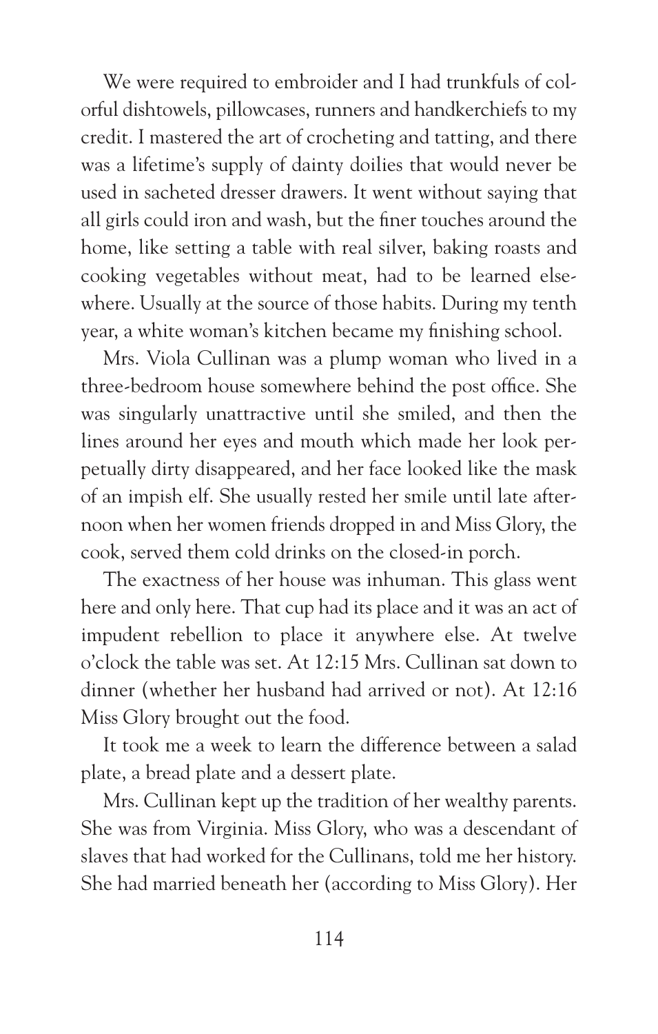We were required to embroider and I had trunkfuls of colorful dishtowels, pillowcases, runners and handkerchiefs to my credit. I mastered the art of crocheting and tatting, and there was a lifetime's supply of dainty doilies that would never be used in sacheted dresser drawers. It went without saying that all girls could iron and wash, but the finer touches around the home, like setting a table with real silver, baking roasts and cooking vegetables without meat, had to be learned elsewhere. Usually at the source of those habits. During my tenth year, a white woman's kitchen became my finishing school.

Mrs. Viola Cullinan was a plump woman who lived in a three-bedroom house somewhere behind the post office. She was singularly unattractive until she smiled, and then the lines around her eyes and mouth which made her look perpetually dirty disappeared, and her face looked like the mask of an impish elf. She usually rested her smile until late afternoon when her women friends dropped in and Miss Glory, the cook, served them cold drinks on the closed-in porch.

The exactness of her house was inhuman. This glass went here and only here. That cup had its place and it was an act of impudent rebellion to place it anywhere else. At twelve o'clock the table was set. At 12:15 Mrs. Cullinan sat down to dinner (whether her husband had arrived or not). At 12:16 Miss Glory brought out the food.

It took me a week to learn the difference between a salad plate, a bread plate and a dessert plate.

Mrs. Cullinan kept up the tradition of her wealthy parents. She was from Virginia. Miss Glory, who was a descendant of slaves that had worked for the Cullinans, told me her history. She had married beneath her (according to Miss Glory). Her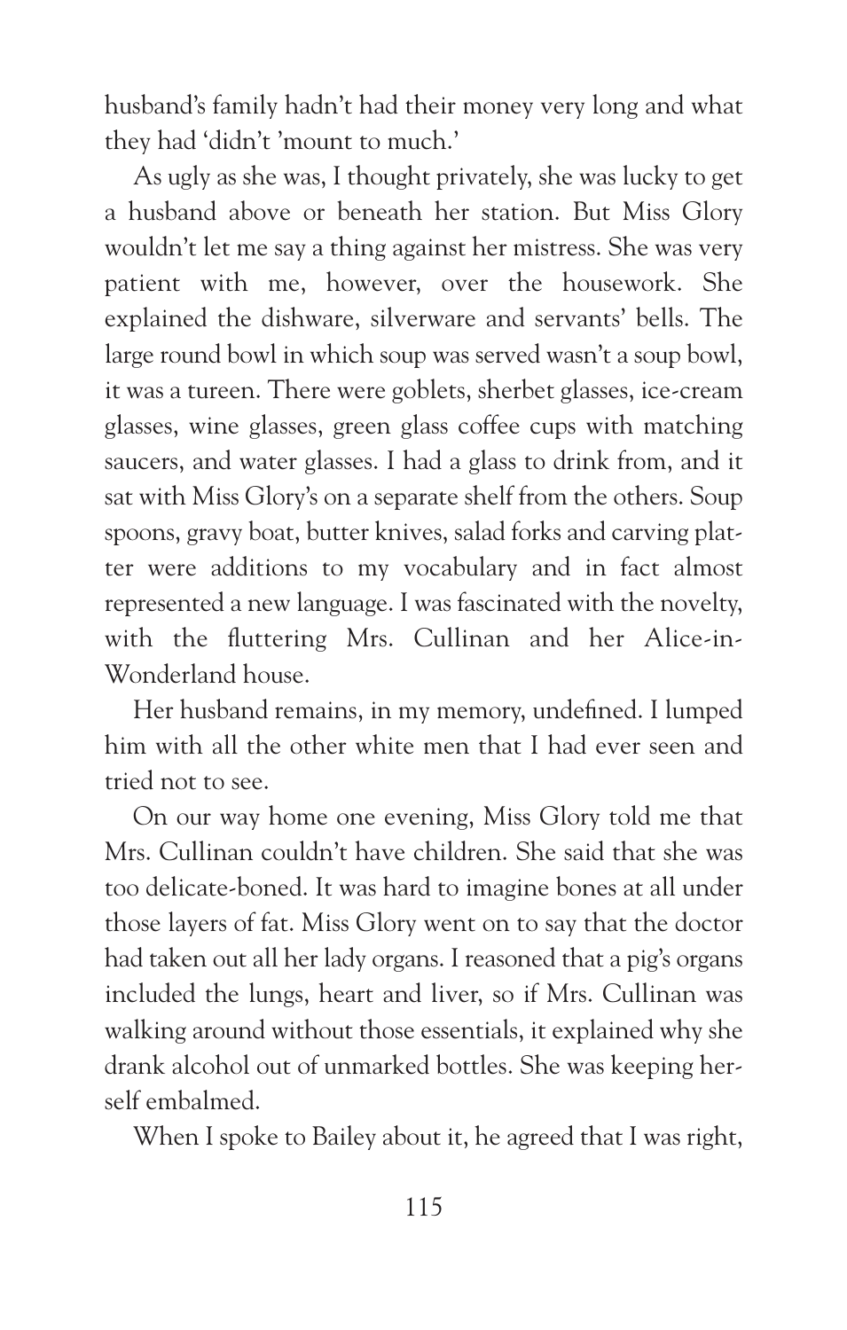husband's family hadn't had their money very long and what they had 'didn't 'mount to much.'

As ugly as she was, I thought privately, she was lucky to get a husband above or beneath her station. But Miss Glory wouldn't let me say a thing against her mistress. She was very patient with me, however, over the housework. She explained the dishware, silverware and servants' bells. The large round bowl in which soup was served wasn't a soup bowl, it was a tureen. There were goblets, sherbet glasses, ice-cream glasses, wine glasses, green glass coffee cups with matching saucers, and water glasses. I had a glass to drink from, and it sat with Miss Glory's on a separate shelf from the others. Soup spoons, gravy boat, butter knives, salad forks and carving platter were additions to my vocabulary and in fact almost represented a new language. I was fascinated with the novelty, with the fluttering Mrs. Cullinan and her Alice-in-Wonderland house.

Her husband remains, in my memory, undefined. I lumped him with all the other white men that I had ever seen and tried not to see.

On our way home one evening, Miss Glory told me that Mrs. Cullinan couldn't have children. She said that she was too delicate-boned. It was hard to imagine bones at all under those layers of fat. Miss Glory went on to say that the doctor had taken out all her lady organs. I reasoned that a pig's organs included the lungs, heart and liver, so if Mrs. Cullinan was walking around without those essentials, it explained why she drank alcohol out of unmarked bottles. She was keeping herself embalmed.

When I spoke to Bailey about it, he agreed that I was right,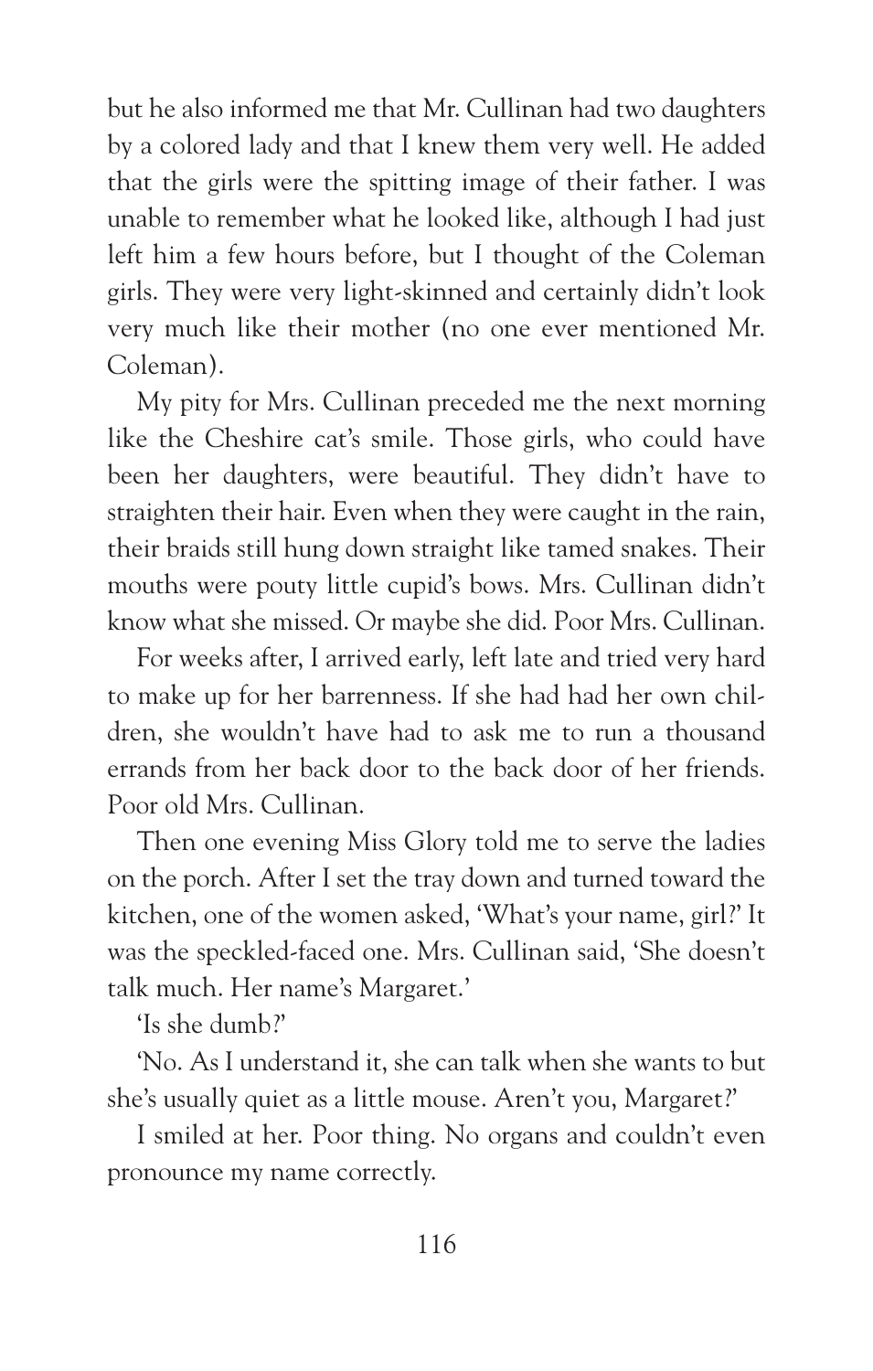but he also informed me that Mr. Cullinan had two daughters by a colored lady and that I knew them very well. He added that the girls were the spitting image of their father. I was unable to remember what he looked like, although I had just left him a few hours before, but I thought of the Coleman girls. They were very light-skinned and certainly didn't look very much like their mother (no one ever mentioned Mr. Coleman).

My pity for Mrs. Cullinan preceded me the next morning like the Cheshire cat's smile. Those girls, who could have been her daughters, were beautiful. They didn't have to straighten their hair. Even when they were caught in the rain, their braids still hung down straight like tamed snakes. Their mouths were pouty little cupid's bows. Mrs. Cullinan didn't know what she missed. Or maybe she did. Poor Mrs. Cullinan.

For weeks after, I arrived early, left late and tried very hard to make up for her barrenness. If she had had her own children, she wouldn't have had to ask me to run a thousand errands from her back door to the back door of her friends. Poor old Mrs. Cullinan.

Then one evening Miss Glory told me to serve the ladies on the porch. After I set the tray down and turned toward the kitchen, one of the women asked, 'What's your name, girl?' It was the speckled-faced one. Mrs. Cullinan said, 'She doesn't talk much. Her name's Margaret.'

'Is she dumb?'

'No. As I understand it, she can talk when she wants to but she's usually quiet as a little mouse. Aren't you, Margaret?'

I smiled at her. Poor thing. No organs and couldn't even pronounce my name correctly.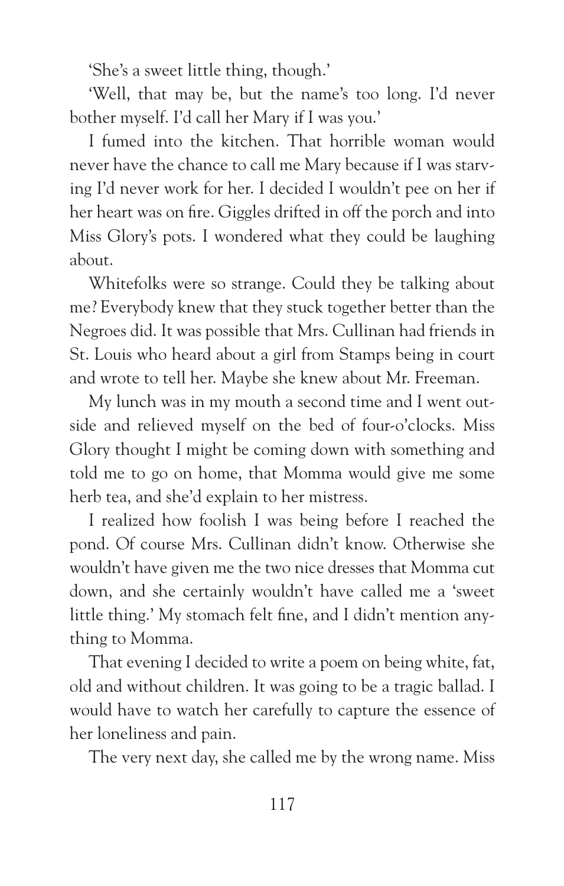'She's a sweet little thing, though.'

'Well, that may be, but the name's too long. I'd never bother myself. I'd call her Mary if I was you.'

I fumed into the kitchen. That horrible woman would never have the chance to call me Mary because if I was starving I'd never work for her. I decided I wouldn't pee on her if her heart was on fire. Giggles drifted in off the porch and into Miss Glory's pots. I wondered what they could be laughing about.

Whitefolks were so strange. Could they be talking about me? Everybody knew that they stuck together better than the Negroes did. It was possible that Mrs. Cullinan had friends in St. Louis who heard about a girl from Stamps being in court and wrote to tell her. Maybe she knew about Mr. Freeman.

My lunch was in my mouth a second time and I went outside and relieved myself on the bed of four-o'clocks. Miss Glory thought I might be coming down with something and told me to go on home, that Momma would give me some herb tea, and she'd explain to her mistress.

I realized how foolish I was being before I reached the pond. Of course Mrs. Cullinan didn't know. Otherwise she wouldn't have given me the two nice dresses that Momma cut down, and she certainly wouldn't have called me a 'sweet little thing.' My stomach felt fine, and I didn't mention anything to Momma.

That evening I decided to write a poem on being white, fat, old and without children. It was going to be a tragic ballad. I would have to watch her carefully to capture the essence of her loneliness and pain.

The very next day, she called me by the wrong name. Miss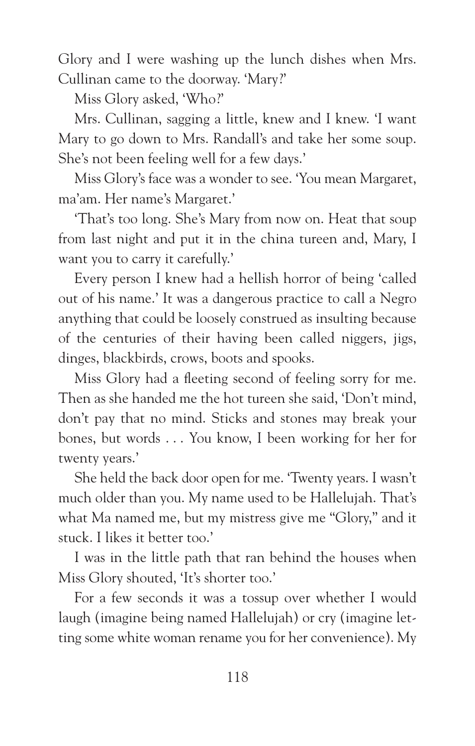Glory and I were washing up the lunch dishes when Mrs. Cullinan came to the doorway. 'Mary?'

Miss Glory asked, 'Who?'

Mrs. Cullinan, sagging a little, knew and I knew. 'I want Mary to go down to Mrs. Randall's and take her some soup. She's not been feeling well for a few days.'

Miss Glory's face was a wonder to see. 'You mean Margaret, ma'am. Her name's Margaret.'

'That's too long. She's Mary from now on. Heat that soup from last night and put it in the china tureen and, Mary, I want you to carry it carefully.'

Every person I knew had a hellish horror of being 'called out of his name.' It was a dangerous practice to call a Negro anything that could be loosely construed as insulting because of the centuries of their having been called niggers, jigs, dinges, blackbirds, crows, boots and spooks.

Miss Glory had a fleeting second of feeling sorry for me. Then as she handed me the hot tureen she said, 'Don't mind, don't pay that no mind. Sticks and stones may break your bones, but words . . . You know, I been working for her for twenty years.'

She held the back door open for me. 'Twenty years. I wasn't much older than you. My name used to be Hallelujah. That's what Ma named me, but my mistress give me "Glory," and it stuck. I likes it better too.'

I was in the little path that ran behind the houses when Miss Glory shouted, 'It's shorter too.'

For a few seconds it was a tossup over whether I would laugh (imagine being named Hallelujah) or cry (imagine letting some white woman rename you for her convenience). My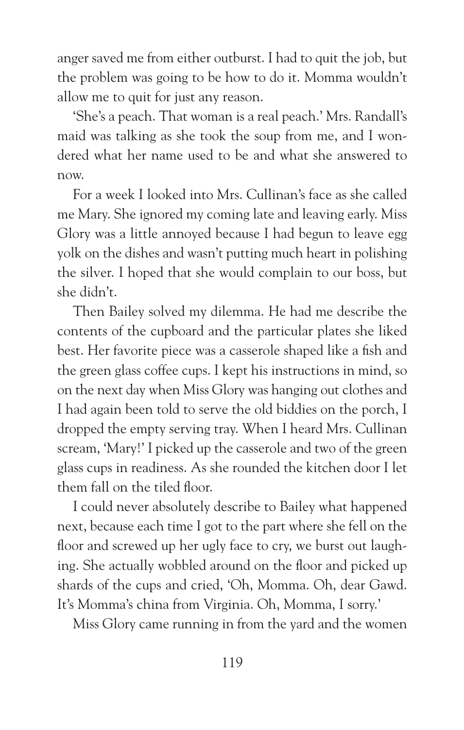anger saved me from either outburst. I had to quit the job, but the problem was going to be how to do it. Momma wouldn't allow me to quit for just any reason.

'She's a peach. That woman is a real peach.' Mrs. Randall's maid was talking as she took the soup from me, and I wondered what her name used to be and what she answered to now.

For a week I looked into Mrs. Cullinan's face as she called me Mary. She ignored my coming late and leaving early. Miss Glory was a little annoyed because I had begun to leave egg yolk on the dishes and wasn't putting much heart in polishing the silver. I hoped that she would complain to our boss, but she didn't.

Then Bailey solved my dilemma. He had me describe the contents of the cupboard and the particular plates she liked best. Her favorite piece was a casserole shaped like a fish and the green glass coffee cups. I kept his instructions in mind, so on the next day when Miss Glory was hanging out clothes and I had again been told to serve the old biddies on the porch, I dropped the empty serving tray. When I heard Mrs. Cullinan scream, 'Mary!' I picked up the casserole and two of the green glass cups in readiness. As she rounded the kitchen door I let them fall on the tiled floor.

I could never absolutely describe to Bailey what happened next, because each time I got to the part where she fell on the floor and screwed up her ugly face to cry, we burst out laughing. She actually wobbled around on the floor and picked up shards of the cups and cried, 'Oh, Momma. Oh, dear Gawd. It's Momma's china from Virginia. Oh, Momma, I sorry.'

Miss Glory came running in from the yard and the women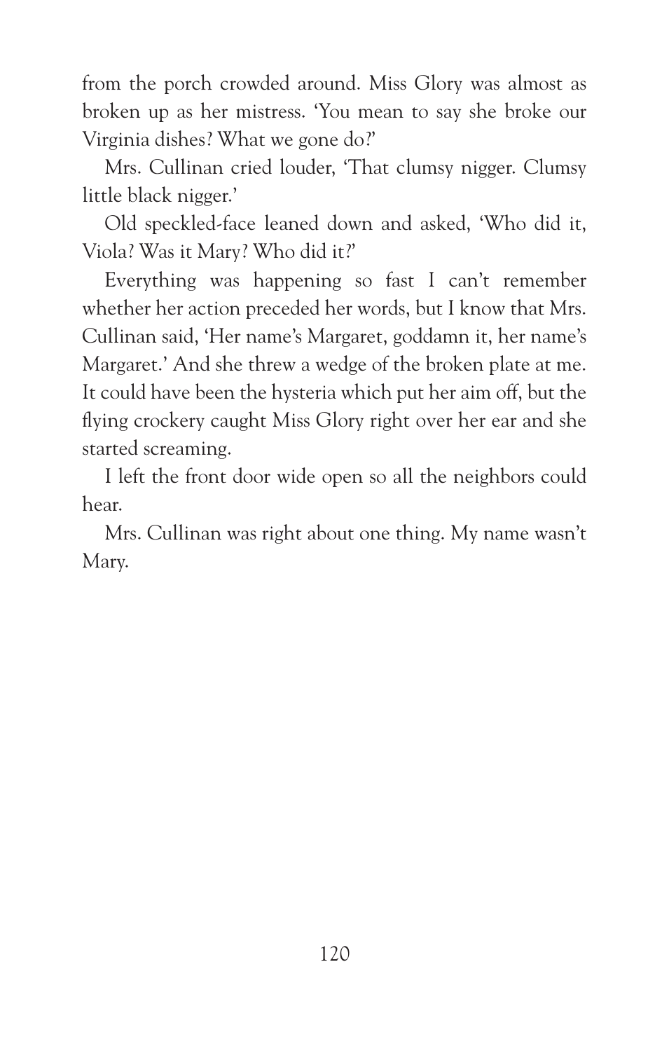from the porch crowded around. Miss Glory was almost as broken up as her mistress. 'You mean to say she broke our Virginia dishes? What we gone do?'

Mrs. Cullinan cried louder, 'That clumsy nigger. Clumsy little black nigger.'

Old speckled-face leaned down and asked, 'Who did it, Viola? Was it Mary? Who did it?'

Everything was happening so fast I can't remember whether her action preceded her words, but I know that Mrs. Cullinan said, 'Her name's Margaret, goddamn it, her name's Margaret.' And she threw a wedge of the broken plate at me. It could have been the hysteria which put her aim off, but the flying crockery caught Miss Glory right over her ear and she started screaming.

I left the front door wide open so all the neighbors could hear.

Mrs. Cullinan was right about one thing. My name wasn't Mary.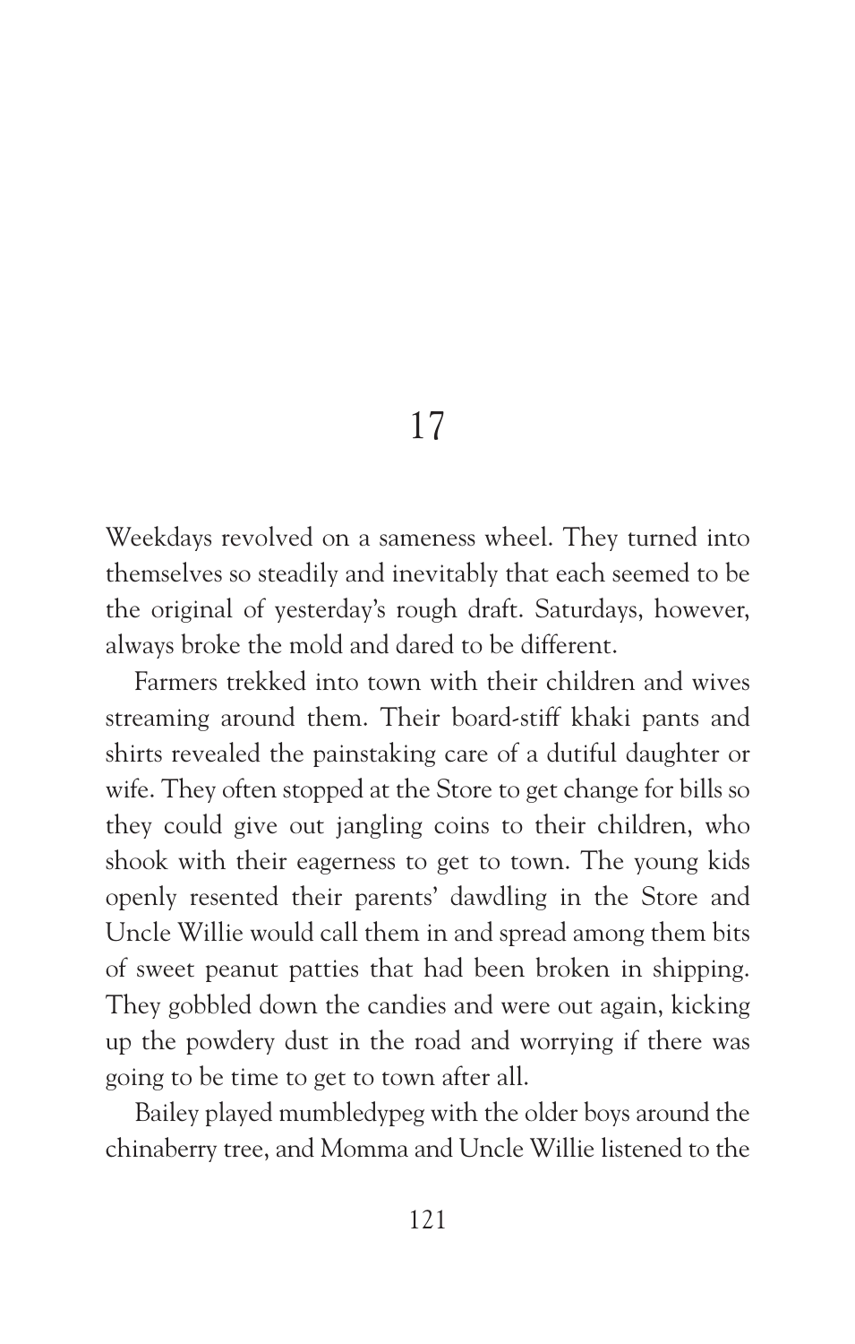# 17

Weekdays revolved on a sameness wheel. They turned into themselves so steadily and inevitably that each seemed to be the original of yesterday's rough draft. Saturdays, however, always broke the mold and dared to be different.

Farmers trekked into town with their children and wives streaming around them. Their board-stiff khaki pants and shirts revealed the painstaking care of a dutiful daughter or wife. They often stopped at the Store to get change for bills so they could give out jangling coins to their children, who shook with their eagerness to get to town. The young kids openly resented their parents' dawdling in the Store and Uncle Willie would call them in and spread among them bits of sweet peanut patties that had been broken in shipping. They gobbled down the candies and were out again, kicking up the powdery dust in the road and worrying if there was going to be time to get to town after all.

Bailey played mumbledypeg with the older boys around the chinaberry tree, and Momma and Uncle Willie listened to the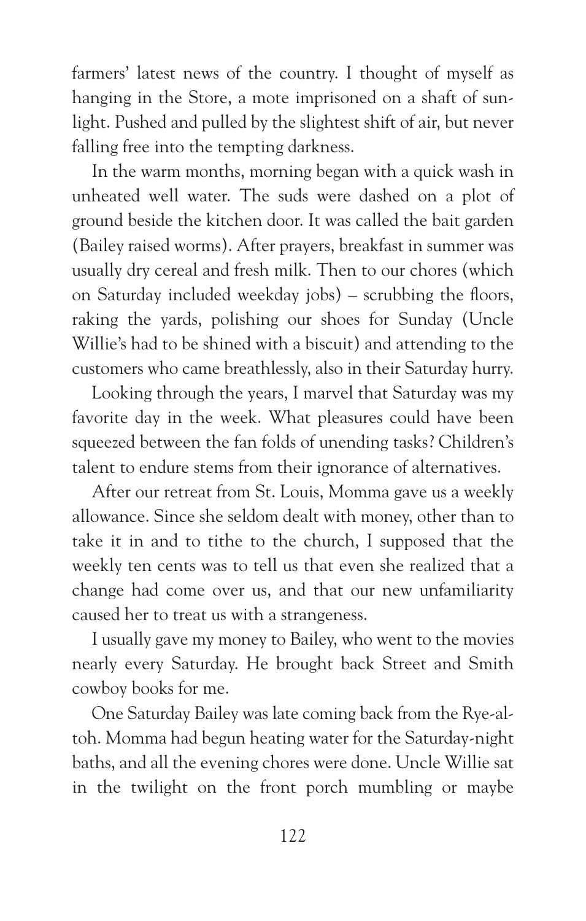farmers' latest news of the country. I thought of myself as hanging in the Store, a mote imprisoned on a shaft of sunlight. Pushed and pulled by the slightest shift of air, but never falling free into the tempting darkness.

In the warm months, morning began with a quick wash in unheated well water. The suds were dashed on a plot of ground beside the kitchen door. It was called the bait garden (Bailey raised worms). After prayers, breakfast in summer was usually dry cereal and fresh milk. Then to our chores (which on Saturday included weekday jobs) – scrubbing the floors, raking the yards, polishing our shoes for Sunday (Uncle Willie's had to be shined with a biscuit) and attending to the customers who came breathlessly, also in their Saturday hurry.

Looking through the years, I marvel that Saturday was my favorite day in the week. What pleasures could have been squeezed between the fan folds of unending tasks? Children's talent to endure stems from their ignorance of alternatives.

After our retreat from St. Louis, Momma gave us a weekly allowance. Since she seldom dealt with money, other than to take it in and to tithe to the church, I supposed that the weekly ten cents was to tell us that even she realized that a change had come over us, and that our new unfamiliarity caused her to treat us with a strangeness.

I usually gave my money to Bailey, who went to the movies nearly every Saturday. He brought back Street and Smith cowboy books for me.

One Saturday Bailey was late coming back from the Rye-altoh. Momma had begun heating water for the Saturday-night baths, and all the evening chores were done. Uncle Willie sat in the twilight on the front porch mumbling or maybe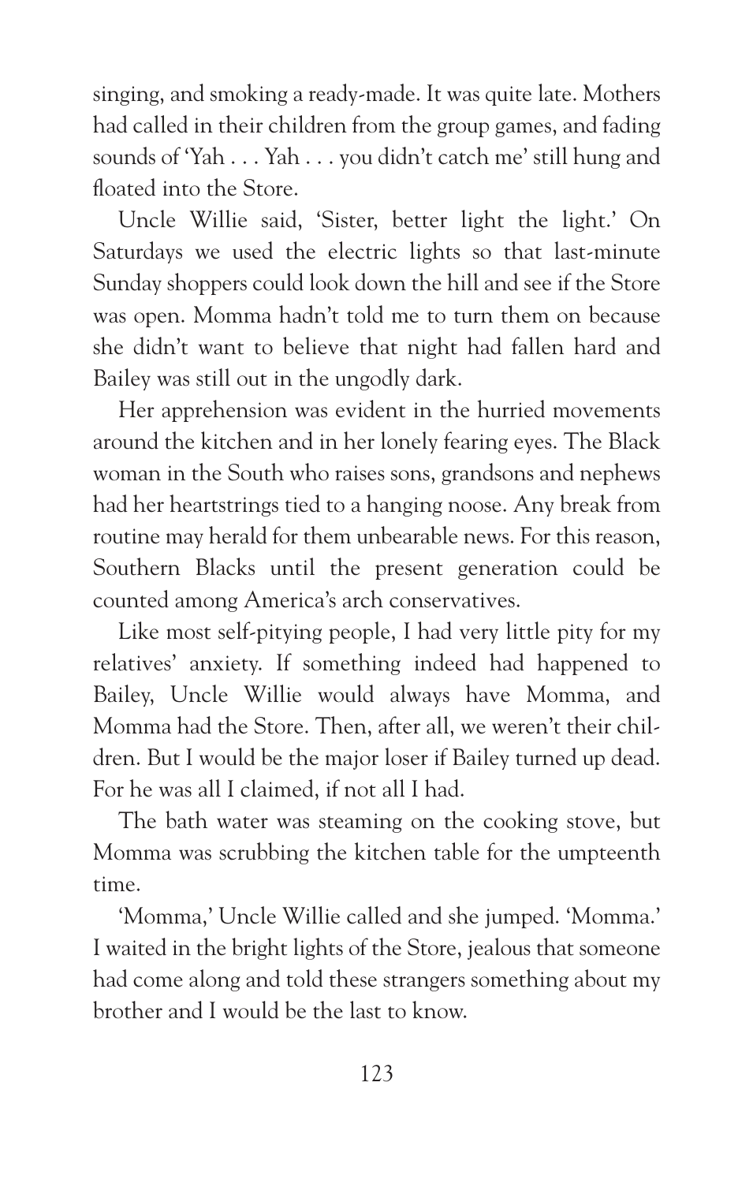singing, and smoking a ready-made. It was quite late. Mothers had called in their children from the group games, and fading sounds of 'Yah . . . Yah . . . you didn't catch me' still hung and floated into the Store.

Uncle Willie said, 'Sister, better light the light.' On Saturdays we used the electric lights so that last-minute Sunday shoppers could look down the hill and see if the Store was open. Momma hadn't told me to turn them on because she didn't want to believe that night had fallen hard and Bailey was still out in the ungodly dark.

Her apprehension was evident in the hurried movements around the kitchen and in her lonely fearing eyes. The Black woman in the South who raises sons, grandsons and nephews had her heartstrings tied to a hanging noose. Any break from routine may herald for them unbearable news. For this reason, Southern Blacks until the present generation could be counted among America's arch conservatives.

Like most self-pitying people, I had very little pity for my relatives' anxiety. If something indeed had happened to Bailey, Uncle Willie would always have Momma, and Momma had the Store. Then, after all, we weren't their children. But I would be the major loser if Bailey turned up dead. For he was all I claimed, if not all I had.

The bath water was steaming on the cooking stove, but Momma was scrubbing the kitchen table for the umpteenth time.

'Momma,' Uncle Willie called and she jumped. 'Momma.' I waited in the bright lights of the Store, jealous that someone had come along and told these strangers something about my brother and I would be the last to know.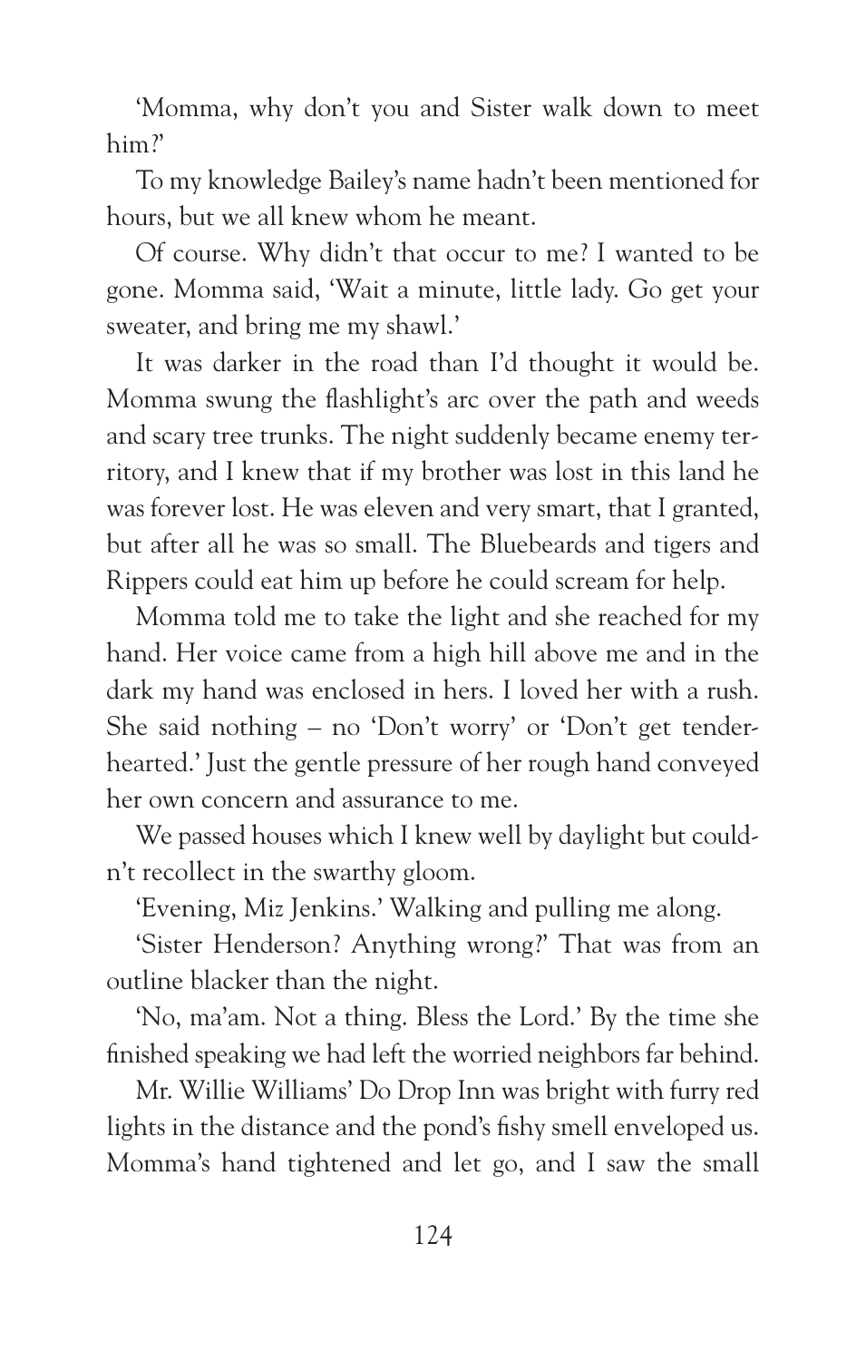'Momma, why don't you and Sister walk down to meet him?'

To my knowledge Bailey's name hadn't been mentioned for hours, but we all knew whom he meant.

Of course. Why didn't that occur to me? I wanted to be gone. Momma said, 'Wait a minute, little lady. Go get your sweater, and bring me my shawl.'

It was darker in the road than I'd thought it would be. Momma swung the flashlight's arc over the path and weeds and scary tree trunks. The night suddenly became enemy territory, and I knew that if my brother was lost in this land he was forever lost. He was eleven and very smart, that I granted, but after all he was so small. The Bluebeards and tigers and Rippers could eat him up before he could scream for help.

Momma told me to take the light and she reached for my hand. Her voice came from a high hill above me and in the dark my hand was enclosed in hers. I loved her with a rush. She said nothing – no 'Don't worry' or 'Don't get tenderhearted.' Just the gentle pressure of her rough hand conveyed her own concern and assurance to me.

We passed houses which I knew well by daylight but couldn't recollect in the swarthy gloom.

'Evening, Miz Jenkins.' Walking and pulling me along.

'Sister Henderson? Anything wrong?' That was from an outline blacker than the night.

'No, ma'am. Not a thing. Bless the Lord.' By the time she finished speaking we had left the worried neighbors far behind.

Mr. Willie Williams' Do Drop Inn was bright with furry red lights in the distance and the pond's fishy smell enveloped us. Momma's hand tightened and let go, and I saw the small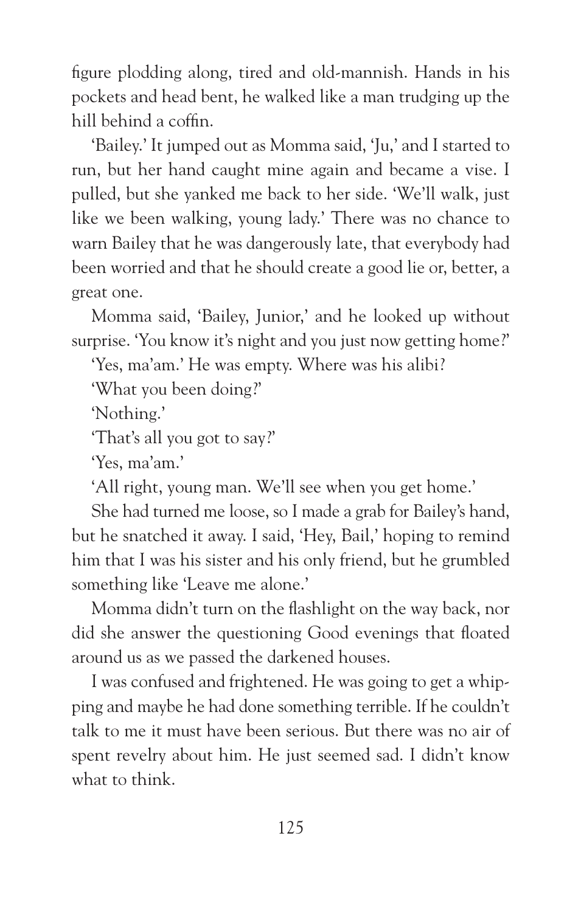figure plodding along, tired and old-mannish. Hands in his pockets and head bent, he walked like a man trudging up the hill behind a coffin.

'Bailey.' It jumped out as Momma said, 'Ju,' and I started to run, but her hand caught mine again and became a vise. I pulled, but she yanked me back to her side. 'We'll walk, just like we been walking, young lady.' There was no chance to warn Bailey that he was dangerously late, that everybody had been worried and that he should create a good lie or, better, a great one.

Momma said, 'Bailey, Junior,' and he looked up without surprise. 'You know it's night and you just now getting home?'

'Yes, ma'am.' He was empty. Where was his alibi?

'What you been doing?'

'Nothing.'

'That's all you got to say?'

'Yes, ma'am.'

'All right, young man. We'll see when you get home.'

She had turned me loose, so I made a grab for Bailey's hand, but he snatched it away. I said, 'Hey, Bail,' hoping to remind him that I was his sister and his only friend, but he grumbled something like 'Leave me alone.'

Momma didn't turn on the flashlight on the way back, nor did she answer the questioning Good evenings that floated around us as we passed the darkened houses.

I was confused and frightened. He was going to get a whipping and maybe he had done something terrible. If he couldn't talk to me it must have been serious. But there was no air of spent revelry about him. He just seemed sad. I didn't know what to think.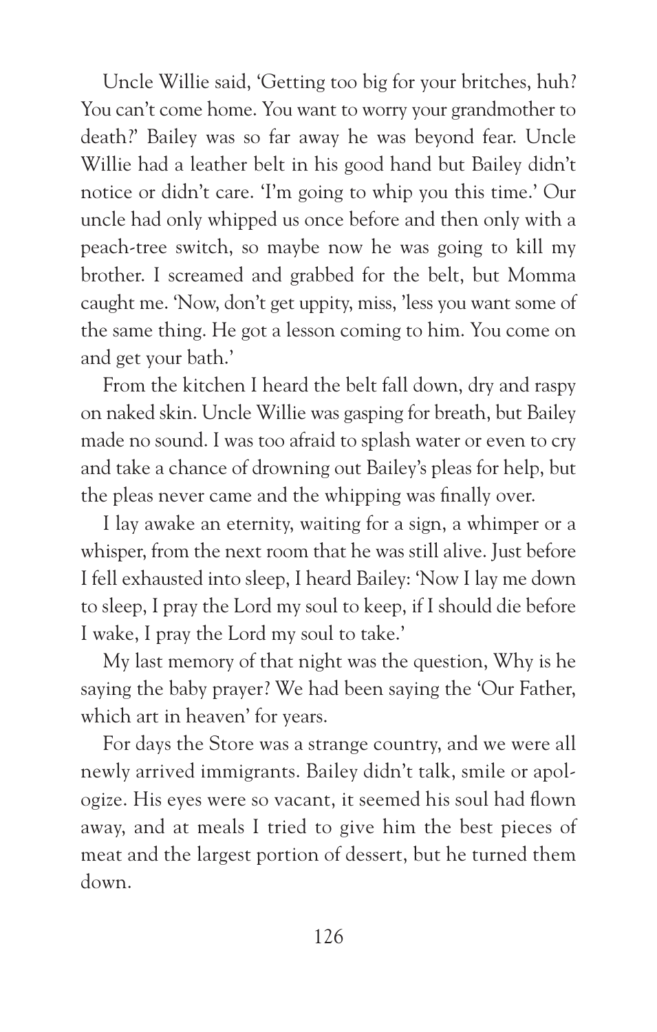Uncle Willie said, 'Getting too big for your britches, huh? You can't come home. You want to worry your grandmother to death?' Bailey was so far away he was beyond fear. Uncle Willie had a leather belt in his good hand but Bailey didn't notice or didn't care. 'I'm going to whip you this time.' Our uncle had only whipped us once before and then only with a peach-tree switch, so maybe now he was going to kill my brother. I screamed and grabbed for the belt, but Momma caught me. 'Now, don't get uppity, miss, 'less you want some of the same thing. He got a lesson coming to him. You come on and get your bath.'

From the kitchen I heard the belt fall down, dry and raspy on naked skin. Uncle Willie was gasping for breath, but Bailey made no sound. I was too afraid to splash water or even to cry and take a chance of drowning out Bailey's pleas for help, but the pleas never came and the whipping was finally over.

I lay awake an eternity, waiting for a sign, a whimper or a whisper, from the next room that he was still alive. Just before I fell exhausted into sleep, I heard Bailey: 'Now I lay me down to sleep, I pray the Lord my soul to keep, if I should die before I wake, I pray the Lord my soul to take.'

My last memory of that night was the question, Why is he saying the baby prayer? We had been saying the 'Our Father, which art in heaven' for years.

For days the Store was a strange country, and we were all newly arrived immigrants. Bailey didn't talk, smile or apologize. His eyes were so vacant, it seemed his soul had flown away, and at meals I tried to give him the best pieces of meat and the largest portion of dessert, but he turned them down.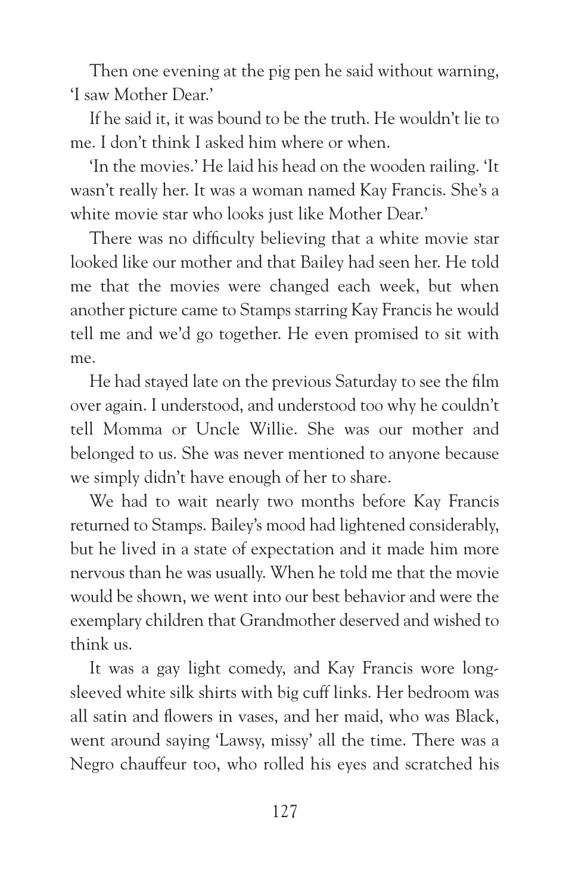Then one evening at the pig pen he said without warning, 'I saw Mother Dear.'

If he said it, it was bound to be the truth. He wouldn't lie to me. I don't think I asked him where or when.

'In the movies.' He laid his head on the wooden railing. 'It wasn't really her. It was a woman named Kay Francis. She's a white movie star who looks just like Mother Dear.'

There was no difficulty believing that a white movie star looked like our mother and that Bailey had seen her. He told me that the movies were changed each week, but when another picture came to Stamps starring Kay Francis he would tell me and we'd go together. He even promised to sit with me.

He had stayed late on the previous Saturday to see the film over again. I understood, and understood too why he couldn't tell Momma or Uncle Willie. She was our mother and belonged to us. She was never mentioned to anyone because we simply didn't have enough of her to share.

We had to wait nearly two months before Kay Francis returned to Stamps. Bailey's mood had lightened considerably, but he lived in a state of expectation and it made him more nervous than he was usually. When he told me that the movie would be shown, we went into our best behavior and were the exemplary children that Grandmother deserved and wished to think us.

It was a gay light comedy, and Kay Francis wore long-sleeved white silk shirts with big cuff links. Her bedroom was all satin and flowers in vases, and her maid, who was Black, went around saying 'Lawsy, missy' all the time. There was a Negro chauffeur too, who rolled his eyes and scratched his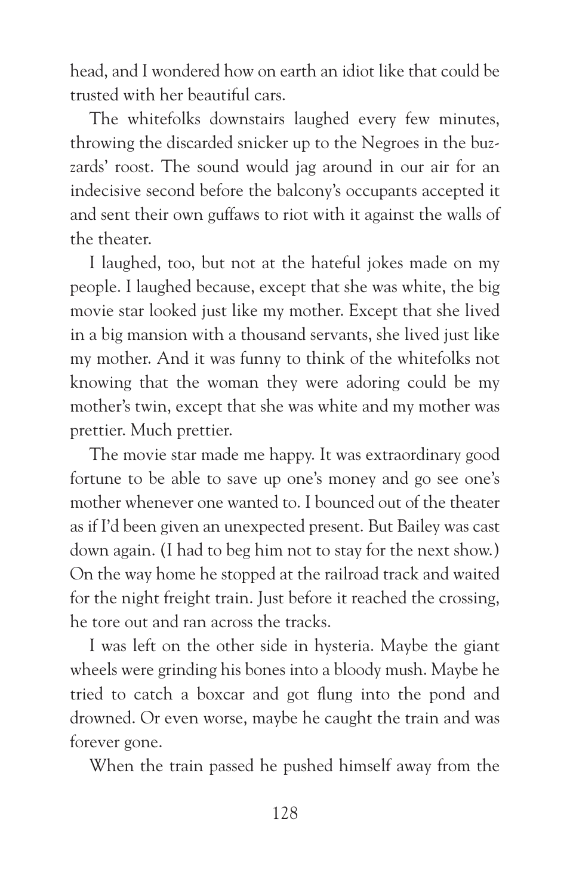head, and I wondered how on earth an idiot like that could be trusted with her beautiful cars.

The whitefolks downstairs laughed every few minutes, throwing the discarded snicker up to the Negroes in the buzzards' roost. The sound would jag around in our air for an indecisive second before the balcony's occupants accepted it and sent their own guffaws to riot with it against the walls of the theater.

I laughed, too, but not at the hateful jokes made on my people. I laughed because, except that she was white, the big movie star looked just like my mother. Except that she lived in a big mansion with a thousand servants, she lived just like my mother. And it was funny to think of the whitefolks not knowing that the woman they were adoring could be my mother's twin, except that she was white and my mother was prettier. Much prettier.

The movie star made me happy. It was extraordinary good fortune to be able to save up one's money and go see one's mother whenever one wanted to. I bounced out of the theater as if I'd been given an unexpected present. But Bailey was cast down again. (I had to beg him not to stay for the next show.) On the way home he stopped at the railroad track and waited for the night freight train. Just before it reached the crossing, he tore out and ran across the tracks.

I was left on the other side in hysteria. Maybe the giant wheels were grinding his bones into a bloody mush. Maybe he tried to catch a boxcar and got flung into the pond and drowned. Or even worse, maybe he caught the train and was forever gone.

When the train passed he pushed himself away from the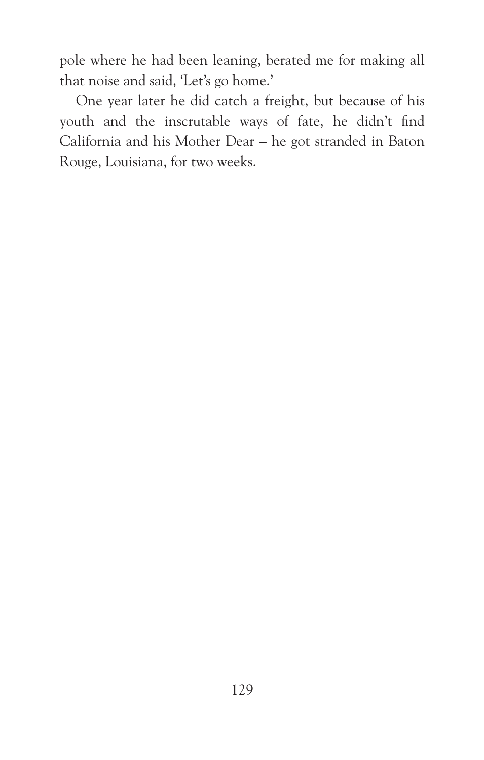pole where he had been leaning, berated me for making all that noise and said, 'Let's go home.'

One year later he did catch a freight, but because of his youth and the inscrutable ways of fate, he didn't find California and his Mother Dear – he got stranded in Baton Rouge, Louisiana, for two weeks.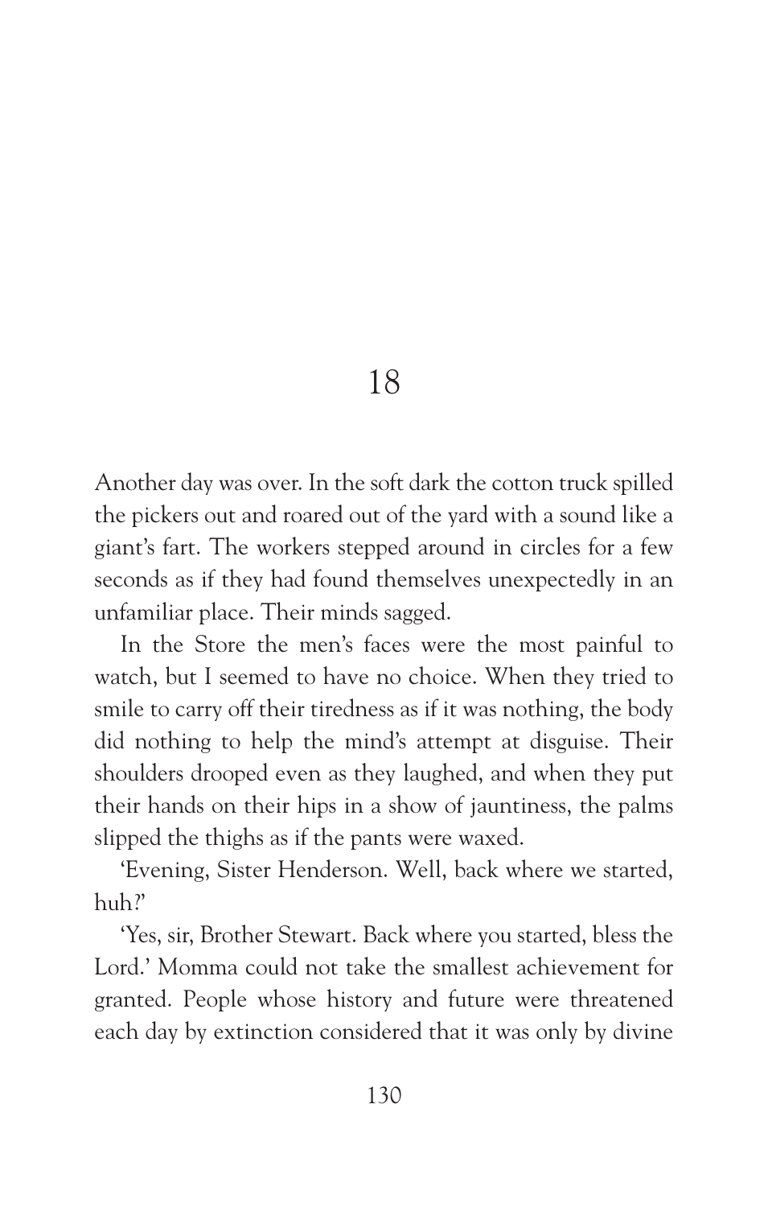# 18

Another day was over. In the soft dark the cotton truck spilled the pickers out and roared out of the yard with a sound like a giant's fart. The workers stepped around in circles for a few seconds as if they had found themselves unexpectedly in an unfamiliar place. Their minds sagged.

In the Store the men's faces were the most painful to watch, but I seemed to have no choice. When they tried to smile to carry off their tiredness as if it was nothing, the body did nothing to help the mind's attempt at disguise. Their shoulders drooped even as they laughed, and when they put their hands on their hips in a show of jauntiness, the palms slipped the thighs as if the pants were waxed.

'Evening, Sister Henderson. Well, back where we started, huh?'

'Yes, sir, Brother Stewart. Back where you started, bless the Lord.' Momma could not take the smallest achievement for granted. People whose history and future were threatened each day by extinction considered that it was only by divine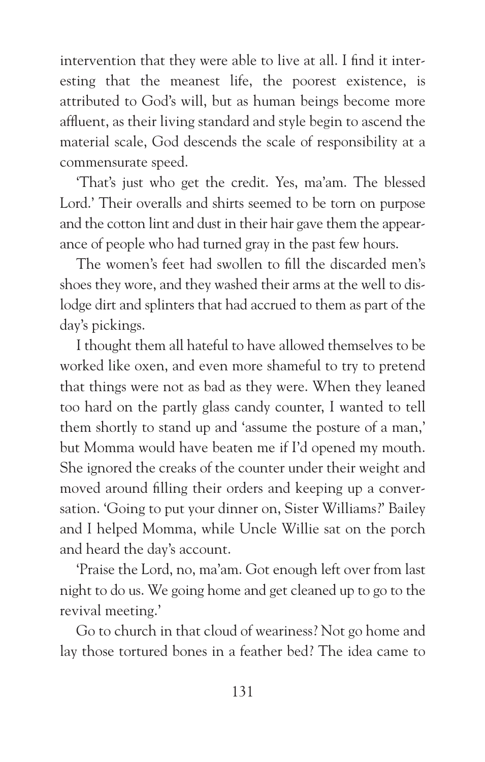intervention that they were able to live at all. I find it interesting that the meanest life, the poorest existence, is attributed to God's will, but as human beings become more affluent, as their living standard and style begin to ascend the material scale, God descends the scale of responsibility at a commensurate speed.

'That's just who get the credit. Yes, ma'am. The blessed Lord.' Their overalls and shirts seemed to be torn on purpose and the cotton lint and dust in their hair gave them the appearance of people who had turned gray in the past few hours.

The women's feet had swollen to fill the discarded men's shoes they wore, and they washed their arms at the well to dislodge dirt and splinters that had accrued to them as part of the day's pickings.

I thought them all hateful to have allowed themselves to be worked like oxen, and even more shameful to try to pretend that things were not as bad as they were. When they leaned too hard on the partly glass candy counter, I wanted to tell them shortly to stand up and 'assume the posture of a man,' but Momma would have beaten me if I'd opened my mouth. She ignored the creaks of the counter under their weight and moved around filling their orders and keeping up a conversation. 'Going to put your dinner on, Sister Williams?' Bailey and I helped Momma, while Uncle Willie sat on the porch and heard the day's account.

'Praise the Lord, no, ma'am. Got enough left over from last night to do us. We going home and get cleaned up to go to the revival meeting.'

Go to church in that cloud of weariness? Not go home and lay those tortured bones in a feather bed? The idea came to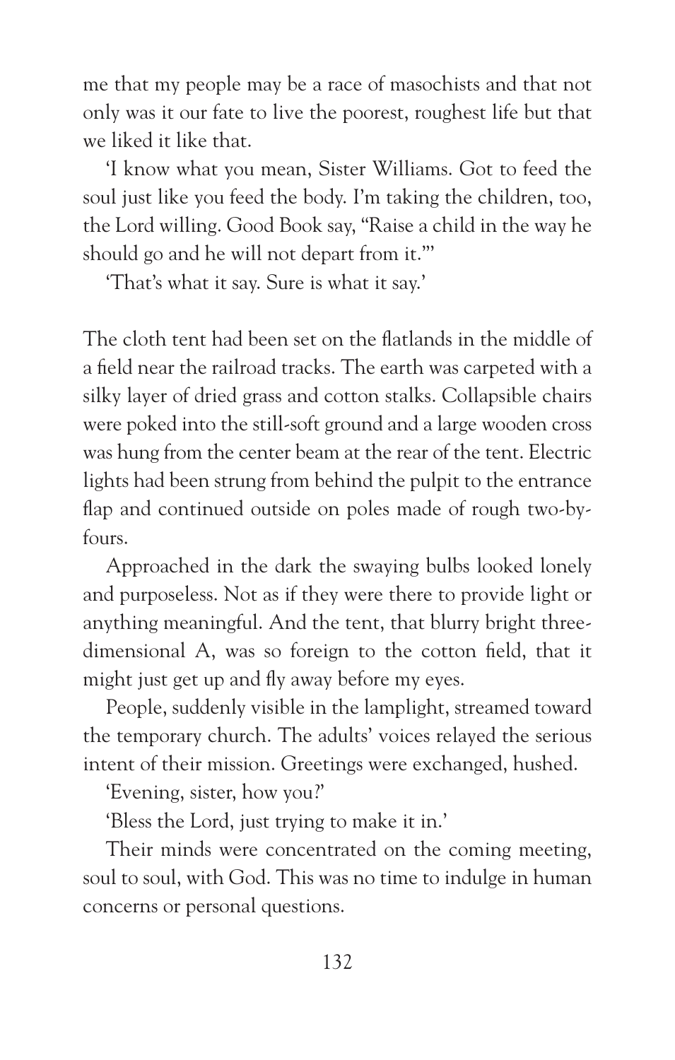me that my people may be a race of masochists and that not only was it our fate to live the poorest, roughest life but that we liked it like that.

'I know what you mean, Sister Williams. Got to feed the soul just like you feed the body. I'm taking the children, too, the Lord willing. Good Book say, "Raise a child in the way he should go and he will not depart from it."'

'That's what it say. Sure is what it say.'

The cloth tent had been set on the flatlands in the middle of a field near the railroad tracks. The earth was carpeted with a silky layer of dried grass and cotton stalks. Collapsible chairs were poked into the still-soft ground and a large wooden cross was hung from the center beam at the rear of the tent. Electric lights had been strung from behind the pulpit to the entrance flap and continued outside on poles made of rough two-by-fours.

Approached in the dark the swaying bulbs looked lonely and purposeless. Not as if they were there to provide light or anything meaningful. And the tent, that blurry bright three-dimensional A, was so foreign to the cotton field, that it might just get up and fly away before my eyes.

People, suddenly visible in the lamplight, streamed toward the temporary church. The adults' voices relayed the serious intent of their mission. Greetings were exchanged, hushed.

'Evening, sister, how you?'

'Bless the Lord, just trying to make it in.'

Their minds were concentrated on the coming meeting, soul to soul, with God. This was no time to indulge in human concerns or personal questions.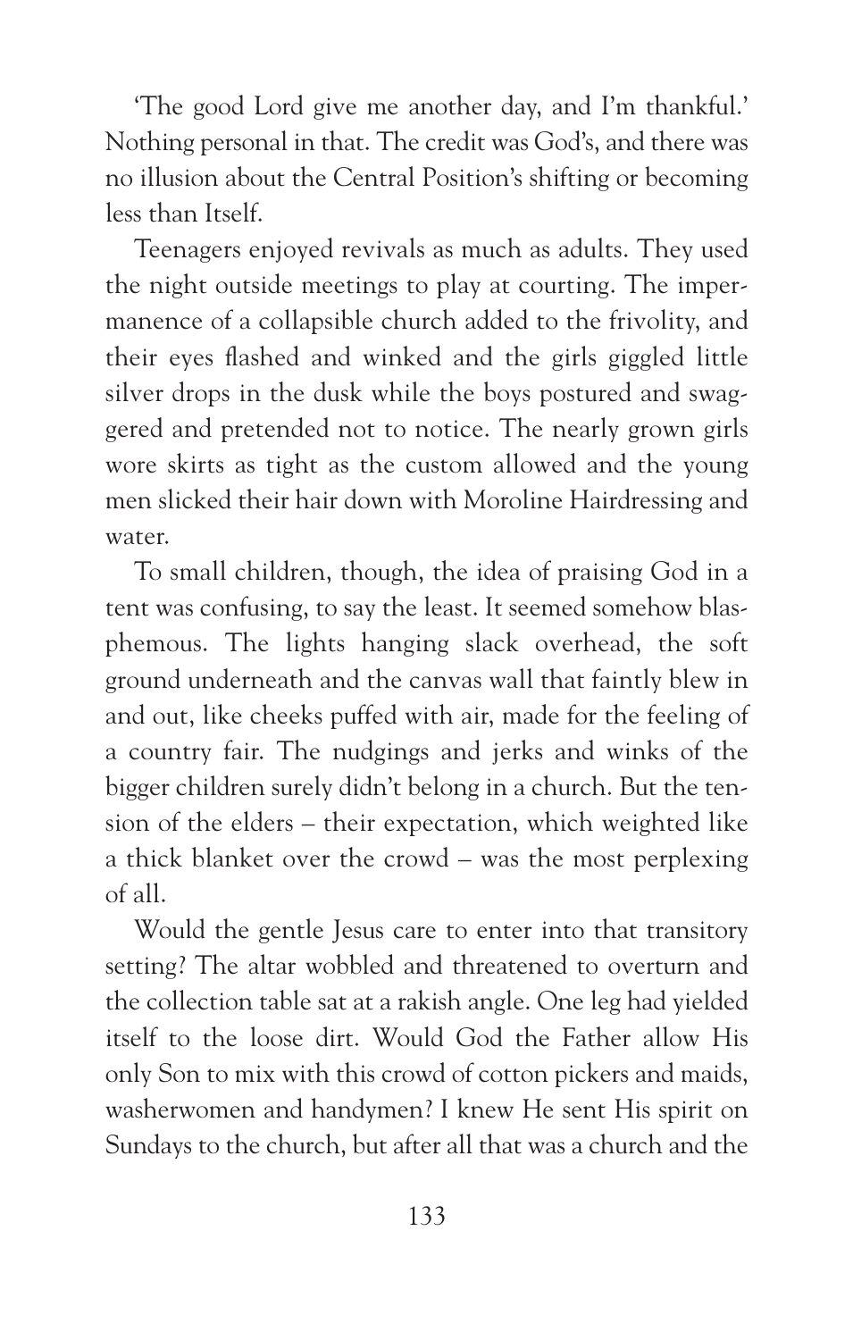'The good Lord give me another day, and I'm thankful.' Nothing personal in that. The credit was God's, and there was no illusion about the Central Position's shifting or becoming less than Itself.

Teenagers enjoyed revivals as much as adults. They used the night outside meetings to play at courting. The impermanence of a collapsible church added to the frivolity, and their eyes flashed and winked and the girls giggled little silver drops in the dusk while the boys postured and swaggered and pretended not to notice. The nearly grown girls wore skirts as tight as the custom allowed and the young men slicked their hair down with Moroline Hairdressing and water.

To small children, though, the idea of praising God in a tent was confusing, to say the least. It seemed somehow blasphemous. The lights hanging slack overhead, the soft ground underneath and the canvas wall that faintly blew in and out, like cheeks puffed with air, made for the feeling of a country fair. The nudgings and jerks and winks of the bigger children surely didn't belong in a church. But the tension of the elders – their expectation, which weighted like a thick blanket over the crowd – was the most perplexing of all.

Would the gentle Jesus care to enter into that transitory setting? The altar wobbled and threatened to overturn and the collection table sat at a rakish angle. One leg had yielded itself to the loose dirt. Would God the Father allow His only Son to mix with this crowd of cotton pickers and maids, washerwomen and handymen? I knew He sent His spirit on Sundays to the church, but after all that was a church and the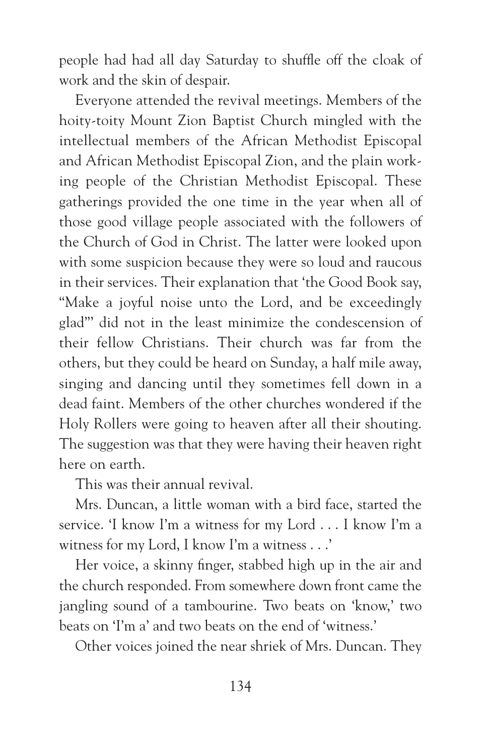people had had all day Saturday to shuffle off the cloak of work and the skin of despair.

Everyone attended the revival meetings. Members of the hoity-toity Mount Zion Baptist Church mingled with the intellectual members of the African Methodist Episcopal and African Methodist Episcopal Zion, and the plain working people of the Christian Methodist Episcopal. These gatherings provided the one time in the year when all of those good village people associated with the followers of the Church of God in Christ. The latter were looked upon with some suspicion because they were so loud and raucous in their services. Their explanation that 'the Good Book say, "Make a joyful noise unto the Lord, and be exceedingly glad"' did not in the least minimize the condescension of their fellow Christians. Their church was far from the others, but they could be heard on Sunday, a half mile away, singing and dancing until they sometimes fell down in a dead faint. Members of the other churches wondered if the Holy Rollers were going to heaven after all their shouting. The suggestion was that they were having their heaven right here on earth.

This was their annual revival.

Mrs. Duncan, a little woman with a bird face, started the service. 'I know I'm a witness for my Lord . . . I know I'm a witness for my Lord, I know I'm a witness . . .'

Her voice, a skinny finger, stabbed high up in the air and the church responded. From somewhere down front came the jangling sound of a tambourine. Two beats on 'know,' two beats on 'I'm a' and two beats on the end of 'witness.'

Other voices joined the near shriek of Mrs. Duncan. They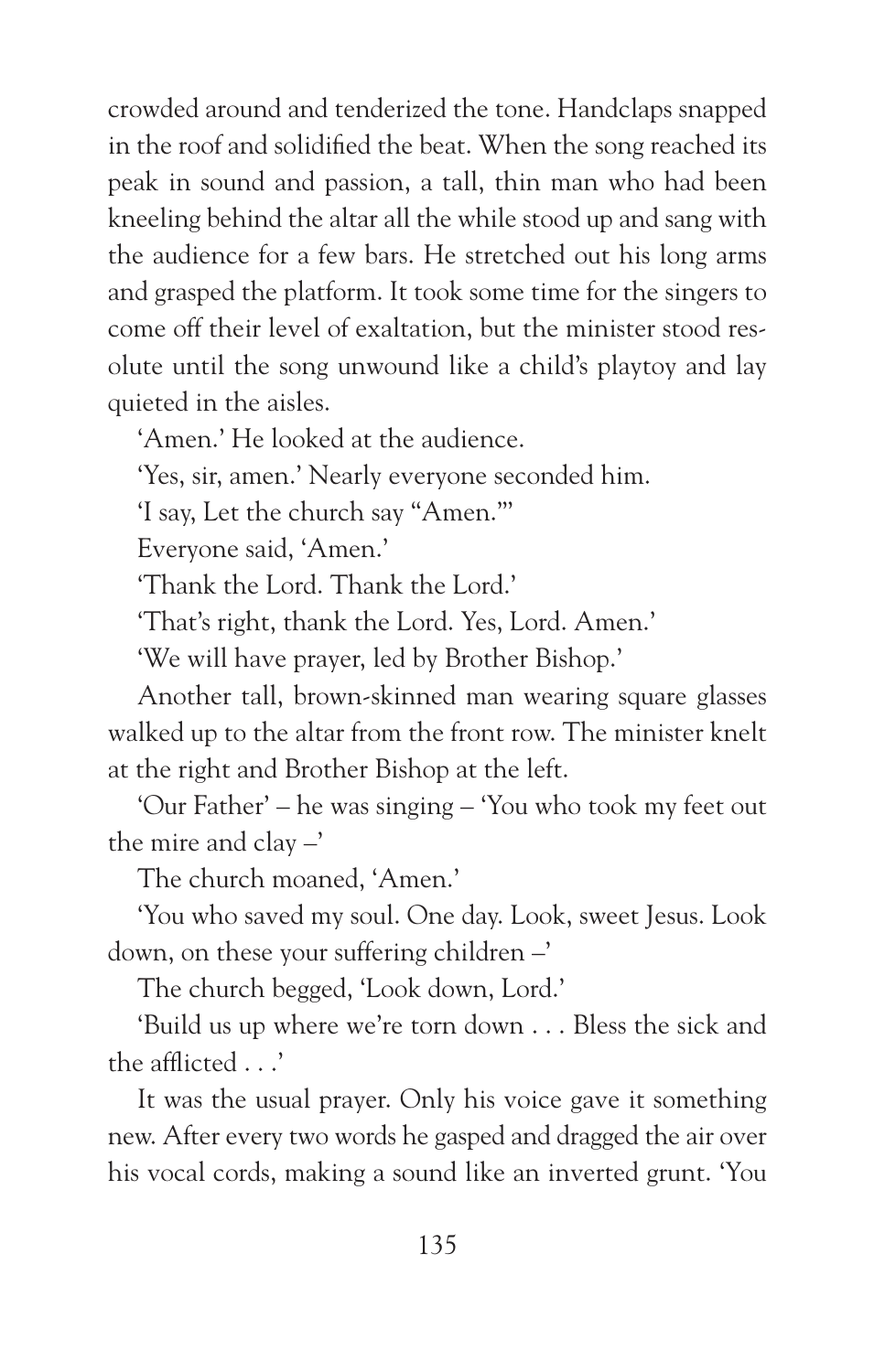crowded around and tenderized the tone. Handclaps snapped in the roof and solidified the beat. When the song reached its peak in sound and passion, a tall, thin man who had been kneeling behind the altar all the while stood up and sang with the audience for a few bars. He stretched out his long arms and grasped the platform. It took some time for the singers to come off their level of exaltation, but the minister stood resolute until the song unwound like a child's playtoy and lay quieted in the aisles.

'Amen.' He looked at the audience.

'Yes, sir, amen.' Nearly everyone seconded him.

'I say, Let the church say "Amen."'

Everyone said, 'Amen.'

'Thank the Lord. Thank the Lord.'

'That's right, thank the Lord. Yes, Lord. Amen.'

'We will have prayer, led by Brother Bishop.'

Another tall, brown-skinned man wearing square glasses walked up to the altar from the front row. The minister knelt at the right and Brother Bishop at the left.

'Our Father' – he was singing – 'You who took my feet out the mire and clay –'

The church moaned, 'Amen.'

'You who saved my soul. One day. Look, sweet Jesus. Look down, on these your suffering children –'

The church begged, 'Look down, Lord.'

'Build us up where we're torn down . . . Bless the sick and the afflicted . . .'

It was the usual prayer. Only his voice gave it something new. After every two words he gasped and dragged the air over his vocal cords, making a sound like an inverted grunt. 'You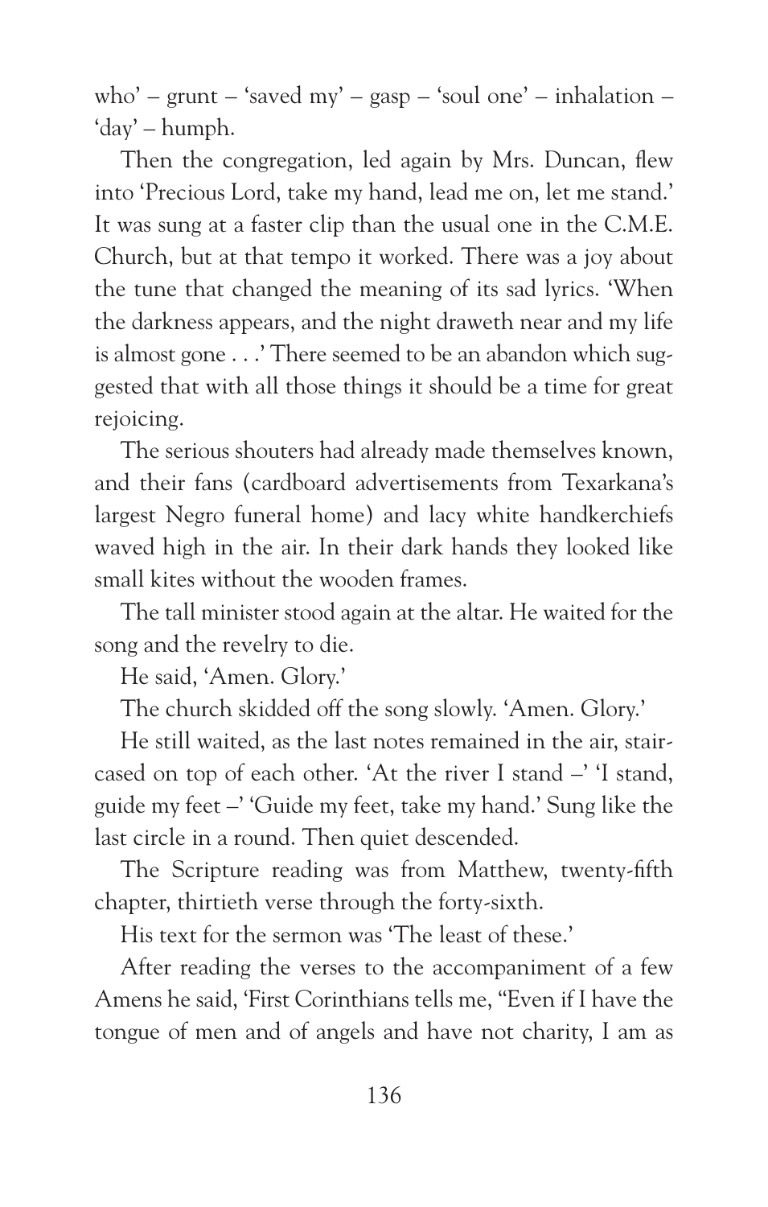who' – grunt – 'saved my' – gasp – 'soul one' – inhalation – 'day' – humph.

Then the congregation, led again by Mrs. Duncan, flew into 'Precious Lord, take my hand, lead me on, let me stand.' It was sung at a faster clip than the usual one in the C.M.E. Church, but at that tempo it worked. There was a joy about the tune that changed the meaning of its sad lyrics. 'When the darkness appears, and the night draweth near and my life is almost gone . . .' There seemed to be an abandon which suggested that with all those things it should be a time for great rejoicing.

The serious shouters had already made themselves known, and their fans (cardboard advertisements from Texarkana's largest Negro funeral home) and lacy white handkerchiefs waved high in the air. In their dark hands they looked like small kites without the wooden frames.

The tall minister stood again at the altar. He waited for the song and the revelry to die.

He said, 'Amen. Glory.'

The church skidded off the song slowly. 'Amen. Glory.'

He still waited, as the last notes remained in the air, staircased on top of each other. 'At the river I stand –' 'I stand, guide my feet –' 'Guide my feet, take my hand.' Sung like the last circle in a round. Then quiet descended.

The Scripture reading was from Matthew, twenty-fifth chapter, thirtieth verse through the forty-sixth.

His text for the sermon was 'The least of these.'

After reading the verses to the accompaniment of a few Amens he said, 'First Corinthians tells me, "Even if I have the tongue of men and of angels and have not charity, I am as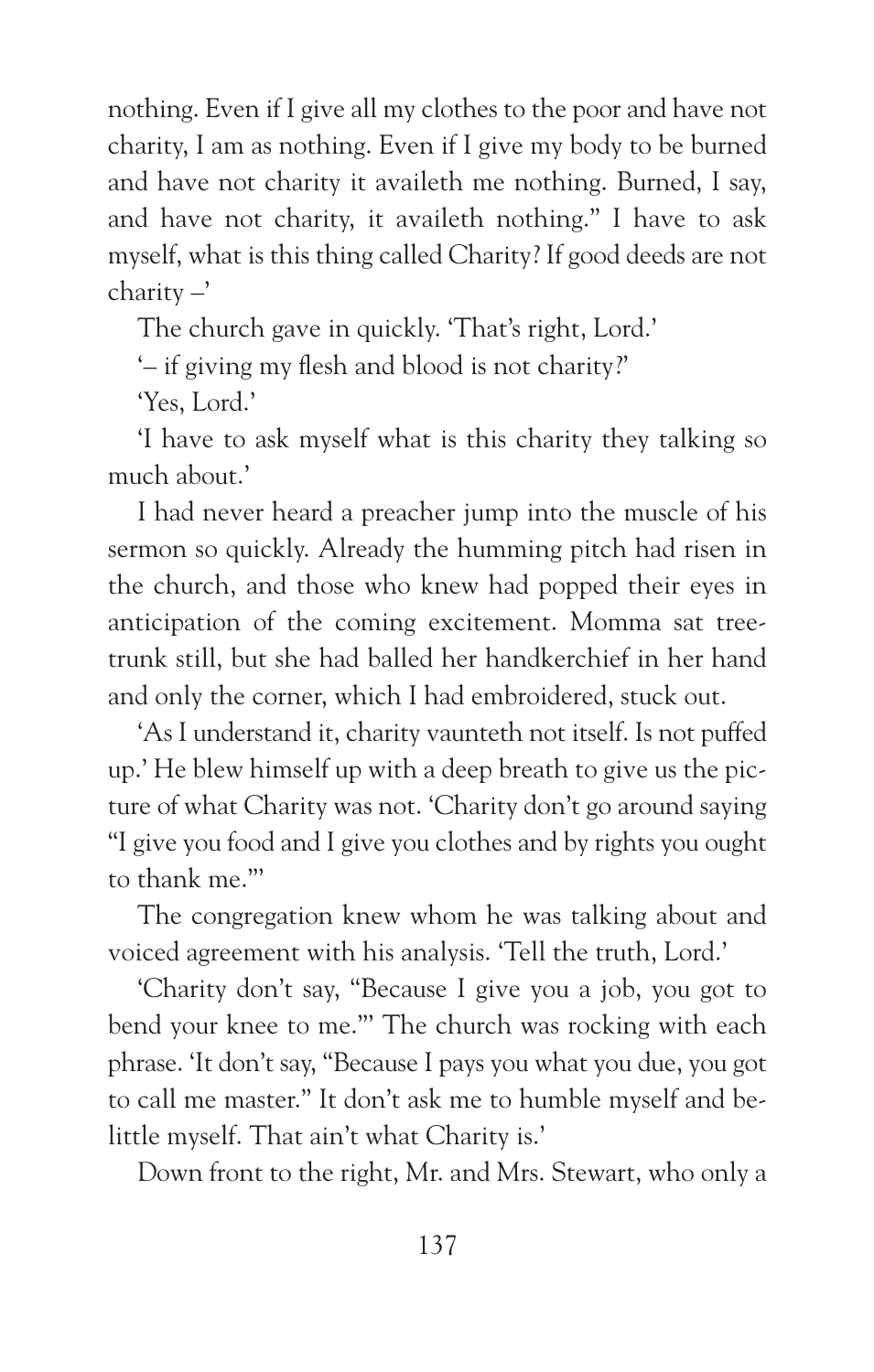nothing. Even if I give all my clothes to the poor and have not charity, I am as nothing. Even if I give my body to be burned and have not charity it availeth me nothing. Burned, I say, and have not charity, it availeth nothing." I have to ask myself, what is this thing called Charity? If good deeds are not charity –'

The church gave in quickly. 'That's right, Lord.'

'– if giving my flesh and blood is not charity?'

'Yes, Lord.'

'I have to ask myself what is this charity they talking so much about.'

I had never heard a preacher jump into the muscle of his sermon so quickly. Already the humming pitch had risen in the church, and those who knew had popped their eyes in anticipation of the coming excitement. Momma sat tree-trunk still, but she had balled her handkerchief in her hand and only the corner, which I had embroidered, stuck out.

'As I understand it, charity vaunteth not itself. Is not puffed up.' He blew himself up with a deep breath to give us the picture of what Charity was not. 'Charity don't go around saying "I give you food and I give you clothes and by rights you ought to thank me."'

The congregation knew whom he was talking about and voiced agreement with his analysis. 'Tell the truth, Lord.'

'Charity don't say, "Because I give you a job, you got to bend your knee to me."' The church was rocking with each phrase. 'It don't say, "Because I pays you what you due, you got to call me master." It don't ask me to humble myself and belittle myself. That ain't what Charity is.'

Down front to the right, Mr. and Mrs. Stewart, who only a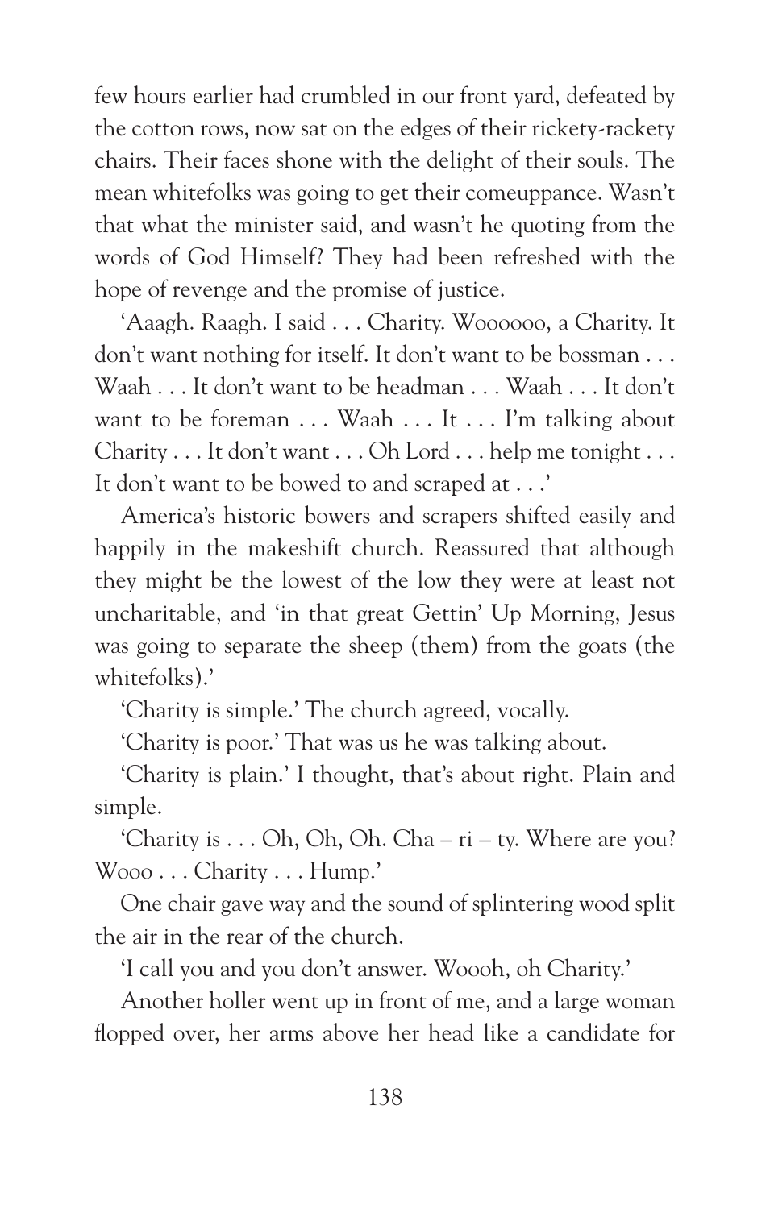few hours earlier had crumbled in our front yard, defeated by the cotton rows, now sat on the edges of their rickety-rackety chairs. Their faces shone with the delight of their souls. The mean whitefolks was going to get their comeuppance. Wasn't that what the minister said, and wasn't he quoting from the words of God Himself? They had been refreshed with the hope of revenge and the promise of justice.

'Aaagh. Raagh. I said . . . Charity. Woooooo, a Charity. It don't want nothing for itself. It don't want to be bossman . . . Waah . . . It don't want to be headman . . . Waah . . . It don't want to be foreman . . . Waah . . . It . . . I'm talking about Charity . . . It don't want . . . Oh Lord . . . help me tonight . . . It don't want to be bowed to and scraped at . . .'

America's historic bowers and scrapers shifted easily and happily in the makeshift church. Reassured that although they might be the lowest of the low they were at least not uncharitable, and 'in that great Gettin' Up Morning, Jesus was going to separate the sheep (them) from the goats (the whitefolks).'

'Charity is simple.' The church agreed, vocally.

'Charity is poor.' That was us he was talking about.

'Charity is plain.' I thought, that's about right. Plain and simple.

'Charity is . . . Oh, Oh, Oh. Cha – ri – ty. Where are you? Wooo . . . Charity . . . Hump.'

One chair gave way and the sound of splintering wood split the air in the rear of the church.

'I call you and you don't answer. Woooh, oh Charity.'

Another holler went up in front of me, and a large woman flopped over, her arms above her head like a candidate for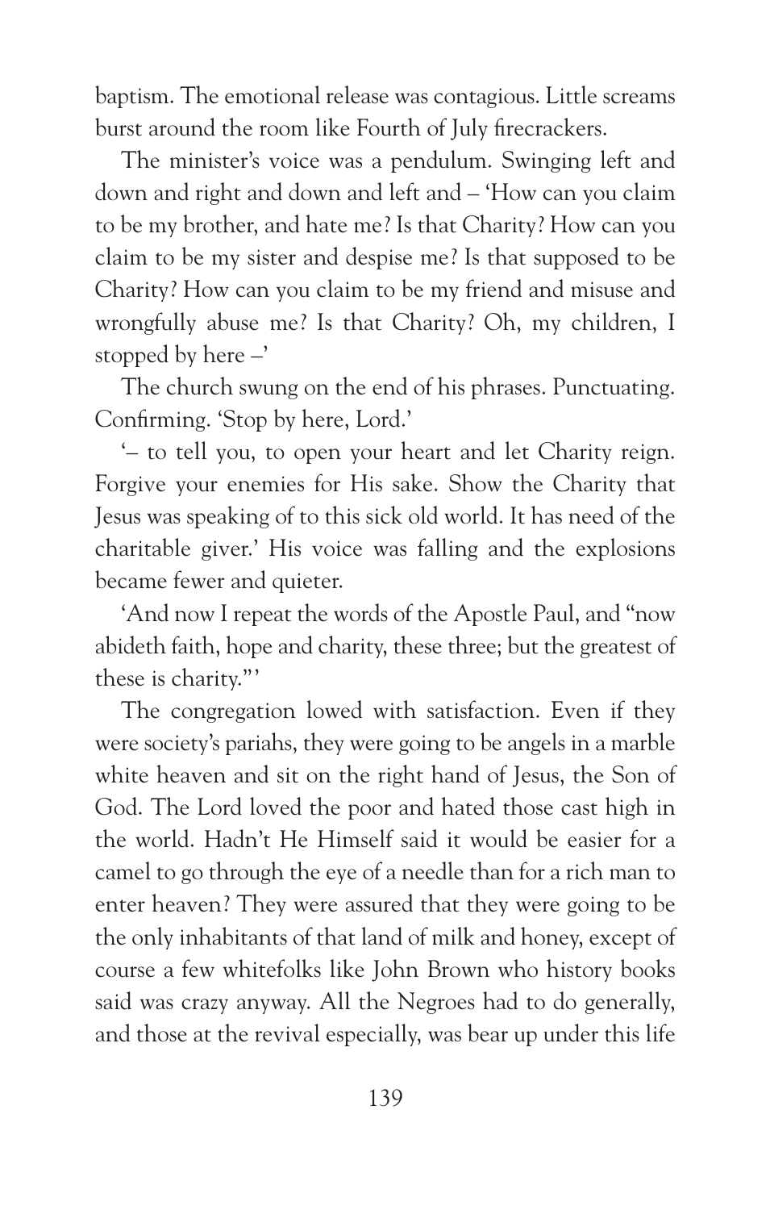baptism. The emotional release was contagious. Little screams burst around the room like Fourth of July firecrackers.

The minister's voice was a pendulum. Swinging left and down and right and down and left and – 'How can you claim to be my brother, and hate me? Is that Charity? How can you claim to be my sister and despise me? Is that supposed to be Charity? How can you claim to be my friend and misuse and wrongfully abuse me? Is that Charity? Oh, my children, I stopped by here –'

The church swung on the end of his phrases. Punctuating. Confirming. 'Stop by here, Lord.'

'– to tell you, to open your heart and let Charity reign. Forgive your enemies for His sake. Show the Charity that Jesus was speaking of to this sick old world. It has need of the charitable giver.' His voice was falling and the explosions became fewer and quieter.

'And now I repeat the words of the Apostle Paul, and "now abideth faith, hope and charity, these three; but the greatest of these is charity."'

The congregation lowed with satisfaction. Even if they were society's pariahs, they were going to be angels in a marble white heaven and sit on the right hand of Jesus, the Son of God. The Lord loved the poor and hated those cast high in the world. Hadn't He Himself said it would be easier for a camel to go through the eye of a needle than for a rich man to enter heaven? They were assured that they were going to be the only inhabitants of that land of milk and honey, except of course a few whitefolks like John Brown who history books said was crazy anyway. All the Negroes had to do generally, and those at the revival especially, was bear up under this life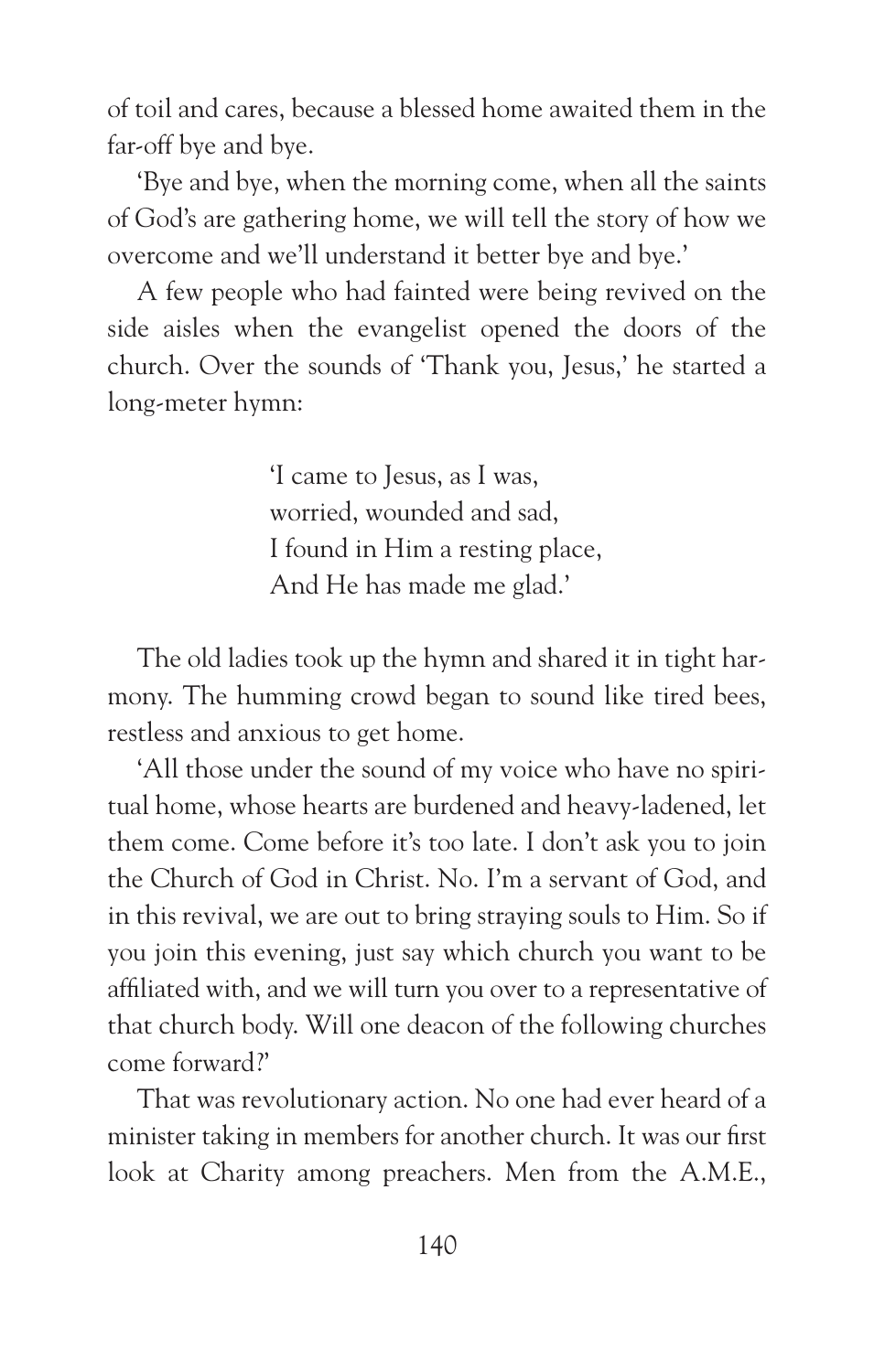of toil and cares, because a blessed home awaited them in the far-off bye and bye.

'Bye and bye, when the morning come, when all the saints of God's are gathering home, we will tell the story of how we overcome and we'll understand it better bye and bye.'

A few people who had fainted were being revived on the side aisles when the evangelist opened the doors of the church. Over the sounds of 'Thank you, Jesus,' he started a long-meter hymn:

> 'I came to Jesus, as I was,  
> worried, wounded and sad,  
> I found in Him a resting place,  
> And He has made me glad.'

The old ladies took up the hymn and shared it in tight harmony. The humming crowd began to sound like tired bees, restless and anxious to get home.

'All those under the sound of my voice who have no spiritual home, whose hearts are burdened and heavy-ladened, let them come. Come before it's too late. I don't ask you to join the Church of God in Christ. No. I'm a servant of God, and in this revival, we are out to bring straying souls to Him. So if you join this evening, just say which church you want to be affiliated with, and we will turn you over to a representative of that church body. Will one deacon of the following churches come forward?'

That was revolutionary action. No one had ever heard of a minister taking in members for another church. It was our first look at Charity among preachers. Men from the A.M.E.,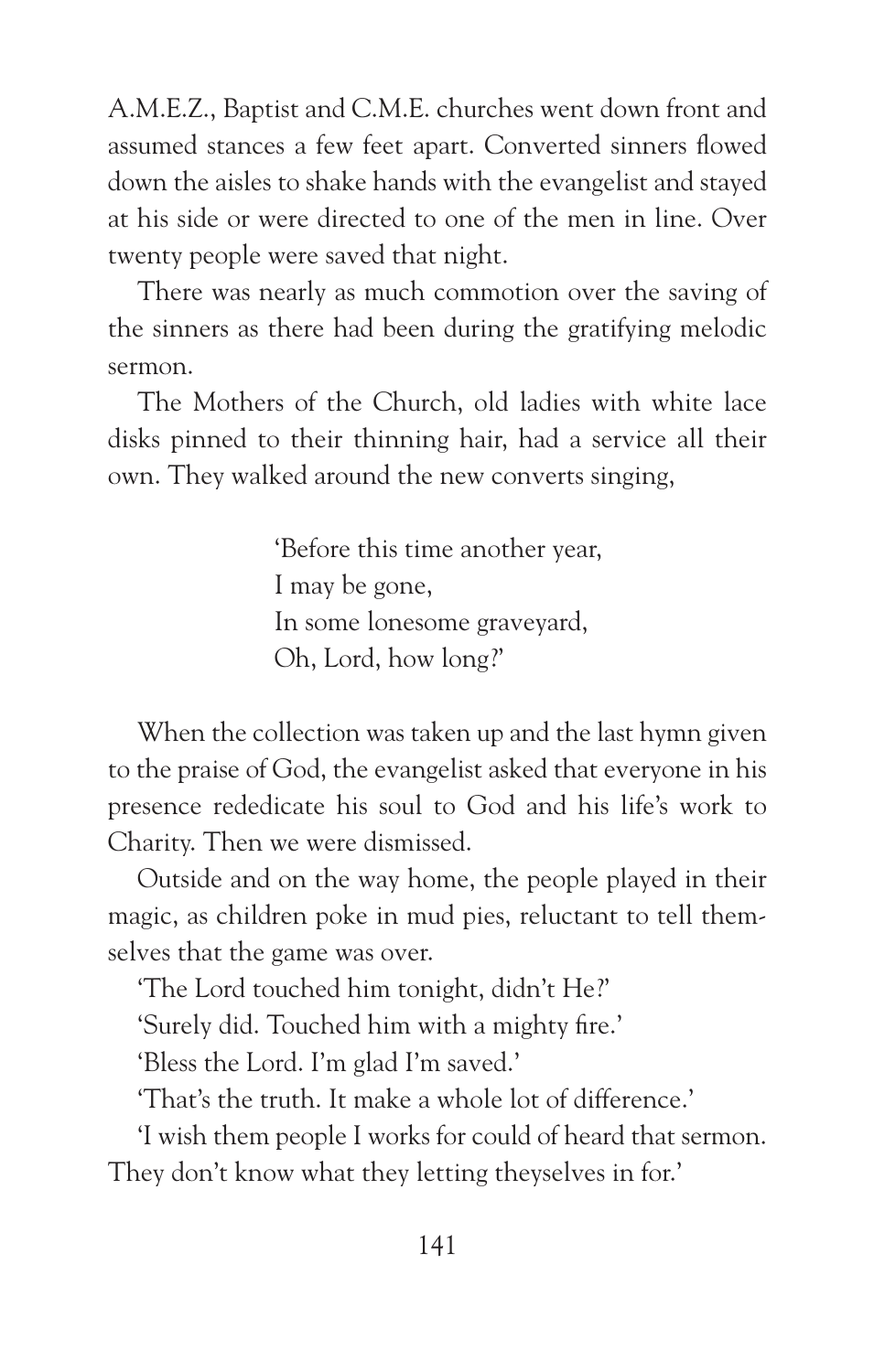A.M.E.Z., Baptist and C.M.E. churches went down front and assumed stances a few feet apart. Converted sinners flowed down the aisles to shake hands with the evangelist and stayed at his side or were directed to one of the men in line. Over twenty people were saved that night.

There was nearly as much commotion over the saving of the sinners as there had been during the gratifying melodic sermon.

The Mothers of the Church, old ladies with white lace disks pinned to their thinning hair, had a service all their own. They walked around the new converts singing,

> 'Before this time another year,
> I may be gone,
> In some lonesome graveyard,
> Oh, Lord, how long?'

When the collection was taken up and the last hymn given to the praise of God, the evangelist asked that everyone in his presence rededicate his soul to God and his life's work to Charity. Then we were dismissed.

Outside and on the way home, the people played in their magic, as children poke in mud pies, reluctant to tell themselves that the game was over.

'The Lord touched him tonight, didn't He?'

'Surely did. Touched him with a mighty fire.'

'Bless the Lord. I'm glad I'm saved.'

'That's the truth. It make a whole lot of difference.'

'I wish them people I works for could of heard that sermon. They don't know what they letting theyselves in for.'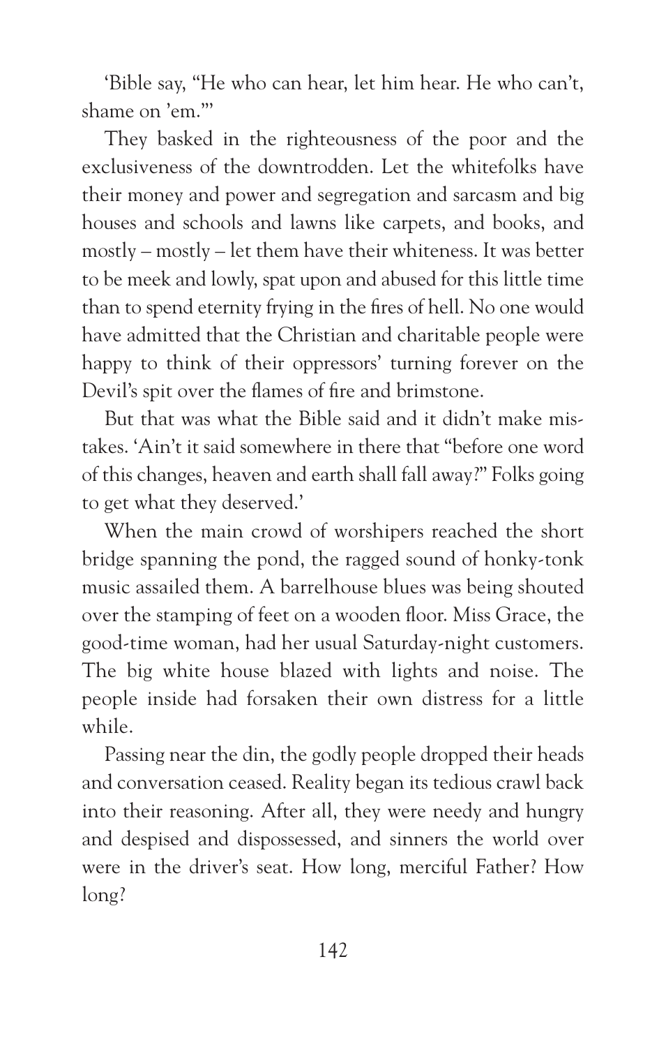'Bible say, "He who can hear, let him hear. He who can't, shame on 'em."'

They basked in the righteousness of the poor and the exclusiveness of the downtrodden. Let the whitefolks have their money and power and segregation and sarcasm and big houses and schools and lawns like carpets, and books, and mostly – mostly – let them have their whiteness. It was better to be meek and lowly, spat upon and abused for this little time than to spend eternity frying in the fires of hell. No one would have admitted that the Christian and charitable people were happy to think of their oppressors' turning forever on the Devil's spit over the flames of fire and brimstone.

But that was what the Bible said and it didn't make mistakes. 'Ain't it said somewhere in there that "before one word of this changes, heaven and earth shall fall away?" Folks going to get what they deserved.'

When the main crowd of worshipers reached the short bridge spanning the pond, the ragged sound of honky-tonk music assailed them. A barrelhouse blues was being shouted over the stamping of feet on a wooden floor. Miss Grace, the good-time woman, had her usual Saturday-night customers. The big white house blazed with lights and noise. The people inside had forsaken their own distress for a little while.

Passing near the din, the godly people dropped their heads and conversation ceased. Reality began its tedious crawl back into their reasoning. After all, they were needy and hungry and despised and dispossessed, and sinners the world over were in the driver's seat. How long, merciful Father? How long?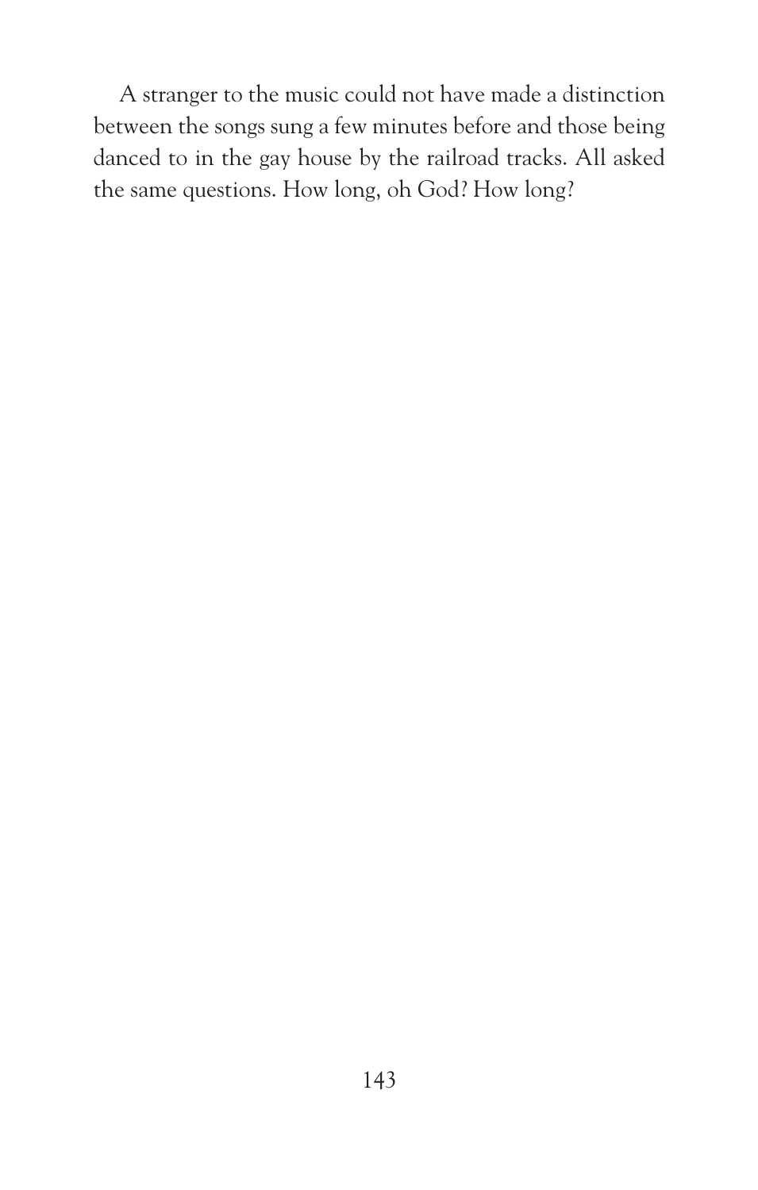A stranger to the music could not have made a distinction between the songs sung a few minutes before and those being danced to in the gay house by the railroad tracks. All asked the same questions. How long, oh God? How long?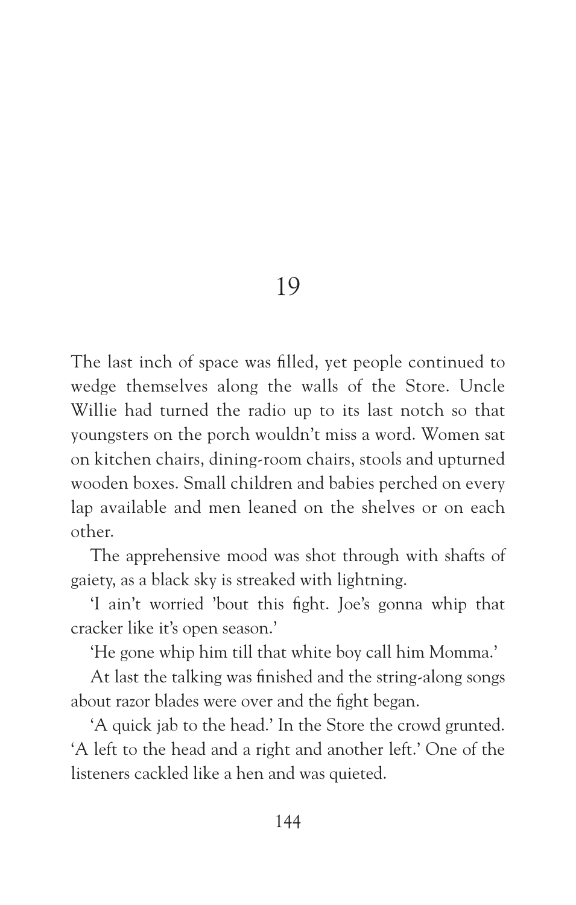# 19

The last inch of space was filled, yet people continued to wedge themselves along the walls of the Store. Uncle Willie had turned the radio up to its last notch so that youngsters on the porch wouldn't miss a word. Women sat on kitchen chairs, dining-room chairs, stools and upturned wooden boxes. Small children and babies perched on every lap available and men leaned on the shelves or on each other.

The apprehensive mood was shot through with shafts of gaiety, as a black sky is streaked with lightning.

'I ain't worried 'bout this fight. Joe's gonna whip that cracker like it's open season.'

'He gone whip him till that white boy call him Momma.'

At last the talking was finished and the string-along songs about razor blades were over and the fight began.

'A quick jab to the head.' In the Store the crowd grunted. 'A left to the head and a right and another left.' One of the listeners cackled like a hen and was quieted.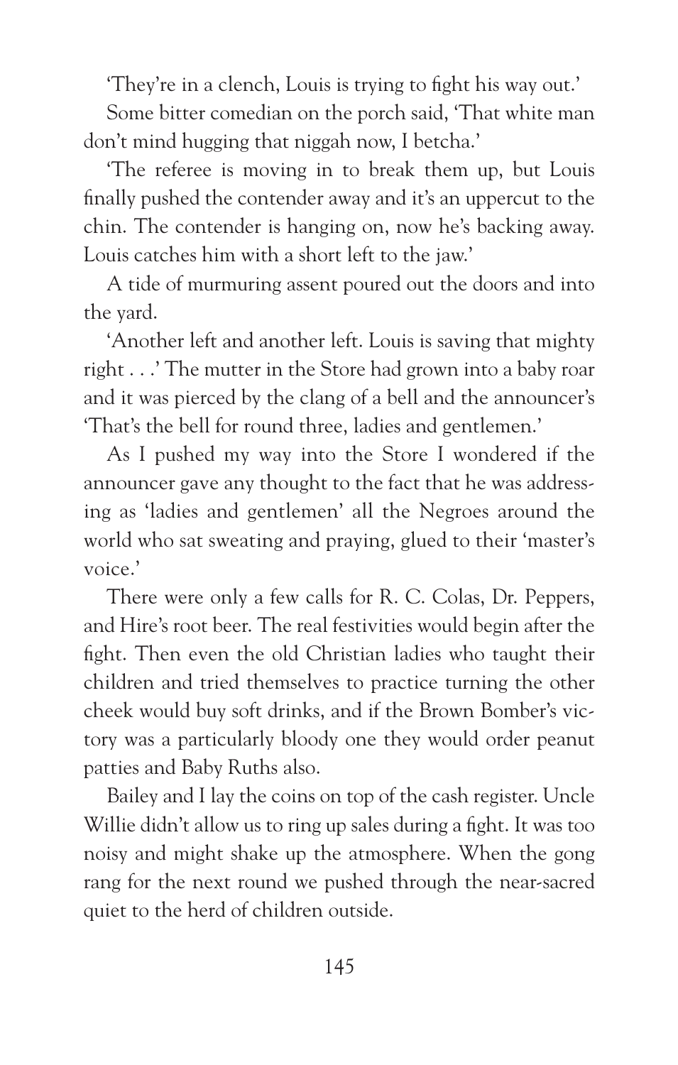'They're in a clench, Louis is trying to fight his way out.'

Some bitter comedian on the porch said, 'That white man don't mind hugging that niggah now, I betcha.'

'The referee is moving in to break them up, but Louis finally pushed the contender away and it's an uppercut to the chin. The contender is hanging on, now he's backing away. Louis catches him with a short left to the jaw.'

A tide of murmuring assent poured out the doors and into the yard.

'Another left and another left. Louis is saving that mighty right . . .' The mutter in the Store had grown into a baby roar and it was pierced by the clang of a bell and the announcer's 'That's the bell for round three, ladies and gentlemen.'

As I pushed my way into the Store I wondered if the announcer gave any thought to the fact that he was addressing as 'ladies and gentlemen' all the Negroes around the world who sat sweating and praying, glued to their 'master's voice.'

There were only a few calls for R. C. Colas, Dr. Peppers, and Hire's root beer. The real festivities would begin after the fight. Then even the old Christian ladies who taught their children and tried themselves to practice turning the other cheek would buy soft drinks, and if the Brown Bomber's victory was a particularly bloody one they would order peanut patties and Baby Ruths also.

Bailey and I lay the coins on top of the cash register. Uncle Willie didn't allow us to ring up sales during a fight. It was too noisy and might shake up the atmosphere. When the gong rang for the next round we pushed through the near-sacred quiet to the herd of children outside.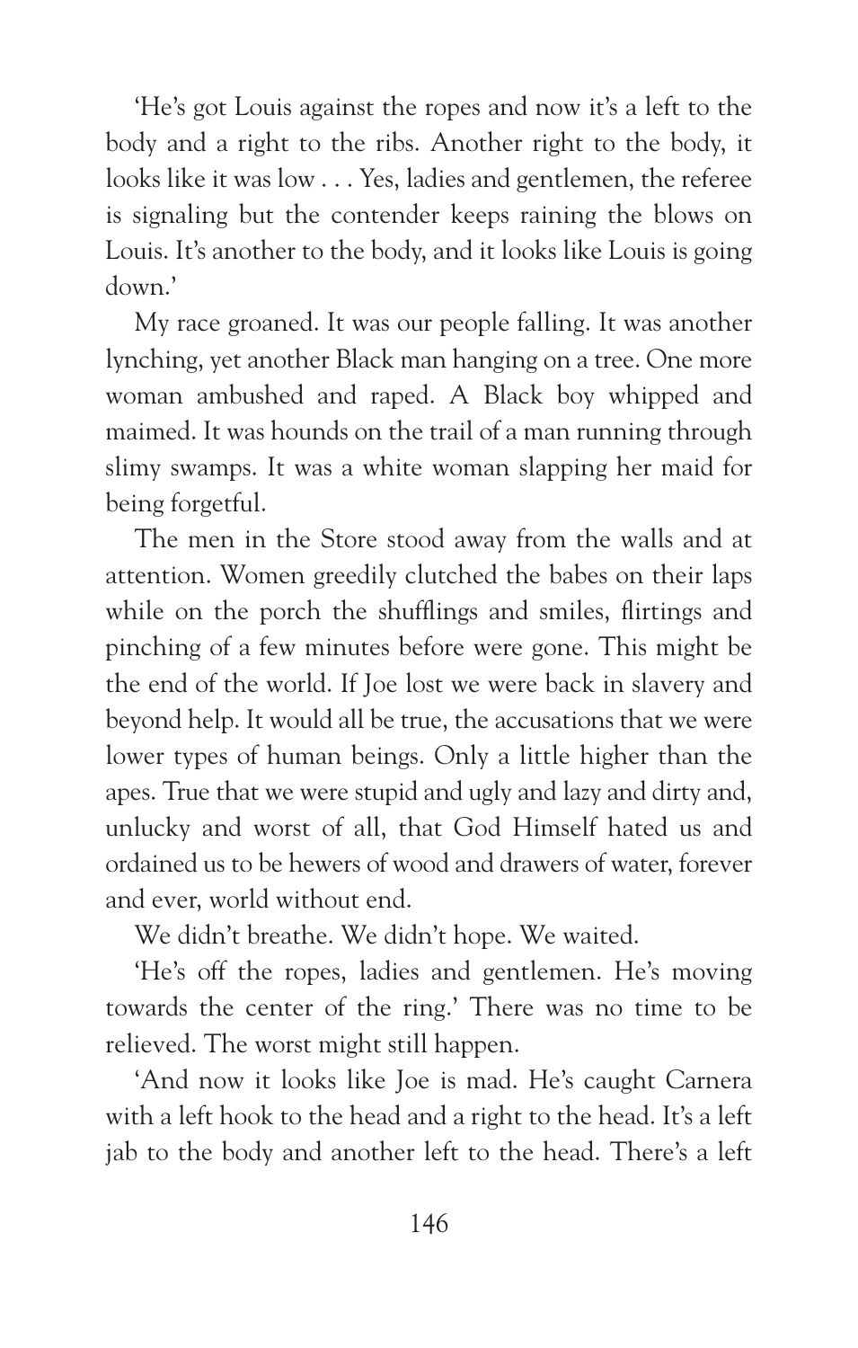'He's got Louis against the ropes and now it's a left to the body and a right to the ribs. Another right to the body, it looks like it was low . . . Yes, ladies and gentlemen, the referee is signaling but the contender keeps raining the blows on Louis. It's another to the body, and it looks like Louis is going down.'

My race groaned. It was our people falling. It was another lynching, yet another Black man hanging on a tree. One more woman ambushed and raped. A Black boy whipped and maimed. It was hounds on the trail of a man running through slimy swamps. It was a white woman slapping her maid for being forgetful.

The men in the Store stood away from the walls and at attention. Women greedily clutched the babes on their laps while on the porch the shufflings and smiles, flirtings and pinching of a few minutes before were gone. This might be the end of the world. If Joe lost we were back in slavery and beyond help. It would all be true, the accusations that we were lower types of human beings. Only a little higher than the apes. True that we were stupid and ugly and lazy and dirty and, unlucky and worst of all, that God Himself hated us and ordained us to be hewers of wood and drawers of water, forever and ever, world without end.

We didn't breathe. We didn't hope. We waited.

'He's off the ropes, ladies and gentlemen. He's moving towards the center of the ring.' There was no time to be relieved. The worst might still happen.

'And now it looks like Joe is mad. He's caught Carnera with a left hook to the head and a right to the head. It's a left jab to the body and another left to the head. There's a left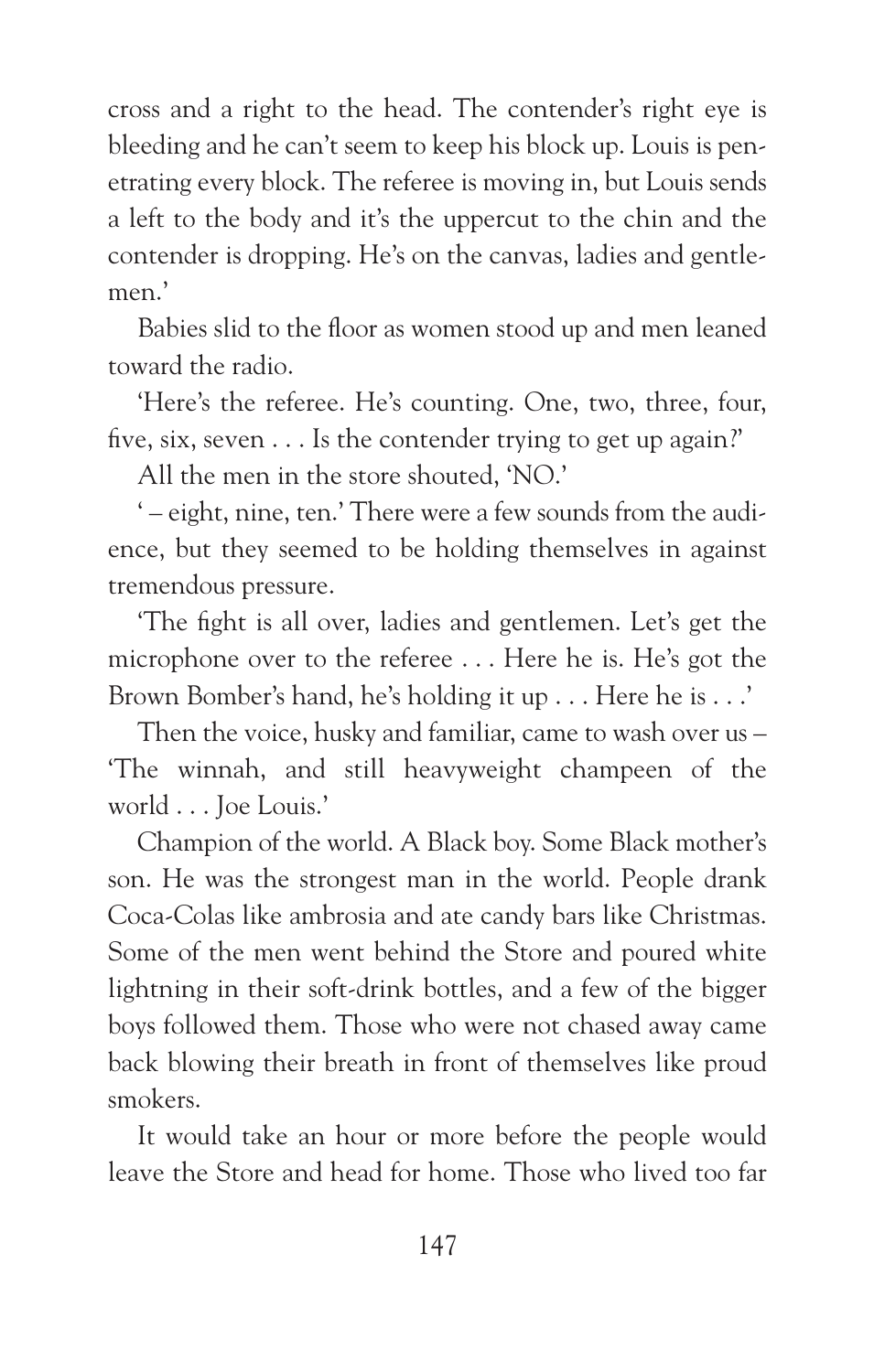cross and a right to the head. The contender's right eye is bleeding and he can't seem to keep his block up. Louis is penetrating every block. The referee is moving in, but Louis sends a left to the body and it's the uppercut to the chin and the contender is dropping. He's on the canvas, ladies and gentlemen.'

Babies slid to the floor as women stood up and men leaned toward the radio.

'Here's the referee. He's counting. One, two, three, four, five, six, seven . . . Is the contender trying to get up again?'

All the men in the store shouted, 'NO.'

' – eight, nine, ten.' There were a few sounds from the audience, but they seemed to be holding themselves in against tremendous pressure.

'The fight is all over, ladies and gentlemen. Let's get the microphone over to the referee . . . Here he is. He's got the Brown Bomber's hand, he's holding it up . . . Here he is . . .'

Then the voice, husky and familiar, came to wash over us – 'The winnah, and still heavyweight champeen of the world . . . Joe Louis.'

Champion of the world. A Black boy. Some Black mother's son. He was the strongest man in the world. People drank Coca-Colas like ambrosia and ate candy bars like Christmas. Some of the men went behind the Store and poured white lightning in their soft-drink bottles, and a few of the bigger boys followed them. Those who were not chased away came back blowing their breath in front of themselves like proud smokers.

It would take an hour or more before the people would leave the Store and head for home. Those who lived too far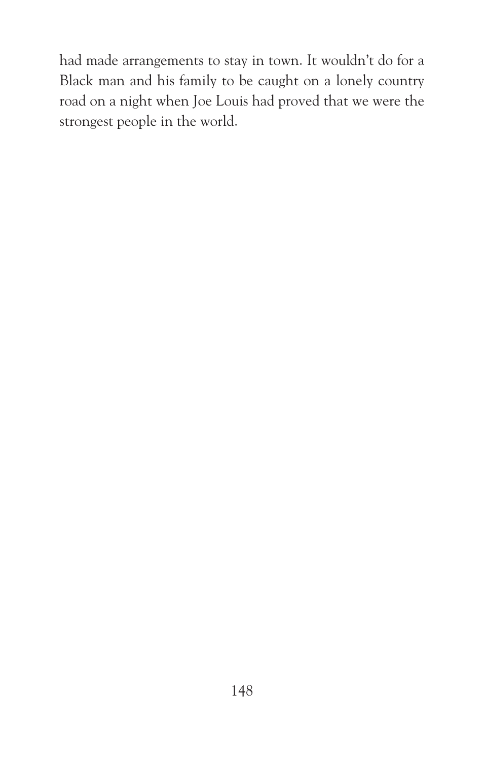had made arrangements to stay in town. It wouldn't do for a Black man and his family to be caught on a lonely country road on a night when Joe Louis had proved that we were the strongest people in the world.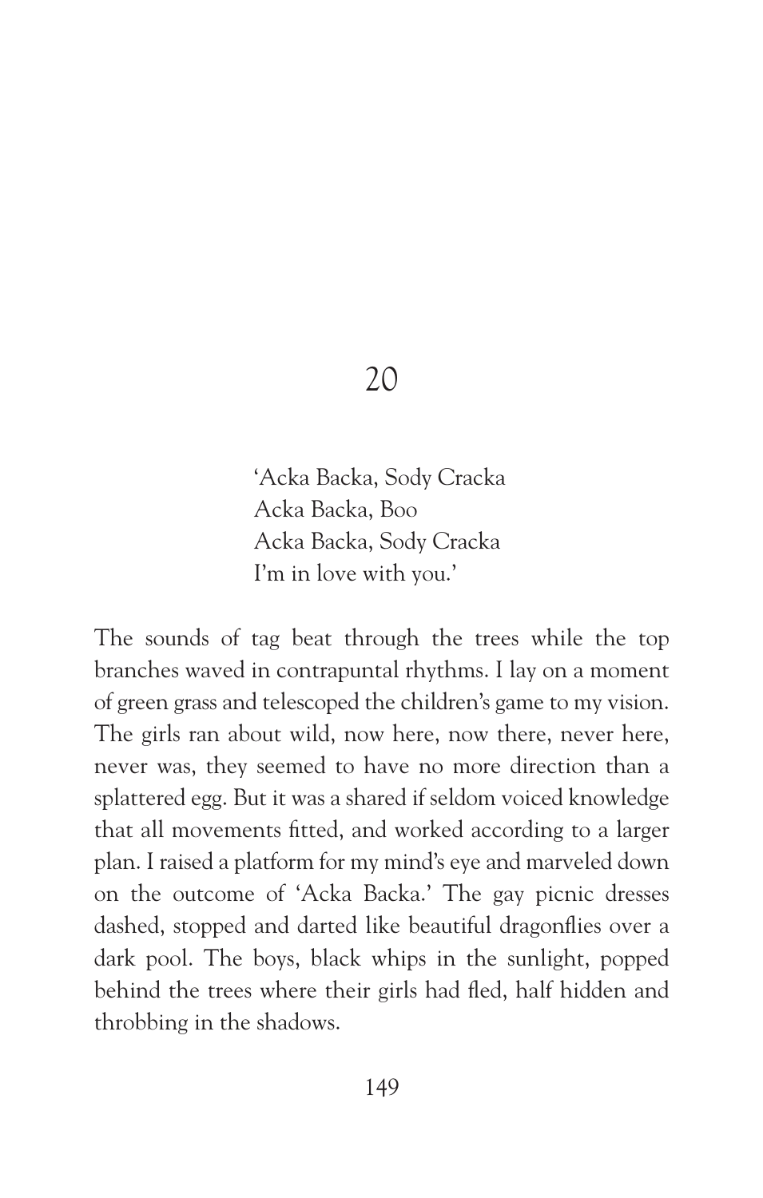# 20

'Acka Backa, Sody Cracka  
Acka Backa, Boo  
Acka Backa, Sody Cracka  
I'm in love with you.'

The sounds of tag beat through the trees while the top branches waved in contrapuntal rhythms. I lay on a moment of green grass and telescoped the children's game to my vision. The girls ran about wild, now here, now there, never here, never was, they seemed to have no more direction than a splattered egg. But it was a shared if seldom voiced knowledge that all movements fitted, and worked according to a larger plan. I raised a platform for my mind's eye and marveled down on the outcome of 'Acka Backa.' The gay picnic dresses dashed, stopped and darted like beautiful dragonflies over a dark pool. The boys, black whips in the sunlight, popped behind the trees where their girls had fled, half hidden and throbbing in the shadows.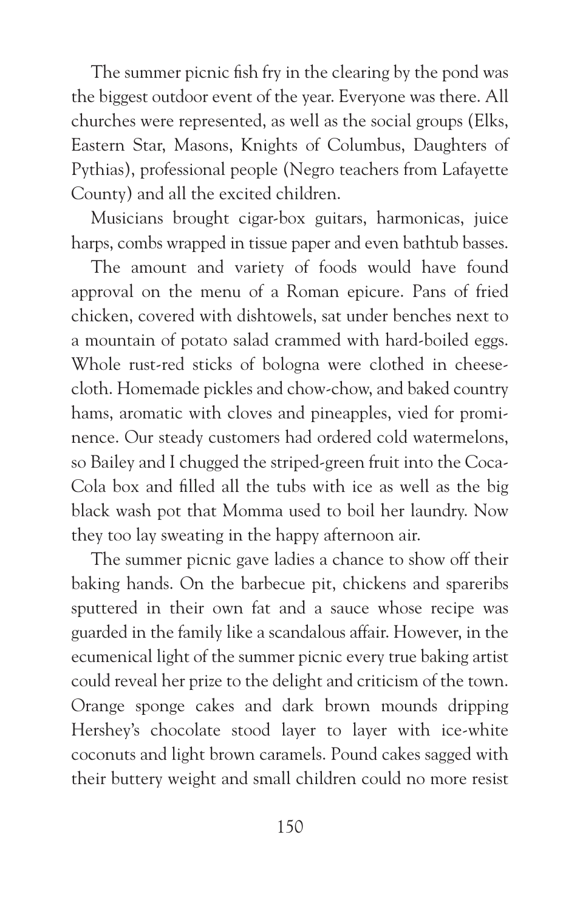The summer picnic fish fry in the clearing by the pond was the biggest outdoor event of the year. Everyone was there. All churches were represented, as well as the social groups (Elks, Eastern Star, Masons, Knights of Columbus, Daughters of Pythias), professional people (Negro teachers from Lafayette County) and all the excited children.

Musicians brought cigar-box guitars, harmonicas, juice harps, combs wrapped in tissue paper and even bathtub basses.

The amount and variety of foods would have found approval on the menu of a Roman epicure. Pans of fried chicken, covered with dishtowels, sat under benches next to a mountain of potato salad crammed with hard-boiled eggs. Whole rust-red sticks of bologna were clothed in cheesecloth. Homemade pickles and chow-chow, and baked country hams, aromatic with cloves and pineapples, vied for prominence. Our steady customers had ordered cold watermelons, so Bailey and I chugged the striped-green fruit into the Coca-Cola box and filled all the tubs with ice as well as the big black wash pot that Momma used to boil her laundry. Now they too lay sweating in the happy afternoon air.

The summer picnic gave ladies a chance to show off their baking hands. On the barbecue pit, chickens and spareribs sputtered in their own fat and a sauce whose recipe was guarded in the family like a scandalous affair. However, in the ecumenical light of the summer picnic every true baking artist could reveal her prize to the delight and criticism of the town. Orange sponge cakes and dark brown mounds dripping Hershey's chocolate stood layer to layer with ice-white coconuts and light brown caramels. Pound cakes sagged with their buttery weight and small children could no more resist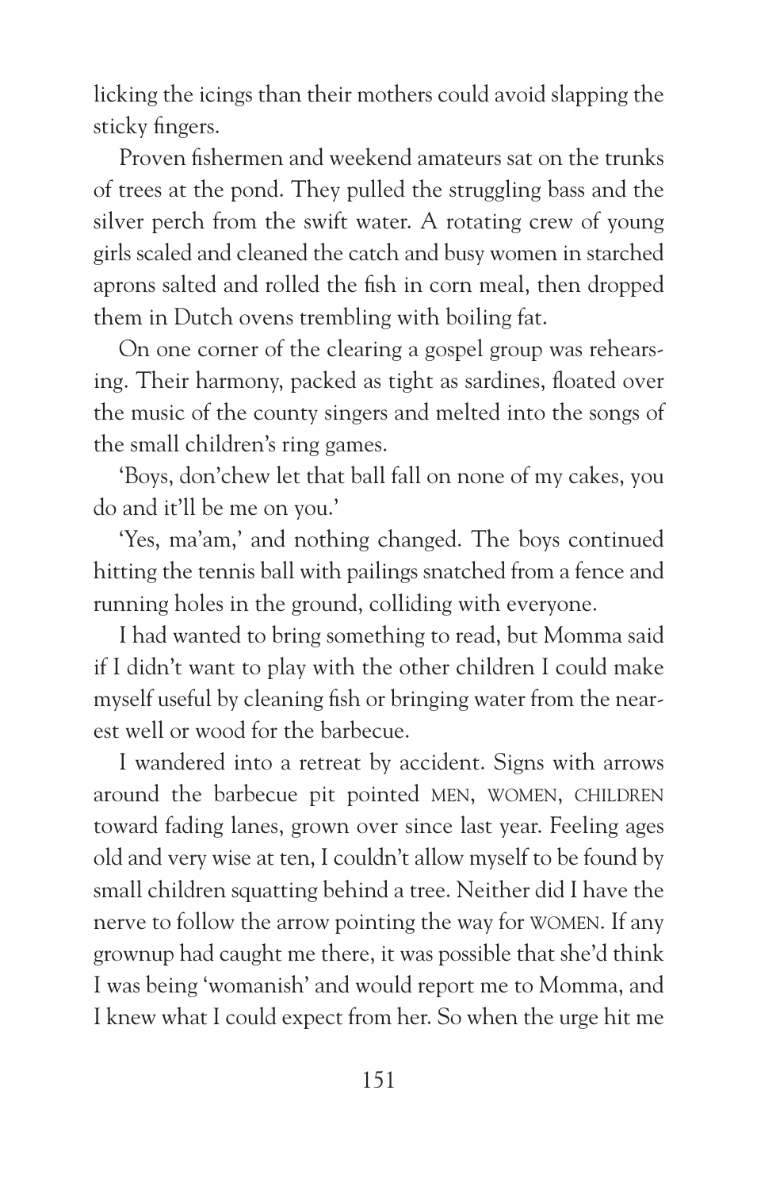licking the icings than their mothers could avoid slapping the sticky fingers.

Proven fishermen and weekend amateurs sat on the trunks of trees at the pond. They pulled the struggling bass and the silver perch from the swift water. A rotating crew of young girls scaled and cleaned the catch and busy women in starched aprons salted and rolled the fish in corn meal, then dropped them in Dutch ovens trembling with boiling fat.

On one corner of the clearing a gospel group was rehearsing. Their harmony, packed as tight as sardines, floated over the music of the county singers and melted into the songs of the small children's ring games.

'Boys, don'chew let that ball fall on none of my cakes, you do and it'll be me on you.'

'Yes, ma'am,' and nothing changed. The boys continued hitting the tennis ball with pailings snatched from a fence and running holes in the ground, colliding with everyone.

I had wanted to bring something to read, but Momma said if I didn't want to play with the other children I could make myself useful by cleaning fish or bringing water from the nearest well or wood for the barbecue.

I wandered into a retreat by accident. Signs with arrows around the barbecue pit pointed MEN, WOMEN, CHILDREN toward fading lanes, grown over since last year. Feeling ages old and very wise at ten, I couldn't allow myself to be found by small children squatting behind a tree. Neither did I have the nerve to follow the arrow pointing the way for WOMEN. If any grownup had caught me there, it was possible that she'd think I was being 'womanish' and would report me to Momma, and I knew what I could expect from her. So when the urge hit me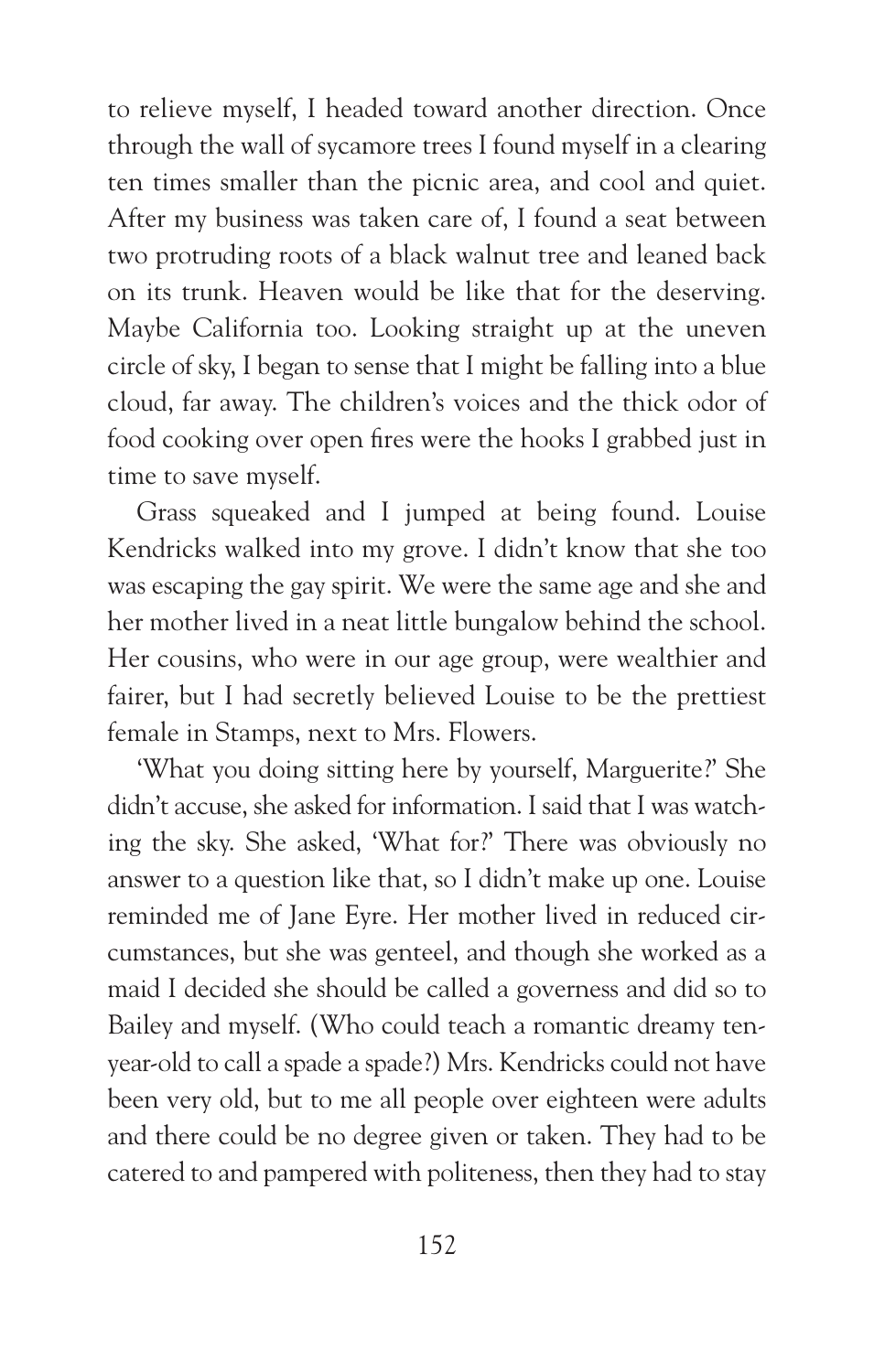to relieve myself, I headed toward another direction. Once through the wall of sycamore trees I found myself in a clearing ten times smaller than the picnic area, and cool and quiet. After my business was taken care of, I found a seat between two protruding roots of a black walnut tree and leaned back on its trunk. Heaven would be like that for the deserving. Maybe California too. Looking straight up at the uneven circle of sky, I began to sense that I might be falling into a blue cloud, far away. The children's voices and the thick odor of food cooking over open fires were the hooks I grabbed just in time to save myself.

Grass squeaked and I jumped at being found. Louise Kendricks walked into my grove. I didn't know that she too was escaping the gay spirit. We were the same age and she and her mother lived in a neat little bungalow behind the school. Her cousins, who were in our age group, were wealthier and fairer, but I had secretly believed Louise to be the prettiest female in Stamps, next to Mrs. Flowers.

'What you doing sitting here by yourself, Marguerite?' She didn't accuse, she asked for information. I said that I was watching the sky. She asked, 'What for?' There was obviously no answer to a question like that, so I didn't make up one. Louise reminded me of Jane Eyre. Her mother lived in reduced circumstances, but she was genteel, and though she worked as a maid I decided she should be called a governess and did so to Bailey and myself. (Who could teach a romantic dreamy ten-year-old to call a spade a spade?) Mrs. Kendricks could not have been very old, but to me all people over eighteen were adults and there could be no degree given or taken. They had to be catered to and pampered with politeness, then they had to stay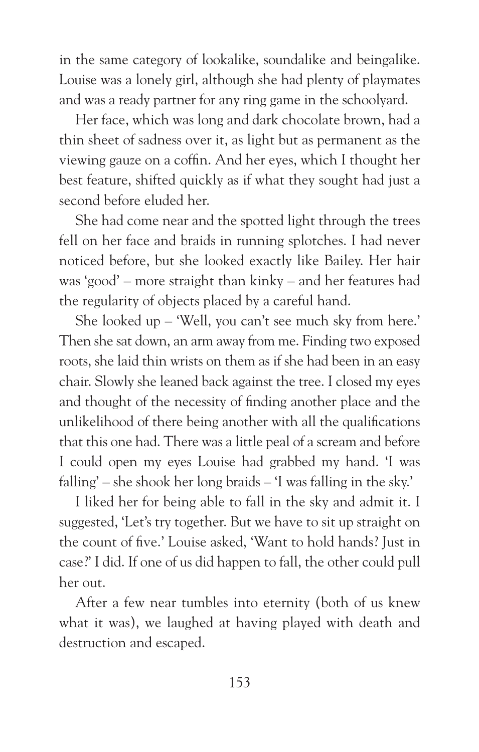in the same category of lookalike, soundalike and beingalike. Louise was a lonely girl, although she had plenty of playmates and was a ready partner for any ring game in the schoolyard.

Her face, which was long and dark chocolate brown, had a thin sheet of sadness over it, as light but as permanent as the viewing gauze on a coffin. And her eyes, which I thought her best feature, shifted quickly as if what they sought had just a second before eluded her.

She had come near and the spotted light through the trees fell on her face and braids in running splotches. I had never noticed before, but she looked exactly like Bailey. Her hair was 'good' – more straight than kinky – and her features had the regularity of objects placed by a careful hand.

She looked up – 'Well, you can't see much sky from here.' Then she sat down, an arm away from me. Finding two exposed roots, she laid thin wrists on them as if she had been in an easy chair. Slowly she leaned back against the tree. I closed my eyes and thought of the necessity of finding another place and the unlikelihood of there being another with all the qualifications that this one had. There was a little peal of a scream and before I could open my eyes Louise had grabbed my hand. 'I was falling' – she shook her long braids – 'I was falling in the sky.'

I liked her for being able to fall in the sky and admit it. I suggested, 'Let's try together. But we have to sit up straight on the count of five.' Louise asked, 'Want to hold hands? Just in case?' I did. If one of us did happen to fall, the other could pull her out.

After a few near tumbles into eternity (both of us knew what it was), we laughed at having played with death and destruction and escaped.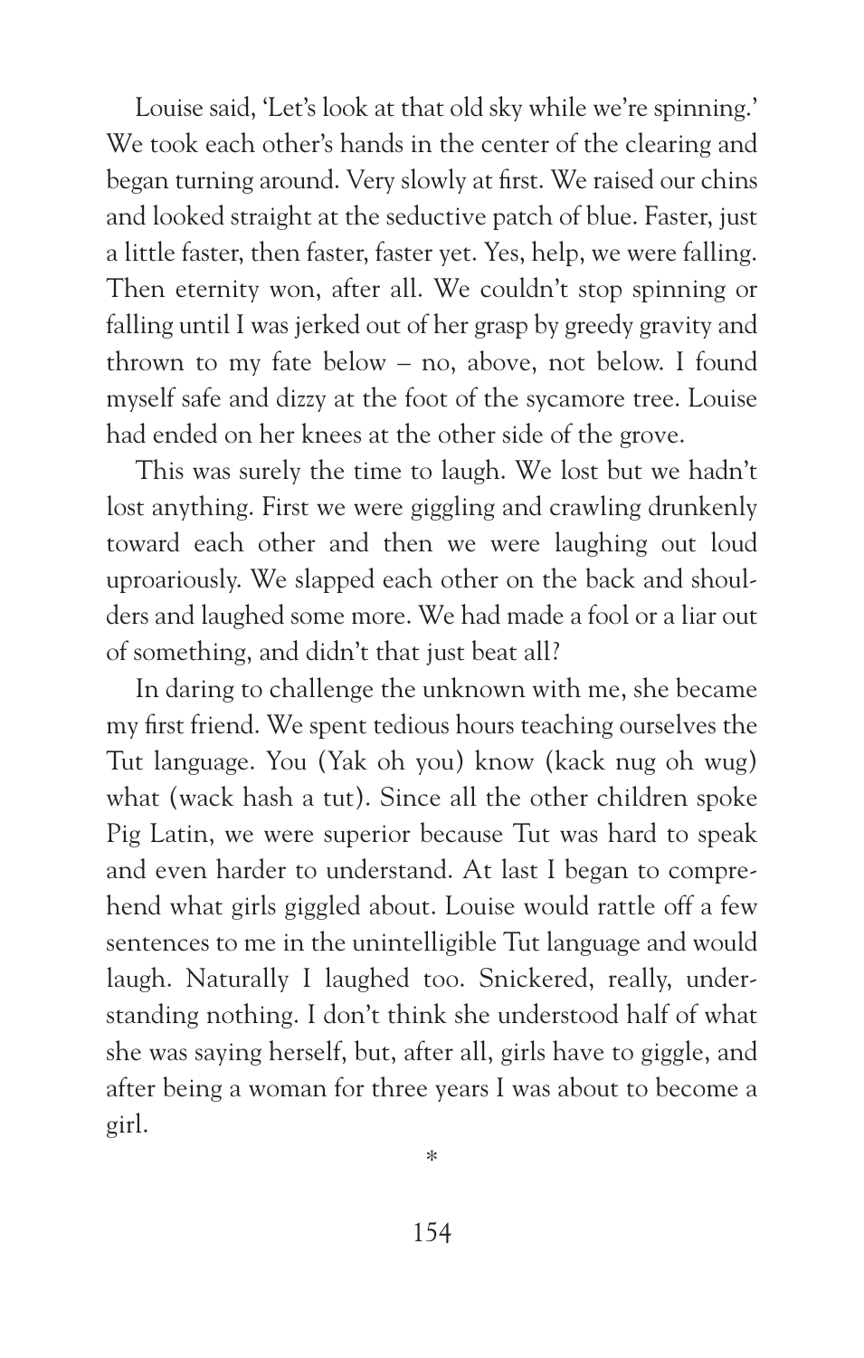Louise said, 'Let's look at that old sky while we're spinning.' We took each other's hands in the center of the clearing and began turning around. Very slowly at first. We raised our chins and looked straight at the seductive patch of blue. Faster, just a little faster, then faster, faster yet. Yes, help, we were falling. Then eternity won, after all. We couldn't stop spinning or falling until I was jerked out of her grasp by greedy gravity and thrown to my fate below – no, above, not below. I found myself safe and dizzy at the foot of the sycamore tree. Louise had ended on her knees at the other side of the grove.

This was surely the time to laugh. We lost but we hadn't lost anything. First we were giggling and crawling drunkenly toward each other and then we were laughing out loud uproariously. We slapped each other on the back and shoulders and laughed some more. We had made a fool or a liar out of something, and didn't that just beat all?

In daring to challenge the unknown with me, she became my first friend. We spent tedious hours teaching ourselves the Tut language. You (Yak oh you) know (kack nug oh wug) what (wack hash a tut). Since all the other children spoke Pig Latin, we were superior because Tut was hard to speak and even harder to understand. At last I began to comprehend what girls giggled about. Louise would rattle off a few sentences to me in the unintelligible Tut language and would laugh. Naturally I laughed too. Snickered, really, understanding nothing. I don't think she understood half of what she was saying herself, but, after all, girls have to giggle, and after being a woman for three years I was about to become a girl.

*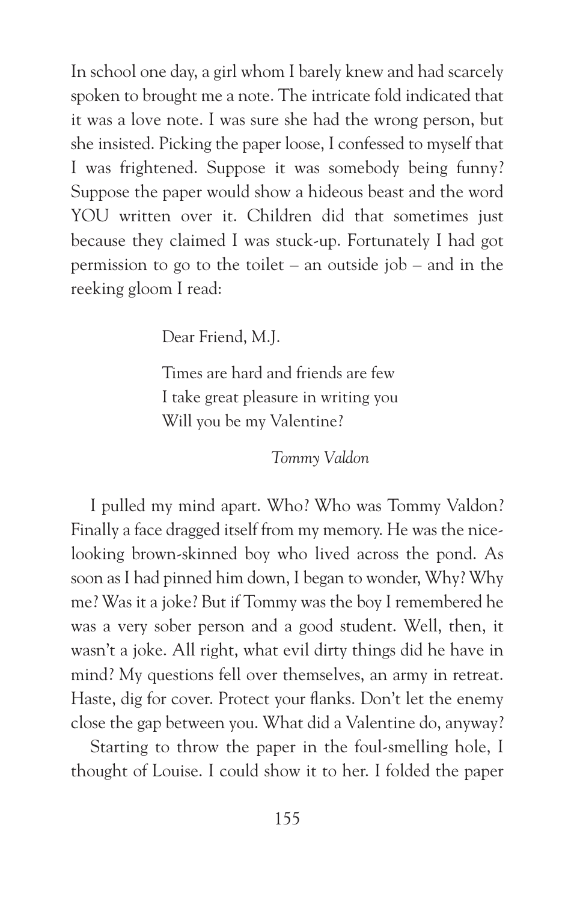In school one day, a girl whom I barely knew and had scarcely spoken to brought me a note. The intricate fold indicated that it was a love note. I was sure she had the wrong person, but she insisted. Picking the paper loose, I confessed to myself that I was frightened. Suppose it was somebody being funny? Suppose the paper would show a hideous beast and the word YOU written over it. Children did that sometimes just because they claimed I was stuck-up. Fortunately I had got permission to go to the toilet – an outside job – and in the reeking gloom I read:

> Dear Friend, M.J.
>
> Times are hard and friends are few
> I take great pleasure in writing you
> Will you be my Valentine?
>
> *Tommy Valdon*

I pulled my mind apart. Who? Who was Tommy Valdon? Finally a face dragged itself from my memory. He was the nice-looking brown-skinned boy who lived across the pond. As soon as I had pinned him down, I began to wonder, Why? Why me? Was it a joke? But if Tommy was the boy I remembered he was a very sober person and a good student. Well, then, it wasn't a joke. All right, what evil dirty things did he have in mind? My questions fell over themselves, an army in retreat. Haste, dig for cover. Protect your flanks. Don't let the enemy close the gap between you. What did a Valentine do, anyway?

Starting to throw the paper in the foul-smelling hole, I thought of Louise. I could show it to her. I folded the paper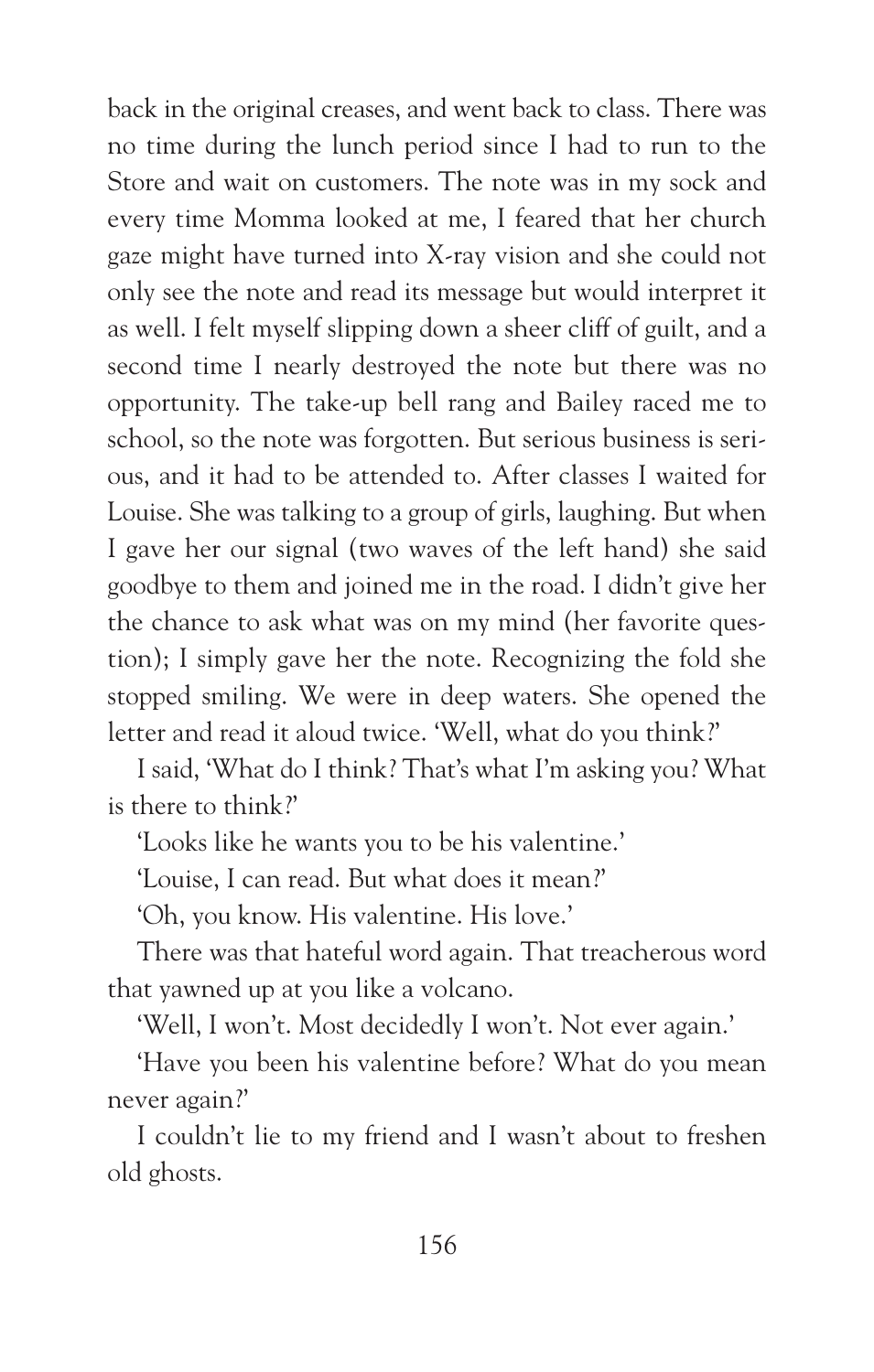back in the original creases, and went back to class. There was no time during the lunch period since I had to run to the Store and wait on customers. The note was in my sock and every time Momma looked at me, I feared that her church gaze might have turned into X-ray vision and she could not only see the note and read its message but would interpret it as well. I felt myself slipping down a sheer cliff of guilt, and a second time I nearly destroyed the note but there was no opportunity. The take-up bell rang and Bailey raced me to school, so the note was forgotten. But serious business is serious, and it had to be attended to. After classes I waited for Louise. She was talking to a group of girls, laughing. But when I gave her our signal (two waves of the left hand) she said goodbye to them and joined me in the road. I didn't give her the chance to ask what was on my mind (her favorite question); I simply gave her the note. Recognizing the fold she stopped smiling. We were in deep waters. She opened the letter and read it aloud twice. 'Well, what do you think?'

I said, 'What do I think? That's what I'm asking you? What is there to think?'

'Looks like he wants you to be his valentine.'

'Louise, I can read. But what does it mean?'

'Oh, you know. His valentine. His love.'

There was that hateful word again. That treacherous word that yawned up at you like a volcano.

'Well, I won't. Most decidedly I won't. Not ever again.'

'Have you been his valentine before? What do you mean never again?'

I couldn't lie to my friend and I wasn't about to freshen old ghosts.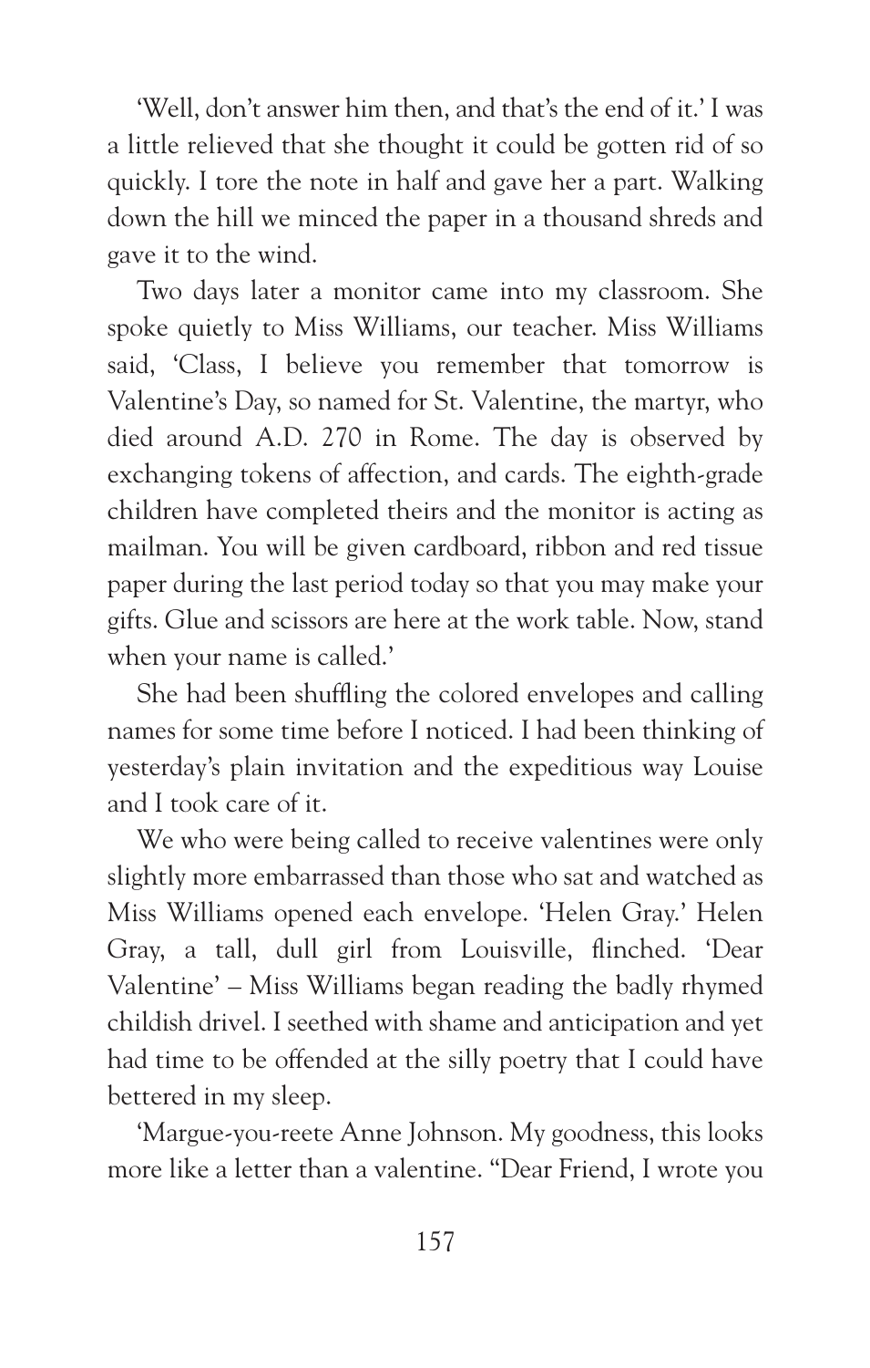'Well, don't answer him then, and that's the end of it.' I was a little relieved that she thought it could be gotten rid of so quickly. I tore the note in half and gave her a part. Walking down the hill we minced the paper in a thousand shreds and gave it to the wind.

Two days later a monitor came into my classroom. She spoke quietly to Miss Williams, our teacher. Miss Williams said, 'Class, I believe you remember that tomorrow is Valentine's Day, so named for St. Valentine, the martyr, who died around A.D. 270 in Rome. The day is observed by exchanging tokens of affection, and cards. The eighth-grade children have completed theirs and the monitor is acting as mailman. You will be given cardboard, ribbon and red tissue paper during the last period today so that you may make your gifts. Glue and scissors are here at the work table. Now, stand when your name is called.'

She had been shuffling the colored envelopes and calling names for some time before I noticed. I had been thinking of yesterday's plain invitation and the expeditious way Louise and I took care of it.

We who were being called to receive valentines were only slightly more embarrassed than those who sat and watched as Miss Williams opened each envelope. 'Helen Gray.' Helen Gray, a tall, dull girl from Louisville, flinched. 'Dear Valentine' – Miss Williams began reading the badly rhymed childish drivel. I seethed with shame and anticipation and yet had time to be offended at the silly poetry that I could have bettered in my sleep.

'Margue-you-reete Anne Johnson. My goodness, this looks more like a letter than a valentine. "Dear Friend, I wrote you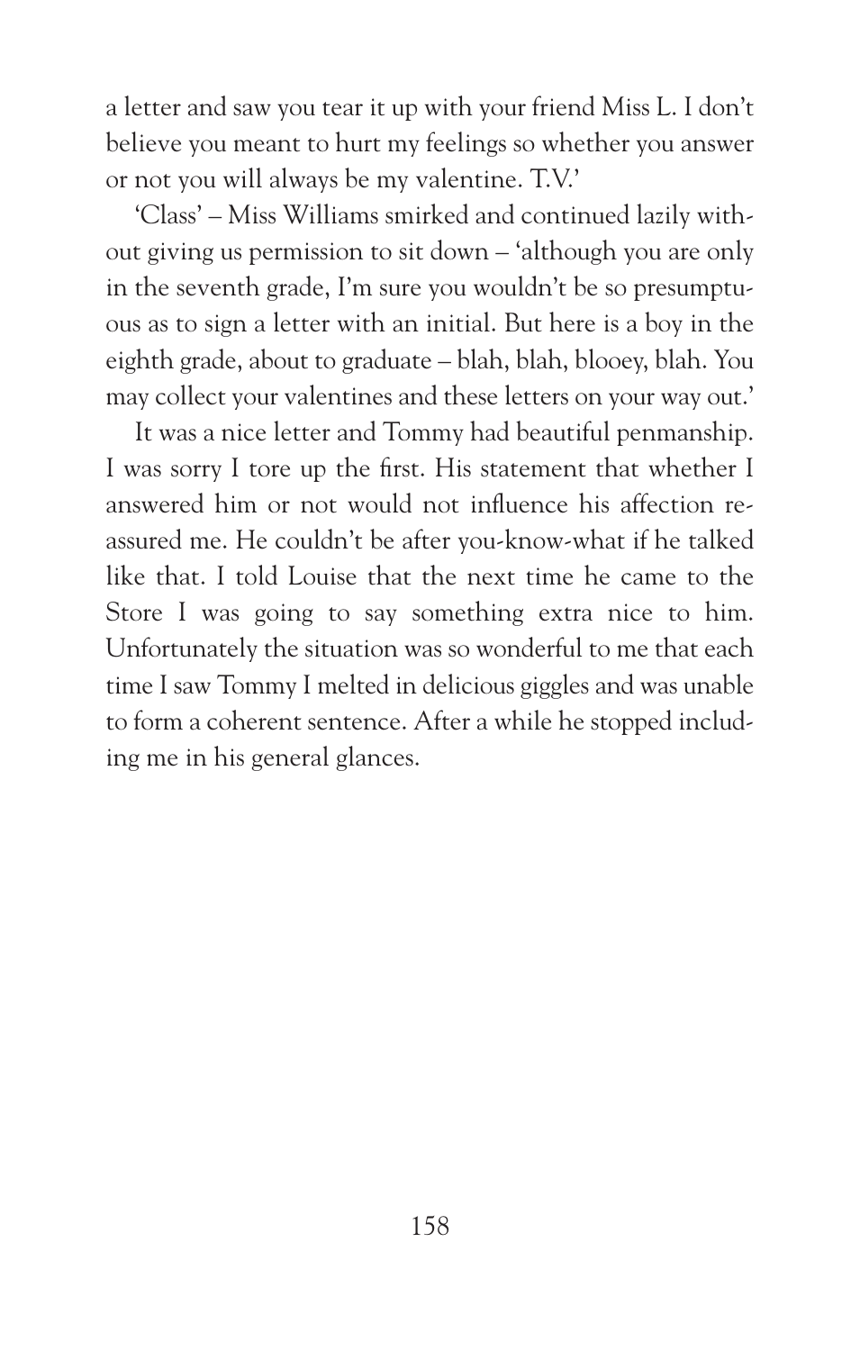a letter and saw you tear it up with your friend Miss L. I don't believe you meant to hurt my feelings so whether you answer or not you will always be my valentine. T.V.'

'Class' – Miss Williams smirked and continued lazily without giving us permission to sit down – 'although you are only in the seventh grade, I'm sure you wouldn't be so presumptuous as to sign a letter with an initial. But here is a boy in the eighth grade, about to graduate – blah, blah, blooey, blah. You may collect your valentines and these letters on your way out.'

It was a nice letter and Tommy had beautiful penmanship. I was sorry I tore up the first. His statement that whether I answered him or not would not influence his affection reassured me. He couldn't be after you-know-what if he talked like that. I told Louise that the next time he came to the Store I was going to say something extra nice to him. Unfortunately the situation was so wonderful to me that each time I saw Tommy I melted in delicious giggles and was unable to form a coherent sentence. After a while he stopped including me in his general glances.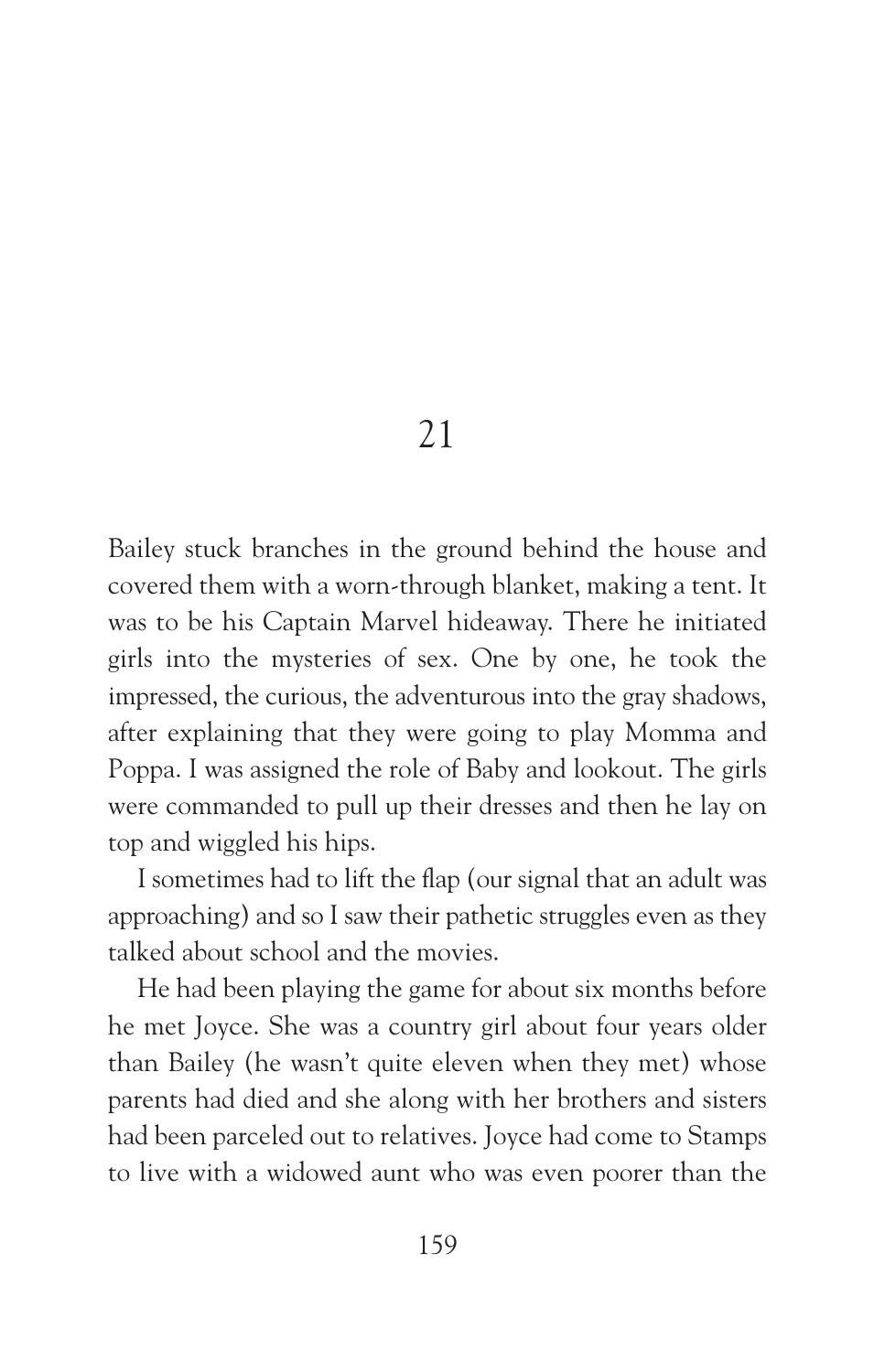# 21

Bailey stuck branches in the ground behind the house and covered them with a worn-through blanket, making a tent. It was to be his Captain Marvel hideaway. There he initiated girls into the mysteries of sex. One by one, he took the impressed, the curious, the adventurous into the gray shadows, after explaining that they were going to play Momma and Poppa. I was assigned the role of Baby and lookout. The girls were commanded to pull up their dresses and then he lay on top and wiggled his hips.

I sometimes had to lift the flap (our signal that an adult was approaching) and so I saw their pathetic struggles even as they talked about school and the movies.

He had been playing the game for about six months before he met Joyce. She was a country girl about four years older than Bailey (he wasn't quite eleven when they met) whose parents had died and she along with her brothers and sisters had been parceled out to relatives. Joyce had come to Stamps to live with a widowed aunt who was even poorer than the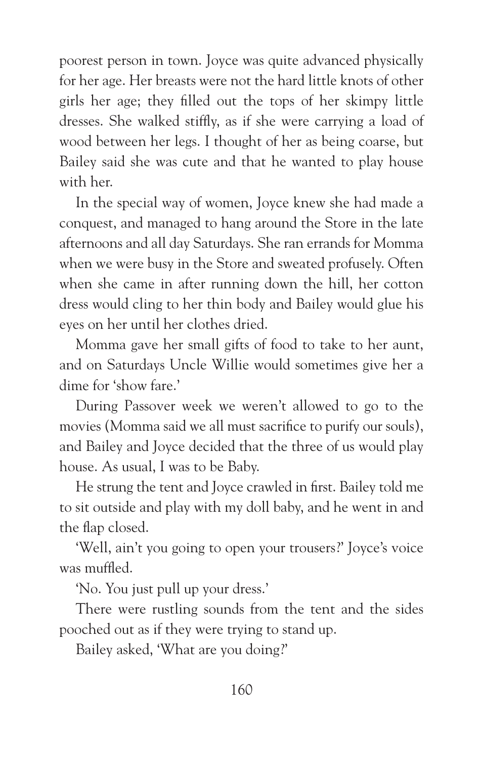poorest person in town. Joyce was quite advanced physically for her age. Her breasts were not the hard little knots of other girls her age; they filled out the tops of her skimpy little dresses. She walked stiffly, as if she were carrying a load of wood between her legs. I thought of her as being coarse, but Bailey said she was cute and that he wanted to play house with her.

In the special way of women, Joyce knew she had made a conquest, and managed to hang around the Store in the late afternoons and all day Saturdays. She ran errands for Momma when we were busy in the Store and sweated profusely. Often when she came in after running down the hill, her cotton dress would cling to her thin body and Bailey would glue his eyes on her until her clothes dried.

Momma gave her small gifts of food to take to her aunt, and on Saturdays Uncle Willie would sometimes give her a dime for 'show fare.'

During Passover week we weren't allowed to go to the movies (Momma said we all must sacrifice to purify our souls), and Bailey and Joyce decided that the three of us would play house. As usual, I was to be Baby.

He strung the tent and Joyce crawled in first. Bailey told me to sit outside and play with my doll baby, and he went in and the flap closed.

'Well, ain't you going to open your trousers?' Joyce's voice was muffled.

'No. You just pull up your dress.'

There were rustling sounds from the tent and the sides pooched out as if they were trying to stand up.

Bailey asked, 'What are you doing?'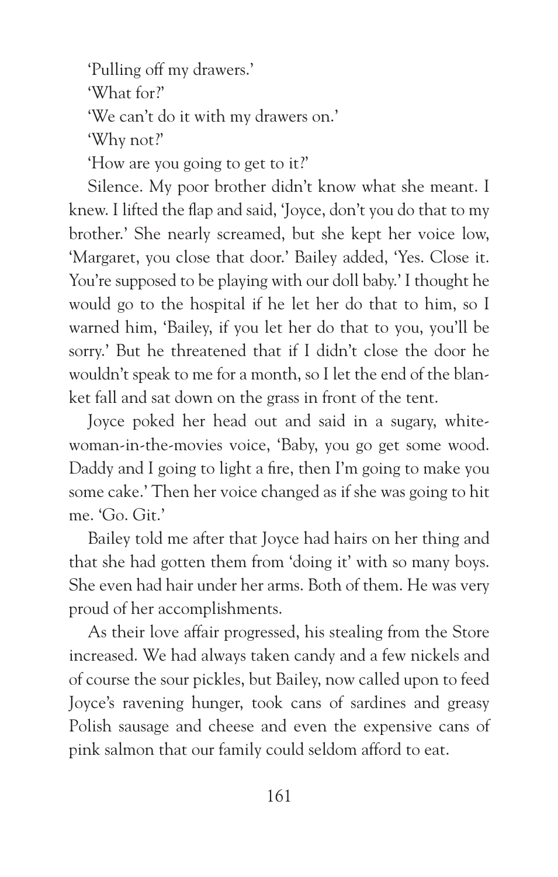'Pulling off my drawers.'

'What for?'

'We can't do it with my drawers on.'

'Why not?'

'How are you going to get to it?'

Silence. My poor brother didn't know what she meant. I knew. I lifted the flap and said, 'Joyce, don't you do that to my brother.' She nearly screamed, but she kept her voice low, 'Margaret, you close that door.' Bailey added, 'Yes. Close it. You're supposed to be playing with our doll baby.' I thought he would go to the hospital if he let her do that to him, so I warned him, 'Bailey, if you let her do that to you, you'll be sorry.' But he threatened that if I didn't close the door he wouldn't speak to me for a month, so I let the end of the blanket fall and sat down on the grass in front of the tent.

Joyce poked her head out and said in a sugary, white-woman-in-the-movies voice, 'Baby, you go get some wood. Daddy and I going to light a fire, then I'm going to make you some cake.' Then her voice changed as if she was going to hit me. 'Go. Git.'

Bailey told me after that Joyce had hairs on her thing and that she had gotten them from 'doing it' with so many boys. She even had hair under her arms. Both of them. He was very proud of her accomplishments.

As their love affair progressed, his stealing from the Store increased. We had always taken candy and a few nickels and of course the sour pickles, but Bailey, now called upon to feed Joyce's ravening hunger, took cans of sardines and greasy Polish sausage and cheese and even the expensive cans of pink salmon that our family could seldom afford to eat.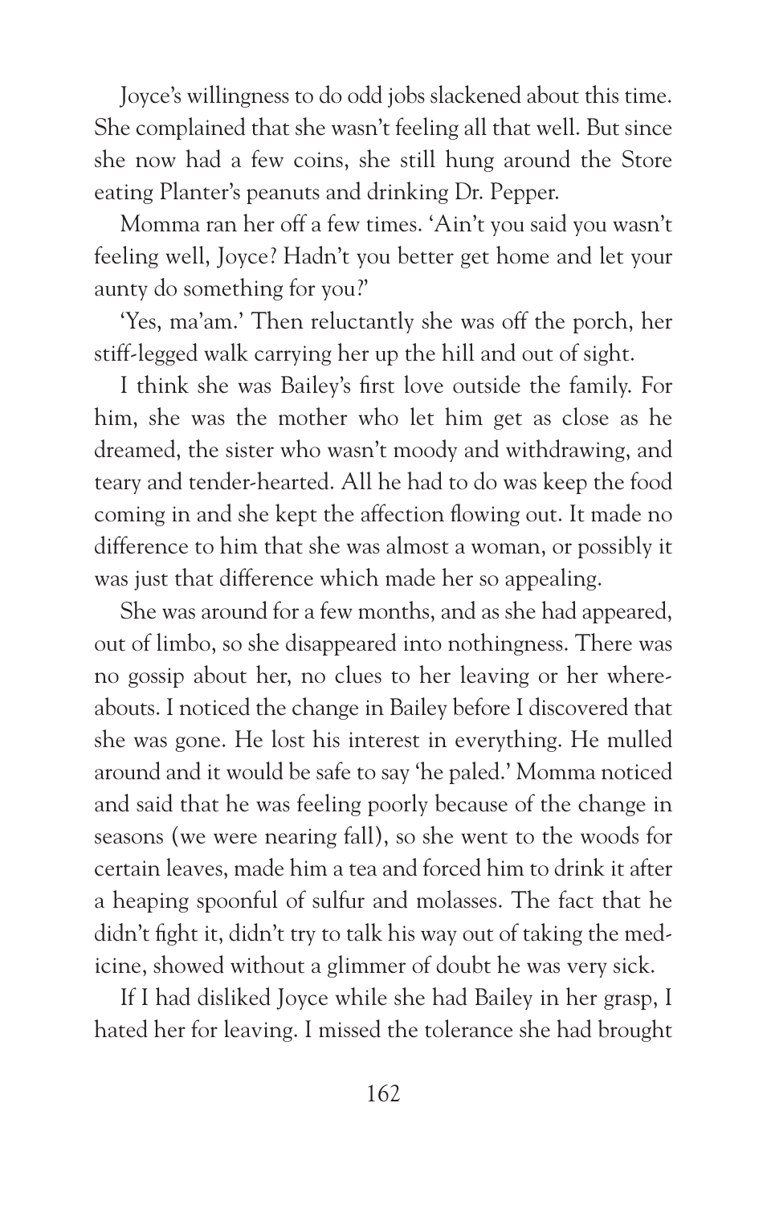Joyce's willingness to do odd jobs slackened about this time. She complained that she wasn't feeling all that well. But since she now had a few coins, she still hung around the Store eating Planter's peanuts and drinking Dr. Pepper.

Momma ran her off a few times. 'Ain't you said you wasn't feeling well, Joyce? Hadn't you better get home and let your aunty do something for you?'

'Yes, ma'am.' Then reluctantly she was off the porch, her stiff-legged walk carrying her up the hill and out of sight.

I think she was Bailey's first love outside the family. For him, she was the mother who let him get as close as he dreamed, the sister who wasn't moody and withdrawing, and teary and tender-hearted. All he had to do was keep the food coming in and she kept the affection flowing out. It made no difference to him that she was almost a woman, or possibly it was just that difference which made her so appealing.

She was around for a few months, and as she had appeared, out of limbo, so she disappeared into nothingness. There was no gossip about her, no clues to her leaving or her whereabouts. I noticed the change in Bailey before I discovered that she was gone. He lost his interest in everything. He mulled around and it would be safe to say 'he paled.' Momma noticed and said that he was feeling poorly because of the change in seasons (we were nearing fall), so she went to the woods for certain leaves, made him a tea and forced him to drink it after a heaping spoonful of sulfur and molasses. The fact that he didn't fight it, didn't try to talk his way out of taking the medicine, showed without a glimmer of doubt he was very sick.

If I had disliked Joyce while she had Bailey in her grasp, I hated her for leaving. I missed the tolerance she had brought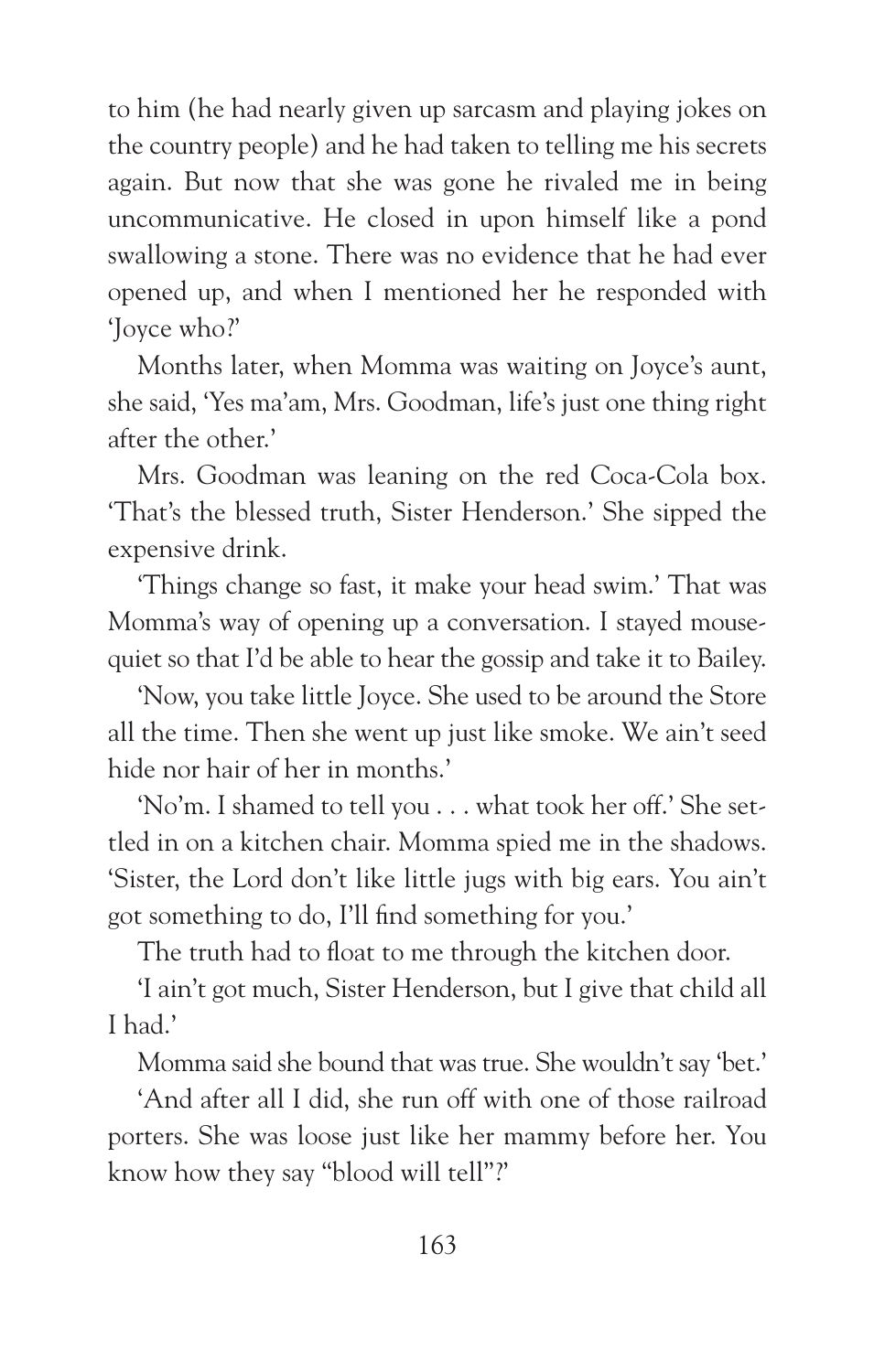to him (he had nearly given up sarcasm and playing jokes on the country people) and he had taken to telling me his secrets again. But now that she was gone he rivaled me in being uncommunicative. He closed in upon himself like a pond swallowing a stone. There was no evidence that he had ever opened up, and when I mentioned her he responded with 'Joyce who?'

Months later, when Momma was waiting on Joyce's aunt, she said, 'Yes ma'am, Mrs. Goodman, life's just one thing right after the other.'

Mrs. Goodman was leaning on the red Coca-Cola box. 'That's the blessed truth, Sister Henderson.' She sipped the expensive drink.

'Things change so fast, it make your head swim.' That was Momma's way of opening up a conversation. I stayed mouse-quiet so that I'd be able to hear the gossip and take it to Bailey.

'Now, you take little Joyce. She used to be around the Store all the time. Then she went up just like smoke. We ain't seed hide nor hair of her in months.'

'No'm. I shamed to tell you . . . what took her off.' She settled in on a kitchen chair. Momma spied me in the shadows. 'Sister, the Lord don't like little jugs with big ears. You ain't got something to do, I'll find something for you.'

The truth had to float to me through the kitchen door.

'I ain't got much, Sister Henderson, but I give that child all I had.'

Momma said she bound that was true. She wouldn't say 'bet.'

'And after all I did, she run off with one of those railroad porters. She was loose just like her mammy before her. You know how they say "blood will tell"?'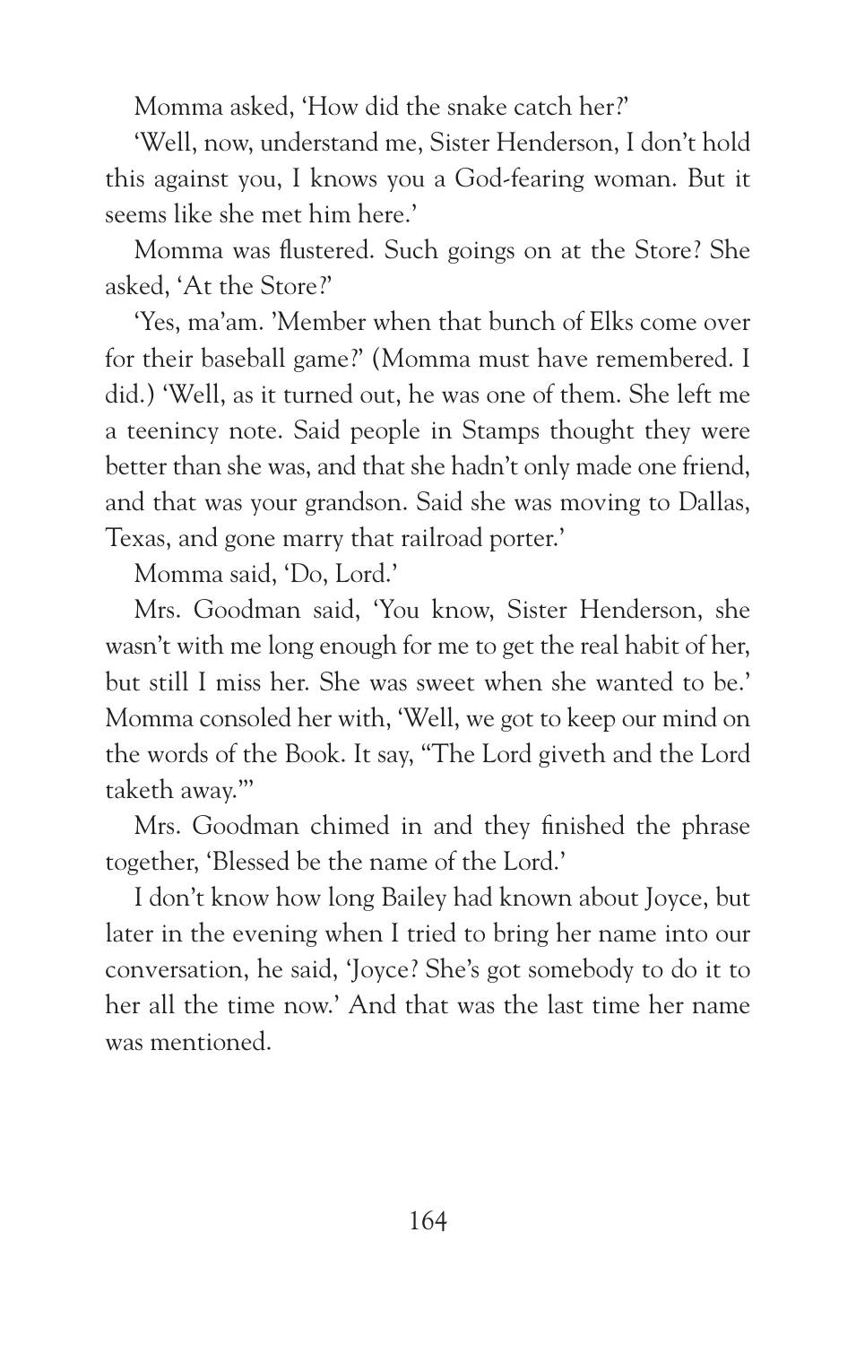Momma asked, 'How did the snake catch her?'

'Well, now, understand me, Sister Henderson, I don't hold this against you, I knows you a God-fearing woman. But it seems like she met him here.'

Momma was flustered. Such goings on at the Store? She asked, 'At the Store?'

'Yes, ma'am. 'Member when that bunch of Elks come over for their baseball game?' (Momma must have remembered. I did.) 'Well, as it turned out, he was one of them. She left me a teenincy note. Said people in Stamps thought they were better than she was, and that she hadn't only made one friend, and that was your grandson. Said she was moving to Dallas, Texas, and gone marry that railroad porter.'

Momma said, 'Do, Lord.'

Mrs. Goodman said, 'You know, Sister Henderson, she wasn't with me long enough for me to get the real habit of her, but still I miss her. She was sweet when she wanted to be.' Momma consoled her with, 'Well, we got to keep our mind on the words of the Book. It say, "The Lord giveth and the Lord taketh away."'

Mrs. Goodman chimed in and they finished the phrase together, 'Blessed be the name of the Lord.'

I don't know how long Bailey had known about Joyce, but later in the evening when I tried to bring her name into our conversation, he said, 'Joyce? She's got somebody to do it to her all the time now.' And that was the last time her name was mentioned.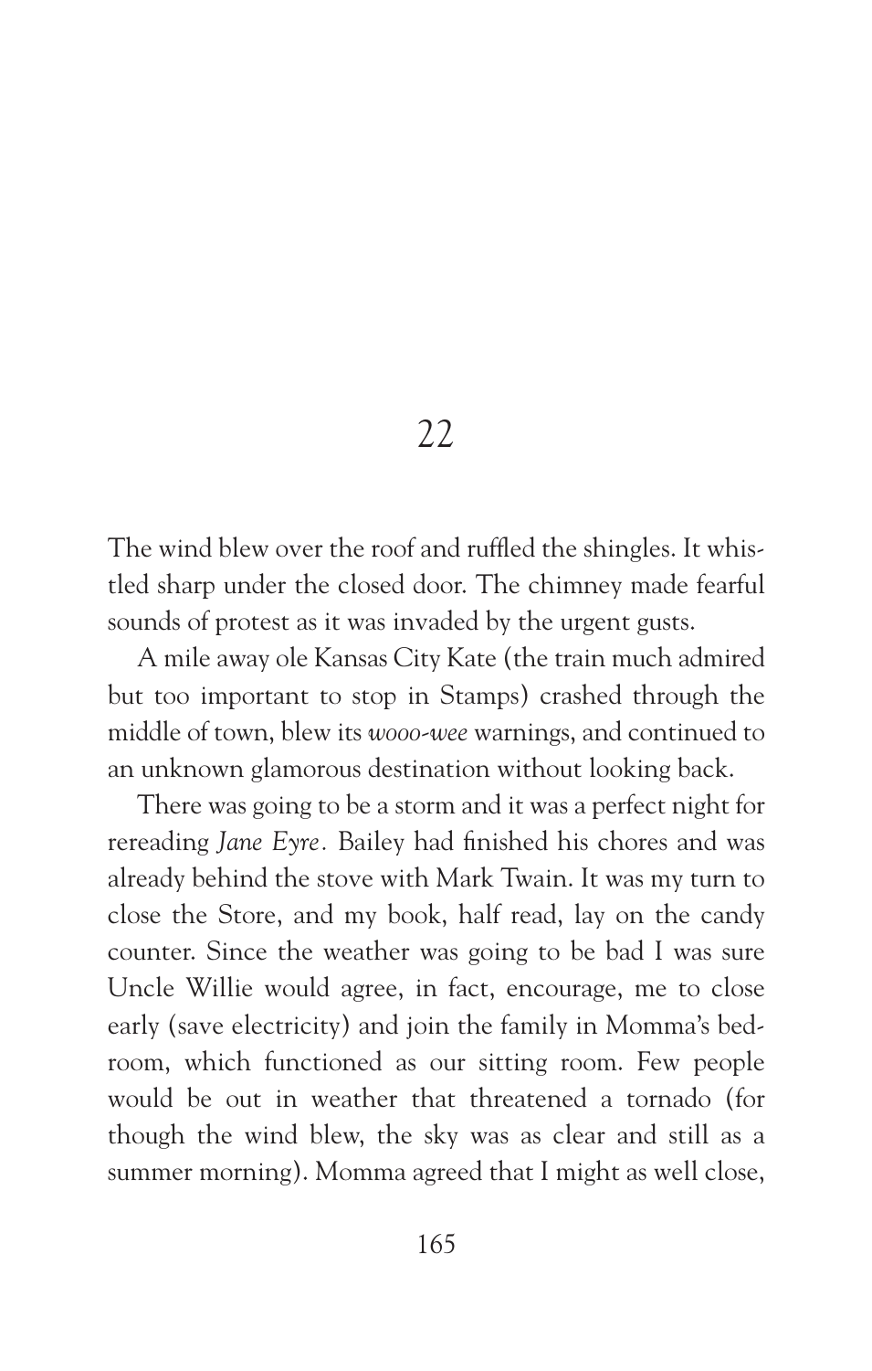# 22

The wind blew over the roof and ruffled the shingles. It whistled sharp under the closed door. The chimney made fearful sounds of protest as it was invaded by the urgent gusts.

A mile away ole Kansas City Kate (the train much admired but too important to stop in Stamps) crashed through the middle of town, blew its *wooo-wee* warnings, and continued to an unknown glamorous destination without looking back.

There was going to be a storm and it was a perfect night for rereading *Jane Eyre*. Bailey had finished his chores and was already behind the stove with Mark Twain. It was my turn to close the Store, and my book, half read, lay on the candy counter. Since the weather was going to be bad I was sure Uncle Willie would agree, in fact, encourage, me to close early (save electricity) and join the family in Momma's bedroom, which functioned as our sitting room. Few people would be out in weather that threatened a tornado (for though the wind blew, the sky was as clear and still as a summer morning). Momma agreed that I might as well close,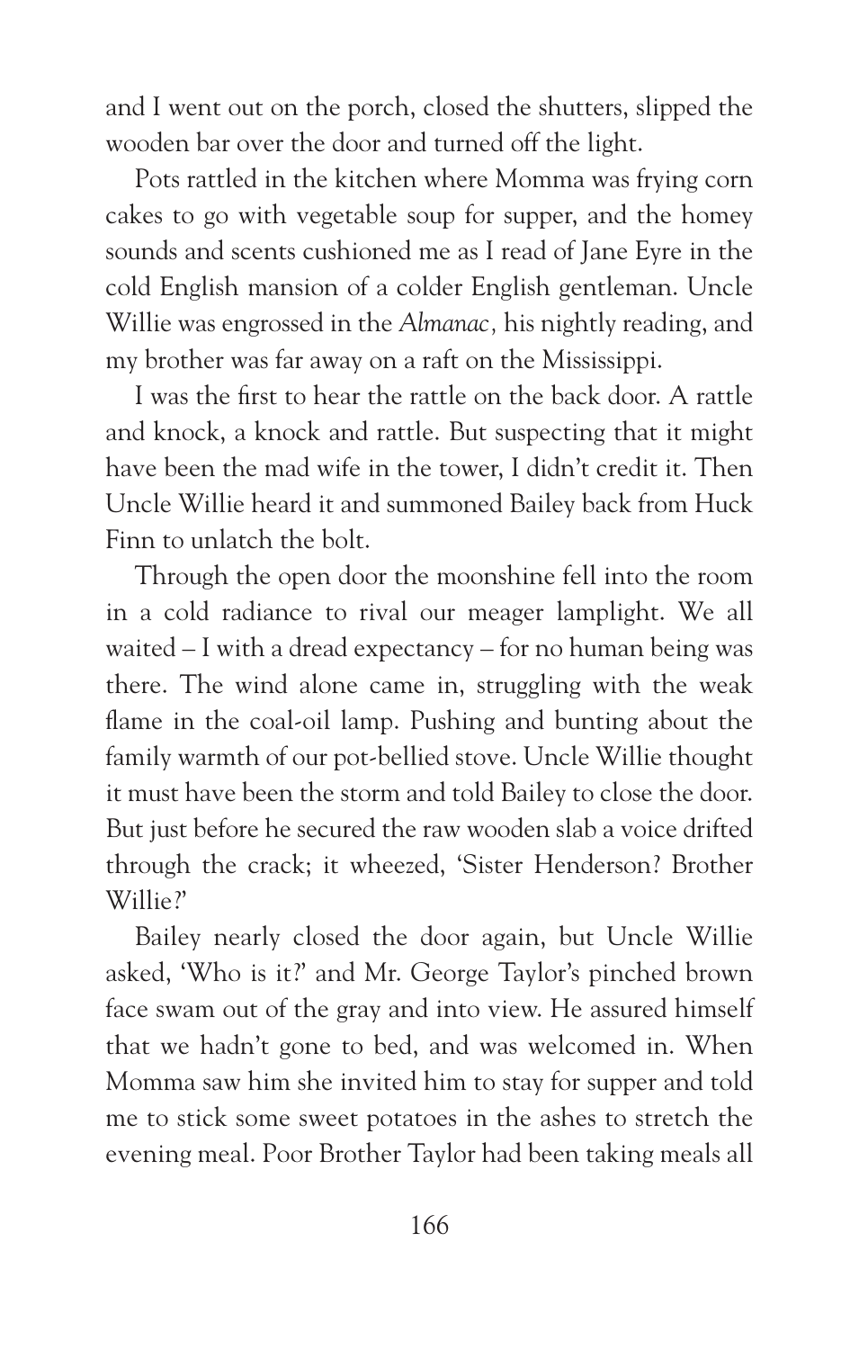and I went out on the porch, closed the shutters, slipped the wooden bar over the door and turned off the light.

Pots rattled in the kitchen where Momma was frying corn cakes to go with vegetable soup for supper, and the homey sounds and scents cushioned me as I read of Jane Eyre in the cold English mansion of a colder English gentleman. Uncle Willie was engrossed in the *Almanac*, his nightly reading, and my brother was far away on a raft on the Mississippi.

I was the first to hear the rattle on the back door. A rattle and knock, a knock and rattle. But suspecting that it might have been the mad wife in the tower, I didn't credit it. Then Uncle Willie heard it and summoned Bailey back from Huck Finn to unlatch the bolt.

Through the open door the moonshine fell into the room in a cold radiance to rival our meager lamplight. We all waited – I with a dread expectancy – for no human being was there. The wind alone came in, struggling with the weak flame in the coal-oil lamp. Pushing and bunting about the family warmth of our pot-bellied stove. Uncle Willie thought it must have been the storm and told Bailey to close the door. But just before he secured the raw wooden slab a voice drifted through the crack; it wheezed, 'Sister Henderson? Brother Willie?'

Bailey nearly closed the door again, but Uncle Willie asked, 'Who is it?' and Mr. George Taylor's pinched brown face swam out of the gray and into view. He assured himself that we hadn't gone to bed, and was welcomed in. When Momma saw him she invited him to stay for supper and told me to stick some sweet potatoes in the ashes to stretch the evening meal. Poor Brother Taylor had been taking meals all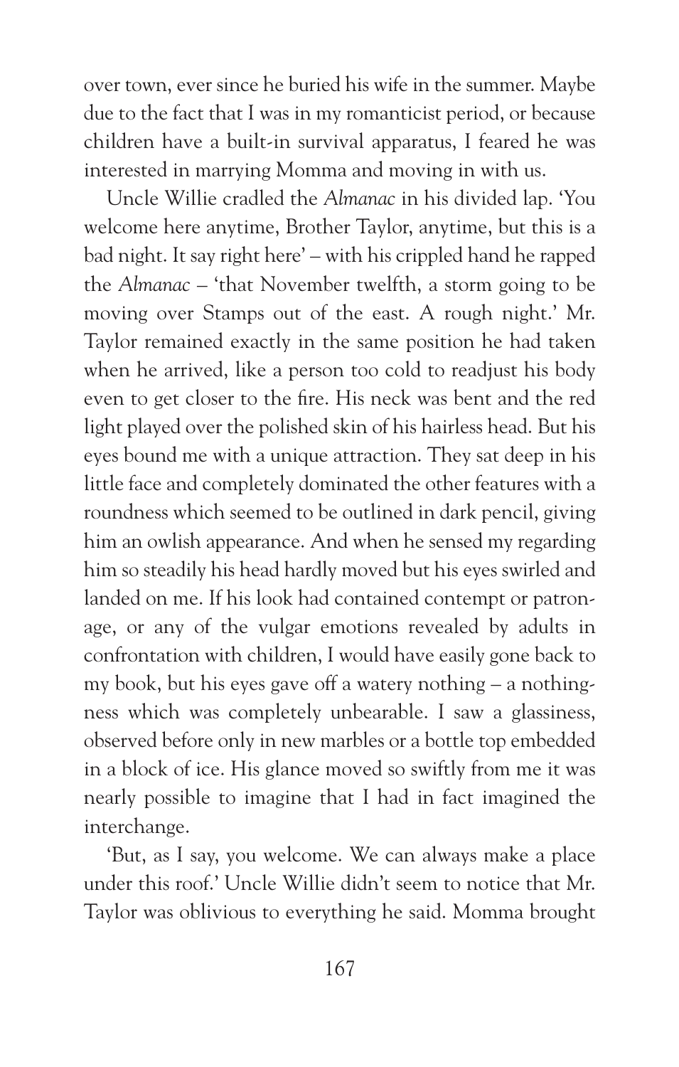over town, ever since he buried his wife in the summer. Maybe due to the fact that I was in my romanticist period, or because children have a built-in survival apparatus, I feared he was interested in marrying Momma and moving in with us.

Uncle Willie cradled the *Almanac* in his divided lap. 'You welcome here anytime, Brother Taylor, anytime, but this is a bad night. It say right here' – with his crippled hand he rapped the *Almanac* – 'that November twelfth, a storm going to be moving over Stamps out of the east. A rough night.' Mr. Taylor remained exactly in the same position he had taken when he arrived, like a person too cold to readjust his body even to get closer to the fire. His neck was bent and the red light played over the polished skin of his hairless head. But his eyes bound me with a unique attraction. They sat deep in his little face and completely dominated the other features with a roundness which seemed to be outlined in dark pencil, giving him an owlish appearance. And when he sensed my regarding him so steadily his head hardly moved but his eyes swirled and landed on me. If his look had contained contempt or patronage, or any of the vulgar emotions revealed by adults in confrontation with children, I would have easily gone back to my book, but his eyes gave off a watery nothing – a nothingness which was completely unbearable. I saw a glassiness, observed before only in new marbles or a bottle top embedded in a block of ice. His glance moved so swiftly from me it was nearly possible to imagine that I had in fact imagined the interchange.

'But, as I say, you welcome. We can always make a place under this roof.' Uncle Willie didn't seem to notice that Mr. Taylor was oblivious to everything he said. Momma brought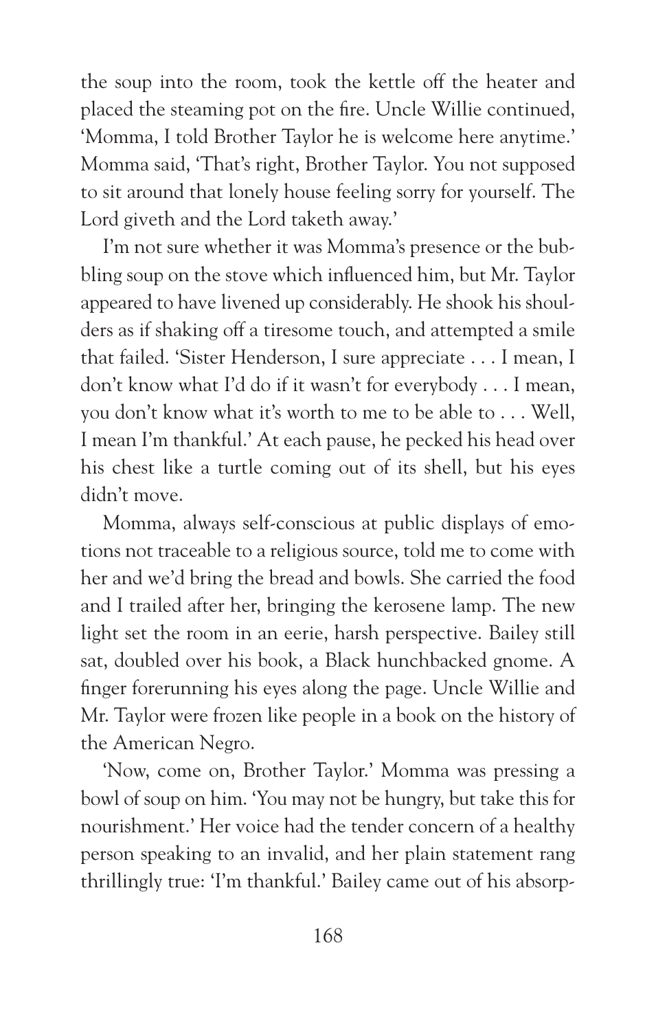the soup into the room, took the kettle off the heater and placed the steaming pot on the fire. Uncle Willie continued, 'Momma, I told Brother Taylor he is welcome here anytime.' Momma said, 'That's right, Brother Taylor. You not supposed to sit around that lonely house feeling sorry for yourself. The Lord giveth and the Lord taketh away.'

I'm not sure whether it was Momma's presence or the bubbling soup on the stove which influenced him, but Mr. Taylor appeared to have livened up considerably. He shook his shoulders as if shaking off a tiresome touch, and attempted a smile that failed. 'Sister Henderson, I sure appreciate . . . I mean, I don't know what I'd do if it wasn't for everybody . . . I mean, you don't know what it's worth to me to be able to . . . Well, I mean I'm thankful.' At each pause, he pecked his head over his chest like a turtle coming out of its shell, but his eyes didn't move.

Momma, always self-conscious at public displays of emotions not traceable to a religious source, told me to come with her and we'd bring the bread and bowls. She carried the food and I trailed after her, bringing the kerosene lamp. The new light set the room in an eerie, harsh perspective. Bailey still sat, doubled over his book, a Black hunchbacked gnome. A finger forerunning his eyes along the page. Uncle Willie and Mr. Taylor were frozen like people in a book on the history of the American Negro.

'Now, come on, Brother Taylor.' Momma was pressing a bowl of soup on him. 'You may not be hungry, but take this for nourishment.' Her voice had the tender concern of a healthy person speaking to an invalid, and her plain statement rang thrillingly true: 'I'm thankful.' Bailey came out of his absorp-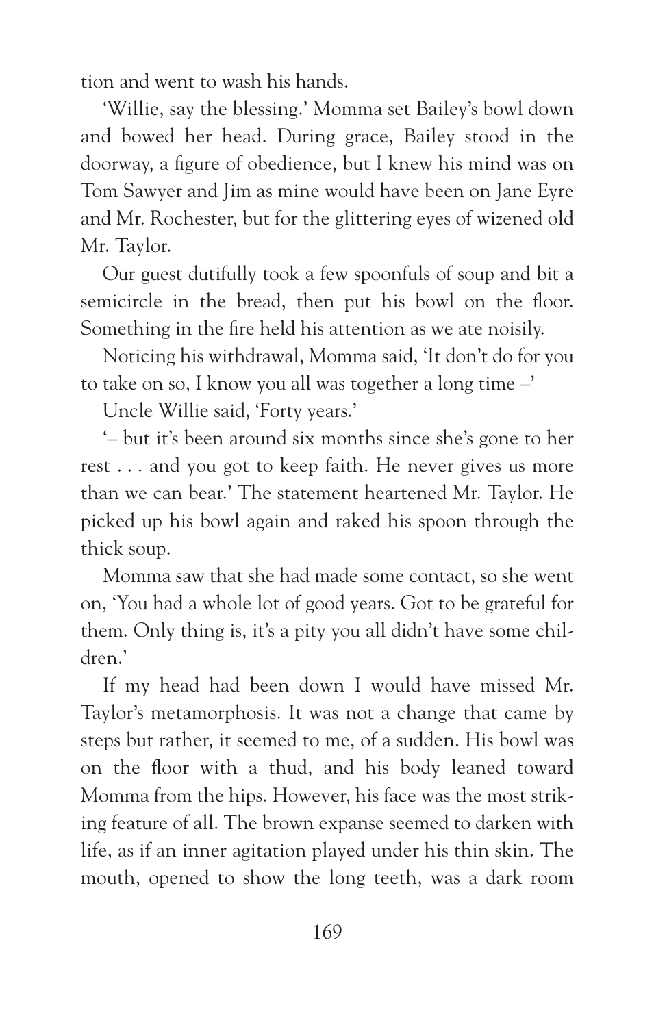tion and went to wash his hands.

'Willie, say the blessing.' Momma set Bailey's bowl down and bowed her head. During grace, Bailey stood in the doorway, a figure of obedience, but I knew his mind was on Tom Sawyer and Jim as mine would have been on Jane Eyre and Mr. Rochester, but for the glittering eyes of wizened old Mr. Taylor.

Our guest dutifully took a few spoonfuls of soup and bit a semicircle in the bread, then put his bowl on the floor. Something in the fire held his attention as we ate noisily.

Noticing his withdrawal, Momma said, 'It don't do for you to take on so, I know you all was together a long time –'

Uncle Willie said, 'Forty years.'

'– but it's been around six months since she's gone to her rest . . . and you got to keep faith. He never gives us more than we can bear.' The statement heartened Mr. Taylor. He picked up his bowl again and raked his spoon through the thick soup.

Momma saw that she had made some contact, so she went on, 'You had a whole lot of good years. Got to be grateful for them. Only thing is, it's a pity you all didn't have some children.'

If my head had been down I would have missed Mr. Taylor's metamorphosis. It was not a change that came by steps but rather, it seemed to me, of a sudden. His bowl was on the floor with a thud, and his body leaned toward Momma from the hips. However, his face was the most striking feature of all. The brown expanse seemed to darken with life, as if an inner agitation played under his thin skin. The mouth, opened to show the long teeth, was a dark room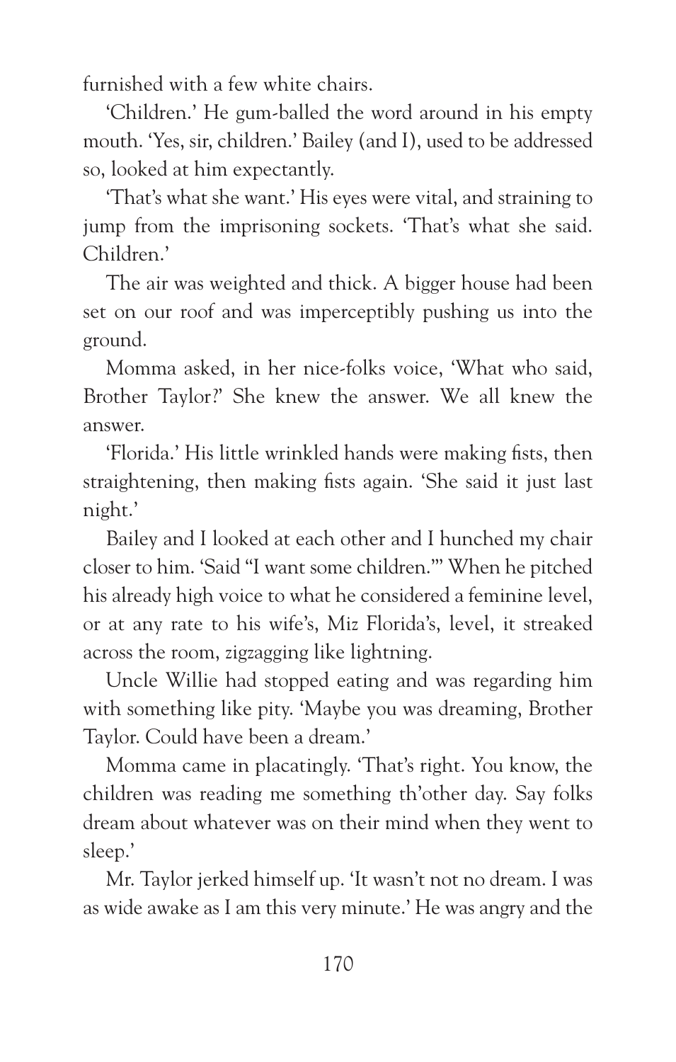furnished with a few white chairs.

'Children.' He gum-balled the word around in his empty mouth. 'Yes, sir, children.' Bailey (and I), used to be addressed so, looked at him expectantly.

'That's what she want.' His eyes were vital, and straining to jump from the imprisoning sockets. 'That's what she said. Children.'

The air was weighted and thick. A bigger house had been set on our roof and was imperceptibly pushing us into the ground.

Momma asked, in her nice-folks voice, 'What who said, Brother Taylor?' She knew the answer. We all knew the answer.

'Florida.' His little wrinkled hands were making fists, then straightening, then making fists again. 'She said it just last night.'

Bailey and I looked at each other and I hunched my chair closer to him. 'Said "I want some children."' When he pitched his already high voice to what he considered a feminine level, or at any rate to his wife's, Miz Florida's, level, it streaked across the room, zigzagging like lightning.

Uncle Willie had stopped eating and was regarding him with something like pity. 'Maybe you was dreaming, Brother Taylor. Could have been a dream.'

Momma came in placatingly. 'That's right. You know, the children was reading me something th'other day. Say folks dream about whatever was on their mind when they went to sleep.'

Mr. Taylor jerked himself up. 'It wasn't not no dream. I was as wide awake as I am this very minute.' He was angry and the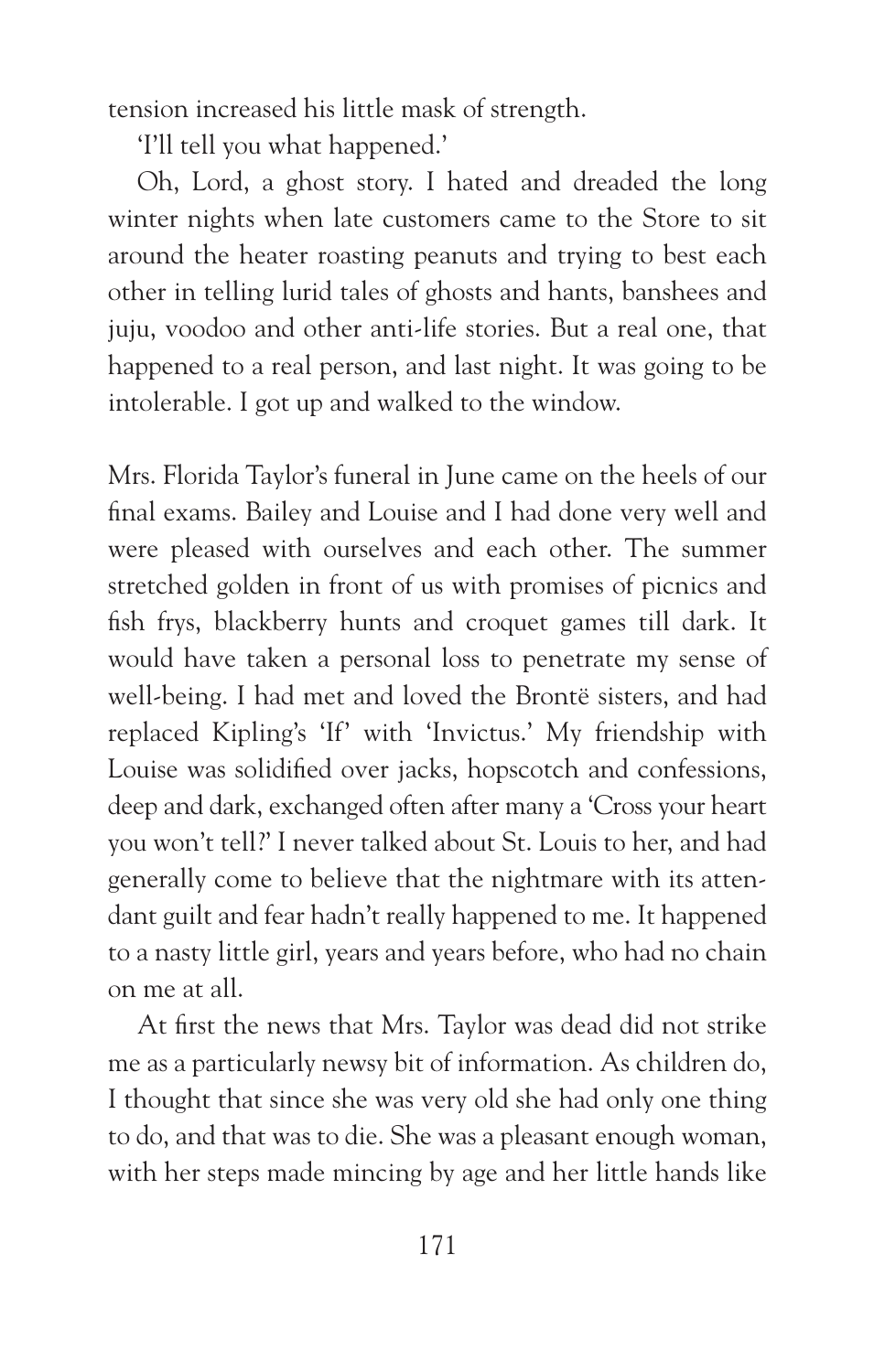tension increased his little mask of strength.

'I'll tell you what happened.'

Oh, Lord, a ghost story. I hated and dreaded the long winter nights when late customers came to the Store to sit around the heater roasting peanuts and trying to best each other in telling lurid tales of ghosts and hants, banshees and juju, voodoo and other anti-life stories. But a real one, that happened to a real person, and last night. It was going to be intolerable. I got up and walked to the window.

Mrs. Florida Taylor's funeral in June came on the heels of our final exams. Bailey and Louise and I had done very well and were pleased with ourselves and each other. The summer stretched golden in front of us with promises of picnics and fish frys, blackberry hunts and croquet games till dark. It would have taken a personal loss to penetrate my sense of well-being. I had met and loved the Brontë sisters, and had replaced Kipling's 'If' with 'Invictus.' My friendship with Louise was solidified over jacks, hopscotch and confessions, deep and dark, exchanged often after many a 'Cross your heart you won't tell?' I never talked about St. Louis to her, and had generally come to believe that the nightmare with its attendant guilt and fear hadn't really happened to me. It happened to a nasty little girl, years and years before, who had no chain on me at all.

At first the news that Mrs. Taylor was dead did not strike me as a particularly newsy bit of information. As children do, I thought that since she was very old she had only one thing to do, and that was to die. She was a pleasant enough woman, with her steps made mincing by age and her little hands like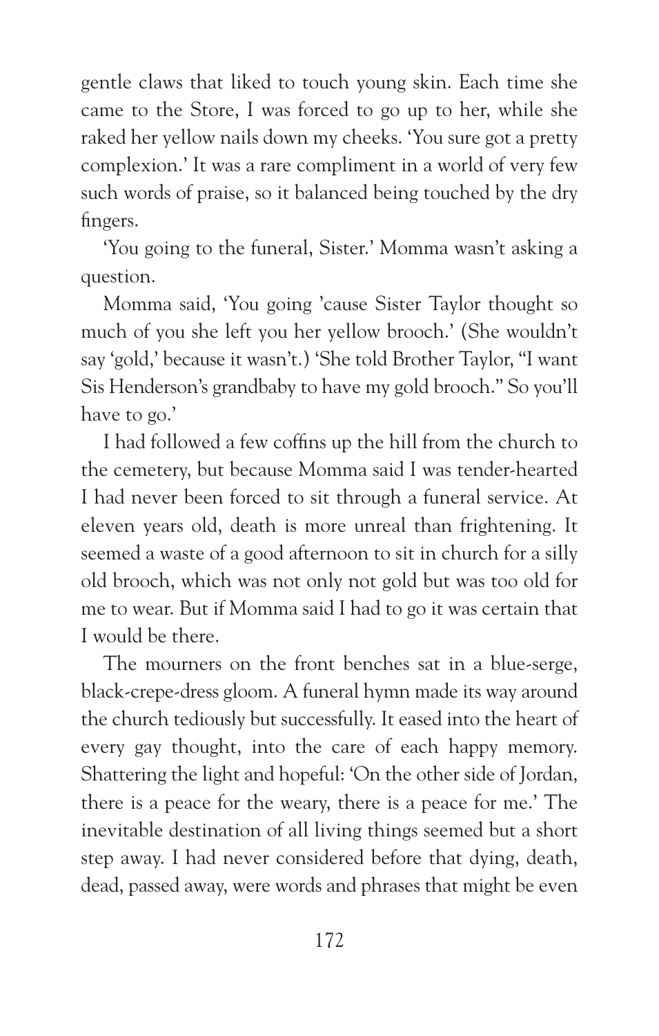gentle claws that liked to touch young skin. Each time she came to the Store, I was forced to go up to her, while she raked her yellow nails down my cheeks. 'You sure got a pretty complexion.' It was a rare compliment in a world of very few such words of praise, so it balanced being touched by the dry fingers.

'You going to the funeral, Sister.' Momma wasn't asking a question.

Momma said, 'You going 'cause Sister Taylor thought so much of you she left you her yellow brooch.' (She wouldn't say 'gold,' because it wasn't.) 'She told Brother Taylor, "I want Sis Henderson's grandbaby to have my gold brooch." So you'll have to go.'

I had followed a few coffins up the hill from the church to the cemetery, but because Momma said I was tender-hearted I had never been forced to sit through a funeral service. At eleven years old, death is more unreal than frightening. It seemed a waste of a good afternoon to sit in church for a silly old brooch, which was not only not gold but was too old for me to wear. But if Momma said I had to go it was certain that I would be there.

The mourners on the front benches sat in a blue-serge, black-crepe-dress gloom. A funeral hymn made its way around the church tediously but successfully. It eased into the heart of every gay thought, into the care of each happy memory. Shattering the light and hopeful: 'On the other side of Jordan, there is a peace for the weary, there is a peace for me.' The inevitable destination of all living things seemed but a short step away. I had never considered before that dying, death, dead, passed away, were words and phrases that might be even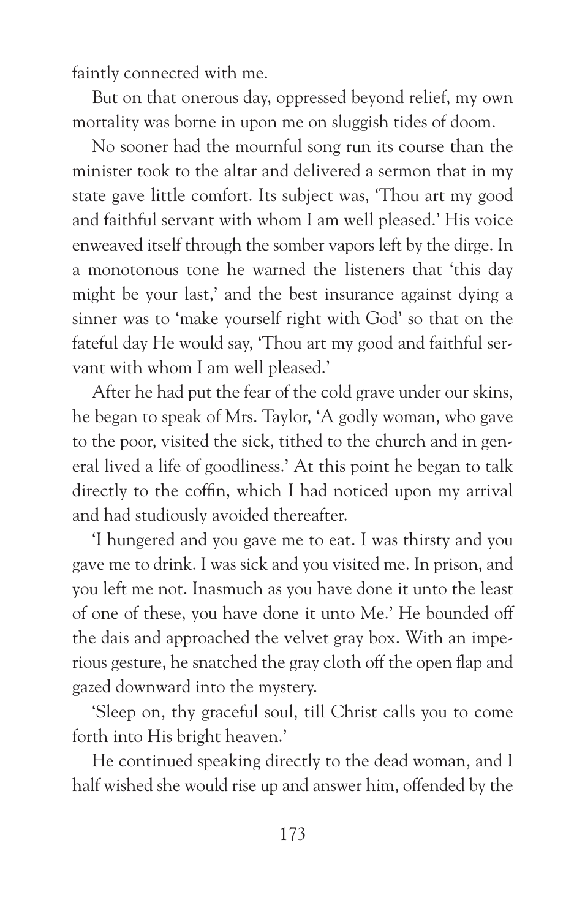faintly connected with me.

But on that onerous day, oppressed beyond relief, my own mortality was borne in upon me on sluggish tides of doom.

No sooner had the mournful song run its course than the minister took to the altar and delivered a sermon that in my state gave little comfort. Its subject was, 'Thou art my good and faithful servant with whom I am well pleased.' His voice enweaved itself through the somber vapors left by the dirge. In a monotonous tone he warned the listeners that 'this day might be your last,' and the best insurance against dying a sinner was to 'make yourself right with God' so that on the fateful day He would say, 'Thou art my good and faithful servant with whom I am well pleased.'

After he had put the fear of the cold grave under our skins, he began to speak of Mrs. Taylor, 'A godly woman, who gave to the poor, visited the sick, tithed to the church and in general lived a life of goodliness.' At this point he began to talk directly to the coffin, which I had noticed upon my arrival and had studiously avoided thereafter.

'I hungered and you gave me to eat. I was thirsty and you gave me to drink. I was sick and you visited me. In prison, and you left me not. Inasmuch as you have done it unto the least of one of these, you have done it unto Me.' He bounded off the dais and approached the velvet gray box. With an imperious gesture, he snatched the gray cloth off the open flap and gazed downward into the mystery.

'Sleep on, thy graceful soul, till Christ calls you to come forth into His bright heaven.'

He continued speaking directly to the dead woman, and I half wished she would rise up and answer him, offended by the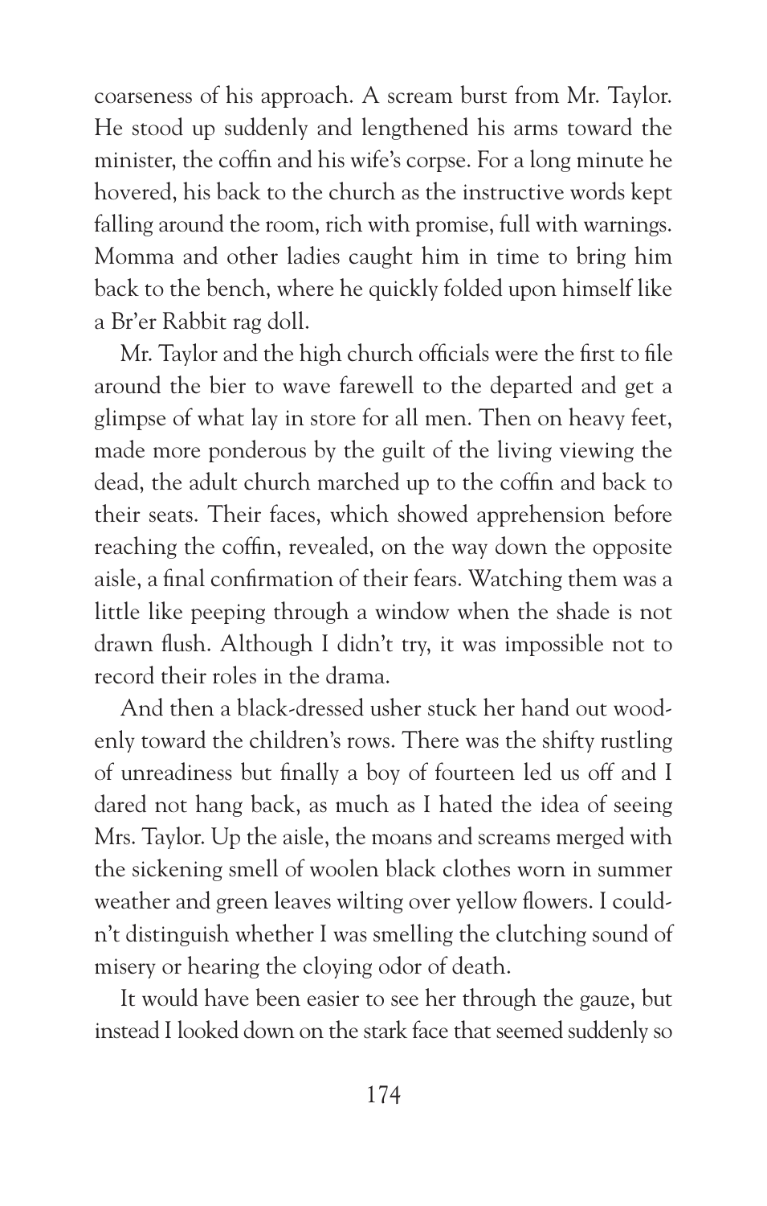coarseness of his approach. A scream burst from Mr. Taylor. He stood up suddenly and lengthened his arms toward the minister, the coffin and his wife's corpse. For a long minute he hovered, his back to the church as the instructive words kept falling around the room, rich with promise, full with warnings. Momma and other ladies caught him in time to bring him back to the bench, where he quickly folded upon himself like a Br'er Rabbit rag doll.

Mr. Taylor and the high church officials were the first to file around the bier to wave farewell to the departed and get a glimpse of what lay in store for all men. Then on heavy feet, made more ponderous by the guilt of the living viewing the dead, the adult church marched up to the coffin and back to their seats. Their faces, which showed apprehension before reaching the coffin, revealed, on the way down the opposite aisle, a final confirmation of their fears. Watching them was a little like peeping through a window when the shade is not drawn flush. Although I didn't try, it was impossible not to record their roles in the drama.

And then a black-dressed usher stuck her hand out woodenly toward the children's rows. There was the shifty rustling of unreadiness but finally a boy of fourteen led us off and I dared not hang back, as much as I hated the idea of seeing Mrs. Taylor. Up the aisle, the moans and screams merged with the sickening smell of woolen black clothes worn in summer weather and green leaves wilting over yellow flowers. I couldn't distinguish whether I was smelling the clutching sound of misery or hearing the cloying odor of death.

It would have been easier to see her through the gauze, but instead I looked down on the stark face that seemed suddenly so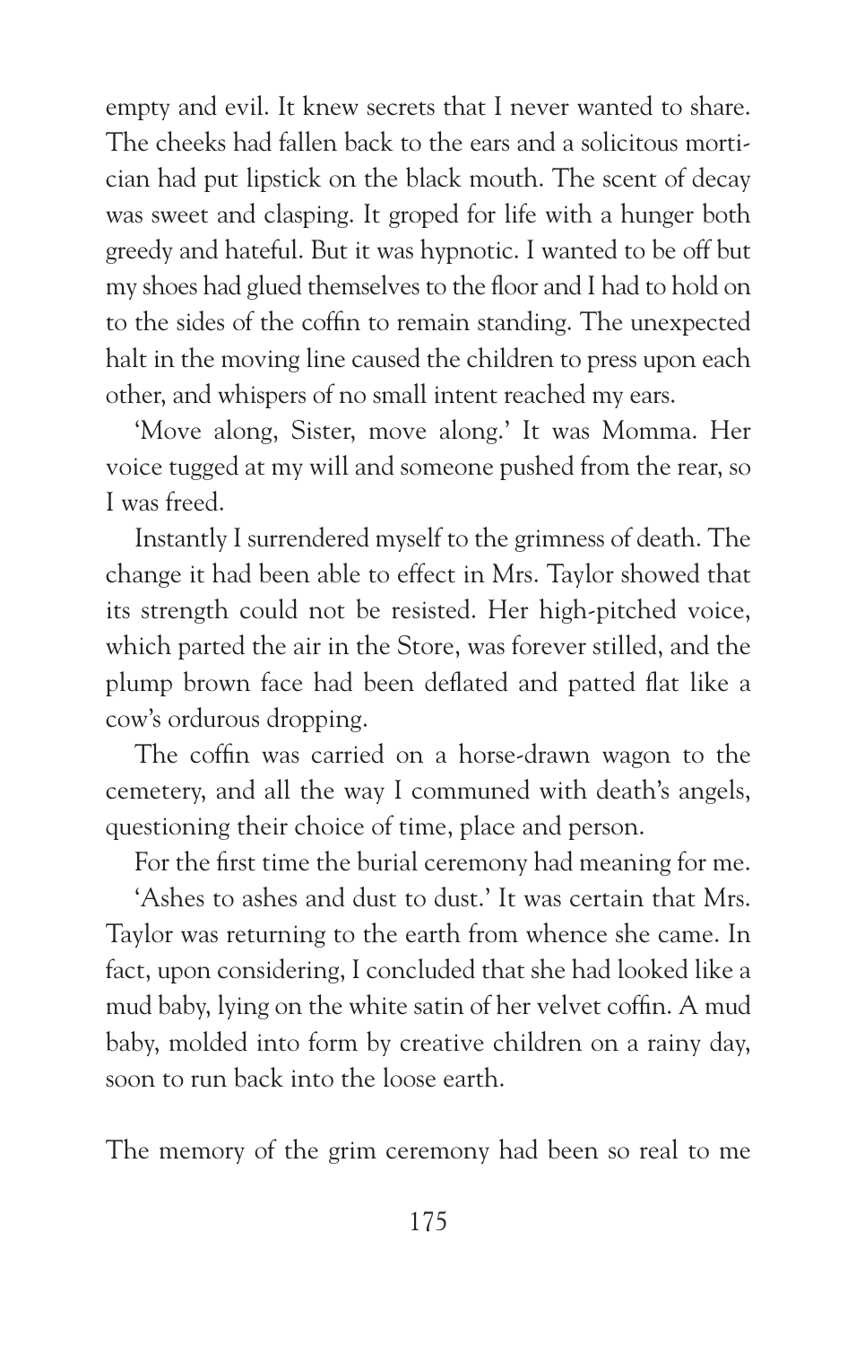empty and evil. It knew secrets that I never wanted to share. The cheeks had fallen back to the ears and a solicitous mortician had put lipstick on the black mouth. The scent of decay was sweet and clasping. It groped for life with a hunger both greedy and hateful. But it was hypnotic. I wanted to be off but my shoes had glued themselves to the floor and I had to hold on to the sides of the coffin to remain standing. The unexpected halt in the moving line caused the children to press upon each other, and whispers of no small intent reached my ears.

'Move along, Sister, move along.' It was Momma. Her voice tugged at my will and someone pushed from the rear, so I was freed.

Instantly I surrendered myself to the grimness of death. The change it had been able to effect in Mrs. Taylor showed that its strength could not be resisted. Her high-pitched voice, which parted the air in the Store, was forever stilled, and the plump brown face had been deflated and patted flat like a cow's ordurous dropping.

The coffin was carried on a horse-drawn wagon to the cemetery, and all the way I communed with death's angels, questioning their choice of time, place and person.

For the first time the burial ceremony had meaning for me.

'Ashes to ashes and dust to dust.' It was certain that Mrs. Taylor was returning to the earth from whence she came. In fact, upon considering, I concluded that she had looked like a mud baby, lying on the white satin of her velvet coffin. A mud baby, molded into form by creative children on a rainy day, soon to run back into the loose earth.

The memory of the grim ceremony had been so real to me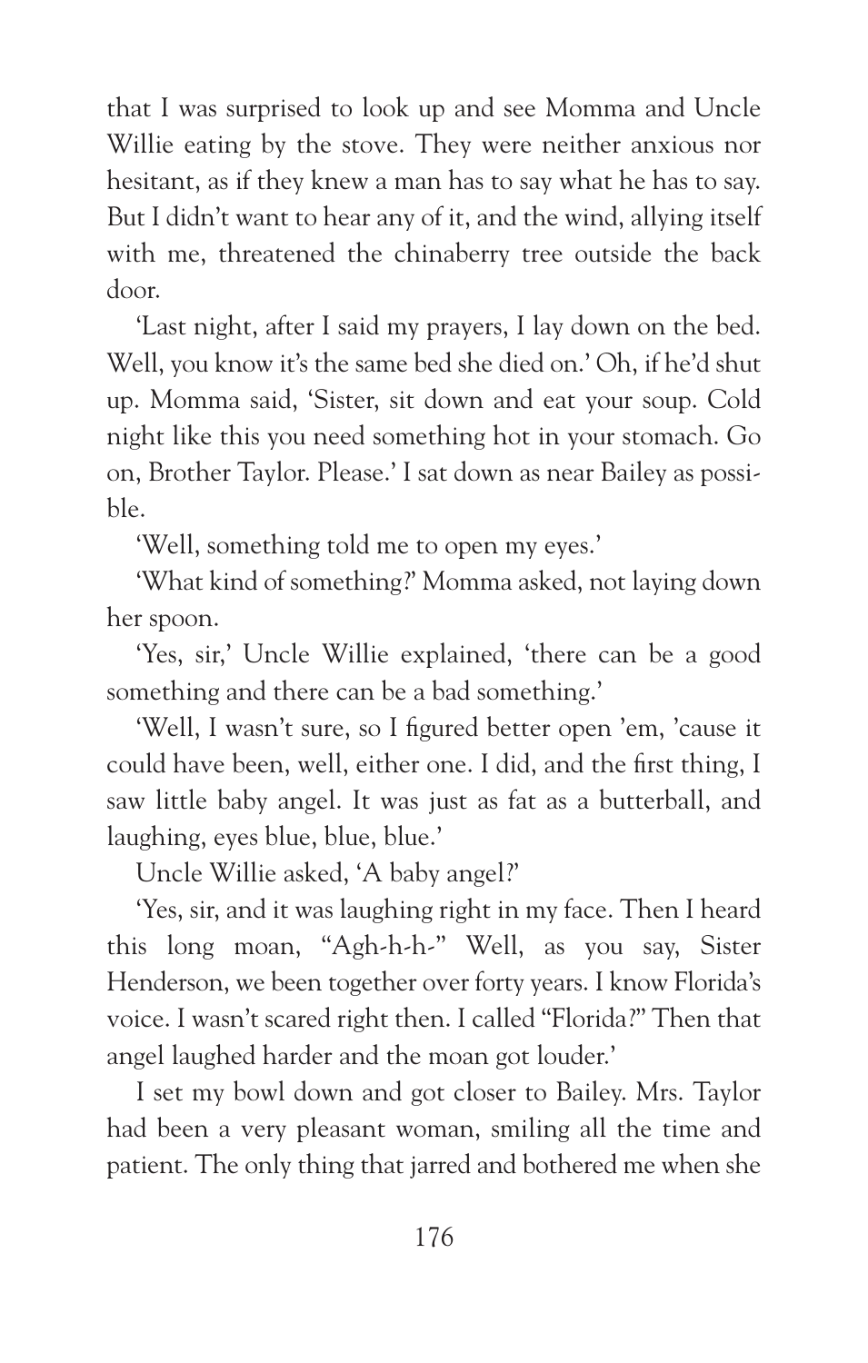that I was surprised to look up and see Momma and Uncle Willie eating by the stove. They were neither anxious nor hesitant, as if they knew a man has to say what he has to say. But I didn't want to hear any of it, and the wind, allying itself with me, threatened the chinaberry tree outside the back door.

'Last night, after I said my prayers, I lay down on the bed. Well, you know it's the same bed she died on.' Oh, if he'd shut up. Momma said, 'Sister, sit down and eat your soup. Cold night like this you need something hot in your stomach. Go on, Brother Taylor. Please.' I sat down as near Bailey as possible.

'Well, something told me to open my eyes.'

'What kind of something?' Momma asked, not laying down her spoon.

'Yes, sir,' Uncle Willie explained, 'there can be a good something and there can be a bad something.'

'Well, I wasn't sure, so I figured better open 'em, 'cause it could have been, well, either one. I did, and the first thing, I saw little baby angel. It was just as fat as a butterball, and laughing, eyes blue, blue, blue.'

Uncle Willie asked, 'A baby angel?'

'Yes, sir, and it was laughing right in my face. Then I heard this long moan, "Agh-h-h-" Well, as you say, Sister Henderson, we been together over forty years. I know Florida's voice. I wasn't scared right then. I called "Florida?" Then that angel laughed harder and the moan got louder.'

I set my bowl down and got closer to Bailey. Mrs. Taylor had been a very pleasant woman, smiling all the time and patient. The only thing that jarred and bothered me when she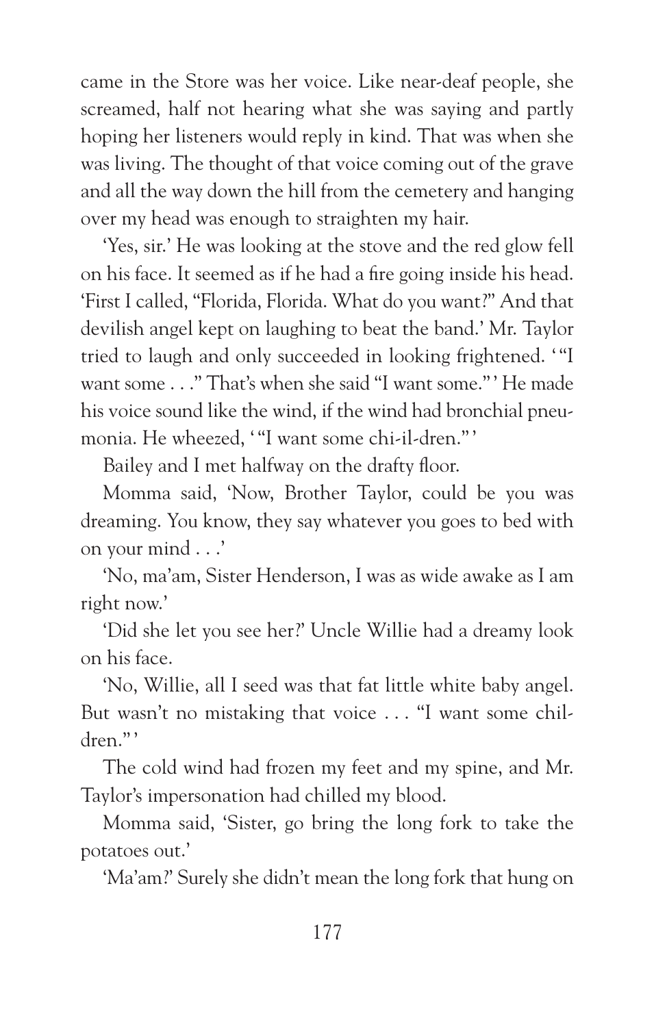came in the Store was her voice. Like near-deaf people, she screamed, half not hearing what she was saying and partly hoping her listeners would reply in kind. That was when she was living. The thought of that voice coming out of the grave and all the way down the hill from the cemetery and hanging over my head was enough to straighten my hair.

'Yes, sir.' He was looking at the stove and the red glow fell on his face. It seemed as if he had a fire going inside his head. 'First I called, "Florida, Florida. What do you want?" And that devilish angel kept on laughing to beat the band.' Mr. Taylor tried to laugh and only succeeded in looking frightened. '"I want some . . ." That's when she said "I want some."' He made his voice sound like the wind, if the wind had bronchial pneumonia. He wheezed, '"I want some chi-il-dren."'

Bailey and I met halfway on the drafty floor.

Momma said, 'Now, Brother Taylor, could be you was dreaming. You know, they say whatever you goes to bed with on your mind . . .'

'No, ma'am, Sister Henderson, I was as wide awake as I am right now.'

'Did she let you see her?' Uncle Willie had a dreamy look on his face.

'No, Willie, all I seed was that fat little white baby angel. But wasn't no mistaking that voice . . . "I want some children."'

The cold wind had frozen my feet and my spine, and Mr. Taylor's impersonation had chilled my blood.

Momma said, 'Sister, go bring the long fork to take the potatoes out.'

'Ma'am?' Surely she didn't mean the long fork that hung on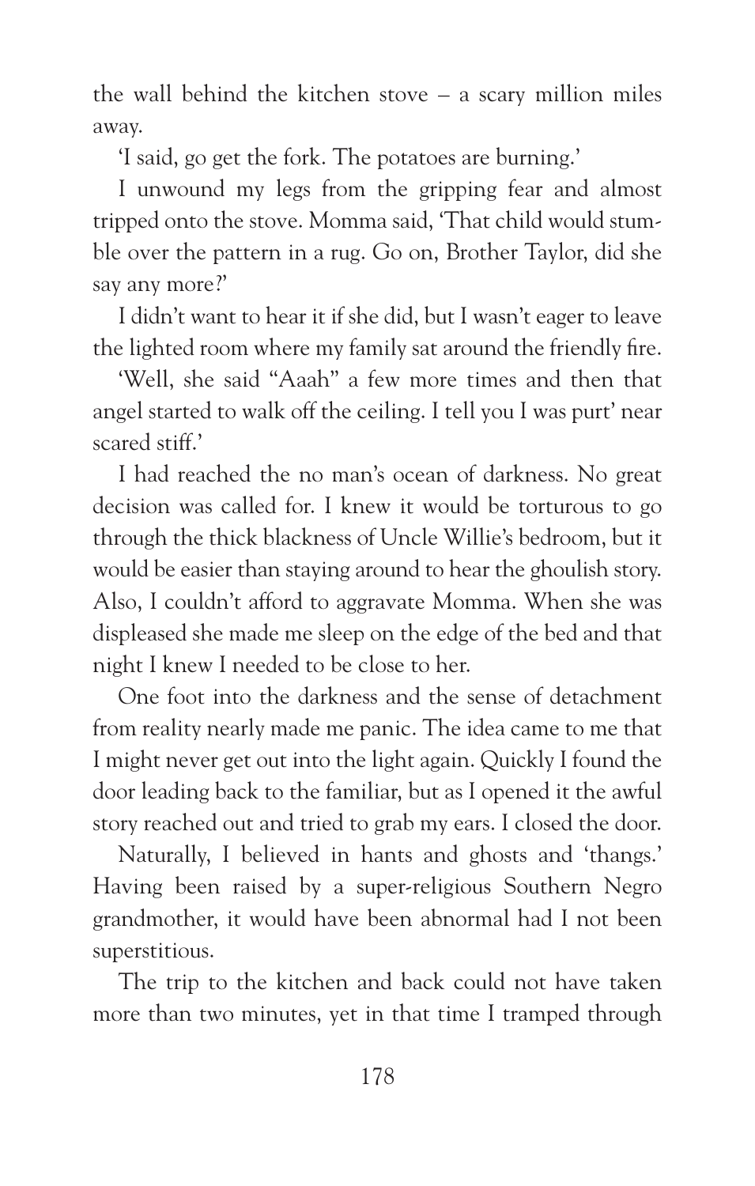the wall behind the kitchen stove – a scary million miles away.

'I said, go get the fork. The potatoes are burning.'

I unwound my legs from the gripping fear and almost tripped onto the stove. Momma said, 'That child would stumble over the pattern in a rug. Go on, Brother Taylor, did she say any more?'

I didn't want to hear it if she did, but I wasn't eager to leave the lighted room where my family sat around the friendly fire.

'Well, she said "Aaah" a few more times and then that angel started to walk off the ceiling. I tell you I was purt' near scared stiff.'

I had reached the no man's ocean of darkness. No great decision was called for. I knew it would be torturous to go through the thick blackness of Uncle Willie's bedroom, but it would be easier than staying around to hear the ghoulish story. Also, I couldn't afford to aggravate Momma. When she was displeased she made me sleep on the edge of the bed and that night I knew I needed to be close to her.

One foot into the darkness and the sense of detachment from reality nearly made me panic. The idea came to me that I might never get out into the light again. Quickly I found the door leading back to the familiar, but as I opened it the awful story reached out and tried to grab my ears. I closed the door.

Naturally, I believed in hants and ghosts and 'thangs.' Having been raised by a super-religious Southern Negro grandmother, it would have been abnormal had I not been superstitious.

The trip to the kitchen and back could not have taken more than two minutes, yet in that time I tramped through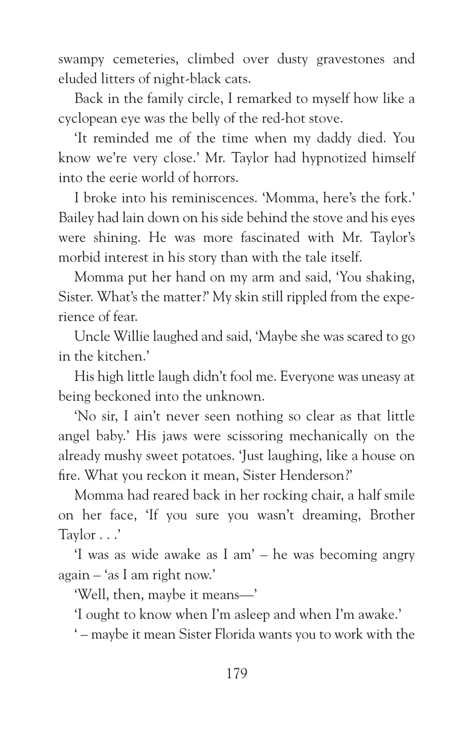swampy cemeteries, climbed over dusty gravestones and eluded litters of night-black cats.

Back in the family circle, I remarked to myself how like a cyclopean eye was the belly of the red-hot stove.

'It reminded me of the time when my daddy died. You know we're very close.' Mr. Taylor had hypnotized himself into the eerie world of horrors.

I broke into his reminiscences. 'Momma, here's the fork.' Bailey had lain down on his side behind the stove and his eyes were shining. He was more fascinated with Mr. Taylor's morbid interest in his story than with the tale itself.

Momma put her hand on my arm and said, 'You shaking, Sister. What's the matter?' My skin still rippled from the experience of fear.

Uncle Willie laughed and said, 'Maybe she was scared to go in the kitchen.'

His high little laugh didn't fool me. Everyone was uneasy at being beckoned into the unknown.

'No sir, I ain't never seen nothing so clear as that little angel baby.' His jaws were scissoring mechanically on the already mushy sweet potatoes. 'Just laughing, like a house on fire. What you reckon it mean, Sister Henderson?'

Momma had reared back in her rocking chair, a half smile on her face, 'If you sure you wasn't dreaming, Brother Taylor . . .'

'I was as wide awake as I am' – he was becoming angry again – 'as I am right now.'

'Well, then, maybe it means—'

'I ought to know when I'm asleep and when I'm awake.'

' – maybe it mean Sister Florida wants you to work with the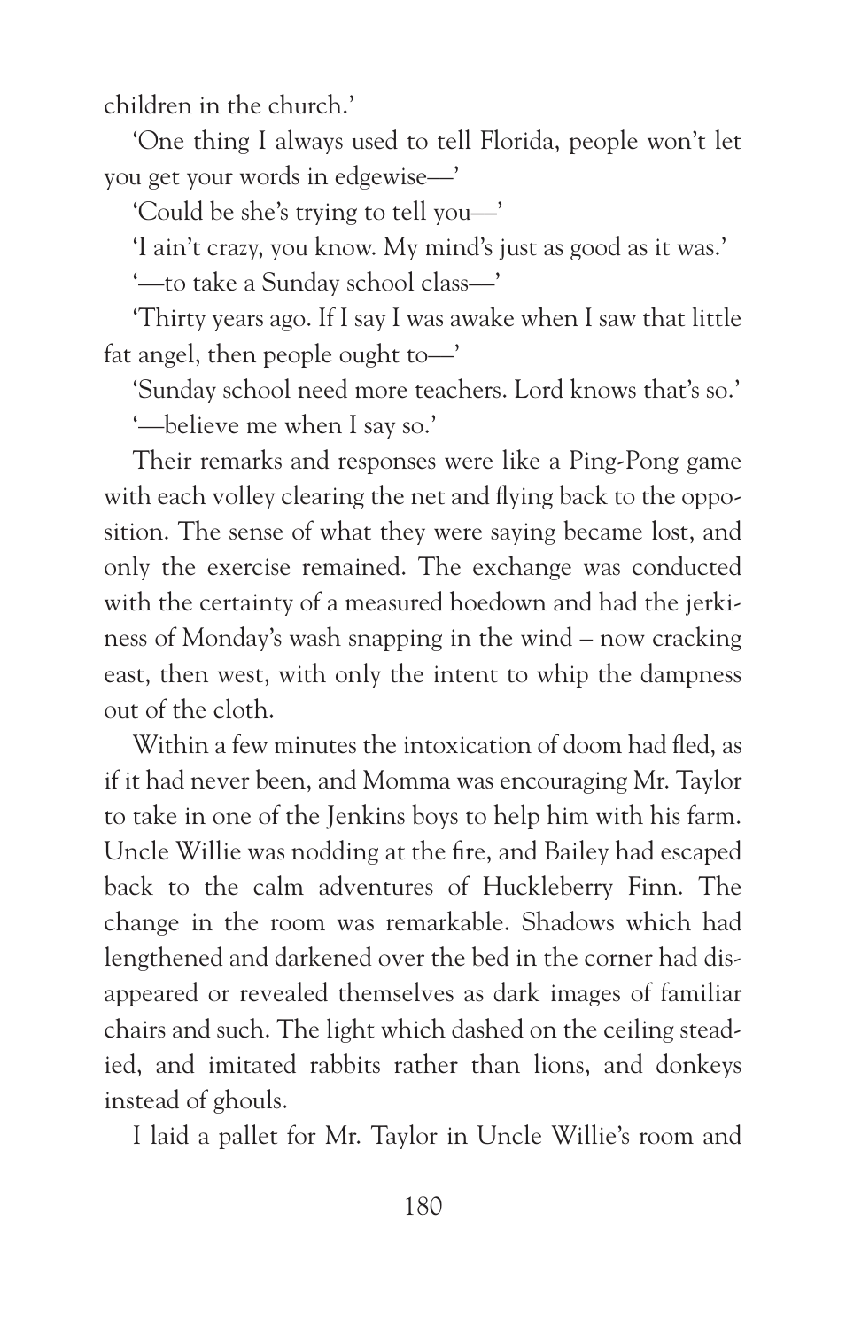children in the church.'

'One thing I always used to tell Florida, people won't let you get your words in edgewise—'

'Could be she's trying to tell you—'

'I ain't crazy, you know. My mind's just as good as it was.'

'—to take a Sunday school class—'

'Thirty years ago. If I say I was awake when I saw that little fat angel, then people ought to—'

'Sunday school need more teachers. Lord knows that's so.'

'—believe me when I say so.'

Their remarks and responses were like a Ping-Pong game with each volley clearing the net and flying back to the opposition. The sense of what they were saying became lost, and only the exercise remained. The exchange was conducted with the certainty of a measured hoedown and had the jerkiness of Monday's wash snapping in the wind – now cracking east, then west, with only the intent to whip the dampness out of the cloth.

Within a few minutes the intoxication of doom had fled, as if it had never been, and Momma was encouraging Mr. Taylor to take in one of the Jenkins boys to help him with his farm. Uncle Willie was nodding at the fire, and Bailey had escaped back to the calm adventures of Huckleberry Finn. The change in the room was remarkable. Shadows which had lengthened and darkened over the bed in the corner had disappeared or revealed themselves as dark images of familiar chairs and such. The light which dashed on the ceiling steadied, and imitated rabbits rather than lions, and donkeys instead of ghouls.

I laid a pallet for Mr. Taylor in Uncle Willie's room and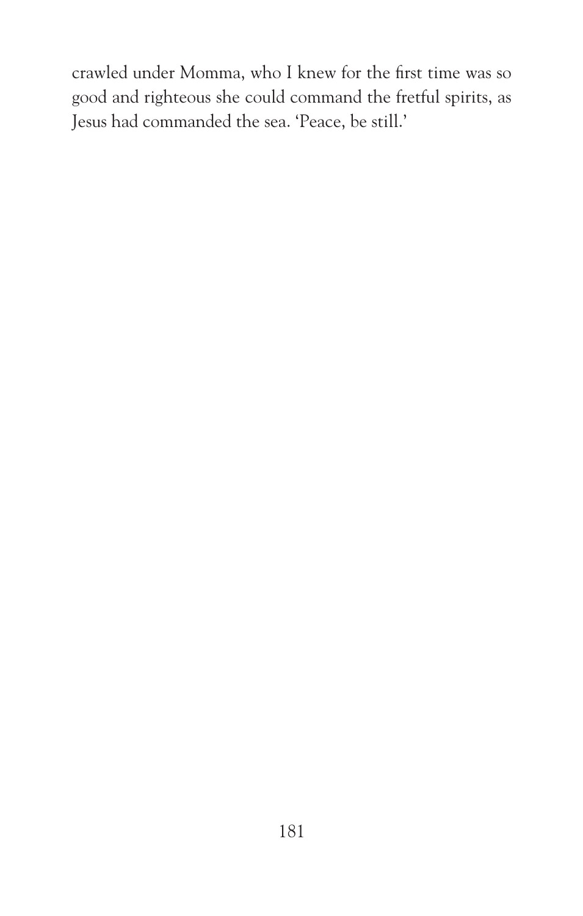crawled under Momma, who I knew for the first time was so good and righteous she could command the fretful spirits, as Jesus had commanded the sea. 'Peace, be still.'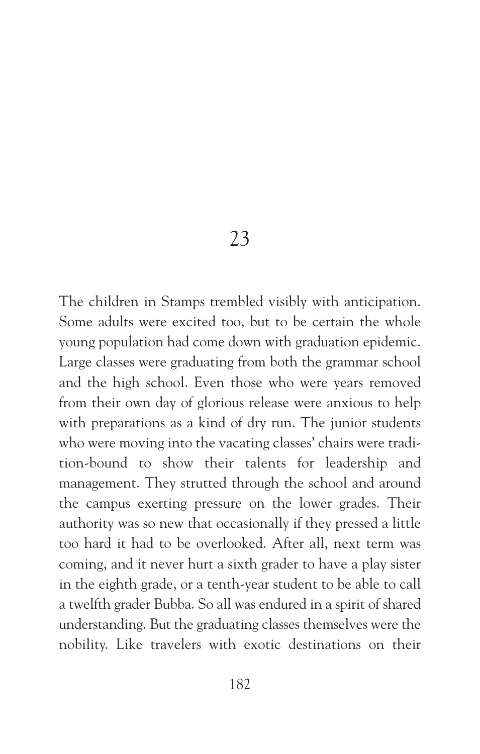# 23

The children in Stamps trembled visibly with anticipation. Some adults were excited too, but to be certain the whole young population had come down with graduation epidemic. Large classes were graduating from both the grammar school and the high school. Even those who were years removed from their own day of glorious release were anxious to help with preparations as a kind of dry run. The junior students who were moving into the vacating classes' chairs were tradition-bound to show their talents for leadership and management. They strutted through the school and around the campus exerting pressure on the lower grades. Their authority was so new that occasionally if they pressed a little too hard it had to be overlooked. After all, next term was coming, and it never hurt a sixth grader to have a play sister in the eighth grade, or a tenth-year student to be able to call a twelfth grader Bubba. So all was endured in a spirit of shared understanding. But the graduating classes themselves were the nobility. Like travelers with exotic destinations on their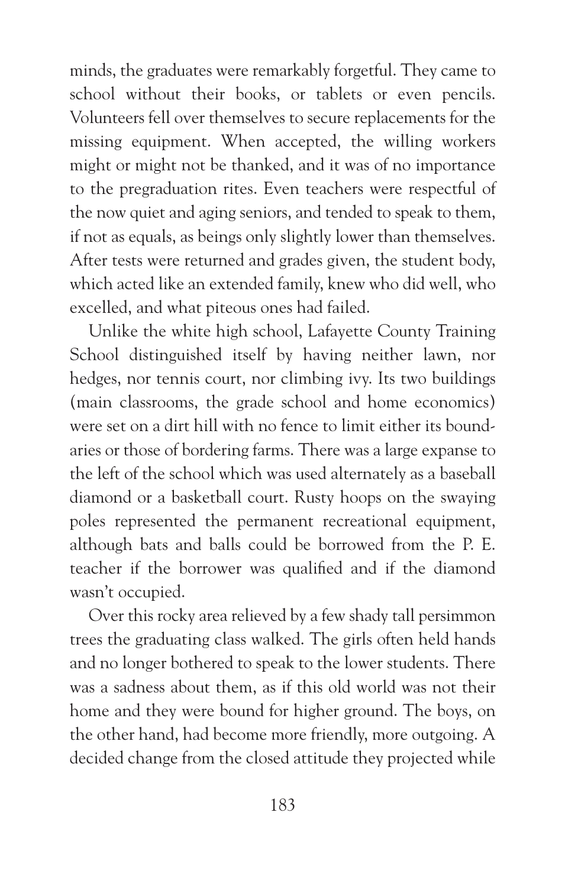minds, the graduates were remarkably forgetful. They came to school without their books, or tablets or even pencils. Volunteers fell over themselves to secure replacements for the missing equipment. When accepted, the willing workers might or might not be thanked, and it was of no importance to the pregraduation rites. Even teachers were respectful of the now quiet and aging seniors, and tended to speak to them, if not as equals, as beings only slightly lower than themselves. After tests were returned and grades given, the student body, which acted like an extended family, knew who did well, who excelled, and what piteous ones had failed.

Unlike the white high school, Lafayette County Training School distinguished itself by having neither lawn, nor hedges, nor tennis court, nor climbing ivy. Its two buildings (main classrooms, the grade school and home economics) were set on a dirt hill with no fence to limit either its boundaries or those of bordering farms. There was a large expanse to the left of the school which was used alternately as a baseball diamond or a basketball court. Rusty hoops on the swaying poles represented the permanent recreational equipment, although bats and balls could be borrowed from the P. E. teacher if the borrower was qualified and if the diamond wasn't occupied.

Over this rocky area relieved by a few shady tall persimmon trees the graduating class walked. The girls often held hands and no longer bothered to speak to the lower students. There was a sadness about them, as if this old world was not their home and they were bound for higher ground. The boys, on the other hand, had become more friendly, more outgoing. A decided change from the closed attitude they projected while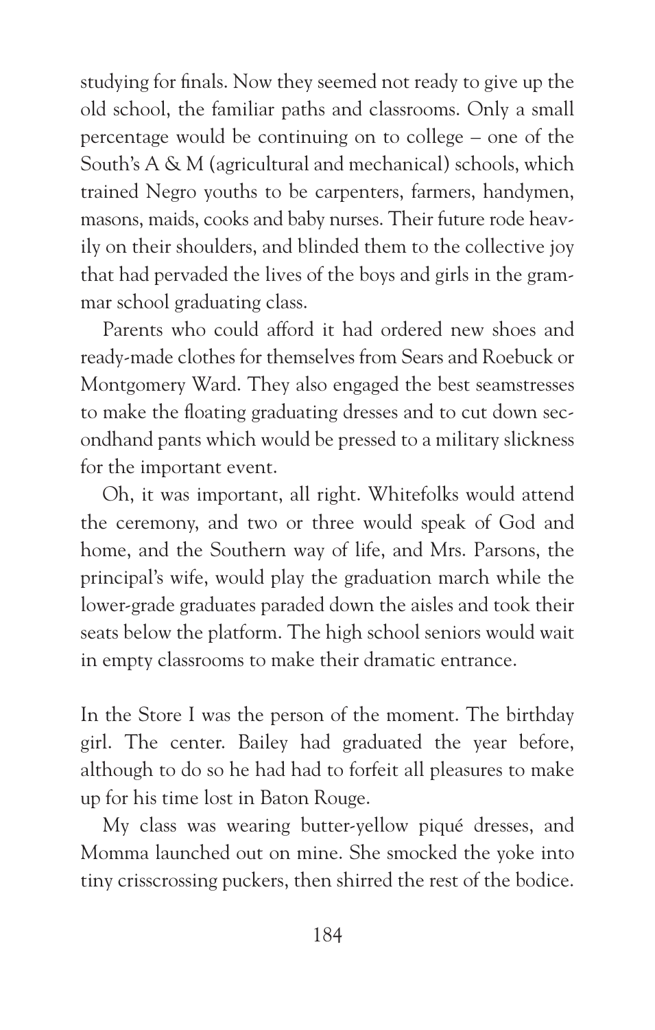studying for finals. Now they seemed not ready to give up the old school, the familiar paths and classrooms. Only a small percentage would be continuing on to college – one of the South's A & M (agricultural and mechanical) schools, which trained Negro youths to be carpenters, farmers, handymen, masons, maids, cooks and baby nurses. Their future rode heavily on their shoulders, and blinded them to the collective joy that had pervaded the lives of the boys and girls in the grammar school graduating class.

Parents who could afford it had ordered new shoes and ready-made clothes for themselves from Sears and Roebuck or Montgomery Ward. They also engaged the best seamstresses to make the floating graduating dresses and to cut down secondhand pants which would be pressed to a military slickness for the important event.

Oh, it was important, all right. Whitefolks would attend the ceremony, and two or three would speak of God and home, and the Southern way of life, and Mrs. Parsons, the principal's wife, would play the graduation march while the lower-grade graduates paraded down the aisles and took their seats below the platform. The high school seniors would wait in empty classrooms to make their dramatic entrance.

In the Store I was the person of the moment. The birthday girl. The center. Bailey had graduated the year before, although to do so he had had to forfeit all pleasures to make up for his time lost in Baton Rouge.

My class was wearing butter-yellow piqué dresses, and Momma launched out on mine. She smocked the yoke into tiny crisscrossing puckers, then shirred the rest of the bodice.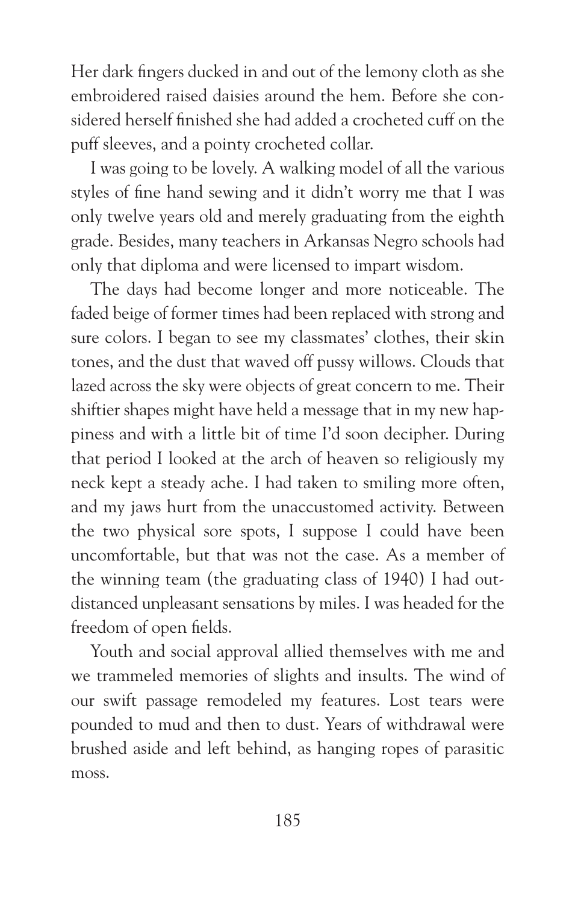Her dark fingers ducked in and out of the lemony cloth as she embroidered raised daisies around the hem. Before she considered herself finished she had added a crocheted cuff on the puff sleeves, and a pointy crocheted collar.

I was going to be lovely. A walking model of all the various styles of fine hand sewing and it didn't worry me that I was only twelve years old and merely graduating from the eighth grade. Besides, many teachers in Arkansas Negro schools had only that diploma and were licensed to impart wisdom.

The days had become longer and more noticeable. The faded beige of former times had been replaced with strong and sure colors. I began to see my classmates' clothes, their skin tones, and the dust that waved off pussy willows. Clouds that lazed across the sky were objects of great concern to me. Their shiftier shapes might have held a message that in my new happiness and with a little bit of time I'd soon decipher. During that period I looked at the arch of heaven so religiously my neck kept a steady ache. I had taken to smiling more often, and my jaws hurt from the unaccustomed activity. Between the two physical sore spots, I suppose I could have been uncomfortable, but that was not the case. As a member of the winning team (the graduating class of 1940) I had outdistanced unpleasant sensations by miles. I was headed for the freedom of open fields.

Youth and social approval allied themselves with me and we trammeled memories of slights and insults. The wind of our swift passage remodeled my features. Lost tears were pounded to mud and then to dust. Years of withdrawal were brushed aside and left behind, as hanging ropes of parasitic moss.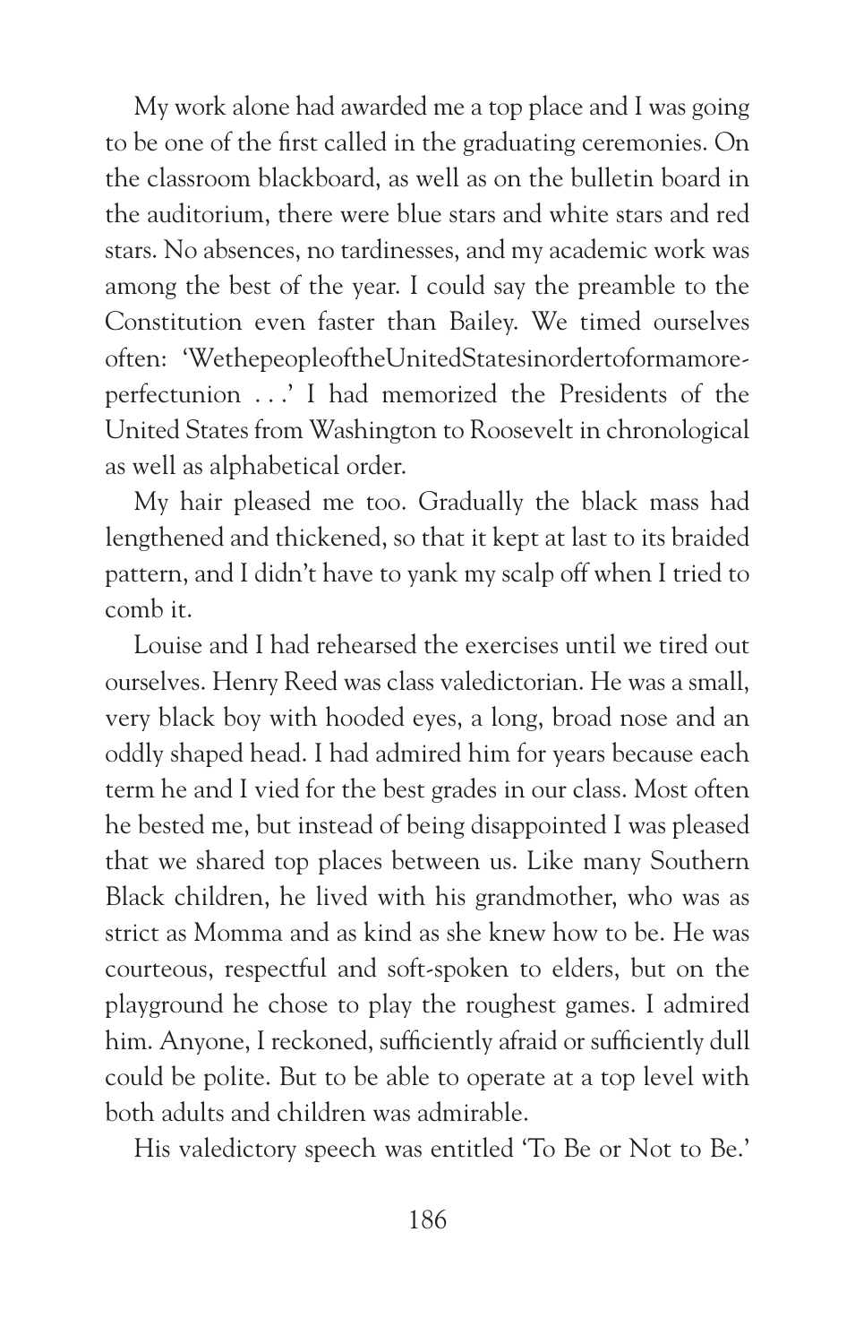My work alone had awarded me a top place and I was going to be one of the first called in the graduating ceremonies. On the classroom blackboard, as well as on the bulletin board in the auditorium, there were blue stars and white stars and red stars. No absences, no tardinesses, and my academic work was among the best of the year. I could say the preamble to the Constitution even faster than Bailey. We timed ourselves often: 'WethepeopleoftheUnitedStatesinordertoformamoreperfectunion . . .' I had memorized the Presidents of the United States from Washington to Roosevelt in chronological as well as alphabetical order.

My hair pleased me too. Gradually the black mass had lengthened and thickened, so that it kept at last to its braided pattern, and I didn't have to yank my scalp off when I tried to comb it.

Louise and I had rehearsed the exercises until we tired out ourselves. Henry Reed was class valedictorian. He was a small, very black boy with hooded eyes, a long, broad nose and an oddly shaped head. I had admired him for years because each term he and I vied for the best grades in our class. Most often he bested me, but instead of being disappointed I was pleased that we shared top places between us. Like many Southern Black children, he lived with his grandmother, who was as strict as Momma and as kind as she knew how to be. He was courteous, respectful and soft-spoken to elders, but on the playground he chose to play the roughest games. I admired him. Anyone, I reckoned, sufficiently afraid or sufficiently dull could be polite. But to be able to operate at a top level with both adults and children was admirable.

His valedictory speech was entitled 'To Be or Not to Be.'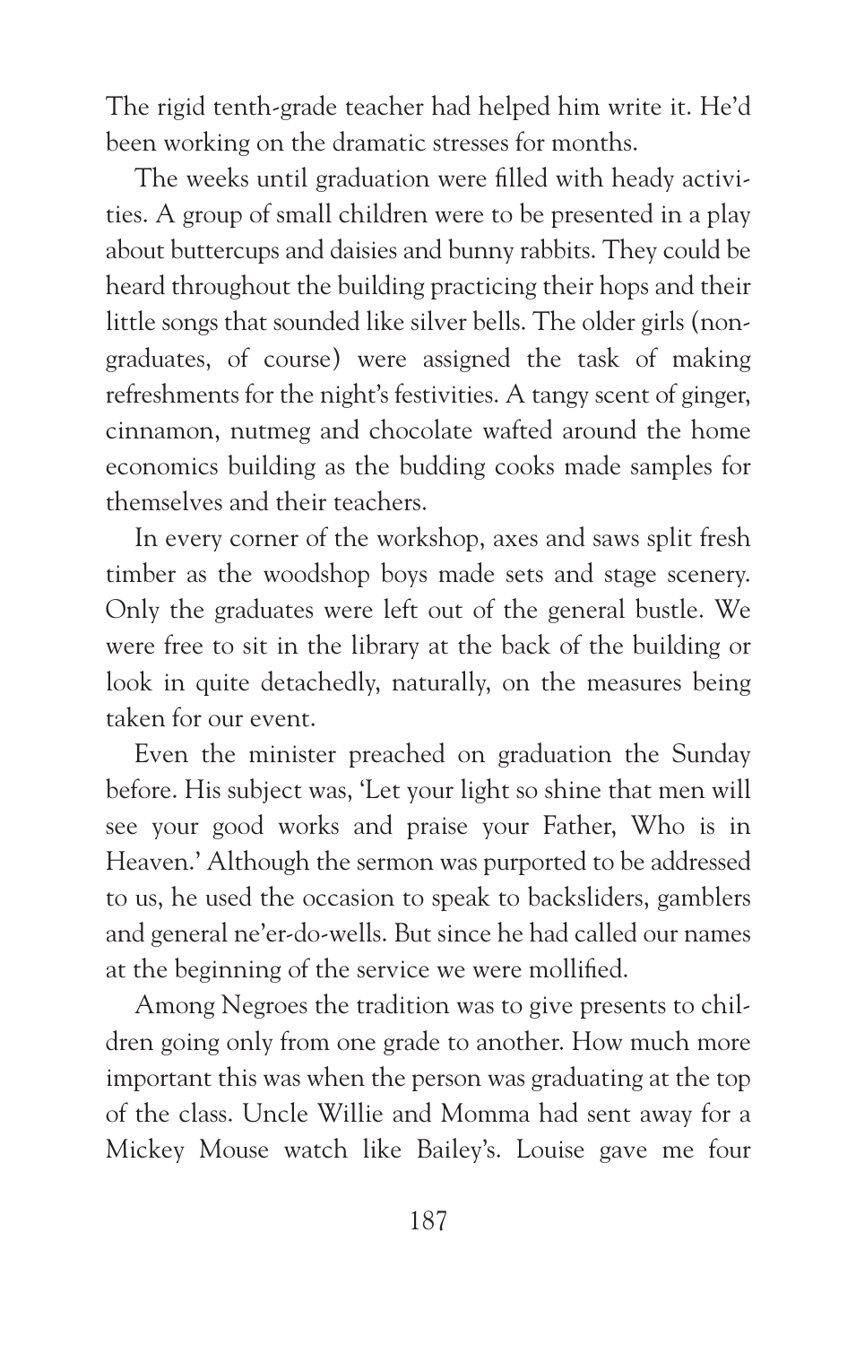The rigid tenth-grade teacher had helped him write it. He'd been working on the dramatic stresses for months.

The weeks until graduation were filled with heady activities. A group of small children were to be presented in a play about buttercups and daisies and bunny rabbits. They could be heard throughout the building practicing their hops and their little songs that sounded like silver bells. The older girls (non-graduates, of course) were assigned the task of making refreshments for the night's festivities. A tangy scent of ginger, cinnamon, nutmeg and chocolate wafted around the home economics building as the budding cooks made samples for themselves and their teachers.

In every corner of the workshop, axes and saws split fresh timber as the woodshop boys made sets and stage scenery. Only the graduates were left out of the general bustle. We were free to sit in the library at the back of the building or look in quite detachedly, naturally, on the measures being taken for our event.

Even the minister preached on graduation the Sunday before. His subject was, 'Let your light so shine that men will see your good works and praise your Father, Who is in Heaven.' Although the sermon was purported to be addressed to us, he used the occasion to speak to backsliders, gamblers and general ne'er-do-wells. But since he had called our names at the beginning of the service we were mollified.

Among Negroes the tradition was to give presents to children going only from one grade to another. How much more important this was when the person was graduating at the top of the class. Uncle Willie and Momma had sent away for a Mickey Mouse watch like Bailey's. Louise gave me four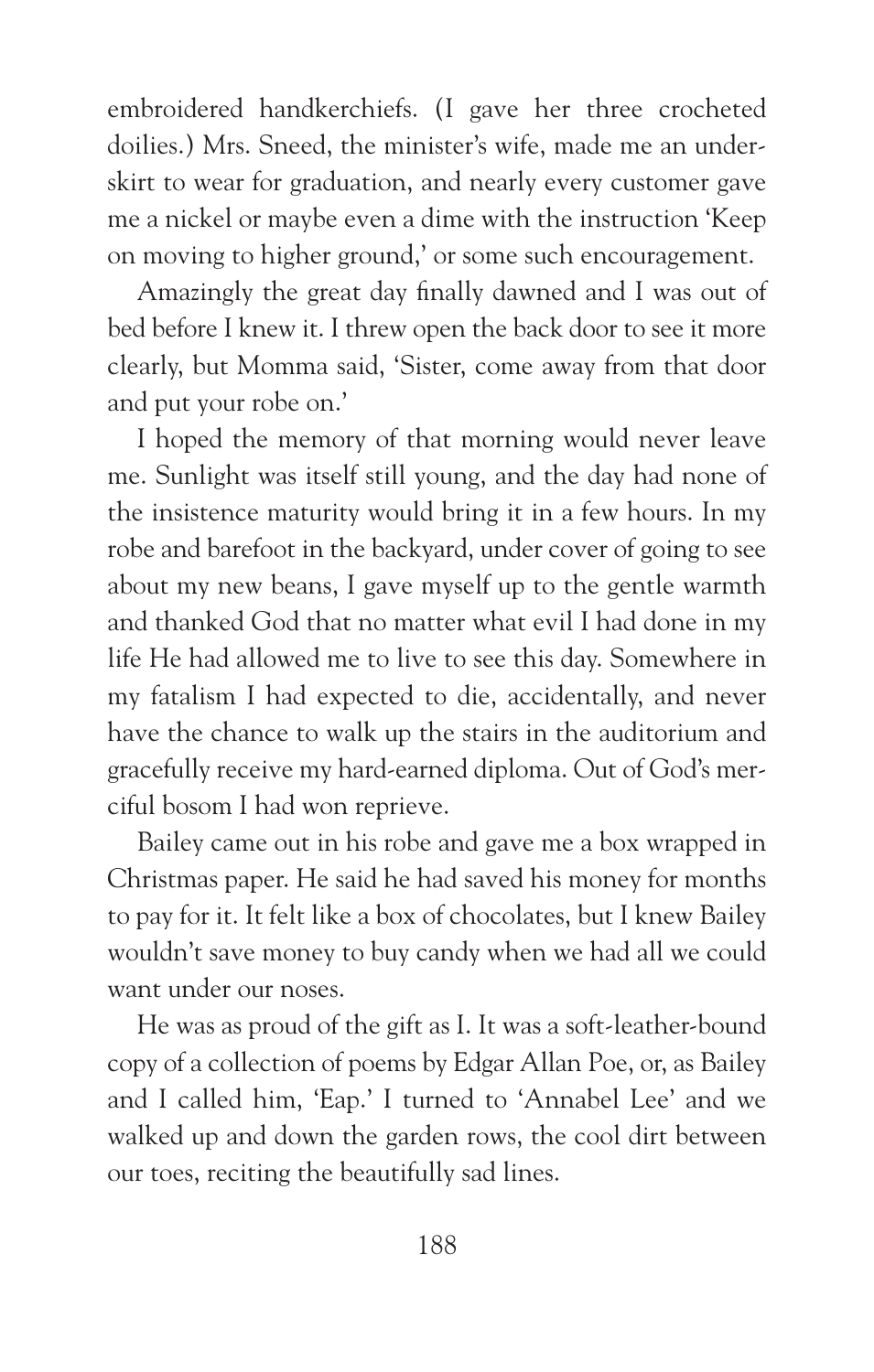embroidered handkerchiefs. (I gave her three crocheted doilies.) Mrs. Sneed, the minister's wife, made me an underskirt to wear for graduation, and nearly every customer gave me a nickel or maybe even a dime with the instruction 'Keep on moving to higher ground,' or some such encouragement.

Amazingly the great day finally dawned and I was out of bed before I knew it. I threw open the back door to see it more clearly, but Momma said, 'Sister, come away from that door and put your robe on.'

I hoped the memory of that morning would never leave me. Sunlight was itself still young, and the day had none of the insistence maturity would bring it in a few hours. In my robe and barefoot in the backyard, under cover of going to see about my new beans, I gave myself up to the gentle warmth and thanked God that no matter what evil I had done in my life He had allowed me to live to see this day. Somewhere in my fatalism I had expected to die, accidentally, and never have the chance to walk up the stairs in the auditorium and gracefully receive my hard-earned diploma. Out of God's merciful bosom I had won reprieve.

Bailey came out in his robe and gave me a box wrapped in Christmas paper. He said he had saved his money for months to pay for it. It felt like a box of chocolates, but I knew Bailey wouldn't save money to buy candy when we had all we could want under our noses.

He was as proud of the gift as I. It was a soft-leather-bound copy of a collection of poems by Edgar Allan Poe, or, as Bailey and I called him, 'Eap.' I turned to 'Annabel Lee' and we walked up and down the garden rows, the cool dirt between our toes, reciting the beautifully sad lines.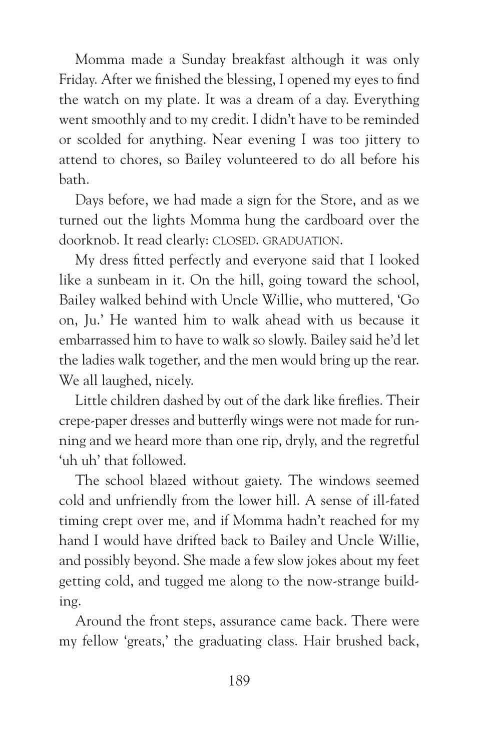Momma made a Sunday breakfast although it was only Friday. After we finished the blessing, I opened my eyes to find the watch on my plate. It was a dream of a day. Everything went smoothly and to my credit. I didn't have to be reminded or scolded for anything. Near evening I was too jittery to attend to chores, so Bailey volunteered to do all before his bath.

Days before, we had made a sign for the Store, and as we turned out the lights Momma hung the cardboard over the doorknob. It read clearly: CLOSED. GRADUATION.

My dress fitted perfectly and everyone said that I looked like a sunbeam in it. On the hill, going toward the school, Bailey walked behind with Uncle Willie, who muttered, 'Go on, Ju.' He wanted him to walk ahead with us because it embarrassed him to have to walk so slowly. Bailey said he'd let the ladies walk together, and the men would bring up the rear. We all laughed, nicely.

Little children dashed by out of the dark like fireflies. Their crepe-paper dresses and butterfly wings were not made for running and we heard more than one rip, dryly, and the regretful 'uh uh' that followed.

The school blazed without gaiety. The windows seemed cold and unfriendly from the lower hill. A sense of ill-fated timing crept over me, and if Momma hadn't reached for my hand I would have drifted back to Bailey and Uncle Willie, and possibly beyond. She made a few slow jokes about my feet getting cold, and tugged me along to the now-strange building.

Around the front steps, assurance came back. There were my fellow 'greats,' the graduating class. Hair brushed back,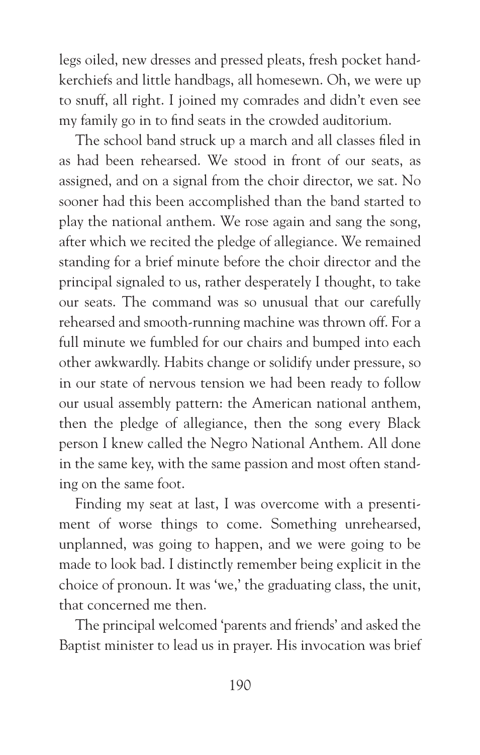legs oiled, new dresses and pressed pleats, fresh pocket handkerchiefs and little handbags, all homesewn. Oh, we were up to snuff, all right. I joined my comrades and didn't even see my family go in to find seats in the crowded auditorium.

The school band struck up a march and all classes filed in as had been rehearsed. We stood in front of our seats, as assigned, and on a signal from the choir director, we sat. No sooner had this been accomplished than the band started to play the national anthem. We rose again and sang the song, after which we recited the pledge of allegiance. We remained standing for a brief minute before the choir director and the principal signaled to us, rather desperately I thought, to take our seats. The command was so unusual that our carefully rehearsed and smooth-running machine was thrown off. For a full minute we fumbled for our chairs and bumped into each other awkwardly. Habits change or solidify under pressure, so in our state of nervous tension we had been ready to follow our usual assembly pattern: the American national anthem, then the pledge of allegiance, then the song every Black person I knew called the Negro National Anthem. All done in the same key, with the same passion and most often standing on the same foot.

Finding my seat at last, I was overcome with a presentiment of worse things to come. Something unrehearsed, unplanned, was going to happen, and we were going to be made to look bad. I distinctly remember being explicit in the choice of pronoun. It was 'we,' the graduating class, the unit, that concerned me then.

The principal welcomed 'parents and friends' and asked the Baptist minister to lead us in prayer. His invocation was brief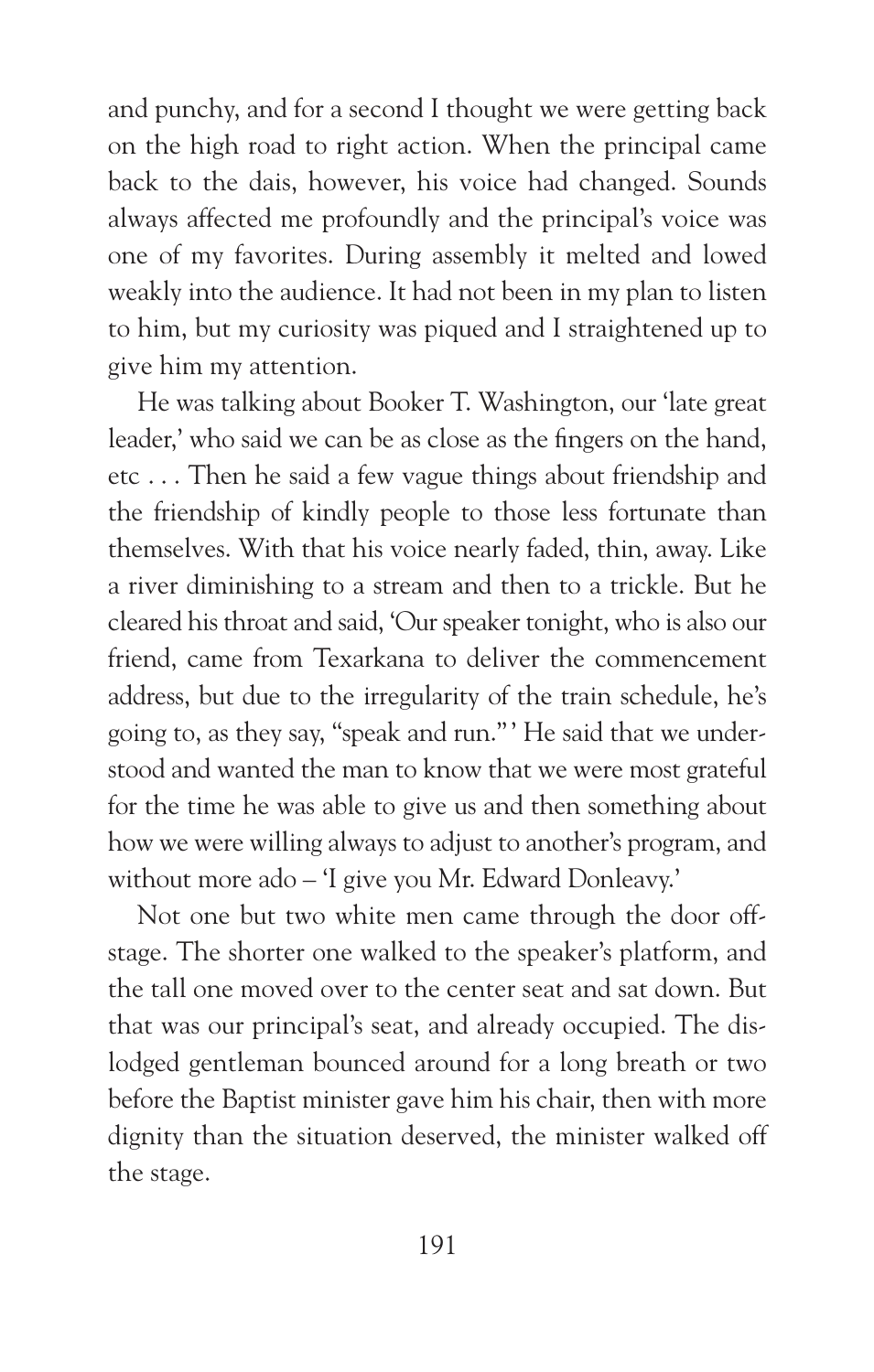and punchy, and for a second I thought we were getting back on the high road to right action. When the principal came back to the dais, however, his voice had changed. Sounds always affected me profoundly and the principal's voice was one of my favorites. During assembly it melted and lowed weakly into the audience. It had not been in my plan to listen to him, but my curiosity was piqued and I straightened up to give him my attention.

He was talking about Booker T. Washington, our 'late great leader,' who said we can be as close as the fingers on the hand, etc . . . Then he said a few vague things about friendship and the friendship of kindly people to those less fortunate than themselves. With that his voice nearly faded, thin, away. Like a river diminishing to a stream and then to a trickle. But he cleared his throat and said, 'Our speaker tonight, who is also our friend, came from Texarkana to deliver the commencement address, but due to the irregularity of the train schedule, he's going to, as they say, "speak and run."' He said that we understood and wanted the man to know that we were most grateful for the time he was able to give us and then something about how we were willing always to adjust to another's program, and without more ado – 'I give you Mr. Edward Donleavy.'

Not one but two white men came through the door offstage. The shorter one walked to the speaker's platform, and the tall one moved over to the center seat and sat down. But that was our principal's seat, and already occupied. The dislodged gentleman bounced around for a long breath or two before the Baptist minister gave him his chair, then with more dignity than the situation deserved, the minister walked off the stage.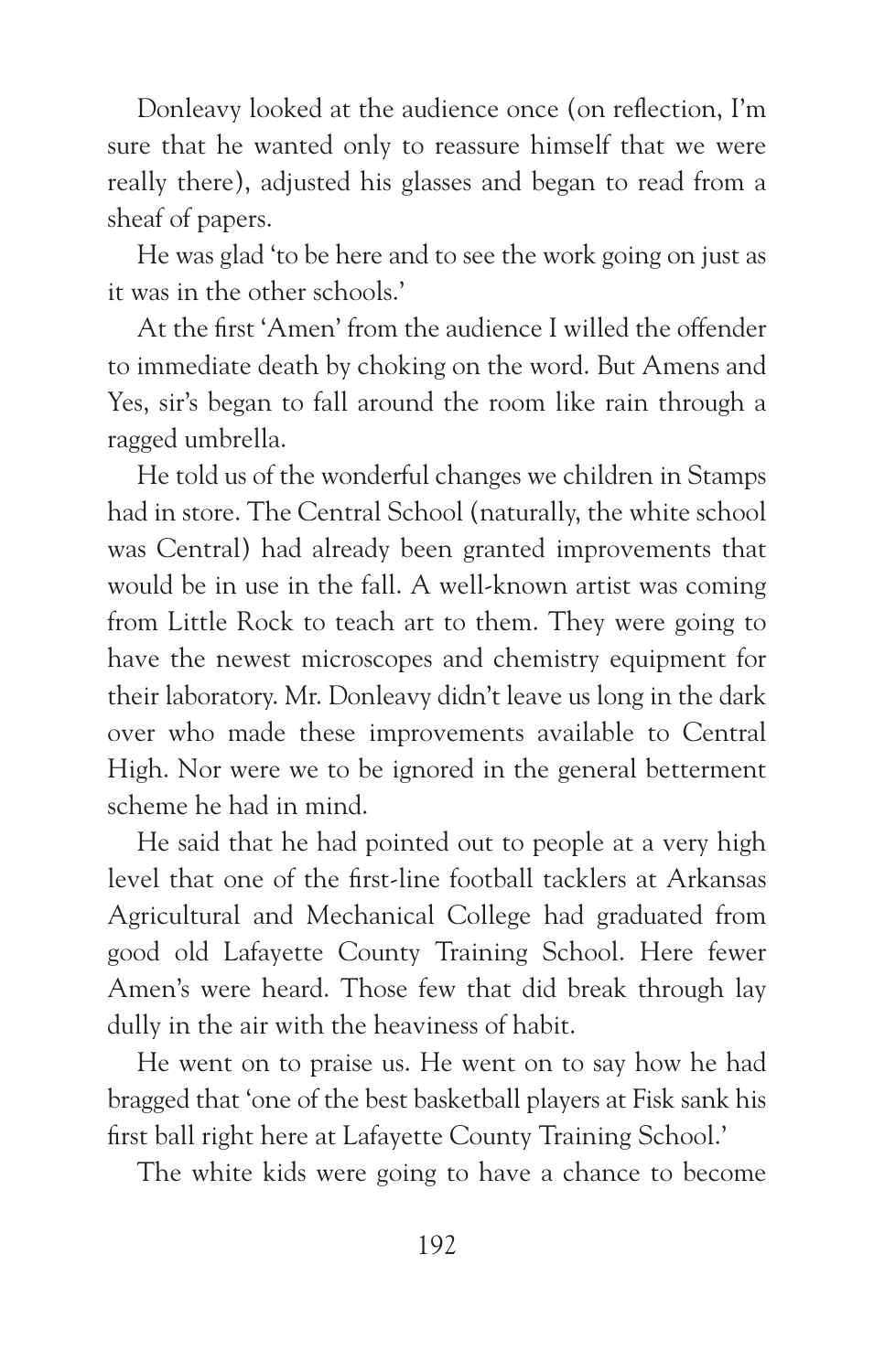Donleavy looked at the audience once (on reflection, I'm sure that he wanted only to reassure himself that we were really there), adjusted his glasses and began to read from a sheaf of papers.

He was glad 'to be here and to see the work going on just as it was in the other schools.'

At the first 'Amen' from the audience I willed the offender to immediate death by choking on the word. But Amens and Yes, sir's began to fall around the room like rain through a ragged umbrella.

He told us of the wonderful changes we children in Stamps had in store. The Central School (naturally, the white school was Central) had already been granted improvements that would be in use in the fall. A well-known artist was coming from Little Rock to teach art to them. They were going to have the newest microscopes and chemistry equipment for their laboratory. Mr. Donleavy didn't leave us long in the dark over who made these improvements available to Central High. Nor were we to be ignored in the general betterment scheme he had in mind.

He said that he had pointed out to people at a very high level that one of the first-line football tacklers at Arkansas Agricultural and Mechanical College had graduated from good old Lafayette County Training School. Here fewer Amen's were heard. Those few that did break through lay dully in the air with the heaviness of habit.

He went on to praise us. He went on to say how he had bragged that 'one of the best basketball players at Fisk sank his first ball right here at Lafayette County Training School.'

The white kids were going to have a chance to become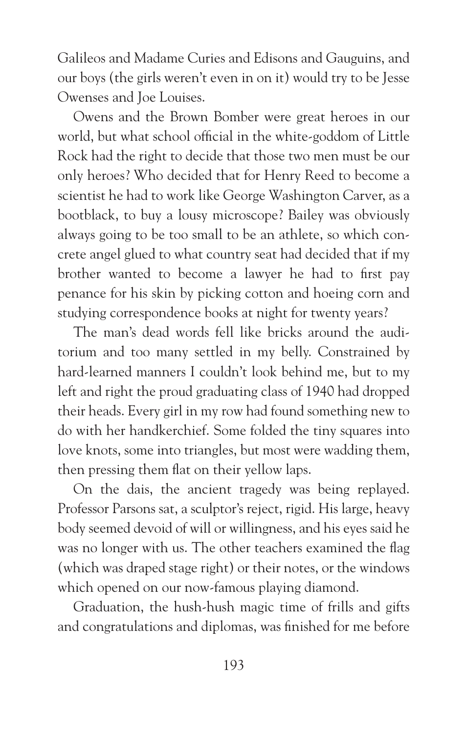Galileos and Madame Curies and Edisons and Gauguins, and our boys (the girls weren't even in on it) would try to be Jesse Owenses and Joe Louises.

Owens and the Brown Bomber were great heroes in our world, but what school official in the white-goddom of Little Rock had the right to decide that those two men must be our only heroes? Who decided that for Henry Reed to become a scientist he had to work like George Washington Carver, as a bootblack, to buy a lousy microscope? Bailey was obviously always going to be too small to be an athlete, so which concrete angel glued to what country seat had decided that if my brother wanted to become a lawyer he had to first pay penance for his skin by picking cotton and hoeing corn and studying correspondence books at night for twenty years?

The man's dead words fell like bricks around the auditorium and too many settled in my belly. Constrained by hard-learned manners I couldn't look behind me, but to my left and right the proud graduating class of 1940 had dropped their heads. Every girl in my row had found something new to do with her handkerchief. Some folded the tiny squares into love knots, some into triangles, but most were wadding them, then pressing them flat on their yellow laps.

On the dais, the ancient tragedy was being replayed. Professor Parsons sat, a sculptor's reject, rigid. His large, heavy body seemed devoid of will or willingness, and his eyes said he was no longer with us. The other teachers examined the flag (which was draped stage right) or their notes, or the windows which opened on our now-famous playing diamond.

Graduation, the hush-hush magic time of frills and gifts and congratulations and diplomas, was finished for me before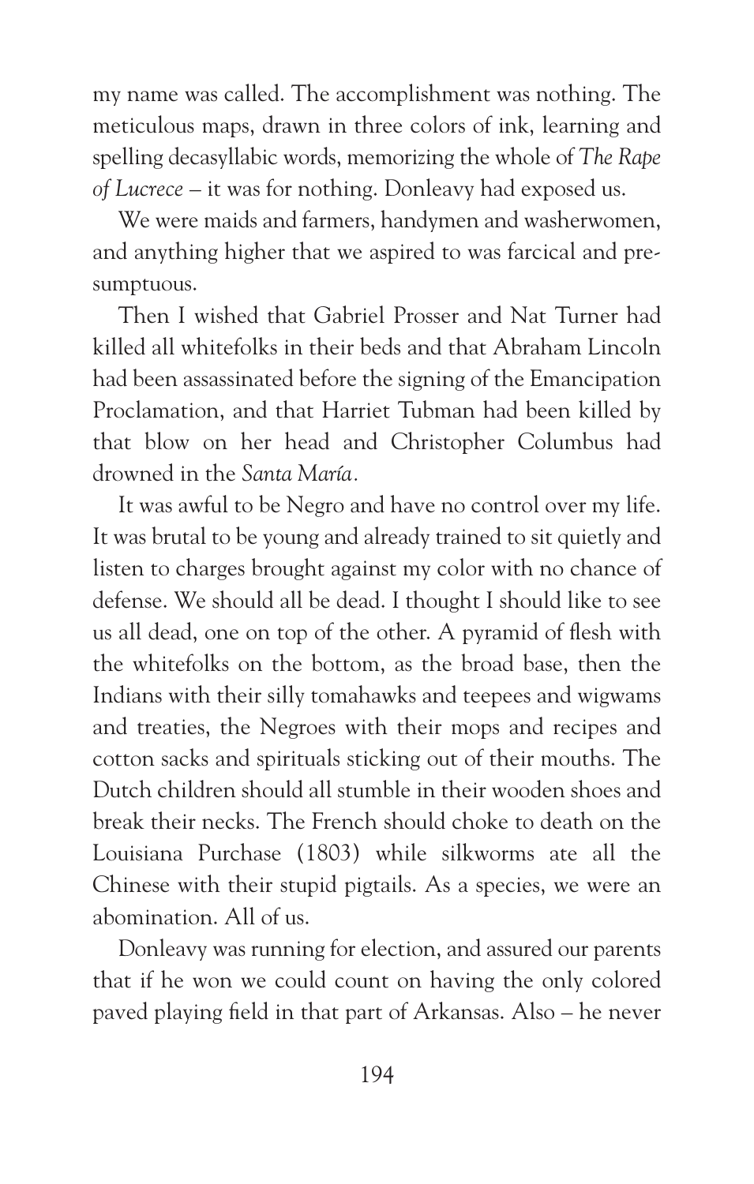my name was called. The accomplishment was nothing. The meticulous maps, drawn in three colors of ink, learning and spelling decasyllabic words, memorizing the whole of *The Rape of Lucrece* – it was for nothing. Donleavy had exposed us.

We were maids and farmers, handymen and washerwomen, and anything higher that we aspired to was farcical and presumptuous.

Then I wished that Gabriel Prosser and Nat Turner had killed all whitefolks in their beds and that Abraham Lincoln had been assassinated before the signing of the Emancipation Proclamation, and that Harriet Tubman had been killed by that blow on her head and Christopher Columbus had drowned in the *Santa María*.

It was awful to be Negro and have no control over my life. It was brutal to be young and already trained to sit quietly and listen to charges brought against my color with no chance of defense. We should all be dead. I thought I should like to see us all dead, one on top of the other. A pyramid of flesh with the whitefolks on the bottom, as the broad base, then the Indians with their silly tomahawks and teepees and wigwams and treaties, the Negroes with their mops and recipes and cotton sacks and spirituals sticking out of their mouths. The Dutch children should all stumble in their wooden shoes and break their necks. The French should choke to death on the Louisiana Purchase (1803) while silkworms ate all the Chinese with their stupid pigtails. As a species, we were an abomination. All of us.

Donleavy was running for election, and assured our parents that if he won we could count on having the only colored paved playing field in that part of Arkansas. Also – he never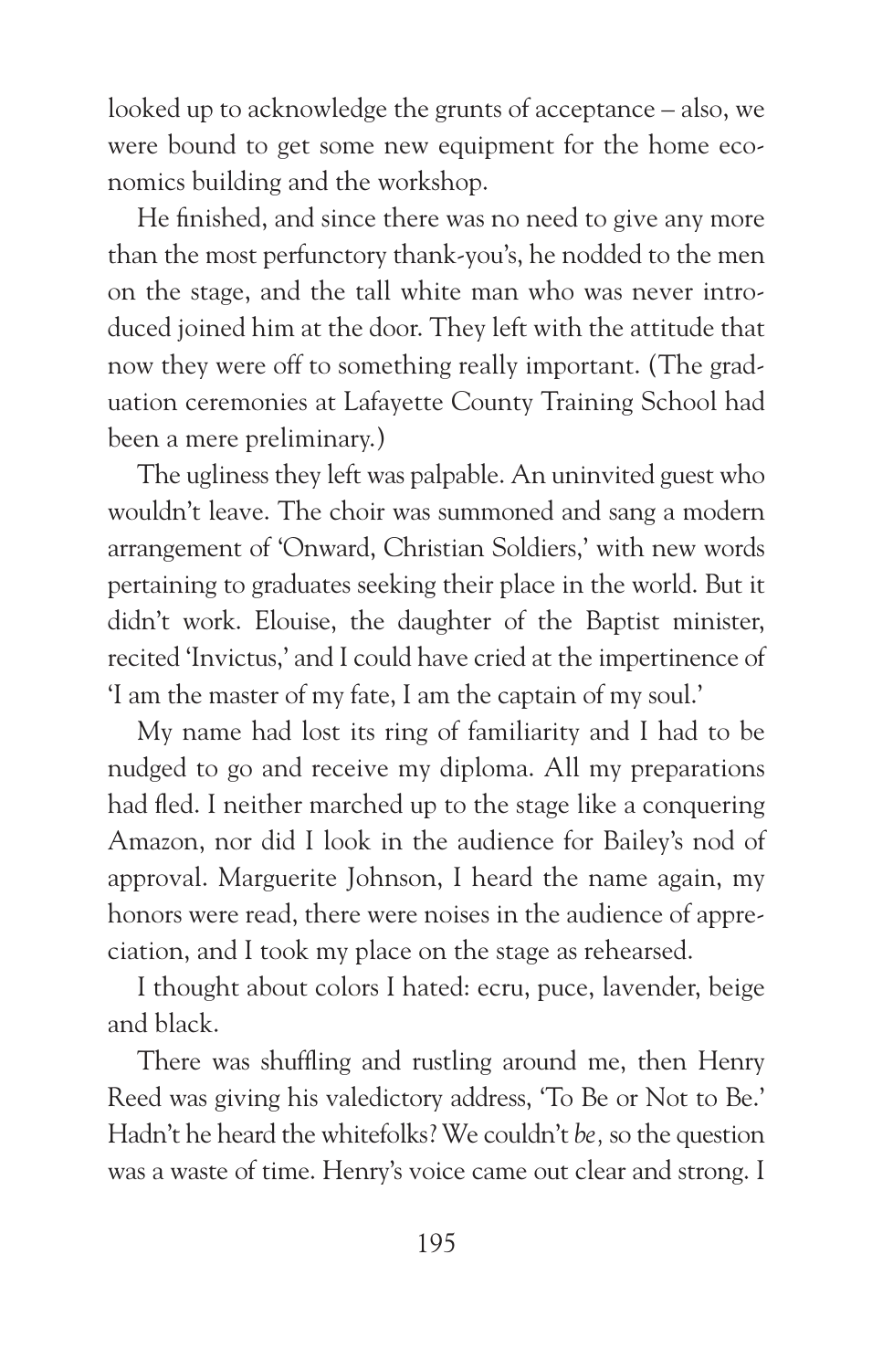looked up to acknowledge the grunts of acceptance – also, we were bound to get some new equipment for the home economics building and the workshop.

He finished, and since there was no need to give any more than the most perfunctory thank-you's, he nodded to the men on the stage, and the tall white man who was never introduced joined him at the door. They left with the attitude that now they were off to something really important. (The graduation ceremonies at Lafayette County Training School had been a mere preliminary.)

The ugliness they left was palpable. An uninvited guest who wouldn't leave. The choir was summoned and sang a modern arrangement of 'Onward, Christian Soldiers,' with new words pertaining to graduates seeking their place in the world. But it didn't work. Elouise, the daughter of the Baptist minister, recited 'Invictus,' and I could have cried at the impertinence of 'I am the master of my fate, I am the captain of my soul.'

My name had lost its ring of familiarity and I had to be nudged to go and receive my diploma. All my preparations had fled. I neither marched up to the stage like a conquering Amazon, nor did I look in the audience for Bailey's nod of approval. Marguerite Johnson, I heard the name again, my honors were read, there were noises in the audience of appreciation, and I took my place on the stage as rehearsed.

I thought about colors I hated: ecru, puce, lavender, beige and black.

There was shuffling and rustling around me, then Henry Reed was giving his valedictory address, 'To Be or Not to Be.' Hadn't he heard the whitefolks? We couldn't *be*, so the question was a waste of time. Henry's voice came out clear and strong. I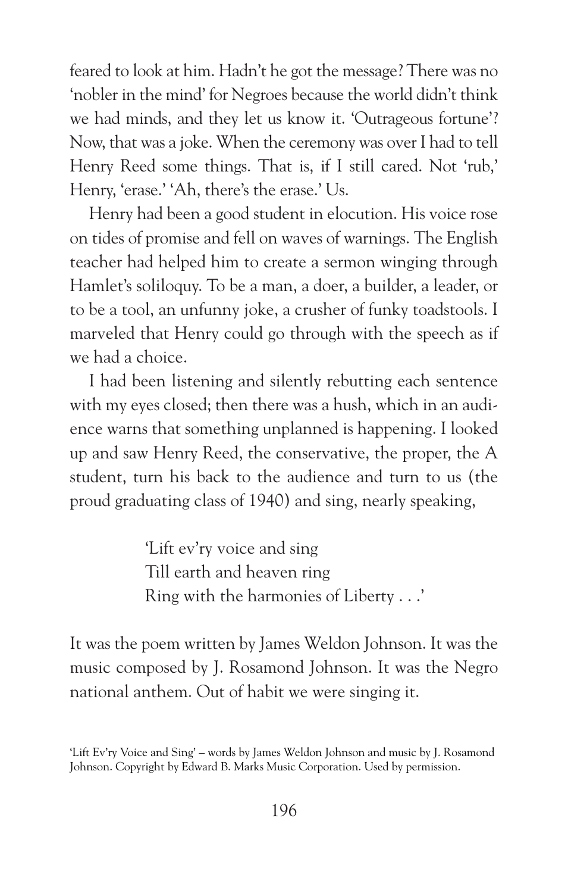feared to look at him. Hadn't he got the message? There was no 'nobler in the mind' for Negroes because the world didn't think we had minds, and they let us know it. 'Outrageous fortune'? Now, that was a joke. When the ceremony was over I had to tell Henry Reed some things. That is, if I still cared. Not 'rub,' Henry, 'erase.' 'Ah, there's the erase.' Us.

Henry had been a good student in elocution. His voice rose on tides of promise and fell on waves of warnings. The English teacher had helped him to create a sermon winging through Hamlet's soliloquy. To be a man, a doer, a builder, a leader, or to be a tool, an unfunny joke, a crusher of funky toadstools. I marveled that Henry could go through with the speech as if we had a choice.

I had been listening and silently rebutting each sentence with my eyes closed; then there was a hush, which in an audience warns that something unplanned is happening. I looked up and saw Henry Reed, the conservative, the proper, the A student, turn his back to the audience and turn to us (the proud graduating class of 1940) and sing, nearly speaking,

> 'Lift ev'ry voice and sing
> Till earth and heaven ring
> Ring with the harmonies of Liberty . . .'

It was the poem written by James Weldon Johnson. It was the music composed by J. Rosamond Johnson. It was the Negro national anthem. Out of habit we were singing it.

'Lift Ev'ry Voice and Sing' – words by James Weldon Johnson and music by J. Rosamond Johnson. Copyright by Edward B. Marks Music Corporation. Used by permission.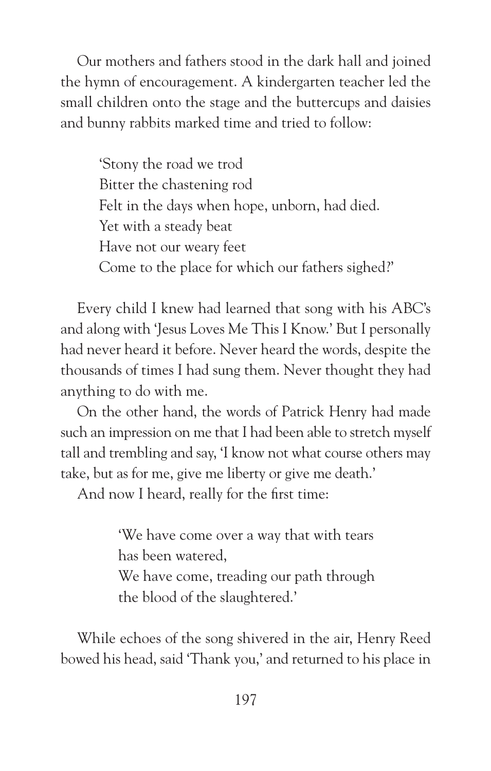Our mothers and fathers stood in the dark hall and joined the hymn of encouragement. A kindergarten teacher led the small children onto the stage and the buttercups and daisies and bunny rabbits marked time and tried to follow:

> 'Stony the road we trod
> Bitter the chastening rod
> Felt in the days when hope, unborn, had died.
> Yet with a steady beat
> Have not our weary feet
> Come to the place for which our fathers sighed?'

Every child I knew had learned that song with his ABC's and along with 'Jesus Loves Me This I Know.' But I personally had never heard it before. Never heard the words, despite the thousands of times I had sung them. Never thought they had anything to do with me.

On the other hand, the words of Patrick Henry had made such an impression on me that I had been able to stretch myself tall and trembling and say, 'I know not what course others may take, but as for me, give me liberty or give me death.'

And now I heard, really for the first time:

> 'We have come over a way that with tears
> has been watered,
> We have come, treading our path through
> the blood of the slaughtered.'

While echoes of the song shivered in the air, Henry Reed bowed his head, said 'Thank you,' and returned to his place in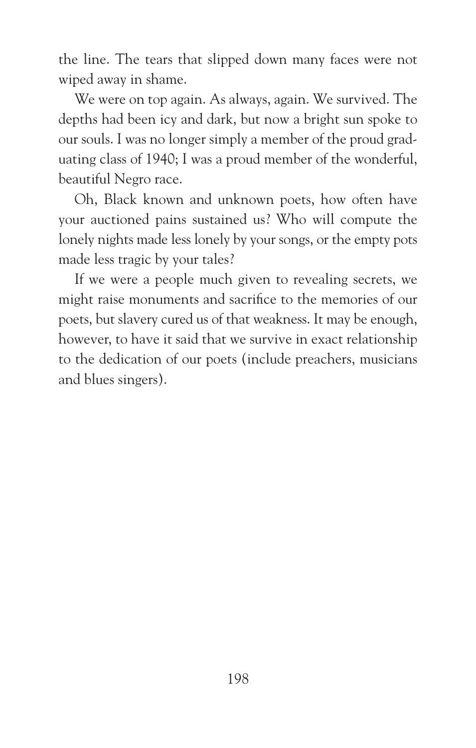the line. The tears that slipped down many faces were not wiped away in shame.

We were on top again. As always, again. We survived. The depths had been icy and dark, but now a bright sun spoke to our souls. I was no longer simply a member of the proud graduating class of 1940; I was a proud member of the wonderful, beautiful Negro race.

Oh, Black known and unknown poets, how often have your auctioned pains sustained us? Who will compute the lonely nights made less lonely by your songs, or the empty pots made less tragic by your tales?

If we were a people much given to revealing secrets, we might raise monuments and sacrifice to the memories of our poets, but slavery cured us of that weakness. It may be enough, however, to have it said that we survive in exact relationship to the dedication of our poets (include preachers, musicians and blues singers).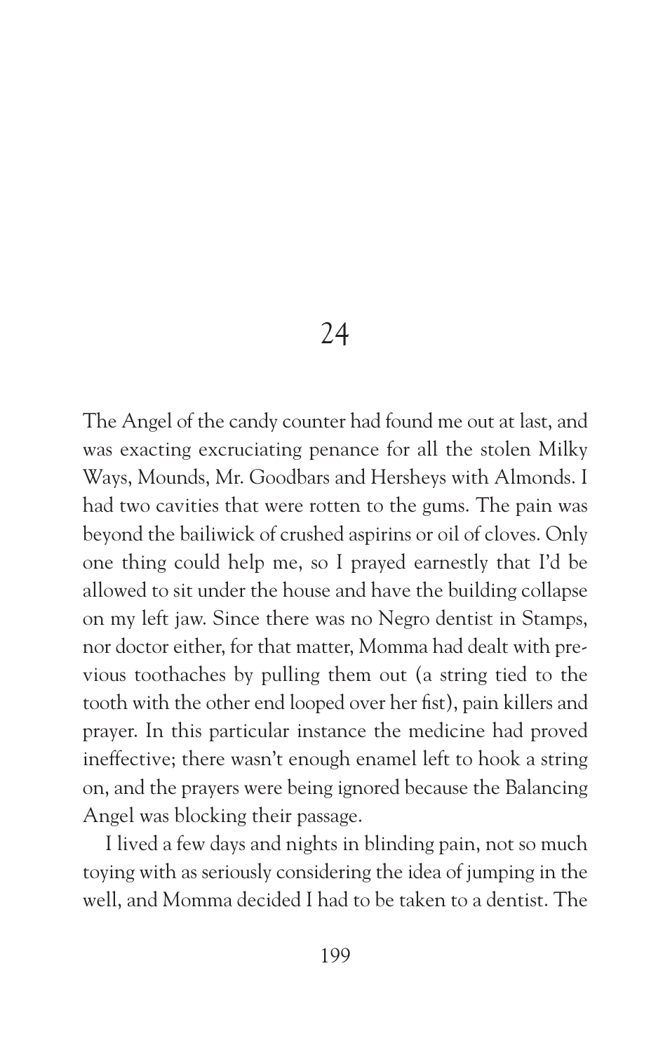# 24

The Angel of the candy counter had found me out at last, and was exacting excruciating penance for all the stolen Milky Ways, Mounds, Mr. Goodbars and Hersheys with Almonds. I had two cavities that were rotten to the gums. The pain was beyond the bailiwick of crushed aspirins or oil of cloves. Only one thing could help me, so I prayed earnestly that I'd be allowed to sit under the house and have the building collapse on my left jaw. Since there was no Negro dentist in Stamps, nor doctor either, for that matter, Momma had dealt with previous toothaches by pulling them out (a string tied to the tooth with the other end looped over her fist), pain killers and prayer. In this particular instance the medicine had proved ineffective; there wasn't enough enamel left to hook a string on, and the prayers were being ignored because the Balancing Angel was blocking their passage.

I lived a few days and nights in blinding pain, not so much toying with as seriously considering the idea of jumping in the well, and Momma decided I had to be taken to a dentist. The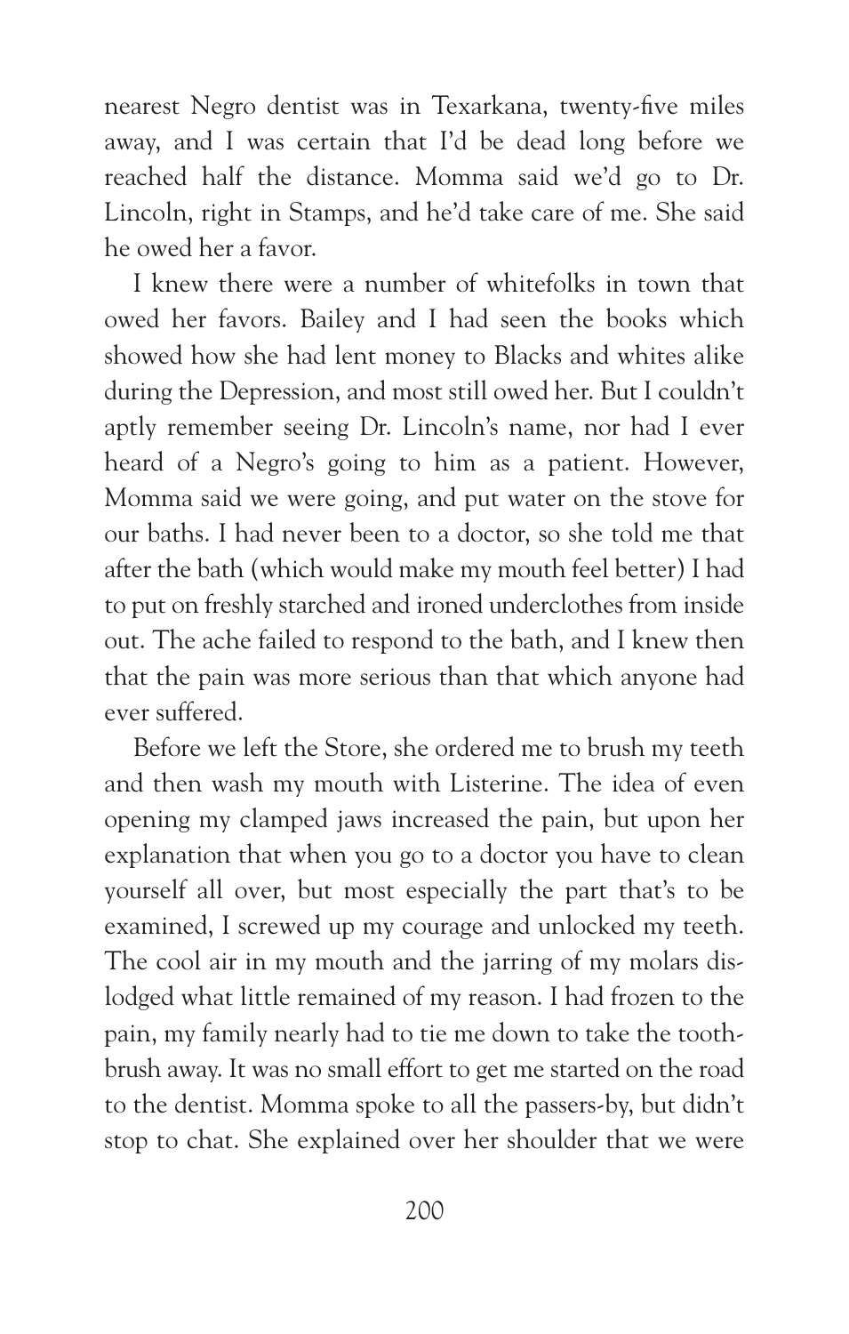nearest Negro dentist was in Texarkana, twenty-five miles away, and I was certain that I'd be dead long before we reached half the distance. Momma said we'd go to Dr. Lincoln, right in Stamps, and he'd take care of me. She said he owed her a favor.

I knew there were a number of whitefolks in town that owed her favors. Bailey and I had seen the books which showed how she had lent money to Blacks and whites alike during the Depression, and most still owed her. But I couldn't aptly remember seeing Dr. Lincoln's name, nor had I ever heard of a Negro's going to him as a patient. However, Momma said we were going, and put water on the stove for our baths. I had never been to a doctor, so she told me that after the bath (which would make my mouth feel better) I had to put on freshly starched and ironed underclothes from inside out. The ache failed to respond to the bath, and I knew then that the pain was more serious than that which anyone had ever suffered.

Before we left the Store, she ordered me to brush my teeth and then wash my mouth with Listerine. The idea of even opening my clamped jaws increased the pain, but upon her explanation that when you go to a doctor you have to clean yourself all over, but most especially the part that's to be examined, I screwed up my courage and unlocked my teeth. The cool air in my mouth and the jarring of my molars dislodged what little remained of my reason. I had frozen to the pain, my family nearly had to tie me down to take the toothbrush away. It was no small effort to get me started on the road to the dentist. Momma spoke to all the passers-by, but didn't stop to chat. She explained over her shoulder that we were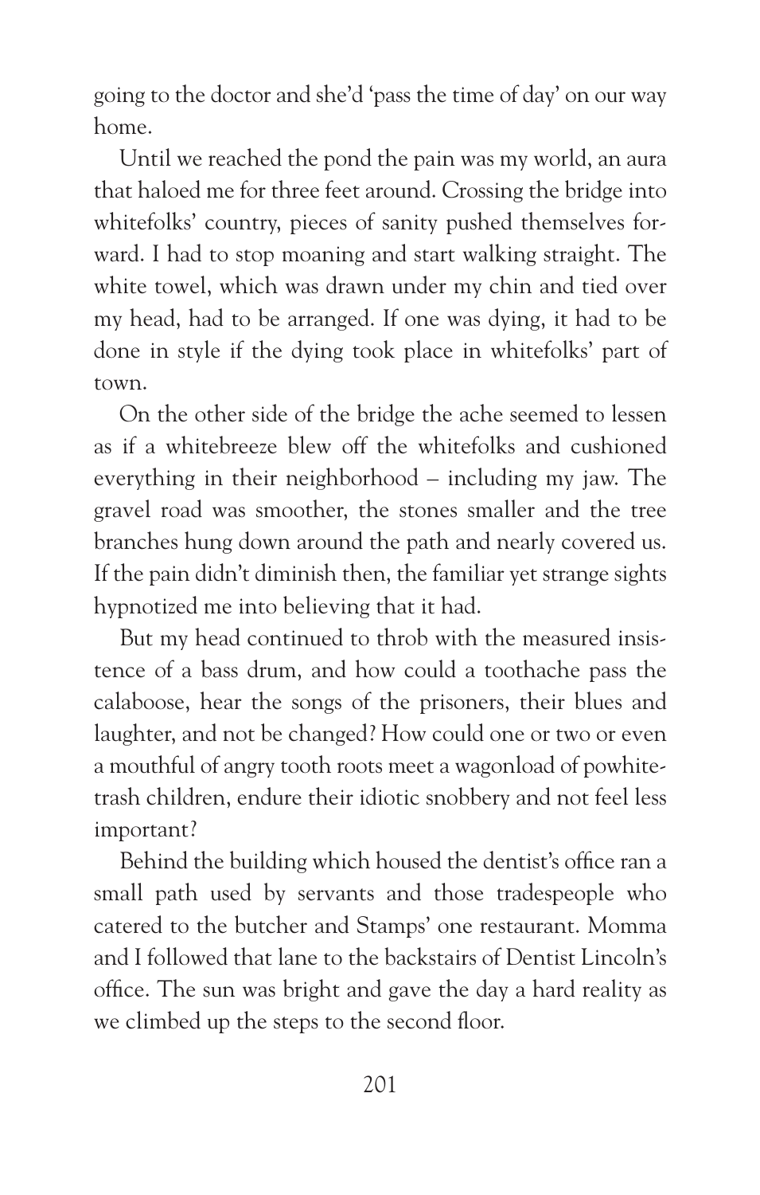going to the doctor and she'd 'pass the time of day' on our way home.

Until we reached the pond the pain was my world, an aura that haloed me for three feet around. Crossing the bridge into whitefolks' country, pieces of sanity pushed themselves forward. I had to stop moaning and start walking straight. The white towel, which was drawn under my chin and tied over my head, had to be arranged. If one was dying, it had to be done in style if the dying took place in whitefolks' part of town.

On the other side of the bridge the ache seemed to lessen as if a whitebreeze blew off the whitefolks and cushioned everything in their neighborhood – including my jaw. The gravel road was smoother, the stones smaller and the tree branches hung down around the path and nearly covered us. If the pain didn't diminish then, the familiar yet strange sights hypnotized me into believing that it had.

But my head continued to throb with the measured insistence of a bass drum, and how could a toothache pass the calaboose, hear the songs of the prisoners, their blues and laughter, and not be changed? How could one or two or even a mouthful of angry tooth roots meet a wagonload of powhitetrash children, endure their idiotic snobbery and not feel less important?

Behind the building which housed the dentist's office ran a small path used by servants and those tradespeople who catered to the butcher and Stamps' one restaurant. Momma and I followed that lane to the backstairs of Dentist Lincoln's office. The sun was bright and gave the day a hard reality as we climbed up the steps to the second floor.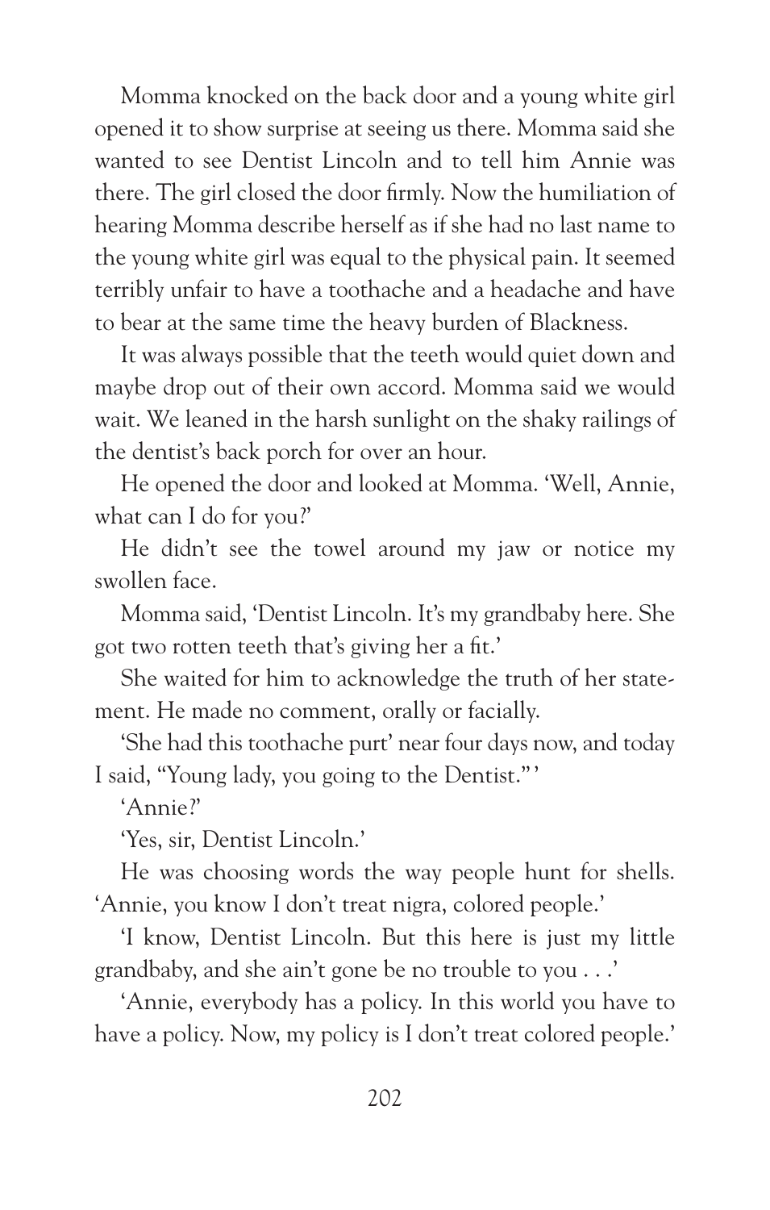Momma knocked on the back door and a young white girl opened it to show surprise at seeing us there. Momma said she wanted to see Dentist Lincoln and to tell him Annie was there. The girl closed the door firmly. Now the humiliation of hearing Momma describe herself as if she had no last name to the young white girl was equal to the physical pain. It seemed terribly unfair to have a toothache and a headache and have to bear at the same time the heavy burden of Blackness.

It was always possible that the teeth would quiet down and maybe drop out of their own accord. Momma said we would wait. We leaned in the harsh sunlight on the shaky railings of the dentist's back porch for over an hour.

He opened the door and looked at Momma. 'Well, Annie, what can I do for you?'

He didn't see the towel around my jaw or notice my swollen face.

Momma said, 'Dentist Lincoln. It's my grandbaby here. She got two rotten teeth that's giving her a fit.'

She waited for him to acknowledge the truth of her statement. He made no comment, orally or facially.

'She had this toothache purt' near four days now, and today I said, "Young lady, you going to the Dentist." '

'Annie?'

'Yes, sir, Dentist Lincoln.'

He was choosing words the way people hunt for shells. 'Annie, you know I don't treat nigra, colored people.'

'I know, Dentist Lincoln. But this here is just my little grandbaby, and she ain't gone be no trouble to you . . .'

'Annie, everybody has a policy. In this world you have to have a policy. Now, my policy is I don't treat colored people.'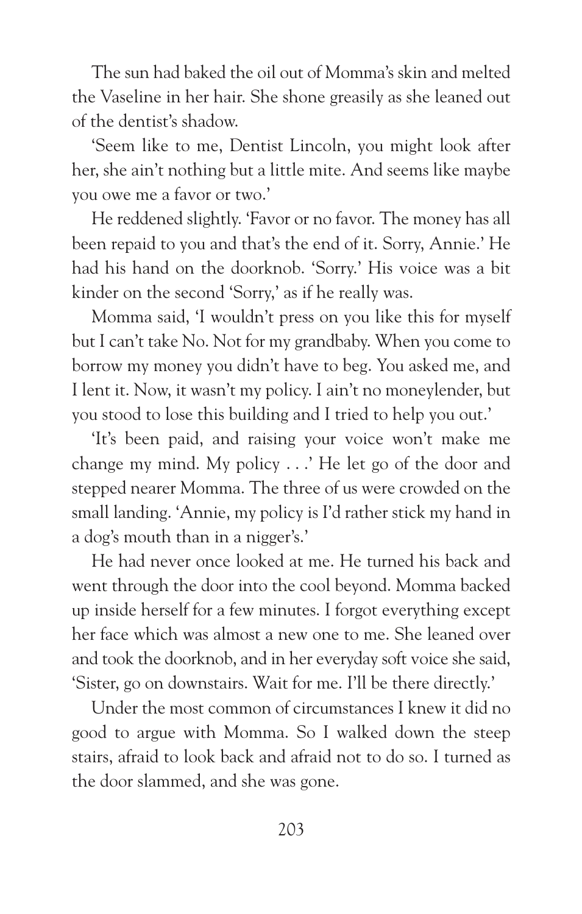The sun had baked the oil out of Momma's skin and melted the Vaseline in her hair. She shone greasily as she leaned out of the dentist's shadow.

'Seem like to me, Dentist Lincoln, you might look after her, she ain't nothing but a little mite. And seems like maybe you owe me a favor or two.'

He reddened slightly. 'Favor or no favor. The money has all been repaid to you and that's the end of it. Sorry, Annie.' He had his hand on the doorknob. 'Sorry.' His voice was a bit kinder on the second 'Sorry,' as if he really was.

Momma said, 'I wouldn't press on you like this for myself but I can't take No. Not for my grandbaby. When you come to borrow my money you didn't have to beg. You asked me, and I lent it. Now, it wasn't my policy. I ain't no moneylender, but you stood to lose this building and I tried to help you out.'

'It's been paid, and raising your voice won't make me change my mind. My policy . . .' He let go of the door and stepped nearer Momma. The three of us were crowded on the small landing. 'Annie, my policy is I'd rather stick my hand in a dog's mouth than in a nigger's.'

He had never once looked at me. He turned his back and went through the door into the cool beyond. Momma backed up inside herself for a few minutes. I forgot everything except her face which was almost a new one to me. She leaned over and took the doorknob, and in her everyday soft voice she said, 'Sister, go on downstairs. Wait for me. I'll be there directly.'

Under the most common of circumstances I knew it did no good to argue with Momma. So I walked down the steep stairs, afraid to look back and afraid not to do so. I turned as the door slammed, and she was gone.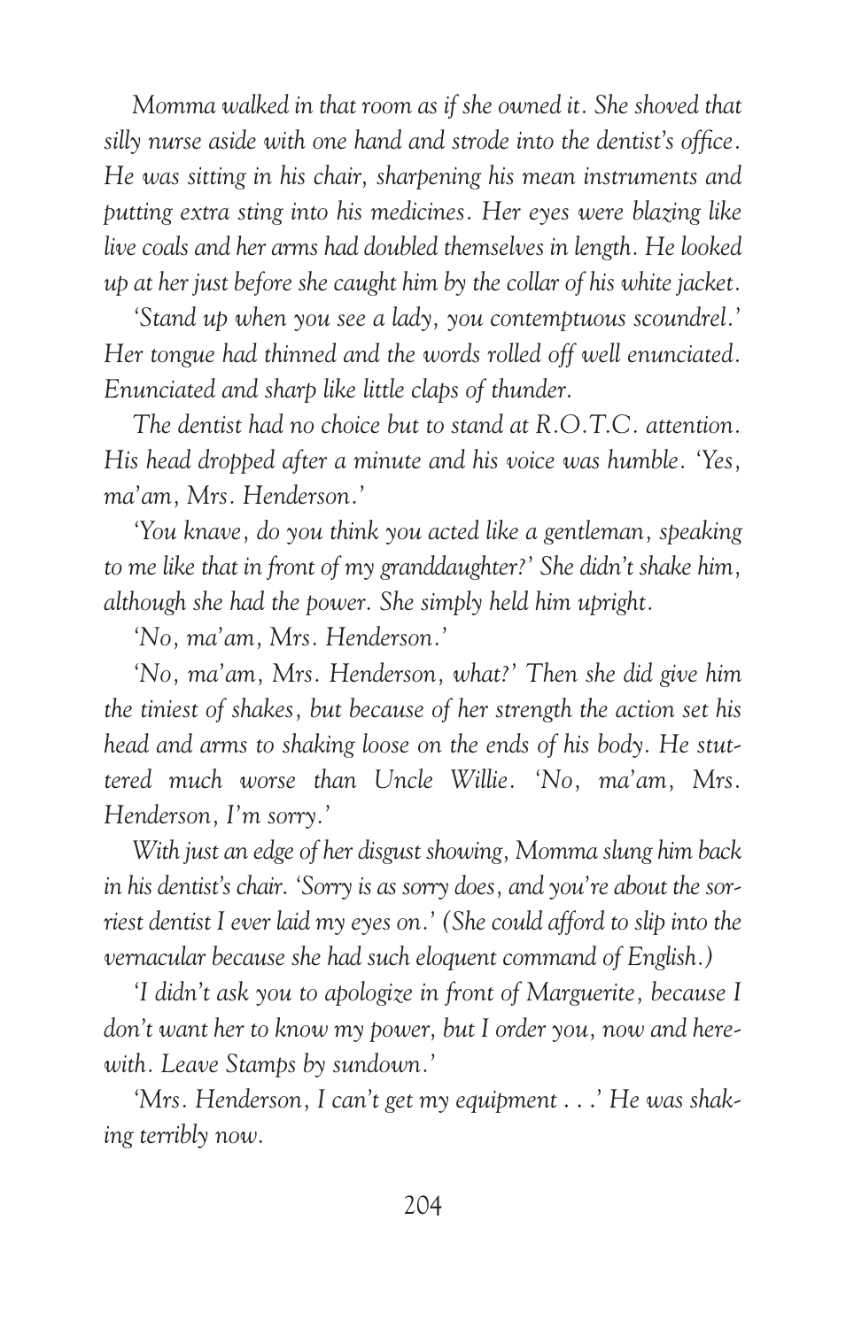*Momma walked in that room as if she owned it. She shoved that silly nurse aside with one hand and strode into the dentist's office. He was sitting in his chair, sharpening his mean instruments and putting extra sting into his medicines. Her eyes were blazing like live coals and her arms had doubled themselves in length. He looked up at her just before she caught him by the collar of his white jacket.*

*'Stand up when you see a lady, you contemptuous scoundrel.' Her tongue had thinned and the words rolled off well enunciated. Enunciated and sharp like little claps of thunder.*

*The dentist had no choice but to stand at R.O.T.C. attention. His head dropped after a minute and his voice was humble. 'Yes, ma'am, Mrs. Henderson.'*

*'You knave, do you think you acted like a gentleman, speaking to me like that in front of my granddaughter?' She didn't shake him, although she had the power. She simply held him upright.*

*'No, ma'am, Mrs. Henderson.'*

*'No, ma'am, Mrs. Henderson, what?' Then she did give him the tiniest of shakes, but because of her strength the action set his head and arms to shaking loose on the ends of his body. He stuttered much worse than Uncle Willie. 'No, ma'am, Mrs. Henderson, I'm sorry.'*

*With just an edge of her disgust showing, Momma slung him back in his dentist's chair. 'Sorry is as sorry does, and you're about the sorriest dentist I ever laid my eyes on.' (She could afford to slip into the vernacular because she had such eloquent command of English.)*

*'I didn't ask you to apologize in front of Marguerite, because I don't want her to know my power, but I order you, now and herewith. Leave Stamps by sundown.'*

*'Mrs. Henderson, I can't get my equipment . . .' He was shaking terribly now.*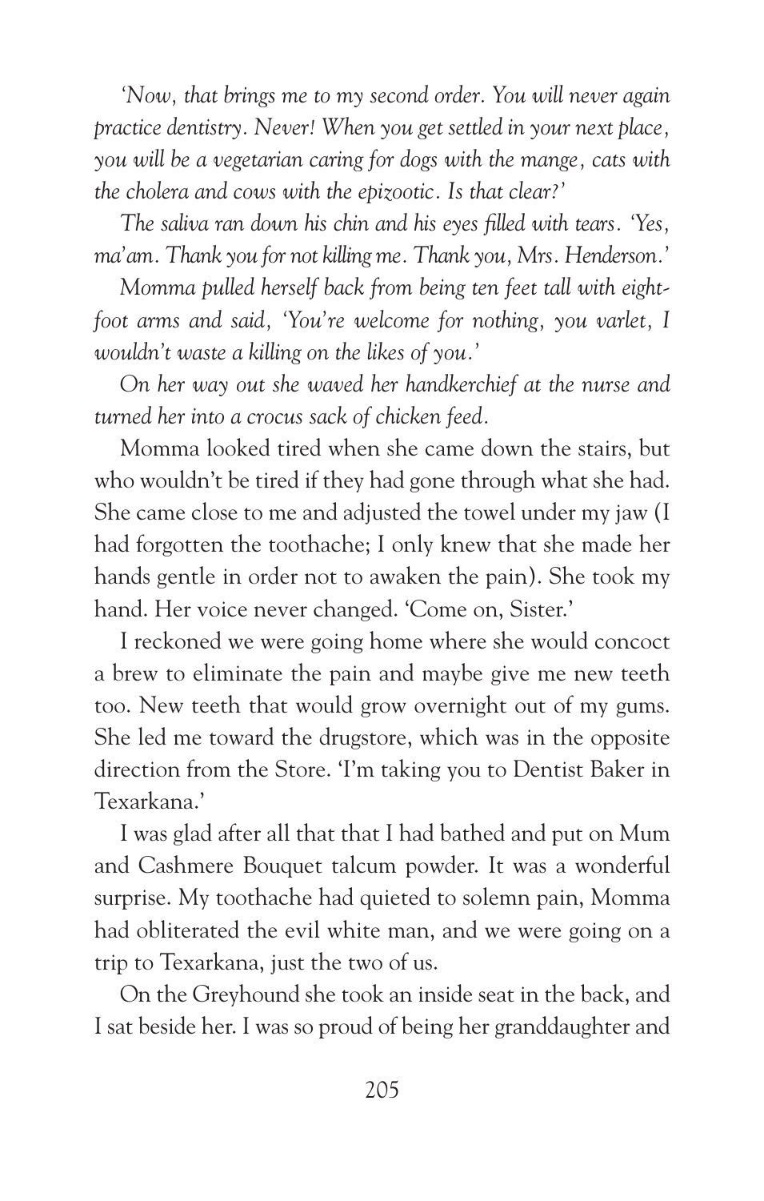*'Now, that brings me to my second order. You will never again practice dentistry. Never! When you get settled in your next place, you will be a vegetarian caring for dogs with the mange, cats with the cholera and cows with the epizootic. Is that clear?'*

*The saliva ran down his chin and his eyes filled with tears. 'Yes, ma'am. Thank you for not killing me. Thank you, Mrs. Henderson.'*

*Momma pulled herself back from being ten feet tall with eight-foot arms and said, 'You're welcome for nothing, you varlet, I wouldn't waste a killing on the likes of you.'*

*On her way out she waved her handkerchief at the nurse and turned her into a crocus sack of chicken feed.*

Momma looked tired when she came down the stairs, but who wouldn't be tired if they had gone through what she had. She came close to me and adjusted the towel under my jaw (I had forgotten the toothache; I only knew that she made her hands gentle in order not to awaken the pain). She took my hand. Her voice never changed. 'Come on, Sister.'

I reckoned we were going home where she would concoct a brew to eliminate the pain and maybe give me new teeth too. New teeth that would grow overnight out of my gums. She led me toward the drugstore, which was in the opposite direction from the Store. 'I'm taking you to Dentist Baker in Texarkana.'

I was glad after all that that I had bathed and put on Mum and Cashmere Bouquet talcum powder. It was a wonderful surprise. My toothache had quieted to solemn pain, Momma had obliterated the evil white man, and we were going on a trip to Texarkana, just the two of us.

On the Greyhound she took an inside seat in the back, and I sat beside her. I was so proud of being her granddaughter and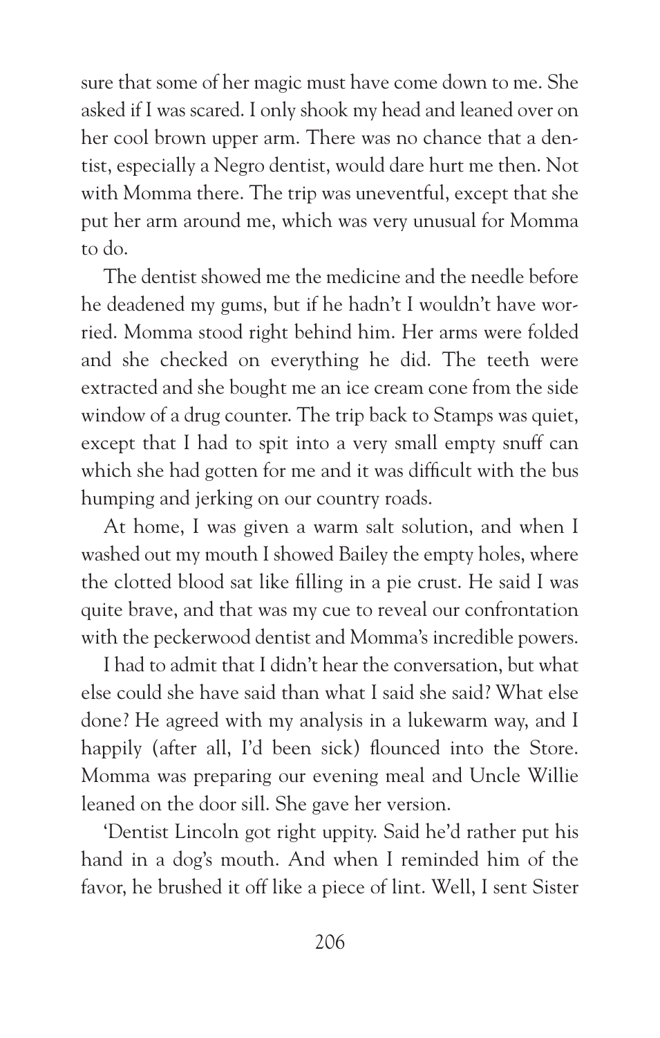sure that some of her magic must have come down to me. She asked if I was scared. I only shook my head and leaned over on her cool brown upper arm. There was no chance that a dentist, especially a Negro dentist, would dare hurt me then. Not with Momma there. The trip was uneventful, except that she put her arm around me, which was very unusual for Momma to do.

The dentist showed me the medicine and the needle before he deadened my gums, but if he hadn't I wouldn't have worried. Momma stood right behind him. Her arms were folded and she checked on everything he did. The teeth were extracted and she bought me an ice cream cone from the side window of a drug counter. The trip back to Stamps was quiet, except that I had to spit into a very small empty snuff can which she had gotten for me and it was difficult with the bus humping and jerking on our country roads.

At home, I was given a warm salt solution, and when I washed out my mouth I showed Bailey the empty holes, where the clotted blood sat like filling in a pie crust. He said I was quite brave, and that was my cue to reveal our confrontation with the peckerwood dentist and Momma's incredible powers.

I had to admit that I didn't hear the conversation, but what else could she have said than what I said she said? What else done? He agreed with my analysis in a lukewarm way, and I happily (after all, I'd been sick) flounced into the Store. Momma was preparing our evening meal and Uncle Willie leaned on the door sill. She gave her version.

'Dentist Lincoln got right uppity. Said he'd rather put his hand in a dog's mouth. And when I reminded him of the favor, he brushed it off like a piece of lint. Well, I sent Sister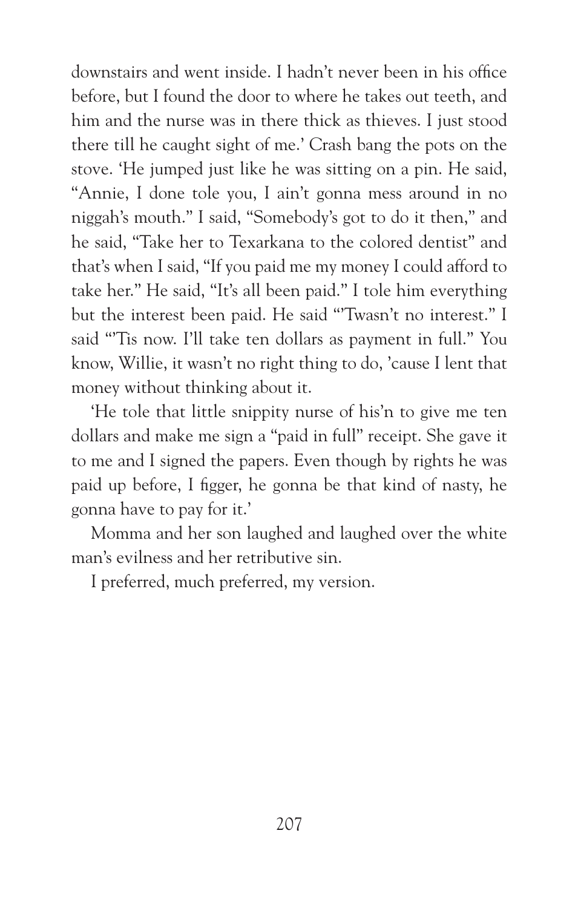downstairs and went inside. I hadn't never been in his office before, but I found the door to where he takes out teeth, and him and the nurse was in there thick as thieves. I just stood there till he caught sight of me.' Crash bang the pots on the stove. 'He jumped just like he was sitting on a pin. He said, "Annie, I done tole you, I ain't gonna mess around in no niggah's mouth." I said, "Somebody's got to do it then," and he said, "Take her to Texarkana to the colored dentist" and that's when I said, "If you paid me my money I could afford to take her." He said, "It's all been paid." I tole him everything but the interest been paid. He said "'Twasn't no interest." I said "'Tis now. I'll take ten dollars as payment in full." You know, Willie, it wasn't no right thing to do, 'cause I lent that money without thinking about it.

'He tole that little snippity nurse of his'n to give me ten dollars and make me sign a "paid in full" receipt. She gave it to me and I signed the papers. Even though by rights he was paid up before, I figger, he gonna be that kind of nasty, he gonna have to pay for it.'

Momma and her son laughed and laughed over the white man's evilness and her retributive sin.

I preferred, much preferred, my version.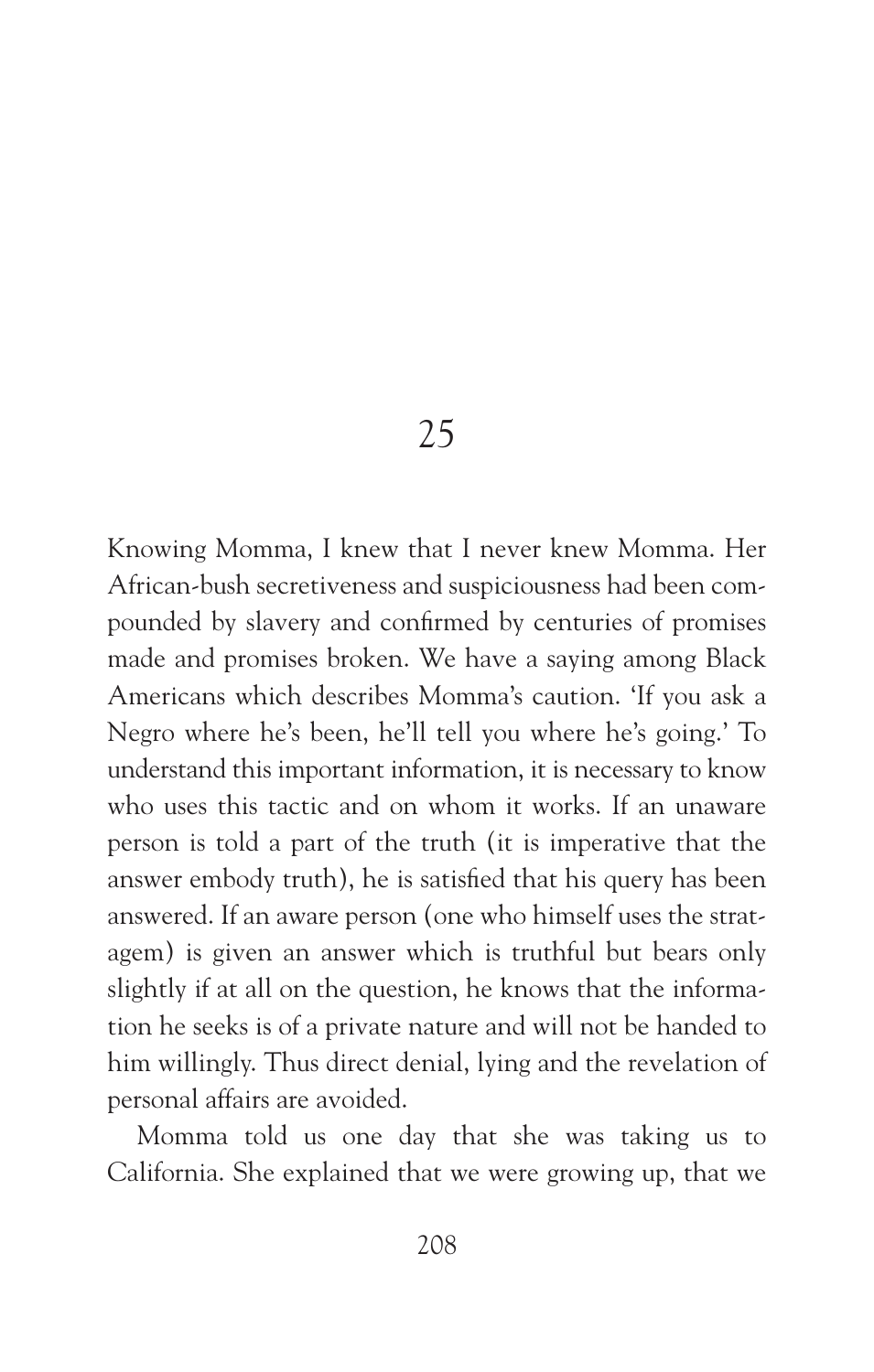# 25

Knowing Momma, I knew that I never knew Momma. Her African-bush secretiveness and suspiciousness had been compounded by slavery and confirmed by centuries of promises made and promises broken. We have a saying among Black Americans which describes Momma's caution. 'If you ask a Negro where he's been, he'll tell you where he's going.' To understand this important information, it is necessary to know who uses this tactic and on whom it works. If an unaware person is told a part of the truth (it is imperative that the answer embody truth), he is satisfied that his query has been answered. If an aware person (one who himself uses the stratagem) is given an answer which is truthful but bears only slightly if at all on the question, he knows that the information he seeks is of a private nature and will not be handed to him willingly. Thus direct denial, lying and the revelation of personal affairs are avoided.

Momma told us one day that she was taking us to California. She explained that we were growing up, that we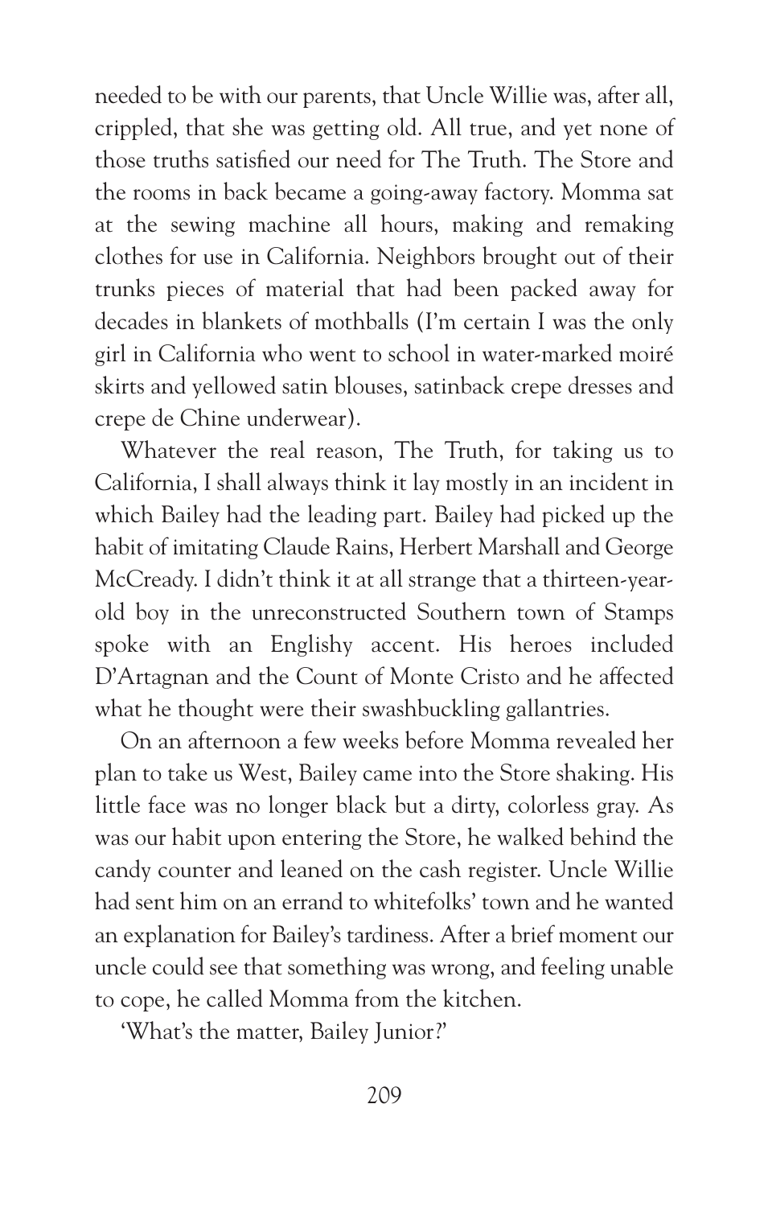needed to be with our parents, that Uncle Willie was, after all, crippled, that she was getting old. All true, and yet none of those truths satisfied our need for The Truth. The Store and the rooms in back became a going-away factory. Momma sat at the sewing machine all hours, making and remaking clothes for use in California. Neighbors brought out of their trunks pieces of material that had been packed away for decades in blankets of mothballs (I'm certain I was the only girl in California who went to school in water-marked moiré skirts and yellowed satin blouses, satinback crepe dresses and crepe de Chine underwear).

Whatever the real reason, The Truth, for taking us to California, I shall always think it lay mostly in an incident in which Bailey had the leading part. Bailey had picked up the habit of imitating Claude Rains, Herbert Marshall and George McCready. I didn't think it at all strange that a thirteen-year-old boy in the unreconstructed Southern town of Stamps spoke with an Englishy accent. His heroes included D'Artagnan and the Count of Monte Cristo and he affected what he thought were their swashbuckling gallantries.

On an afternoon a few weeks before Momma revealed her plan to take us West, Bailey came into the Store shaking. His little face was no longer black but a dirty, colorless gray. As was our habit upon entering the Store, he walked behind the candy counter and leaned on the cash register. Uncle Willie had sent him on an errand to whitefolks' town and he wanted an explanation for Bailey's tardiness. After a brief moment our uncle could see that something was wrong, and feeling unable to cope, he called Momma from the kitchen.

'What's the matter, Bailey Junior?'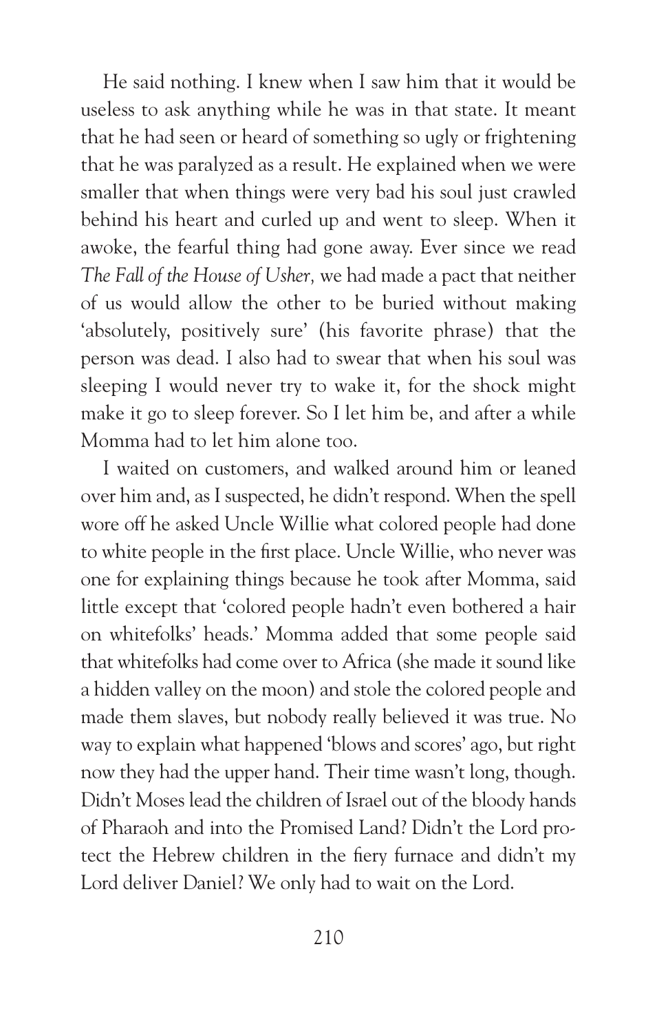He said nothing. I knew when I saw him that it would be useless to ask anything while he was in that state. It meant that he had seen or heard of something so ugly or frightening that he was paralyzed as a result. He explained when we were smaller that when things were very bad his soul just crawled behind his heart and curled up and went to sleep. When it awoke, the fearful thing had gone away. Ever since we read *The Fall of the House of Usher,* we had made a pact that neither of us would allow the other to be buried without making 'absolutely, positively sure' (his favorite phrase) that the person was dead. I also had to swear that when his soul was sleeping I would never try to wake it, for the shock might make it go to sleep forever. So I let him be, and after a while Momma had to let him alone too.

I waited on customers, and walked around him or leaned over him and, as I suspected, he didn't respond. When the spell wore off he asked Uncle Willie what colored people had done to white people in the first place. Uncle Willie, who never was one for explaining things because he took after Momma, said little except that 'colored people hadn't even bothered a hair on whitefolks' heads.' Momma added that some people said that whitefolks had come over to Africa (she made it sound like a hidden valley on the moon) and stole the colored people and made them slaves, but nobody really believed it was true. No way to explain what happened 'blows and scores' ago, but right now they had the upper hand. Their time wasn't long, though. Didn't Moses lead the children of Israel out of the bloody hands of Pharaoh and into the Promised Land? Didn't the Lord protect the Hebrew children in the fiery furnace and didn't my Lord deliver Daniel? We only had to wait on the Lord.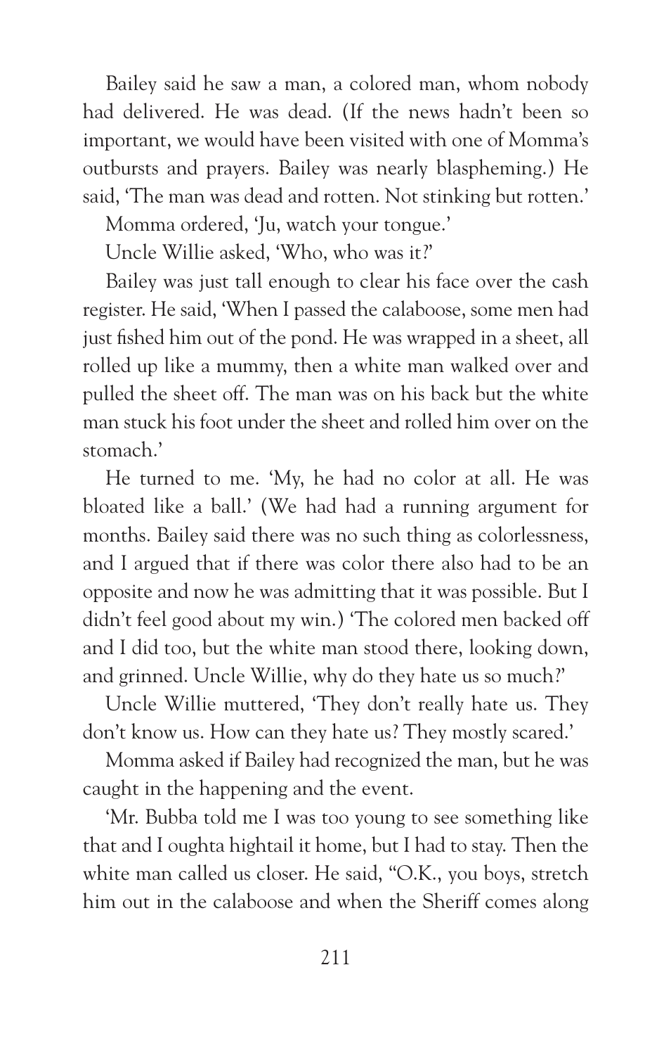Bailey said he saw a man, a colored man, whom nobody had delivered. He was dead. (If the news hadn't been so important, we would have been visited with one of Momma's outbursts and prayers. Bailey was nearly blaspheming.) He said, 'The man was dead and rotten. Not stinking but rotten.'

Momma ordered, 'Ju, watch your tongue.'

Uncle Willie asked, 'Who, who was it?'

Bailey was just tall enough to clear his face over the cash register. He said, 'When I passed the calaboose, some men had just fished him out of the pond. He was wrapped in a sheet, all rolled up like a mummy, then a white man walked over and pulled the sheet off. The man was on his back but the white man stuck his foot under the sheet and rolled him over on the stomach.'

He turned to me. 'My, he had no color at all. He was bloated like a ball.' (We had had a running argument for months. Bailey said there was no such thing as colorlessness, and I argued that if there was color there also had to be an opposite and now he was admitting that it was possible. But I didn't feel good about my win.) 'The colored men backed off and I did too, but the white man stood there, looking down, and grinned. Uncle Willie, why do they hate us so much?'

Uncle Willie muttered, 'They don't really hate us. They don't know us. How can they hate us? They mostly scared.'

Momma asked if Bailey had recognized the man, but he was caught in the happening and the event.

'Mr. Bubba told me I was too young to see something like that and I oughta hightail it home, but I had to stay. Then the white man called us closer. He said, "O.K., you boys, stretch him out in the calaboose and when the Sheriff comes along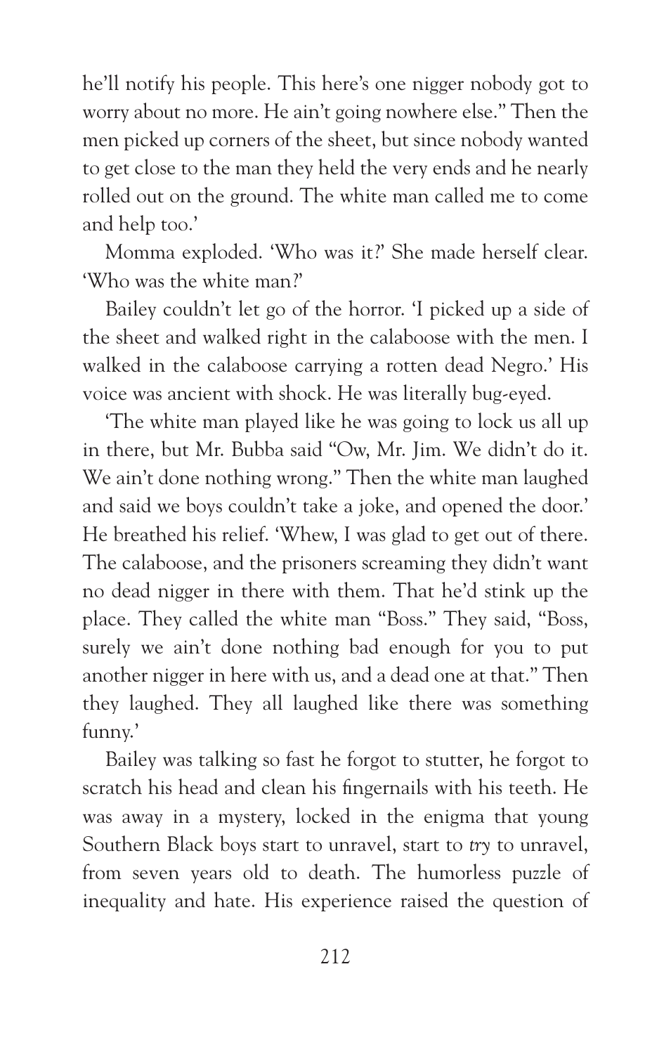he'll notify his people. This here's one nigger nobody got to worry about no more. He ain't going nowhere else." Then the men picked up corners of the sheet, but since nobody wanted to get close to the man they held the very ends and he nearly rolled out on the ground. The white man called me to come and help too.'

Momma exploded. 'Who was it?' She made herself clear. 'Who was the white man?'

Bailey couldn't let go of the horror. 'I picked up a side of the sheet and walked right in the calaboose with the men. I walked in the calaboose carrying a rotten dead Negro.' His voice was ancient with shock. He was literally bug-eyed.

'The white man played like he was going to lock us all up in there, but Mr. Bubba said "Ow, Mr. Jim. We didn't do it. We ain't done nothing wrong." Then the white man laughed and said we boys couldn't take a joke, and opened the door.' He breathed his relief. 'Whew, I was glad to get out of there. The calaboose, and the prisoners screaming they didn't want no dead nigger in there with them. That he'd stink up the place. They called the white man "Boss." They said, "Boss, surely we ain't done nothing bad enough for you to put another nigger in here with us, and a dead one at that." Then they laughed. They all laughed like there was something funny.'

Bailey was talking so fast he forgot to stutter, he forgot to scratch his head and clean his fingernails with his teeth. He was away in a mystery, locked in the enigma that young Southern Black boys start to unravel, start to *try* to unravel, from seven years old to death. The humorless puzzle of inequality and hate. His experience raised the question of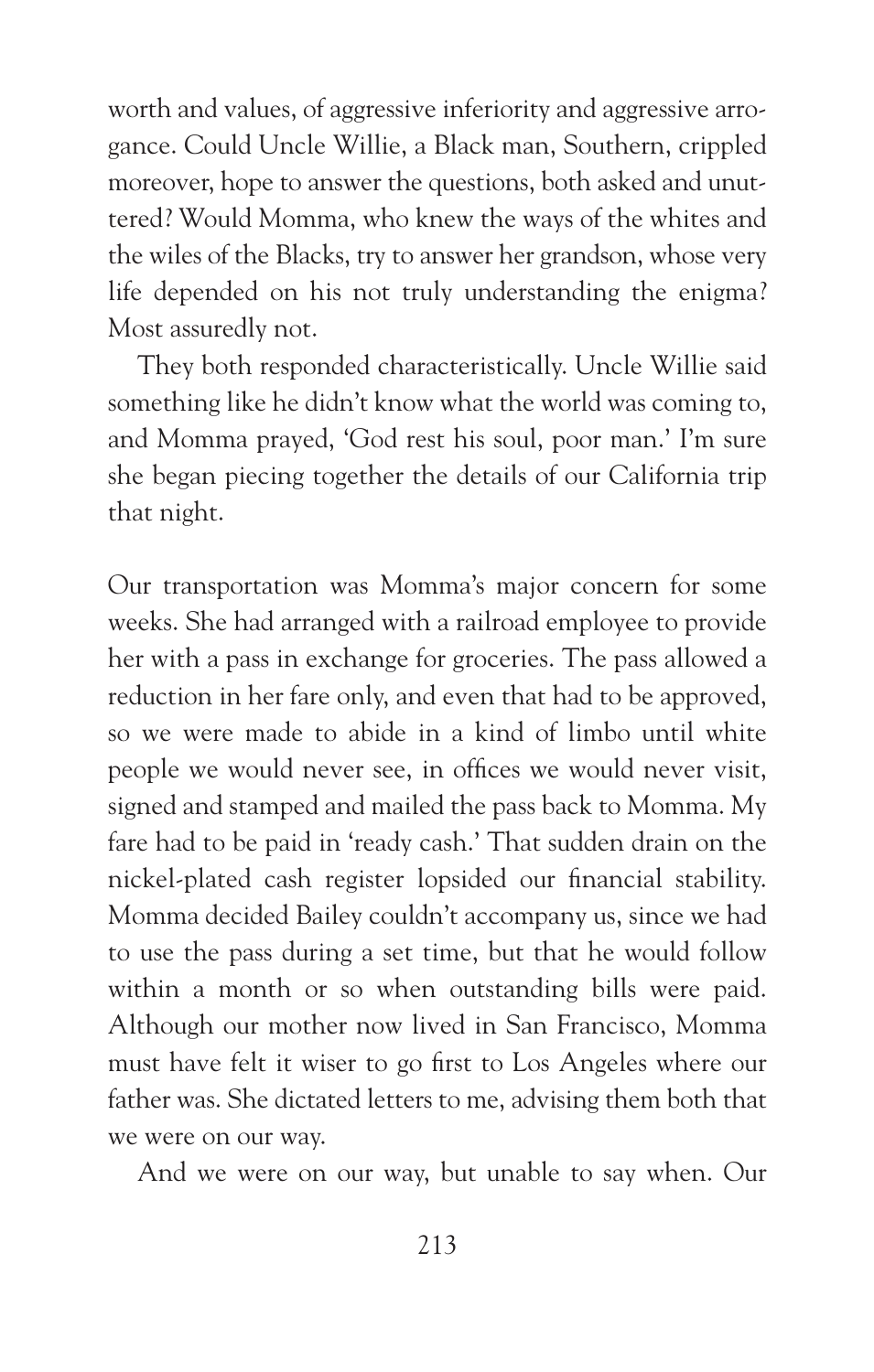worth and values, of aggressive inferiority and aggressive arrogance. Could Uncle Willie, a Black man, Southern, crippled moreover, hope to answer the questions, both asked and unuttered? Would Momma, who knew the ways of the whites and the wiles of the Blacks, try to answer her grandson, whose very life depended on his not truly understanding the enigma? Most assuredly not.

They both responded characteristically. Uncle Willie said something like he didn't know what the world was coming to, and Momma prayed, 'God rest his soul, poor man.' I'm sure she began piecing together the details of our California trip that night.

Our transportation was Momma's major concern for some weeks. She had arranged with a railroad employee to provide her with a pass in exchange for groceries. The pass allowed a reduction in her fare only, and even that had to be approved, so we were made to abide in a kind of limbo until white people we would never see, in offices we would never visit, signed and stamped and mailed the pass back to Momma. My fare had to be paid in 'ready cash.' That sudden drain on the nickel-plated cash register lopsided our financial stability. Momma decided Bailey couldn't accompany us, since we had to use the pass during a set time, but that he would follow within a month or so when outstanding bills were paid. Although our mother now lived in San Francisco, Momma must have felt it wiser to go first to Los Angeles where our father was. She dictated letters to me, advising them both that we were on our way.

And we were on our way, but unable to say when. Our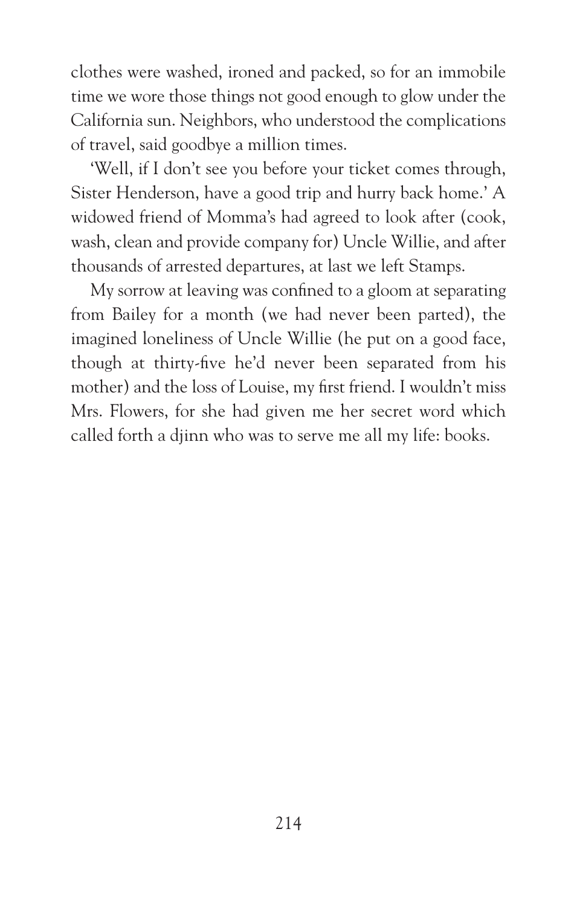clothes were washed, ironed and packed, so for an immobile time we wore those things not good enough to glow under the California sun. Neighbors, who understood the complications of travel, said goodbye a million times.

'Well, if I don't see you before your ticket comes through, Sister Henderson, have a good trip and hurry back home.' A widowed friend of Momma's had agreed to look after (cook, wash, clean and provide company for) Uncle Willie, and after thousands of arrested departures, at last we left Stamps.

My sorrow at leaving was confined to a gloom at separating from Bailey for a month (we had never been parted), the imagined loneliness of Uncle Willie (he put on a good face, though at thirty-five he'd never been separated from his mother) and the loss of Louise, my first friend. I wouldn't miss Mrs. Flowers, for she had given me her secret word which called forth a djinn who was to serve me all my life: books.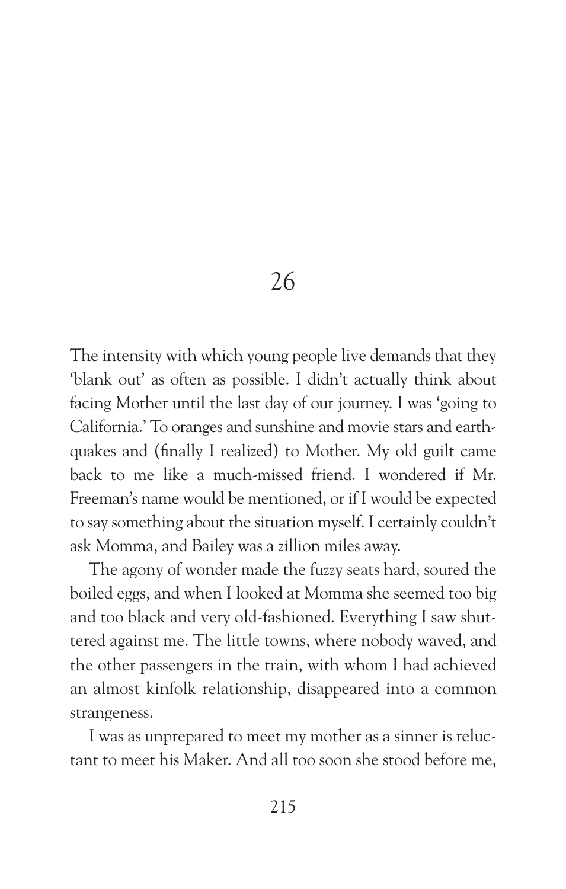# 26

The intensity with which young people live demands that they 'blank out' as often as possible. I didn't actually think about facing Mother until the last day of our journey. I was 'going to California.' To oranges and sunshine and movie stars and earthquakes and (finally I realized) to Mother. My old guilt came back to me like a much-missed friend. I wondered if Mr. Freeman's name would be mentioned, or if I would be expected to say something about the situation myself. I certainly couldn't ask Momma, and Bailey was a zillion miles away.

The agony of wonder made the fuzzy seats hard, soured the boiled eggs, and when I looked at Momma she seemed too big and too black and very old-fashioned. Everything I saw shuttered against me. The little towns, where nobody waved, and the other passengers in the train, with whom I had achieved an almost kinfolk relationship, disappeared into a common strangeness.

I was as unprepared to meet my mother as a sinner is reluctant to meet his Maker. And all too soon she stood before me,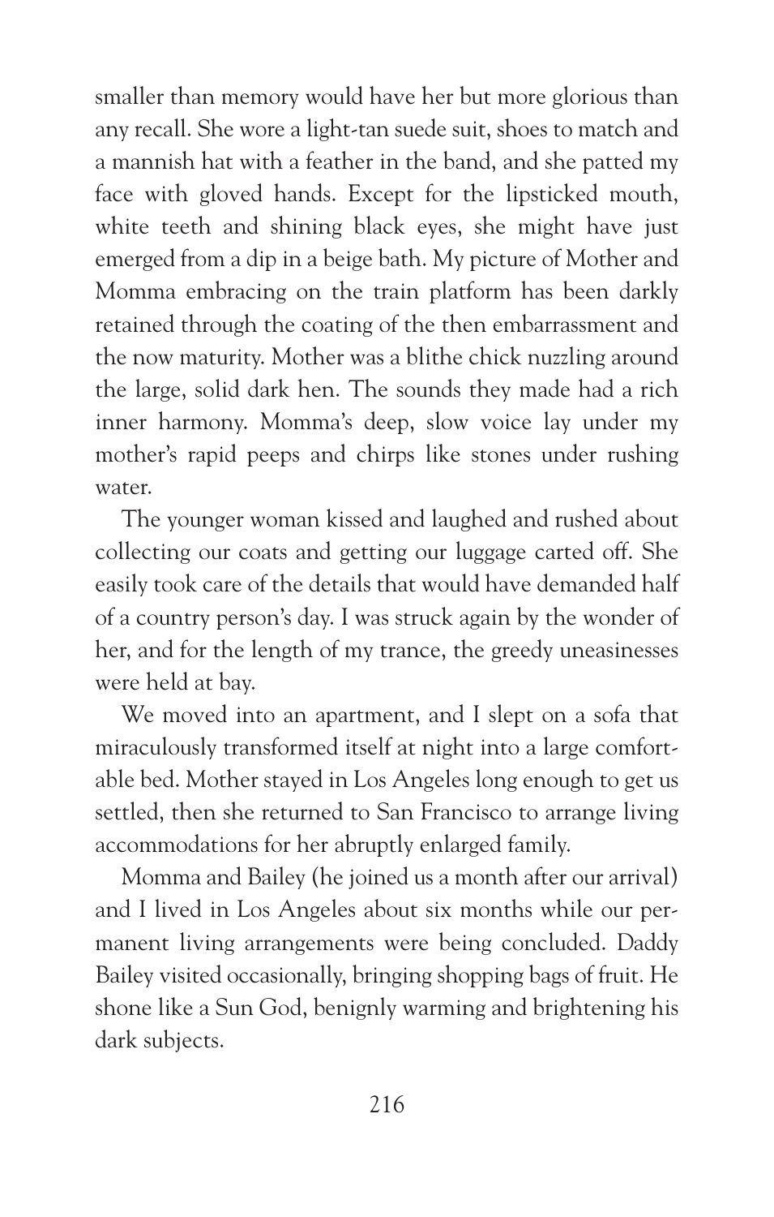smaller than memory would have her but more glorious than any recall. She wore a light-tan suede suit, shoes to match and a mannish hat with a feather in the band, and she patted my face with gloved hands. Except for the lipsticked mouth, white teeth and shining black eyes, she might have just emerged from a dip in a beige bath. My picture of Mother and Momma embracing on the train platform has been darkly retained through the coating of the then embarrassment and the now maturity. Mother was a blithe chick nuzzling around the large, solid dark hen. The sounds they made had a rich inner harmony. Momma's deep, slow voice lay under my mother's rapid peeps and chirps like stones under rushing water.

The younger woman kissed and laughed and rushed about collecting our coats and getting our luggage carted off. She easily took care of the details that would have demanded half of a country person's day. I was struck again by the wonder of her, and for the length of my trance, the greedy uneasinesses were held at bay.

We moved into an apartment, and I slept on a sofa that miraculously transformed itself at night into a large comfortable bed. Mother stayed in Los Angeles long enough to get us settled, then she returned to San Francisco to arrange living accommodations for her abruptly enlarged family.

Momma and Bailey (he joined us a month after our arrival) and I lived in Los Angeles about six months while our permanent living arrangements were being concluded. Daddy Bailey visited occasionally, bringing shopping bags of fruit. He shone like a Sun God, benignly warming and brightening his dark subjects.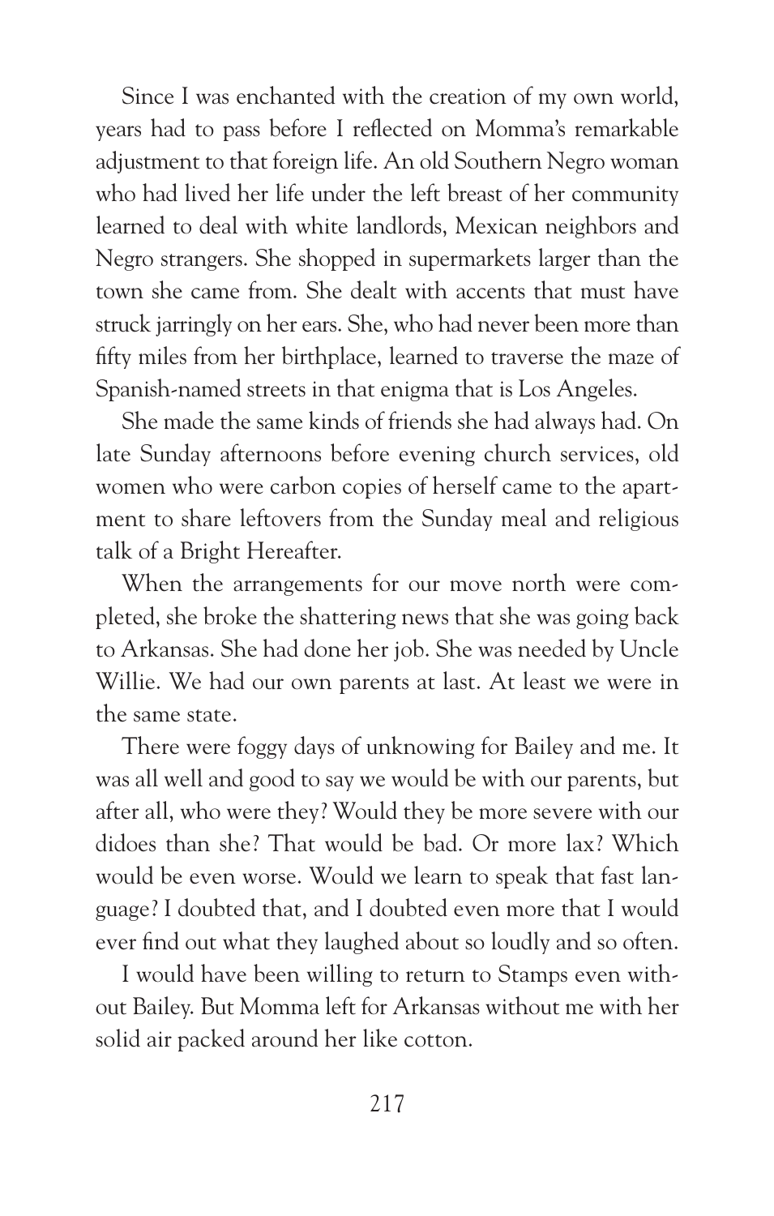Since I was enchanted with the creation of my own world, years had to pass before I reflected on Momma's remarkable adjustment to that foreign life. An old Southern Negro woman who had lived her life under the left breast of her community learned to deal with white landlords, Mexican neighbors and Negro strangers. She shopped in supermarkets larger than the town she came from. She dealt with accents that must have struck jarringly on her ears. She, who had never been more than fifty miles from her birthplace, learned to traverse the maze of Spanish-named streets in that enigma that is Los Angeles.

She made the same kinds of friends she had always had. On late Sunday afternoons before evening church services, old women who were carbon copies of herself came to the apartment to share leftovers from the Sunday meal and religious talk of a Bright Hereafter.

When the arrangements for our move north were completed, she broke the shattering news that she was going back to Arkansas. She had done her job. She was needed by Uncle Willie. We had our own parents at last. At least we were in the same state.

There were foggy days of unknowing for Bailey and me. It was all well and good to say we would be with our parents, but after all, who were they? Would they be more severe with our didoes than she? That would be bad. Or more lax? Which would be even worse. Would we learn to speak that fast language? I doubted that, and I doubted even more that I would ever find out what they laughed about so loudly and so often.

I would have been willing to return to Stamps even without Bailey. But Momma left for Arkansas without me with her solid air packed around her like cotton.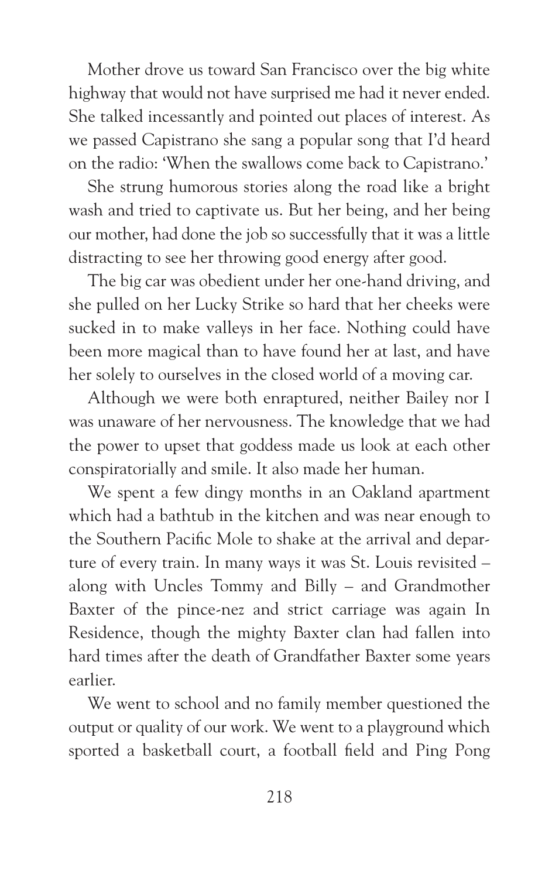Mother drove us toward San Francisco over the big white highway that would not have surprised me had it never ended. She talked incessantly and pointed out places of interest. As we passed Capistrano she sang a popular song that I'd heard on the radio: 'When the swallows come back to Capistrano.'

She strung humorous stories along the road like a bright wash and tried to captivate us. But her being, and her being our mother, had done the job so successfully that it was a little distracting to see her throwing good energy after good.

The big car was obedient under her one-hand driving, and she pulled on her Lucky Strike so hard that her cheeks were sucked in to make valleys in her face. Nothing could have been more magical than to have found her at last, and have her solely to ourselves in the closed world of a moving car.

Although we were both enraptured, neither Bailey nor I was unaware of her nervousness. The knowledge that we had the power to upset that goddess made us look at each other conspiratorially and smile. It also made her human.

We spent a few dingy months in an Oakland apartment which had a bathtub in the kitchen and was near enough to the Southern Pacific Mole to shake at the arrival and departure of every train. In many ways it was St. Louis revisited – along with Uncles Tommy and Billy – and Grandmother Baxter of the pince-nez and strict carriage was again In Residence, though the mighty Baxter clan had fallen into hard times after the death of Grandfather Baxter some years earlier.

We went to school and no family member questioned the output or quality of our work. We went to a playground which sported a basketball court, a football field and Ping Pong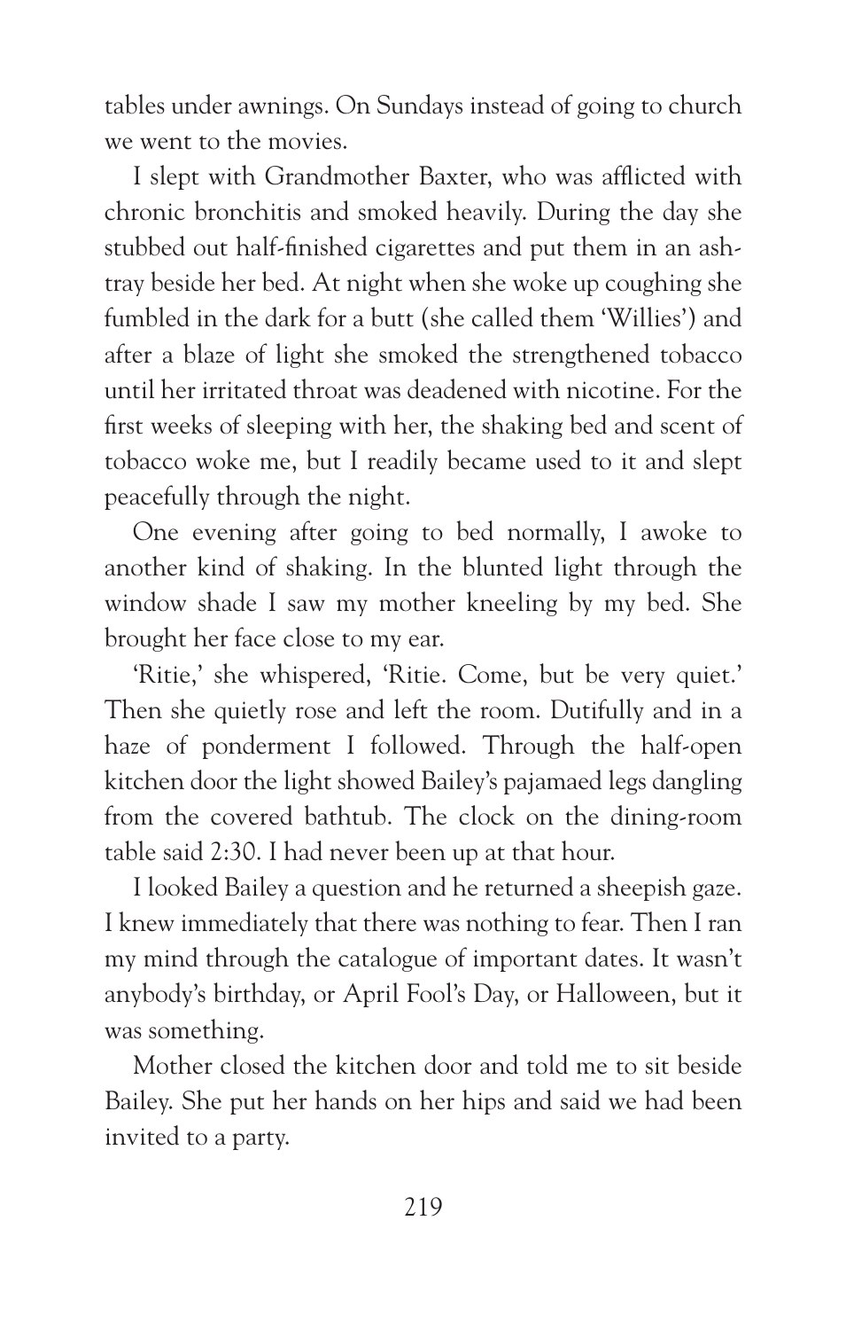tables under awnings. On Sundays instead of going to church we went to the movies.

I slept with Grandmother Baxter, who was afflicted with chronic bronchitis and smoked heavily. During the day she stubbed out half-finished cigarettes and put them in an ashtray beside her bed. At night when she woke up coughing she fumbled in the dark for a butt (she called them 'Willies') and after a blaze of light she smoked the strengthened tobacco until her irritated throat was deadened with nicotine. For the first weeks of sleeping with her, the shaking bed and scent of tobacco woke me, but I readily became used to it and slept peacefully through the night.

One evening after going to bed normally, I awoke to another kind of shaking. In the blunted light through the window shade I saw my mother kneeling by my bed. She brought her face close to my ear.

'Ritie,' she whispered, 'Ritie. Come, but be very quiet.' Then she quietly rose and left the room. Dutifully and in a haze of ponderment I followed. Through the half-open kitchen door the light showed Bailey's pajamaed legs dangling from the covered bathtub. The clock on the dining-room table said 2:30. I had never been up at that hour.

I looked Bailey a question and he returned a sheepish gaze. I knew immediately that there was nothing to fear. Then I ran my mind through the catalogue of important dates. It wasn't anybody's birthday, or April Fool's Day, or Halloween, but it was something.

Mother closed the kitchen door and told me to sit beside Bailey. She put her hands on her hips and said we had been invited to a party.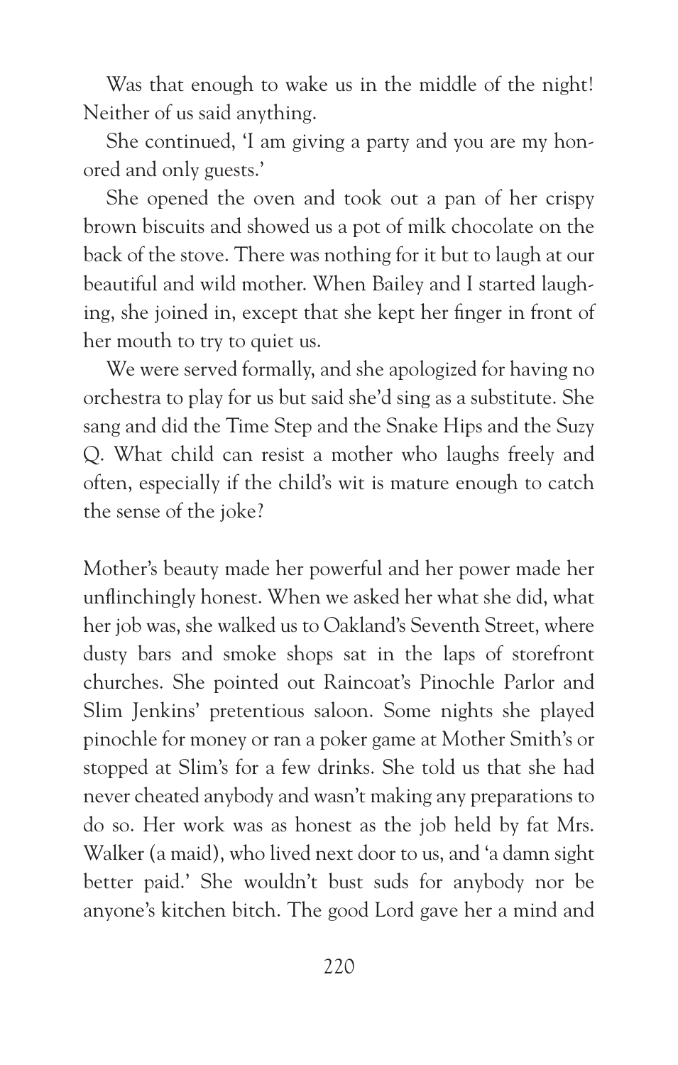Was that enough to wake us in the middle of the night! Neither of us said anything.

She continued, 'I am giving a party and you are my honored and only guests.'

She opened the oven and took out a pan of her crispy brown biscuits and showed us a pot of milk chocolate on the back of the stove. There was nothing for it but to laugh at our beautiful and wild mother. When Bailey and I started laughing, she joined in, except that she kept her finger in front of her mouth to try to quiet us.

We were served formally, and she apologized for having no orchestra to play for us but said she'd sing as a substitute. She sang and did the Time Step and the Snake Hips and the Suzy Q. What child can resist a mother who laughs freely and often, especially if the child's wit is mature enough to catch the sense of the joke?

Mother's beauty made her powerful and her power made her unflinchingly honest. When we asked her what she did, what her job was, she walked us to Oakland's Seventh Street, where dusty bars and smoke shops sat in the laps of storefront churches. She pointed out Raincoat's Pinochle Parlor and Slim Jenkins' pretentious saloon. Some nights she played pinochle for money or ran a poker game at Mother Smith's or stopped at Slim's for a few drinks. She told us that she had never cheated anybody and wasn't making any preparations to do so. Her work was as honest as the job held by fat Mrs. Walker (a maid), who lived next door to us, and 'a damn sight better paid.' She wouldn't bust suds for anybody nor be anyone's kitchen bitch. The good Lord gave her a mind and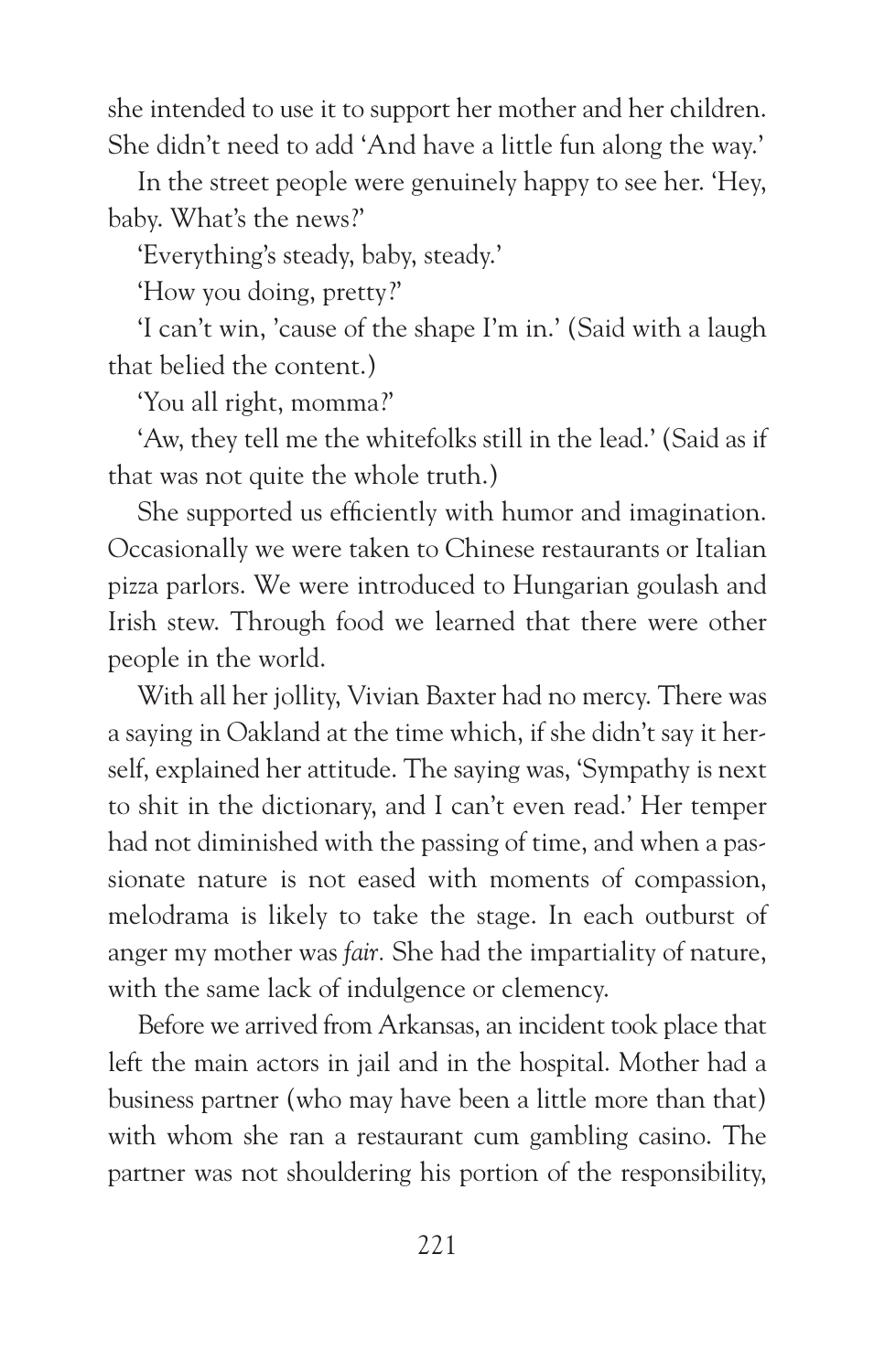she intended to use it to support her mother and her children. She didn't need to add 'And have a little fun along the way.'

In the street people were genuinely happy to see her. 'Hey, baby. What's the news?'

'Everything's steady, baby, steady.'

'How you doing, pretty?'

'I can't win, 'cause of the shape I'm in.' (Said with a laugh that belied the content.)

'You all right, momma?'

'Aw, they tell me the whitefolks still in the lead.' (Said as if that was not quite the whole truth.)

She supported us efficiently with humor and imagination. Occasionally we were taken to Chinese restaurants or Italian pizza parlors. We were introduced to Hungarian goulash and Irish stew. Through food we learned that there were other people in the world.

With all her jollity, Vivian Baxter had no mercy. There was a saying in Oakland at the time which, if she didn't say it herself, explained her attitude. The saying was, 'Sympathy is next to shit in the dictionary, and I can't even read.' Her temper had not diminished with the passing of time, and when a passionate nature is not eased with moments of compassion, melodrama is likely to take the stage. In each outburst of anger my mother was *fair.* She had the impartiality of nature, with the same lack of indulgence or clemency.

Before we arrived from Arkansas, an incident took place that left the main actors in jail and in the hospital. Mother had a business partner (who may have been a little more than that) with whom she ran a restaurant cum gambling casino. The partner was not shouldering his portion of the responsibility,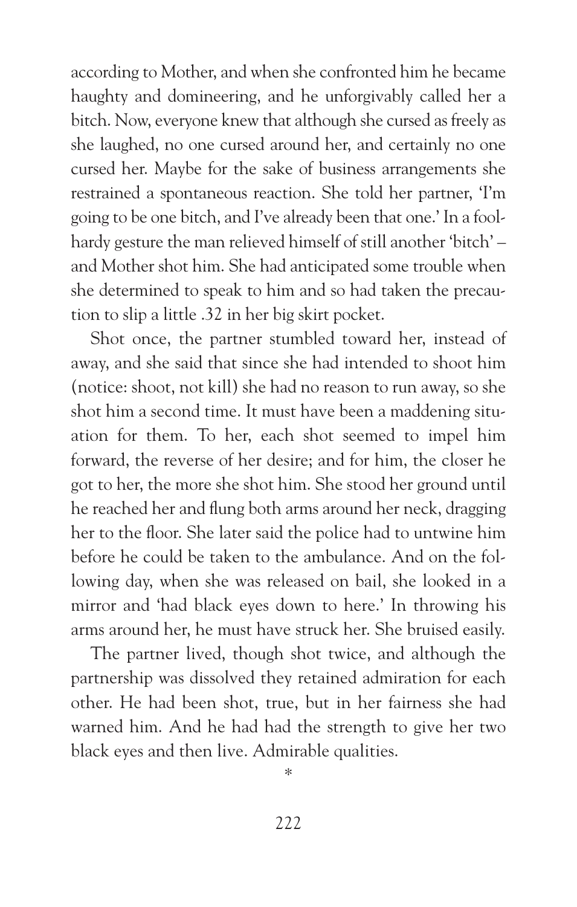according to Mother, and when she confronted him he became haughty and domineering, and he unforgivably called her a bitch. Now, everyone knew that although she cursed as freely as she laughed, no one cursed around her, and certainly no one cursed her. Maybe for the sake of business arrangements she restrained a spontaneous reaction. She told her partner, 'I'm going to be one bitch, and I've already been that one.' In a foolhardy gesture the man relieved himself of still another 'bitch' – and Mother shot him. She had anticipated some trouble when she determined to speak to him and so had taken the precaution to slip a little .32 in her big skirt pocket.

Shot once, the partner stumbled toward her, instead of away, and she said that since she had intended to shoot him (notice: shoot, not kill) she had no reason to run away, so she shot him a second time. It must have been a maddening situation for them. To her, each shot seemed to impel him forward, the reverse of her desire; and for him, the closer he got to her, the more she shot him. She stood her ground until he reached her and flung both arms around her neck, dragging her to the floor. She later said the police had to untwine him before he could be taken to the ambulance. And on the following day, when she was released on bail, she looked in a mirror and 'had black eyes down to here.' In throwing his arms around her, he must have struck her. She bruised easily.

The partner lived, though shot twice, and although the partnership was dissolved they retained admiration for each other. He had been shot, true, but in her fairness she had warned him. And he had had the strength to give her two black eyes and then live. Admirable qualities.

*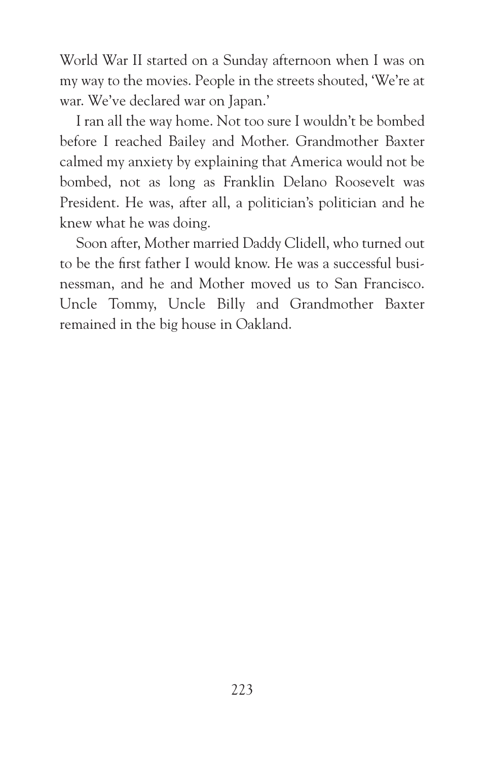World War II started on a Sunday afternoon when I was on my way to the movies. People in the streets shouted, 'We're at war. We've declared war on Japan.'

I ran all the way home. Not too sure I wouldn't be bombed before I reached Bailey and Mother. Grandmother Baxter calmed my anxiety by explaining that America would not be bombed, not as long as Franklin Delano Roosevelt was President. He was, after all, a politician's politician and he knew what he was doing.

Soon after, Mother married Daddy Clidell, who turned out to be the first father I would know. He was a successful businessman, and he and Mother moved us to San Francisco. Uncle Tommy, Uncle Billy and Grandmother Baxter remained in the big house in Oakland.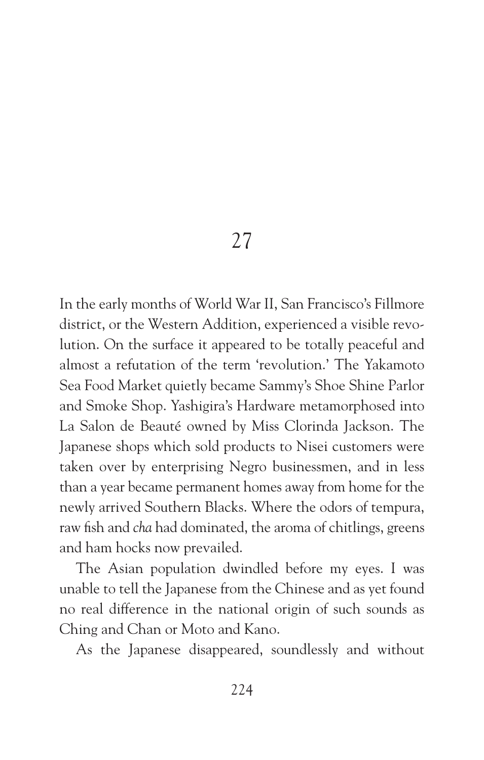# 27

In the early months of World War II, San Francisco's Fillmore district, or the Western Addition, experienced a visible revolution. On the surface it appeared to be totally peaceful and almost a refutation of the term 'revolution.' The Yakamoto Sea Food Market quietly became Sammy's Shoe Shine Parlor and Smoke Shop. Yashigira's Hardware metamorphosed into La Salon de Beauté owned by Miss Clorinda Jackson. The Japanese shops which sold products to Nisei customers were taken over by enterprising Negro businessmen, and in less than a year became permanent homes away from home for the newly arrived Southern Blacks. Where the odors of tempura, raw fish and *cha* had dominated, the aroma of chitlings, greens and ham hocks now prevailed.

The Asian population dwindled before my eyes. I was unable to tell the Japanese from the Chinese and as yet found no real difference in the national origin of such sounds as Ching and Chan or Moto and Kano.

As the Japanese disappeared, soundlessly and without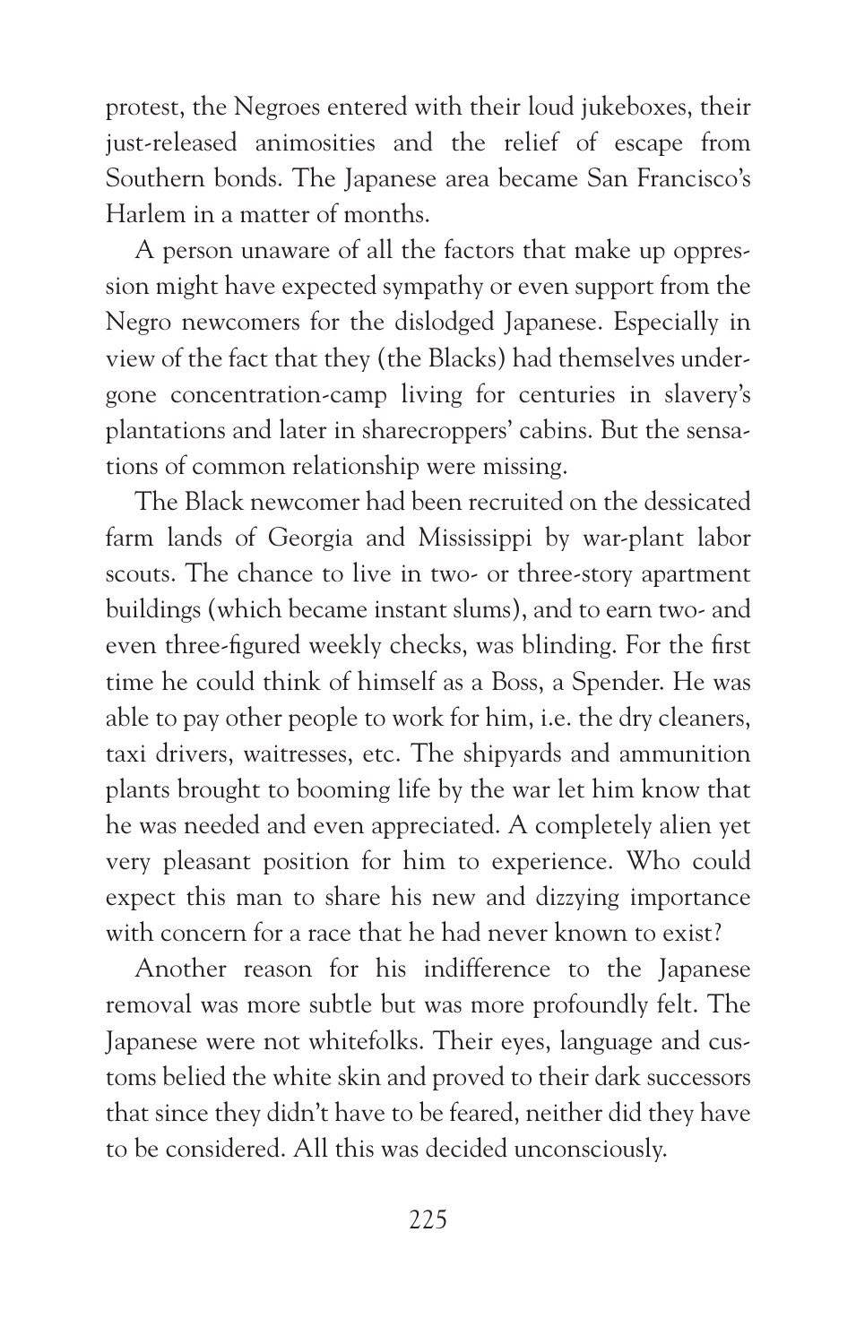protest, the Negroes entered with their loud jukeboxes, their just-released animosities and the relief of escape from Southern bonds. The Japanese area became San Francisco's Harlem in a matter of months.

A person unaware of all the factors that make up oppression might have expected sympathy or even support from the Negro newcomers for the dislodged Japanese. Especially in view of the fact that they (the Blacks) had themselves undergone concentration-camp living for centuries in slavery's plantations and later in sharecroppers' cabins. But the sensations of common relationship were missing.

The Black newcomer had been recruited on the dessicated farm lands of Georgia and Mississippi by war-plant labor scouts. The chance to live in two- or three-story apartment buildings (which became instant slums), and to earn two- and even three-figured weekly checks, was blinding. For the first time he could think of himself as a Boss, a Spender. He was able to pay other people to work for him, i.e. the dry cleaners, taxi drivers, waitresses, etc. The shipyards and ammunition plants brought to booming life by the war let him know that he was needed and even appreciated. A completely alien yet very pleasant position for him to experience. Who could expect this man to share his new and dizzying importance with concern for a race that he had never known to exist?

Another reason for his indifference to the Japanese removal was more subtle but was more profoundly felt. The Japanese were not whitefolks. Their eyes, language and customs belied the white skin and proved to their dark successors that since they didn't have to be feared, neither did they have to be considered. All this was decided unconsciously.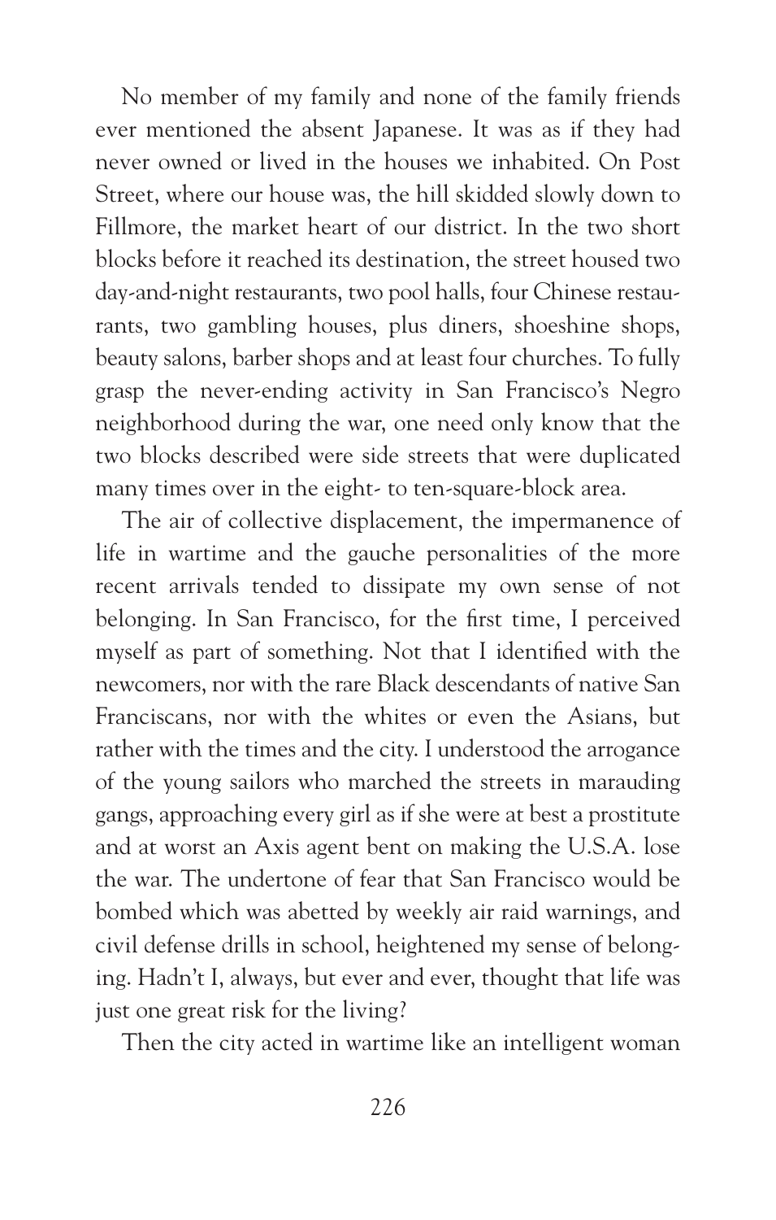No member of my family and none of the family friends ever mentioned the absent Japanese. It was as if they had never owned or lived in the houses we inhabited. On Post Street, where our house was, the hill skidded slowly down to Fillmore, the market heart of our district. In the two short blocks before it reached its destination, the street housed two day-and-night restaurants, two pool halls, four Chinese restaurants, two gambling houses, plus diners, shoeshine shops, beauty salons, barber shops and at least four churches. To fully grasp the never-ending activity in San Francisco's Negro neighborhood during the war, one need only know that the two blocks described were side streets that were duplicated many times over in the eight- to ten-square-block area.

The air of collective displacement, the impermanence of life in wartime and the gauche personalities of the more recent arrivals tended to dissipate my own sense of not belonging. In San Francisco, for the first time, I perceived myself as part of something. Not that I identified with the newcomers, nor with the rare Black descendants of native San Franciscans, nor with the whites or even the Asians, but rather with the times and the city. I understood the arrogance of the young sailors who marched the streets in marauding gangs, approaching every girl as if she were at best a prostitute and at worst an Axis agent bent on making the U.S.A. lose the war. The undertone of fear that San Francisco would be bombed which was abetted by weekly air raid warnings, and civil defense drills in school, heightened my sense of belonging. Hadn't I, always, but ever and ever, thought that life was just one great risk for the living?

Then the city acted in wartime like an intelligent woman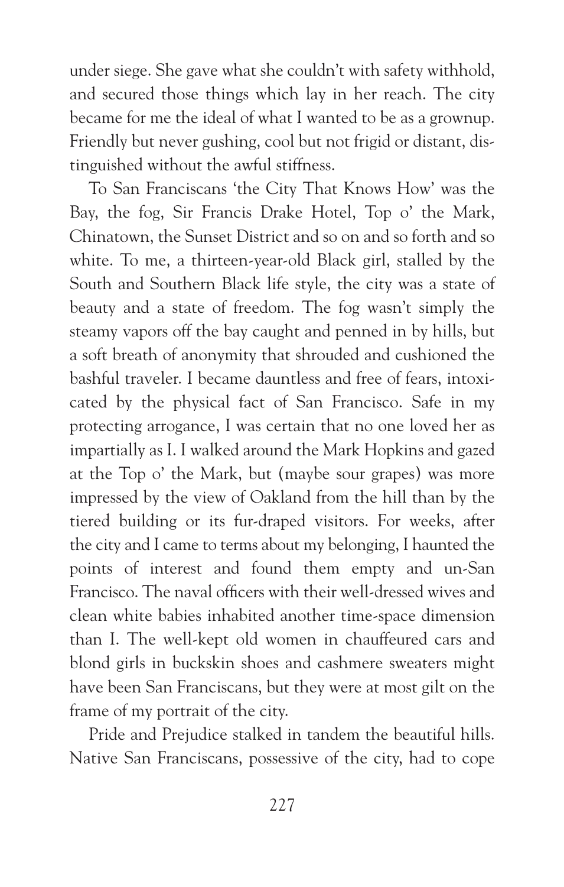under siege. She gave what she couldn't with safety withhold, and secured those things which lay in her reach. The city became for me the ideal of what I wanted to be as a grownup. Friendly but never gushing, cool but not frigid or distant, distinguished without the awful stiffness.

To San Franciscans 'the City That Knows How' was the Bay, the fog, Sir Francis Drake Hotel, Top o' the Mark, Chinatown, the Sunset District and so on and so forth and so white. To me, a thirteen-year-old Black girl, stalled by the South and Southern Black life style, the city was a state of beauty and a state of freedom. The fog wasn't simply the steamy vapors off the bay caught and penned in by hills, but a soft breath of anonymity that shrouded and cushioned the bashful traveler. I became dauntless and free of fears, intoxicated by the physical fact of San Francisco. Safe in my protecting arrogance, I was certain that no one loved her as impartially as I. I walked around the Mark Hopkins and gazed at the Top o' the Mark, but (maybe sour grapes) was more impressed by the view of Oakland from the hill than by the tiered building or its fur-draped visitors. For weeks, after the city and I came to terms about my belonging, I haunted the points of interest and found them empty and un-San Francisco. The naval officers with their well-dressed wives and clean white babies inhabited another time-space dimension than I. The well-kept old women in chauffeured cars and blond girls in buckskin shoes and cashmere sweaters might have been San Franciscans, but they were at most gilt on the frame of my portrait of the city.

Pride and Prejudice stalked in tandem the beautiful hills. Native San Franciscans, possessive of the city, had to cope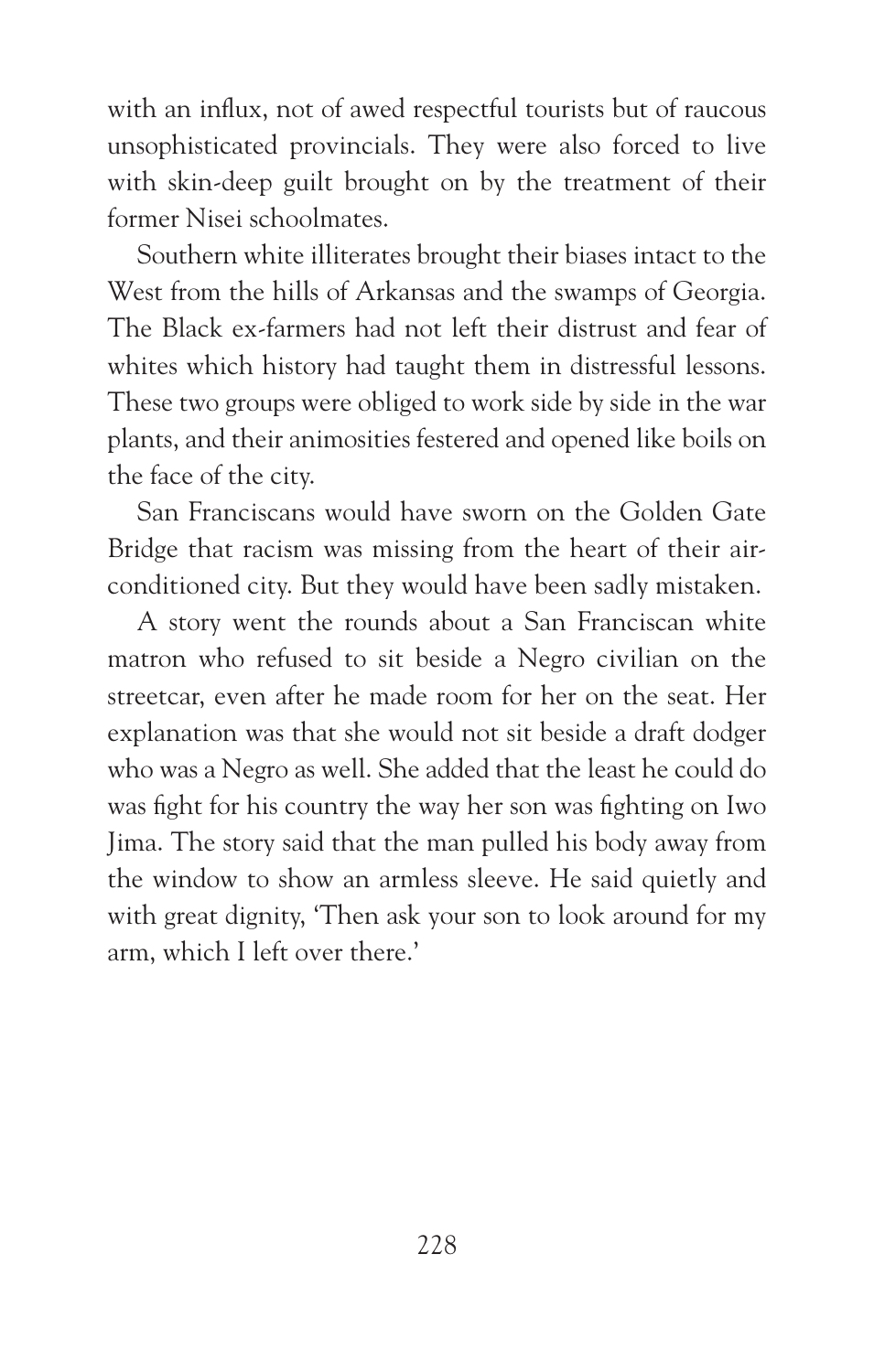with an influx, not of awed respectful tourists but of raucous unsophisticated provincials. They were also forced to live with skin-deep guilt brought on by the treatment of their former Nisei schoolmates.

Southern white illiterates brought their biases intact to the West from the hills of Arkansas and the swamps of Georgia. The Black ex-farmers had not left their distrust and fear of whites which history had taught them in distressful lessons. These two groups were obliged to work side by side in the war plants, and their animosities festered and opened like boils on the face of the city.

San Franciscans would have sworn on the Golden Gate Bridge that racism was missing from the heart of their air-conditioned city. But they would have been sadly mistaken.

A story went the rounds about a San Franciscan white matron who refused to sit beside a Negro civilian on the streetcar, even after he made room for her on the seat. Her explanation was that she would not sit beside a draft dodger who was a Negro as well. She added that the least he could do was fight for his country the way her son was fighting on Iwo Jima. The story said that the man pulled his body away from the window to show an armless sleeve. He said quietly and with great dignity, 'Then ask your son to look around for my arm, which I left over there.'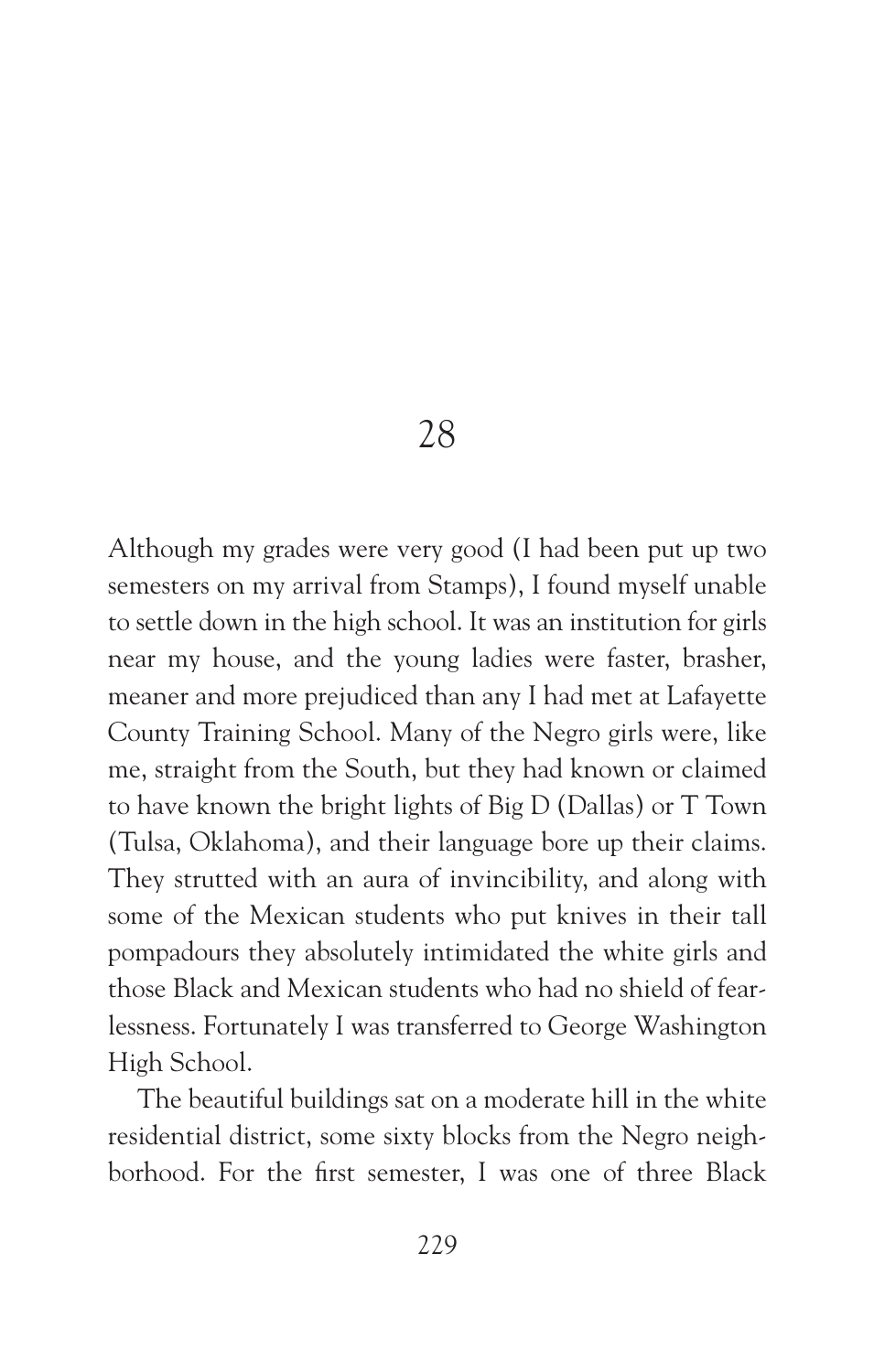# 28

Although my grades were very good (I had been put up two semesters on my arrival from Stamps), I found myself unable to settle down in the high school. It was an institution for girls near my house, and the young ladies were faster, brasher, meaner and more prejudiced than any I had met at Lafayette County Training School. Many of the Negro girls were, like me, straight from the South, but they had known or claimed to have known the bright lights of Big D (Dallas) or T Town (Tulsa, Oklahoma), and their language bore up their claims. They strutted with an aura of invincibility, and along with some of the Mexican students who put knives in their tall pompadours they absolutely intimidated the white girls and those Black and Mexican students who had no shield of fearlessness. Fortunately I was transferred to George Washington High School.

The beautiful buildings sat on a moderate hill in the white residential district, some sixty blocks from the Negro neighborhood. For the first semester, I was one of three Black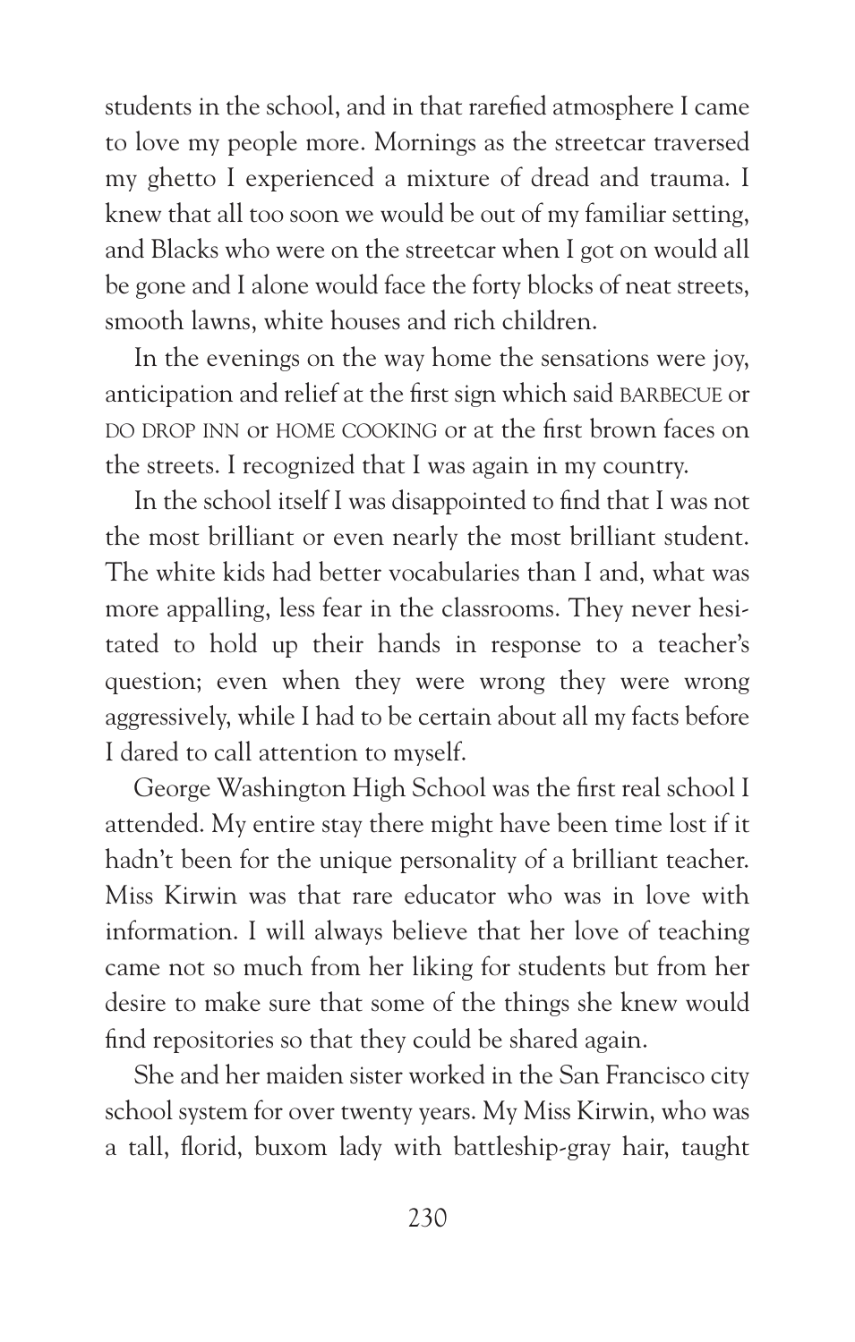students in the school, and in that rarefied atmosphere I came to love my people more. Mornings as the streetcar traversed my ghetto I experienced a mixture of dread and trauma. I knew that all too soon we would be out of my familiar setting, and Blacks who were on the streetcar when I got on would all be gone and I alone would face the forty blocks of neat streets, smooth lawns, white houses and rich children.

In the evenings on the way home the sensations were joy, anticipation and relief at the first sign which said BARBECUE or DO DROP INN or HOME COOKING or at the first brown faces on the streets. I recognized that I was again in my country.

In the school itself I was disappointed to find that I was not the most brilliant or even nearly the most brilliant student. The white kids had better vocabularies than I and, what was more appalling, less fear in the classrooms. They never hesitated to hold up their hands in response to a teacher's question; even when they were wrong they were wrong aggressively, while I had to be certain about all my facts before I dared to call attention to myself.

George Washington High School was the first real school I attended. My entire stay there might have been time lost if it hadn't been for the unique personality of a brilliant teacher. Miss Kirwin was that rare educator who was in love with information. I will always believe that her love of teaching came not so much from her liking for students but from her desire to make sure that some of the things she knew would find repositories so that they could be shared again.

She and her maiden sister worked in the San Francisco city school system for over twenty years. My Miss Kirwin, who was a tall, florid, buxom lady with battleship-gray hair, taught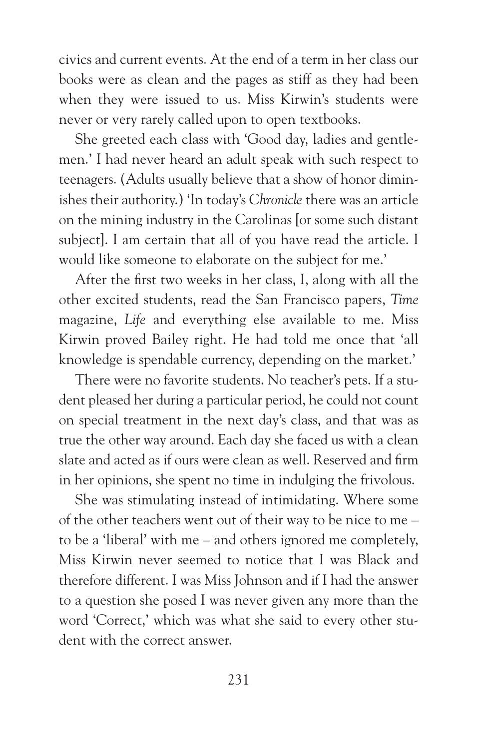civics and current events. At the end of a term in her class our books were as clean and the pages as stiff as they had been when they were issued to us. Miss Kirwin's students were never or very rarely called upon to open textbooks.

She greeted each class with 'Good day, ladies and gentlemen.' I had never heard an adult speak with such respect to teenagers. (Adults usually believe that a show of honor diminishes their authority.) 'In today's *Chronicle* there was an article on the mining industry in the Carolinas [or some such distant subject]. I am certain that all of you have read the article. I would like someone to elaborate on the subject for me.'

After the first two weeks in her class, I, along with all the other excited students, read the San Francisco papers, *Time* magazine, *Life* and everything else available to me. Miss Kirwin proved Bailey right. He had told me once that 'all knowledge is spendable currency, depending on the market.'

There were no favorite students. No teacher's pets. If a student pleased her during a particular period, he could not count on special treatment in the next day's class, and that was as true the other way around. Each day she faced us with a clean slate and acted as if ours were clean as well. Reserved and firm in her opinions, she spent no time in indulging the frivolous.

She was stimulating instead of intimidating. Where some of the other teachers went out of their way to be nice to me – to be a 'liberal' with me – and others ignored me completely, Miss Kirwin never seemed to notice that I was Black and therefore different. I was Miss Johnson and if I had the answer to a question she posed I was never given any more than the word 'Correct,' which was what she said to every other student with the correct answer.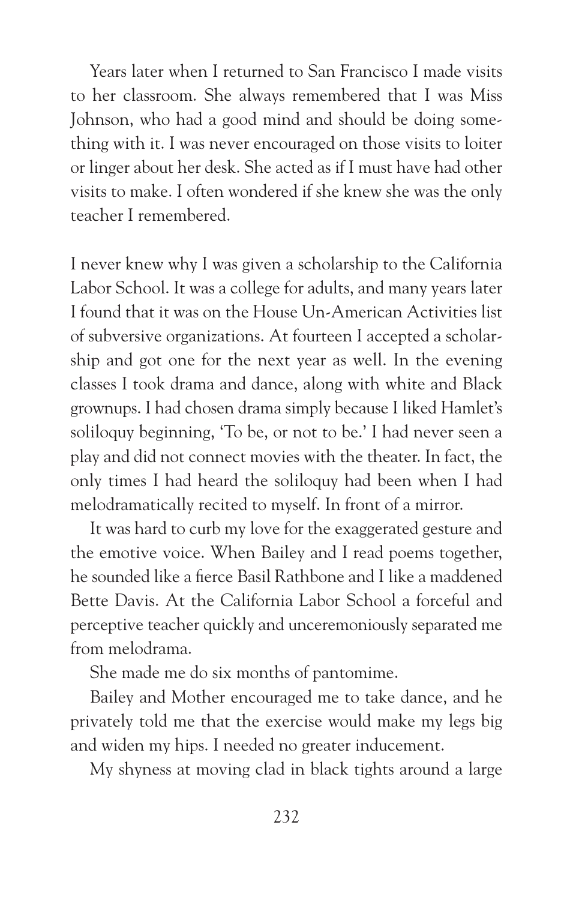Years later when I returned to San Francisco I made visits to her classroom. She always remembered that I was Miss Johnson, who had a good mind and should be doing something with it. I was never encouraged on those visits to loiter or linger about her desk. She acted as if I must have had other visits to make. I often wondered if she knew she was the only teacher I remembered.

I never knew why I was given a scholarship to the California Labor School. It was a college for adults, and many years later I found that it was on the House Un-American Activities list of subversive organizations. At fourteen I accepted a scholarship and got one for the next year as well. In the evening classes I took drama and dance, along with white and Black grownups. I had chosen drama simply because I liked Hamlet's soliloquy beginning, 'To be, or not to be.' I had never seen a play and did not connect movies with the theater. In fact, the only times I had heard the soliloquy had been when I had melodramatically recited to myself. In front of a mirror.

It was hard to curb my love for the exaggerated gesture and the emotive voice. When Bailey and I read poems together, he sounded like a fierce Basil Rathbone and I like a maddened Bette Davis. At the California Labor School a forceful and perceptive teacher quickly and unceremoniously separated me from melodrama.

She made me do six months of pantomime.

Bailey and Mother encouraged me to take dance, and he privately told me that the exercise would make my legs big and widen my hips. I needed no greater inducement.

My shyness at moving clad in black tights around a large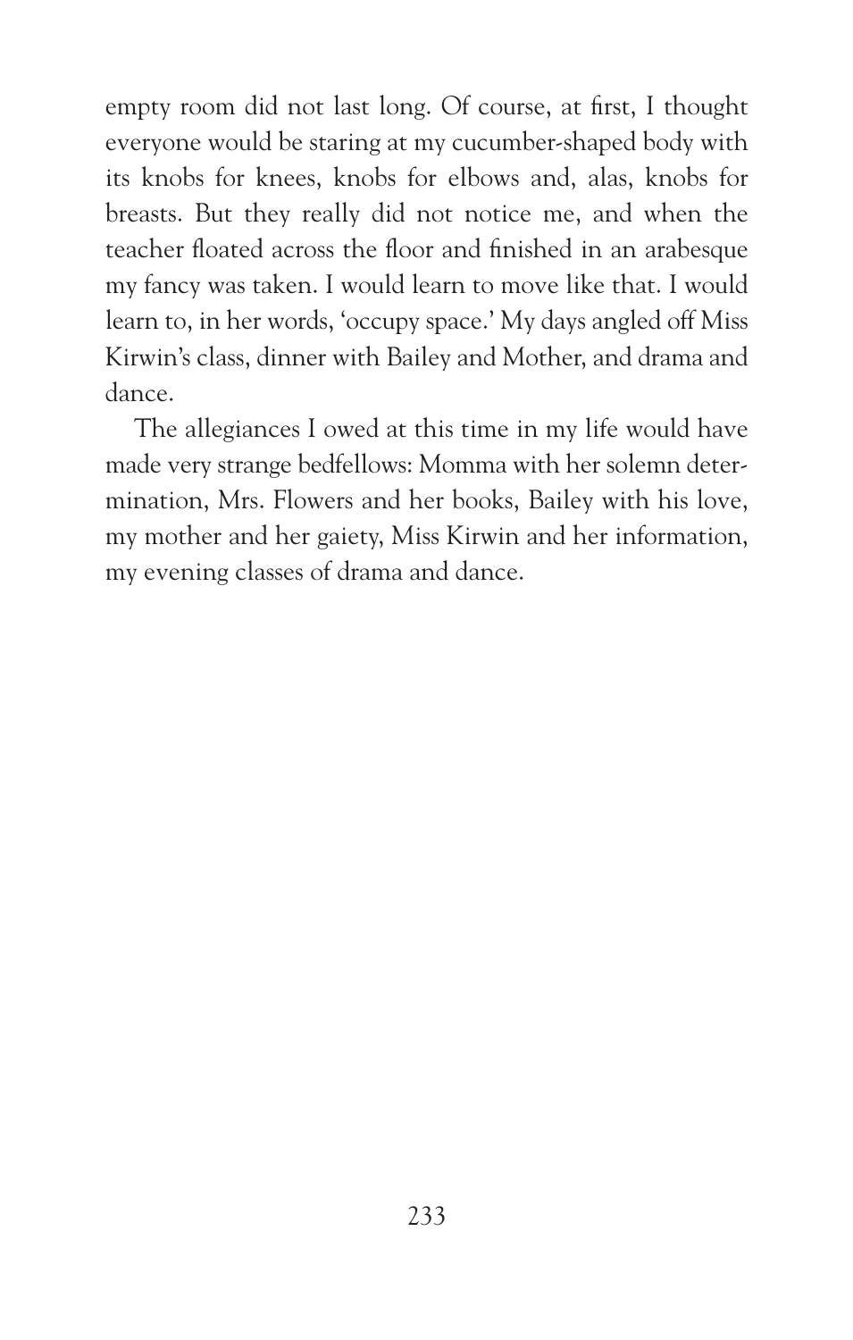empty room did not last long. Of course, at first, I thought everyone would be staring at my cucumber-shaped body with its knobs for knees, knobs for elbows and, alas, knobs for breasts. But they really did not notice me, and when the teacher floated across the floor and finished in an arabesque my fancy was taken. I would learn to move like that. I would learn to, in her words, 'occupy space.' My days angled off Miss Kirwin's class, dinner with Bailey and Mother, and drama and dance.

The allegiances I owed at this time in my life would have made very strange bedfellows: Momma with her solemn determination, Mrs. Flowers and her books, Bailey with his love, my mother and her gaiety, Miss Kirwin and her information, my evening classes of drama and dance.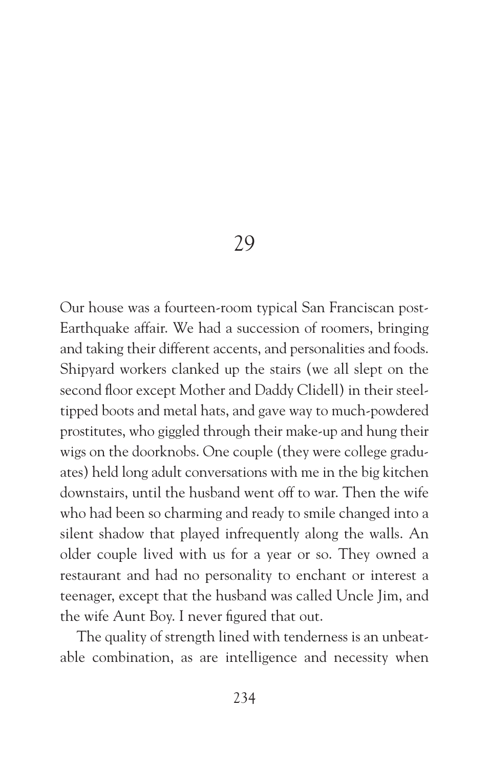# 29

Our house was a fourteen-room typical San Franciscan post-Earthquake affair. We had a succession of roomers, bringing and taking their different accents, and personalities and foods. Shipyard workers clanked up the stairs (we all slept on the second floor except Mother and Daddy Clidell) in their steel-tipped boots and metal hats, and gave way to much-powdered prostitutes, who giggled through their make-up and hung their wigs on the doorknobs. One couple (they were college graduates) held long adult conversations with me in the big kitchen downstairs, until the husband went off to war. Then the wife who had been so charming and ready to smile changed into a silent shadow that played infrequently along the walls. An older couple lived with us for a year or so. They owned a restaurant and had no personality to enchant or interest a teenager, except that the husband was called Uncle Jim, and the wife Aunt Boy. I never figured that out.

The quality of strength lined with tenderness is an unbeatable combination, as are intelligence and necessity when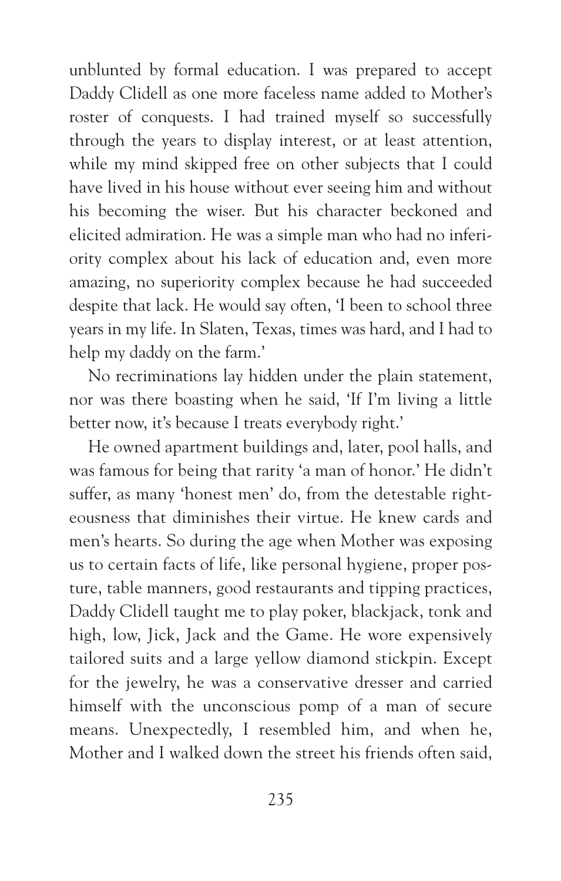unblunted by formal education. I was prepared to accept Daddy Clidell as one more faceless name added to Mother's roster of conquests. I had trained myself so successfully through the years to display interest, or at least attention, while my mind skipped free on other subjects that I could have lived in his house without ever seeing him and without his becoming the wiser. But his character beckoned and elicited admiration. He was a simple man who had no inferiority complex about his lack of education and, even more amazing, no superiority complex because he had succeeded despite that lack. He would say often, 'I been to school three years in my life. In Slaten, Texas, times was hard, and I had to help my daddy on the farm.'

No recriminations lay hidden under the plain statement, nor was there boasting when he said, 'If I'm living a little better now, it's because I treats everybody right.'

He owned apartment buildings and, later, pool halls, and was famous for being that rarity 'a man of honor.' He didn't suffer, as many 'honest men' do, from the detestable righteousness that diminishes their virtue. He knew cards and men's hearts. So during the age when Mother was exposing us to certain facts of life, like personal hygiene, proper posture, table manners, good restaurants and tipping practices, Daddy Clidell taught me to play poker, blackjack, tonk and high, low, Jick, Jack and the Game. He wore expensively tailored suits and a large yellow diamond stickpin. Except for the jewelry, he was a conservative dresser and carried himself with the unconscious pomp of a man of secure means. Unexpectedly, I resembled him, and when he, Mother and I walked down the street his friends often said,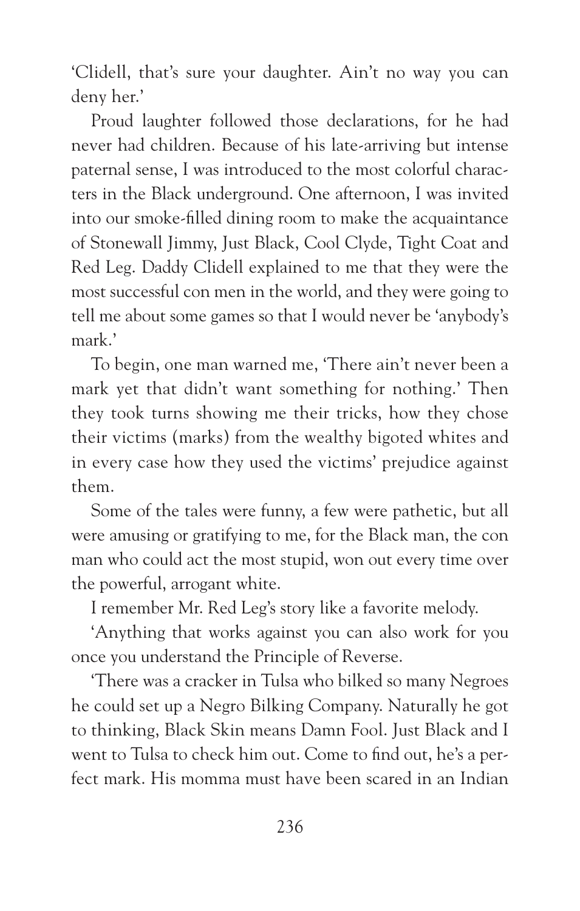'Clidell, that's sure your daughter. Ain't no way you can deny her.'

Proud laughter followed those declarations, for he had never had children. Because of his late-arriving but intense paternal sense, I was introduced to the most colorful characters in the Black underground. One afternoon, I was invited into our smoke-filled dining room to make the acquaintance of Stonewall Jimmy, Just Black, Cool Clyde, Tight Coat and Red Leg. Daddy Clidell explained to me that they were the most successful con men in the world, and they were going to tell me about some games so that I would never be 'anybody's mark.'

To begin, one man warned me, 'There ain't never been a mark yet that didn't want something for nothing.' Then they took turns showing me their tricks, how they chose their victims (marks) from the wealthy bigoted whites and in every case how they used the victims' prejudice against them.

Some of the tales were funny, a few were pathetic, but all were amusing or gratifying to me, for the Black man, the con man who could act the most stupid, won out every time over the powerful, arrogant white.

I remember Mr. Red Leg's story like a favorite melody.

'Anything that works against you can also work for you once you understand the Principle of Reverse.

'There was a cracker in Tulsa who bilked so many Negroes he could set up a Negro Bilking Company. Naturally he got to thinking, Black Skin means Damn Fool. Just Black and I went to Tulsa to check him out. Come to find out, he's a perfect mark. His momma must have been scared in an Indian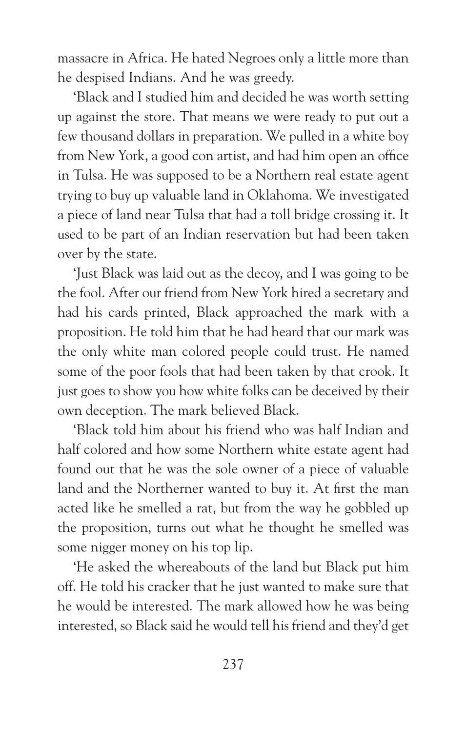massacre in Africa. He hated Negroes only a little more than he despised Indians. And he was greedy.

'Black and I studied him and decided he was worth setting up against the store. That means we were ready to put out a few thousand dollars in preparation. We pulled in a white boy from New York, a good con artist, and had him open an office in Tulsa. He was supposed to be a Northern real estate agent trying to buy up valuable land in Oklahoma. We investigated a piece of land near Tulsa that had a toll bridge crossing it. It used to be part of an Indian reservation but had been taken over by the state.

'Just Black was laid out as the decoy, and I was going to be the fool. After our friend from New York hired a secretary and had his cards printed, Black approached the mark with a proposition. He told him that he had heard that our mark was the only white man colored people could trust. He named some of the poor fools that had been taken by that crook. It just goes to show you how white folks can be deceived by their own deception. The mark believed Black.

'Black told him about his friend who was half Indian and half colored and how some Northern white estate agent had found out that he was the sole owner of a piece of valuable land and the Northerner wanted to buy it. At first the man acted like he smelled a rat, but from the way he gobbled up the proposition, turns out what he thought he smelled was some nigger money on his top lip.

'He asked the whereabouts of the land but Black put him off. He told his cracker that he just wanted to make sure that he would be interested. The mark allowed how he was being interested, so Black said he would tell his friend and they'd get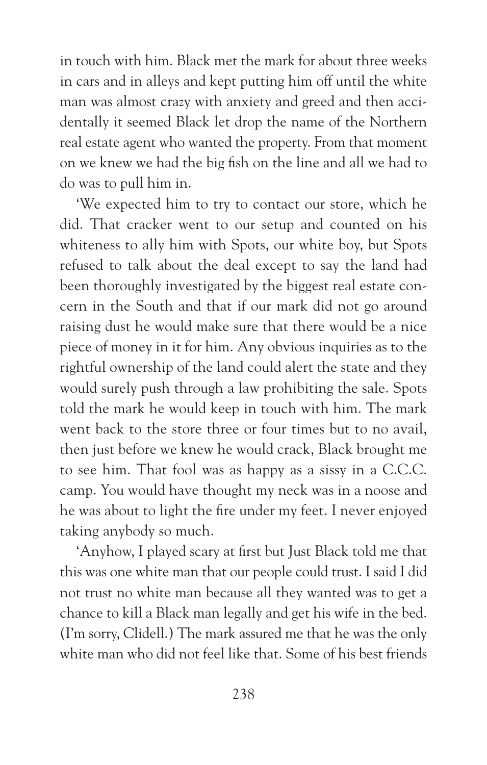in touch with him. Black met the mark for about three weeks in cars and in alleys and kept putting him off until the white man was almost crazy with anxiety and greed and then accidentally it seemed Black let drop the name of the Northern real estate agent who wanted the property. From that moment on we knew we had the big fish on the line and all we had to do was to pull him in.

'We expected him to try to contact our store, which he did. That cracker went to our setup and counted on his whiteness to ally him with Spots, our white boy, but Spots refused to talk about the deal except to say the land had been thoroughly investigated by the biggest real estate concern in the South and that if our mark did not go around raising dust he would make sure that there would be a nice piece of money in it for him. Any obvious inquiries as to the rightful ownership of the land could alert the state and they would surely push through a law prohibiting the sale. Spots told the mark he would keep in touch with him. The mark went back to the store three or four times but to no avail, then just before we knew he would crack, Black brought me to see him. That fool was as happy as a sissy in a C.C.C. camp. You would have thought my neck was in a noose and he was about to light the fire under my feet. I never enjoyed taking anybody so much.

'Anyhow, I played scary at first but Just Black told me that this was one white man that our people could trust. I said I did not trust no white man because all they wanted was to get a chance to kill a Black man legally and get his wife in the bed. (I'm sorry, Clidell.) The mark assured me that he was the only white man who did not feel like that. Some of his best friends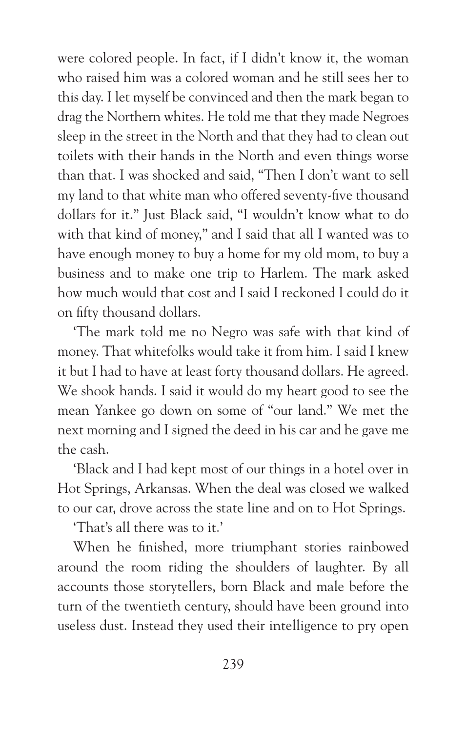were colored people. In fact, if I didn't know it, the woman who raised him was a colored woman and he still sees her to this day. I let myself be convinced and then the mark began to drag the Northern whites. He told me that they made Negroes sleep in the street in the North and that they had to clean out toilets with their hands in the North and even things worse than that. I was shocked and said, "Then I don't want to sell my land to that white man who offered seventy-five thousand dollars for it." Just Black said, "I wouldn't know what to do with that kind of money," and I said that all I wanted was to have enough money to buy a home for my old mom, to buy a business and to make one trip to Harlem. The mark asked how much would that cost and I said I reckoned I could do it on fifty thousand dollars.

'The mark told me no Negro was safe with that kind of money. That whitefolks would take it from him. I said I knew it but I had to have at least forty thousand dollars. He agreed. We shook hands. I said it would do my heart good to see the mean Yankee go down on some of "our land." We met the next morning and I signed the deed in his car and he gave me the cash.

'Black and I had kept most of our things in a hotel over in Hot Springs, Arkansas. When the deal was closed we walked to our car, drove across the state line and on to Hot Springs.

'That's all there was to it.'

When he finished, more triumphant stories rainbowed around the room riding the shoulders of laughter. By all accounts those storytellers, born Black and male before the turn of the twentieth century, should have been ground into useless dust. Instead they used their intelligence to pry open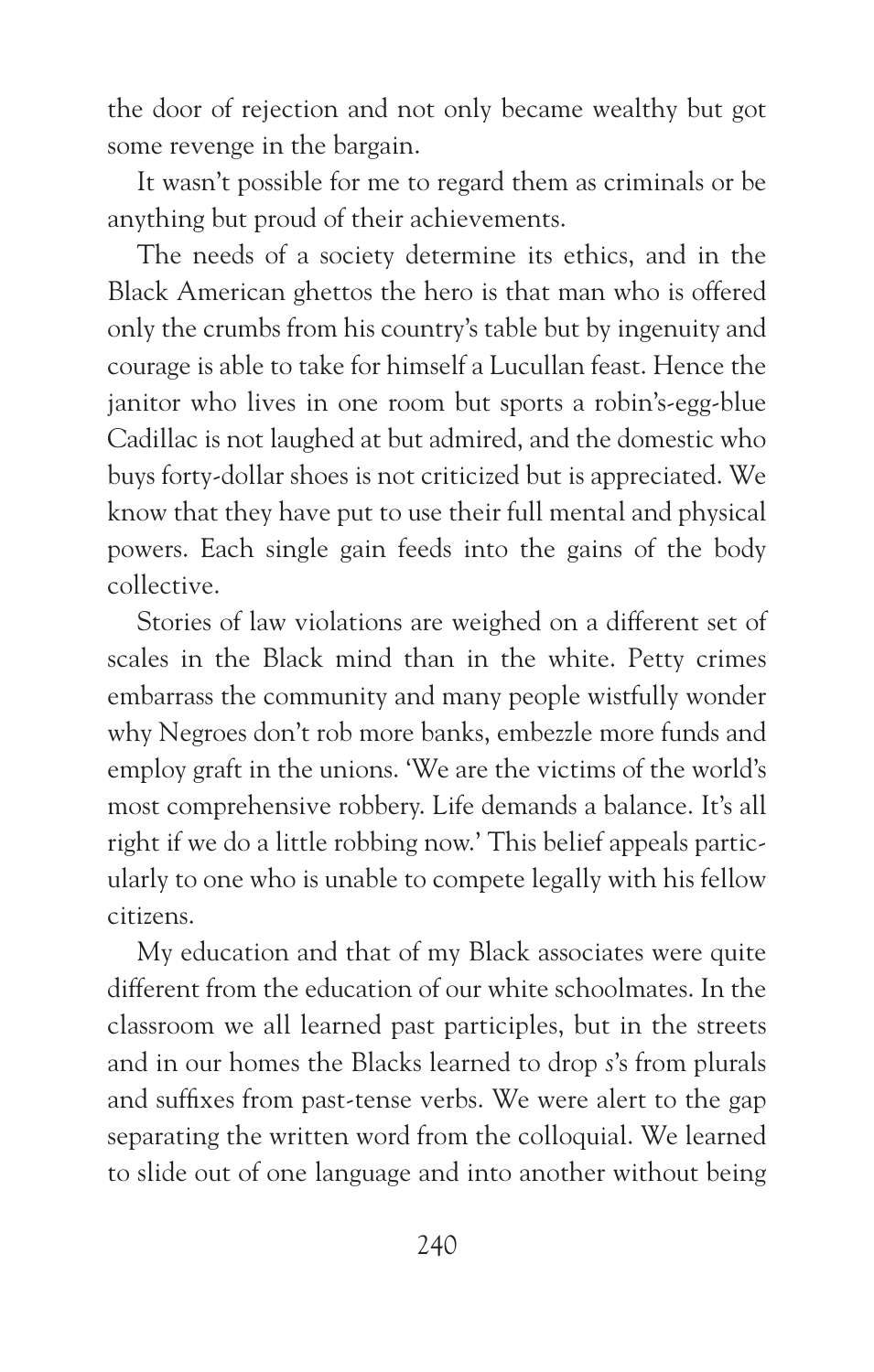the door of rejection and not only became wealthy but got some revenge in the bargain.

It wasn't possible for me to regard them as criminals or be anything but proud of their achievements.

The needs of a society determine its ethics, and in the Black American ghettos the hero is that man who is offered only the crumbs from his country's table but by ingenuity and courage is able to take for himself a Lucullan feast. Hence the janitor who lives in one room but sports a robin's-egg-blue Cadillac is not laughed at but admired, and the domestic who buys forty-dollar shoes is not criticized but is appreciated. We know that they have put to use their full mental and physical powers. Each single gain feeds into the gains of the body collective.

Stories of law violations are weighed on a different set of scales in the Black mind than in the white. Petty crimes embarrass the community and many people wistfully wonder why Negroes don't rob more banks, embezzle more funds and employ graft in the unions. 'We are the victims of the world's most comprehensive robbery. Life demands a balance. It's all right if we do a little robbing now.' This belief appeals particularly to one who is unable to compete legally with his fellow citizens.

My education and that of my Black associates were quite different from the education of our white schoolmates. In the classroom we all learned past participles, but in the streets and in our homes the Blacks learned to drop *s*'s from plurals and suffixes from past-tense verbs. We were alert to the gap separating the written word from the colloquial. We learned to slide out of one language and into another without being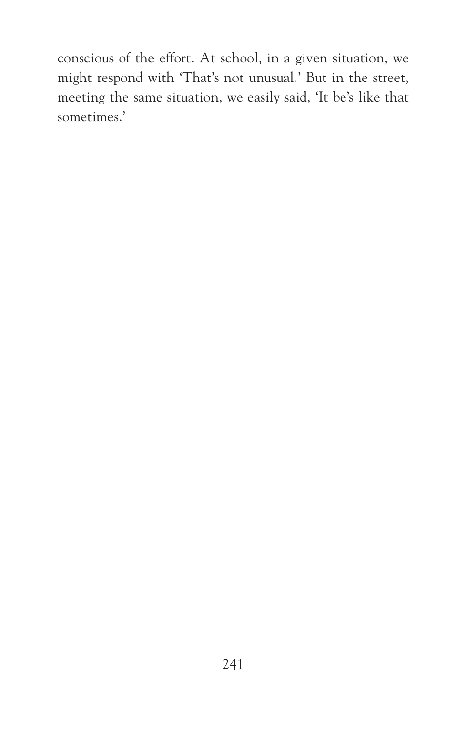conscious of the effort. At school, in a given situation, we might respond with 'That's not unusual.' But in the street, meeting the same situation, we easily said, 'It be's like that sometimes.'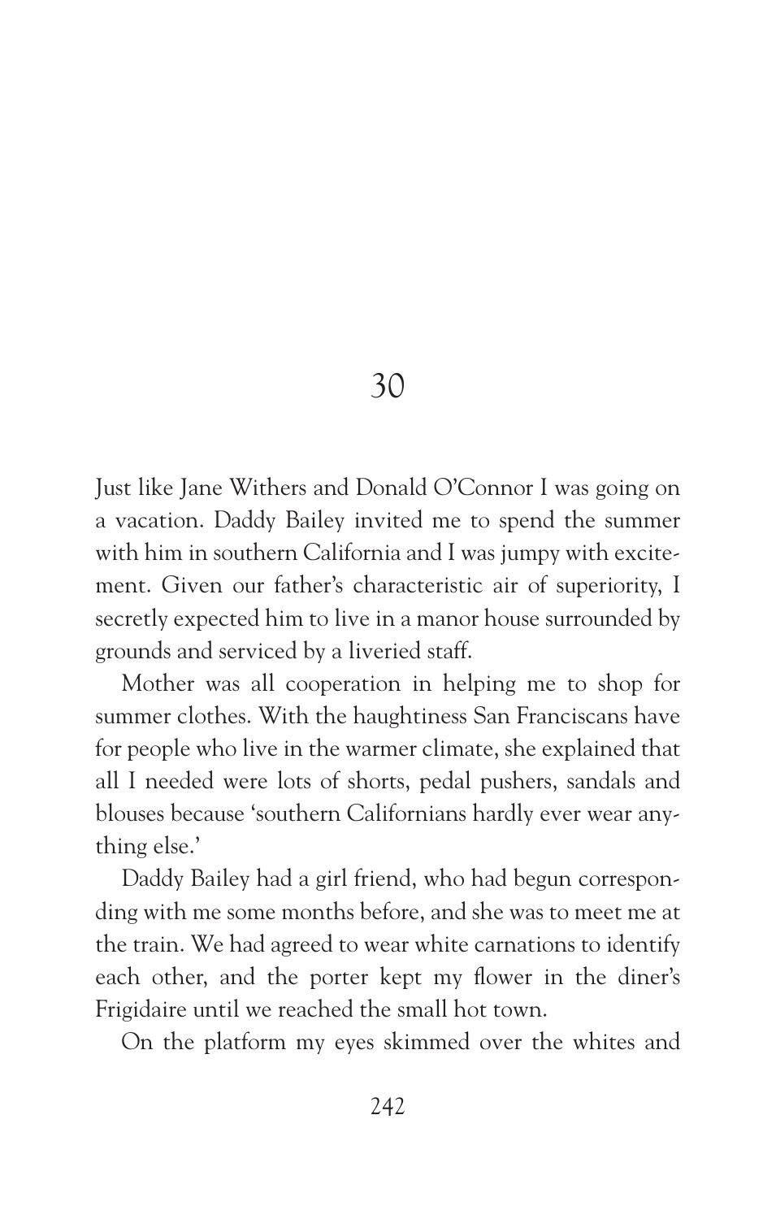# 30

Just like Jane Withers and Donald O'Connor I was going on a vacation. Daddy Bailey invited me to spend the summer with him in southern California and I was jumpy with excitement. Given our father's characteristic air of superiority, I secretly expected him to live in a manor house surrounded by grounds and serviced by a liveried staff.

Mother was all cooperation in helping me to shop for summer clothes. With the haughtiness San Franciscans have for people who live in the warmer climate, she explained that all I needed were lots of shorts, pedal pushers, sandals and blouses because 'southern Californians hardly ever wear anything else.'

Daddy Bailey had a girl friend, who had begun corresponding with me some months before, and she was to meet me at the train. We had agreed to wear white carnations to identify each other, and the porter kept my flower in the diner's Frigidaire until we reached the small hot town.

On the platform my eyes skimmed over the whites and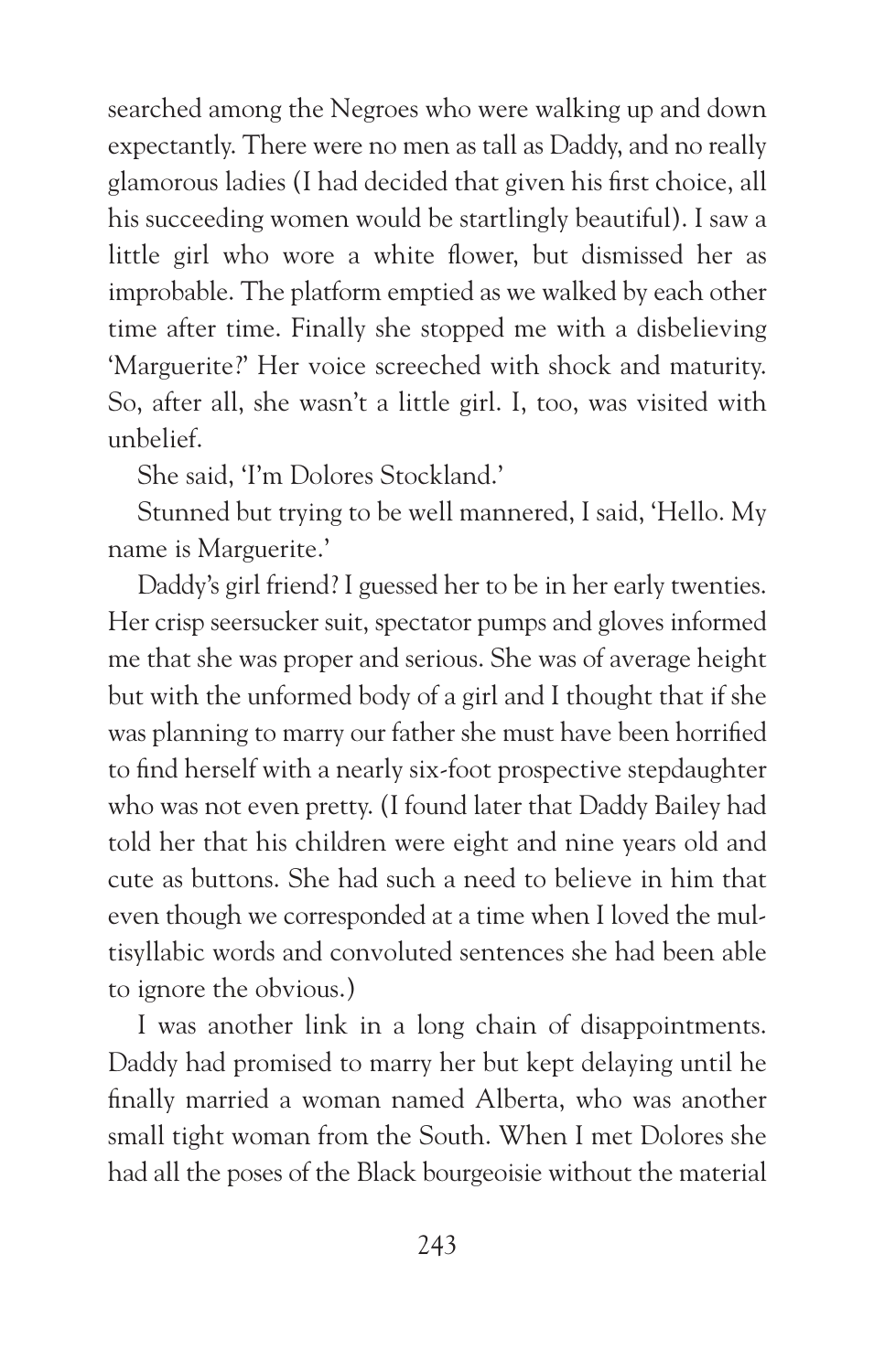searched among the Negroes who were walking up and down expectantly. There were no men as tall as Daddy, and no really glamorous ladies (I had decided that given his first choice, all his succeeding women would be startlingly beautiful). I saw a little girl who wore a white flower, but dismissed her as improbable. The platform emptied as we walked by each other time after time. Finally she stopped me with a disbelieving 'Marguerite?' Her voice screeched with shock and maturity. So, after all, she wasn't a little girl. I, too, was visited with unbelief.

She said, 'I'm Dolores Stockland.'

Stunned but trying to be well mannered, I said, 'Hello. My name is Marguerite.'

Daddy's girl friend? I guessed her to be in her early twenties. Her crisp seersucker suit, spectator pumps and gloves informed me that she was proper and serious. She was of average height but with the unformed body of a girl and I thought that if she was planning to marry our father she must have been horrified to find herself with a nearly six-foot prospective stepdaughter who was not even pretty. (I found later that Daddy Bailey had told her that his children were eight and nine years old and cute as buttons. She had such a need to believe in him that even though we corresponded at a time when I loved the multisyllabic words and convoluted sentences she had been able to ignore the obvious.)

I was another link in a long chain of disappointments. Daddy had promised to marry her but kept delaying until he finally married a woman named Alberta, who was another small tight woman from the South. When I met Dolores she had all the poses of the Black bourgeoisie without the material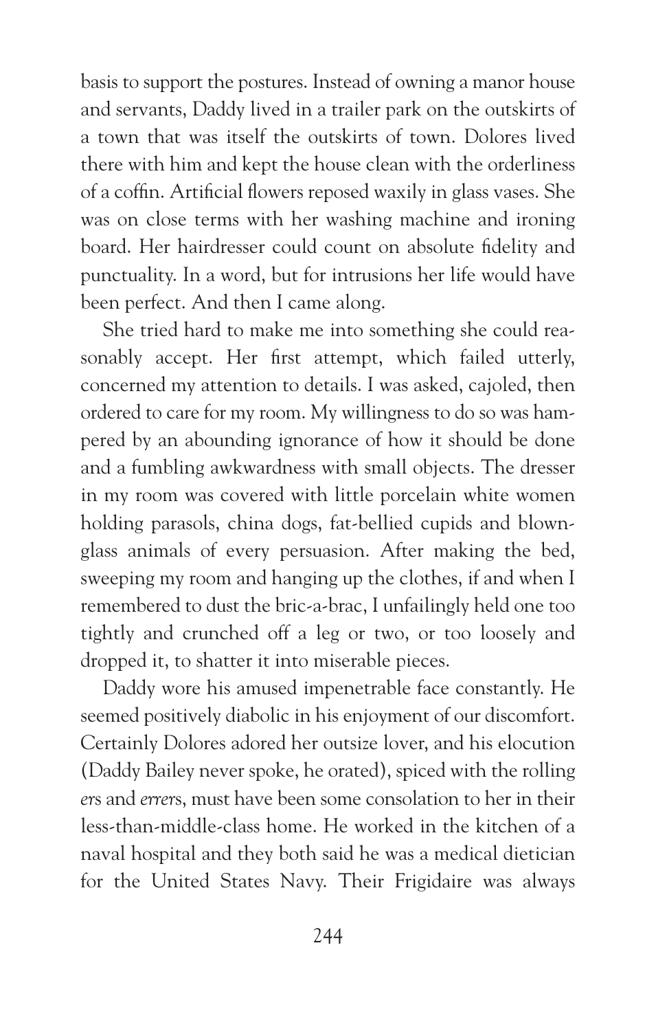basis to support the postures. Instead of owning a manor house and servants, Daddy lived in a trailer park on the outskirts of a town that was itself the outskirts of town. Dolores lived there with him and kept the house clean with the orderliness of a coffin. Artificial flowers reposed waxily in glass vases. She was on close terms with her washing machine and ironing board. Her hairdresser could count on absolute fidelity and punctuality. In a word, but for intrusions her life would have been perfect. And then I came along.

She tried hard to make me into something she could reasonably accept. Her first attempt, which failed utterly, concerned my attention to details. I was asked, cajoled, then ordered to care for my room. My willingness to do so was hampered by an abounding ignorance of how it should be done and a fumbling awkwardness with small objects. The dresser in my room was covered with little porcelain white women holding parasols, china dogs, fat-bellied cupids and blown-glass animals of every persuasion. After making the bed, sweeping my room and hanging up the clothes, if and when I remembered to dust the bric-a-brac, I unfailingly held one too tightly and crunched off a leg or two, or too loosely and dropped it, to shatter it into miserable pieces.

Daddy wore his amused impenetrable face constantly. He seemed positively diabolic in his enjoyment of our discomfort. Certainly Dolores adored her outsize lover, and his elocution (Daddy Bailey never spoke, he orated), spiced with the rolling *er*s and *errer*s, must have been some consolation to her in their less-than-middle-class home. He worked in the kitchen of a naval hospital and they both said he was a medical dietician for the United States Navy. Their Frigidaire was always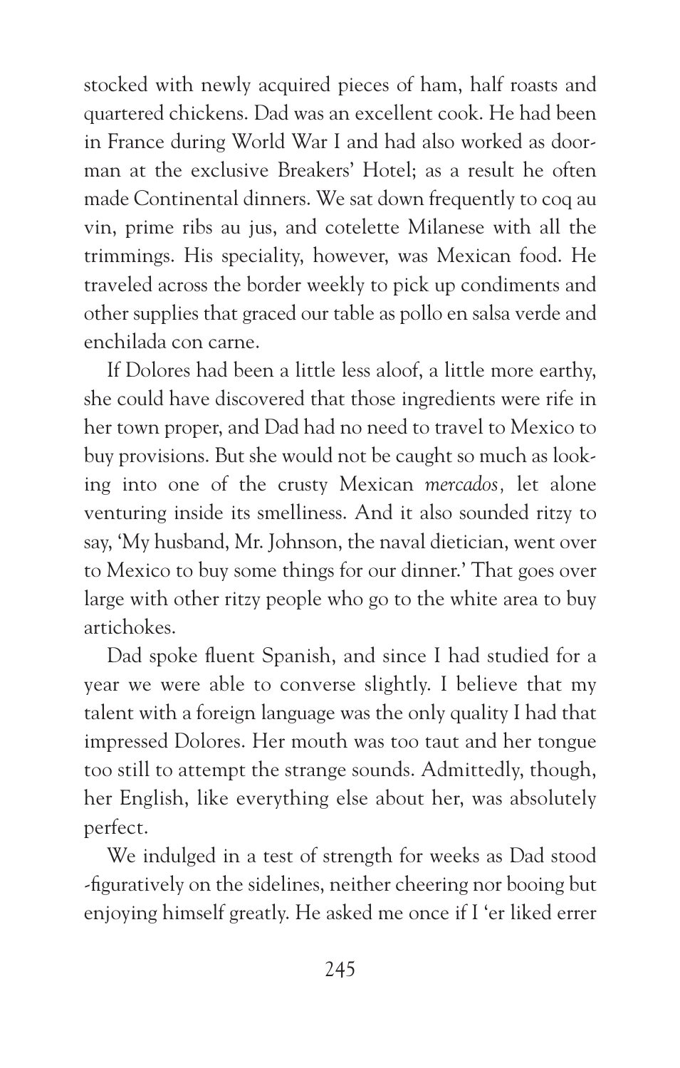stocked with newly acquired pieces of ham, half roasts and quartered chickens. Dad was an excellent cook. He had been in France during World War I and had also worked as doorman at the exclusive Breakers' Hotel; as a result he often made Continental dinners. We sat down frequently to coq au vin, prime ribs au jus, and cotelette Milanese with all the trimmings. His speciality, however, was Mexican food. He traveled across the border weekly to pick up condiments and other supplies that graced our table as pollo en salsa verde and enchilada con carne.

If Dolores had been a little less aloof, a little more earthy, she could have discovered that those ingredients were rife in her town proper, and Dad had no need to travel to Mexico to buy provisions. But she would not be caught so much as looking into one of the crusty Mexican *mercados*, let alone venturing inside its smelliness. And it also sounded ritzy to say, 'My husband, Mr. Johnson, the naval dietician, went over to Mexico to buy some things for our dinner.' That goes over large with other ritzy people who go to the white area to buy artichokes.

Dad spoke fluent Spanish, and since I had studied for a year we were able to converse slightly. I believe that my talent with a foreign language was the only quality I had that impressed Dolores. Her mouth was too taut and her tongue too still to attempt the strange sounds. Admittedly, though, her English, like everything else about her, was absolutely perfect.

We indulged in a test of strength for weeks as Dad stood -figuratively on the sidelines, neither cheering nor booing but enjoying himself greatly. He asked me once if I 'er liked errer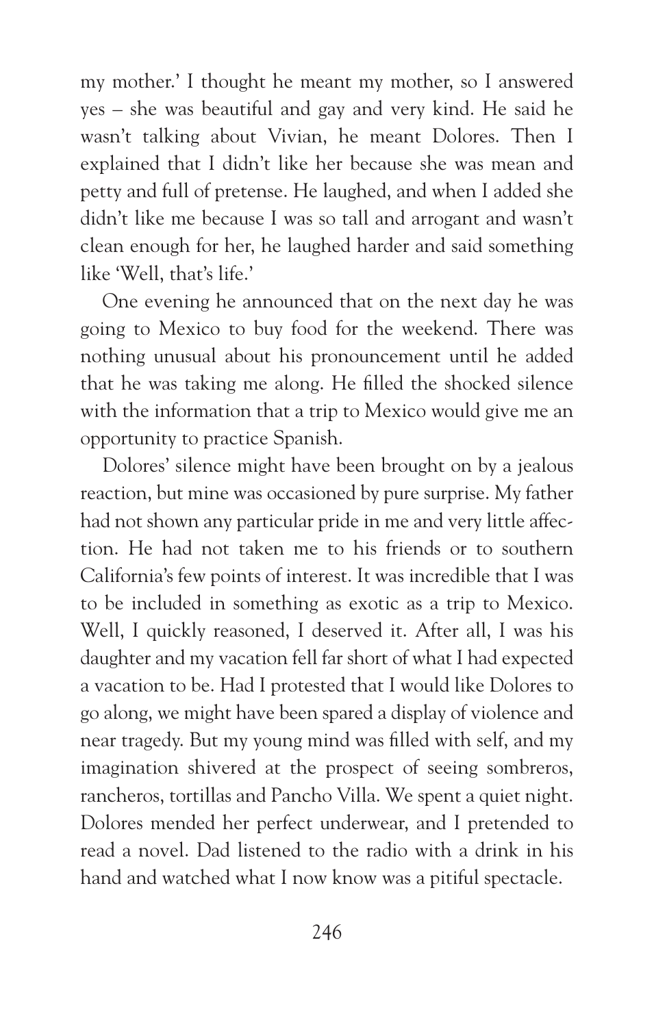my mother.' I thought he meant my mother, so I answered yes – she was beautiful and gay and very kind. He said he wasn't talking about Vivian, he meant Dolores. Then I explained that I didn't like her because she was mean and petty and full of pretense. He laughed, and when I added she didn't like me because I was so tall and arrogant and wasn't clean enough for her, he laughed harder and said something like 'Well, that's life.'

One evening he announced that on the next day he was going to Mexico to buy food for the weekend. There was nothing unusual about his pronouncement until he added that he was taking me along. He filled the shocked silence with the information that a trip to Mexico would give me an opportunity to practice Spanish.

Dolores' silence might have been brought on by a jealous reaction, but mine was occasioned by pure surprise. My father had not shown any particular pride in me and very little affection. He had not taken me to his friends or to southern California's few points of interest. It was incredible that I was to be included in something as exotic as a trip to Mexico. Well, I quickly reasoned, I deserved it. After all, I was his daughter and my vacation fell far short of what I had expected a vacation to be. Had I protested that I would like Dolores to go along, we might have been spared a display of violence and near tragedy. But my young mind was filled with self, and my imagination shivered at the prospect of seeing sombreros, rancheros, tortillas and Pancho Villa. We spent a quiet night. Dolores mended her perfect underwear, and I pretended to read a novel. Dad listened to the radio with a drink in his hand and watched what I now know was a pitiful spectacle.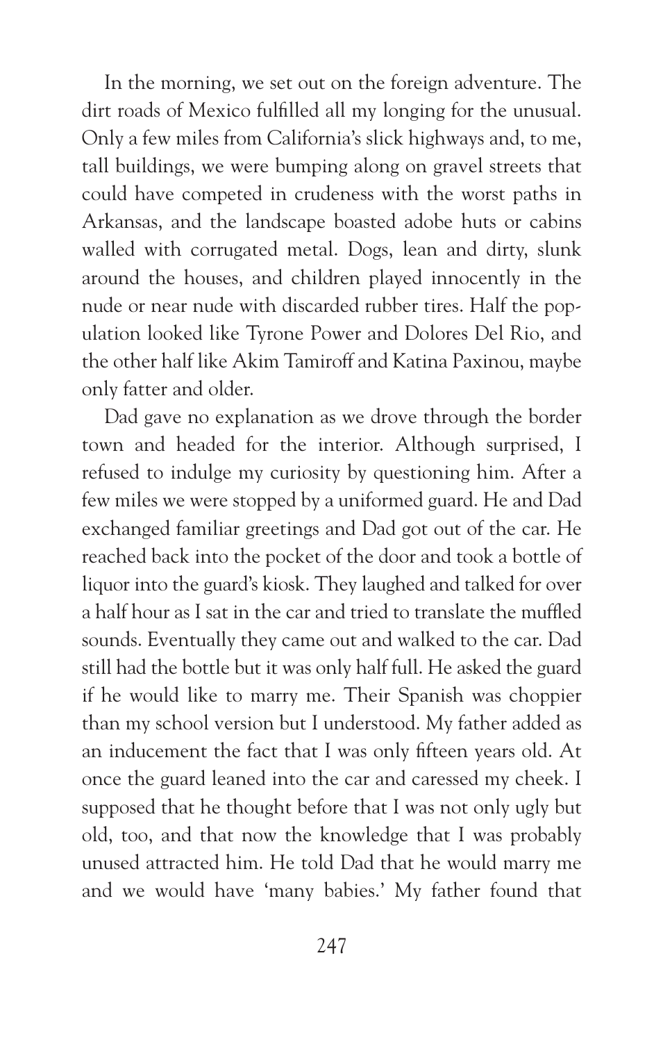In the morning, we set out on the foreign adventure. The dirt roads of Mexico fulfilled all my longing for the unusual. Only a few miles from California's slick highways and, to me, tall buildings, we were bumping along on gravel streets that could have competed in crudeness with the worst paths in Arkansas, and the landscape boasted adobe huts or cabins walled with corrugated metal. Dogs, lean and dirty, slunk around the houses, and children played innocently in the nude or near nude with discarded rubber tires. Half the population looked like Tyrone Power and Dolores Del Rio, and the other half like Akim Tamiroff and Katina Paxinou, maybe only fatter and older.

Dad gave no explanation as we drove through the border town and headed for the interior. Although surprised, I refused to indulge my curiosity by questioning him. After a few miles we were stopped by a uniformed guard. He and Dad exchanged familiar greetings and Dad got out of the car. He reached back into the pocket of the door and took a bottle of liquor into the guard's kiosk. They laughed and talked for over a half hour as I sat in the car and tried to translate the muffled sounds. Eventually they came out and walked to the car. Dad still had the bottle but it was only half full. He asked the guard if he would like to marry me. Their Spanish was choppier than my school version but I understood. My father added as an inducement the fact that I was only fifteen years old. At once the guard leaned into the car and caressed my cheek. I supposed that he thought before that I was not only ugly but old, too, and that now the knowledge that I was probably unused attracted him. He told Dad that he would marry me and we would have 'many babies.' My father found that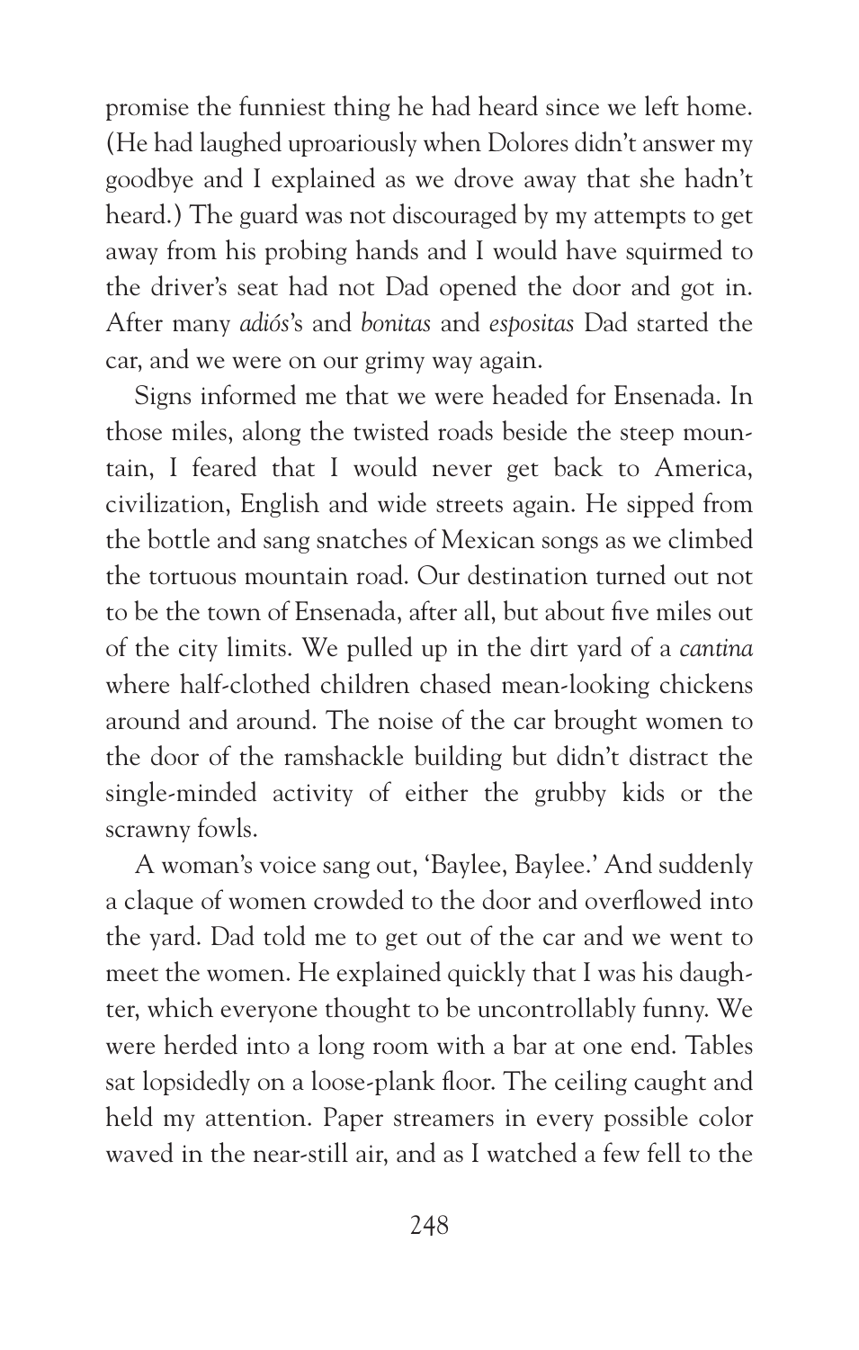promise the funniest thing he had heard since we left home. (He had laughed uproariously when Dolores didn't answer my goodbye and I explained as we drove away that she hadn't heard.) The guard was not discouraged by my attempts to get away from his probing hands and I would have squirmed to the driver's seat had not Dad opened the door and got in. After many *adiós*'s and *bonitas* and *espositas* Dad started the car, and we were on our grimy way again.

Signs informed me that we were headed for Ensenada. In those miles, along the twisted roads beside the steep mountain, I feared that I would never get back to America, civilization, English and wide streets again. He sipped from the bottle and sang snatches of Mexican songs as we climbed the tortuous mountain road. Our destination turned out not to be the town of Ensenada, after all, but about five miles out of the city limits. We pulled up in the dirt yard of a *cantina* where half-clothed children chased mean-looking chickens around and around. The noise of the car brought women to the door of the ramshackle building but didn't distract the single-minded activity of either the grubby kids or the scrawny fowls.

A woman's voice sang out, 'Baylee, Baylee.' And suddenly a claque of women crowded to the door and overflowed into the yard. Dad told me to get out of the car and we went to meet the women. He explained quickly that I was his daughter, which everyone thought to be uncontrollably funny. We were herded into a long room with a bar at one end. Tables sat lopsidedly on a loose-plank floor. The ceiling caught and held my attention. Paper streamers in every possible color waved in the near-still air, and as I watched a few fell to the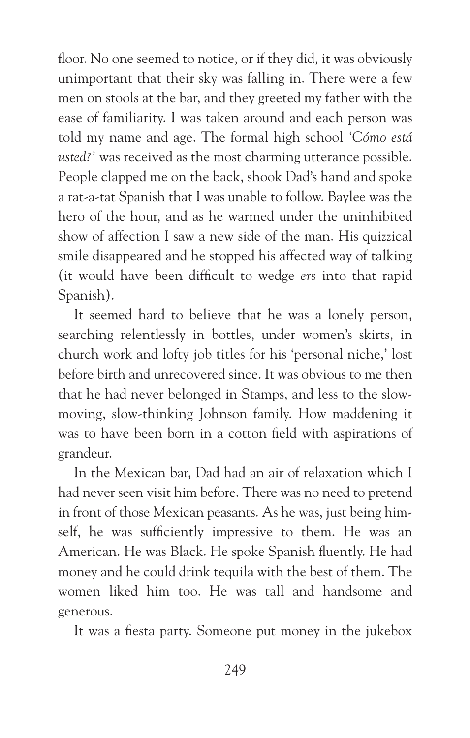floor. No one seemed to notice, or if they did, it was obviously unimportant that their sky was falling in. There were a few men on stools at the bar, and they greeted my father with the ease of familiarity. I was taken around and each person was told my name and age. The formal high school *'Cómo está usted?'* was received as the most charming utterance possible. People clapped me on the back, shook Dad's hand and spoke a rat-a-tat Spanish that I was unable to follow. Baylee was the hero of the hour, and as he warmed under the uninhibited show of affection I saw a new side of the man. His quizzical smile disappeared and he stopped his affected way of talking (it would have been difficult to wedge *er*s into that rapid Spanish).

It seemed hard to believe that he was a lonely person, searching relentlessly in bottles, under women's skirts, in church work and lofty job titles for his 'personal niche,' lost before birth and unrecovered since. It was obvious to me then that he had never belonged in Stamps, and less to the slow-moving, slow-thinking Johnson family. How maddening it was to have been born in a cotton field with aspirations of grandeur.

In the Mexican bar, Dad had an air of relaxation which I had never seen visit him before. There was no need to pretend in front of those Mexican peasants. As he was, just being himself, he was sufficiently impressive to them. He was an American. He was Black. He spoke Spanish fluently. He had money and he could drink tequila with the best of them. The women liked him too. He was tall and handsome and generous.

It was a fiesta party. Someone put money in the jukebox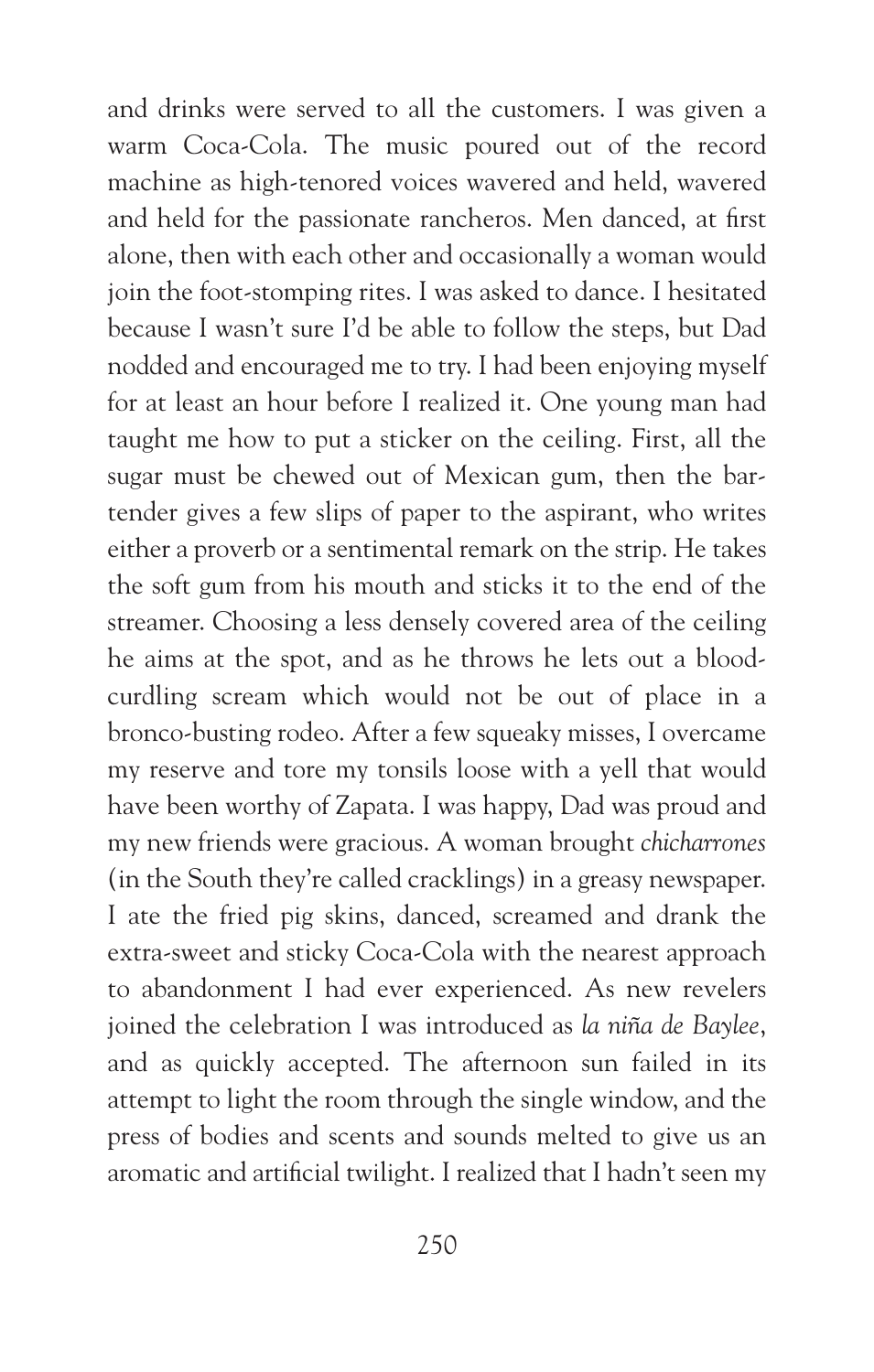and drinks were served to all the customers. I was given a warm Coca-Cola. The music poured out of the record machine as high-tenored voices wavered and held, wavered and held for the passionate rancheros. Men danced, at first alone, then with each other and occasionally a woman would join the foot-stomping rites. I was asked to dance. I hesitated because I wasn't sure I'd be able to follow the steps, but Dad nodded and encouraged me to try. I had been enjoying myself for at least an hour before I realized it. One young man had taught me how to put a sticker on the ceiling. First, all the sugar must be chewed out of Mexican gum, then the bartender gives a few slips of paper to the aspirant, who writes either a proverb or a sentimental remark on the strip. He takes the soft gum from his mouth and sticks it to the end of the streamer. Choosing a less densely covered area of the ceiling he aims at the spot, and as he throws he lets out a blood-curdling scream which would not be out of place in a bronco-busting rodeo. After a few squeaky misses, I overcame my reserve and tore my tonsils loose with a yell that would have been worthy of Zapata. I was happy, Dad was proud and my new friends were gracious. A woman brought *chicharrones* (in the South they're called cracklings) in a greasy newspaper. I ate the fried pig skins, danced, screamed and drank the extra-sweet and sticky Coca-Cola with the nearest approach to abandonment I had ever experienced. As new revelers joined the celebration I was introduced as *la niña de Baylee*, and as quickly accepted. The afternoon sun failed in its attempt to light the room through the single window, and the press of bodies and scents and sounds melted to give us an aromatic and artificial twilight. I realized that I hadn't seen my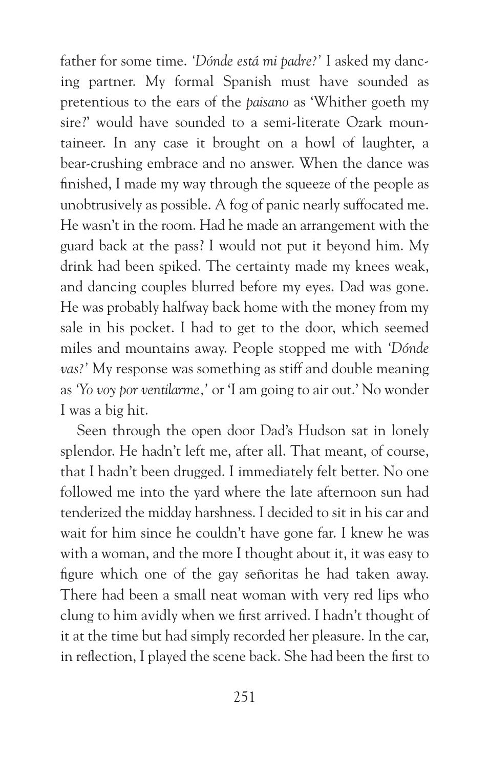father for some time. *'Dónde está mi padre?'* I asked my dancing partner. My formal Spanish must have sounded as pretentious to the ears of the *paisano* as 'Whither goeth my sire?' would have sounded to a semi-literate Ozark mountaineer. In any case it brought on a howl of laughter, a bear-crushing embrace and no answer. When the dance was finished, I made my way through the squeeze of the people as unobtrusively as possible. A fog of panic nearly suffocated me. He wasn't in the room. Had he made an arrangement with the guard back at the pass? I would not put it beyond him. My drink had been spiked. The certainty made my knees weak, and dancing couples blurred before my eyes. Dad was gone. He was probably halfway back home with the money from my sale in his pocket. I had to get to the door, which seemed miles and mountains away. People stopped me with *'Dónde vas?'* My response was something as stiff and double meaning as *'Yo voy por ventilarme,'* or 'I am going to air out.' No wonder I was a big hit.

Seen through the open door Dad's Hudson sat in lonely splendor. He hadn't left me, after all. That meant, of course, that I hadn't been drugged. I immediately felt better. No one followed me into the yard where the late afternoon sun had tenderized the midday harshness. I decided to sit in his car and wait for him since he couldn't have gone far. I knew he was with a woman, and the more I thought about it, it was easy to figure which one of the gay señoritas he had taken away. There had been a small neat woman with very red lips who clung to him avidly when we first arrived. I hadn't thought of it at the time but had simply recorded her pleasure. In the car, in reflection, I played the scene back. She had been the first to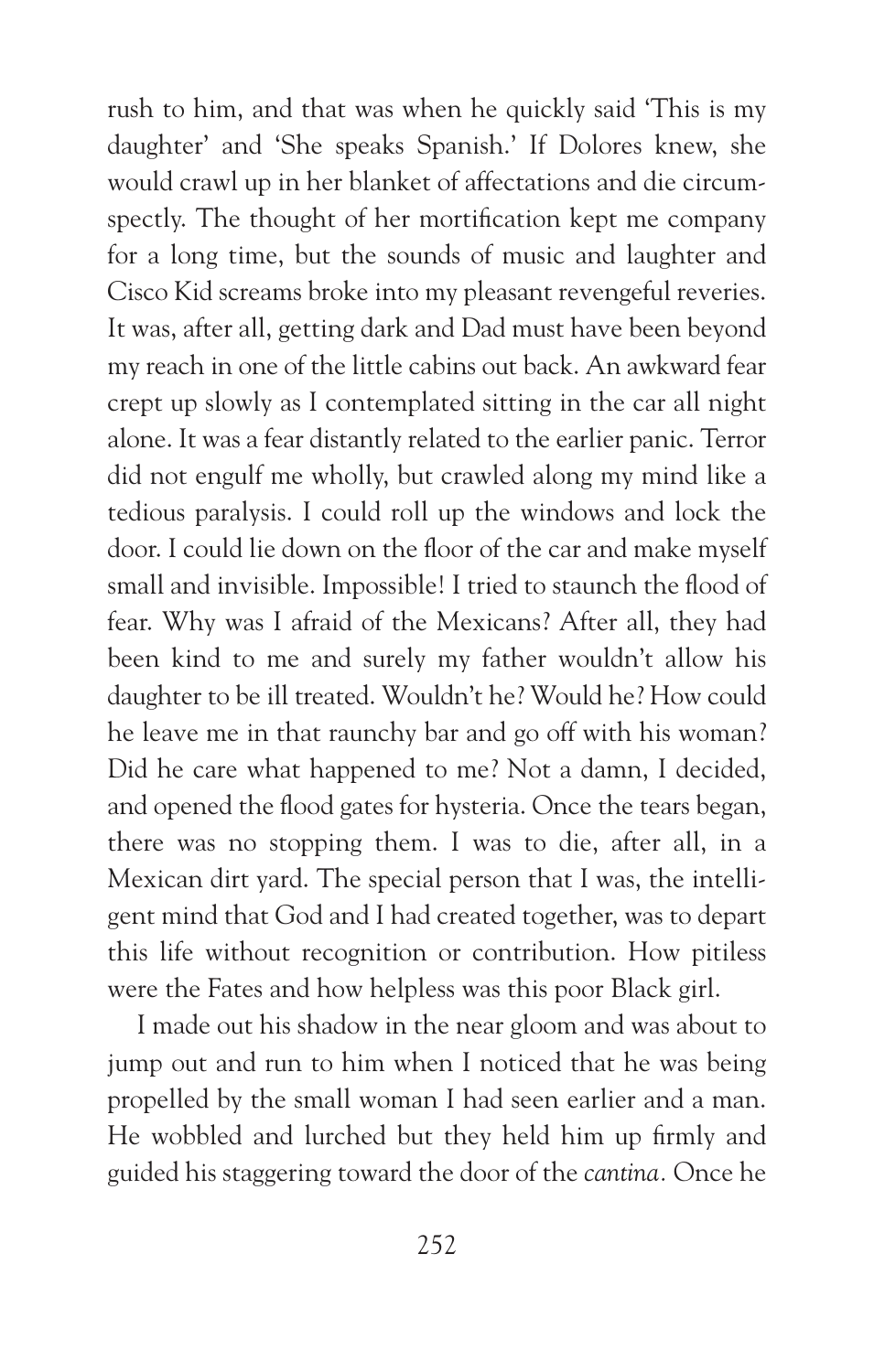rush to him, and that was when he quickly said 'This is my daughter' and 'She speaks Spanish.' If Dolores knew, she would crawl up in her blanket of affectations and die circumspectly. The thought of her mortification kept me company for a long time, but the sounds of music and laughter and Cisco Kid screams broke into my pleasant revengeful reveries. It was, after all, getting dark and Dad must have been beyond my reach in one of the little cabins out back. An awkward fear crept up slowly as I contemplated sitting in the car all night alone. It was a fear distantly related to the earlier panic. Terror did not engulf me wholly, but crawled along my mind like a tedious paralysis. I could roll up the windows and lock the door. I could lie down on the floor of the car and make myself small and invisible. Impossible! I tried to staunch the flood of fear. Why was I afraid of the Mexicans? After all, they had been kind to me and surely my father wouldn't allow his daughter to be ill treated. Wouldn't he? Would he? How could he leave me in that raunchy bar and go off with his woman? Did he care what happened to me? Not a damn, I decided, and opened the flood gates for hysteria. Once the tears began, there was no stopping them. I was to die, after all, in a Mexican dirt yard. The special person that I was, the intelligent mind that God and I had created together, was to depart this life without recognition or contribution. How pitiless were the Fates and how helpless was this poor Black girl.

I made out his shadow in the near gloom and was about to jump out and run to him when I noticed that he was being propelled by the small woman I had seen earlier and a man. He wobbled and lurched but they held him up firmly and guided his staggering toward the door of the *cantina.* Once he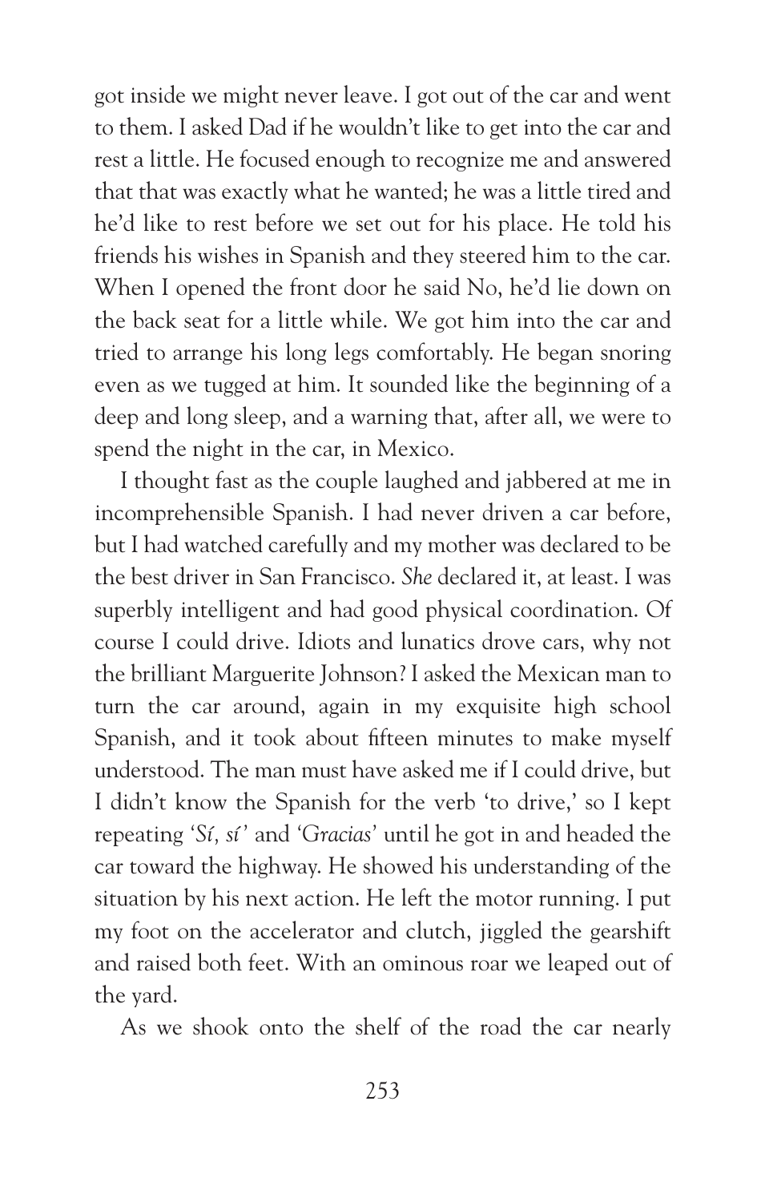got inside we might never leave. I got out of the car and went to them. I asked Dad if he wouldn't like to get into the car and rest a little. He focused enough to recognize me and answered that that was exactly what he wanted; he was a little tired and he'd like to rest before we set out for his place. He told his friends his wishes in Spanish and they steered him to the car. When I opened the front door he said No, he'd lie down on the back seat for a little while. We got him into the car and tried to arrange his long legs comfortably. He began snoring even as we tugged at him. It sounded like the beginning of a deep and long sleep, and a warning that, after all, we were to spend the night in the car, in Mexico.

I thought fast as the couple laughed and jabbered at me in incomprehensible Spanish. I had never driven a car before, but I had watched carefully and my mother was declared to be the best driver in San Francisco. *She* declared it, at least. I was superbly intelligent and had good physical coordination. Of course I could drive. Idiots and lunatics drove cars, why not the brilliant Marguerite Johnson? I asked the Mexican man to turn the car around, again in my exquisite high school Spanish, and it took about fifteen minutes to make myself understood. The man must have asked me if I could drive, but I didn't know the Spanish for the verb 'to drive,' so I kept repeating '*Sí, sí*' and '*Gracias*' until he got in and headed the car toward the highway. He showed his understanding of the situation by his next action. He left the motor running. I put my foot on the accelerator and clutch, jiggled the gearshift and raised both feet. With an ominous roar we leaped out of the yard.

As we shook onto the shelf of the road the car nearly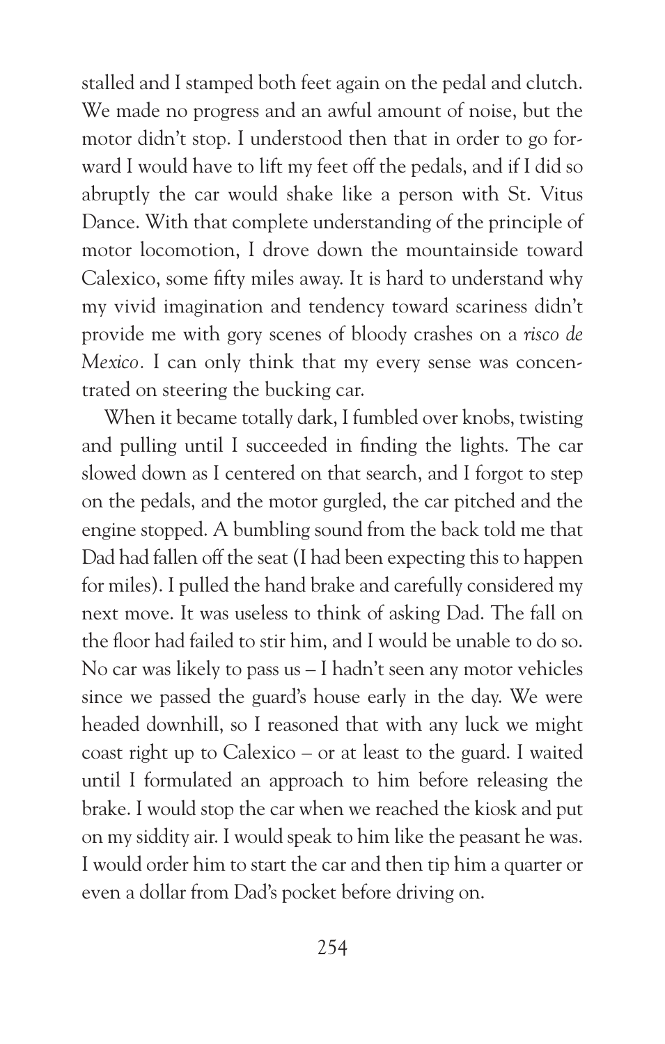stalled and I stamped both feet again on the pedal and clutch. We made no progress and an awful amount of noise, but the motor didn't stop. I understood then that in order to go forward I would have to lift my feet off the pedals, and if I did so abruptly the car would shake like a person with St. Vitus Dance. With that complete understanding of the principle of motor locomotion, I drove down the mountainside toward Calexico, some fifty miles away. It is hard to understand why my vivid imagination and tendency toward scariness didn't provide me with gory scenes of bloody crashes on a *risco de Mexico*. I can only think that my every sense was concentrated on steering the bucking car.

When it became totally dark, I fumbled over knobs, twisting and pulling until I succeeded in finding the lights. The car slowed down as I centered on that search, and I forgot to step on the pedals, and the motor gurgled, the car pitched and the engine stopped. A bumbling sound from the back told me that Dad had fallen off the seat (I had been expecting this to happen for miles). I pulled the hand brake and carefully considered my next move. It was useless to think of asking Dad. The fall on the floor had failed to stir him, and I would be unable to do so. No car was likely to pass us – I hadn't seen any motor vehicles since we passed the guard's house early in the day. We were headed downhill, so I reasoned that with any luck we might coast right up to Calexico – or at least to the guard. I waited until I formulated an approach to him before releasing the brake. I would stop the car when we reached the kiosk and put on my siddity air. I would speak to him like the peasant he was. I would order him to start the car and then tip him a quarter or even a dollar from Dad's pocket before driving on.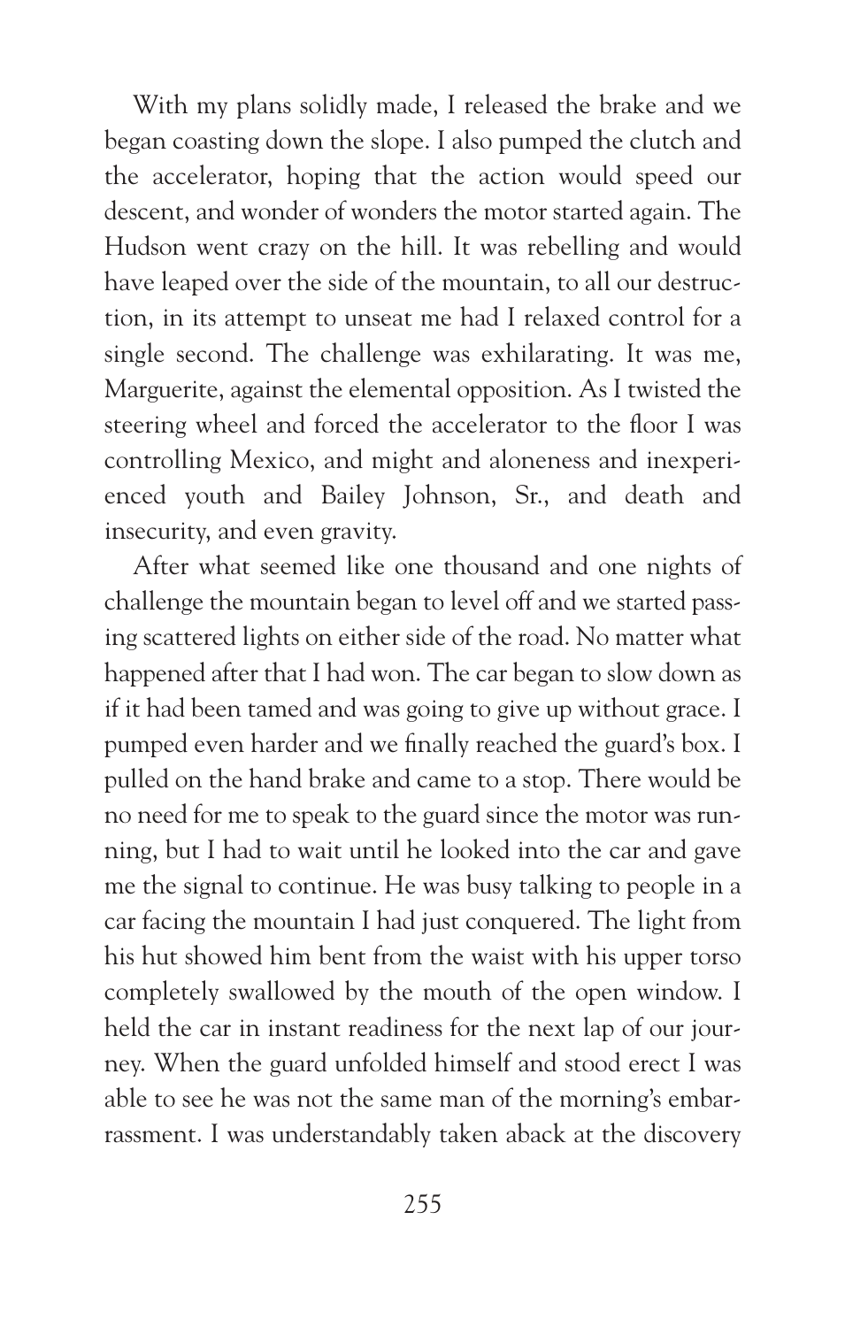With my plans solidly made, I released the brake and we began coasting down the slope. I also pumped the clutch and the accelerator, hoping that the action would speed our descent, and wonder of wonders the motor started again. The Hudson went crazy on the hill. It was rebelling and would have leaped over the side of the mountain, to all our destruction, in its attempt to unseat me had I relaxed control for a single second. The challenge was exhilarating. It was me, Marguerite, against the elemental opposition. As I twisted the steering wheel and forced the accelerator to the floor I was controlling Mexico, and might and aloneness and inexperienced youth and Bailey Johnson, Sr., and death and insecurity, and even gravity.

After what seemed like one thousand and one nights of challenge the mountain began to level off and we started passing scattered lights on either side of the road. No matter what happened after that I had won. The car began to slow down as if it had been tamed and was going to give up without grace. I pumped even harder and we finally reached the guard's box. I pulled on the hand brake and came to a stop. There would be no need for me to speak to the guard since the motor was running, but I had to wait until he looked into the car and gave me the signal to continue. He was busy talking to people in a car facing the mountain I had just conquered. The light from his hut showed him bent from the waist with his upper torso completely swallowed by the mouth of the open window. I held the car in instant readiness for the next lap of our journey. When the guard unfolded himself and stood erect I was able to see he was not the same man of the morning's embarrassment. I was understandably taken aback at the discovery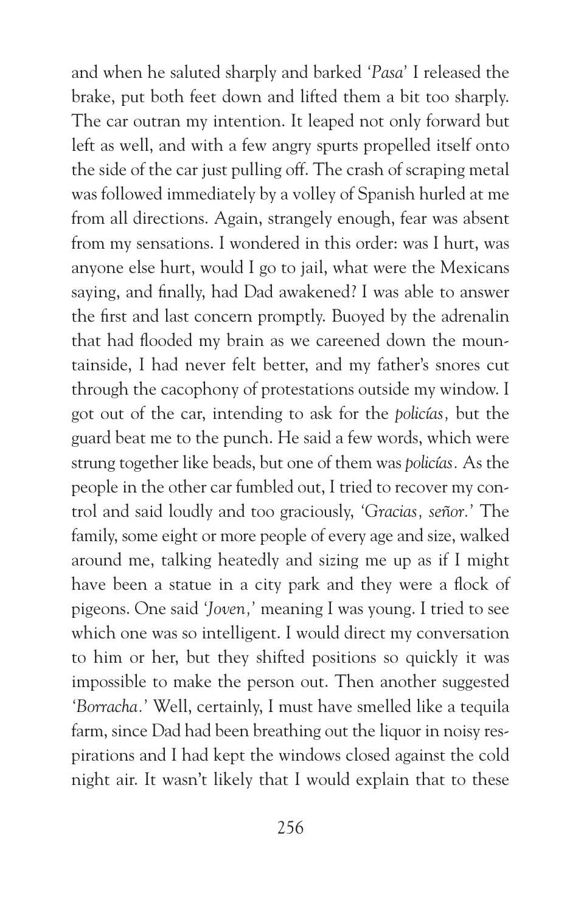and when he saluted sharply and barked '*Pasa*' I released the brake, put both feet down and lifted them a bit too sharply. The car outran my intention. It leaped not only forward but left as well, and with a few angry spurts propelled itself onto the side of the car just pulling off. The crash of scraping metal was followed immediately by a volley of Spanish hurled at me from all directions. Again, strangely enough, fear was absent from my sensations. I wondered in this order: was I hurt, was anyone else hurt, would I go to jail, what were the Mexicans saying, and finally, had Dad awakened? I was able to answer the first and last concern promptly. Buoyed by the adrenalin that had flooded my brain as we careened down the mountainside, I had never felt better, and my father's snores cut through the cacophony of protestations outside my window. I got out of the car, intending to ask for the *policías,* but the guard beat me to the punch. He said a few words, which were strung together like beads, but one of them was *policías.* As the people in the other car fumbled out, I tried to recover my control and said loudly and too graciously, '*Gracias, señor.*' The family, some eight or more people of every age and size, walked around me, talking heatedly and sizing me up as if I might have been a statue in a city park and they were a flock of pigeons. One said '*Joven,*' meaning I was young. I tried to see which one was so intelligent. I would direct my conversation to him or her, but they shifted positions so quickly it was impossible to make the person out. Then another suggested '*Borracha.*' Well, certainly, I must have smelled like a tequila farm, since Dad had been breathing out the liquor in noisy respirations and I had kept the windows closed against the cold night air. It wasn't likely that I would explain that to these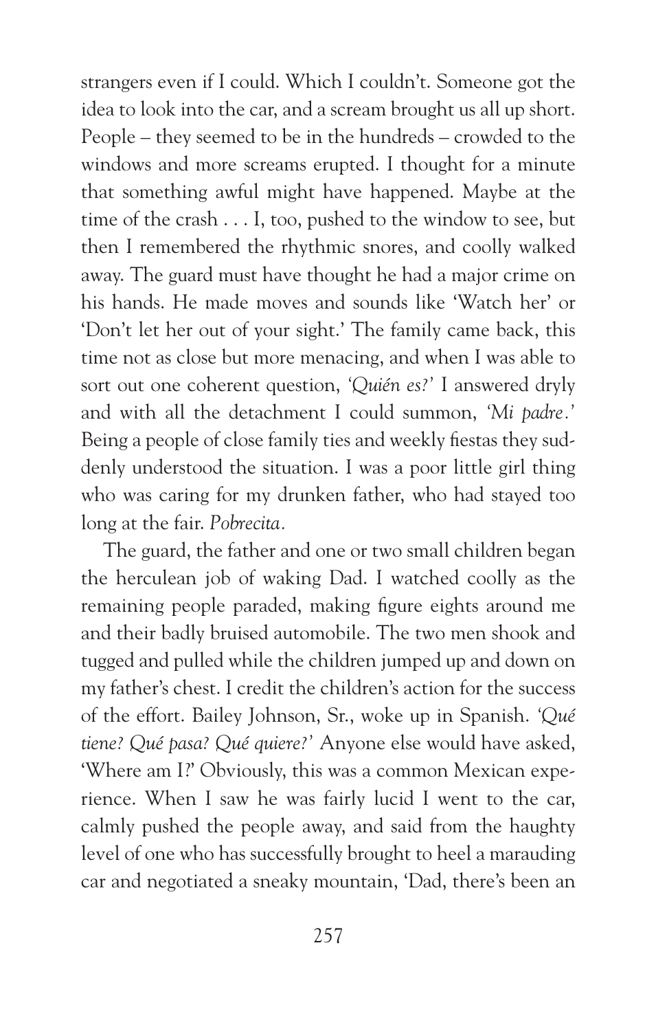strangers even if I could. Which I couldn't. Someone got the idea to look into the car, and a scream brought us all up short. People – they seemed to be in the hundreds – crowded to the windows and more screams erupted. I thought for a minute that something awful might have happened. Maybe at the time of the crash . . . I, too, pushed to the window to see, but then I remembered the rhythmic snores, and coolly walked away. The guard must have thought he had a major crime on his hands. He made moves and sounds like 'Watch her' or 'Don't let her out of your sight.' The family came back, this time not as close but more menacing, and when I was able to sort out one coherent question, '*Quién es?*' I answered dryly and with all the detachment I could summon, '*Mi padre.*' Being a people of close family ties and weekly fiestas they suddenly understood the situation. I was a poor little girl thing who was caring for my drunken father, who had stayed too long at the fair. *Pobrecita.*

The guard, the father and one or two small children began the herculean job of waking Dad. I watched coolly as the remaining people paraded, making figure eights around me and their badly bruised automobile. The two men shook and tugged and pulled while the children jumped up and down on my father's chest. I credit the children's action for the success of the effort. Bailey Johnson, Sr., woke up in Spanish. '*Qué tiene? Qué pasa? Qué quiere?*' Anyone else would have asked, 'Where am I?' Obviously, this was a common Mexican experience. When I saw he was fairly lucid I went to the car, calmly pushed the people away, and said from the haughty level of one who has successfully brought to heel a marauding car and negotiated a sneaky mountain, 'Dad, there's been an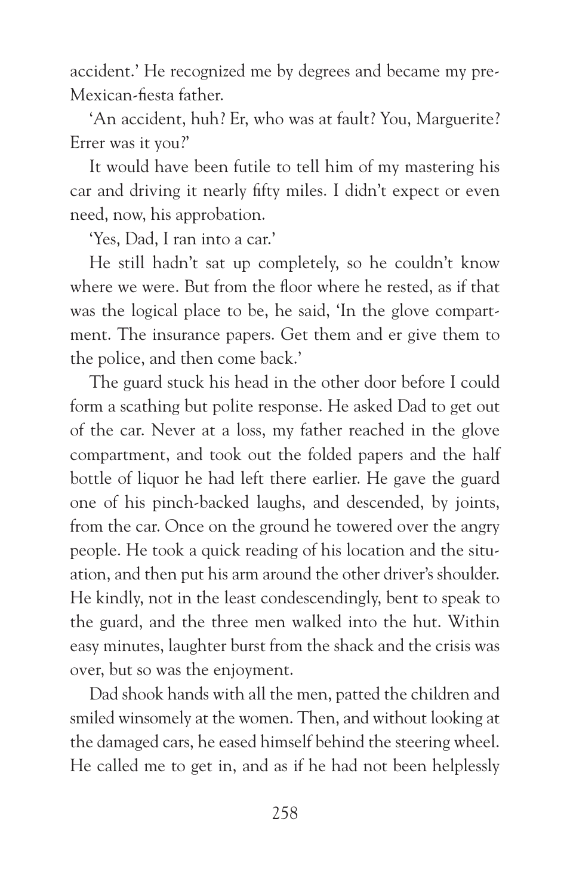accident.' He recognized me by degrees and became my pre-Mexican-fiesta father.

'An accident, huh? Er, who was at fault? You, Marguerite? Errer was it you?'

It would have been futile to tell him of my mastering his car and driving it nearly fifty miles. I didn't expect or even need, now, his approbation.

'Yes, Dad, I ran into a car.'

He still hadn't sat up completely, so he couldn't know where we were. But from the floor where he rested, as if that was the logical place to be, he said, 'In the glove compartment. The insurance papers. Get them and er give them to the police, and then come back.'

The guard stuck his head in the other door before I could form a scathing but polite response. He asked Dad to get out of the car. Never at a loss, my father reached in the glove compartment, and took out the folded papers and the half bottle of liquor he had left there earlier. He gave the guard one of his pinch-backed laughs, and descended, by joints, from the car. Once on the ground he towered over the angry people. He took a quick reading of his location and the situation, and then put his arm around the other driver's shoulder. He kindly, not in the least condescendingly, bent to speak to the guard, and the three men walked into the hut. Within easy minutes, laughter burst from the shack and the crisis was over, but so was the enjoyment.

Dad shook hands with all the men, patted the children and smiled winsomely at the women. Then, and without looking at the damaged cars, he eased himself behind the steering wheel. He called me to get in, and as if he had not been helplessly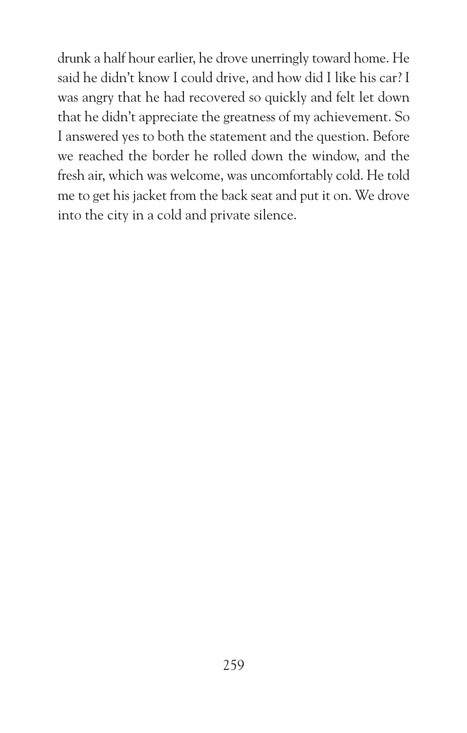drunk a half hour earlier, he drove unerringly toward home. He said he didn't know I could drive, and how did I like his car? I was angry that he had recovered so quickly and felt let down that he didn't appreciate the greatness of my achievement. So I answered yes to both the statement and the question. Before we reached the border he rolled down the window, and the fresh air, which was welcome, was uncomfortably cold. He told me to get his jacket from the back seat and put it on. We drove into the city in a cold and private silence.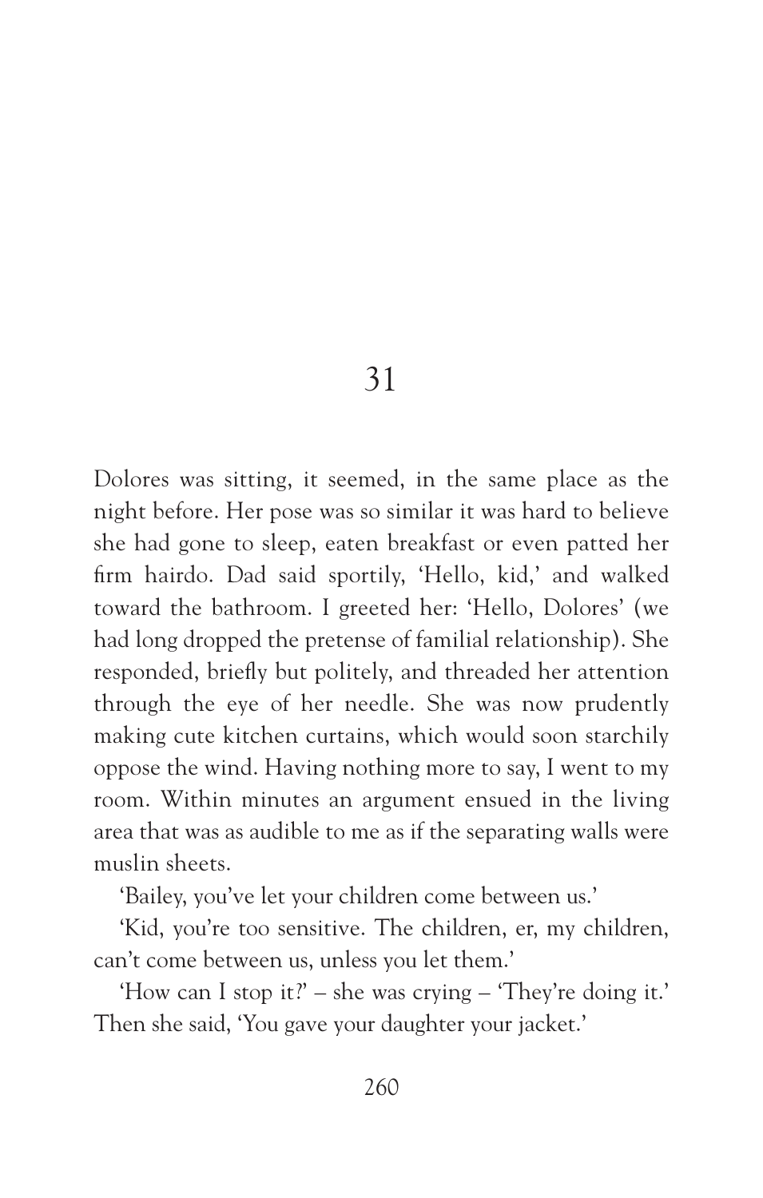# 31

Dolores was sitting, it seemed, in the same place as the night before. Her pose was so similar it was hard to believe she had gone to sleep, eaten breakfast or even patted her firm hairdo. Dad said sportily, 'Hello, kid,' and walked toward the bathroom. I greeted her: 'Hello, Dolores' (we had long dropped the pretense of familial relationship). She responded, briefly but politely, and threaded her attention through the eye of her needle. She was now prudently making cute kitchen curtains, which would soon starchily oppose the wind. Having nothing more to say, I went to my room. Within minutes an argument ensued in the living area that was as audible to me as if the separating walls were muslin sheets.

'Bailey, you've let your children come between us.'

'Kid, you're too sensitive. The children, er, my children, can't come between us, unless you let them.'

'How can I stop it?' – she was crying – 'They're doing it.' Then she said, 'You gave your daughter your jacket.'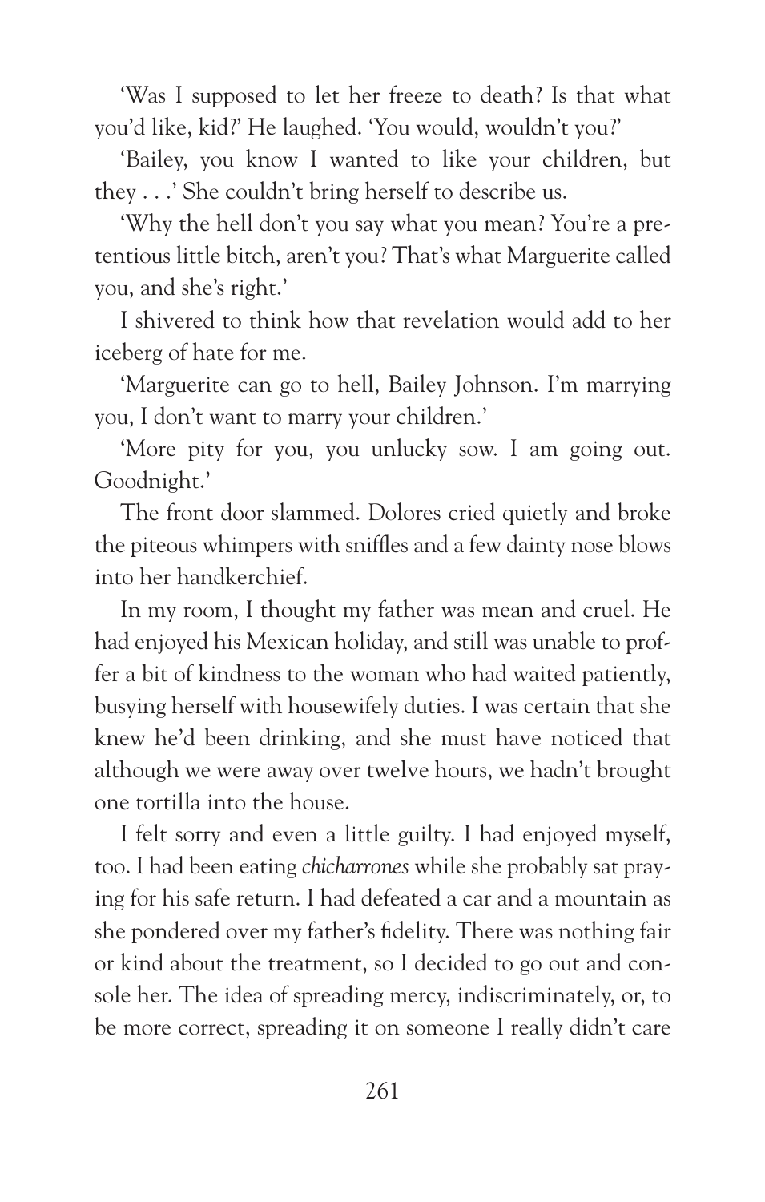'Was I supposed to let her freeze to death? Is that what you'd like, kid?' He laughed. 'You would, wouldn't you?'

'Bailey, you know I wanted to like your children, but they . . .' She couldn't bring herself to describe us.

'Why the hell don't you say what you mean? You're a pretentious little bitch, aren't you? That's what Marguerite called you, and she's right.'

I shivered to think how that revelation would add to her iceberg of hate for me.

'Marguerite can go to hell, Bailey Johnson. I'm marrying you, I don't want to marry your children.'

'More pity for you, you unlucky sow. I am going out. Goodnight.'

The front door slammed. Dolores cried quietly and broke the piteous whimpers with sniffles and a few dainty nose blows into her handkerchief.

In my room, I thought my father was mean and cruel. He had enjoyed his Mexican holiday, and still was unable to proffer a bit of kindness to the woman who had waited patiently, busying herself with housewifely duties. I was certain that she knew he'd been drinking, and she must have noticed that although we were away over twelve hours, we hadn't brought one tortilla into the house.

I felt sorry and even a little guilty. I had enjoyed myself, too. I had been eating *chicharrones* while she probably sat praying for his safe return. I had defeated a car and a mountain as she pondered over my father's fidelity. There was nothing fair or kind about the treatment, so I decided to go out and console her. The idea of spreading mercy, indiscriminately, or, to be more correct, spreading it on someone I really didn't care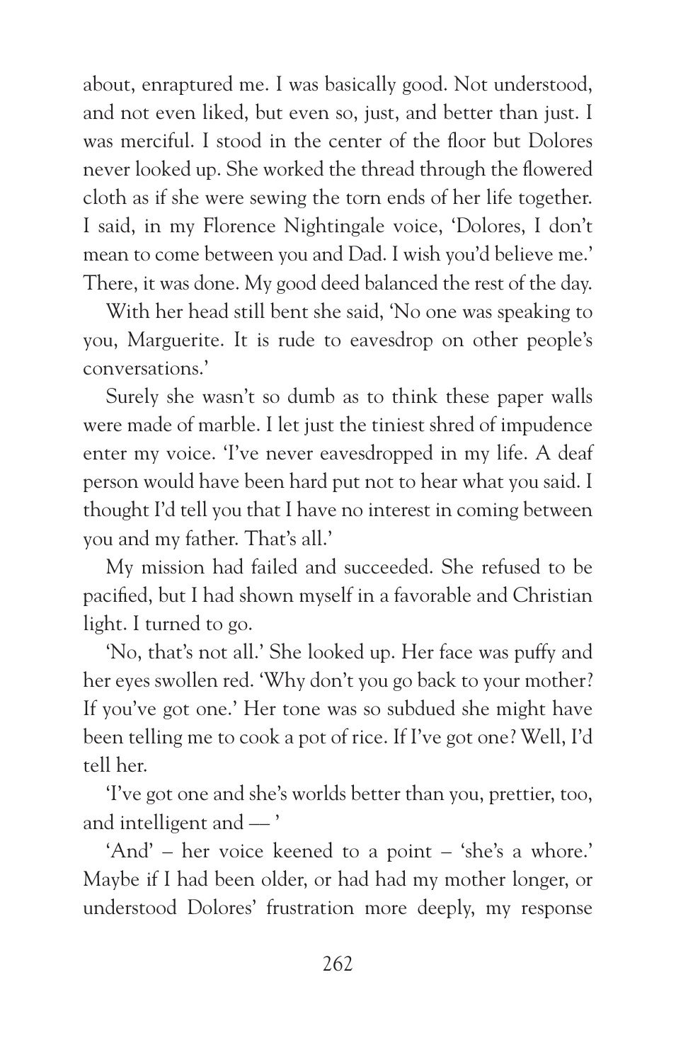about, enraptured me. I was basically good. Not understood, and not even liked, but even so, just, and better than just. I was merciful. I stood in the center of the floor but Dolores never looked up. She worked the thread through the flowered cloth as if she were sewing the torn ends of her life together. I said, in my Florence Nightingale voice, 'Dolores, I don't mean to come between you and Dad. I wish you'd believe me.' There, it was done. My good deed balanced the rest of the day.

With her head still bent she said, 'No one was speaking to you, Marguerite. It is rude to eavesdrop on other people's conversations.'

Surely she wasn't so dumb as to think these paper walls were made of marble. I let just the tiniest shred of impudence enter my voice. 'I've never eavesdropped in my life. A deaf person would have been hard put not to hear what you said. I thought I'd tell you that I have no interest in coming between you and my father. That's all.'

My mission had failed and succeeded. She refused to be pacified, but I had shown myself in a favorable and Christian light. I turned to go.

'No, that's not all.' She looked up. Her face was puffy and her eyes swollen red. 'Why don't you go back to your mother? If you've got one.' Her tone was so subdued she might have been telling me to cook a pot of rice. If I've got one? Well, I'd tell her.

'I've got one and she's worlds better than you, prettier, too, and intelligent and — '

'And' – her voice keened to a point – 'she's a whore.' Maybe if I had been older, or had had my mother longer, or understood Dolores' frustration more deeply, my response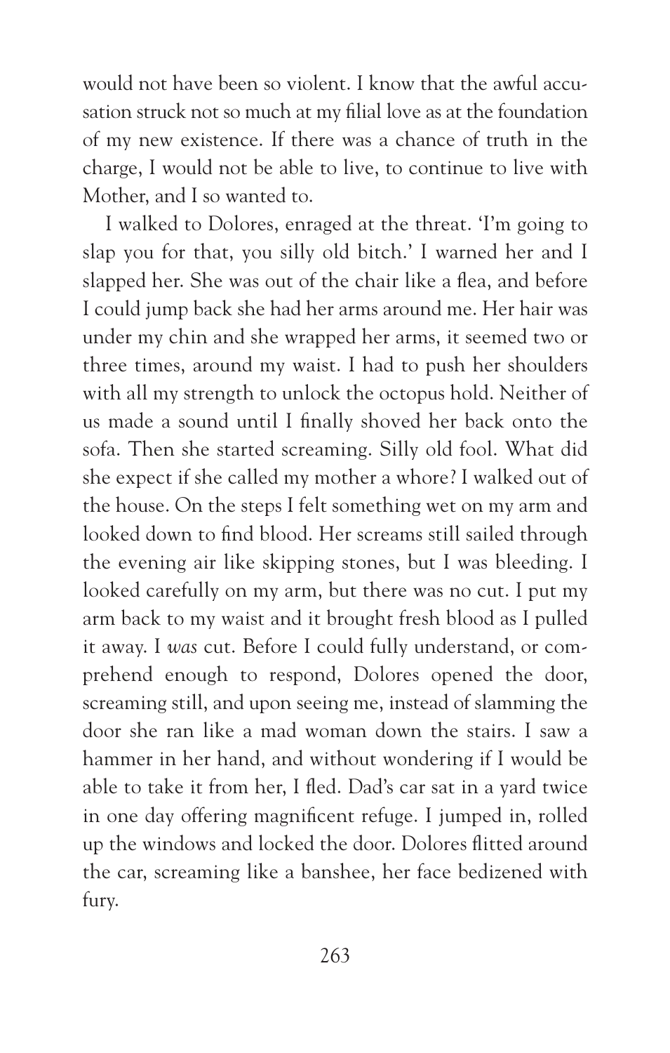would not have been so violent. I know that the awful accusation struck not so much at my filial love as at the foundation of my new existence. If there was a chance of truth in the charge, I would not be able to live, to continue to live with Mother, and I so wanted to.

I walked to Dolores, enraged at the threat. 'I'm going to slap you for that, you silly old bitch.' I warned her and I slapped her. She was out of the chair like a flea, and before I could jump back she had her arms around me. Her hair was under my chin and she wrapped her arms, it seemed two or three times, around my waist. I had to push her shoulders with all my strength to unlock the octopus hold. Neither of us made a sound until I finally shoved her back onto the sofa. Then she started screaming. Silly old fool. What did she expect if she called my mother a whore? I walked out of the house. On the steps I felt something wet on my arm and looked down to find blood. Her screams still sailed through the evening air like skipping stones, but I was bleeding. I looked carefully on my arm, but there was no cut. I put my arm back to my waist and it brought fresh blood as I pulled it away. I *was* cut. Before I could fully understand, or comprehend enough to respond, Dolores opened the door, screaming still, and upon seeing me, instead of slamming the door she ran like a mad woman down the stairs. I saw a hammer in her hand, and without wondering if I would be able to take it from her, I fled. Dad's car sat in a yard twice in one day offering magnificent refuge. I jumped in, rolled up the windows and locked the door. Dolores flitted around the car, screaming like a banshee, her face bedizened with fury.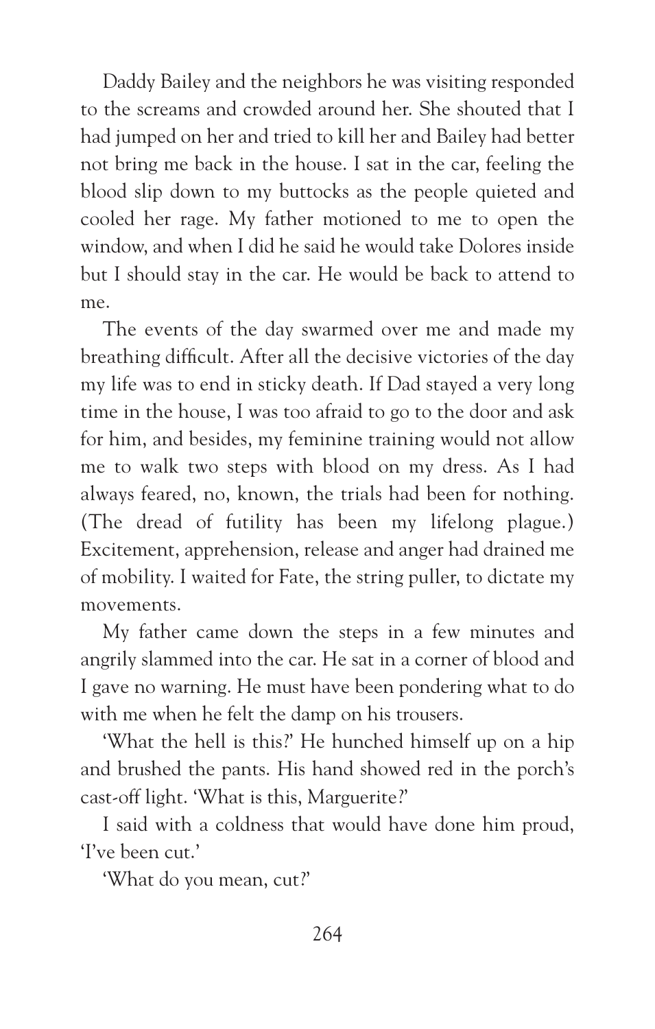Daddy Bailey and the neighbors he was visiting responded to the screams and crowded around her. She shouted that I had jumped on her and tried to kill her and Bailey had better not bring me back in the house. I sat in the car, feeling the blood slip down to my buttocks as the people quieted and cooled her rage. My father motioned to me to open the window, and when I did he said he would take Dolores inside but I should stay in the car. He would be back to attend to me.

The events of the day swarmed over me and made my breathing difficult. After all the decisive victories of the day my life was to end in sticky death. If Dad stayed a very long time in the house, I was too afraid to go to the door and ask for him, and besides, my feminine training would not allow me to walk two steps with blood on my dress. As I had always feared, no, known, the trials had been for nothing. (The dread of futility has been my lifelong plague.) Excitement, apprehension, release and anger had drained me of mobility. I waited for Fate, the string puller, to dictate my movements.

My father came down the steps in a few minutes and angrily slammed into the car. He sat in a corner of blood and I gave no warning. He must have been pondering what to do with me when he felt the damp on his trousers.

'What the hell is this?' He hunched himself up on a hip and brushed the pants. His hand showed red in the porch's cast-off light. 'What is this, Marguerite?'

I said with a coldness that would have done him proud, 'I've been cut.'

'What do you mean, cut?'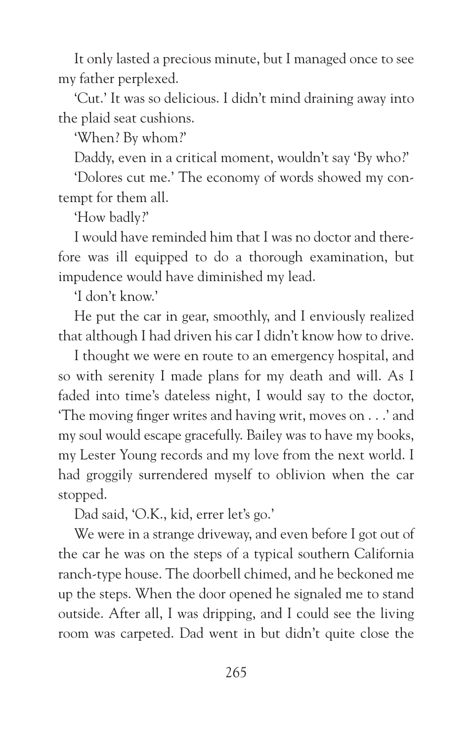It only lasted a precious minute, but I managed once to see my father perplexed.

'Cut.' It was so delicious. I didn't mind draining away into the plaid seat cushions.

'When? By whom?'

Daddy, even in a critical moment, wouldn't say 'By who?'

'Dolores cut me.' The economy of words showed my contempt for them all.

'How badly?'

I would have reminded him that I was no doctor and therefore was ill equipped to do a thorough examination, but impudence would have diminished my lead.

'I don't know.'

He put the car in gear, smoothly, and I enviously realized that although I had driven his car I didn't know how to drive.

I thought we were en route to an emergency hospital, and so with serenity I made plans for my death and will. As I faded into time's dateless night, I would say to the doctor, 'The moving finger writes and having writ, moves on . . .' and my soul would escape gracefully. Bailey was to have my books, my Lester Young records and my love from the next world. I had groggily surrendered myself to oblivion when the car stopped.

Dad said, 'O.K., kid, errer let's go.'

We were in a strange driveway, and even before I got out of the car he was on the steps of a typical southern California ranch-type house. The doorbell chimed, and he beckoned me up the steps. When the door opened he signaled me to stand outside. After all, I was dripping, and I could see the living room was carpeted. Dad went in but didn't quite close the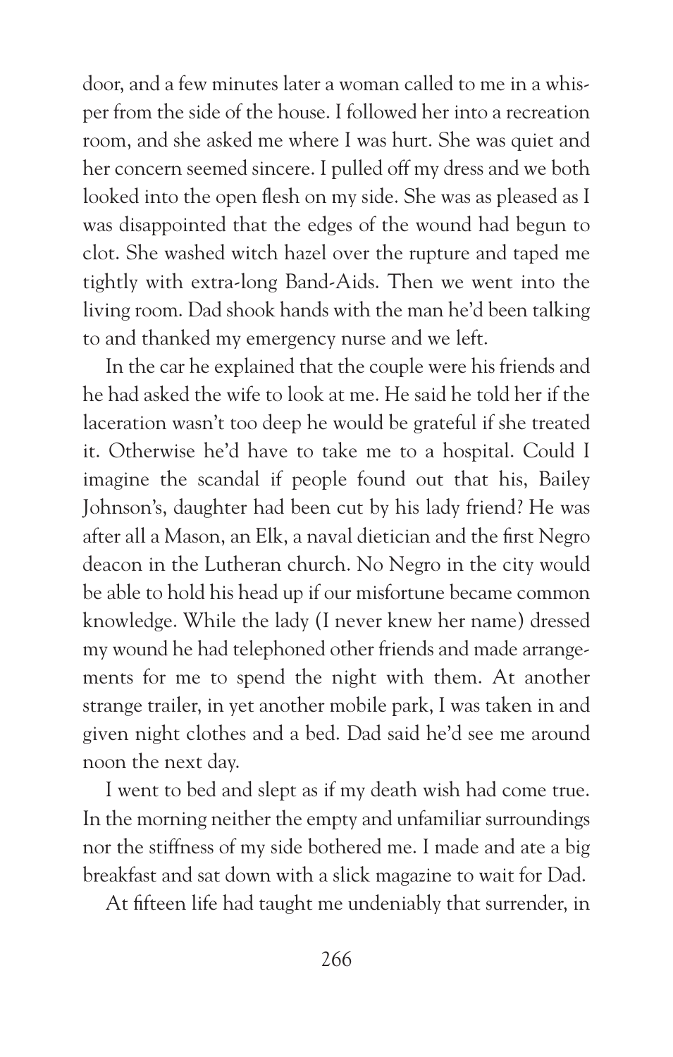door, and a few minutes later a woman called to me in a whisper from the side of the house. I followed her into a recreation room, and she asked me where I was hurt. She was quiet and her concern seemed sincere. I pulled off my dress and we both looked into the open flesh on my side. She was as pleased as I was disappointed that the edges of the wound had begun to clot. She washed witch hazel over the rupture and taped me tightly with extra-long Band-Aids. Then we went into the living room. Dad shook hands with the man he'd been talking to and thanked my emergency nurse and we left.

In the car he explained that the couple were his friends and he had asked the wife to look at me. He said he told her if the laceration wasn't too deep he would be grateful if she treated it. Otherwise he'd have to take me to a hospital. Could I imagine the scandal if people found out that his, Bailey Johnson's, daughter had been cut by his lady friend? He was after all a Mason, an Elk, a naval dietician and the first Negro deacon in the Lutheran church. No Negro in the city would be able to hold his head up if our misfortune became common knowledge. While the lady (I never knew her name) dressed my wound he had telephoned other friends and made arrangements for me to spend the night with them. At another strange trailer, in yet another mobile park, I was taken in and given night clothes and a bed. Dad said he'd see me around noon the next day.

I went to bed and slept as if my death wish had come true. In the morning neither the empty and unfamiliar surroundings nor the stiffness of my side bothered me. I made and ate a big breakfast and sat down with a slick magazine to wait for Dad.

At fifteen life had taught me undeniably that surrender, in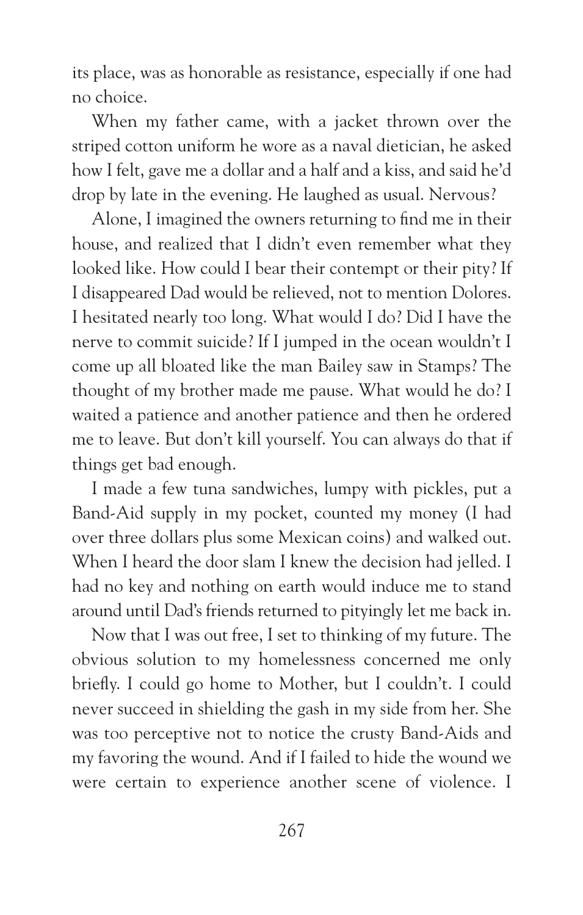its place, was as honorable as resistance, especially if one had no choice.

When my father came, with a jacket thrown over the striped cotton uniform he wore as a naval dietician, he asked how I felt, gave me a dollar and a half and a kiss, and said he'd drop by late in the evening. He laughed as usual. Nervous?

Alone, I imagined the owners returning to find me in their house, and realized that I didn't even remember what they looked like. How could I bear their contempt or their pity? If I disappeared Dad would be relieved, not to mention Dolores. I hesitated nearly too long. What would I do? Did I have the nerve to commit suicide? If I jumped in the ocean wouldn't I come up all bloated like the man Bailey saw in Stamps? The thought of my brother made me pause. What would he do? I waited a patience and another patience and then he ordered me to leave. But don't kill yourself. You can always do that if things get bad enough.

I made a few tuna sandwiches, lumpy with pickles, put a Band-Aid supply in my pocket, counted my money (I had over three dollars plus some Mexican coins) and walked out. When I heard the door slam I knew the decision had jelled. I had no key and nothing on earth would induce me to stand around until Dad's friends returned to pityingly let me back in.

Now that I was out free, I set to thinking of my future. The obvious solution to my homelessness concerned me only briefly. I could go home to Mother, but I couldn't. I could never succeed in shielding the gash in my side from her. She was too perceptive not to notice the crusty Band-Aids and my favoring the wound. And if I failed to hide the wound we were certain to experience another scene of violence. I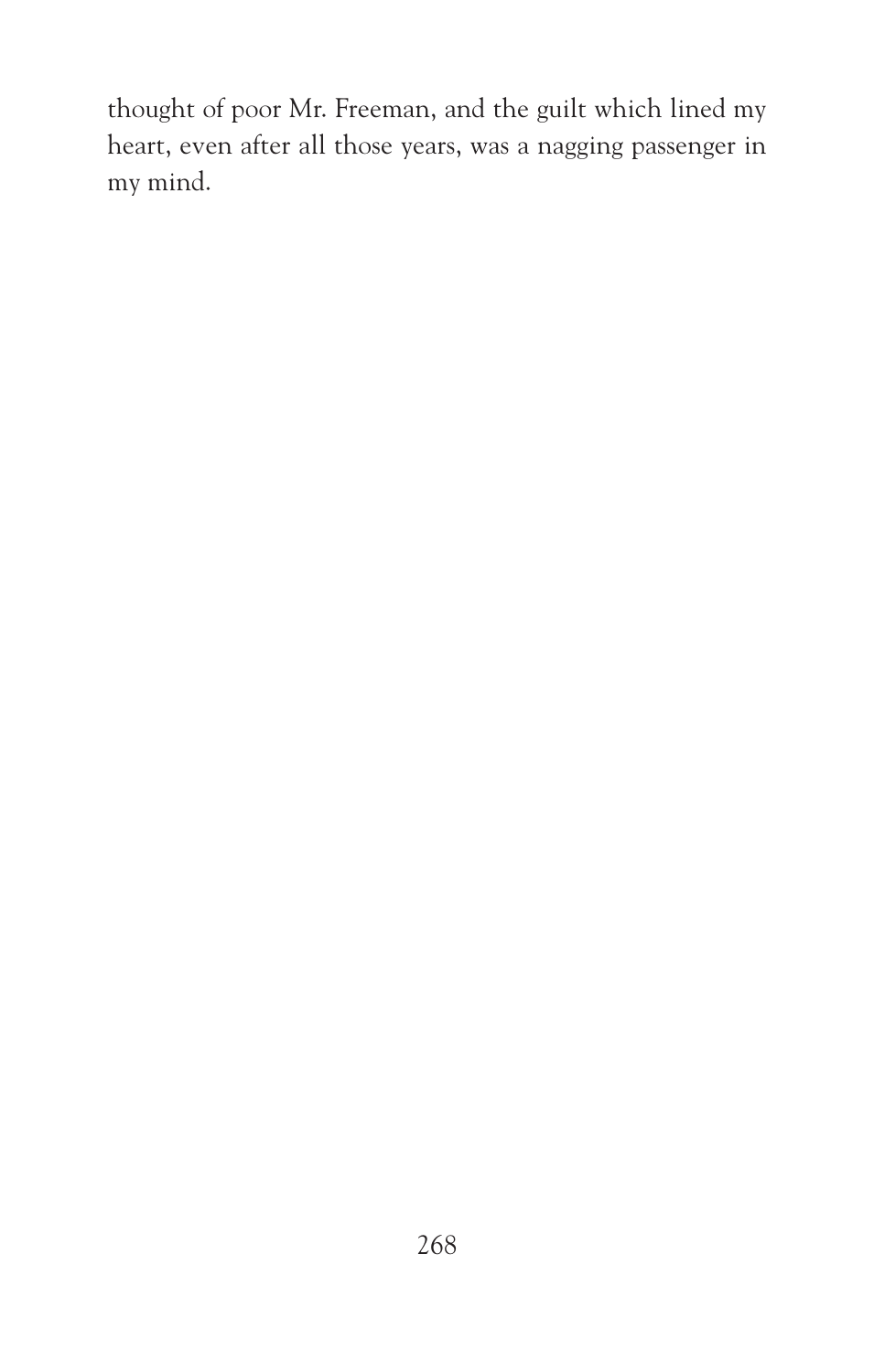thought of poor Mr. Freeman, and the guilt which lined my heart, even after all those years, was a nagging passenger in my mind.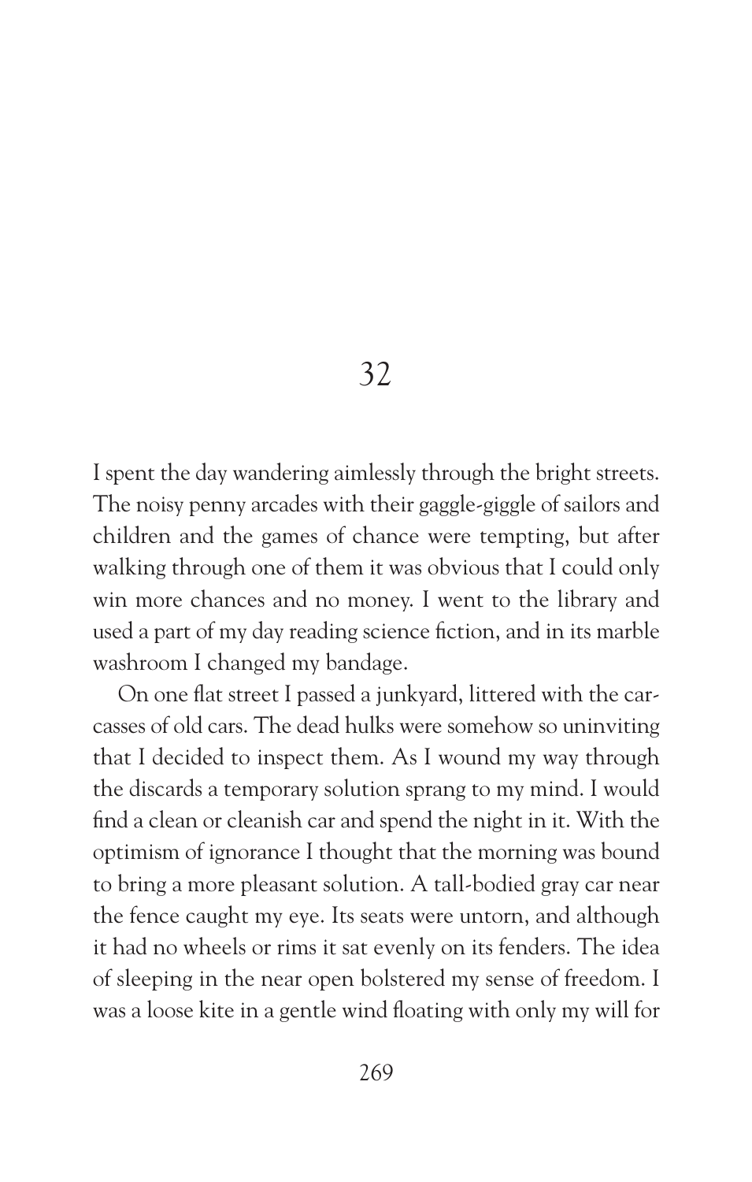# 32

I spent the day wandering aimlessly through the bright streets. The noisy penny arcades with their gaggle-giggle of sailors and children and the games of chance were tempting, but after walking through one of them it was obvious that I could only win more chances and no money. I went to the library and used a part of my day reading science fiction, and in its marble washroom I changed my bandage.

On one flat street I passed a junkyard, littered with the carcasses of old cars. The dead hulks were somehow so uninviting that I decided to inspect them. As I wound my way through the discards a temporary solution sprang to my mind. I would find a clean or cleanish car and spend the night in it. With the optimism of ignorance I thought that the morning was bound to bring a more pleasant solution. A tall-bodied gray car near the fence caught my eye. Its seats were untorn, and although it had no wheels or rims it sat evenly on its fenders. The idea of sleeping in the near open bolstered my sense of freedom. I was a loose kite in a gentle wind floating with only my will for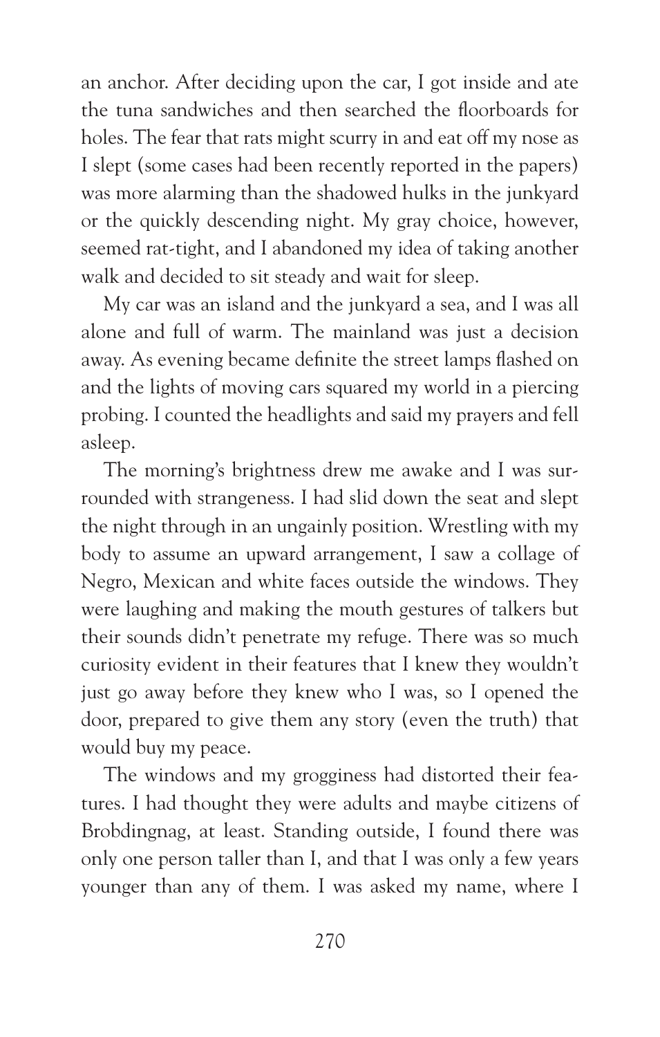an anchor. After deciding upon the car, I got inside and ate the tuna sandwiches and then searched the floorboards for holes. The fear that rats might scurry in and eat off my nose as I slept (some cases had been recently reported in the papers) was more alarming than the shadowed hulks in the junkyard or the quickly descending night. My gray choice, however, seemed rat-tight, and I abandoned my idea of taking another walk and decided to sit steady and wait for sleep.

My car was an island and the junkyard a sea, and I was all alone and full of warm. The mainland was just a decision away. As evening became definite the street lamps flashed on and the lights of moving cars squared my world in a piercing probing. I counted the headlights and said my prayers and fell asleep.

The morning's brightness drew me awake and I was surrounded with strangeness. I had slid down the seat and slept the night through in an ungainly position. Wrestling with my body to assume an upward arrangement, I saw a collage of Negro, Mexican and white faces outside the windows. They were laughing and making the mouth gestures of talkers but their sounds didn't penetrate my refuge. There was so much curiosity evident in their features that I knew they wouldn't just go away before they knew who I was, so I opened the door, prepared to give them any story (even the truth) that would buy my peace.

The windows and my grogginess had distorted their features. I had thought they were adults and maybe citizens of Brobdingnag, at least. Standing outside, I found there was only one person taller than I, and that I was only a few years younger than any of them. I was asked my name, where I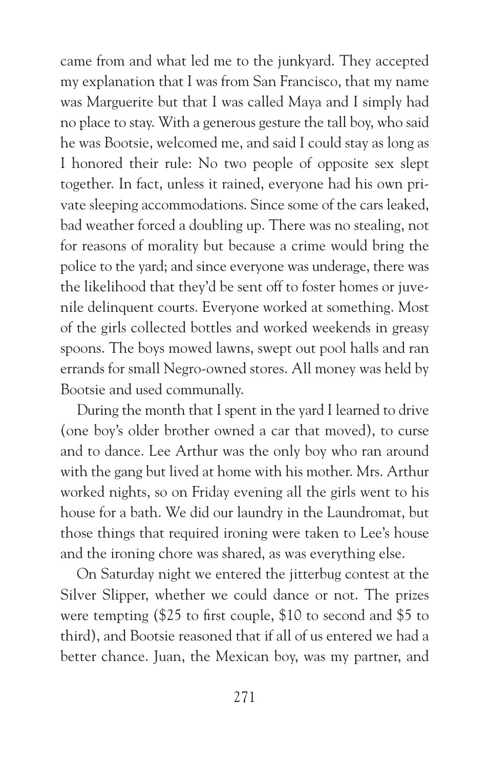came from and what led me to the junkyard. They accepted my explanation that I was from San Francisco, that my name was Marguerite but that I was called Maya and I simply had no place to stay. With a generous gesture the tall boy, who said he was Bootsie, welcomed me, and said I could stay as long as I honored their rule: No two people of opposite sex slept together. In fact, unless it rained, everyone had his own private sleeping accommodations. Since some of the cars leaked, bad weather forced a doubling up. There was no stealing, not for reasons of morality but because a crime would bring the police to the yard; and since everyone was underage, there was the likelihood that they'd be sent off to foster homes or juvenile delinquent courts. Everyone worked at something. Most of the girls collected bottles and worked weekends in greasy spoons. The boys mowed lawns, swept out pool halls and ran errands for small Negro-owned stores. All money was held by Bootsie and used communally.

During the month that I spent in the yard I learned to drive (one boy's older brother owned a car that moved), to curse and to dance. Lee Arthur was the only boy who ran around with the gang but lived at home with his mother. Mrs. Arthur worked nights, so on Friday evening all the girls went to his house for a bath. We did our laundry in the Laundromat, but those things that required ironing were taken to Lee's house and the ironing chore was shared, as was everything else.

On Saturday night we entered the jitterbug contest at the Silver Slipper, whether we could dance or not. The prizes were tempting ($25 to first couple, $10 to second and $5 to third), and Bootsie reasoned that if all of us entered we had a better chance. Juan, the Mexican boy, was my partner, and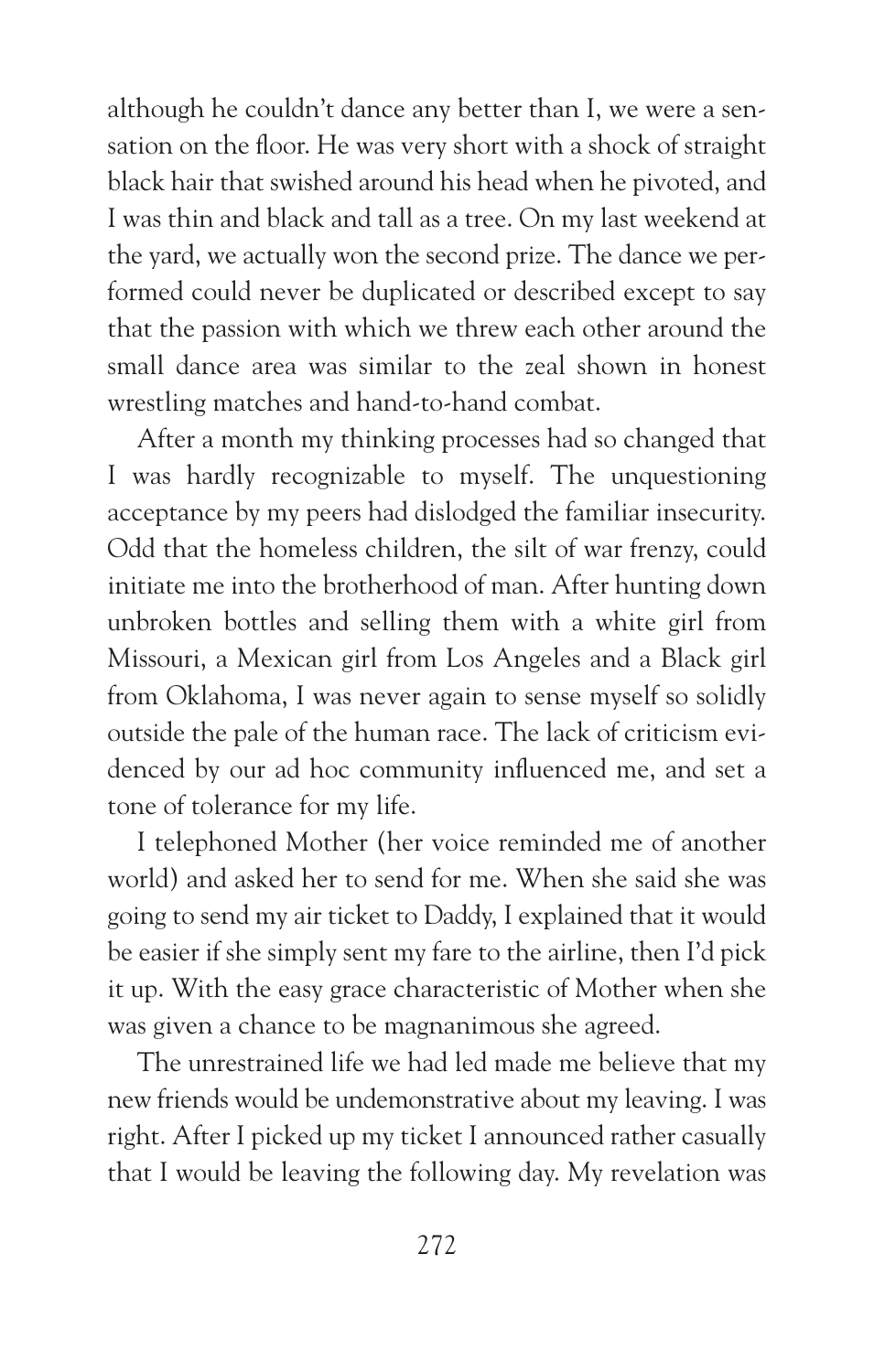although he couldn't dance any better than I, we were a sensation on the floor. He was very short with a shock of straight black hair that swished around his head when he pivoted, and I was thin and black and tall as a tree. On my last weekend at the yard, we actually won the second prize. The dance we performed could never be duplicated or described except to say that the passion with which we threw each other around the small dance area was similar to the zeal shown in honest wrestling matches and hand-to-hand combat.

After a month my thinking processes had so changed that I was hardly recognizable to myself. The unquestioning acceptance by my peers had dislodged the familiar insecurity. Odd that the homeless children, the silt of war frenzy, could initiate me into the brotherhood of man. After hunting down unbroken bottles and selling them with a white girl from Missouri, a Mexican girl from Los Angeles and a Black girl from Oklahoma, I was never again to sense myself so solidly outside the pale of the human race. The lack of criticism evidenced by our ad hoc community influenced me, and set a tone of tolerance for my life.

I telephoned Mother (her voice reminded me of another world) and asked her to send for me. When she said she was going to send my air ticket to Daddy, I explained that it would be easier if she simply sent my fare to the airline, then I'd pick it up. With the easy grace characteristic of Mother when she was given a chance to be magnanimous she agreed.

The unrestrained life we had led made me believe that my new friends would be undemonstrative about my leaving. I was right. After I picked up my ticket I announced rather casually that I would be leaving the following day. My revelation was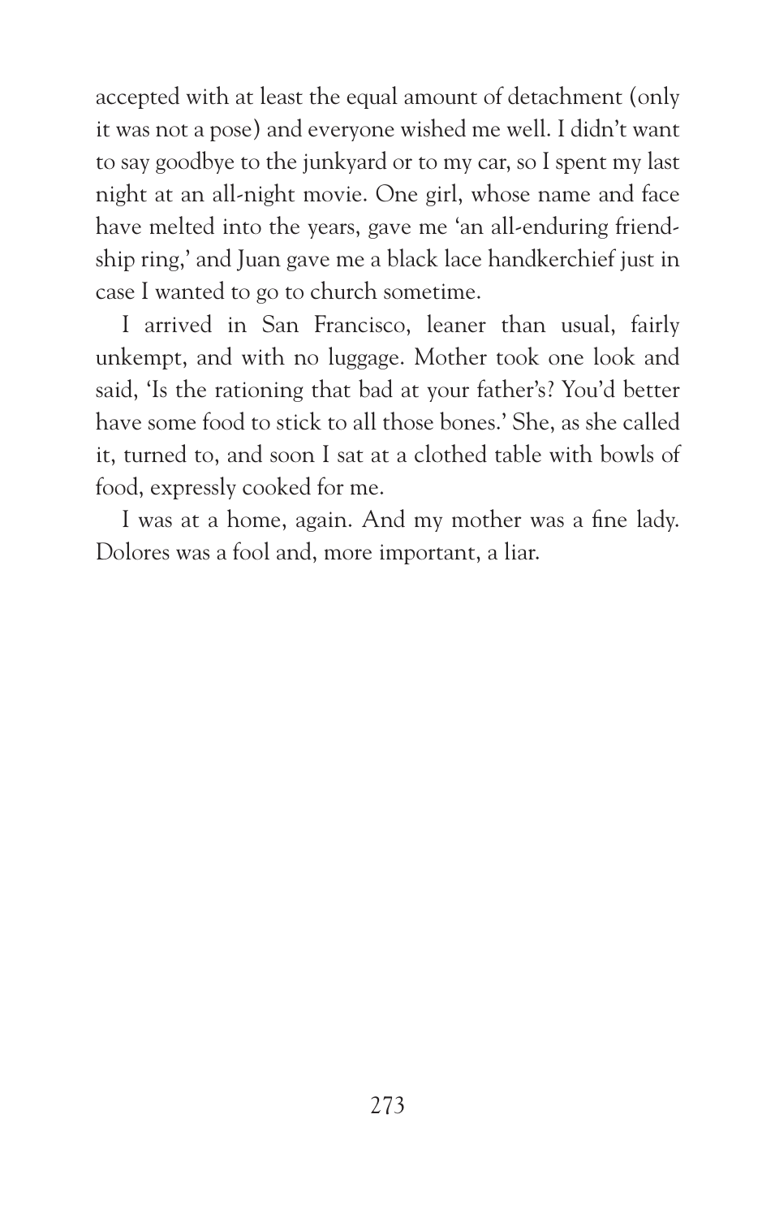accepted with at least the equal amount of detachment (only it was not a pose) and everyone wished me well. I didn't want to say goodbye to the junkyard or to my car, so I spent my last night at an all-night movie. One girl, whose name and face have melted into the years, gave me 'an all-enduring friendship ring,' and Juan gave me a black lace handkerchief just in case I wanted to go to church sometime.

I arrived in San Francisco, leaner than usual, fairly unkempt, and with no luggage. Mother took one look and said, 'Is the rationing that bad at your father's? You'd better have some food to stick to all those bones.' She, as she called it, turned to, and soon I sat at a clothed table with bowls of food, expressly cooked for me.

I was at a home, again. And my mother was a fine lady. Dolores was a fool and, more important, a liar.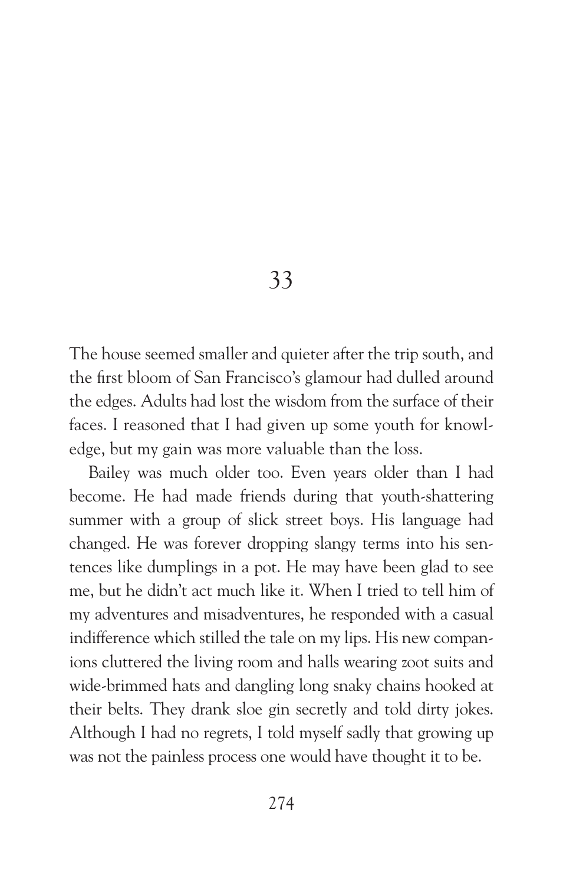# 33

The house seemed smaller and quieter after the trip south, and the first bloom of San Francisco's glamour had dulled around the edges. Adults had lost the wisdom from the surface of their faces. I reasoned that I had given up some youth for knowledge, but my gain was more valuable than the loss.

Bailey was much older too. Even years older than I had become. He had made friends during that youth-shattering summer with a group of slick street boys. His language had changed. He was forever dropping slangy terms into his sentences like dumplings in a pot. He may have been glad to see me, but he didn't act much like it. When I tried to tell him of my adventures and misadventures, he responded with a casual indifference which stilled the tale on my lips. His new companions cluttered the living room and halls wearing zoot suits and wide-brimmed hats and dangling long snaky chains hooked at their belts. They drank sloe gin secretly and told dirty jokes. Although I had no regrets, I told myself sadly that growing up was not the painless process one would have thought it to be.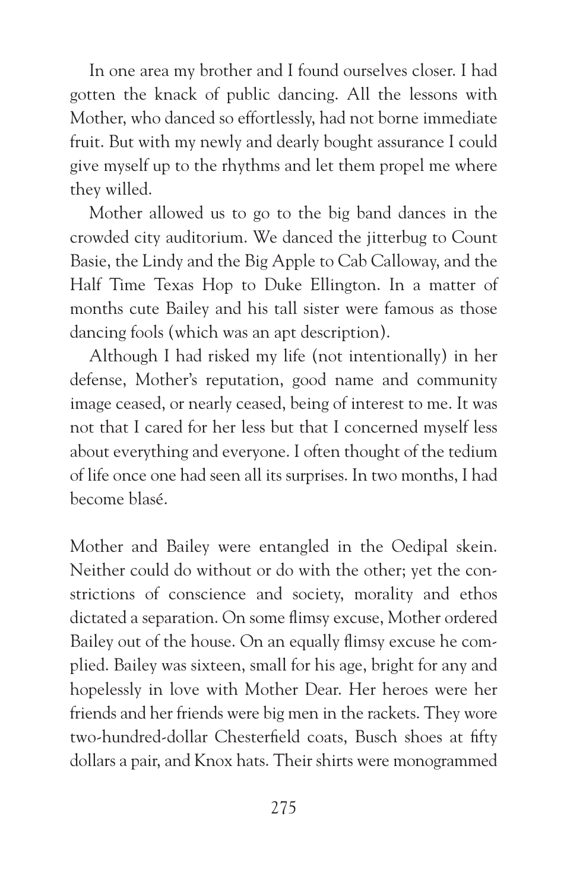In one area my brother and I found ourselves closer. I had gotten the knack of public dancing. All the lessons with Mother, who danced so effortlessly, had not borne immediate fruit. But with my newly and dearly bought assurance I could give myself up to the rhythms and let them propel me where they willed.

Mother allowed us to go to the big band dances in the crowded city auditorium. We danced the jitterbug to Count Basie, the Lindy and the Big Apple to Cab Calloway, and the Half Time Texas Hop to Duke Ellington. In a matter of months cute Bailey and his tall sister were famous as those dancing fools (which was an apt description).

Although I had risked my life (not intentionally) in her defense, Mother's reputation, good name and community image ceased, or nearly ceased, being of interest to me. It was not that I cared for her less but that I concerned myself less about everything and everyone. I often thought of the tedium of life once one had seen all its surprises. In two months, I had become blasé.

Mother and Bailey were entangled in the Oedipal skein. Neither could do without or do with the other; yet the constrictions of conscience and society, morality and ethos dictated a separation. On some flimsy excuse, Mother ordered Bailey out of the house. On an equally flimsy excuse he complied. Bailey was sixteen, small for his age, bright for any and hopelessly in love with Mother Dear. Her heroes were her friends and her friends were big men in the rackets. They wore two-hundred-dollar Chesterfield coats, Busch shoes at fifty dollars a pair, and Knox hats. Their shirts were monogrammed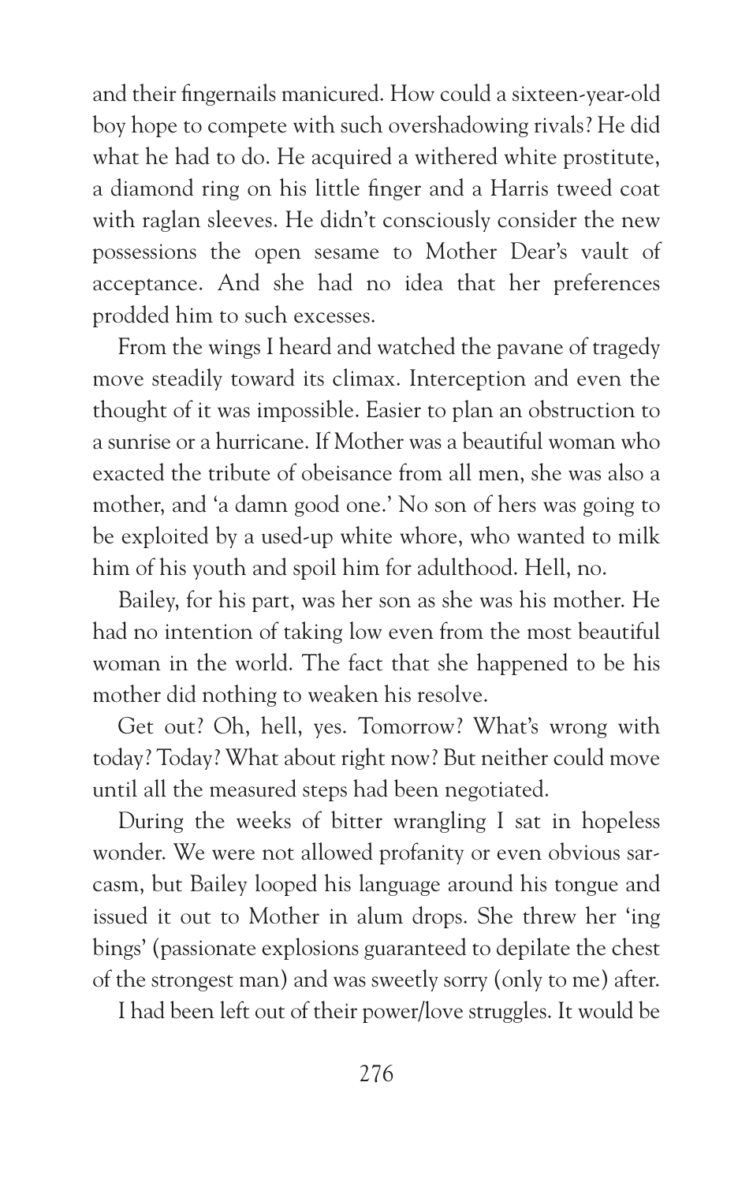and their fingernails manicured. How could a sixteen-year-old boy hope to compete with such overshadowing rivals? He did what he had to do. He acquired a withered white prostitute, a diamond ring on his little finger and a Harris tweed coat with raglan sleeves. He didn't consciously consider the new possessions the open sesame to Mother Dear's vault of acceptance. And she had no idea that her preferences prodded him to such excesses.

From the wings I heard and watched the pavane of tragedy move steadily toward its climax. Interception and even the thought of it was impossible. Easier to plan an obstruction to a sunrise or a hurricane. If Mother was a beautiful woman who exacted the tribute of obeisance from all men, she was also a mother, and 'a damn good one.' No son of hers was going to be exploited by a used-up white whore, who wanted to milk him of his youth and spoil him for adulthood. Hell, no.

Bailey, for his part, was her son as she was his mother. He had no intention of taking low even from the most beautiful woman in the world. The fact that she happened to be his mother did nothing to weaken his resolve.

Get out? Oh, hell, yes. Tomorrow? What's wrong with today? Today? What about right now? But neither could move until all the measured steps had been negotiated.

During the weeks of bitter wrangling I sat in hopeless wonder. We were not allowed profanity or even obvious sarcasm, but Bailey looped his language around his tongue and issued it out to Mother in alum drops. She threw her 'ing bings' (passionate explosions guaranteed to depilate the chest of the strongest man) and was sweetly sorry (only to me) after.

I had been left out of their power/love struggles. It would be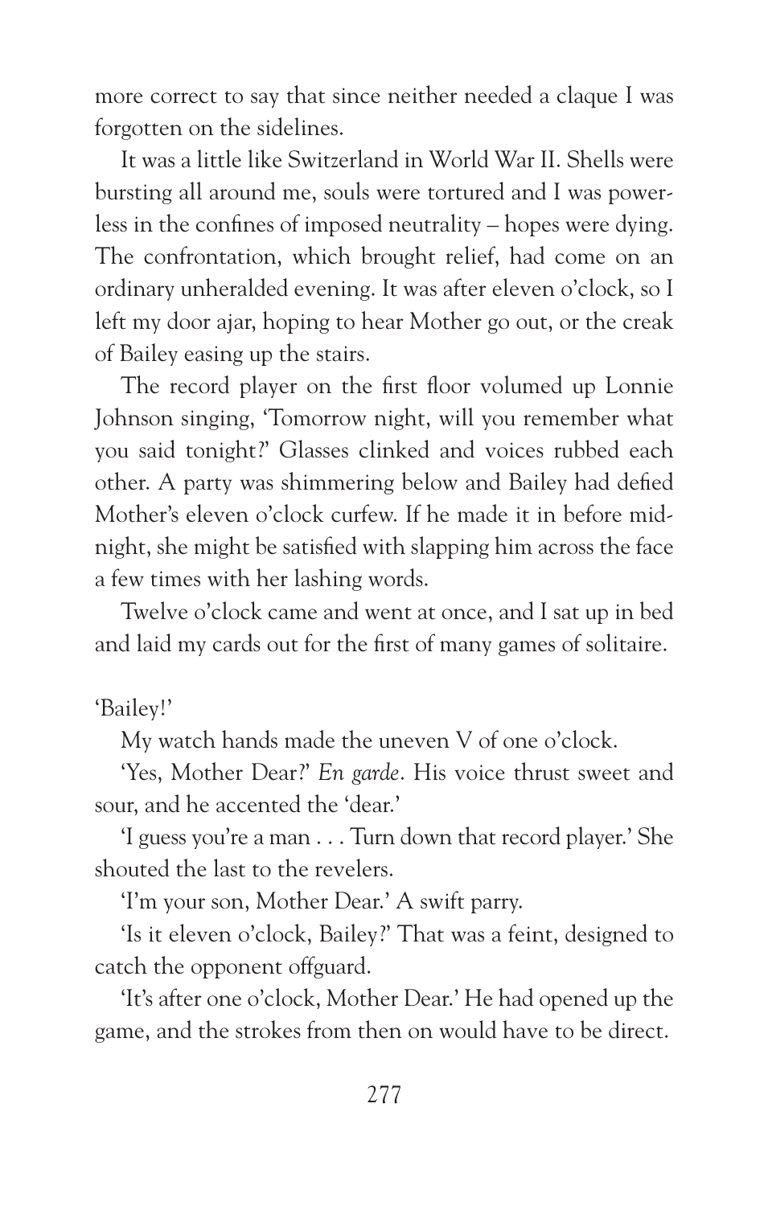more correct to say that since neither needed a claque I was forgotten on the sidelines.

It was a little like Switzerland in World War II. Shells were bursting all around me, souls were tortured and I was powerless in the confines of imposed neutrality – hopes were dying. The confrontation, which brought relief, had come on an ordinary unheralded evening. It was after eleven o'clock, so I left my door ajar, hoping to hear Mother go out, or the creak of Bailey easing up the stairs.

The record player on the first floor volumed up Lonnie Johnson singing, 'Tomorrow night, will you remember what you said tonight?' Glasses clinked and voices rubbed each other. A party was shimmering below and Bailey had defied Mother's eleven o'clock curfew. If he made it in before midnight, she might be satisfied with slapping him across the face a few times with her lashing words.

Twelve o'clock came and went at once, and I sat up in bed and laid my cards out for the first of many games of solitaire.

'Bailey!'

My watch hands made the uneven V of one o'clock.

'Yes, Mother Dear?' *En garde*. His voice thrust sweet and sour, and he accented the 'dear.'

'I guess you're a man . . . Turn down that record player.' She shouted the last to the revelers.

'I'm your son, Mother Dear.' A swift parry.

'Is it eleven o'clock, Bailey?' That was a feint, designed to catch the opponent offguard.

'It's after one o'clock, Mother Dear.' He had opened up the game, and the strokes from then on would have to be direct.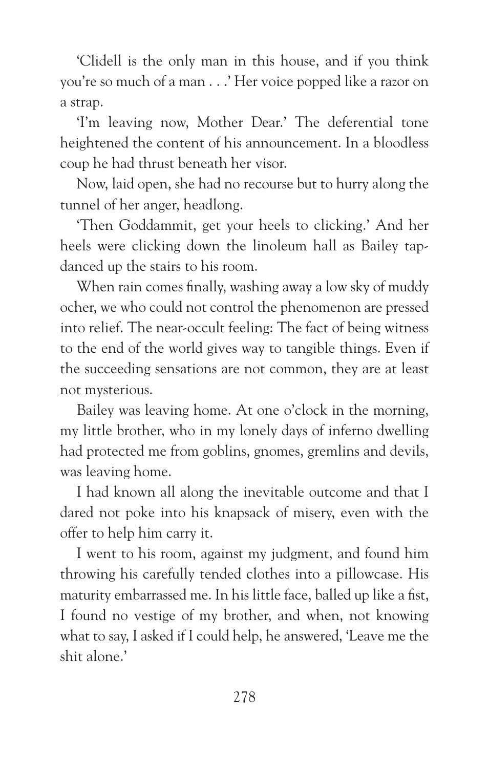'Clidell is the only man in this house, and if you think you're so much of a man . . .' Her voice popped like a razor on a strap.

'I'm leaving now, Mother Dear.' The deferential tone heightened the content of his announcement. In a bloodless coup he had thrust beneath her visor.

Now, laid open, she had no recourse but to hurry along the tunnel of her anger, headlong.

'Then Goddammit, get your heels to clicking.' And her heels were clicking down the linoleum hall as Bailey tap-danced up the stairs to his room.

When rain comes finally, washing away a low sky of muddy ocher, we who could not control the phenomenon are pressed into relief. The near-occult feeling: The fact of being witness to the end of the world gives way to tangible things. Even if the succeeding sensations are not common, they are at least not mysterious.

Bailey was leaving home. At one o'clock in the morning, my little brother, who in my lonely days of inferno dwelling had protected me from goblins, gnomes, gremlins and devils, was leaving home.

I had known all along the inevitable outcome and that I dared not poke into his knapsack of misery, even with the offer to help him carry it.

I went to his room, against my judgment, and found him throwing his carefully tended clothes into a pillowcase. His maturity embarrassed me. In his little face, balled up like a fist, I found no vestige of my brother, and when, not knowing what to say, I asked if I could help, he answered, 'Leave me the shit alone.'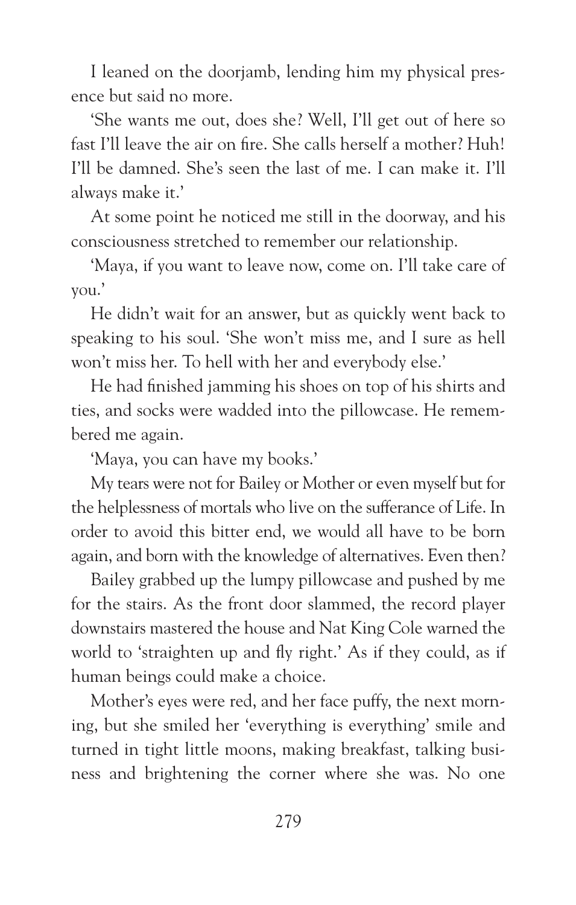I leaned on the doorjamb, lending him my physical presence but said no more.

'She wants me out, does she? Well, I'll get out of here so fast I'll leave the air on fire. She calls herself a mother? Huh! I'll be damned. She's seen the last of me. I can make it. I'll always make it.'

At some point he noticed me still in the doorway, and his consciousness stretched to remember our relationship.

'Maya, if you want to leave now, come on. I'll take care of you.'

He didn't wait for an answer, but as quickly went back to speaking to his soul. 'She won't miss me, and I sure as hell won't miss her. To hell with her and everybody else.'

He had finished jamming his shoes on top of his shirts and ties, and socks were wadded into the pillowcase. He remembered me again.

'Maya, you can have my books.'

My tears were not for Bailey or Mother or even myself but for the helplessness of mortals who live on the sufferance of Life. In order to avoid this bitter end, we would all have to be born again, and born with the knowledge of alternatives. Even then?

Bailey grabbed up the lumpy pillowcase and pushed by me for the stairs. As the front door slammed, the record player downstairs mastered the house and Nat King Cole warned the world to 'straighten up and fly right.' As if they could, as if human beings could make a choice.

Mother's eyes were red, and her face puffy, the next morning, but she smiled her 'everything is everything' smile and turned in tight little moons, making breakfast, talking business and brightening the corner where she was. No one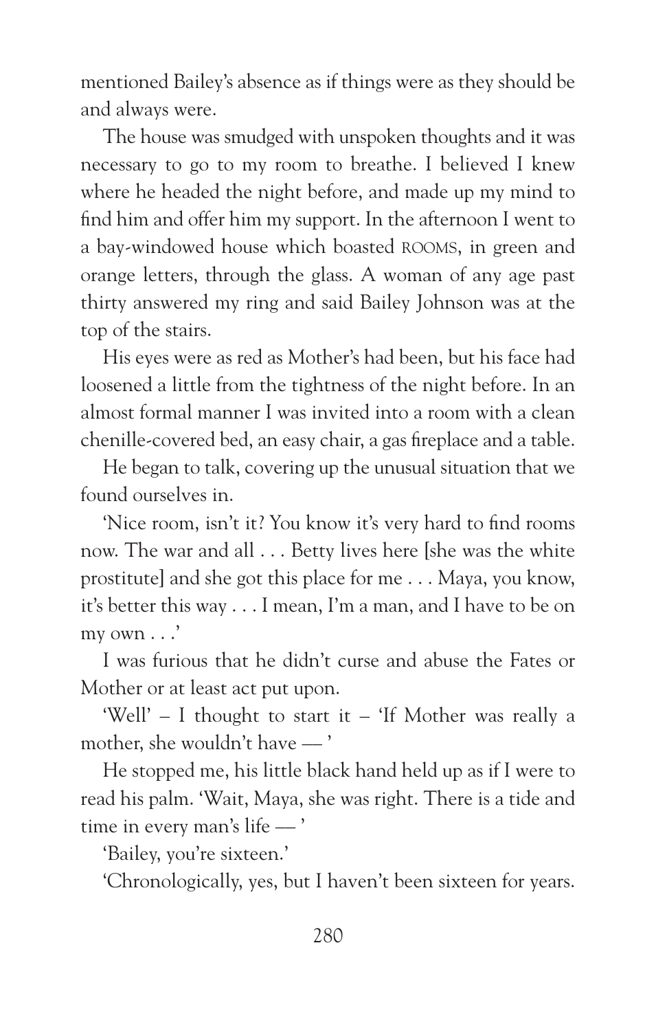mentioned Bailey's absence as if things were as they should be and always were.

The house was smudged with unspoken thoughts and it was necessary to go to my room to breathe. I believed I knew where he headed the night before, and made up my mind to find him and offer him my support. In the afternoon I went to a bay-windowed house which boasted ROOMS, in green and orange letters, through the glass. A woman of any age past thirty answered my ring and said Bailey Johnson was at the top of the stairs.

His eyes were as red as Mother's had been, but his face had loosened a little from the tightness of the night before. In an almost formal manner I was invited into a room with a clean chenille-covered bed, an easy chair, a gas fireplace and a table.

He began to talk, covering up the unusual situation that we found ourselves in.

'Nice room, isn't it? You know it's very hard to find rooms now. The war and all . . . Betty lives here [she was the white prostitute] and she got this place for me . . . Maya, you know, it's better this way . . . I mean, I'm a man, and I have to be on my own . . .'

I was furious that he didn't curse and abuse the Fates or Mother or at least act put upon.

'Well' – I thought to start it – 'If Mother was really a mother, she wouldn't have — '

He stopped me, his little black hand held up as if I were to read his palm. 'Wait, Maya, she was right. There is a tide and time in every man's life — '

'Bailey, you're sixteen.'

'Chronologically, yes, but I haven't been sixteen for years.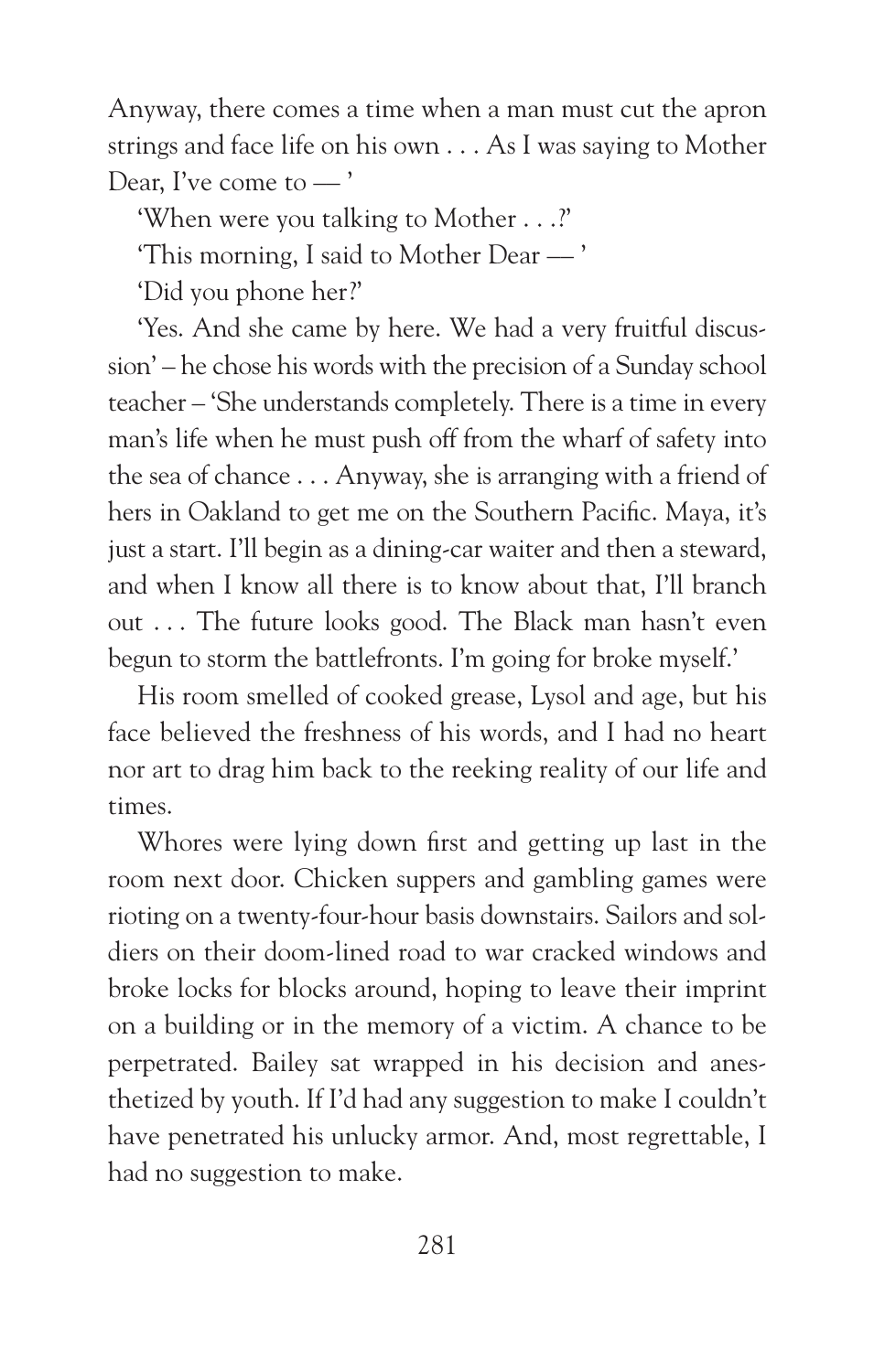Anyway, there comes a time when a man must cut the apron strings and face life on his own . . . As I was saying to Mother Dear, I've come to — '

'When were you talking to Mother . . .?'

'This morning, I said to Mother Dear — '

'Did you phone her?'

'Yes. And she came by here. We had a very fruitful discussion' – he chose his words with the precision of a Sunday school teacher – 'She understands completely. There is a time in every man's life when he must push off from the wharf of safety into the sea of chance . . . Anyway, she is arranging with a friend of hers in Oakland to get me on the Southern Pacific. Maya, it's just a start. I'll begin as a dining-car waiter and then a steward, and when I know all there is to know about that, I'll branch out . . . The future looks good. The Black man hasn't even begun to storm the battlefronts. I'm going for broke myself.'

His room smelled of cooked grease, Lysol and age, but his face believed the freshness of his words, and I had no heart nor art to drag him back to the reeking reality of our life and times.

Whores were lying down first and getting up last in the room next door. Chicken suppers and gambling games were rioting on a twenty-four-hour basis downstairs. Sailors and soldiers on their doom-lined road to war cracked windows and broke locks for blocks around, hoping to leave their imprint on a building or in the memory of a victim. A chance to be perpetrated. Bailey sat wrapped in his decision and anesthetized by youth. If I'd had any suggestion to make I couldn't have penetrated his unlucky armor. And, most regrettable, I had no suggestion to make.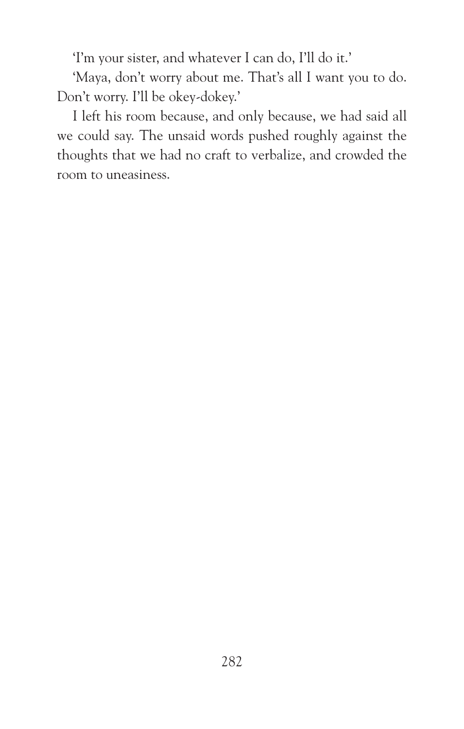'I'm your sister, and whatever I can do, I'll do it.'

'Maya, don't worry about me. That's all I want you to do. Don't worry. I'll be okey-dokey.'

I left his room because, and only because, we had said all we could say. The unsaid words pushed roughly against the thoughts that we had no craft to verbalize, and crowded the room to uneasiness.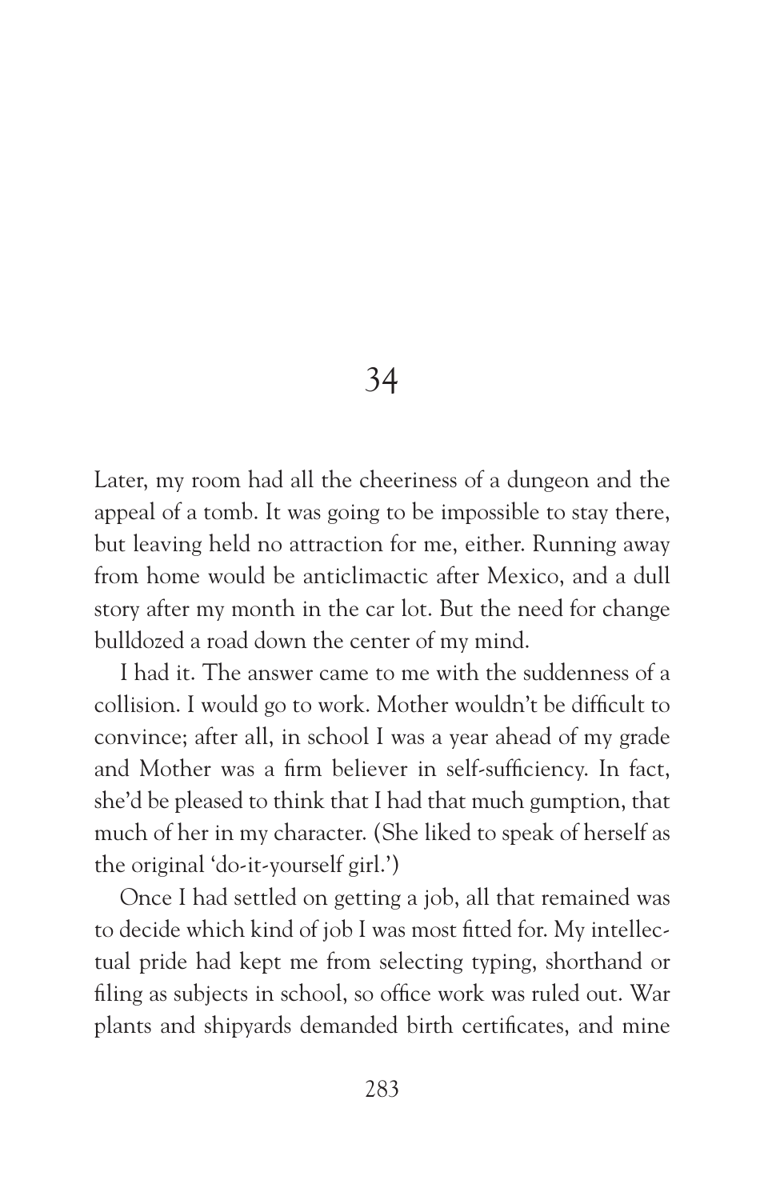# 34

Later, my room had all the cheeriness of a dungeon and the appeal of a tomb. It was going to be impossible to stay there, but leaving held no attraction for me, either. Running away from home would be anticlimactic after Mexico, and a dull story after my month in the car lot. But the need for change bulldozed a road down the center of my mind.

I had it. The answer came to me with the suddenness of a collision. I would go to work. Mother wouldn't be difficult to convince; after all, in school I was a year ahead of my grade and Mother was a firm believer in self-sufficiency. In fact, she'd be pleased to think that I had that much gumption, that much of her in my character. (She liked to speak of herself as the original 'do-it-yourself girl.')

Once I had settled on getting a job, all that remained was to decide which kind of job I was most fitted for. My intellectual pride had kept me from selecting typing, shorthand or filing as subjects in school, so office work was ruled out. War plants and shipyards demanded birth certificates, and mine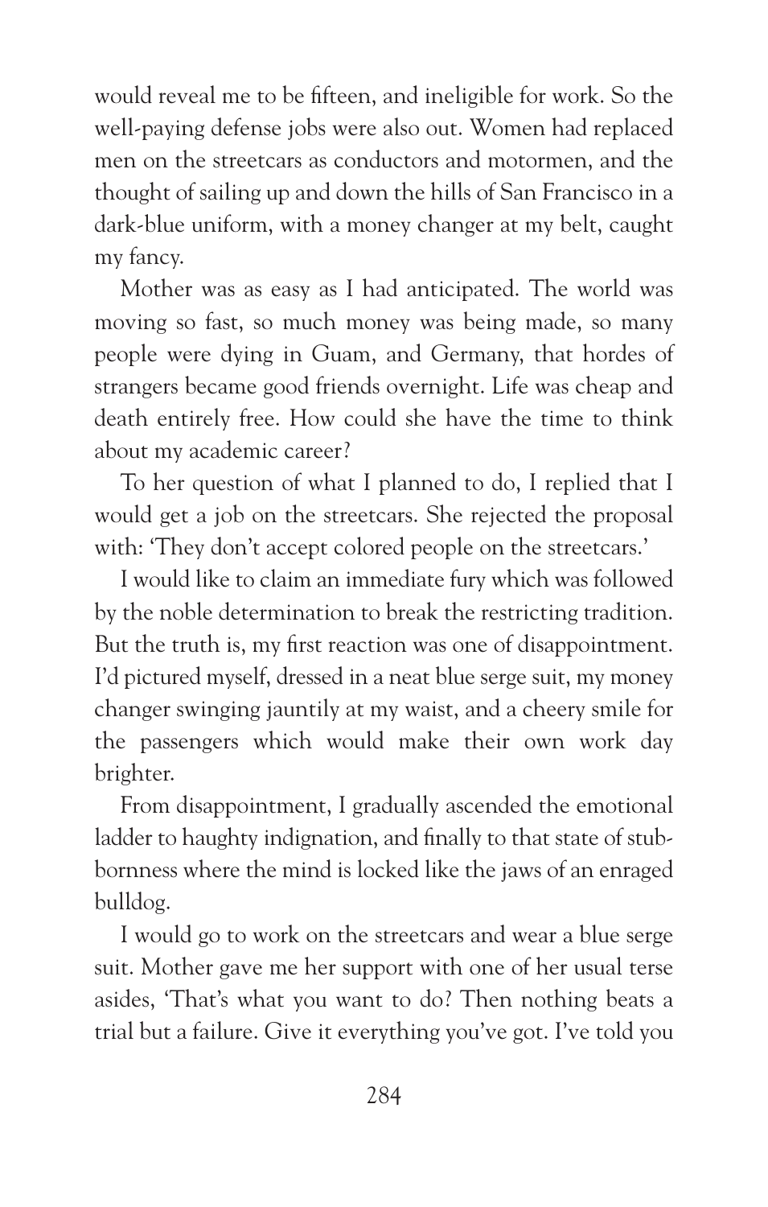would reveal me to be fifteen, and ineligible for work. So the well-paying defense jobs were also out. Women had replaced men on the streetcars as conductors and motormen, and the thought of sailing up and down the hills of San Francisco in a dark-blue uniform, with a money changer at my belt, caught my fancy.

Mother was as easy as I had anticipated. The world was moving so fast, so much money was being made, so many people were dying in Guam, and Germany, that hordes of strangers became good friends overnight. Life was cheap and death entirely free. How could she have the time to think about my academic career?

To her question of what I planned to do, I replied that I would get a job on the streetcars. She rejected the proposal with: 'They don't accept colored people on the streetcars.'

I would like to claim an immediate fury which was followed by the noble determination to break the restricting tradition. But the truth is, my first reaction was one of disappointment. I'd pictured myself, dressed in a neat blue serge suit, my money changer swinging jauntily at my waist, and a cheery smile for the passengers which would make their own work day brighter.

From disappointment, I gradually ascended the emotional ladder to haughty indignation, and finally to that state of stubbornness where the mind is locked like the jaws of an enraged bulldog.

I would go to work on the streetcars and wear a blue serge suit. Mother gave me her support with one of her usual terse asides, 'That's what you want to do? Then nothing beats a trial but a failure. Give it everything you've got. I've told you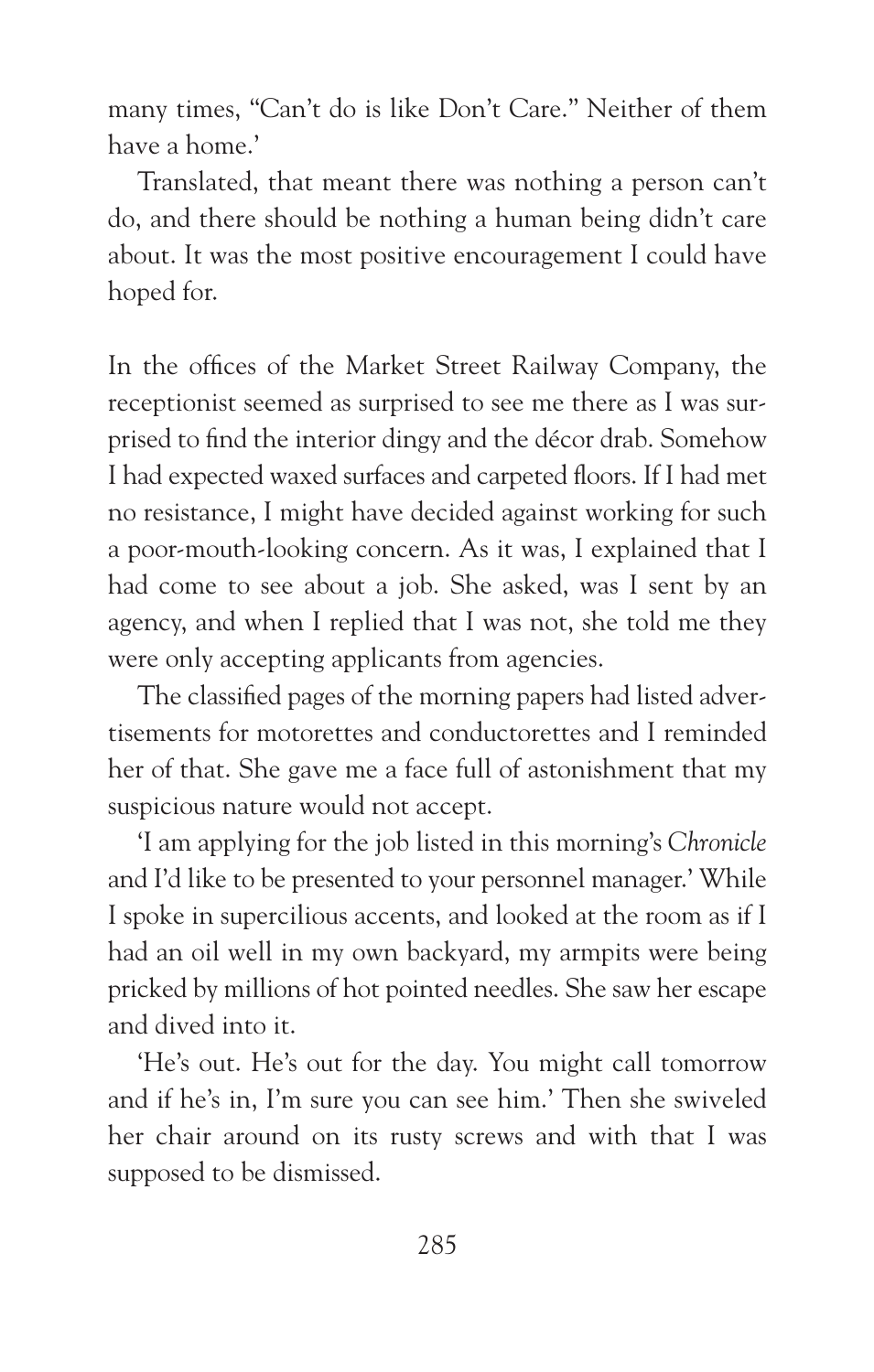many times, "Can't do is like Don't Care." Neither of them have a home.'

Translated, that meant there was nothing a person can't do, and there should be nothing a human being didn't care about. It was the most positive encouragement I could have hoped for.

In the offices of the Market Street Railway Company, the receptionist seemed as surprised to see me there as I was surprised to find the interior dingy and the décor drab. Somehow I had expected waxed surfaces and carpeted floors. If I had met no resistance, I might have decided against working for such a poor-mouth-looking concern. As it was, I explained that I had come to see about a job. She asked, was I sent by an agency, and when I replied that I was not, she told me they were only accepting applicants from agencies.

The classified pages of the morning papers had listed advertisements for motorettes and conductorettes and I reminded her of that. She gave me a face full of astonishment that my suspicious nature would not accept.

'I am applying for the job listed in this morning's *Chronicle* and I'd like to be presented to your personnel manager.' While I spoke in supercilious accents, and looked at the room as if I had an oil well in my own backyard, my armpits were being pricked by millions of hot pointed needles. She saw her escape and dived into it.

'He's out. He's out for the day. You might call tomorrow and if he's in, I'm sure you can see him.' Then she swiveled her chair around on its rusty screws and with that I was supposed to be dismissed.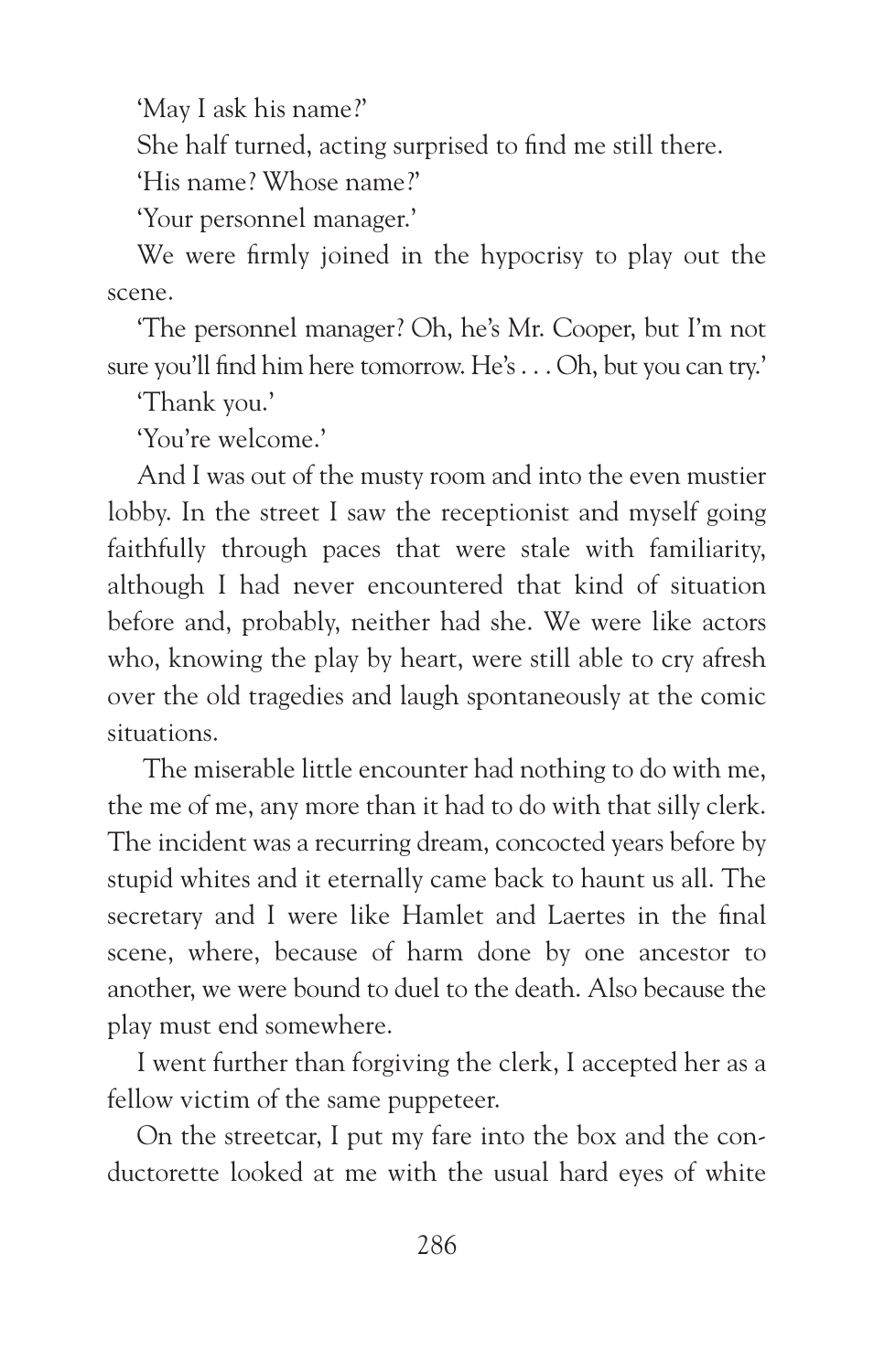'May I ask his name?'

She half turned, acting surprised to find me still there.

'His name? Whose name?'

'Your personnel manager.'

We were firmly joined in the hypocrisy to play out the scene.

'The personnel manager? Oh, he's Mr. Cooper, but I'm not sure you'll find him here tomorrow. He's . . . Oh, but you can try.'

'Thank you.'

'You're welcome.'

And I was out of the musty room and into the even mustier lobby. In the street I saw the receptionist and myself going faithfully through paces that were stale with familiarity, although I had never encountered that kind of situation before and, probably, neither had she. We were like actors who, knowing the play by heart, were still able to cry afresh over the old tragedies and laugh spontaneously at the comic situations.

The miserable little encounter had nothing to do with me, the me of me, any more than it had to do with that silly clerk. The incident was a recurring dream, concocted years before by stupid whites and it eternally came back to haunt us all. The secretary and I were like Hamlet and Laertes in the final scene, where, because of harm done by one ancestor to another, we were bound to duel to the death. Also because the play must end somewhere.

I went further than forgiving the clerk, I accepted her as a fellow victim of the same puppeteer.

On the streetcar, I put my fare into the box and the conductorette looked at me with the usual hard eyes of white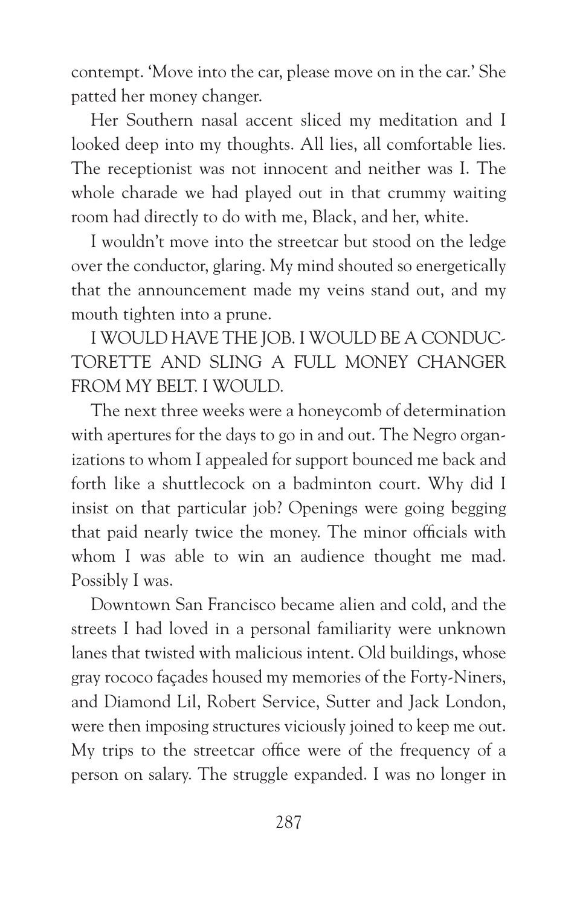contempt. 'Move into the car, please move on in the car.' She patted her money changer.

Her Southern nasal accent sliced my meditation and I looked deep into my thoughts. All lies, all comfortable lies. The receptionist was not innocent and neither was I. The whole charade we had played out in that crummy waiting room had directly to do with me, Black, and her, white.

I wouldn't move into the streetcar but stood on the ledge over the conductor, glaring. My mind shouted so energetically that the announcement made my veins stand out, and my mouth tighten into a prune.

I WOULD HAVE THE JOB. I WOULD BE A CONDUCTORETTE AND SLING A FULL MONEY CHANGER FROM MY BELT. I WOULD.

The next three weeks were a honeycomb of determination with apertures for the days to go in and out. The Negro organizations to whom I appealed for support bounced me back and forth like a shuttlecock on a badminton court. Why did I insist on that particular job? Openings were going begging that paid nearly twice the money. The minor officials with whom I was able to win an audience thought me mad. Possibly I was.

Downtown San Francisco became alien and cold, and the streets I had loved in a personal familiarity were unknown lanes that twisted with malicious intent. Old buildings, whose gray rococo façades housed my memories of the Forty-Niners, and Diamond Lil, Robert Service, Sutter and Jack London, were then imposing structures viciously joined to keep me out. My trips to the streetcar office were of the frequency of a person on salary. The struggle expanded. I was no longer in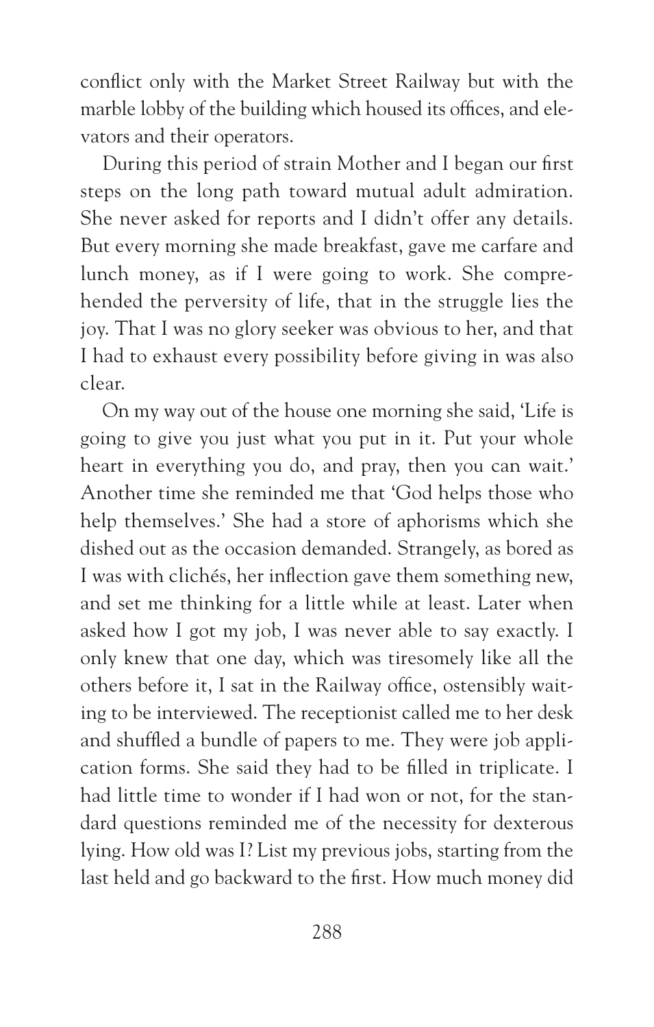conflict only with the Market Street Railway but with the marble lobby of the building which housed its offices, and elevators and their operators.

During this period of strain Mother and I began our first steps on the long path toward mutual adult admiration. She never asked for reports and I didn't offer any details. But every morning she made breakfast, gave me carfare and lunch money, as if I were going to work. She comprehended the perversity of life, that in the struggle lies the joy. That I was no glory seeker was obvious to her, and that I had to exhaust every possibility before giving in was also clear.

On my way out of the house one morning she said, 'Life is going to give you just what you put in it. Put your whole heart in everything you do, and pray, then you can wait.' Another time she reminded me that 'God helps those who help themselves.' She had a store of aphorisms which she dished out as the occasion demanded. Strangely, as bored as I was with clichés, her inflection gave them something new, and set me thinking for a little while at least. Later when asked how I got my job, I was never able to say exactly. I only knew that one day, which was tiresomely like all the others before it, I sat in the Railway office, ostensibly waiting to be interviewed. The receptionist called me to her desk and shuffled a bundle of papers to me. They were job application forms. She said they had to be filled in triplicate. I had little time to wonder if I had won or not, for the standard questions reminded me of the necessity for dexterous lying. How old was I? List my previous jobs, starting from the last held and go backward to the first. How much money did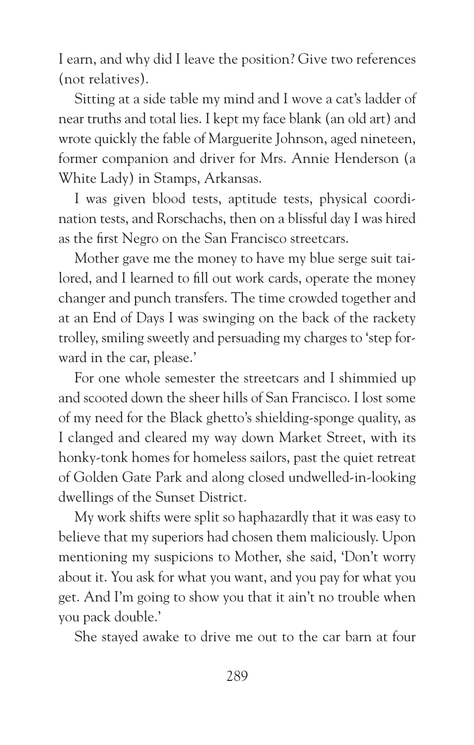I earn, and why did I leave the position? Give two references (not relatives).

Sitting at a side table my mind and I wove a cat's ladder of near truths and total lies. I kept my face blank (an old art) and wrote quickly the fable of Marguerite Johnson, aged nineteen, former companion and driver for Mrs. Annie Henderson (a White Lady) in Stamps, Arkansas.

I was given blood tests, aptitude tests, physical coordination tests, and Rorschachs, then on a blissful day I was hired as the first Negro on the San Francisco streetcars.

Mother gave me the money to have my blue serge suit tailored, and I learned to fill out work cards, operate the money changer and punch transfers. The time crowded together and at an End of Days I was swinging on the back of the rackety trolley, smiling sweetly and persuading my charges to 'step forward in the car, please.'

For one whole semester the streetcars and I shimmied up and scooted down the sheer hills of San Francisco. I lost some of my need for the Black ghetto's shielding-sponge quality, as I clanged and cleared my way down Market Street, with its honky-tonk homes for homeless sailors, past the quiet retreat of Golden Gate Park and along closed undwelled-in-looking dwellings of the Sunset District.

My work shifts were split so haphazardly that it was easy to believe that my superiors had chosen them maliciously. Upon mentioning my suspicions to Mother, she said, 'Don't worry about it. You ask for what you want, and you pay for what you get. And I'm going to show you that it ain't no trouble when you pack double.'

She stayed awake to drive me out to the car barn at four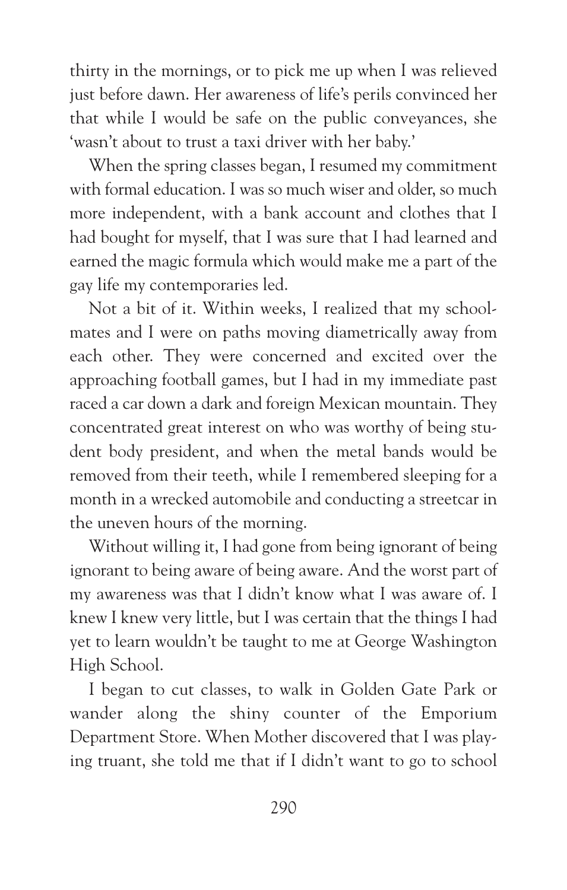thirty in the mornings, or to pick me up when I was relieved just before dawn. Her awareness of life's perils convinced her that while I would be safe on the public conveyances, she 'wasn't about to trust a taxi driver with her baby.'

When the spring classes began, I resumed my commitment with formal education. I was so much wiser and older, so much more independent, with a bank account and clothes that I had bought for myself, that I was sure that I had learned and earned the magic formula which would make me a part of the gay life my contemporaries led.

Not a bit of it. Within weeks, I realized that my schoolmates and I were on paths moving diametrically away from each other. They were concerned and excited over the approaching football games, but I had in my immediate past raced a car down a dark and foreign Mexican mountain. They concentrated great interest on who was worthy of being student body president, and when the metal bands would be removed from their teeth, while I remembered sleeping for a month in a wrecked automobile and conducting a streetcar in the uneven hours of the morning.

Without willing it, I had gone from being ignorant of being ignorant to being aware of being aware. And the worst part of my awareness was that I didn't know what I was aware of. I knew I knew very little, but I was certain that the things I had yet to learn wouldn't be taught to me at George Washington High School.

I began to cut classes, to walk in Golden Gate Park or wander along the shiny counter of the Emporium Department Store. When Mother discovered that I was playing truant, she told me that if I didn't want to go to school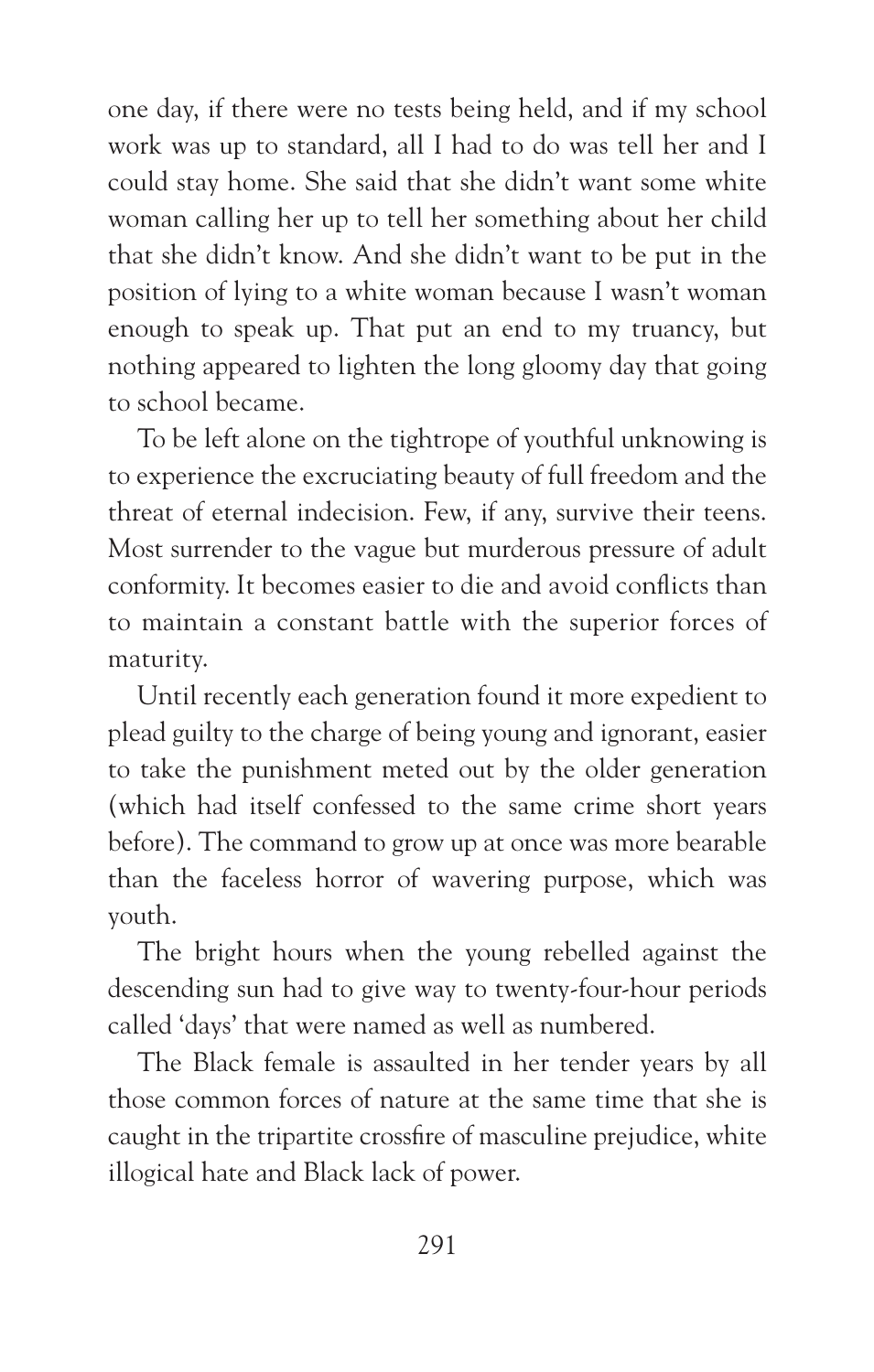one day, if there were no tests being held, and if my school work was up to standard, all I had to do was tell her and I could stay home. She said that she didn't want some white woman calling her up to tell her something about her child that she didn't know. And she didn't want to be put in the position of lying to a white woman because I wasn't woman enough to speak up. That put an end to my truancy, but nothing appeared to lighten the long gloomy day that going to school became.

To be left alone on the tightrope of youthful unknowing is to experience the excruciating beauty of full freedom and the threat of eternal indecision. Few, if any, survive their teens. Most surrender to the vague but murderous pressure of adult conformity. It becomes easier to die and avoid conflicts than to maintain a constant battle with the superior forces of maturity.

Until recently each generation found it more expedient to plead guilty to the charge of being young and ignorant, easier to take the punishment meted out by the older generation (which had itself confessed to the same crime short years before). The command to grow up at once was more bearable than the faceless horror of wavering purpose, which was youth.

The bright hours when the young rebelled against the descending sun had to give way to twenty-four-hour periods called 'days' that were named as well as numbered.

The Black female is assaulted in her tender years by all those common forces of nature at the same time that she is caught in the tripartite crossfire of masculine prejudice, white illogical hate and Black lack of power.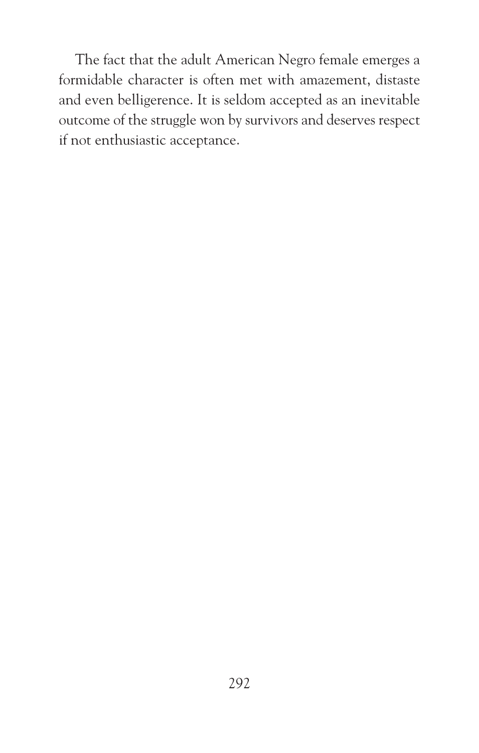The fact that the adult American Negro female emerges a formidable character is often met with amazement, distaste and even belligerence. It is seldom accepted as an inevitable outcome of the struggle won by survivors and deserves respect if not enthusiastic acceptance.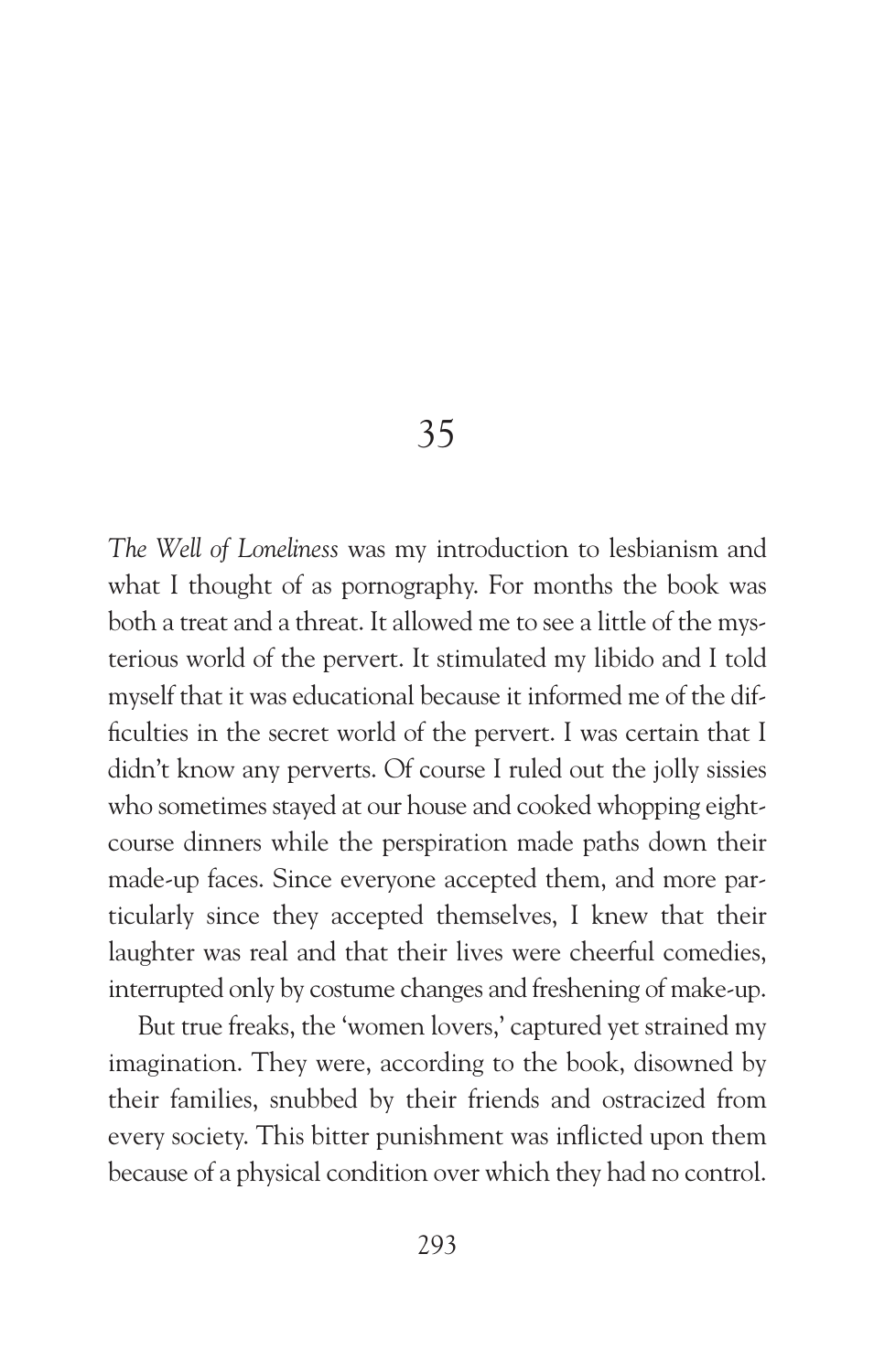# 35

*The Well of Loneliness* was my introduction to lesbianism and what I thought of as pornography. For months the book was both a treat and a threat. It allowed me to see a little of the mysterious world of the pervert. It stimulated my libido and I told myself that it was educational because it informed me of the difficulties in the secret world of the pervert. I was certain that I didn't know any perverts. Of course I ruled out the jolly sissies who sometimes stayed at our house and cooked whopping eight-course dinners while the perspiration made paths down their made-up faces. Since everyone accepted them, and more particularly since they accepted themselves, I knew that their laughter was real and that their lives were cheerful comedies, interrupted only by costume changes and freshening of make-up.

But true freaks, the 'women lovers,' captured yet strained my imagination. They were, according to the book, disowned by their families, snubbed by their friends and ostracized from every society. This bitter punishment was inflicted upon them because of a physical condition over which they had no control.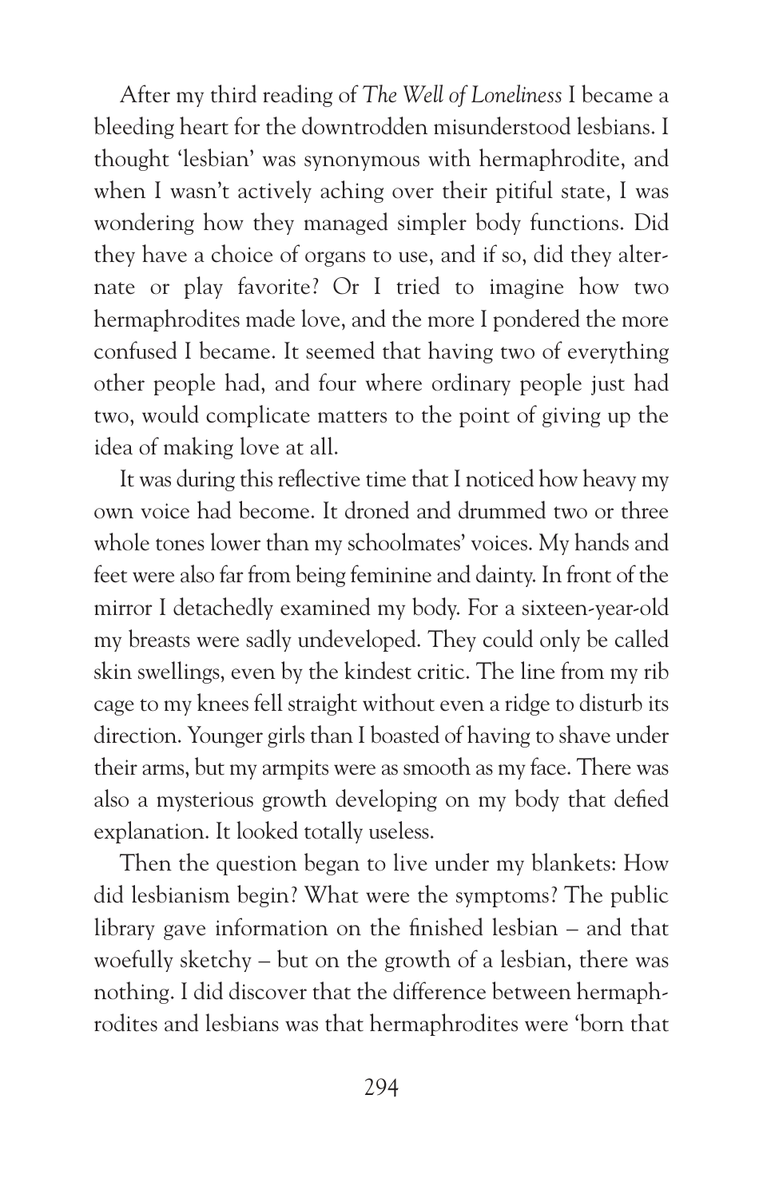After my third reading of *The Well of Loneliness* I became a bleeding heart for the downtrodden misunderstood lesbians. I thought 'lesbian' was synonymous with hermaphrodite, and when I wasn't actively aching over their pitiful state, I was wondering how they managed simpler body functions. Did they have a choice of organs to use, and if so, did they alternate or play favorite? Or I tried to imagine how two hermaphrodites made love, and the more I pondered the more confused I became. It seemed that having two of everything other people had, and four where ordinary people just had two, would complicate matters to the point of giving up the idea of making love at all.

It was during this reflective time that I noticed how heavy my own voice had become. It droned and drummed two or three whole tones lower than my schoolmates' voices. My hands and feet were also far from being feminine and dainty. In front of the mirror I detachedly examined my body. For a sixteen-year-old my breasts were sadly undeveloped. They could only be called skin swellings, even by the kindest critic. The line from my rib cage to my knees fell straight without even a ridge to disturb its direction. Younger girls than I boasted of having to shave under their arms, but my armpits were as smooth as my face. There was also a mysterious growth developing on my body that defied explanation. It looked totally useless.

Then the question began to live under my blankets: How did lesbianism begin? What were the symptoms? The public library gave information on the finished lesbian – and that woefully sketchy – but on the growth of a lesbian, there was nothing. I did discover that the difference between hermaphrodites and lesbians was that hermaphrodites were 'born that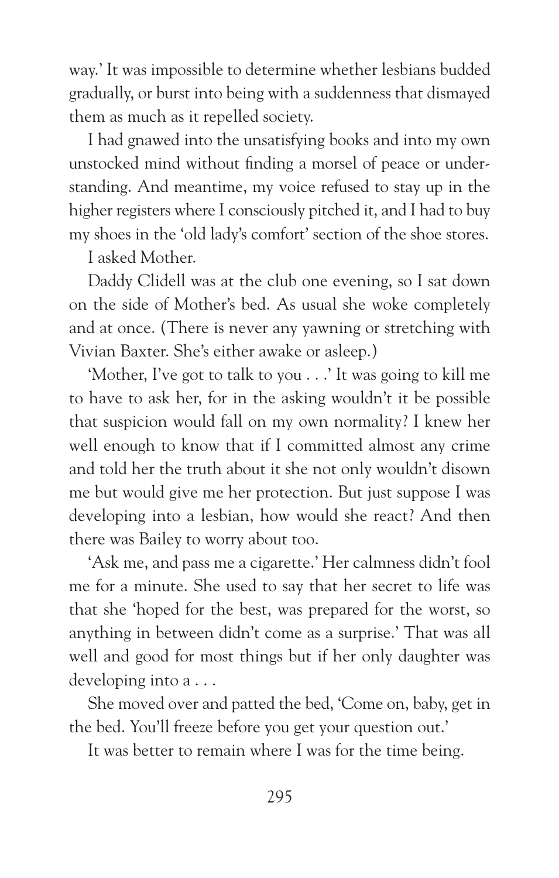way.' It was impossible to determine whether lesbians budded gradually, or burst into being with a suddenness that dismayed them as much as it repelled society.

I had gnawed into the unsatisfying books and into my own unstocked mind without finding a morsel of peace or understanding. And meantime, my voice refused to stay up in the higher registers where I consciously pitched it, and I had to buy my shoes in the 'old lady's comfort' section of the shoe stores.

I asked Mother.

Daddy Clidell was at the club one evening, so I sat down on the side of Mother's bed. As usual she woke completely and at once. (There is never any yawning or stretching with Vivian Baxter. She's either awake or asleep.)

'Mother, I've got to talk to you . . .' It was going to kill me to have to ask her, for in the asking wouldn't it be possible that suspicion would fall on my own normality? I knew her well enough to know that if I committed almost any crime and told her the truth about it she not only wouldn't disown me but would give me her protection. But just suppose I was developing into a lesbian, how would she react? And then there was Bailey to worry about too.

'Ask me, and pass me a cigarette.' Her calmness didn't fool me for a minute. She used to say that her secret to life was that she 'hoped for the best, was prepared for the worst, so anything in between didn't come as a surprise.' That was all well and good for most things but if her only daughter was developing into a . . .

She moved over and patted the bed, 'Come on, baby, get in the bed. You'll freeze before you get your question out.'

It was better to remain where I was for the time being.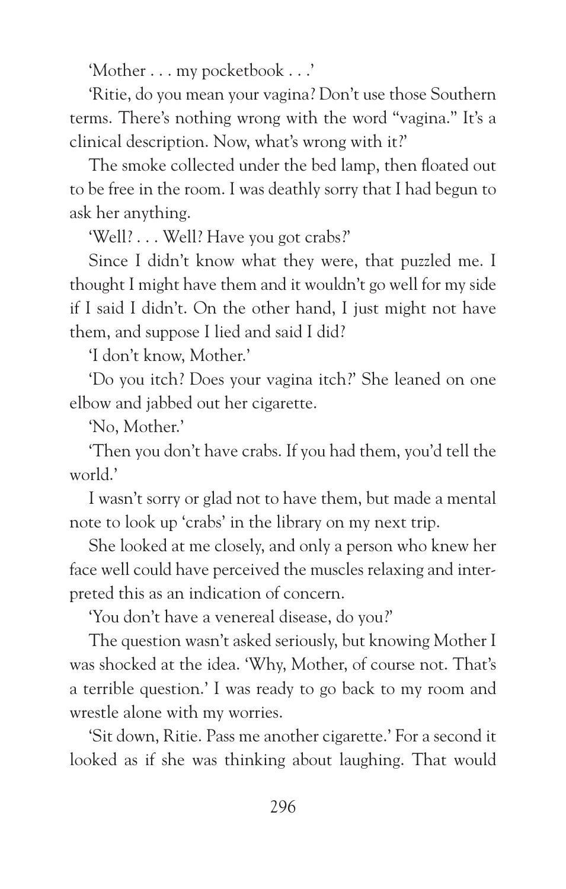'Mother . . . my pocketbook . . .'

'Ritie, do you mean your vagina? Don't use those Southern terms. There's nothing wrong with the word "vagina." It's a clinical description. Now, what's wrong with it?'

The smoke collected under the bed lamp, then floated out to be free in the room. I was deathly sorry that I had begun to ask her anything.

'Well? . . . Well? Have you got crabs?'

Since I didn't know what they were, that puzzled me. I thought I might have them and it wouldn't go well for my side if I said I didn't. On the other hand, I just might not have them, and suppose I lied and said I did?

'I don't know, Mother.'

'Do you itch? Does your vagina itch?' She leaned on one elbow and jabbed out her cigarette.

'No, Mother.'

'Then you don't have crabs. If you had them, you'd tell the world.'

I wasn't sorry or glad not to have them, but made a mental note to look up 'crabs' in the library on my next trip.

She looked at me closely, and only a person who knew her face well could have perceived the muscles relaxing and interpreted this as an indication of concern.

'You don't have a venereal disease, do you?'

The question wasn't asked seriously, but knowing Mother I was shocked at the idea. 'Why, Mother, of course not. That's a terrible question.' I was ready to go back to my room and wrestle alone with my worries.

'Sit down, Ritie. Pass me another cigarette.' For a second it looked as if she was thinking about laughing. That would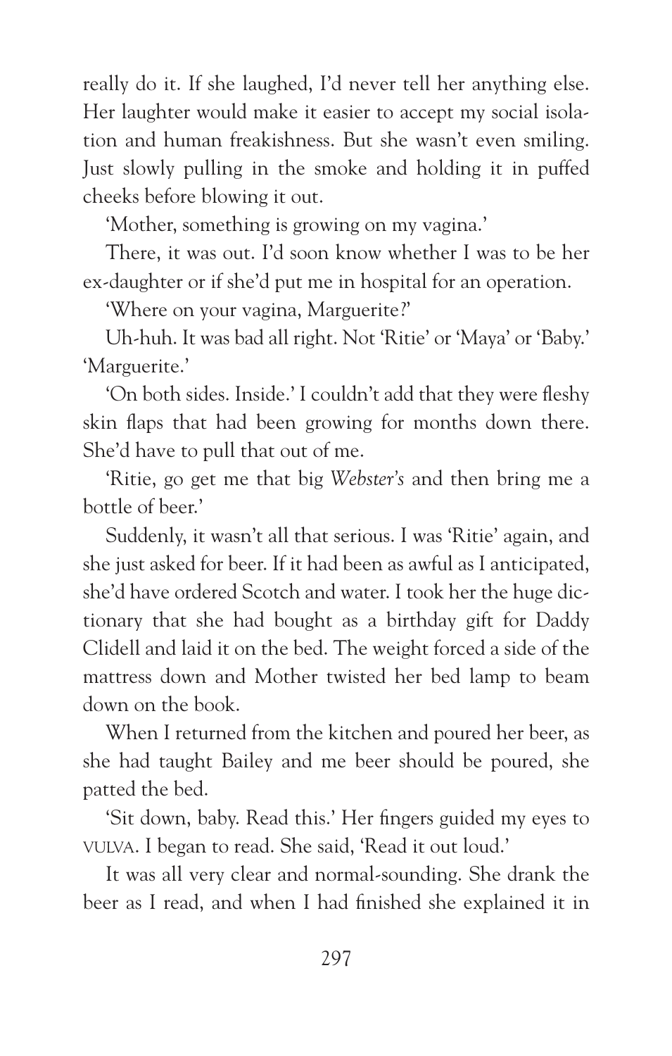really do it. If she laughed, I'd never tell her anything else. Her laughter would make it easier to accept my social isolation and human freakishness. But she wasn't even smiling. Just slowly pulling in the smoke and holding it in puffed cheeks before blowing it out.

'Mother, something is growing on my vagina.'

There, it was out. I'd soon know whether I was to be her ex-daughter or if she'd put me in hospital for an operation.

'Where on your vagina, Marguerite?'

Uh-huh. It was bad all right. Not 'Ritie' or 'Maya' or 'Baby.' 'Marguerite.'

'On both sides. Inside.' I couldn't add that they were fleshy skin flaps that had been growing for months down there. She'd have to pull that out of me.

'Ritie, go get me that big *Webster's* and then bring me a bottle of beer.'

Suddenly, it wasn't all that serious. I was 'Ritie' again, and she just asked for beer. If it had been as awful as I anticipated, she'd have ordered Scotch and water. I took her the huge dictionary that she had bought as a birthday gift for Daddy Clidell and laid it on the bed. The weight forced a side of the mattress down and Mother twisted her bed lamp to beam down on the book.

When I returned from the kitchen and poured her beer, as she had taught Bailey and me beer should be poured, she patted the bed.

'Sit down, baby. Read this.' Her fingers guided my eyes to VULVA. I began to read. She said, 'Read it out loud.'

It was all very clear and normal-sounding. She drank the beer as I read, and when I had finished she explained it in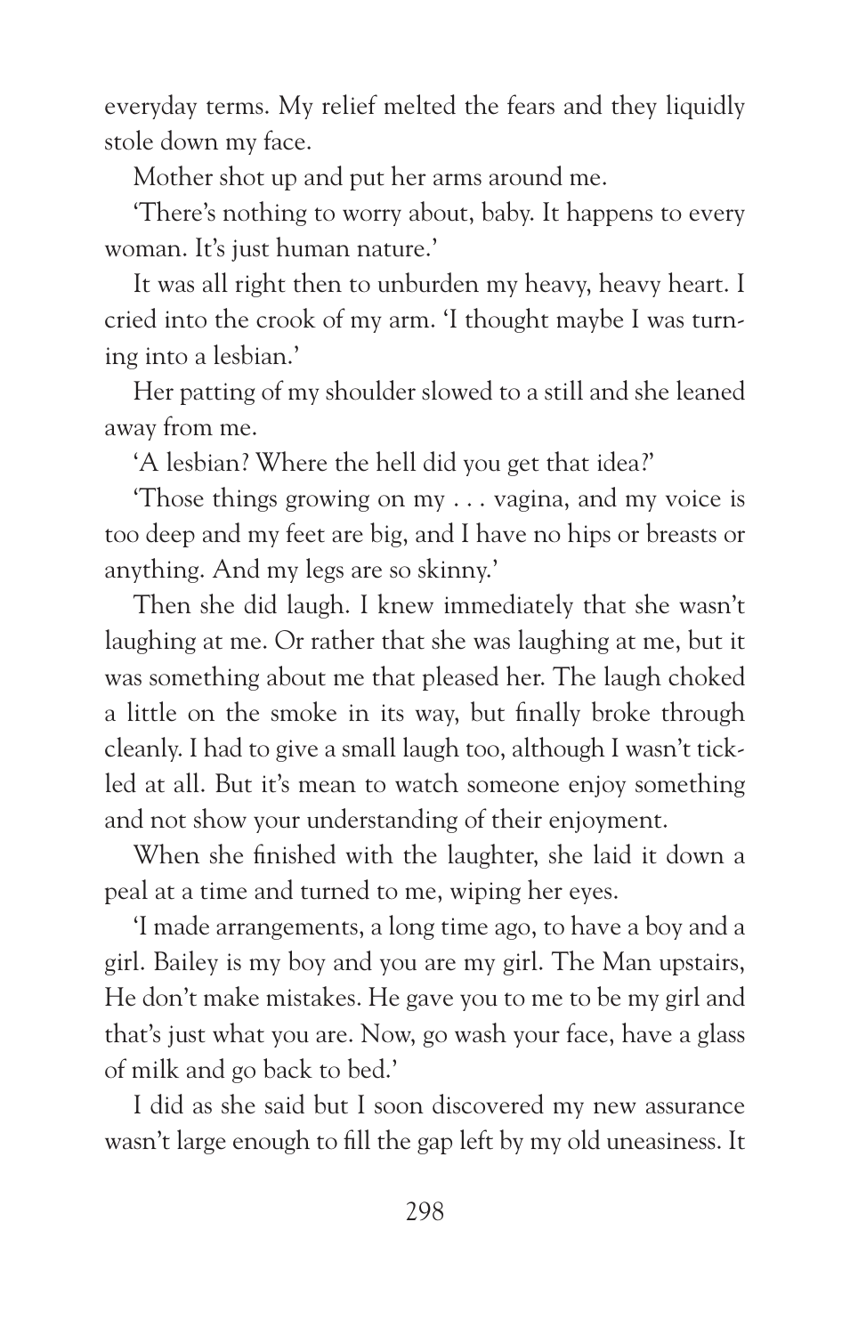everyday terms. My relief melted the fears and they liquidly stole down my face.

Mother shot up and put her arms around me.

'There's nothing to worry about, baby. It happens to every woman. It's just human nature.'

It was all right then to unburden my heavy, heavy heart. I cried into the crook of my arm. 'I thought maybe I was turning into a lesbian.'

Her patting of my shoulder slowed to a still and she leaned away from me.

'A lesbian? Where the hell did you get that idea?'

'Those things growing on my . . . vagina, and my voice is too deep and my feet are big, and I have no hips or breasts or anything. And my legs are so skinny.'

Then she did laugh. I knew immediately that she wasn't laughing at me. Or rather that she was laughing at me, but it was something about me that pleased her. The laugh choked a little on the smoke in its way, but finally broke through cleanly. I had to give a small laugh too, although I wasn't tickled at all. But it's mean to watch someone enjoy something and not show your understanding of their enjoyment.

When she finished with the laughter, she laid it down a peal at a time and turned to me, wiping her eyes.

'I made arrangements, a long time ago, to have a boy and a girl. Bailey is my boy and you are my girl. The Man upstairs, He don't make mistakes. He gave you to me to be my girl and that's just what you are. Now, go wash your face, have a glass of milk and go back to bed.'

I did as she said but I soon discovered my new assurance wasn't large enough to fill the gap left by my old uneasiness. It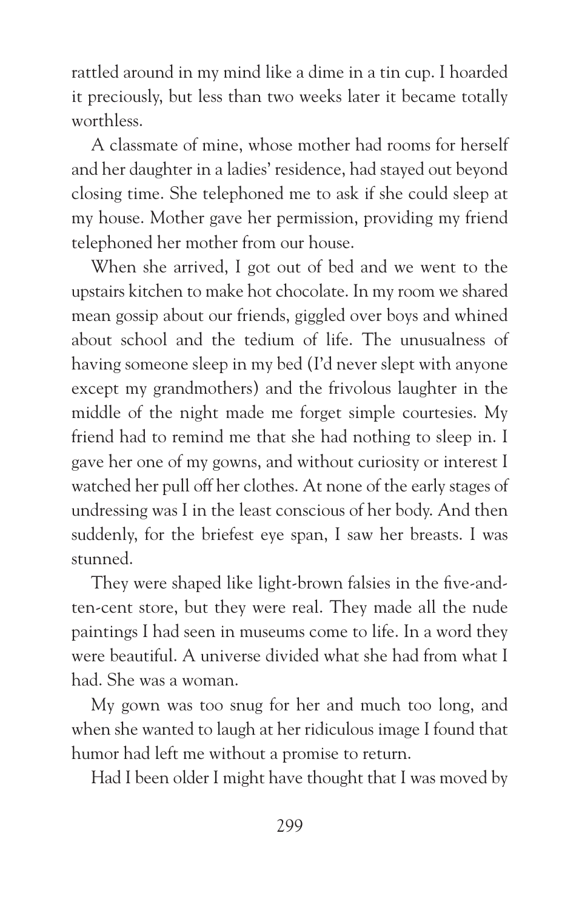rattled around in my mind like a dime in a tin cup. I hoarded it preciously, but less than two weeks later it became totally worthless.

A classmate of mine, whose mother had rooms for herself and her daughter in a ladies' residence, had stayed out beyond closing time. She telephoned me to ask if she could sleep at my house. Mother gave her permission, providing my friend telephoned her mother from our house.

When she arrived, I got out of bed and we went to the upstairs kitchen to make hot chocolate. In my room we shared mean gossip about our friends, giggled over boys and whined about school and the tedium of life. The unusualness of having someone sleep in my bed (I'd never slept with anyone except my grandmothers) and the frivolous laughter in the middle of the night made me forget simple courtesies. My friend had to remind me that she had nothing to sleep in. I gave her one of my gowns, and without curiosity or interest I watched her pull off her clothes. At none of the early stages of undressing was I in the least conscious of her body. And then suddenly, for the briefest eye span, I saw her breasts. I was stunned.

They were shaped like light-brown falsies in the five-and-ten-cent store, but they were real. They made all the nude paintings I had seen in museums come to life. In a word they were beautiful. A universe divided what she had from what I had. She was a woman.

My gown was too snug for her and much too long, and when she wanted to laugh at her ridiculous image I found that humor had left me without a promise to return.

Had I been older I might have thought that I was moved by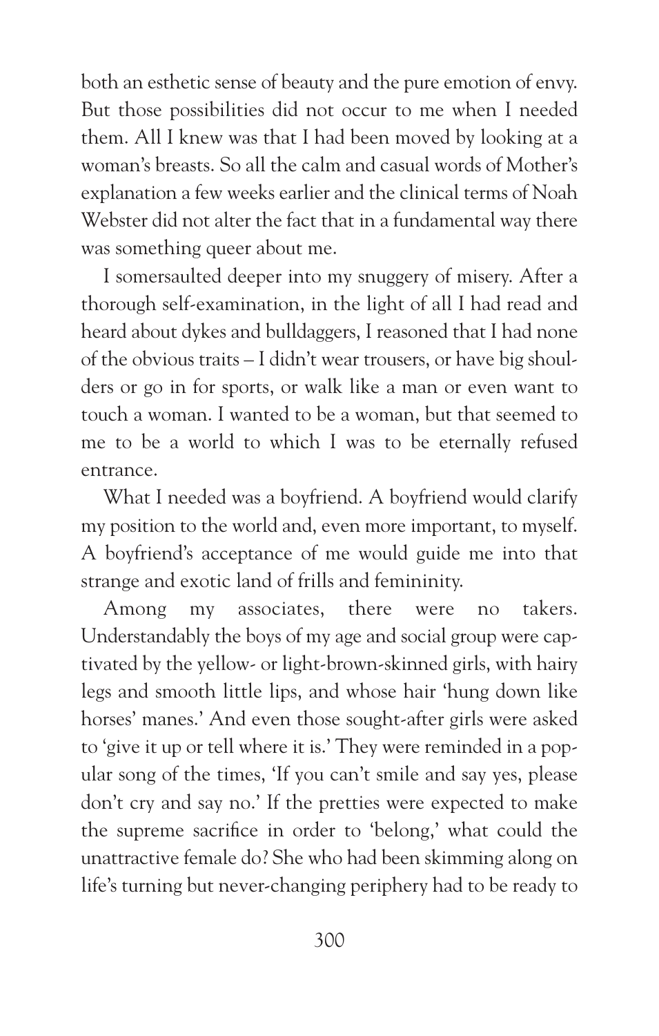both an esthetic sense of beauty and the pure emotion of envy. But those possibilities did not occur to me when I needed them. All I knew was that I had been moved by looking at a woman's breasts. So all the calm and casual words of Mother's explanation a few weeks earlier and the clinical terms of Noah Webster did not alter the fact that in a fundamental way there was something queer about me.

I somersaulted deeper into my snuggery of misery. After a thorough self-examination, in the light of all I had read and heard about dykes and bulldaggers, I reasoned that I had none of the obvious traits – I didn't wear trousers, or have big shoulders or go in for sports, or walk like a man or even want to touch a woman. I wanted to be a woman, but that seemed to me to be a world to which I was to be eternally refused entrance.

What I needed was a boyfriend. A boyfriend would clarify my position to the world and, even more important, to myself. A boyfriend's acceptance of me would guide me into that strange and exotic land of frills and femininity.

Among my associates, there were no takers. Understandably the boys of my age and social group were captivated by the yellow- or light-brown-skinned girls, with hairy legs and smooth little lips, and whose hair 'hung down like horses' manes.' And even those sought-after girls were asked to 'give it up or tell where it is.' They were reminded in a popular song of the times, 'If you can't smile and say yes, please don't cry and say no.' If the pretties were expected to make the supreme sacrifice in order to 'belong,' what could the unattractive female do? She who had been skimming along on life's turning but never-changing periphery had to be ready to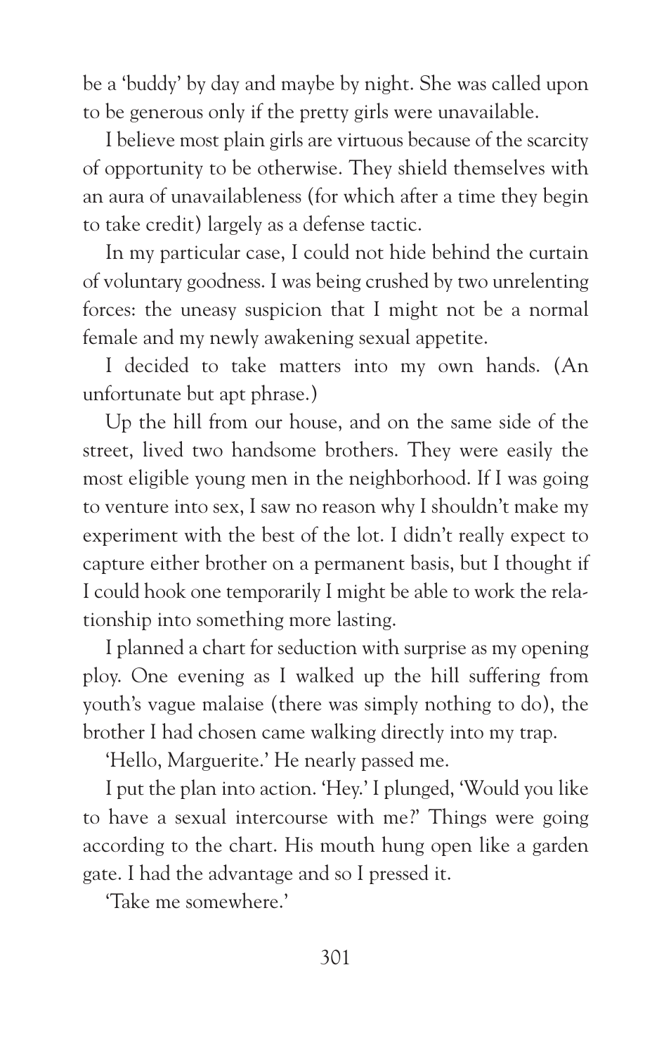be a 'buddy' by day and maybe by night. She was called upon to be generous only if the pretty girls were unavailable.

I believe most plain girls are virtuous because of the scarcity of opportunity to be otherwise. They shield themselves with an aura of unavailableness (for which after a time they begin to take credit) largely as a defense tactic.

In my particular case, I could not hide behind the curtain of voluntary goodness. I was being crushed by two unrelenting forces: the uneasy suspicion that I might not be a normal female and my newly awakening sexual appetite.

I decided to take matters into my own hands. (An unfortunate but apt phrase.)

Up the hill from our house, and on the same side of the street, lived two handsome brothers. They were easily the most eligible young men in the neighborhood. If I was going to venture into sex, I saw no reason why I shouldn't make my experiment with the best of the lot. I didn't really expect to capture either brother on a permanent basis, but I thought if I could hook one temporarily I might be able to work the relationship into something more lasting.

I planned a chart for seduction with surprise as my opening ploy. One evening as I walked up the hill suffering from youth's vague malaise (there was simply nothing to do), the brother I had chosen came walking directly into my trap.

'Hello, Marguerite.' He nearly passed me.

I put the plan into action. 'Hey.' I plunged, 'Would you like to have a sexual intercourse with me?' Things were going according to the chart. His mouth hung open like a garden gate. I had the advantage and so I pressed it.

'Take me somewhere.'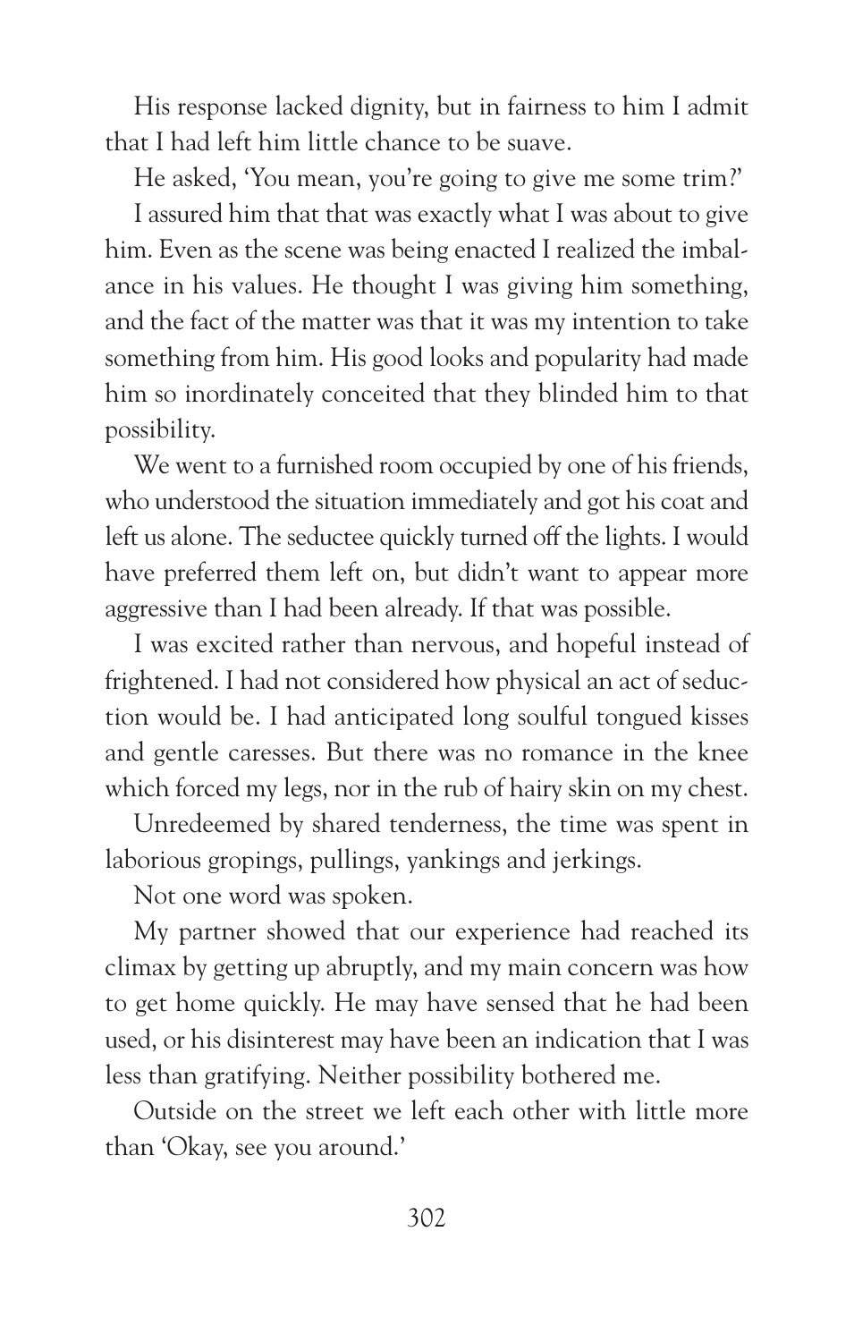His response lacked dignity, but in fairness to him I admit that I had left him little chance to be suave.

He asked, 'You mean, you're going to give me some trim?'

I assured him that that was exactly what I was about to give him. Even as the scene was being enacted I realized the imbalance in his values. He thought I was giving him something, and the fact of the matter was that it was my intention to take something from him. His good looks and popularity had made him so inordinately conceited that they blinded him to that possibility.

We went to a furnished room occupied by one of his friends, who understood the situation immediately and got his coat and left us alone. The seductee quickly turned off the lights. I would have preferred them left on, but didn't want to appear more aggressive than I had been already. If that was possible.

I was excited rather than nervous, and hopeful instead of frightened. I had not considered how physical an act of seduction would be. I had anticipated long soulful tongued kisses and gentle caresses. But there was no romance in the knee which forced my legs, nor in the rub of hairy skin on my chest.

Unredeemed by shared tenderness, the time was spent in laborious gropings, pullings, yankings and jerkings.

Not one word was spoken.

My partner showed that our experience had reached its climax by getting up abruptly, and my main concern was how to get home quickly. He may have sensed that he had been used, or his disinterest may have been an indication that I was less than gratifying. Neither possibility bothered me.

Outside on the street we left each other with little more than 'Okay, see you around.'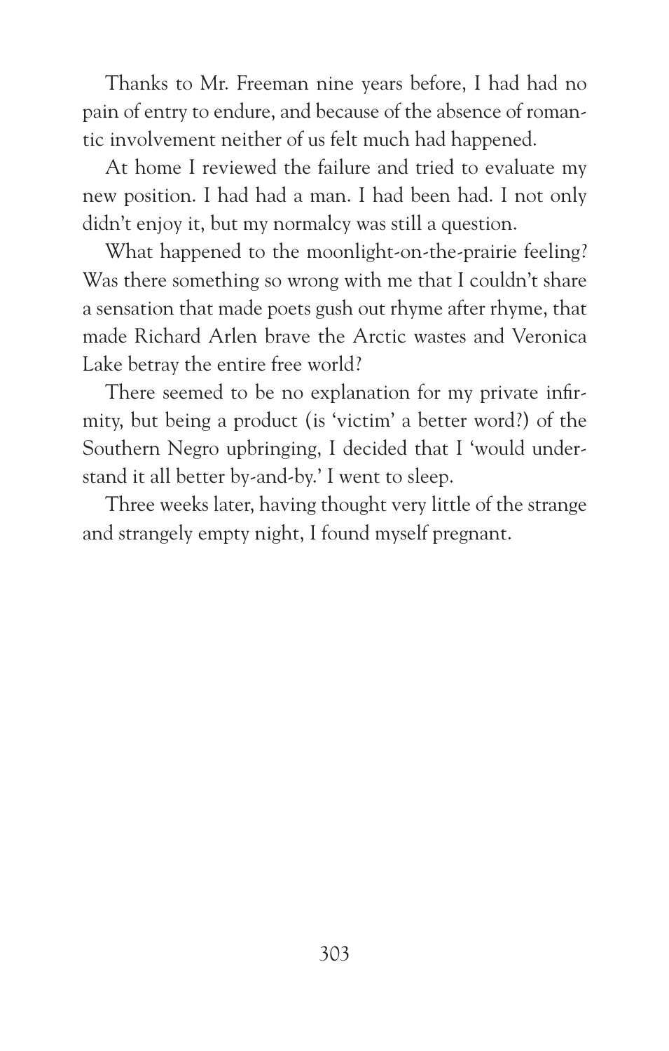Thanks to Mr. Freeman nine years before, I had had no pain of entry to endure, and because of the absence of romantic involvement neither of us felt much had happened.

At home I reviewed the failure and tried to evaluate my new position. I had had a man. I had been had. I not only didn't enjoy it, but my normalcy was still a question.

What happened to the moonlight-on-the-prairie feeling? Was there something so wrong with me that I couldn't share a sensation that made poets gush out rhyme after rhyme, that made Richard Arlen brave the Arctic wastes and Veronica Lake betray the entire free world?

There seemed to be no explanation for my private infirmity, but being a product (is 'victim' a better word?) of the Southern Negro upbringing, I decided that I 'would understand it all better by-and-by.' I went to sleep.

Three weeks later, having thought very little of the strange and strangely empty night, I found myself pregnant.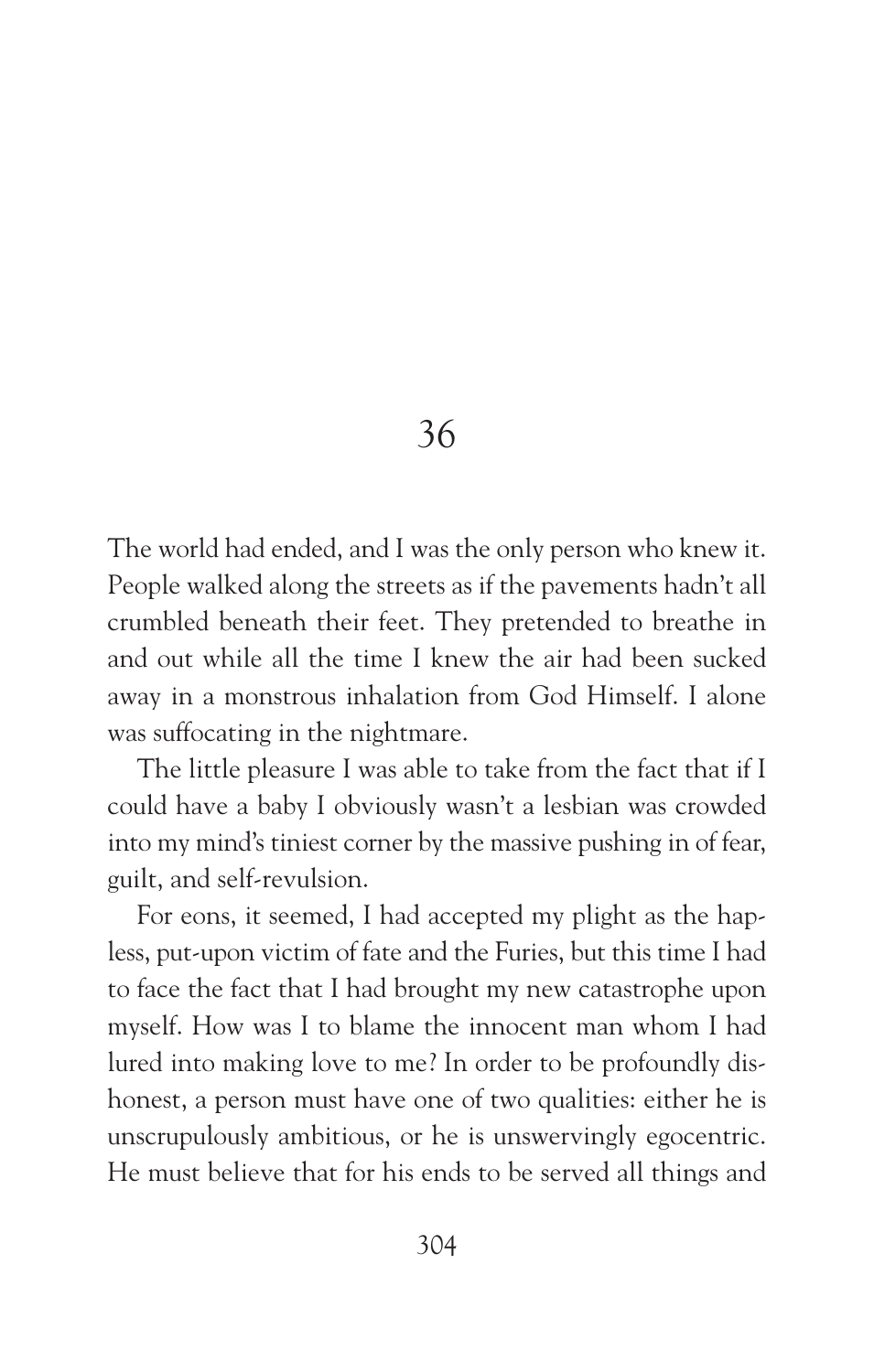# 36

The world had ended, and I was the only person who knew it. People walked along the streets as if the pavements hadn't all crumbled beneath their feet. They pretended to breathe in and out while all the time I knew the air had been sucked away in a monstrous inhalation from God Himself. I alone was suffocating in the nightmare.

The little pleasure I was able to take from the fact that if I could have a baby I obviously wasn't a lesbian was crowded into my mind's tiniest corner by the massive pushing in of fear, guilt, and self-revulsion.

For eons, it seemed, I had accepted my plight as the hapless, put-upon victim of fate and the Furies, but this time I had to face the fact that I had brought my new catastrophe upon myself. How was I to blame the innocent man whom I had lured into making love to me? In order to be profoundly dishonest, a person must have one of two qualities: either he is unscrupulously ambitious, or he is unswervingly egocentric. He must believe that for his ends to be served all things and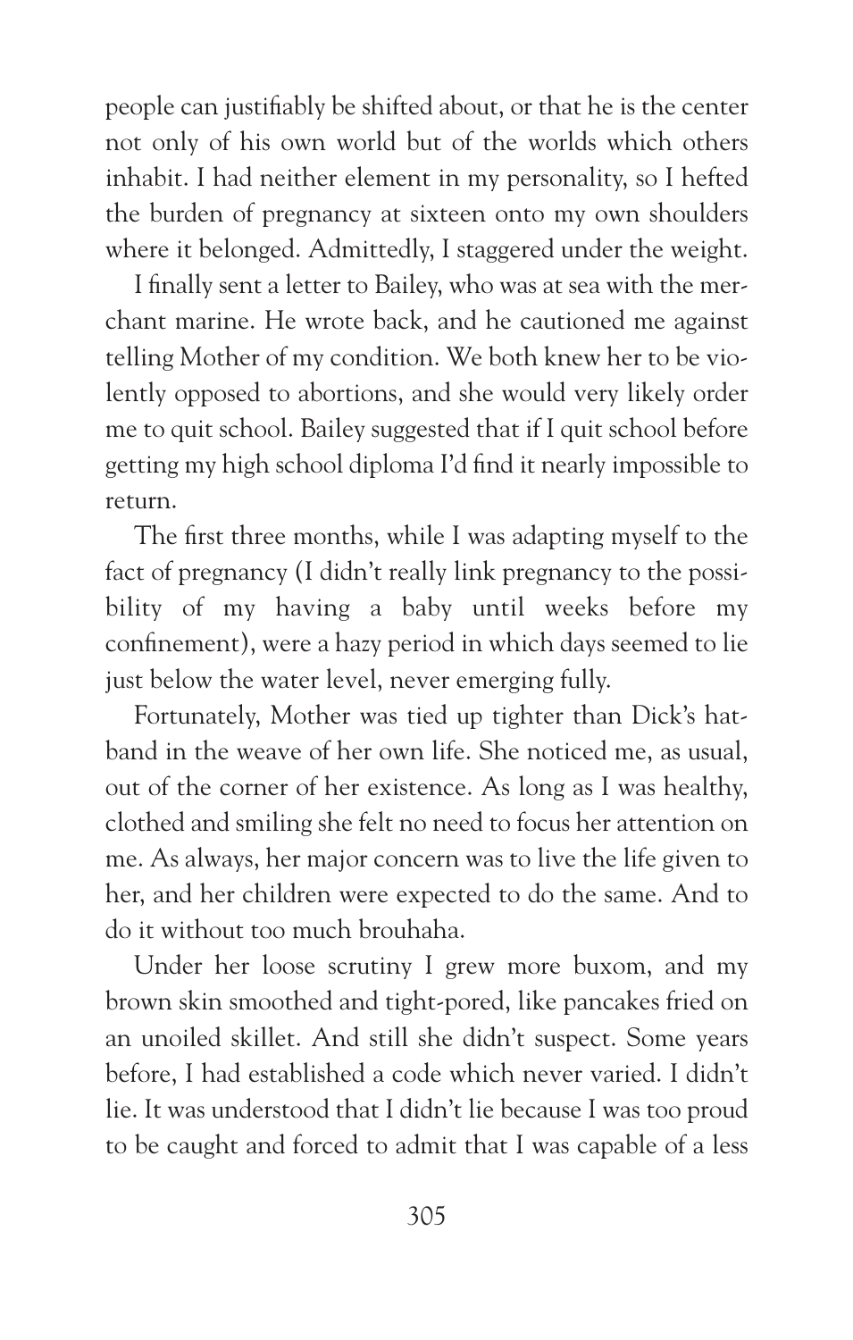people can justifiably be shifted about, or that he is the center not only of his own world but of the worlds which others inhabit. I had neither element in my personality, so I hefted the burden of pregnancy at sixteen onto my own shoulders where it belonged. Admittedly, I staggered under the weight.

I finally sent a letter to Bailey, who was at sea with the merchant marine. He wrote back, and he cautioned me against telling Mother of my condition. We both knew her to be violently opposed to abortions, and she would very likely order me to quit school. Bailey suggested that if I quit school before getting my high school diploma I'd find it nearly impossible to return.

The first three months, while I was adapting myself to the fact of pregnancy (I didn't really link pregnancy to the possibility of my having a baby until weeks before my confinement), were a hazy period in which days seemed to lie just below the water level, never emerging fully.

Fortunately, Mother was tied up tighter than Dick's hatband in the weave of her own life. She noticed me, as usual, out of the corner of her existence. As long as I was healthy, clothed and smiling she felt no need to focus her attention on me. As always, her major concern was to live the life given to her, and her children were expected to do the same. And to do it without too much brouhaha.

Under her loose scrutiny I grew more buxom, and my brown skin smoothed and tight-pored, like pancakes fried on an unoiled skillet. And still she didn't suspect. Some years before, I had established a code which never varied. I didn't lie. It was understood that I didn't lie because I was too proud to be caught and forced to admit that I was capable of a less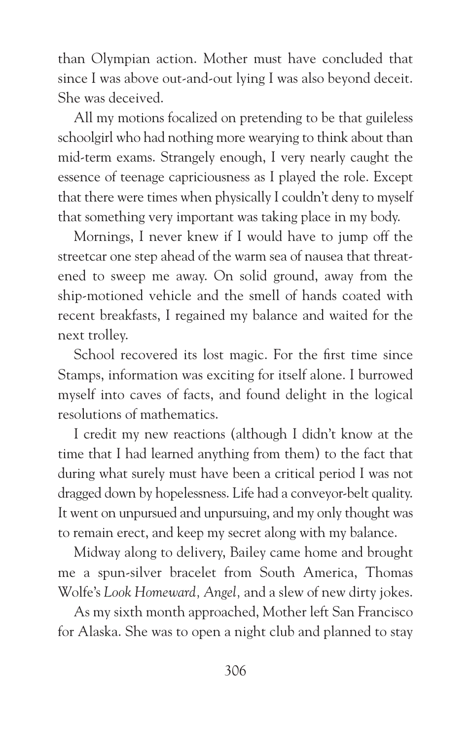than Olympian action. Mother must have concluded that since I was above out-and-out lying I was also beyond deceit. She was deceived.

All my motions focalized on pretending to be that guileless schoolgirl who had nothing more wearying to think about than mid-term exams. Strangely enough, I very nearly caught the essence of teenage capriciousness as I played the role. Except that there were times when physically I couldn't deny to myself that something very important was taking place in my body.

Mornings, I never knew if I would have to jump off the streetcar one step ahead of the warm sea of nausea that threatened to sweep me away. On solid ground, away from the ship-motioned vehicle and the smell of hands coated with recent breakfasts, I regained my balance and waited for the next trolley.

School recovered its lost magic. For the first time since Stamps, information was exciting for itself alone. I burrowed myself into caves of facts, and found delight in the logical resolutions of mathematics.

I credit my new reactions (although I didn't know at the time that I had learned anything from them) to the fact that during what surely must have been a critical period I was not dragged down by hopelessness. Life had a conveyor-belt quality. It went on unpursued and unpursuing, and my only thought was to remain erect, and keep my secret along with my balance.

Midway along to delivery, Bailey came home and brought me a spun-silver bracelet from South America, Thomas Wolfe's *Look Homeward, Angel,* and a slew of new dirty jokes.

As my sixth month approached, Mother left San Francisco for Alaska. She was to open a night club and planned to stay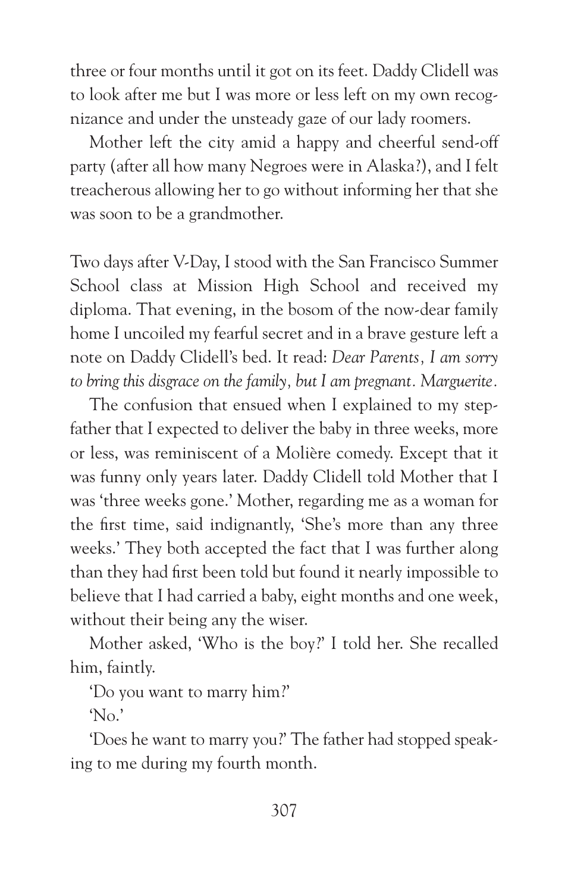three or four months until it got on its feet. Daddy Clidell was to look after me but I was more or less left on my own recognizance and under the unsteady gaze of our lady roomers.

Mother left the city amid a happy and cheerful send-off party (after all how many Negroes were in Alaska?), and I felt treacherous allowing her to go without informing her that she was soon to be a grandmother.

Two days after V-Day, I stood with the San Francisco Summer School class at Mission High School and received my diploma. That evening, in the bosom of the now-dear family home I uncoiled my fearful secret and in a brave gesture left a note on Daddy Clidell's bed. It read: *Dear Parents, I am sorry to bring this disgrace on the family, but I am pregnant. Marguerite.*

The confusion that ensued when I explained to my stepfather that I expected to deliver the baby in three weeks, more or less, was reminiscent of a Molière comedy. Except that it was funny only years later. Daddy Clidell told Mother that I was 'three weeks gone.' Mother, regarding me as a woman for the first time, said indignantly, 'She's more than any three weeks.' They both accepted the fact that I was further along than they had first been told but found it nearly impossible to believe that I had carried a baby, eight months and one week, without their being any the wiser.

Mother asked, 'Who is the boy?' I told her. She recalled him, faintly.

'Do you want to marry him?'

'No.'

'Does he want to marry you?' The father had stopped speaking to me during my fourth month.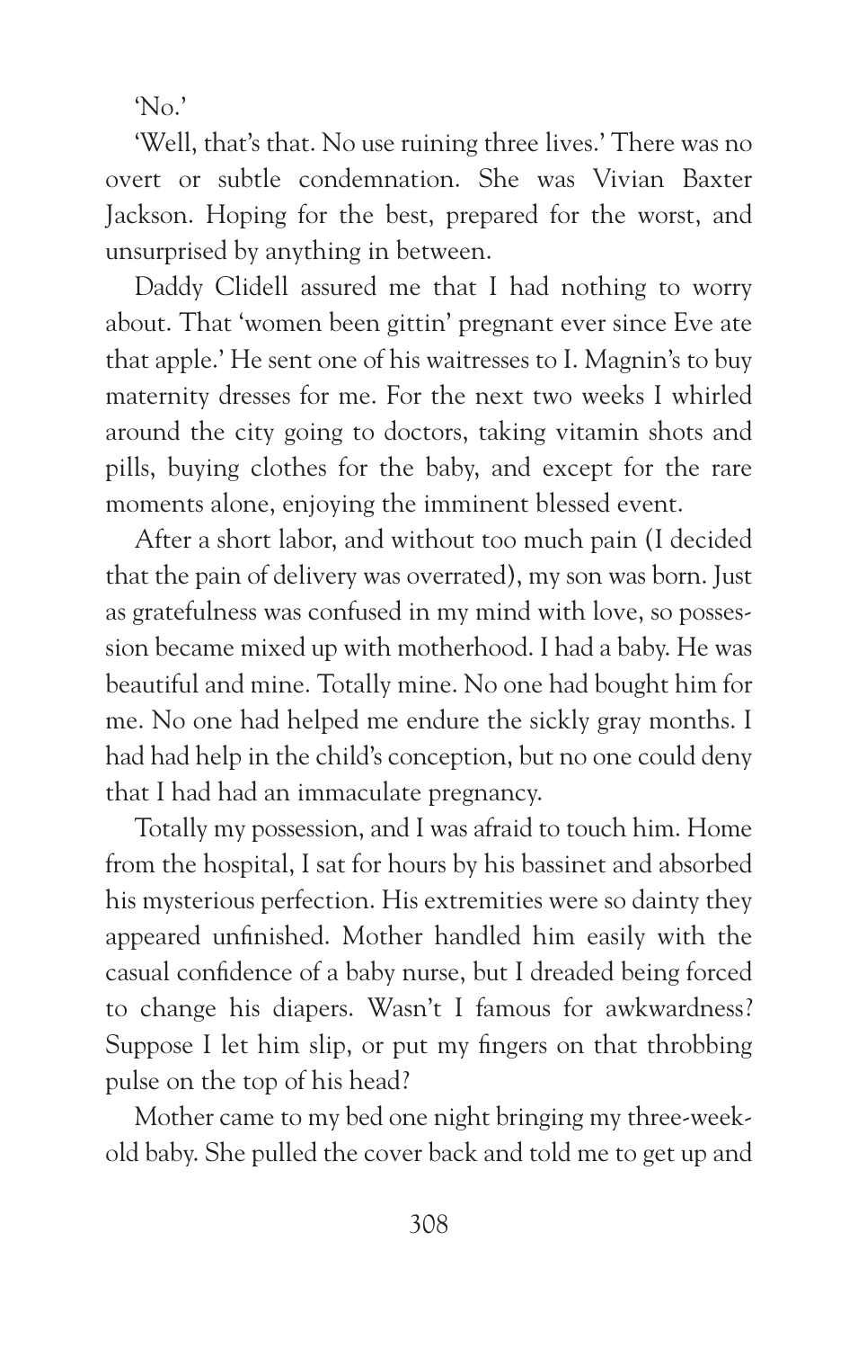'No.'

'Well, that's that. No use ruining three lives.' There was no overt or subtle condemnation. She was Vivian Baxter Jackson. Hoping for the best, prepared for the worst, and unsurprised by anything in between.

Daddy Clidell assured me that I had nothing to worry about. That 'women been gittin' pregnant ever since Eve ate that apple.' He sent one of his waitresses to I. Magnin's to buy maternity dresses for me. For the next two weeks I whirled around the city going to doctors, taking vitamin shots and pills, buying clothes for the baby, and except for the rare moments alone, enjoying the imminent blessed event.

After a short labor, and without too much pain (I decided that the pain of delivery was overrated), my son was born. Just as gratefulness was confused in my mind with love, so possession became mixed up with motherhood. I had a baby. He was beautiful and mine. Totally mine. No one had bought him for me. No one had helped me endure the sickly gray months. I had had help in the child's conception, but no one could deny that I had had an immaculate pregnancy.

Totally my possession, and I was afraid to touch him. Home from the hospital, I sat for hours by his bassinet and absorbed his mysterious perfection. His extremities were so dainty they appeared unfinished. Mother handled him easily with the casual confidence of a baby nurse, but I dreaded being forced to change his diapers. Wasn't I famous for awkwardness? Suppose I let him slip, or put my fingers on that throbbing pulse on the top of his head?

Mother came to my bed one night bringing my three-week-old baby. She pulled the cover back and told me to get up and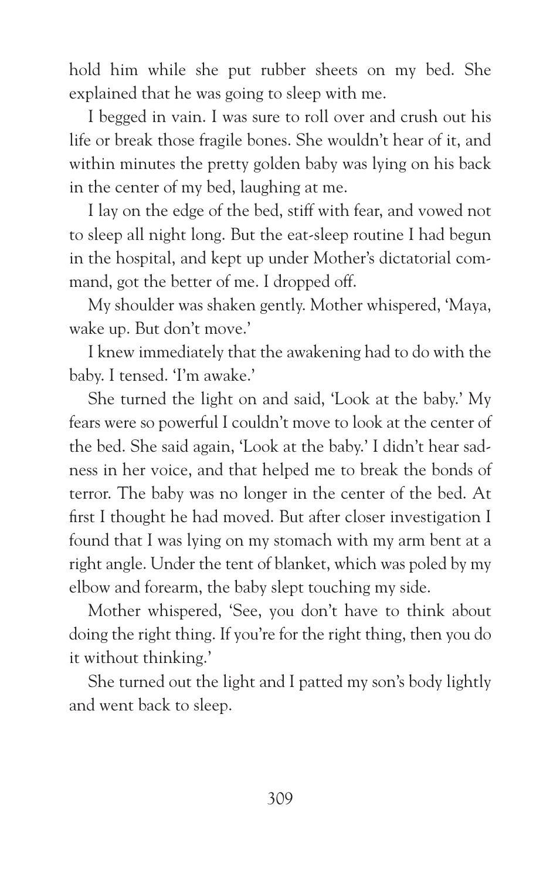hold him while she put rubber sheets on my bed. She explained that he was going to sleep with me.

I begged in vain. I was sure to roll over and crush out his life or break those fragile bones. She wouldn't hear of it, and within minutes the pretty golden baby was lying on his back in the center of my bed, laughing at me.

I lay on the edge of the bed, stiff with fear, and vowed not to sleep all night long. But the eat-sleep routine I had begun in the hospital, and kept up under Mother's dictatorial command, got the better of me. I dropped off.

My shoulder was shaken gently. Mother whispered, 'Maya, wake up. But don't move.'

I knew immediately that the awakening had to do with the baby. I tensed. 'I'm awake.'

She turned the light on and said, 'Look at the baby.' My fears were so powerful I couldn't move to look at the center of the bed. She said again, 'Look at the baby.' I didn't hear sadness in her voice, and that helped me to break the bonds of terror. The baby was no longer in the center of the bed. At first I thought he had moved. But after closer investigation I found that I was lying on my stomach with my arm bent at a right angle. Under the tent of blanket, which was poled by my elbow and forearm, the baby slept touching my side.

Mother whispered, 'See, you don't have to think about doing the right thing. If you're for the right thing, then you do it without thinking.'

She turned out the light and I patted my son's body lightly and went back to sleep.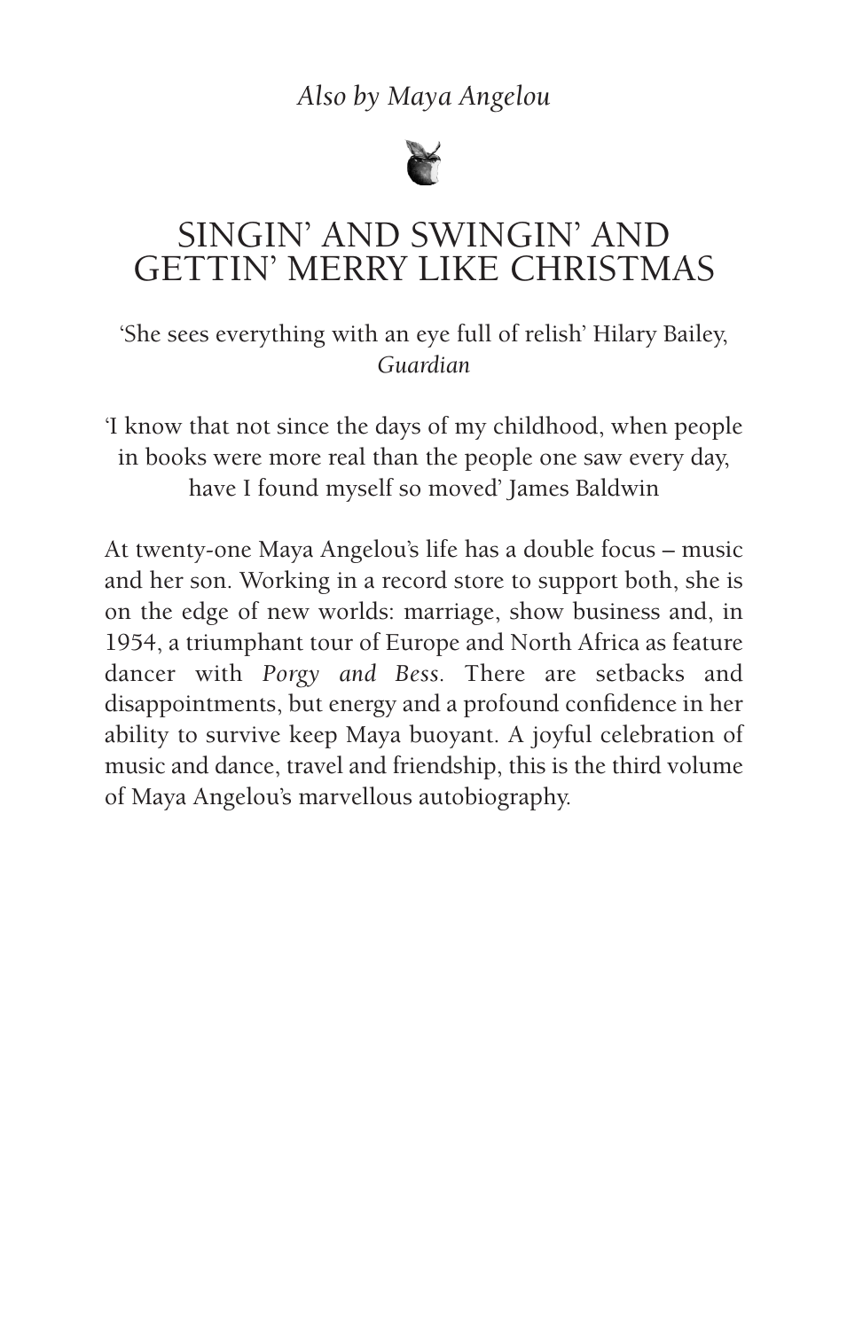*Also by Maya Angelou*

## SINGIN' AND SWINGIN' AND GETTIN' MERRY LIKE CHRISTMAS

'She sees everything with an eye full of relish' Hilary Bailey, *Guardian*

'I know that not since the days of my childhood, when people in books were more real than the people one saw every day, have I found myself so moved' James Baldwin

At twenty-one Maya Angelou's life has a double focus – music and her son. Working in a record store to support both, she is on the edge of new worlds: marriage, show business and, in 1954, a triumphant tour of Europe and North Africa as feature dancer with *Porgy and Bess*. There are setbacks and disappointments, but energy and a profound confidence in her ability to survive keep Maya buoyant. A joyful celebration of music and dance, travel and friendship, this is the third volume of Maya Angelou's marvellous autobiography.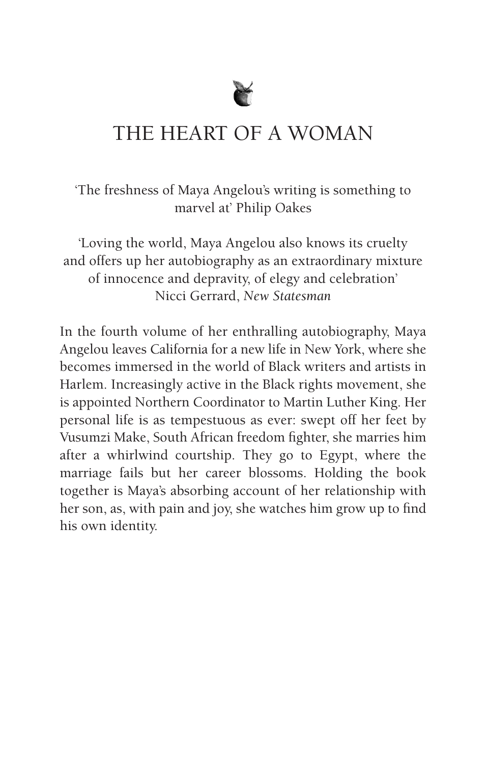# THE HEART OF A WOMAN

'The freshness of Maya Angelou's writing is something to marvel at' Philip Oakes

'Loving the world, Maya Angelou also knows its cruelty and offers up her autobiography as an extraordinary mixture of innocence and depravity, of elegy and celebration' Nicci Gerrard, *New Statesman*

In the fourth volume of her enthralling autobiography, Maya Angelou leaves California for a new life in New York, where she becomes immersed in the world of Black writers and artists in Harlem. Increasingly active in the Black rights movement, she is appointed Northern Coordinator to Martin Luther King. Her personal life is as tempestuous as ever: swept off her feet by Vusumzi Make, South African freedom fighter, she marries him after a whirlwind courtship. They go to Egypt, where the marriage fails but her career blossoms. Holding the book together is Maya's absorbing account of her relationship with her son, as, with pain and joy, she watches him grow up to find his own identity.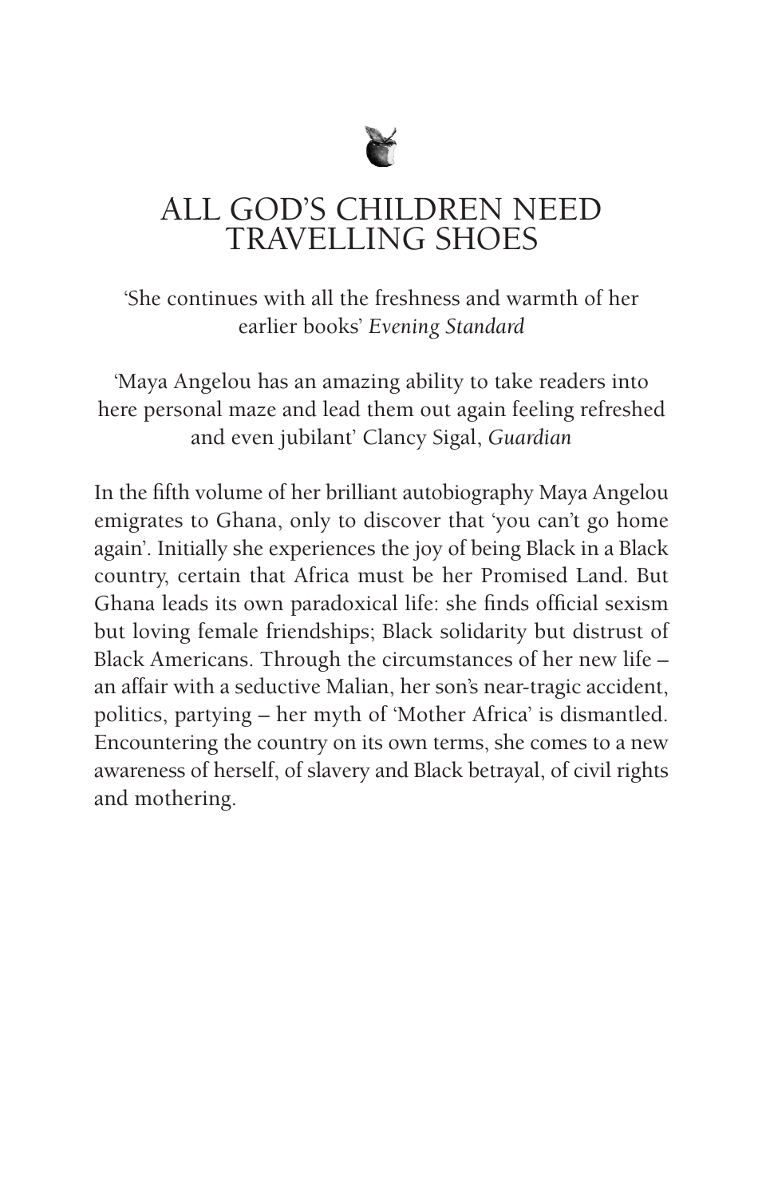# ALL GOD'S CHILDREN NEED TRAVELLING SHOES

'She continues with all the freshness and warmth of her earlier books' *Evening Standard*

'Maya Angelou has an amazing ability to take readers into here personal maze and lead them out again feeling refreshed and even jubilant' Clancy Sigal, *Guardian*

In the fifth volume of her brilliant autobiography Maya Angelou emigrates to Ghana, only to discover that 'you can't go home again'. Initially she experiences the joy of being Black in a Black country, certain that Africa must be her Promised Land. But Ghana leads its own paradoxical life: she finds official sexism but loving female friendships; Black solidarity but distrust of Black Americans. Through the circumstances of her new life – an affair with a seductive Malian, her son's near-tragic accident, politics, partying – her myth of 'Mother Africa' is dismantled. Encountering the country on its own terms, she comes to a new awareness of herself, of slavery and Black betrayal, of civil rights and mothering.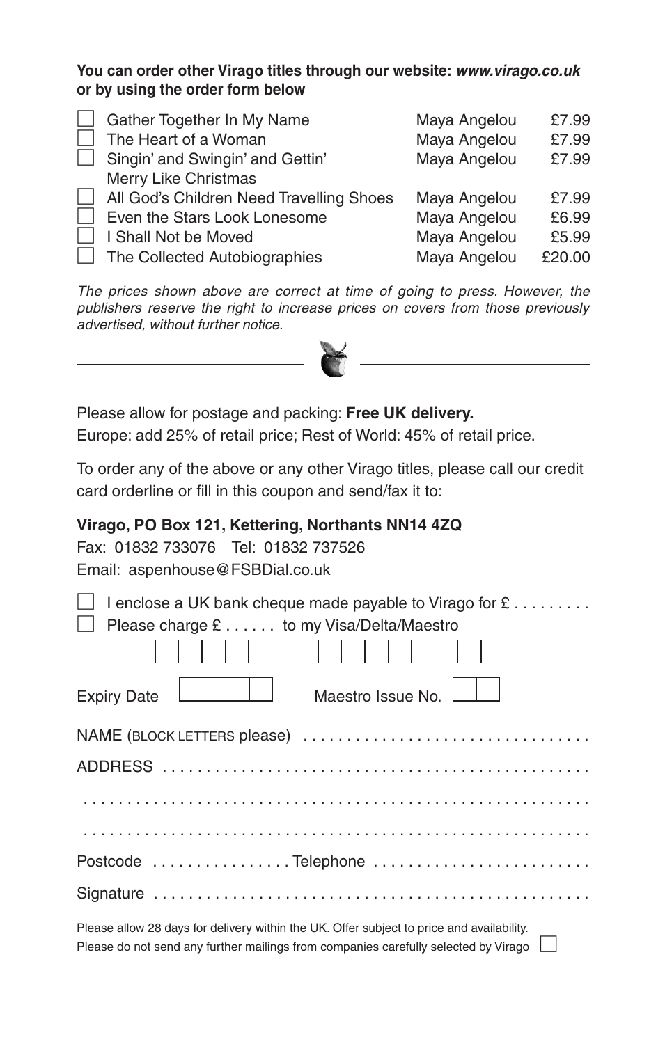**You can order other Virago titles through our website: *www.virago.co.uk* or by using the order form below**

| | | | |
|---|---|---|---|
| ☐ | Gather Together In My Name | Maya Angelou | £7.99 |
| ☐ | The Heart of a Woman | Maya Angelou | £7.99 |
| ☐ | Singin' and Swingin' and Gettin' Merry Like Christmas | Maya Angelou | £7.99 |
| ☐ | All God's Children Need Travelling Shoes | Maya Angelou | £7.99 |
| ☐ | Even the Stars Look Lonesome | Maya Angelou | £6.99 |
| ☐ | I Shall Not be Moved | Maya Angelou | £5.99 |
| ☐ | The Collected Autobiographies | Maya Angelou | £20.00 |

*The prices shown above are correct at time of going to press. However, the publishers reserve the right to increase prices on covers from those previously advertised, without further notice.*

---

Please allow for postage and packing: **Free UK delivery.**
Europe: add 25% of retail price; Rest of World: 45% of retail price.

To order any of the above or any other Virago titles, please call our credit card orderline or fill in this coupon and send/fax it to:

**Virago, PO Box 121, Kettering, Northants NN14 4ZQ**
Fax: 01832 733076 Tel: 01832 737526
Email: aspenhouse@FSBDial.co.uk

☐ I enclose a UK bank cheque made payable to Virago for £ . . . . . . . . .
☐ Please charge £ . . . . . . to my Visa/Delta/Maestro

Expiry Date ☐☐☐☐ Maestro Issue No. ☐☐

NAME (BLOCK LETTERS please) . . . . . . . . . . . . . . . . . . . . . . . . . . . . . . .

ADDRESS . . . . . . . . . . . . . . . . . . . . . . . . . . . . . . . . . . . . . . . . . . . . . . .

. . . . . . . . . . . . . . . . . . . . . . . . . . . . . . . . . . . . . . . . . . . . . . . . . . . . .

. . . . . . . . . . . . . . . . . . . . . . . . . . . . . . . . . . . . . . . . . . . . . . . . . . . . .

Postcode . . . . . . . . . . . . . . . . Telephone . . . . . . . . . . . . . . . . . . . . . . . . .

Signature . . . . . . . . . . . . . . . . . . . . . . . . . . . . . . . . . . . . . . . . . . . . . . . . .

Please allow 28 days for delivery within the UK. Offer subject to price and availability.
Please do not send any further mailings from companies carefully selected by Virago ☐